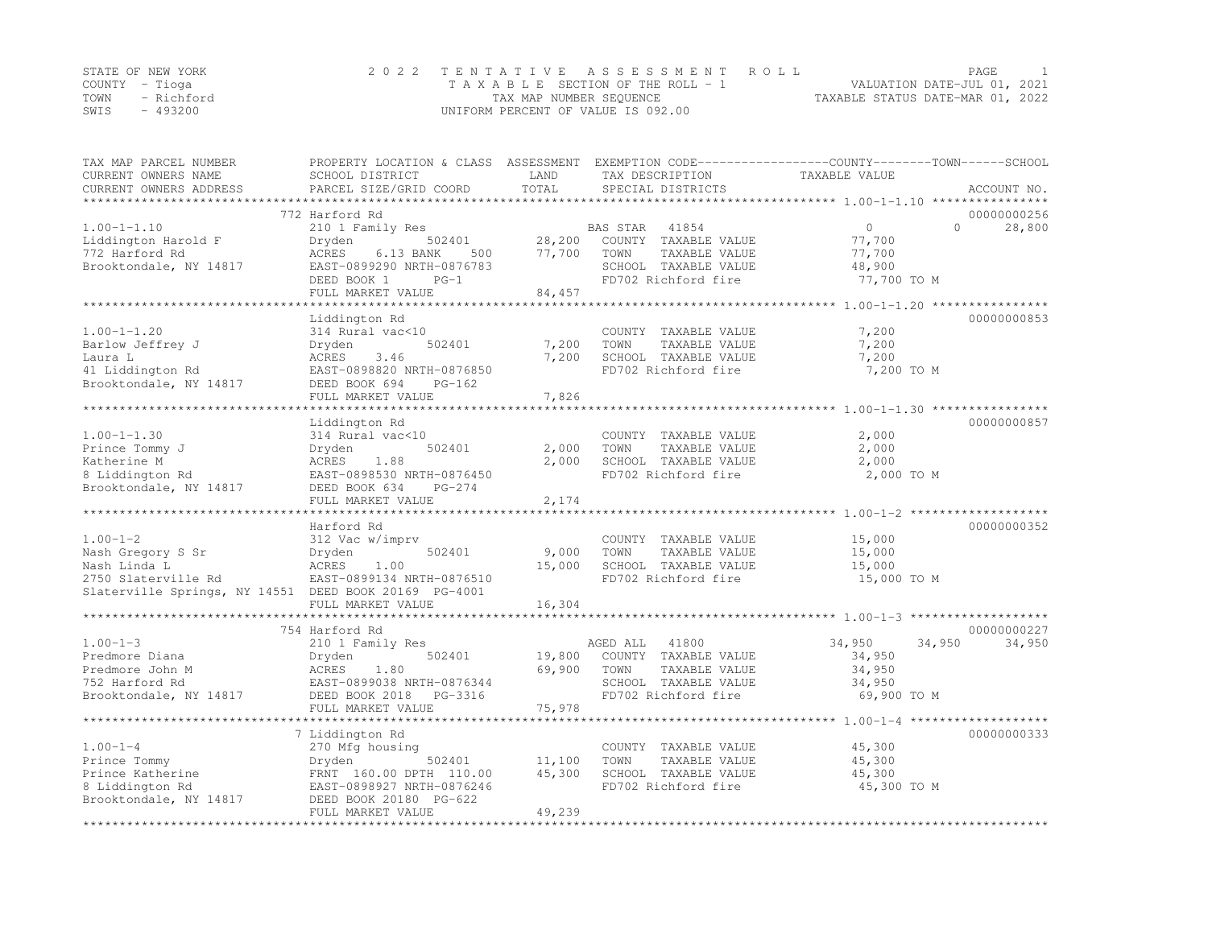STATE OF NEW YORK
COUNTY - Tioga
TOWN - Richford
SWIS - 493200

# 2022 TENTATIVE ASSESSMENT ROLL

TAXABLE SECTION OF THE ROLL - 1
TAX MAP NUMBER SEQUENCE
UNIFORM PERCENT OF VALUE IS 092.00

VALUATION DATE-JUL 01, 2021
TAXABLE STATUS DATE-MAR 01, 2022

| TAX MAP PARCEL NUMBER / CURRENT OWNERS NAME / CURRENT OWNERS ADDRESS | PROPERTY LOCATION & CLASS / SCHOOL DISTRICT / PARCEL SIZE/GRID COORD | ASSESSMENT LAND | ASSESSMENT TOTAL | EXEMPTION CODE / TAX DESCRIPTION / SPECIAL DISTRICTS | COUNTY TAXABLE VALUE | TOWN | SCHOOL | ACCOUNT NO. |
|---|---|---|---|---|---|---|---|---|
| 1.00-1-1.10 | 772 Harford Rd | | | | | | | 00000000256 |
| | 210 1 Family Res | | | BAS STAR 41854 | 0 | 0 | 28,800 | |
| Liddington Harold F | Dryden 502401 | 28,200 | | COUNTY TAXABLE VALUE | 77,700 | | | |
| 772 Harford Rd | ACRES 6.13 BANK 500 | | 77,700 | TOWN TAXABLE VALUE | 77,700 | | | |
| Brooktondale, NY 14817 | EAST-0899290 NRTH-0876783 | | | SCHOOL TAXABLE VALUE | 48,900 | | | |
| | DEED BOOK 1 PG-1 | | | FD702 Richford fire | 77,700 TO M | | | |
| | FULL MARKET VALUE | | 84,457 | | | | | |
| 1.00-1-1.20 | Liddington Rd | | | | | | | 00000000853 |
| | 314 Rural vac<10 | | | COUNTY TAXABLE VALUE | 7,200 | | | |
| Barlow Jeffrey J | Dryden 502401 | 7,200 | | TOWN TAXABLE VALUE | 7,200 | | | |
| Laura L | ACRES 3.46 | | 7,200 | SCHOOL TAXABLE VALUE | 7,200 | | | |
| 41 Liddington Rd | EAST-0898820 NRTH-0876850 | | | FD702 Richford fire | 7,200 TO M | | | |
| Brooktondale, NY 14817 | DEED BOOK 694 PG-162 | | | | | | | |
| | FULL MARKET VALUE | | 7,826 | | | | | |
| 1.00-1-1.30 | Liddington Rd | | | | | | | 00000000857 |
| | 314 Rural vac<10 | | | COUNTY TAXABLE VALUE | 2,000 | | | |
| Prince Tommy J | Dryden 502401 | 2,000 | | TOWN TAXABLE VALUE | 2,000 | | | |
| Katherine M | ACRES 1.88 | | 2,000 | SCHOOL TAXABLE VALUE | 2,000 | | | |
| 8 Liddington Rd | EAST-0898530 NRTH-0876450 | | | FD702 Richford fire | 2,000 TO M | | | |
| Brooktondale, NY 14817 | DEED BOOK 634 PG-274 | | | | | | | |
| | FULL MARKET VALUE | | 2,174 | | | | | |
| 1.00-1-2 | Harford Rd | | | | | | | 00000000352 |
| | 312 Vac w/imprv | | | COUNTY TAXABLE VALUE | 15,000 | | | |
| Nash Gregory S Sr | Dryden 502401 | 9,000 | | TOWN TAXABLE VALUE | 15,000 | | | |
| Nash Linda L | ACRES 1.00 | | 15,000 | SCHOOL TAXABLE VALUE | 15,000 | | | |
| 2750 Slaterville Rd | EAST-0899134 NRTH-0876510 | | | FD702 Richford fire | 15,000 TO M | | | |
| Slaterville Springs, NY 14551 | DEED BOOK 20169 PG-4001 | | | | | | | |
| | FULL MARKET VALUE | | 16,304 | | | | | |
| 1.00-1-3 | 754 Harford Rd | | | | | | | 00000000227 |
| | 210 1 Family Res | | | AGED ALL 41800 | 34,950 | 34,950 | 34,950 | |
| Predmore Diana | Dryden 502401 | 19,800 | | COUNTY TAXABLE VALUE | 34,950 | | | |
| Predmore John M | ACRES 1.80 | | 69,900 | TOWN TAXABLE VALUE | 34,950 | | | |
| 752 Harford Rd | EAST-0899038 NRTH-0876344 | | | SCHOOL TAXABLE VALUE | 34,950 | | | |
| Brooktondale, NY 14817 | DEED BOOK 2018 PG-3316 | | | FD702 Richford fire | 69,900 TO M | | | |
| | FULL MARKET VALUE | | 75,978 | | | | | |
| 1.00-1-4 | 7 Liddington Rd | | | | | | | 00000000333 |
| | 270 Mfg housing | | | COUNTY TAXABLE VALUE | 45,300 | | | |
| Prince Tommy | Dryden 502401 | 11,100 | | TOWN TAXABLE VALUE | 45,300 | | | |
| Prince Katherine | FRNT 160.00 DPTH 110.00 | | 45,300 | SCHOOL TAXABLE VALUE | 45,300 | | | |
| 8 Liddington Rd | EAST-0898927 NRTH-0876246 | | | FD702 Richford fire | 45,300 TO M | | | |
| Brooktondale, NY 14817 | DEED BOOK 20180 PG-622 | | | | | | | |
| | FULL MARKET VALUE | | 49,239 | | | | | |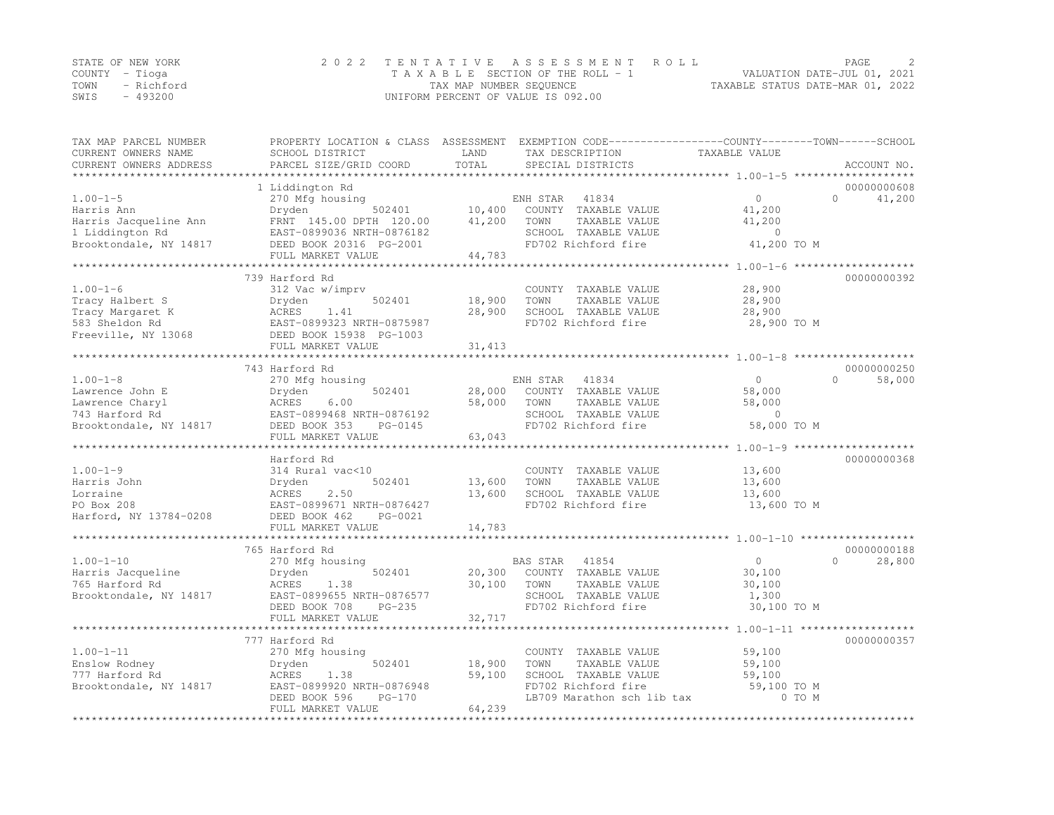STATE OF NEW YORK
COUNTY - Tioga
TOWN - Richford
SWIS - 493200

2022 TENTATIVE ASSESSMENT ROLL
TAXABLE SECTION OF THE ROLL - 1
TAX MAP NUMBER SEQUENCE
UNIFORM PERCENT OF VALUE IS 092.00

VALUATION DATE-JUL 01, 2021
TAXABLE STATUS DATE-MAR 01, 2022

| TAX MAP PARCEL NUMBER / CURRENT OWNERS NAME / CURRENT OWNERS ADDRESS | PROPERTY LOCATION & CLASS / SCHOOL DISTRICT / PARCEL SIZE/GRID COORD | ASSESSMENT LAND | ASSESSMENT TOTAL | EXEMPTION CODE / TAX DESCRIPTION / SPECIAL DISTRICTS | COUNTY TAXABLE VALUE | TOWN | SCHOOL | ACCOUNT NO. |
|---|---|---|---|---|---|---|---|---|
| 1.00-1-5 | 1 Liddington Rd | | | | | | | 00000000608 |
| Harris Ann | 270 Mfg housing | | | ENH STAR 41834 | 0 | 0 | 41,200 | |
| Harris Jacqueline Ann | Dryden 502401 | 10,400 | | COUNTY TAXABLE VALUE | 41,200 | | | |
| 1 Liddington Rd | FRNT 145.00 DPTH 120.00 | | 41,200 | TOWN TAXABLE VALUE | 41,200 | | | |
| Brooktondale, NY 14817 | EAST-0899036 NRTH-0876182 | | | SCHOOL TAXABLE VALUE | 0 | | | |
| | DEED BOOK 20316 PG-2001 | | | FD702 Richford fire | 41,200 TO M | | | |
| | FULL MARKET VALUE | | 44,783 | | | | | |
| 1.00-1-6 | 739 Harford Rd | | | | | | | 00000000392 |
| Tracy Halbert S | 312 Vac w/imprv | | | COUNTY TAXABLE VALUE | 28,900 | | | |
| Tracy Margaret K | Dryden 502401 | 18,900 | | TOWN TAXABLE VALUE | 28,900 | | | |
| 583 Sheldon Rd | ACRES 1.41 | | 28,900 | SCHOOL TAXABLE VALUE | 28,900 | | | |
| Freeville, NY 13068 | EAST-0899323 NRTH-0875987 | | | FD702 Richford fire | 28,900 TO M | | | |
| | DEED BOOK 15938 PG-1003 | | | | | | | |
| | FULL MARKET VALUE | | 31,413 | | | | | |
| 1.00-1-8 | 743 Harford Rd | | | | | | | 00000000250 |
| Lawrence John E | 270 Mfg housing | | | ENH STAR 41834 | 0 | 0 | 58,000 | |
| Lawrence Charyl | Dryden 502401 | 28,000 | | COUNTY TAXABLE VALUE | 58,000 | | | |
| 743 Harford Rd | ACRES 6.00 | | 58,000 | TOWN TAXABLE VALUE | 58,000 | | | |
| Brooktondale, NY 14817 | EAST-0899468 NRTH-0876192 | | | SCHOOL TAXABLE VALUE | 0 | | | |
| | DEED BOOK 353 PG-0145 | | | FD702 Richford fire | 58,000 TO M | | | |
| | FULL MARKET VALUE | | 63,043 | | | | | |
| 1.00-1-9 | Harford Rd | | | | | | | 00000000368 |
| Harris John | 314 Rural vac<10 | | | COUNTY TAXABLE VALUE | 13,600 | | | |
| Lorraine | Dryden 502401 | 13,600 | | TOWN TAXABLE VALUE | 13,600 | | | |
| PO Box 208 | ACRES 2.50 | | 13,600 | SCHOOL TAXABLE VALUE | 13,600 | | | |
| Harford, NY 13784-0208 | EAST-0899671 NRTH-0876427 | | | FD702 Richford fire | 13,600 TO M | | | |
| | DEED BOOK 462 PG-0021 | | | | | | | |
| | FULL MARKET VALUE | | 14,783 | | | | | |
| 1.00-1-10 | 765 Harford Rd | | | | | | | 00000000188 |
| Harris Jacqueline | 270 Mfg housing | | | BAS STAR 41854 | 0 | 0 | 28,800 | |
| 765 Harford Rd | Dryden 502401 | 20,300 | | COUNTY TAXABLE VALUE | 30,100 | | | |
| Brooktondale, NY 14817 | ACRES 1.38 | | 30,100 | TOWN TAXABLE VALUE | 30,100 | | | |
| | EAST-0899655 NRTH-0876577 | | | SCHOOL TAXABLE VALUE | 1,300 | | | |
| | DEED BOOK 708 PG-235 | | | FD702 Richford fire | 30,100 TO M | | | |
| | FULL MARKET VALUE | | 32,717 | | | | | |
| 1.00-1-11 | 777 Harford Rd | | | | | | | 00000000357 |
| Enslow Rodney | 270 Mfg housing | | | COUNTY TAXABLE VALUE | 59,100 | | | |
| 777 Harford Rd | Dryden 502401 | 18,900 | | TOWN TAXABLE VALUE | 59,100 | | | |
| Brooktondale, NY 14817 | ACRES 1.38 | | 59,100 | SCHOOL TAXABLE VALUE | 59,100 | | | |
| | EAST-0899920 NRTH-0876948 | | | FD702 Richford fire | 59,100 TO M | | | |
| | DEED BOOK 596 PG-170 | | | LB709 Marathon sch lib tax | 0 TO M | | | |
| | FULL MARKET VALUE | | 64,239 | | | | | |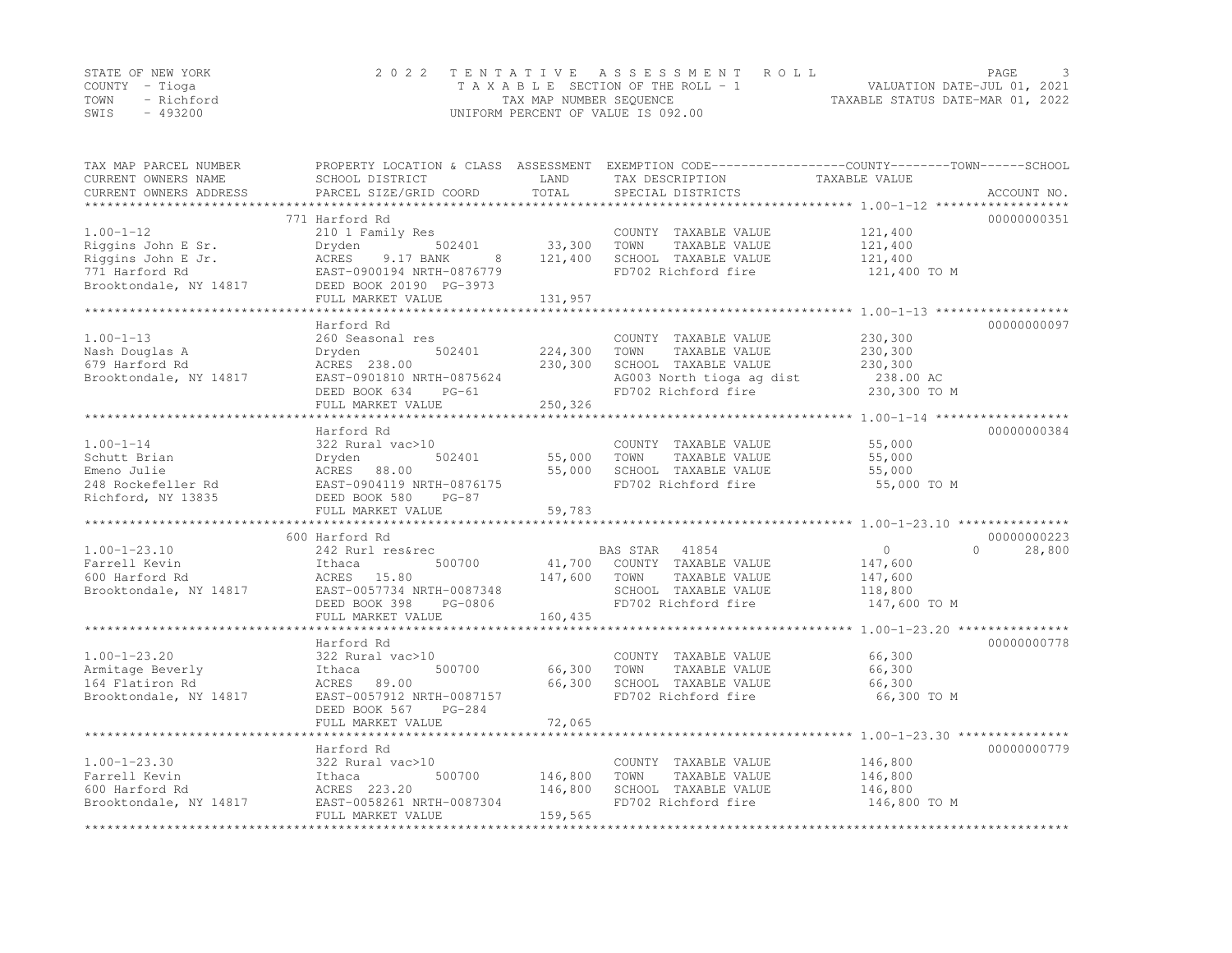STATE OF NEW YORK
COUNTY - Tioga
TOWN - Richford
SWIS - 493200

2022 TENTATIVE ASSESSMENT ROLL
TAXABLE SECTION OF THE ROLL - 1
TAX MAP NUMBER SEQUENCE
UNIFORM PERCENT OF VALUE IS 092.00

VALUATION DATE-JUL 01, 2021
TAXABLE STATUS DATE-MAR 01, 2022

| TAX MAP PARCEL NUMBER / CURRENT OWNERS NAME / CURRENT OWNERS ADDRESS | PROPERTY LOCATION & CLASS / SCHOOL DISTRICT / PARCEL SIZE/GRID COORD | ASSESSMENT LAND | TOTAL | EXEMPTION CODE / TAX DESCRIPTION / SPECIAL DISTRICTS | COUNTY | TOWN | SCHOOL | ACCOUNT NO. |
|---|---|---|---|---|---|---|---|---|
| **1.00-1-12** | 771 Harford Rd | | | | | | | 00000000351 |
| Riggins John E Sr. | 210 1 Family Res | | | COUNTY TAXABLE VALUE | 121,400 | | | |
| Riggins John E Jr. | Dryden 502401 | 33,300 | | TOWN TAXABLE VALUE | | 121,400 | | |
| 771 Harford Rd | ACRES 9.17 BANK 8 | | 121,400 | SCHOOL TAXABLE VALUE | | | 121,400 | |
| Brooktondale, NY 14817 | EAST-0900194 NRTH-0876779 | | | FD702 Richford fire | 121,400 TO M | | | |
| | DEED BOOK 20190 PG-3973 | | | | | | | |
| | FULL MARKET VALUE | | 131,957 | | | | | |
| **1.00-1-13** | Harford Rd | | | | | | | 00000000097 |
| Nash Douglas A | 260 Seasonal res | | | COUNTY TAXABLE VALUE | 230,300 | | | |
| 679 Harford Rd | Dryden 502401 | 224,300 | | TOWN TAXABLE VALUE | | 230,300 | | |
| Brooktondale, NY 14817 | ACRES 238.00 | | 230,300 | SCHOOL TAXABLE VALUE | | | 230,300 | |
| | EAST-0901810 NRTH-0875624 | | | AG003 North tioga ag dist | 238.00 AC | | | |
| | DEED BOOK 634 PG-61 | | | FD702 Richford fire | 230,300 TO M | | | |
| | FULL MARKET VALUE | | 250,326 | | | | | |
| **1.00-1-14** | Harford Rd | | | | | | | 00000000384 |
| Schutt Brian | 322 Rural vac>10 | | | COUNTY TAXABLE VALUE | 55,000 | | | |
| Emeno Julie | Dryden 502401 | 55,000 | | TOWN TAXABLE VALUE | | 55,000 | | |
| 248 Rockefeller Rd | ACRES 88.00 | | 55,000 | SCHOOL TAXABLE VALUE | | | 55,000 | |
| Richford, NY 13835 | EAST-0904119 NRTH-0876175 | | | FD702 Richford fire | 55,000 TO M | | | |
| | DEED BOOK 580 PG-87 | | | | | | | |
| | FULL MARKET VALUE | | 59,783 | | | | | |
| **1.00-1-23.10** | 600 Harford Rd | | | | | | | 00000000223 |
| Farrell Kevin | 242 Rurl res&rec | | | BAS STAR 41854 | 0 | 0 | 28,800 | |
| 600 Harford Rd | Ithaca 500700 | 41,700 | | COUNTY TAXABLE VALUE | 147,600 | | | |
| Brooktondale, NY 14817 | ACRES 15.80 | | 147,600 | TOWN TAXABLE VALUE | | 147,600 | | |
| | EAST-0057734 NRTH-0087348 | | | SCHOOL TAXABLE VALUE | | | 118,800 | |
| | DEED BOOK 398 PG-0806 | | | FD702 Richford fire | 147,600 TO M | | | |
| | FULL MARKET VALUE | | 160,435 | | | | | |
| **1.00-1-23.20** | Harford Rd | | | | | | | 00000000778 |
| Armitage Beverly | 322 Rural vac>10 | | | COUNTY TAXABLE VALUE | 66,300 | | | |
| 164 Flatiron Rd | Ithaca 500700 | 66,300 | | TOWN TAXABLE VALUE | | 66,300 | | |
| Brooktondale, NY 14817 | ACRES 89.00 | | 66,300 | SCHOOL TAXABLE VALUE | | | 66,300 | |
| | EAST-0057912 NRTH-0087157 | | | FD702 Richford fire | 66,300 TO M | | | |
| | DEED BOOK 567 PG-284 | | | | | | | |
| | FULL MARKET VALUE | | 72,065 | | | | | |
| **1.00-1-23.30** | Harford Rd | | | | | | | 00000000779 |
| Farrell Kevin | 322 Rural vac>10 | | | COUNTY TAXABLE VALUE | 146,800 | | | |
| 600 Harford Rd | Ithaca 500700 | 146,800 | | TOWN TAXABLE VALUE | | 146,800 | | |
| Brooktondale, NY 14817 | ACRES 223.20 | | 146,800 | SCHOOL TAXABLE VALUE | | | 146,800 | |
| | EAST-0058261 NRTH-0087304 | | | FD702 Richford fire | 146,800 TO M | | | |
| | FULL MARKET VALUE | | 159,565 | | | | | |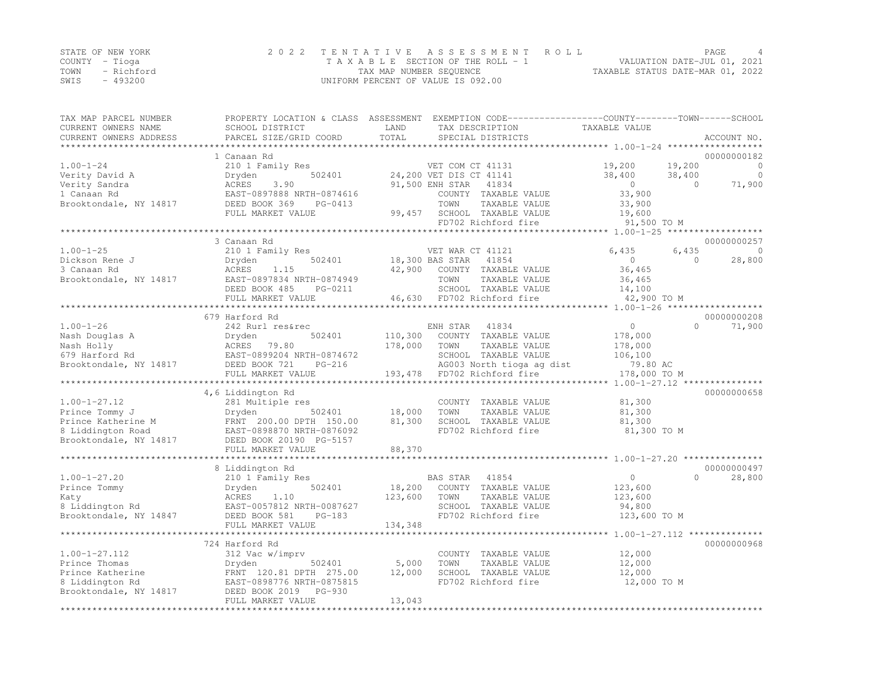STATE OF NEW YORK
COUNTY - Tioga
TOWN - Richford
SWIS - 493200

# 2022 TENTATIVE ASSESSMENT ROLL

TAXABLE SECTION OF THE ROLL - 1
TAX MAP NUMBER SEQUENCE
UNIFORM PERCENT OF VALUE IS 092.00

VALUATION DATE-JUL 01, 2021
TAXABLE STATUS DATE-MAR 01, 2022

| TAX MAP PARCEL NUMBER / CURRENT OWNERS NAME / CURRENT OWNERS ADDRESS | PROPERTY LOCATION & CLASS / SCHOOL DISTRICT / PARCEL SIZE/GRID COORD | ASSESSMENT LAND / TOTAL | EXEMPTION CODE / TAX DESCRIPTION / SPECIAL DISTRICTS | COUNTY TAXABLE VALUE | TOWN | SCHOOL | ACCOUNT NO. |
|---|---|---|---|---|---|---|---|
| **1.00-1-24** | 1 Canaan Rd | | | | | | 00000000182 |
| Verity David A | 210 1 Family Res | | VET COM CT 41131 | 19,200 | 19,200 | 0 | |
| Verity Sandra | Dryden 502401 | 24,200 | VET DIS CT 41141 | 38,400 | 38,400 | 0 | |
| 1 Canaan Rd | ACRES 3.90 | 91,500 | ENH STAR 41834 | 0 | 0 | 71,900 | |
| Brooktondale, NY 14817 | EAST-0897888 NRTH-0874616 | | COUNTY TAXABLE VALUE | 33,900 | | | |
| | DEED BOOK 369 PG-0413 | | TOWN TAXABLE VALUE | 33,900 | | | |
| | FULL MARKET VALUE | 99,457 | SCHOOL TAXABLE VALUE | 19,600 | | | |
| | | | FD702 Richford fire | 91,500 TO M | | | |
| **1.00-1-25** | 3 Canaan Rd | | | | | | 00000000257 |
| Dickson Rene J | 210 1 Family Res | | VET WAR CT 41121 | 6,435 | 6,435 | 0 | |
| 3 Canaan Rd | Dryden 502401 | 18,300 | BAS STAR 41854 | 0 | 0 | 28,800 | |
| Brooktondale, NY 14817 | ACRES 1.15 | 42,900 | COUNTY TAXABLE VALUE | 36,465 | | | |
| | EAST-0897834 NRTH-0874949 | | TOWN TAXABLE VALUE | 36,465 | | | |
| | DEED BOOK 485 PG-0211 | | SCHOOL TAXABLE VALUE | 14,100 | | | |
| | FULL MARKET VALUE | 46,630 | FD702 Richford fire | 42,900 TO M | | | |
| **1.00-1-26** | 679 Harford Rd | | | | | | 00000000208 |
| Nash Douglas A | 242 Rurl res&rec | | ENH STAR 41834 | 0 | 0 | 71,900 | |
| Nash Holly | Dryden 502401 | 110,300 | COUNTY TAXABLE VALUE | 178,000 | | | |
| 679 Harford Rd | ACRES 79.80 | 178,000 | TOWN TAXABLE VALUE | 178,000 | | | |
| Brooktondale, NY 14817 | EAST-0899204 NRTH-0874672 | | SCHOOL TAXABLE VALUE | 106,100 | | | |
| | DEED BOOK 721 PG-216 | | AG003 North tioga ag dist | 79.80 AC | | | |
| | FULL MARKET VALUE | 193,478 | FD702 Richford fire | 178,000 TO M | | | |
| **1.00-1-27.12** | 4,6 Liddington Rd | | | | | | 00000000658 |
| Prince Tommy J | 281 Multiple res | | COUNTY TAXABLE VALUE | 81,300 | | | |
| Prince Katherine M | Dryden 502401 | 18,000 | TOWN TAXABLE VALUE | 81,300 | | | |
| 8 Liddington Road | FRNT 200.00 DPTH 150.00 | 81,300 | SCHOOL TAXABLE VALUE | 81,300 | | | |
| Brooktondale, NY 14817 | EAST-0898870 NRTH-0876092 | | FD702 Richford fire | 81,300 TO M | | | |
| | DEED BOOK 20190 PG-5157 | | | | | | |
| | FULL MARKET VALUE | 88,370 | | | | | |
| **1.00-1-27.20** | 8 Liddington Rd | | | | | | 00000000497 |
| Prince Tommy | 210 1 Family Res | | BAS STAR 41854 | 0 | 0 | 28,800 | |
| Katy | Dryden 502401 | 18,200 | COUNTY TAXABLE VALUE | 123,600 | | | |
| 8 Liddington Rd | ACRES 1.10 | 123,600 | TOWN TAXABLE VALUE | 123,600 | | | |
| Brooktondale, NY 14847 | EAST-0057812 NRTH-0087627 | | SCHOOL TAXABLE VALUE | 94,800 | | | |
| | DEED BOOK 581 PG-183 | | FD702 Richford fire | 123,600 TO M | | | |
| | FULL MARKET VALUE | 134,348 | | | | | |
| **1.00-1-27.112** | 724 Harford Rd | | | | | | 00000000968 |
| Prince Thomas | 312 Vac w/imprv | | COUNTY TAXABLE VALUE | 12,000 | | | |
| Prince Katherine | Dryden 502401 | 5,000 | TOWN TAXABLE VALUE | 12,000 | | | |
| 8 Liddington Rd | FRNT 120.81 DPTH 275.00 | 12,000 | SCHOOL TAXABLE VALUE | 12,000 | | | |
| Brooktondale, NY 14817 | EAST-0898776 NRTH-0875815 | | FD702 Richford fire | 12,000 TO M | | | |
| | DEED BOOK 2019 PG-930 | | | | | | |
| | FULL MARKET VALUE | 13,043 | | | | | |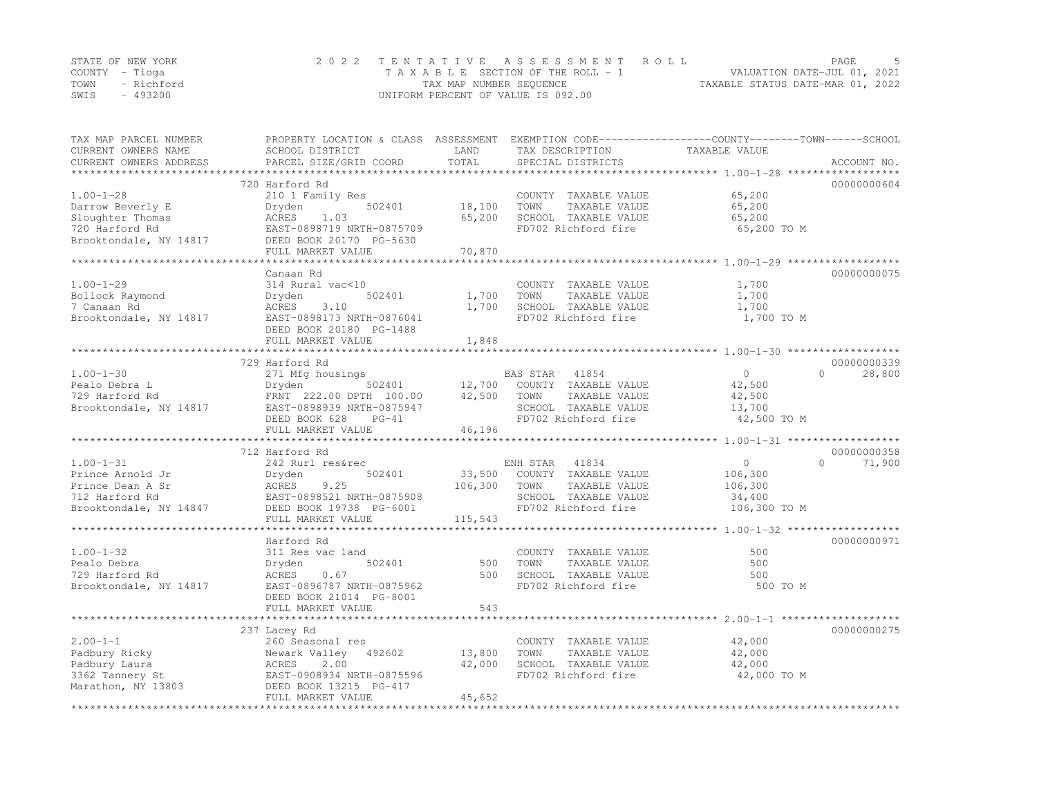STATE OF NEW YORK
COUNTY - Tioga
TOWN - Richford
SWIS - 493200

2022 TENTATIVE ASSESSMENT ROLL
TAXABLE SECTION OF THE ROLL - 1
TAX MAP NUMBER SEQUENCE
UNIFORM PERCENT OF VALUE IS 092.00

VALUATION DATE-JUL 01, 2021
TAXABLE STATUS DATE-MAR 01, 2022

| TAX MAP PARCEL NUMBER / CURRENT OWNERS NAME / CURRENT OWNERS ADDRESS | PROPERTY LOCATION & CLASS / SCHOOL DISTRICT / PARCEL SIZE/GRID COORD | ASSESSMENT LAND / TOTAL | EXEMPTION CODE / TAX DESCRIPTION / SPECIAL DISTRICTS | COUNTY | TOWN | SCHOOL | TAXABLE VALUE | ACCOUNT NO. |
|---|---|---|---|---|---|---|---|---|
| 1.00-1-28 | 720 Harford Rd | | | | | | | 00000000604 |
| Darrow Beverly E | 210 1 Family Res | | COUNTY TAXABLE VALUE | | | | 65,200 | |
| Sloughter Thomas | Dryden 502401 | 18,100 | TOWN TAXABLE VALUE | | | | 65,200 | |
| 720 Harford Rd | ACRES 1.03 | 65,200 | SCHOOL TAXABLE VALUE | | | | 65,200 | |
| Brooktondale, NY 14817 | EAST-0898719 NRTH-0875709 | | FD702 Richford fire | | | | 65,200 TO M | |
| | DEED BOOK 20170 PG-5630 | | | | | | | |
| | FULL MARKET VALUE | 70,870 | | | | | | |
| 1.00-1-29 | Canaan Rd | | | | | | | 00000000075 |
| Bollock Raymond | 314 Rural vac<10 | | COUNTY TAXABLE VALUE | | | | 1,700 | |
| 7 Canaan Rd | Dryden 502401 | 1,700 | TOWN TAXABLE VALUE | | | | 1,700 | |
| Brooktondale, NY 14817 | ACRES 3.10 | 1,700 | SCHOOL TAXABLE VALUE | | | | 1,700 | |
| | EAST-0898173 NRTH-0876041 | | FD702 Richford fire | | | | 1,700 TO M | |
| | DEED BOOK 20180 PG-1488 | | | | | | | |
| | FULL MARKET VALUE | 1,848 | | | | | | |
| 1.00-1-30 | 729 Harford Rd | | | | | | | 00000000339 |
| Pealo Debra L | 271 Mfg housings | | BAS STAR 41854 | 0 | 0 | 28,800 | | |
| 729 Harford Rd | Dryden 502401 | 12,700 | COUNTY TAXABLE VALUE | | | | 42,500 | |
| Brooktondale, NY 14817 | FRNT 222.00 DPTH 100.00 | 42,500 | TOWN TAXABLE VALUE | | | | 42,500 | |
| | EAST-0898939 NRTH-0875947 | | SCHOOL TAXABLE VALUE | | | | 13,700 | |
| | DEED BOOK 628 PG-41 | | FD702 Richford fire | | | | 42,500 TO M | |
| | FULL MARKET VALUE | 46,196 | | | | | | |
| 1.00-1-31 | 712 Harford Rd | | | | | | | 00000000358 |
| Prince Arnold Jr | 242 Rurl res&rec | | ENH STAR 41834 | 0 | 0 | 71,900 | | |
| Prince Dean A Sr | Dryden 502401 | 33,500 | COUNTY TAXABLE VALUE | | | | 106,300 | |
| 712 Harford Rd | ACRES 9.25 | 106,300 | TOWN TAXABLE VALUE | | | | 106,300 | |
| Brooktondale, NY 14847 | EAST-0898521 NRTH-0875908 | | SCHOOL TAXABLE VALUE | | | | 34,400 | |
| | DEED BOOK 19738 PG-6001 | | FD702 Richford fire | | | | 106,300 TO M | |
| | FULL MARKET VALUE | 115,543 | | | | | | |
| 1.00-1-32 | Harford Rd | | | | | | | 00000000971 |
| Pealo Debra | 311 Res vac land | | COUNTY TAXABLE VALUE | | | | 500 | |
| 729 Harford Rd | Dryden 502401 | 500 | TOWN TAXABLE VALUE | | | | 500 | |
| Brooktondale, NY 14817 | ACRES 0.67 | 500 | SCHOOL TAXABLE VALUE | | | | 500 | |
| | EAST-0896787 NRTH-0875962 | | FD702 Richford fire | | | | 500 TO M | |
| | DEED BOOK 21014 PG-8001 | | | | | | | |
| | FULL MARKET VALUE | 543 | | | | | | |
| 2.00-1-1 | 237 Lacey Rd | | | | | | | 00000000275 |
| Padbury Ricky | 260 Seasonal res | | COUNTY TAXABLE VALUE | | | | 42,000 | |
| Padbury Laura | Newark Valley 492602 | 13,800 | TOWN TAXABLE VALUE | | | | 42,000 | |
| 3362 Tannery St | ACRES 2.00 | 42,000 | SCHOOL TAXABLE VALUE | | | | 42,000 | |
| Marathon, NY 13803 | EAST-0908934 NRTH-0875596 | | FD702 Richford fire | | | | 42,000 TO M | |
| | DEED BOOK 13215 PG-417 | | | | | | | |
| | FULL MARKET VALUE | 45,652 | | | | | | |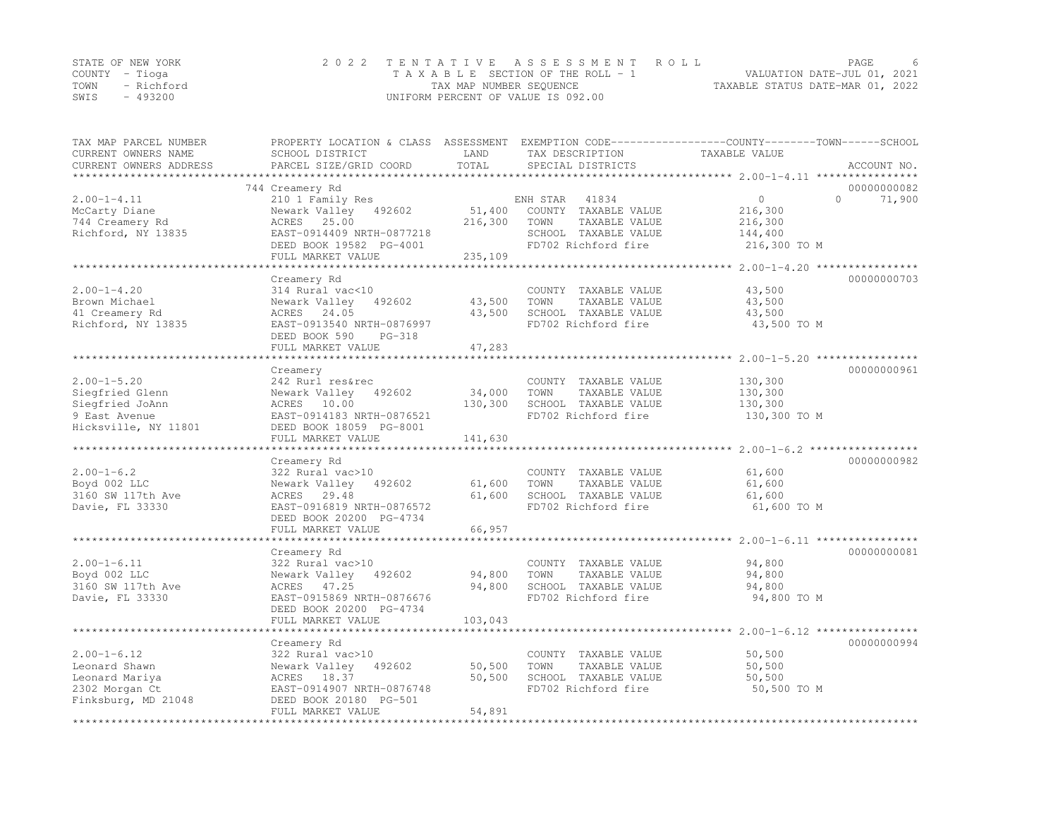STATE OF NEW YORK
COUNTY - Tioga
TOWN - Richford
SWIS - 493200

2022 TENTATIVE ASSESSMENT ROLL
TAXABLE SECTION OF THE ROLL - 1
TAX MAP NUMBER SEQUENCE
UNIFORM PERCENT OF VALUE IS 092.00

VALUATION DATE-JUL 01, 2021
TAXABLE STATUS DATE-MAR 01, 2022

| TAX MAP PARCEL NUMBER / CURRENT OWNERS NAME / CURRENT OWNERS ADDRESS | PROPERTY LOCATION & CLASS / SCHOOL DISTRICT / PARCEL SIZE/GRID COORD | ASSESSMENT LAND / TOTAL | EXEMPTION CODE / TAX DESCRIPTION / SPECIAL DISTRICTS | COUNTY | TOWN | SCHOOL | ACCOUNT NO. |
|---|---|---|---|---|---|---|---|
| **2.00-1-4.11** | 744 Creamery Rd | | | | | | 00000000082 |
| 2.00-1-4.11 | 210 1 Family Res | | ENH STAR 41834 | 0 | 0 | 71,900 | |
| McCarty Diane | Newark Valley 492602 | 51,400 | COUNTY TAXABLE VALUE | 216,300 | | | |
| 744 Creamery Rd | ACRES 25.00 | 216,300 | TOWN TAXABLE VALUE | | 216,300 | | |
| Richford, NY 13835 | EAST-0914409 NRTH-0877218 | | SCHOOL TAXABLE VALUE | | | 144,400 | |
| | DEED BOOK 19582 PG-4001 | | FD702 Richford fire | 216,300 TO M | | | |
| | FULL MARKET VALUE | 235,109 | | | | | |
| **2.00-1-4.20** | Creamery Rd | | | | | | 00000000703 |
| 2.00-1-4.20 | 314 Rural vac<10 | | COUNTY TAXABLE VALUE | 43,500 | | | |
| Brown Michael | Newark Valley 492602 | 43,500 | TOWN TAXABLE VALUE | | 43,500 | | |
| 41 Creamery Rd | ACRES 24.05 | 43,500 | SCHOOL TAXABLE VALUE | | | 43,500 | |
| Richford, NY 13835 | EAST-0913540 NRTH-0876997 | | FD702 Richford fire | 43,500 TO M | | | |
| | DEED BOOK 590 PG-318 | | | | | | |
| | FULL MARKET VALUE | 47,283 | | | | | |
| **2.00-1-5.20** | Creamery | | | | | | 00000000961 |
| 2.00-1-5.20 | 242 Rurl res&rec | | COUNTY TAXABLE VALUE | 130,300 | | | |
| Siegfried Glenn | Newark Valley 492602 | 34,000 | TOWN TAXABLE VALUE | | 130,300 | | |
| Siegfried JoAnn | ACRES 10.00 | 130,300 | SCHOOL TAXABLE VALUE | | | 130,300 | |
| 9 East Avenue | EAST-0914183 NRTH-0876521 | | FD702 Richford fire | 130,300 TO M | | | |
| Hicksville, NY 11801 | DEED BOOK 18059 PG-8001 | | | | | | |
| | FULL MARKET VALUE | 141,630 | | | | | |
| **2.00-1-6.2** | Creamery Rd | | | | | | 00000000982 |
| 2.00-1-6.2 | 322 Rural vac>10 | | COUNTY TAXABLE VALUE | 61,600 | | | |
| Boyd 002 LLC | Newark Valley 492602 | 61,600 | TOWN TAXABLE VALUE | | 61,600 | | |
| 3160 SW 117th Ave | ACRES 29.48 | 61,600 | SCHOOL TAXABLE VALUE | | | 61,600 | |
| Davie, FL 33330 | EAST-0916819 NRTH-0876572 | | FD702 Richford fire | 61,600 TO M | | | |
| | DEED BOOK 20200 PG-4734 | | | | | | |
| | FULL MARKET VALUE | 66,957 | | | | | |
| **2.00-1-6.11** | Creamery Rd | | | | | | 00000000081 |
| 2.00-1-6.11 | 322 Rural vac>10 | | COUNTY TAXABLE VALUE | 94,800 | | | |
| Boyd 002 LLC | Newark Valley 492602 | 94,800 | TOWN TAXABLE VALUE | | 94,800 | | |
| 3160 SW 117th Ave | ACRES 47.25 | 94,800 | SCHOOL TAXABLE VALUE | | | 94,800 | |
| Davie, FL 33330 | EAST-0915869 NRTH-0876676 | | FD702 Richford fire | 94,800 TO M | | | |
| | DEED BOOK 20200 PG-4734 | | | | | | |
| | FULL MARKET VALUE | 103,043 | | | | | |
| **2.00-1-6.12** | Creamery Rd | | | | | | 00000000994 |
| 2.00-1-6.12 | 322 Rural vac>10 | | COUNTY TAXABLE VALUE | 50,500 | | | |
| Leonard Shawn | Newark Valley 492602 | 50,500 | TOWN TAXABLE VALUE | | 50,500 | | |
| Leonard Mariya | ACRES 18.37 | 50,500 | SCHOOL TAXABLE VALUE | | | 50,500 | |
| 2302 Morgan Ct | EAST-0914907 NRTH-0876748 | | FD702 Richford fire | 50,500 TO M | | | |
| Finksburg, MD 21048 | DEED BOOK 20180 PG-501 | | | | | | |
| | FULL MARKET VALUE | 54,891 | | | | | |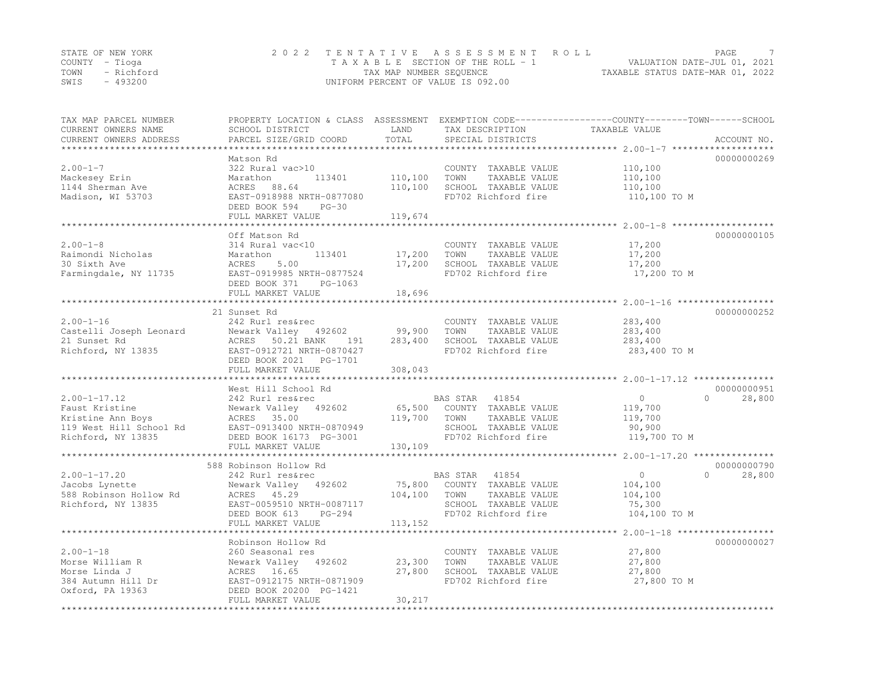STATE OF NEW YORK | COUNTY - Tioga | TOWN - Richford | SWIS - 493200

# 2022 TENTATIVE ASSESSMENT ROLL

TAXABLE SECTION OF THE ROLL - 1
TAX MAP NUMBER SEQUENCE
UNIFORM PERCENT OF VALUE IS 092.00

VALUATION DATE-JUL 01, 2021
TAXABLE STATUS DATE-MAR 01, 2022

| TAX MAP PARCEL NUMBER / CURRENT OWNERS NAME / CURRENT OWNERS ADDRESS | PROPERTY LOCATION & CLASS / SCHOOL DISTRICT / PARCEL SIZE/GRID COORD | ASSESSMENT LAND / TOTAL | EXEMPTION CODE / TAX DESCRIPTION / SPECIAL DISTRICTS | COUNTY / TOWN TAXABLE VALUE | SCHOOL | ACCOUNT NO. |
|---|---|---|---|---|---|---|
| **2.00-1-7** | Matson Rd | | | | | 00000000269 |
| 2.00-1-7 | 322 Rural vac>10 | | COUNTY TAXABLE VALUE | 110,100 | | |
| Mackesey Erin | Marathon 113401 | 110,100 | TOWN TAXABLE VALUE | 110,100 | | |
| 1144 Sherman Ave | ACRES 88.64 | 110,100 | SCHOOL TAXABLE VALUE | 110,100 | | |
| Madison, WI 53703 | EAST-0918988 NRTH-0877080 | | FD702 Richford fire | 110,100 TO M | | |
| | DEED BOOK 594 PG-30 | | | | | |
| | FULL MARKET VALUE | 119,674 | | | | |
| **2.00-1-8** | Off Matson Rd | | | | | 00000000105 |
| 2.00-1-8 | 314 Rural vac<10 | | COUNTY TAXABLE VALUE | 17,200 | | |
| Raimondi Nicholas | Marathon 113401 | 17,200 | TOWN TAXABLE VALUE | 17,200 | | |
| 30 Sixth Ave | ACRES 5.00 | 17,200 | SCHOOL TAXABLE VALUE | 17,200 | | |
| Farmingdale, NY 11735 | EAST-0919985 NRTH-0877524 | | FD702 Richford fire | 17,200 TO M | | |
| | DEED BOOK 371 PG-1063 | | | | | |
| | FULL MARKET VALUE | 18,696 | | | | |
| **2.00-1-16** | 21 Sunset Rd | | | | | 00000000252 |
| 2.00-1-16 | 242 Rurl res&rec | | COUNTY TAXABLE VALUE | 283,400 | | |
| Castelli Joseph Leonard | Newark Valley 492602 | 99,900 | TOWN TAXABLE VALUE | 283,400 | | |
| 21 Sunset Rd | ACRES 50.21 BANK 191 | 283,400 | SCHOOL TAXABLE VALUE | 283,400 | | |
| Richford, NY 13835 | EAST-0912721 NRTH-0870427 | | FD702 Richford fire | 283,400 TO M | | |
| | DEED BOOK 2021 PG-1701 | | | | | |
| | FULL MARKET VALUE | 308,043 | | | | |
| **2.00-1-17.12** | West Hill School Rd | | | | | 00000000951 |
| 2.00-1-17.12 | 242 Rurl res&rec | | BAS STAR 41854 | 0 | 0 28,800 | |
| Faust Kristine | Newark Valley 492602 | 65,500 | COUNTY TAXABLE VALUE | 119,700 | | |
| Kristine Ann Boys | ACRES 35.00 | 119,700 | TOWN TAXABLE VALUE | 119,700 | | |
| 119 West Hill School Rd | EAST-0913400 NRTH-0870949 | | SCHOOL TAXABLE VALUE | 90,900 | | |
| Richford, NY 13835 | DEED BOOK 16173 PG-3001 | | FD702 Richford fire | 119,700 TO M | | |
| | FULL MARKET VALUE | 130,109 | | | | |
| **2.00-1-17.20** | 588 Robinson Hollow Rd | | | | | 00000000790 |
| 2.00-1-17.20 | 242 Rurl res&rec | | BAS STAR 41854 | 0 | 0 28,800 | |
| Jacobs Lynette | Newark Valley 492602 | 75,800 | COUNTY TAXABLE VALUE | 104,100 | | |
| 588 Robinson Hollow Rd | ACRES 45.29 | 104,100 | TOWN TAXABLE VALUE | 104,100 | | |
| Richford, NY 13835 | EAST-0059510 NRTH-0087117 | | SCHOOL TAXABLE VALUE | 75,300 | | |
| | DEED BOOK 613 PG-294 | | FD702 Richford fire | 104,100 TO M | | |
| | FULL MARKET VALUE | 113,152 | | | | |
| **2.00-1-18** | Robinson Hollow Rd | | | | | 00000000027 |
| 2.00-1-18 | 260 Seasonal res | | COUNTY TAXABLE VALUE | 27,800 | | |
| Morse William R | Newark Valley 492602 | 23,300 | TOWN TAXABLE VALUE | 27,800 | | |
| Morse Linda J | ACRES 16.65 | 27,800 | SCHOOL TAXABLE VALUE | 27,800 | | |
| 384 Autumn Hill Dr | EAST-0912175 NRTH-0871909 | | FD702 Richford fire | 27,800 TO M | | |
| Oxford, PA 19363 | DEED BOOK 20200 PG-1421 | | | | | |
| | FULL MARKET VALUE | 30,217 | | | | |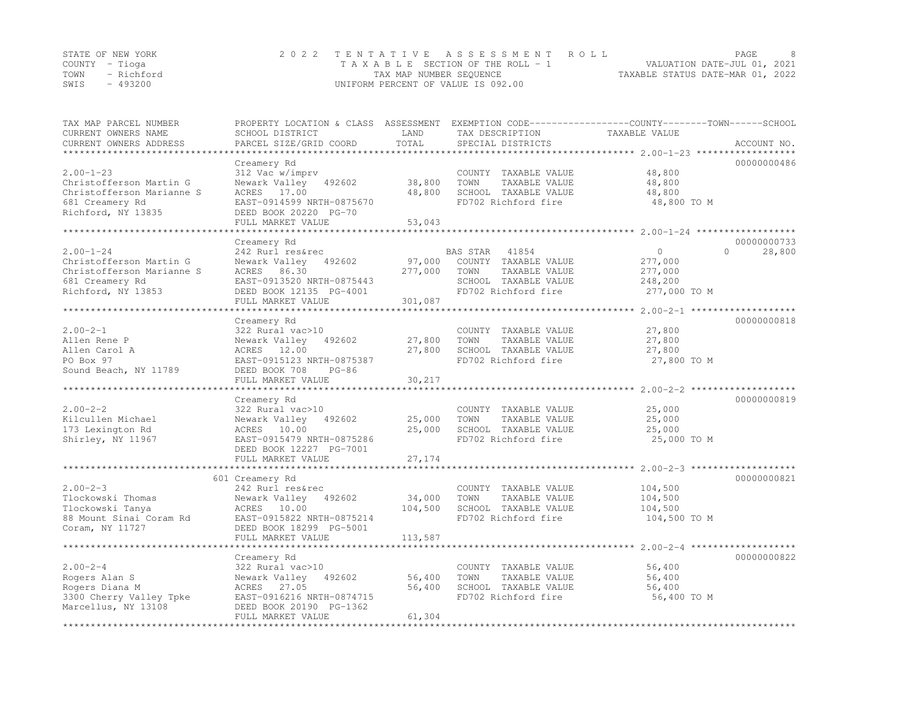STATE OF NEW YORK
COUNTY - Tioga
TOWN - Richford
SWIS - 493200

2 0 2 2 T E N T A T I V E A S S E S S M E N T R O L L
T A X A B L E SECTION OF THE ROLL - 1
TAX MAP NUMBER SEQUENCE
UNIFORM PERCENT OF VALUE IS 092.00

VALUATION DATE-JUL 01, 2021
TAXABLE STATUS DATE-MAR 01, 2022

| TAX MAP PARCEL NUMBER / CURRENT OWNERS NAME / CURRENT OWNERS ADDRESS | PROPERTY LOCATION & CLASS / SCHOOL DISTRICT / PARCEL SIZE/GRID COORD | ASSESSMENT LAND | ASSESSMENT TOTAL | EXEMPTION CODE / TAX DESCRIPTION / SPECIAL DISTRICTS | COUNTY TAXABLE VALUE | TOWN | SCHOOL | ACCOUNT NO. |
|---|---|---|---|---|---|---|---|---|
| **2.00-1-23** | Creamery Rd | | | | | | | 00000000486 |
| 2.00-1-23 | 312 Vac w/imprv | | | COUNTY TAXABLE VALUE | 48,800 | | | |
| Christofferson Martin G | Newark Valley 492602 | 38,800 | | TOWN TAXABLE VALUE | 48,800 | | | |
| Christofferson Marianne S | ACRES 17.00 | | 48,800 | SCHOOL TAXABLE VALUE | 48,800 | | | |
| 681 Creamery Rd | EAST-0914599 NRTH-0875670 | | | FD702 Richford fire | 48,800 TO M | | | |
| Richford, NY 13835 | DEED BOOK 20220 PG-70 | | | | | | | |
| | FULL MARKET VALUE | | 53,043 | | | | | |
| **2.00-1-24** | Creamery Rd | | | | | | | 00000000733 |
| 2.00-1-24 | 242 Rurl res&rec | | | BAS STAR 41854 | 0 | 0 | 28,800 | |
| Christofferson Martin G | Newark Valley 492602 | 97,000 | | COUNTY TAXABLE VALUE | 277,000 | | | |
| Christofferson Marianne S | ACRES 86.30 | | 277,000 | TOWN TAXABLE VALUE | 277,000 | | | |
| 681 Creamery Rd | EAST-0913520 NRTH-0875443 | | | SCHOOL TAXABLE VALUE | 248,200 | | | |
| Richford, NY 13853 | DEED BOOK 12135 PG-4001 | | | FD702 Richford fire | 277,000 TO M | | | |
| | FULL MARKET VALUE | | 301,087 | | | | | |
| **2.00-2-1** | Creamery Rd | | | | | | | 00000000818 |
| 2.00-2-1 | 322 Rural vac>10 | | | COUNTY TAXABLE VALUE | 27,800 | | | |
| Allen Rene P | Newark Valley 492602 | 27,800 | | TOWN TAXABLE VALUE | 27,800 | | | |
| Allen Carol A | ACRES 12.00 | | 27,800 | SCHOOL TAXABLE VALUE | 27,800 | | | |
| PO Box 97 | EAST-0915123 NRTH-0875387 | | | FD702 Richford fire | 27,800 TO M | | | |
| Sound Beach, NY 11789 | DEED BOOK 708 PG-86 | | | | | | | |
| | FULL MARKET VALUE | | 30,217 | | | | | |
| **2.00-2-2** | Creamery Rd | | | | | | | 00000000819 |
| 2.00-2-2 | 322 Rural vac>10 | | | COUNTY TAXABLE VALUE | 25,000 | | | |
| Kilcullen Michael | Newark Valley 492602 | 25,000 | | TOWN TAXABLE VALUE | 25,000 | | | |
| 173 Lexington Rd | ACRES 10.00 | | 25,000 | SCHOOL TAXABLE VALUE | 25,000 | | | |
| Shirley, NY 11967 | EAST-0915479 NRTH-0875286 | | | FD702 Richford fire | 25,000 TO M | | | |
| | DEED BOOK 12227 PG-7001 | | | | | | | |
| | FULL MARKET VALUE | | 27,174 | | | | | |
| **2.00-2-3** | 601 Creamery Rd | | | | | | | 00000000821 |
| 2.00-2-3 | 242 Rurl res&rec | | | COUNTY TAXABLE VALUE | 104,500 | | | |
| Tlockowski Thomas | Newark Valley 492602 | 34,000 | | TOWN TAXABLE VALUE | 104,500 | | | |
| Tlockowski Tanya | ACRES 10.00 | | 104,500 | SCHOOL TAXABLE VALUE | 104,500 | | | |
| 88 Mount Sinai Coram Rd | EAST-0915822 NRTH-0875214 | | | FD702 Richford fire | 104,500 TO M | | | |
| Coram, NY 11727 | DEED BOOK 18299 PG-5001 | | | | | | | |
| | FULL MARKET VALUE | | 113,587 | | | | | |
| **2.00-2-4** | Creamery Rd | | | | | | | 00000000822 |
| 2.00-2-4 | 322 Rural vac>10 | | | COUNTY TAXABLE VALUE | 56,400 | | | |
| Rogers Alan S | Newark Valley 492602 | 56,400 | | TOWN TAXABLE VALUE | 56,400 | | | |
| Rogers Diana M | ACRES 27.05 | | 56,400 | SCHOOL TAXABLE VALUE | 56,400 | | | |
| 3300 Cherry Valley Tpke | EAST-0916216 NRTH-0874715 | | | FD702 Richford fire | 56,400 TO M | | | |
| Marcellus, NY 13108 | DEED BOOK 20190 PG-1362 | | | | | | | |
| | FULL MARKET VALUE | | 61,304 | | | | | |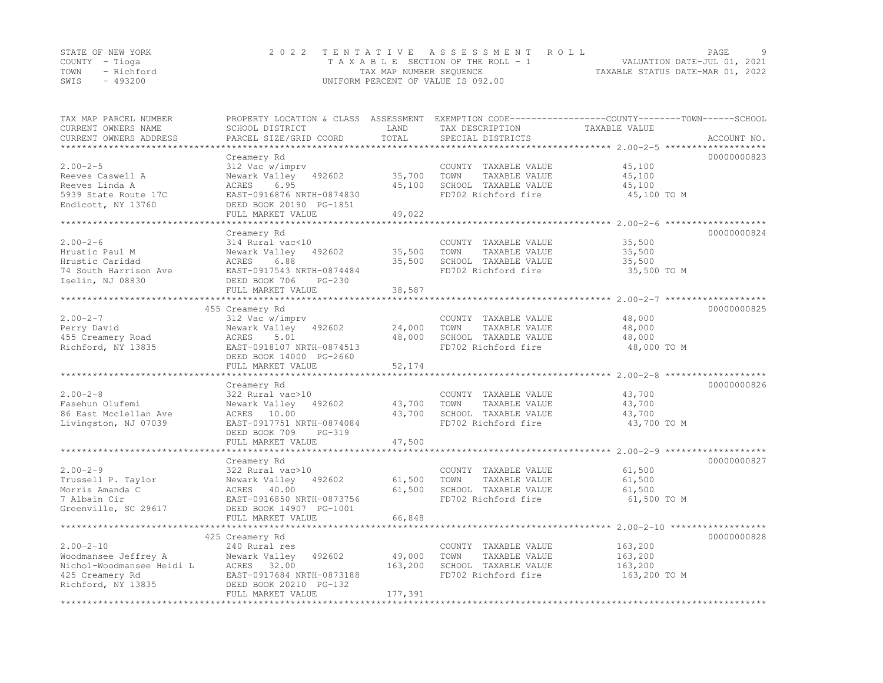STATE OF NEW YORK
COUNTY - Tioga
TOWN - Richford
SWIS - 493200

2 0 2 2 T E N T A T I V E A S S E S S M E N T R O L L
T A X A B L E SECTION OF THE ROLL - 1
TAX MAP NUMBER SEQUENCE
UNIFORM PERCENT OF VALUE IS 092.00

VALUATION DATE-JUL 01, 2021
TAXABLE STATUS DATE-MAR 01, 2022

| TAX MAP PARCEL NUMBER / CURRENT OWNERS NAME / CURRENT OWNERS ADDRESS | PROPERTY LOCATION & CLASS / SCHOOL DISTRICT / PARCEL SIZE/GRID COORD | ASSESSMENT LAND | TOTAL | EXEMPTION CODE / TAX DESCRIPTION / SPECIAL DISTRICTS | TAXABLE VALUE (COUNTY / TOWN / SCHOOL) | ACCOUNT NO. |
|---|---|---|---|---|---|---|
| 2.00-2-5 | Creamery Rd | | | | | 00000000823 |
| | 312 Vac w/imprv | | | COUNTY TAXABLE VALUE | 45,100 | |
| Reeves Caswell A | Newark Valley 492602 | 35,700 | | TOWN TAXABLE VALUE | 45,100 | |
| Reeves Linda A | ACRES 6.95 | | 45,100 | SCHOOL TAXABLE VALUE | 45,100 | |
| 5939 State Route 17C | EAST-0916876 NRTH-0874830 | | | FD702 Richford fire | 45,100 TO M | |
| Endicott, NY 13760 | DEED BOOK 20190 PG-1851 | | | | | |
| | FULL MARKET VALUE | | 49,022 | | | |
| 2.00-2-6 | Creamery Rd | | | | | 00000000824 |
| | 314 Rural vac<10 | | | COUNTY TAXABLE VALUE | 35,500 | |
| Hrustic Paul M | Newark Valley 492602 | 35,500 | | TOWN TAXABLE VALUE | 35,500 | |
| Hrustic Caridad | ACRES 6.88 | | 35,500 | SCHOOL TAXABLE VALUE | 35,500 | |
| 74 South Harrison Ave | EAST-0917543 NRTH-0874484 | | | FD702 Richford fire | 35,500 TO M | |
| Iselin, NJ 08830 | DEED BOOK 706 PG-230 | | | | | |
| | FULL MARKET VALUE | | 38,587 | | | |
| 2.00-2-7 | 455 Creamery Rd | | | | | 00000000825 |
| | 312 Vac w/imprv | | | COUNTY TAXABLE VALUE | 48,000 | |
| Perry David | Newark Valley 492602 | 24,000 | | TOWN TAXABLE VALUE | 48,000 | |
| 455 Creamery Road | ACRES 5.01 | | 48,000 | SCHOOL TAXABLE VALUE | 48,000 | |
| Richford, NY 13835 | EAST-0918107 NRTH-0874513 | | | FD702 Richford fire | 48,000 TO M | |
| | DEED BOOK 14000 PG-2660 | | | | | |
| | FULL MARKET VALUE | | 52,174 | | | |
| 2.00-2-8 | Creamery Rd | | | | | 00000000826 |
| | 322 Rural vac>10 | | | COUNTY TAXABLE VALUE | 43,700 | |
| Fasehun Olufemi | Newark Valley 492602 | 43,700 | | TOWN TAXABLE VALUE | 43,700 | |
| 86 East Mcclellan Ave | ACRES 10.00 | | 43,700 | SCHOOL TAXABLE VALUE | 43,700 | |
| Livingston, NJ 07039 | EAST-0917751 NRTH-0874084 | | | FD702 Richford fire | 43,700 TO M | |
| | DEED BOOK 709 PG-319 | | | | | |
| | FULL MARKET VALUE | | 47,500 | | | |
| 2.00-2-9 | Creamery Rd | | | | | 00000000827 |
| | 322 Rural vac>10 | | | COUNTY TAXABLE VALUE | 61,500 | |
| Trussell P. Taylor | Newark Valley 492602 | 61,500 | | TOWN TAXABLE VALUE | 61,500 | |
| Morris Amanda C | ACRES 40.00 | | 61,500 | SCHOOL TAXABLE VALUE | 61,500 | |
| 7 Albain Cir | EAST-0916850 NRTH-0873756 | | | FD702 Richford fire | 61,500 TO M | |
| Greenville, SC 29617 | DEED BOOK 14907 PG-1001 | | | | | |
| | FULL MARKET VALUE | | 66,848 | | | |
| 2.00-2-10 | 425 Creamery Rd | | | | | 00000000828 |
| | 240 Rural res | | | COUNTY TAXABLE VALUE | 163,200 | |
| Woodmansee Jeffrey A | Newark Valley 492602 | 49,000 | | TOWN TAXABLE VALUE | 163,200 | |
| Nichol-Woodmansee Heidi L | ACRES 32.00 | | 163,200 | SCHOOL TAXABLE VALUE | 163,200 | |
| 425 Creamery Rd | EAST-0917684 NRTH-0873188 | | | FD702 Richford fire | 163,200 TO M | |
| Richford, NY 13835 | DEED BOOK 20210 PG-132 | | | | | |
| | FULL MARKET VALUE | | 177,391 | | | |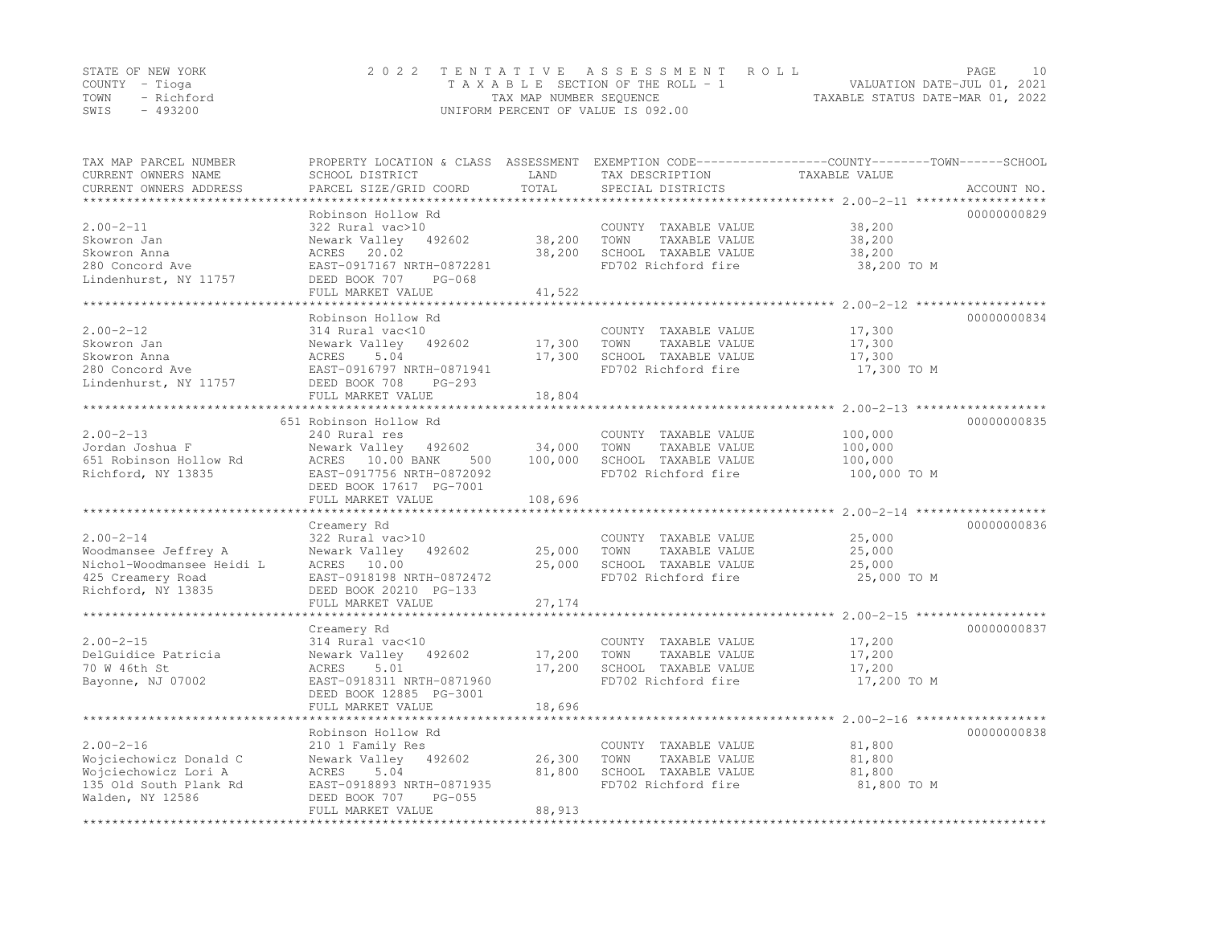STATE OF NEW YORK
COUNTY - Tioga
TOWN - Richford
SWIS - 493200

2022 TENTATIVE ASSESSMENT ROLL
TAXABLE SECTION OF THE ROLL - 1
TAX MAP NUMBER SEQUENCE
UNIFORM PERCENT OF VALUE IS 092.00

VALUATION DATE-JUL 01, 2021
TAXABLE STATUS DATE-MAR 01, 2022

| TAX MAP PARCEL NUMBER / CURRENT OWNERS NAME / CURRENT OWNERS ADDRESS | PROPERTY LOCATION & CLASS / SCHOOL DISTRICT / PARCEL SIZE/GRID COORD | ASSESSMENT LAND | TOTAL | EXEMPTION CODE / TAX DESCRIPTION / SPECIAL DISTRICTS | COUNTY--------TOWN------SCHOOL TAXABLE VALUE | ACCOUNT NO. |
|---|---|---|---|---|---|---|
| 2.00-2-11 | Robinson Hollow Rd | | | | | 00000000829 |
| | 322 Rural vac>10 | | | COUNTY TAXABLE VALUE | 38,200 | |
| Skowron Jan | Newark Valley 492602 | 38,200 | | TOWN TAXABLE VALUE | 38,200 | |
| Skowron Anna | ACRES 20.02 | | 38,200 | SCHOOL TAXABLE VALUE | 38,200 | |
| 280 Concord Ave | EAST-0917167 NRTH-0872281 | | | FD702 Richford fire | 38,200 TO M | |
| Lindenhurst, NY 11757 | DEED BOOK 707 PG-068 | | | | | |
| | FULL MARKET VALUE | | 41,522 | | | |
| 2.00-2-12 | Robinson Hollow Rd | | | | | 00000000834 |
| | 314 Rural vac<10 | | | COUNTY TAXABLE VALUE | 17,300 | |
| Skowron Jan | Newark Valley 492602 | 17,300 | | TOWN TAXABLE VALUE | 17,300 | |
| Skowron Anna | ACRES 5.04 | | 17,300 | SCHOOL TAXABLE VALUE | 17,300 | |
| 280 Concord Ave | EAST-0916797 NRTH-0871941 | | | FD702 Richford fire | 17,300 TO M | |
| Lindenhurst, NY 11757 | DEED BOOK 708 PG-293 | | | | | |
| | FULL MARKET VALUE | | 18,804 | | | |
| 2.00-2-13 | 651 Robinson Hollow Rd | | | | | 00000000835 |
| | 240 Rural res | | | COUNTY TAXABLE VALUE | 100,000 | |
| Jordan Joshua F | Newark Valley 492602 | 34,000 | | TOWN TAXABLE VALUE | 100,000 | |
| 651 Robinson Hollow Rd | ACRES 10.00 BANK 500 | | 100,000 | SCHOOL TAXABLE VALUE | 100,000 | |
| Richford, NY 13835 | EAST-0917756 NRTH-0872092 | | | FD702 Richford fire | 100,000 TO M | |
| | DEED BOOK 17617 PG-7001 | | | | | |
| | FULL MARKET VALUE | | 108,696 | | | |
| 2.00-2-14 | Creamery Rd | | | | | 00000000836 |
| | 322 Rural vac>10 | | | COUNTY TAXABLE VALUE | 25,000 | |
| Woodmansee Jeffrey A | Newark Valley 492602 | 25,000 | | TOWN TAXABLE VALUE | 25,000 | |
| Nichol-Woodmansee Heidi L | ACRES 10.00 | | 25,000 | SCHOOL TAXABLE VALUE | 25,000 | |
| 425 Creamery Road | EAST-0918198 NRTH-0872472 | | | FD702 Richford fire | 25,000 TO M | |
| Richford, NY 13835 | DEED BOOK 20210 PG-133 | | | | | |
| | FULL MARKET VALUE | | 27,174 | | | |
| 2.00-2-15 | Creamery Rd | | | | | 00000000837 |
| | 314 Rural vac<10 | | | COUNTY TAXABLE VALUE | 17,200 | |
| DelGuidice Patricia | Newark Valley 492602 | 17,200 | | TOWN TAXABLE VALUE | 17,200 | |
| 70 W 46th St | ACRES 5.01 | | 17,200 | SCHOOL TAXABLE VALUE | 17,200 | |
| Bayonne, NJ 07002 | EAST-0918311 NRTH-0871960 | | | FD702 Richford fire | 17,200 TO M | |
| | DEED BOOK 12885 PG-3001 | | | | | |
| | FULL MARKET VALUE | | 18,696 | | | |
| 2.00-2-16 | Robinson Hollow Rd | | | | | 00000000838 |
| | 210 1 Family Res | | | COUNTY TAXABLE VALUE | 81,800 | |
| Wojciechowicz Donald C | Newark Valley 492602 | 26,300 | | TOWN TAXABLE VALUE | 81,800 | |
| Wojciechowicz Lori A | ACRES 5.04 | | 81,800 | SCHOOL TAXABLE VALUE | 81,800 | |
| 135 Old South Plank Rd | EAST-0918893 NRTH-0871935 | | | FD702 Richford fire | 81,800 TO M | |
| Walden, NY 12586 | DEED BOOK 707 PG-055 | | | | | |
| | FULL MARKET VALUE | | 88,913 | | | |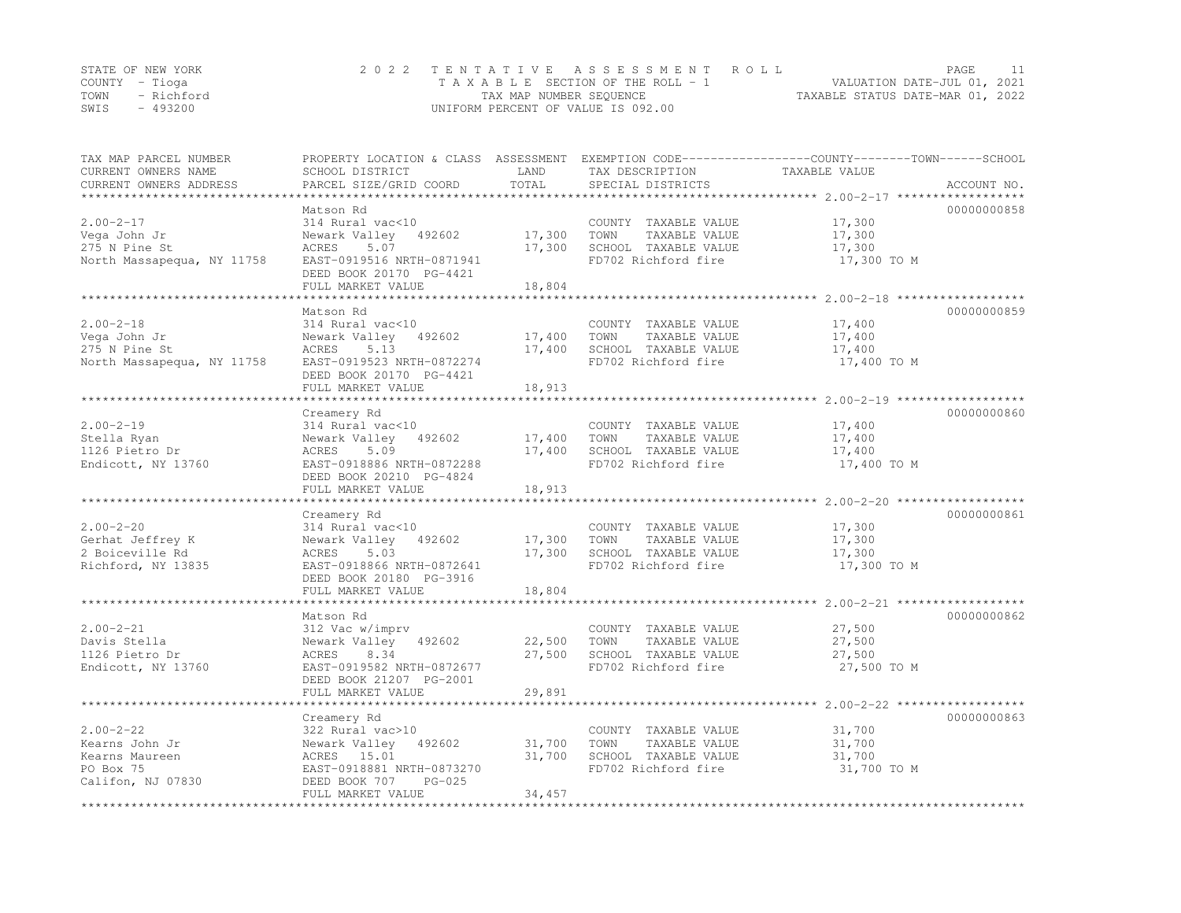STATE OF NEW YORK
COUNTY - Tioga
TOWN - Richford
SWIS - 493200

2 0 2 2 T E N T A T I V E A S S E S S M E N T R O L L
T A X A B L E SECTION OF THE ROLL - 1
TAX MAP NUMBER SEQUENCE
UNIFORM PERCENT OF VALUE IS 092.00

VALUATION DATE-JUL 01, 2021
TAXABLE STATUS DATE-MAR 01, 2022

| TAX MAP PARCEL NUMBER / CURRENT OWNERS NAME / CURRENT OWNERS ADDRESS | PROPERTY LOCATION & CLASS / SCHOOL DISTRICT / PARCEL SIZE/GRID COORD | ASSESSMENT LAND / TOTAL | EXEMPTION CODE / TAX DESCRIPTION / SPECIAL DISTRICTS | TAXABLE VALUE (COUNTY / TOWN / SCHOOL) | ACCOUNT NO. |
|---|---|---|---|---|---|
| 2.00-2-17 | Matson Rd | | | | 00000000858 |
| | 314 Rural vac<10 | | COUNTY TAXABLE VALUE | 17,300 | |
| Vega John Jr | Newark Valley 492602 | 17,300 | TOWN TAXABLE VALUE | 17,300 | |
| 275 N Pine St | ACRES 5.07 | 17,300 | SCHOOL TAXABLE VALUE | 17,300 | |
| North Massapequa, NY 11758 | EAST-0919516 NRTH-0871941 | | FD702 Richford fire | 17,300 TO M | |
| | DEED BOOK 20170 PG-4421 | | | | |
| | FULL MARKET VALUE | 18,804 | | | |
| 2.00-2-18 | Matson Rd | | | | 00000000859 |
| | 314 Rural vac<10 | | COUNTY TAXABLE VALUE | 17,400 | |
| Vega John Jr | Newark Valley 492602 | 17,400 | TOWN TAXABLE VALUE | 17,400 | |
| 275 N Pine St | ACRES 5.13 | 17,400 | SCHOOL TAXABLE VALUE | 17,400 | |
| North Massapequa, NY 11758 | EAST-0919523 NRTH-0872274 | | FD702 Richford fire | 17,400 TO M | |
| | DEED BOOK 20170 PG-4421 | | | | |
| | FULL MARKET VALUE | 18,913 | | | |
| 2.00-2-19 | Creamery Rd | | | | 00000000860 |
| | 314 Rural vac<10 | | COUNTY TAXABLE VALUE | 17,400 | |
| Stella Ryan | Newark Valley 492602 | 17,400 | TOWN TAXABLE VALUE | 17,400 | |
| 1126 Pietro Dr | ACRES 5.09 | 17,400 | SCHOOL TAXABLE VALUE | 17,400 | |
| Endicott, NY 13760 | EAST-0918886 NRTH-0872288 | | FD702 Richford fire | 17,400 TO M | |
| | DEED BOOK 20210 PG-4824 | | | | |
| | FULL MARKET VALUE | 18,913 | | | |
| 2.00-2-20 | Creamery Rd | | | | 00000000861 |
| | 314 Rural vac<10 | | COUNTY TAXABLE VALUE | 17,300 | |
| Gerhat Jeffrey K | Newark Valley 492602 | 17,300 | TOWN TAXABLE VALUE | 17,300 | |
| 2 Boiceville Rd | ACRES 5.03 | 17,300 | SCHOOL TAXABLE VALUE | 17,300 | |
| Richford, NY 13835 | EAST-0918866 NRTH-0872641 | | FD702 Richford fire | 17,300 TO M | |
| | DEED BOOK 20180 PG-3916 | | | | |
| | FULL MARKET VALUE | 18,804 | | | |
| 2.00-2-21 | Matson Rd | | | | 00000000862 |
| | 312 Vac w/imprv | | COUNTY TAXABLE VALUE | 27,500 | |
| Davis Stella | Newark Valley 492602 | 22,500 | TOWN TAXABLE VALUE | 27,500 | |
| 1126 Pietro Dr | ACRES 8.34 | 27,500 | SCHOOL TAXABLE VALUE | 27,500 | |
| Endicott, NY 13760 | EAST-0919582 NRTH-0872677 | | FD702 Richford fire | 27,500 TO M | |
| | DEED BOOK 21207 PG-2001 | | | | |
| | FULL MARKET VALUE | 29,891 | | | |
| 2.00-2-22 | Creamery Rd | | | | 00000000863 |
| | 322 Rural vac>10 | | COUNTY TAXABLE VALUE | 31,700 | |
| Kearns John Jr | Newark Valley 492602 | 31,700 | TOWN TAXABLE VALUE | 31,700 | |
| Kearns Maureen | ACRES 15.01 | 31,700 | SCHOOL TAXABLE VALUE | 31,700 | |
| PO Box 75 | EAST-0918881 NRTH-0873270 | | FD702 Richford fire | 31,700 TO M | |
| Califon, NJ 07830 | DEED BOOK 707 PG-025 | | | | |
| | FULL MARKET VALUE | 34,457 | | | |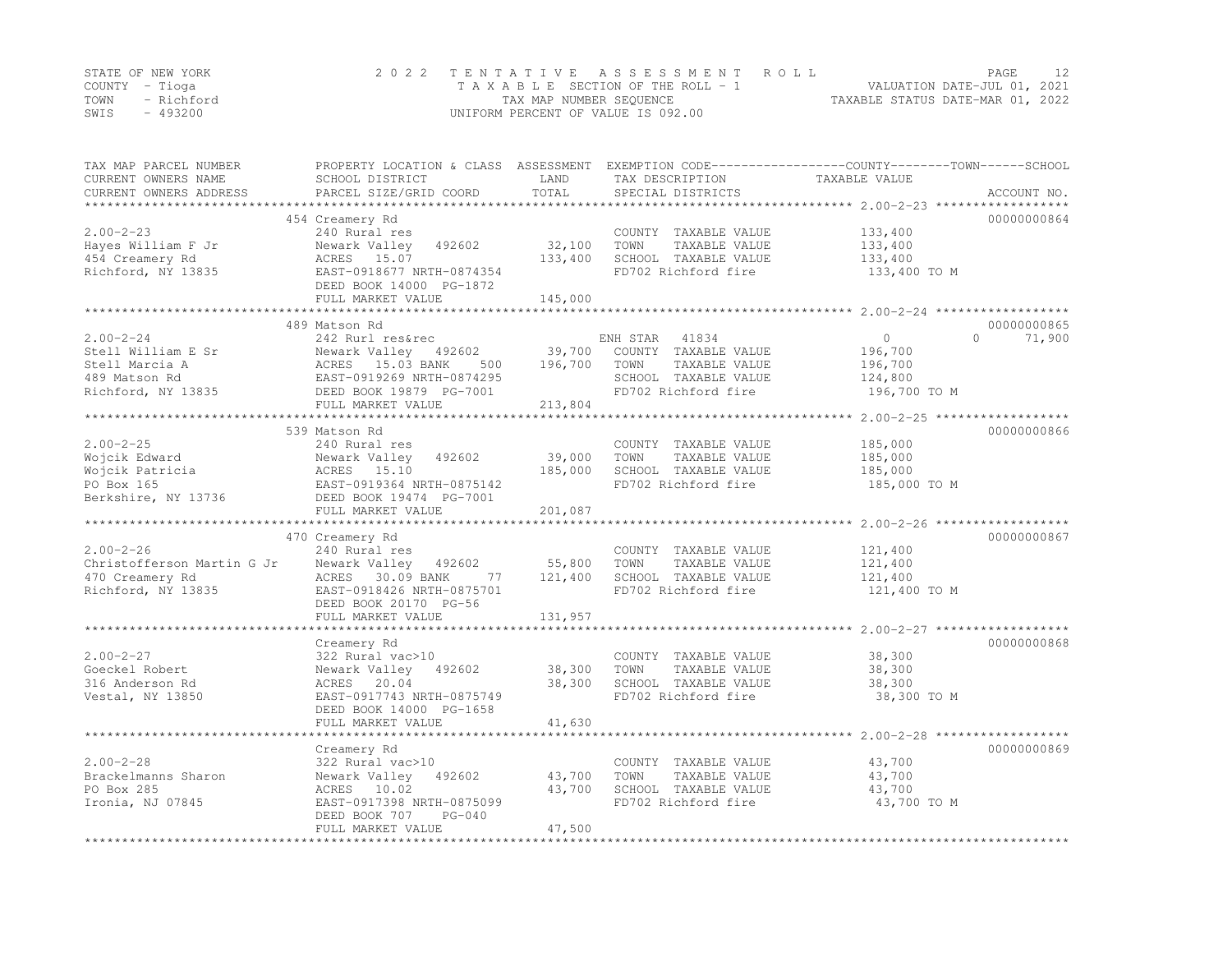STATE OF NEW YORK
COUNTY - Tioga
TOWN - Richford
SWIS - 493200

2 0 2 2 T E N T A T I V E A S S E S S M E N T R O L L
T A X A B L E SECTION OF THE ROLL - 1
TAX MAP NUMBER SEQUENCE
UNIFORM PERCENT OF VALUE IS 092.00

VALUATION DATE-JUL 01, 2021
TAXABLE STATUS DATE-MAR 01, 2022

| TAX MAP PARCEL NUMBER / CURRENT OWNERS NAME / CURRENT OWNERS ADDRESS | PROPERTY LOCATION & CLASS / SCHOOL DISTRICT / PARCEL SIZE/GRID COORD | ASSESSMENT LAND / TOTAL | EXEMPTION CODE / TAX DESCRIPTION / SPECIAL DISTRICTS | COUNTY TAXABLE VALUE | TOWN | SCHOOL | ACCOUNT NO. |
|---|---|---|---|---|---|---|---|
| | 454 Creamery Rd | | | | | | 00000000864 |
| 2.00-2-23 | 240 Rural res | | COUNTY TAXABLE VALUE | 133,400 | | | |
| Hayes William F Jr | Newark Valley 492602 | 32,100 | TOWN TAXABLE VALUE | 133,400 | | | |
| 454 Creamery Rd | ACRES 15.07 | 133,400 | SCHOOL TAXABLE VALUE | 133,400 | | | |
| Richford, NY 13835 | EAST-0918677 NRTH-0874354 | | FD702 Richford fire | 133,400 TO M | | | |
| | DEED BOOK 14000 PG-1872 | | | | | | |
| | FULL MARKET VALUE | 145,000 | | | | | |
| | 489 Matson Rd | | | | | | 00000000865 |
| 2.00-2-24 | 242 Rurl res&rec | | ENH STAR 41834 | 0 | 0 | 71,900 | |
| Stell William E Sr | Newark Valley 492602 | 39,700 | COUNTY TAXABLE VALUE | 196,700 | | | |
| Stell Marcia A | ACRES 15.03 BANK 500 | 196,700 | TOWN TAXABLE VALUE | 196,700 | | | |
| 489 Matson Rd | EAST-0919269 NRTH-0874295 | | SCHOOL TAXABLE VALUE | 124,800 | | | |
| Richford, NY 13835 | DEED BOOK 19879 PG-7001 | | FD702 Richford fire | 196,700 TO M | | | |
| | FULL MARKET VALUE | 213,804 | | | | | |
| | 539 Matson Rd | | | | | | 00000000866 |
| 2.00-2-25 | 240 Rural res | | COUNTY TAXABLE VALUE | 185,000 | | | |
| Wojcik Edward | Newark Valley 492602 | 39,000 | TOWN TAXABLE VALUE | 185,000 | | | |
| Wojcik Patricia | ACRES 15.10 | 185,000 | SCHOOL TAXABLE VALUE | 185,000 | | | |
| PO Box 165 | EAST-0919364 NRTH-0875142 | | FD702 Richford fire | 185,000 TO M | | | |
| Berkshire, NY 13736 | DEED BOOK 19474 PG-7001 | | | | | | |
| | FULL MARKET VALUE | 201,087 | | | | | |
| | 470 Creamery Rd | | | | | | 00000000867 |
| 2.00-2-26 | 240 Rural res | | COUNTY TAXABLE VALUE | 121,400 | | | |
| Christofferson Martin G Jr | Newark Valley 492602 | 55,800 | TOWN TAXABLE VALUE | 121,400 | | | |
| 470 Creamery Rd | ACRES 30.09 BANK 77 | 121,400 | SCHOOL TAXABLE VALUE | 121,400 | | | |
| Richford, NY 13835 | EAST-0918426 NRTH-0875701 | | FD702 Richford fire | 121,400 TO M | | | |
| | DEED BOOK 20170 PG-56 | | | | | | |
| | FULL MARKET VALUE | 131,957 | | | | | |
| | Creamery Rd | | | | | | 00000000868 |
| 2.00-2-27 | 322 Rural vac>10 | | COUNTY TAXABLE VALUE | 38,300 | | | |
| Goeckel Robert | Newark Valley 492602 | 38,300 | TOWN TAXABLE VALUE | 38,300 | | | |
| 316 Anderson Rd | ACRES 20.04 | 38,300 | SCHOOL TAXABLE VALUE | 38,300 | | | |
| Vestal, NY 13850 | EAST-0917743 NRTH-0875749 | | FD702 Richford fire | 38,300 TO M | | | |
| | DEED BOOK 14000 PG-1658 | | | | | | |
| | FULL MARKET VALUE | 41,630 | | | | | |
| | Creamery Rd | | | | | | 00000000869 |
| 2.00-2-28 | 322 Rural vac>10 | | COUNTY TAXABLE VALUE | 43,700 | | | |
| Brackelmanns Sharon | Newark Valley 492602 | 43,700 | TOWN TAXABLE VALUE | 43,700 | | | |
| PO Box 285 | ACRES 10.02 | 43,700 | SCHOOL TAXABLE VALUE | 43,700 | | | |
| Ironia, NJ 07845 | EAST-0917398 NRTH-0875099 | | FD702 Richford fire | 43,700 TO M | | | |
| | DEED BOOK 707 PG-040 | | | | | | |
| | FULL MARKET VALUE | 47,500 | | | | | |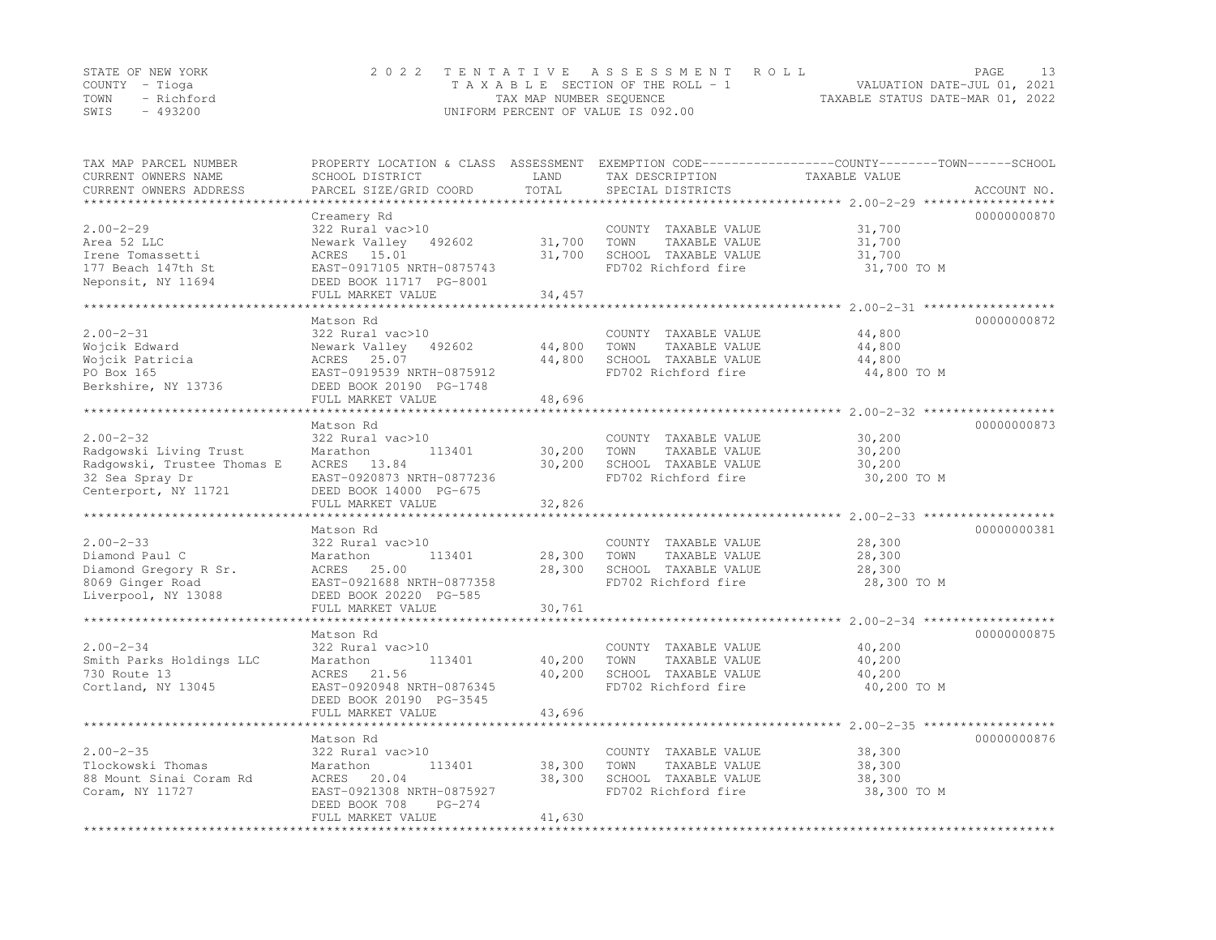STATE OF NEW YORK
COUNTY - Tioga
TOWN - Richford
SWIS - 493200

# 2022 TENTATIVE ASSESSMENT ROLL

TAXABLE SECTION OF THE ROLL - 1
TAX MAP NUMBER SEQUENCE
UNIFORM PERCENT OF VALUE IS 092.00

VALUATION DATE-JUL 01, 2021
TAXABLE STATUS DATE-MAR 01, 2022

| TAX MAP PARCEL NUMBER / CURRENT OWNERS NAME / CURRENT OWNERS ADDRESS | PROPERTY LOCATION & CLASS / SCHOOL DISTRICT / PARCEL SIZE/GRID COORD | ASSESSMENT LAND | ASSESSMENT TOTAL | EXEMPTION CODE / TAX DESCRIPTION / SPECIAL DISTRICTS | TAXABLE VALUE (COUNTY--TOWN--SCHOOL) | ACCOUNT NO. |
|---|---|---|---|---|---|---|
| 2.00-2-29 | Creamery Rd | | | | | 00000000870 |
| | 322 Rural vac>10 | | | COUNTY TAXABLE VALUE | 31,700 | |
| Area 52 LLC | Newark Valley 492602 | 31,700 | | TOWN TAXABLE VALUE | 31,700 | |
| Irene Tomassetti | ACRES 15.01 | | 31,700 | SCHOOL TAXABLE VALUE | 31,700 | |
| 177 Beach 147th St | EAST-0917105 NRTH-0875743 | | | FD702 Richford fire | 31,700 TO M | |
| Neponsit, NY 11694 | DEED BOOK 11717 PG-8001 | | | | | |
| | FULL MARKET VALUE | | 34,457 | | | |
| 2.00-2-31 | Matson Rd | | | | | 00000000872 |
| | 322 Rural vac>10 | | | COUNTY TAXABLE VALUE | 44,800 | |
| Wojcik Edward | Newark Valley 492602 | 44,800 | | TOWN TAXABLE VALUE | 44,800 | |
| Wojcik Patricia | ACRES 25.07 | | 44,800 | SCHOOL TAXABLE VALUE | 44,800 | |
| PO Box 165 | EAST-0919539 NRTH-0875912 | | | FD702 Richford fire | 44,800 TO M | |
| Berkshire, NY 13736 | DEED BOOK 20190 PG-1748 | | | | | |
| | FULL MARKET VALUE | | 48,696 | | | |
| 2.00-2-32 | Matson Rd | | | | | 00000000873 |
| | 322 Rural vac>10 | | | COUNTY TAXABLE VALUE | 30,200 | |
| Radgowski Living Trust | Marathon 113401 | 30,200 | | TOWN TAXABLE VALUE | 30,200 | |
| Radgowski, Trustee Thomas E | ACRES 13.84 | | 30,200 | SCHOOL TAXABLE VALUE | 30,200 | |
| 32 Sea Spray Dr | EAST-0920873 NRTH-0877236 | | | FD702 Richford fire | 30,200 TO M | |
| Centerport, NY 11721 | DEED BOOK 14000 PG-675 | | | | | |
| | FULL MARKET VALUE | | 32,826 | | | |
| 2.00-2-33 | Matson Rd | | | | | 00000000381 |
| | 322 Rural vac>10 | | | COUNTY TAXABLE VALUE | 28,300 | |
| Diamond Paul C | Marathon 113401 | 28,300 | | TOWN TAXABLE VALUE | 28,300 | |
| Diamond Gregory R Sr. | ACRES 25.00 | | 28,300 | SCHOOL TAXABLE VALUE | 28,300 | |
| 8069 Ginger Road | EAST-0921688 NRTH-0877358 | | | FD702 Richford fire | 28,300 TO M | |
| Liverpool, NY 13088 | DEED BOOK 20220 PG-585 | | | | | |
| | FULL MARKET VALUE | | 30,761 | | | |
| 2.00-2-34 | Matson Rd | | | | | 00000000875 |
| | 322 Rural vac>10 | | | COUNTY TAXABLE VALUE | 40,200 | |
| Smith Parks Holdings LLC | Marathon 113401 | 40,200 | | TOWN TAXABLE VALUE | 40,200 | |
| 730 Route 13 | ACRES 21.56 | | 40,200 | SCHOOL TAXABLE VALUE | 40,200 | |
| Cortland, NY 13045 | EAST-0920948 NRTH-0876345 | | | FD702 Richford fire | 40,200 TO M | |
| | DEED BOOK 20190 PG-3545 | | | | | |
| | FULL MARKET VALUE | | 43,696 | | | |
| 2.00-2-35 | Matson Rd | | | | | 00000000876 |
| | 322 Rural vac>10 | | | COUNTY TAXABLE VALUE | 38,300 | |
| Tlockowski Thomas | Marathon 113401 | 38,300 | | TOWN TAXABLE VALUE | 38,300 | |
| 88 Mount Sinai Coram Rd | ACRES 20.04 | | 38,300 | SCHOOL TAXABLE VALUE | 38,300 | |
| Coram, NY 11727 | EAST-0921308 NRTH-0875927 | | | FD702 Richford fire | 38,300 TO M | |
| | DEED BOOK 708 PG-274 | | | | | |
| | FULL MARKET VALUE | | 41,630 | | | |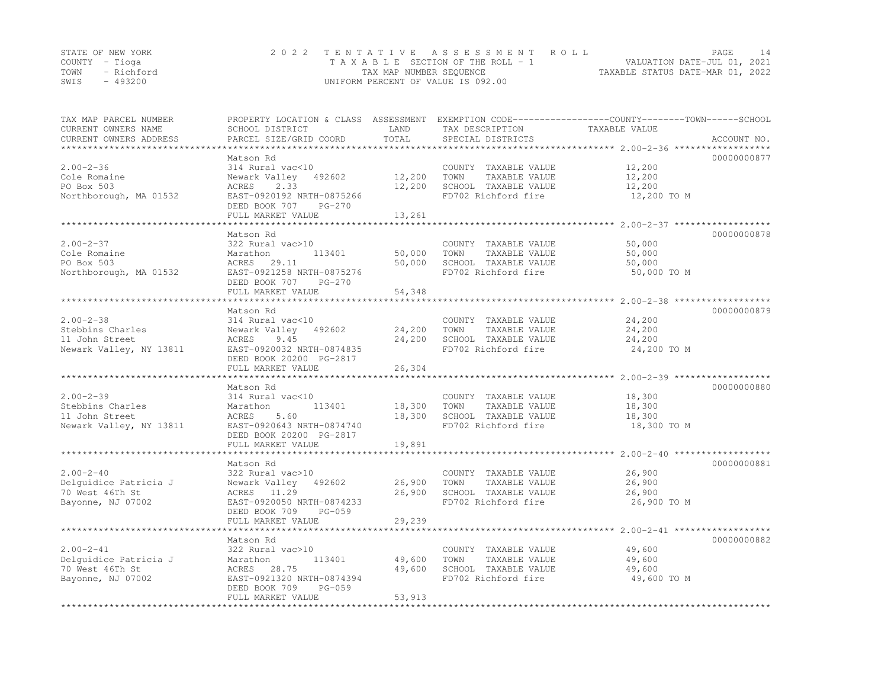STATE OF NEW YORK
COUNTY - Tioga
TOWN - Richford
SWIS - 493200

2 0 2 2 T E N T A T I V E A S S E S S M E N T R O L L
T A X A B L E SECTION OF THE ROLL - 1
TAX MAP NUMBER SEQUENCE
UNIFORM PERCENT OF VALUE IS 092.00

VALUATION DATE-JUL 01, 2021
TAXABLE STATUS DATE-MAR 01, 2022

| TAX MAP PARCEL NUMBER / CURRENT OWNERS NAME / CURRENT OWNERS ADDRESS | PROPERTY LOCATION & CLASS / SCHOOL DISTRICT / PARCEL SIZE/GRID COORD | ASSESSMENT LAND | TOTAL | EXEMPTION CODE / TAX DESCRIPTION / SPECIAL DISTRICTS | TAXABLE VALUE (COUNTY / TOWN / SCHOOL) | ACCOUNT NO. |
|---|---|---|---|---|---|---|
| 2.00-2-36 | Matson Rd | | | | | 00000000877 |
| 2.00-2-36 | 314 Rural vac<10 | | | COUNTY TAXABLE VALUE | 12,200 | |
| Cole Romaine | Newark Valley 492602 | 12,200 | | TOWN TAXABLE VALUE | 12,200 | |
| PO Box 503 | ACRES 2.33 | | 12,200 | SCHOOL TAXABLE VALUE | 12,200 | |
| Northborough, MA 01532 | EAST-0920192 NRTH-0875266 | | | FD702 Richford fire | 12,200 TO M | |
| | DEED BOOK 707 PG-270 | | | | | |
| | FULL MARKET VALUE | | 13,261 | | | |
| 2.00-2-37 | Matson Rd | | | | | 00000000878 |
| 2.00-2-37 | 322 Rural vac>10 | | | COUNTY TAXABLE VALUE | 50,000 | |
| Cole Romaine | Marathon 113401 | 50,000 | | TOWN TAXABLE VALUE | 50,000 | |
| PO Box 503 | ACRES 29.11 | | 50,000 | SCHOOL TAXABLE VALUE | 50,000 | |
| Northborough, MA 01532 | EAST-0921258 NRTH-0875276 | | | FD702 Richford fire | 50,000 TO M | |
| | DEED BOOK 707 PG-270 | | | | | |
| | FULL MARKET VALUE | | 54,348 | | | |
| 2.00-2-38 | Matson Rd | | | | | 00000000879 |
| 2.00-2-38 | 314 Rural vac<10 | | | COUNTY TAXABLE VALUE | 24,200 | |
| Stebbins Charles | Newark Valley 492602 | 24,200 | | TOWN TAXABLE VALUE | 24,200 | |
| 11 John Street | ACRES 9.45 | | 24,200 | SCHOOL TAXABLE VALUE | 24,200 | |
| Newark Valley, NY 13811 | EAST-0920032 NRTH-0874835 | | | FD702 Richford fire | 24,200 TO M | |
| | DEED BOOK 20200 PG-2817 | | | | | |
| | FULL MARKET VALUE | | 26,304 | | | |
| 2.00-2-39 | Matson Rd | | | | | 00000000880 |
| 2.00-2-39 | 314 Rural vac<10 | | | COUNTY TAXABLE VALUE | 18,300 | |
| Stebbins Charles | Marathon 113401 | 18,300 | | TOWN TAXABLE VALUE | 18,300 | |
| 11 John Street | ACRES 5.60 | | 18,300 | SCHOOL TAXABLE VALUE | 18,300 | |
| Newark Valley, NY 13811 | EAST-0920643 NRTH-0874740 | | | FD702 Richford fire | 18,300 TO M | |
| | DEED BOOK 20200 PG-2817 | | | | | |
| | FULL MARKET VALUE | | 19,891 | | | |
| 2.00-2-40 | Matson Rd | | | | | 00000000881 |
| 2.00-2-40 | 322 Rural vac>10 | | | COUNTY TAXABLE VALUE | 26,900 | |
| Delguidice Patricia J | Newark Valley 492602 | 26,900 | | TOWN TAXABLE VALUE | 26,900 | |
| 70 West 46Th St | ACRES 11.29 | | 26,900 | SCHOOL TAXABLE VALUE | 26,900 | |
| Bayonne, NJ 07002 | EAST-0920050 NRTH-0874233 | | | FD702 Richford fire | 26,900 TO M | |
| | DEED BOOK 709 PG-059 | | | | | |
| | FULL MARKET VALUE | | 29,239 | | | |
| 2.00-2-41 | Matson Rd | | | | | 00000000882 |
| 2.00-2-41 | 322 Rural vac>10 | | | COUNTY TAXABLE VALUE | 49,600 | |
| Delguidice Patricia J | Marathon 113401 | 49,600 | | TOWN TAXABLE VALUE | 49,600 | |
| 70 West 46Th St | ACRES 28.75 | | 49,600 | SCHOOL TAXABLE VALUE | 49,600 | |
| Bayonne, NJ 07002 | EAST-0921320 NRTH-0874394 | | | FD702 Richford fire | 49,600 TO M | |
| | DEED BOOK 709 PG-059 | | | | | |
| | FULL MARKET VALUE | | 53,913 | | | |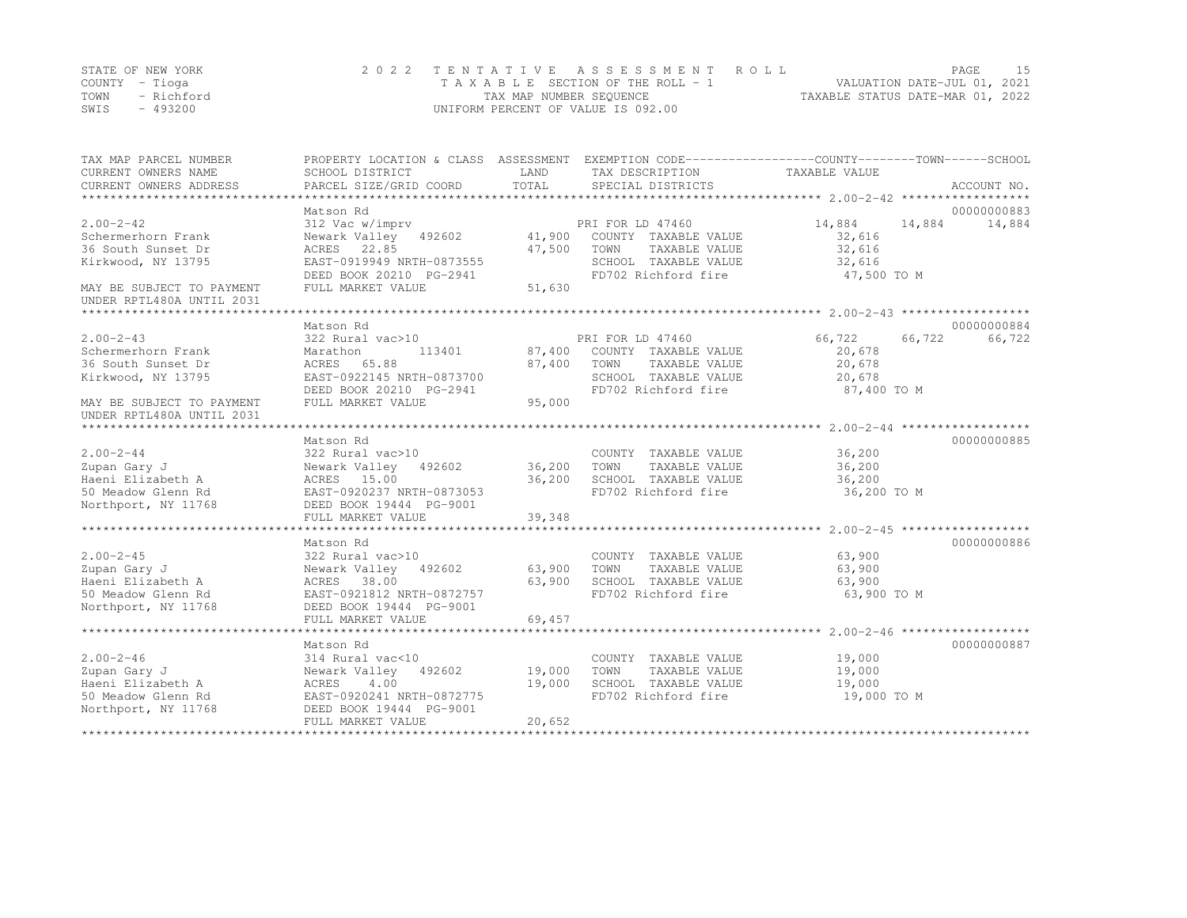STATE OF NEW YORK
COUNTY - Tioga
TOWN - Richford
SWIS - 493200

2022 TENTATIVE ASSESSMENT ROLL
TAXABLE SECTION OF THE ROLL - 1
TAX MAP NUMBER SEQUENCE
UNIFORM PERCENT OF VALUE IS 092.00

VALUATION DATE-JUL 01, 2021
TAXABLE STATUS DATE-MAR 01, 2022

| TAX MAP PARCEL NUMBER / CURRENT OWNERS NAME / CURRENT OWNERS ADDRESS | PROPERTY LOCATION & CLASS / SCHOOL DISTRICT / PARCEL SIZE/GRID COORD | ASSESSMENT LAND / TOTAL | EXEMPTION CODE / TAX DESCRIPTION / SPECIAL DISTRICTS | COUNTY | TOWN | SCHOOL | ACCOUNT NO. |
|---|---|---|---|---|---|---|---|
| 2.00-2-42 | Matson Rd | | | | | | 00000000883 |
| | 312 Vac w/imprv | | PRI FOR LD 47460 | 14,884 | 14,884 | 14,884 | |
| Schermerhorn Frank | Newark Valley 492602 | 41,900 | COUNTY TAXABLE VALUE | 32,616 | | | |
| 36 South Sunset Dr | ACRES 22.85 | 47,500 | TOWN TAXABLE VALUE | 32,616 | | | |
| Kirkwood, NY 13795 | EAST-0919949 NRTH-0873555 | | SCHOOL TAXABLE VALUE | 32,616 | | | |
| | DEED BOOK 20210 PG-2941 | | FD702 Richford fire | 47,500 TO M | | | |
| MAY BE SUBJECT TO PAYMENT UNDER RPTL480A UNTIL 2031 | FULL MARKET VALUE | 51,630 | | | | | |
| 2.00-2-43 | Matson Rd | | | | | | 00000000884 |
| | 322 Rural vac>10 | | PRI FOR LD 47460 | 66,722 | 66,722 | 66,722 | |
| Schermerhorn Frank | Marathon 113401 | 87,400 | COUNTY TAXABLE VALUE | 20,678 | | | |
| 36 South Sunset Dr | ACRES 65.88 | 87,400 | TOWN TAXABLE VALUE | 20,678 | | | |
| Kirkwood, NY 13795 | EAST-0922145 NRTH-0873700 | | SCHOOL TAXABLE VALUE | 20,678 | | | |
| | DEED BOOK 20210 PG-2941 | | FD702 Richford fire | 87,400 TO M | | | |
| MAY BE SUBJECT TO PAYMENT UNDER RPTL480A UNTIL 2031 | FULL MARKET VALUE | 95,000 | | | | | |
| 2.00-2-44 | Matson Rd | | | | | | 00000000885 |
| | 322 Rural vac>10 | | COUNTY TAXABLE VALUE | 36,200 | | | |
| Zupan Gary J | Newark Valley 492602 | 36,200 | TOWN TAXABLE VALUE | 36,200 | | | |
| Haeni Elizabeth A | ACRES 15.00 | 36,200 | SCHOOL TAXABLE VALUE | 36,200 | | | |
| 50 Meadow Glenn Rd | EAST-0920237 NRTH-0873053 | | FD702 Richford fire | 36,200 TO M | | | |
| Northport, NY 11768 | DEED BOOK 19444 PG-9001 | | | | | | |
| | FULL MARKET VALUE | 39,348 | | | | | |
| 2.00-2-45 | Matson Rd | | | | | | 00000000886 |
| | 322 Rural vac>10 | | COUNTY TAXABLE VALUE | 63,900 | | | |
| Zupan Gary J | Newark Valley 492602 | 63,900 | TOWN TAXABLE VALUE | 63,900 | | | |
| Haeni Elizabeth A | ACRES 38.00 | 63,900 | SCHOOL TAXABLE VALUE | 63,900 | | | |
| 50 Meadow Glenn Rd | EAST-0921812 NRTH-0872757 | | FD702 Richford fire | 63,900 TO M | | | |
| Northport, NY 11768 | DEED BOOK 19444 PG-9001 | | | | | | |
| | FULL MARKET VALUE | 69,457 | | | | | |
| 2.00-2-46 | Matson Rd | | | | | | 00000000887 |
| | 314 Rural vac<10 | | COUNTY TAXABLE VALUE | 19,000 | | | |
| Zupan Gary J | Newark Valley 492602 | 19,000 | TOWN TAXABLE VALUE | 19,000 | | | |
| Haeni Elizabeth A | ACRES 4.00 | 19,000 | SCHOOL TAXABLE VALUE | 19,000 | | | |
| 50 Meadow Glenn Rd | EAST-0920241 NRTH-0872775 | | FD702 Richford fire | 19,000 TO M | | | |
| Northport, NY 11768 | DEED BOOK 19444 PG-9001 | | | | | | |
| | FULL MARKET VALUE | 20,652 | | | | | |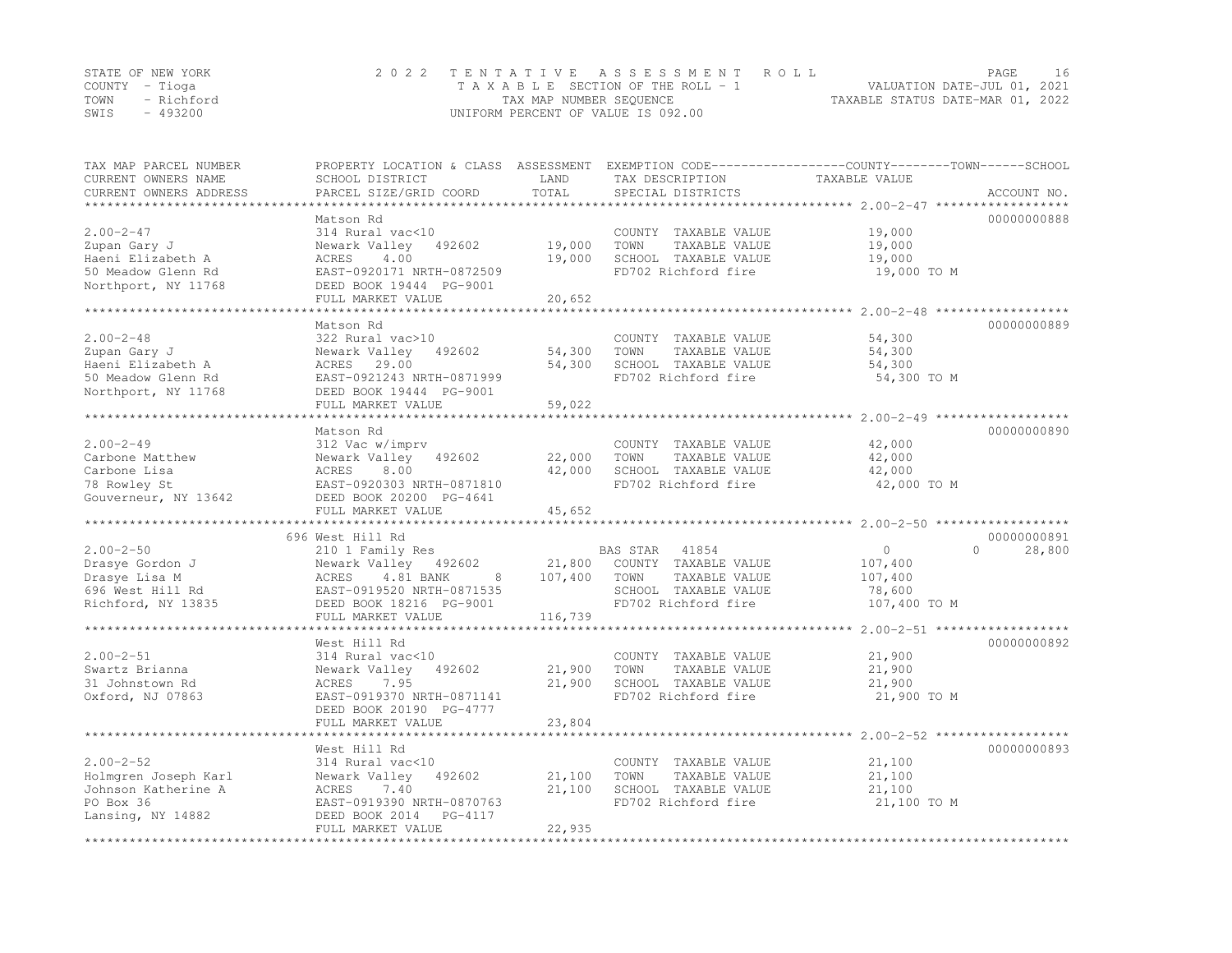STATE OF NEW YORK
COUNTY - Tioga
TOWN - Richford
SWIS - 493200

# 2022 TENTATIVE ASSESSMENT ROLL

TAXABLE SECTION OF THE ROLL - 1
TAX MAP NUMBER SEQUENCE
UNIFORM PERCENT OF VALUE IS 092.00

VALUATION DATE-JUL 01, 2021
TAXABLE STATUS DATE-MAR 01, 2022

| TAX MAP PARCEL NUMBER / CURRENT OWNERS NAME / CURRENT OWNERS ADDRESS | PROPERTY LOCATION & CLASS / SCHOOL DISTRICT / PARCEL SIZE/GRID COORD | ASSESSMENT LAND / TOTAL | EXEMPTION CODE / TAX DESCRIPTION / SPECIAL DISTRICTS | COUNTY / TOWN / SCHOOL TAXABLE VALUE | ACCOUNT NO. |
|---|---|---|---|---|---|
| 2.00-2-47 | Matson Rd | | | | 00000000888 |
| | 314 Rural vac<10 | | COUNTY TAXABLE VALUE | 19,000 | |
| Zupan Gary J | Newark Valley 492602 | 19,000 | TOWN TAXABLE VALUE | 19,000 | |
| Haeni Elizabeth A | ACRES 4.00 | 19,000 | SCHOOL TAXABLE VALUE | 19,000 | |
| 50 Meadow Glenn Rd | EAST-0920171 NRTH-0872509 | | FD702 Richford fire | 19,000 TO M | |
| Northport, NY 11768 | DEED BOOK 19444 PG-9001 | | | | |
| | FULL MARKET VALUE | 20,652 | | | |
| 2.00-2-48 | Matson Rd | | | | 00000000889 |
| | 322 Rural vac>10 | | COUNTY TAXABLE VALUE | 54,300 | |
| Zupan Gary J | Newark Valley 492602 | 54,300 | TOWN TAXABLE VALUE | 54,300 | |
| Haeni Elizabeth A | ACRES 29.00 | 54,300 | SCHOOL TAXABLE VALUE | 54,300 | |
| 50 Meadow Glenn Rd | EAST-0921243 NRTH-0871999 | | FD702 Richford fire | 54,300 TO M | |
| Northport, NY 11768 | DEED BOOK 19444 PG-9001 | | | | |
| | FULL MARKET VALUE | 59,022 | | | |
| 2.00-2-49 | Matson Rd | | | | 00000000890 |
| | 312 Vac w/imprv | | COUNTY TAXABLE VALUE | 42,000 | |
| Carbone Matthew | Newark Valley 492602 | 22,000 | TOWN TAXABLE VALUE | 42,000 | |
| Carbone Lisa | ACRES 8.00 | 42,000 | SCHOOL TAXABLE VALUE | 42,000 | |
| 78 Rowley St | EAST-0920303 NRTH-0871810 | | FD702 Richford fire | 42,000 TO M | |
| Gouverneur, NY 13642 | DEED BOOK 20200 PG-4641 | | | | |
| | FULL MARKET VALUE | 45,652 | | | |
| 2.00-2-50 | 696 West Hill Rd | | | | 00000000891 |
| | 210 1 Family Res | | BAS STAR 41854 | 0 / 0 / 28,800 | |
| Drasye Gordon J | Newark Valley 492602 | 21,800 | COUNTY TAXABLE VALUE | 107,400 | |
| Drasye Lisa M | ACRES 4.81 BANK 8 | 107,400 | TOWN TAXABLE VALUE | 107,400 | |
| 696 West Hill Rd | EAST-0919520 NRTH-0871535 | | SCHOOL TAXABLE VALUE | 78,600 | |
| Richford, NY 13835 | DEED BOOK 18216 PG-9001 | | FD702 Richford fire | 107,400 TO M | |
| | FULL MARKET VALUE | 116,739 | | | |
| 2.00-2-51 | West Hill Rd | | | | 00000000892 |
| | 314 Rural vac<10 | | COUNTY TAXABLE VALUE | 21,900 | |
| Swartz Brianna | Newark Valley 492602 | 21,900 | TOWN TAXABLE VALUE | 21,900 | |
| 31 Johnstown Rd | ACRES 7.95 | 21,900 | SCHOOL TAXABLE VALUE | 21,900 | |
| Oxford, NJ 07863 | EAST-0919370 NRTH-0871141 | | FD702 Richford fire | 21,900 TO M | |
| | DEED BOOK 20190 PG-4777 | | | | |
| | FULL MARKET VALUE | 23,804 | | | |
| 2.00-2-52 | West Hill Rd | | | | 00000000893 |
| | 314 Rural vac<10 | | COUNTY TAXABLE VALUE | 21,100 | |
| Holmgren Joseph Karl | Newark Valley 492602 | 21,100 | TOWN TAXABLE VALUE | 21,100 | |
| Johnson Katherine A | ACRES 7.40 | 21,100 | SCHOOL TAXABLE VALUE | 21,100 | |
| PO Box 36 | EAST-0919390 NRTH-0870763 | | FD702 Richford fire | 21,100 TO M | |
| Lansing, NY 14882 | DEED BOOK 2014 PG-4117 | | | | |
| | FULL MARKET VALUE | 22,935 | | | |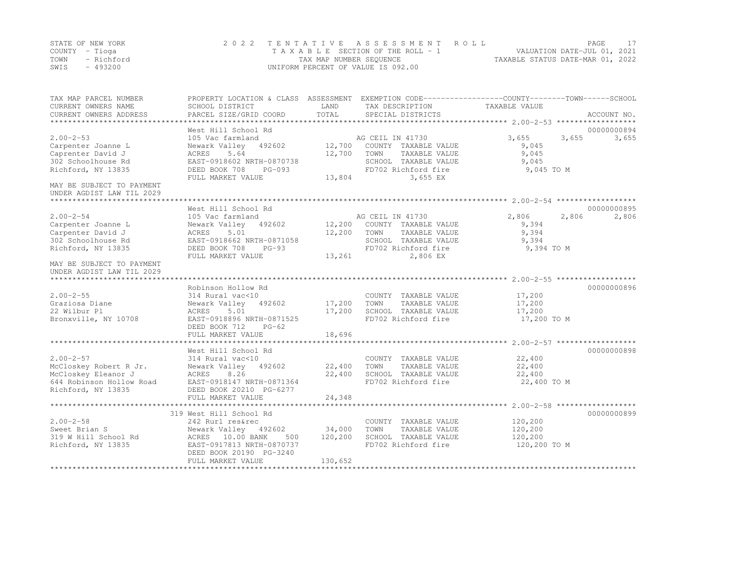STATE OF NEW YORK
COUNTY - Tioga
TOWN - Richford
SWIS - 493200

2 0 2 2 T E N T A T I V E A S S E S S M E N T R O L L
T A X A B L E SECTION OF THE ROLL - 1
TAX MAP NUMBER SEQUENCE
UNIFORM PERCENT OF VALUE IS 092.00

VALUATION DATE-JUL 01, 2021
TAXABLE STATUS DATE-MAR 01, 2022

| TAX MAP PARCEL NUMBER / CURRENT OWNERS NAME / CURRENT OWNERS ADDRESS | PROPERTY LOCATION & CLASS / SCHOOL DISTRICT / PARCEL SIZE/GRID COORD | ASSESSMENT LAND / TOTAL | EXEMPTION CODE / TAX DESCRIPTION / SPECIAL DISTRICTS | COUNTY TAXABLE VALUE | TOWN | SCHOOL | ACCOUNT NO. |
|---|---|---|---|---|---|---|---|
| **2.00-2-53** | West Hill School Rd | | | | | | 00000000894 |
| | 105 Vac farmland | | AG CEIL IN 41730 | 3,655 | 3,655 | 3,655 | |
| Carpenter Joanne L | Newark Valley 492602 | 12,700 | COUNTY TAXABLE VALUE | 9,045 | | | |
| Caprenter David J | ACRES 5.64 | 12,700 | TOWN TAXABLE VALUE | 9,045 | | | |
| 302 Schoolhouse Rd | EAST-0918602 NRTH-0870738 | | SCHOOL TAXABLE VALUE | 9,045 | | | |
| Richford, NY 13835 | DEED BOOK 708 PG-093 | | FD702 Richford fire | 9,045 TO M | | | |
| | FULL MARKET VALUE | 13,804 | 3,655 EX | | | | |
| MAY BE SUBJECT TO PAYMENT UNDER AGDIST LAW TIL 2029 | | | | | | | |
| **2.00-2-54** | West Hill School Rd | | | | | | 00000000895 |
| | 105 Vac farmland | | AG CEIL IN 41730 | 2,806 | 2,806 | 2,806 | |
| Carpenter Joanne L | Newark Valley 492602 | 12,200 | COUNTY TAXABLE VALUE | 9,394 | | | |
| Carpenter David J | ACRES 5.01 | 12,200 | TOWN TAXABLE VALUE | 9,394 | | | |
| 302 Schoolhouse Rd | EAST-0918662 NRTH-0871058 | | SCHOOL TAXABLE VALUE | 9,394 | | | |
| Richford, NY 13835 | DEED BOOK 708 PG-93 | | FD702 Richford fire | 9,394 TO M | | | |
| | FULL MARKET VALUE | 13,261 | 2,806 EX | | | | |
| MAY BE SUBJECT TO PAYMENT UNDER AGDIST LAW TIL 2029 | | | | | | | |
| **2.00-2-55** | Robinson Hollow Rd | | | | | | 00000000896 |
| | 314 Rural vac<10 | | COUNTY TAXABLE VALUE | 17,200 | | | |
| Graziosa Diane | Newark Valley 492602 | 17,200 | TOWN TAXABLE VALUE | 17,200 | | | |
| 22 Wilbur Pl | ACRES 5.01 | 17,200 | SCHOOL TAXABLE VALUE | 17,200 | | | |
| Bronxville, NY 10708 | EAST-0918896 NRTH-0871525 | | FD702 Richford fire | 17,200 TO M | | | |
| | DEED BOOK 712 PG-62 | | | | | | |
| | FULL MARKET VALUE | 18,696 | | | | | |
| **2.00-2-57** | West Hill School Rd | | | | | | 00000000898 |
| | 314 Rural vac<10 | | COUNTY TAXABLE VALUE | 22,400 | | | |
| McCloskey Robert R Jr. | Newark Valley 492602 | 22,400 | TOWN TAXABLE VALUE | 22,400 | | | |
| McCloskey Eleanor J | ACRES 8.26 | 22,400 | SCHOOL TAXABLE VALUE | 22,400 | | | |
| 644 Robinson Hollow Road | EAST-0918147 NRTH-0871364 | | FD702 Richford fire | 22,400 TO M | | | |
| Richford, NY 13835 | DEED BOOK 20210 PG-6277 | | | | | | |
| | FULL MARKET VALUE | 24,348 | | | | | |
| **2.00-2-58** | 319 West Hill School Rd | | | | | | 00000000899 |
| | 242 Rurl res&rec | | COUNTY TAXABLE VALUE | 120,200 | | | |
| Sweet Brian S | Newark Valley 492602 | 34,000 | TOWN TAXABLE VALUE | 120,200 | | | |
| 319 W Hill School Rd | ACRES 10.00 BANK 500 | 120,200 | SCHOOL TAXABLE VALUE | 120,200 | | | |
| Richford, NY 13835 | EAST-0917813 NRTH-0870737 | | FD702 Richford fire | 120,200 TO M | | | |
| | DEED BOOK 20190 PG-3240 | | | | | | |
| | FULL MARKET VALUE | 130,652 | | | | | |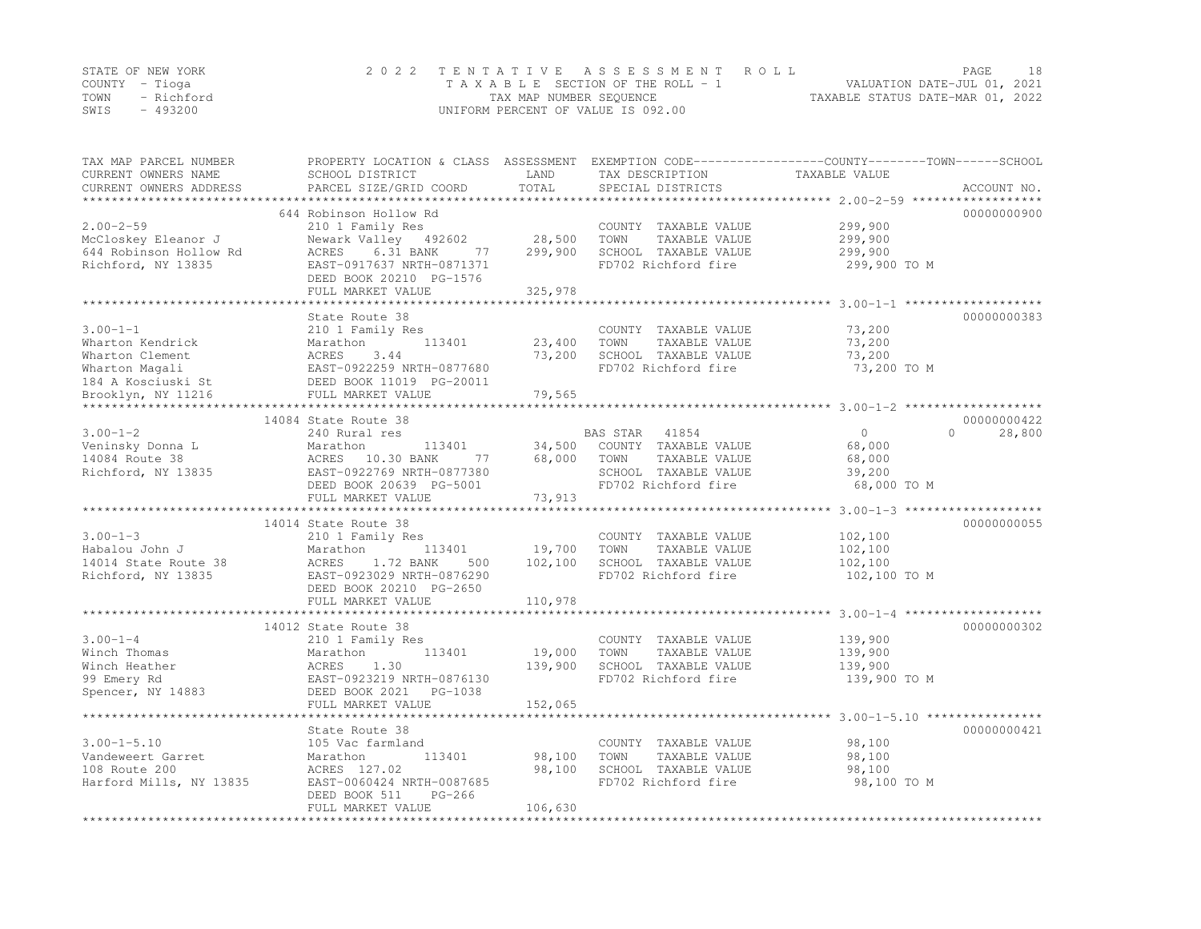STATE OF NEW YORK
COUNTY - Tioga
TOWN - Richford
SWIS - 493200

2 0 2 2 T E N T A T I V E A S S E S S M E N T R O L L
T A X A B L E SECTION OF THE ROLL - 1
TAX MAP NUMBER SEQUENCE
UNIFORM PERCENT OF VALUE IS 092.00

VALUATION DATE-JUL 01, 2021
TAXABLE STATUS DATE-MAR 01, 2022

| TAX MAP PARCEL NUMBER / CURRENT OWNERS NAME / CURRENT OWNERS ADDRESS | PROPERTY LOCATION & CLASS / SCHOOL DISTRICT / PARCEL SIZE/GRID COORD | ASSESSMENT LAND / TOTAL | EXEMPTION CODE / TAX DESCRIPTION / SPECIAL DISTRICTS | COUNTY TAXABLE VALUE | TOWN | SCHOOL | ACCOUNT NO. |
|---|---|---|---|---|---|---|---|
| **2.00-2-59** | 644 Robinson Hollow Rd | | | | | | 00000000900 |
| McCloskey Eleanor J | 210 1 Family Res | | COUNTY TAXABLE VALUE | 299,900 | | | |
| 644 Robinson Hollow Rd | Newark Valley 492602 | 28,500 | TOWN TAXABLE VALUE | 299,900 | | | |
| Richford, NY 13835 | ACRES 6.31 BANK 77 | 299,900 | SCHOOL TAXABLE VALUE | 299,900 | | | |
| | EAST-0917637 NRTH-0871371 | | FD702 Richford fire | 299,900 TO M | | | |
| | DEED BOOK 20210 PG-1576 | | | | | | |
| | FULL MARKET VALUE | 325,978 | | | | | |
| **3.00-1-1** | State Route 38 | | | | | | 00000000383 |
| Wharton Kendrick | 210 1 Family Res | | COUNTY TAXABLE VALUE | 73,200 | | | |
| Wharton Clement | Marathon 113401 | 23,400 | TOWN TAXABLE VALUE | 73,200 | | | |
| Wharton Magali | ACRES 3.44 | 73,200 | SCHOOL TAXABLE VALUE | 73,200 | | | |
| 184 A Kosciuski St | EAST-0922259 NRTH-0877680 | | FD702 Richford fire | 73,200 TO M | | | |
| Brooklyn, NY 11216 | DEED BOOK 11019 PG-20011 | | | | | | |
| | FULL MARKET VALUE | 79,565 | | | | | |
| **3.00-1-2** | 14084 State Route 38 | | | | | | 00000000422 |
| Veninsky Donna L | 240 Rural res | | BAS STAR 41854 | 0 | 0 | 28,800 | |
| 14084 Route 38 | Marathon 113401 | 34,500 | COUNTY TAXABLE VALUE | 68,000 | | | |
| Richford, NY 13835 | ACRES 10.30 BANK 77 | 68,000 | TOWN TAXABLE VALUE | 68,000 | | | |
| | EAST-0922769 NRTH-0877380 | | SCHOOL TAXABLE VALUE | 39,200 | | | |
| | DEED BOOK 20639 PG-5001 | | FD702 Richford fire | 68,000 TO M | | | |
| | FULL MARKET VALUE | 73,913 | | | | | |
| **3.00-1-3** | 14014 State Route 38 | | | | | | 00000000055 |
| Habalou John J | 210 1 Family Res | | COUNTY TAXABLE VALUE | 102,100 | | | |
| 14014 State Route 38 | Marathon 113401 | 19,700 | TOWN TAXABLE VALUE | 102,100 | | | |
| Richford, NY 13835 | ACRES 1.72 BANK 500 | 102,100 | SCHOOL TAXABLE VALUE | 102,100 | | | |
| | EAST-0923029 NRTH-0876290 | | FD702 Richford fire | 102,100 TO M | | | |
| | DEED BOOK 20210 PG-2650 | | | | | | |
| | FULL MARKET VALUE | 110,978 | | | | | |
| **3.00-1-4** | 14012 State Route 38 | | | | | | 00000000302 |
| Winch Thomas | 210 1 Family Res | | COUNTY TAXABLE VALUE | 139,900 | | | |
| Winch Heather | Marathon 113401 | 19,000 | TOWN TAXABLE VALUE | 139,900 | | | |
| 99 Emery Rd | ACRES 1.30 | 139,900 | SCHOOL TAXABLE VALUE | 139,900 | | | |
| Spencer, NY 14883 | EAST-0923219 NRTH-0876130 | | FD702 Richford fire | 139,900 TO M | | | |
| | DEED BOOK 2021 PG-1038 | | | | | | |
| | FULL MARKET VALUE | 152,065 | | | | | |
| **3.00-1-5.10** | State Route 38 | | | | | | 00000000421 |
| Vandeweert Garret | 105 Vac farmland | | COUNTY TAXABLE VALUE | 98,100 | | | |
| 108 Route 200 | Marathon 113401 | 98,100 | TOWN TAXABLE VALUE | 98,100 | | | |
| Harford Mills, NY 13835 | ACRES 127.02 | 98,100 | SCHOOL TAXABLE VALUE | 98,100 | | | |
| | EAST-0060424 NRTH-0087685 | | FD702 Richford fire | 98,100 TO M | | | |
| | DEED BOOK 511 PG-266 | | | | | | |
| | FULL MARKET VALUE | 106,630 | | | | | |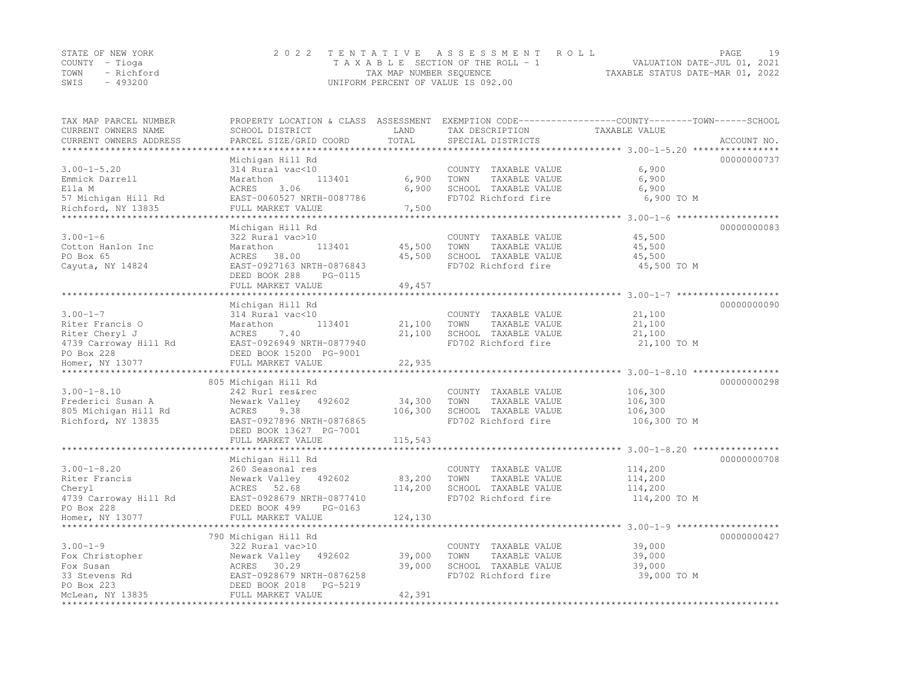STATE OF NEW YORK
COUNTY - Tioga
TOWN - Richford
SWIS - 493200

# 2022 TENTATIVE ASSESSMENT ROLL

TAXABLE SECTION OF THE ROLL - 1
TAX MAP NUMBER SEQUENCE
UNIFORM PERCENT OF VALUE IS 092.00

VALUATION DATE-JUL 01, 2021
TAXABLE STATUS DATE-MAR 01, 2022

| TAX MAP PARCEL NUMBER / CURRENT OWNERS NAME / CURRENT OWNERS ADDRESS | PROPERTY LOCATION & CLASS / SCHOOL DISTRICT / PARCEL SIZE/GRID COORD | ASSESSMENT LAND | ASSESSMENT TOTAL | EXEMPTION CODE / TAX DESCRIPTION / SPECIAL DISTRICTS | TAXABLE VALUE (COUNTY / TOWN / SCHOOL) | ACCOUNT NO. |
|---|---|---|---|---|---|---|
| 3.00-1-5.20 | Michigan Hill Rd | | | | | 00000000737 |
| | 314 Rural vac<10 | | | COUNTY TAXABLE VALUE | 6,900 | |
| Emmick Darrell | Marathon 113401 | 6,900 | | TOWN TAXABLE VALUE | 6,900 | |
| Ella M | ACRES 3.06 | | 6,900 | SCHOOL TAXABLE VALUE | 6,900 | |
| 57 Michigan Hill Rd | EAST-0060527 NRTH-0087786 | | | FD702 Richford fire | 6,900 TO M | |
| Richford, NY 13835 | FULL MARKET VALUE | | 7,500 | | | |
| 3.00-1-6 | Michigan Hill Rd | | | | | 00000000083 |
| | 322 Rural vac>10 | | | COUNTY TAXABLE VALUE | 45,500 | |
| Cotton Hanlon Inc | Marathon 113401 | 45,500 | | TOWN TAXABLE VALUE | 45,500 | |
| PO Box 65 | ACRES 38.00 | | 45,500 | SCHOOL TAXABLE VALUE | 45,500 | |
| Cayuta, NY 14824 | EAST-0927163 NRTH-0876843 | | | FD702 Richford fire | 45,500 TO M | |
| | DEED BOOK 288 PG-0115 | | | | | |
| | FULL MARKET VALUE | | 49,457 | | | |
| 3.00-1-7 | Michigan Hill Rd | | | | | 00000000090 |
| | 314 Rural vac<10 | | | COUNTY TAXABLE VALUE | 21,100 | |
| Riter Francis O | Marathon 113401 | 21,100 | | TOWN TAXABLE VALUE | 21,100 | |
| Riter Cheryl J | ACRES 7.40 | | 21,100 | SCHOOL TAXABLE VALUE | 21,100 | |
| 4739 Carroway Hill Rd | EAST-0926949 NRTH-0877940 | | | FD702 Richford fire | 21,100 TO M | |
| PO Box 228 | DEED BOOK 15200 PG-9001 | | | | | |
| Homer, NY 13077 | FULL MARKET VALUE | | 22,935 | | | |
| 3.00-1-8.10 | 805 Michigan Hill Rd | | | | | 00000000298 |
| | 242 Rurl res&rec | | | COUNTY TAXABLE VALUE | 106,300 | |
| Frederici Susan A | Newark Valley 492602 | 34,300 | | TOWN TAXABLE VALUE | 106,300 | |
| 805 Michigan Hill Rd | ACRES 9.38 | | 106,300 | SCHOOL TAXABLE VALUE | 106,300 | |
| Richford, NY 13835 | EAST-0927896 NRTH-0876865 | | | FD702 Richford fire | 106,300 TO M | |
| | DEED BOOK 13627 PG-7001 | | | | | |
| | FULL MARKET VALUE | | 115,543 | | | |
| 3.00-1-8.20 | Michigan Hill Rd | | | | | 00000000708 |
| | 260 Seasonal res | | | COUNTY TAXABLE VALUE | 114,200 | |
| Riter Francis | Newark Valley 492602 | 83,200 | | TOWN TAXABLE VALUE | 114,200 | |
| Cheryl | ACRES 52.68 | | 114,200 | SCHOOL TAXABLE VALUE | 114,200 | |
| 4739 Carroway Hill Rd | EAST-0928679 NRTH-0877410 | | | FD702 Richford fire | 114,200 TO M | |
| PO Box 228 | DEED BOOK 499 PG-0163 | | | | | |
| Homer, NY 13077 | FULL MARKET VALUE | | 124,130 | | | |
| 3.00-1-9 | 790 Michigan Hill Rd | | | | | 00000000427 |
| | 322 Rural vac>10 | | | COUNTY TAXABLE VALUE | 39,000 | |
| Fox Christopher | Newark Valley 492602 | 39,000 | | TOWN TAXABLE VALUE | 39,000 | |
| Fox Susan | ACRES 30.29 | | 39,000 | SCHOOL TAXABLE VALUE | 39,000 | |
| 33 Stevens Rd | EAST-0928679 NRTH-0876258 | | | FD702 Richford fire | 39,000 TO M | |
| PO Box 223 | DEED BOOK 2018 PG-5219 | | | | | |
| McLean, NY 13835 | FULL MARKET VALUE | | 42,391 | | | |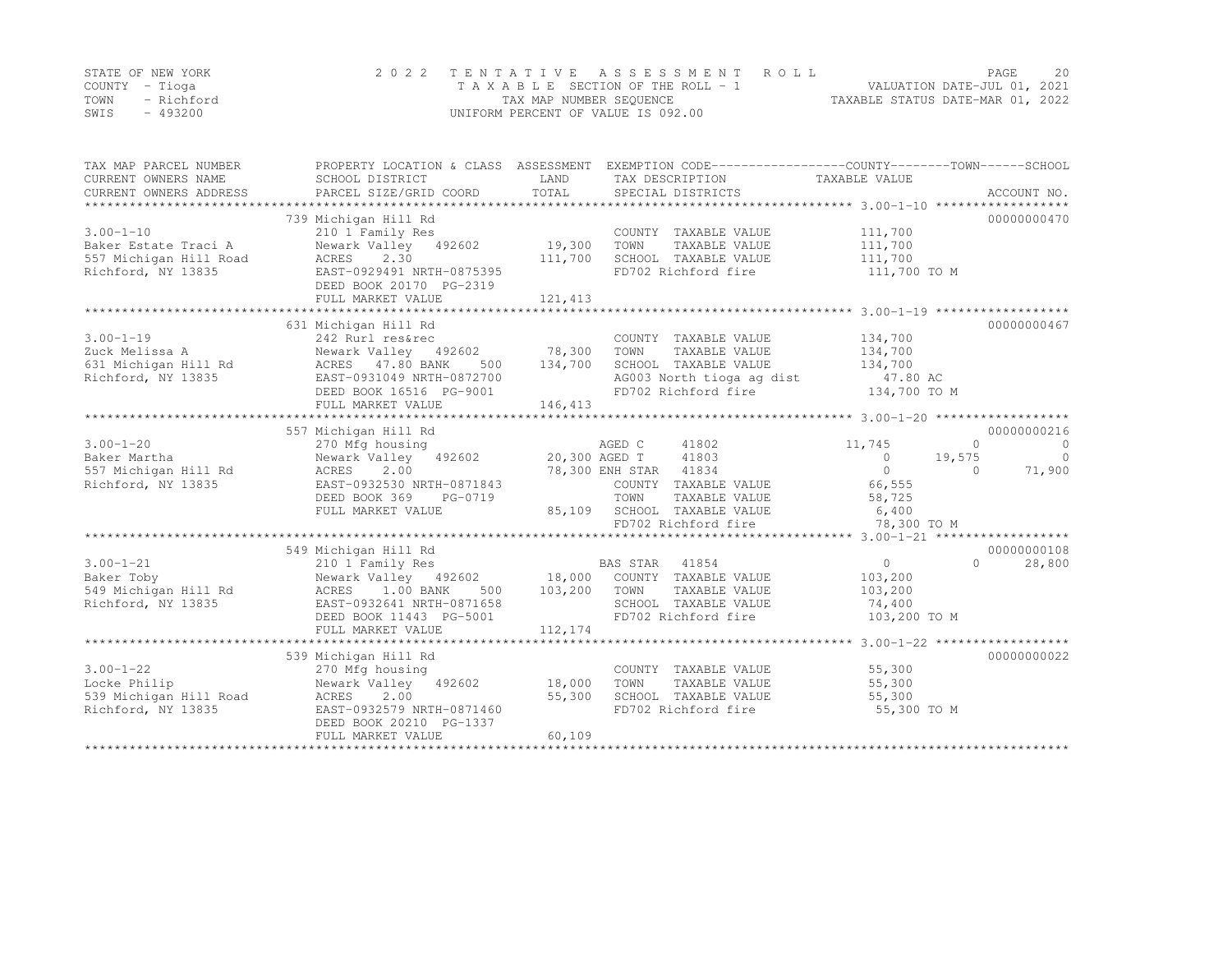STATE OF NEW YORK
COUNTY - Tioga
TOWN - Richford
SWIS - 493200

2022 TENTATIVE ASSESSMENT ROLL
TAXABLE SECTION OF THE ROLL - 1
TAX MAP NUMBER SEQUENCE
UNIFORM PERCENT OF VALUE IS 092.00

VALUATION DATE-JUL 01, 2021
TAXABLE STATUS DATE-MAR 01, 2022

| TAX MAP PARCEL NUMBER / CURRENT OWNERS NAME / CURRENT OWNERS ADDRESS | PROPERTY LOCATION & CLASS / SCHOOL DISTRICT / PARCEL SIZE/GRID COORD | ASSESSMENT LAND / TOTAL | EXEMPTION CODE / TAX DESCRIPTION / SPECIAL DISTRICTS | COUNTY TAXABLE VALUE | TOWN | SCHOOL | ACCOUNT NO. |
|---|---|---|---|---|---|---|---|
| | 739 Michigan Hill Rd | | | | | | 00000000470 |
| 3.00-1-10 | 210 1 Family Res | | COUNTY TAXABLE VALUE | 111,700 | | | |
| Baker Estate Traci A | Newark Valley 492602 | 19,300 | TOWN TAXABLE VALUE | 111,700 | | | |
| 557 Michigan Hill Road | ACRES 2.30 | 111,700 | SCHOOL TAXABLE VALUE | 111,700 | | | |
| Richford, NY 13835 | EAST-0929491 NRTH-0875395 | | FD702 Richford fire | 111,700 TO M | | | |
| | DEED BOOK 20170 PG-2319 | | | | | | |
| | FULL MARKET VALUE | 121,413 | | | | | |
| | 631 Michigan Hill Rd | | | | | | 00000000467 |
| 3.00-1-19 | 242 Rurl res&rec | | COUNTY TAXABLE VALUE | 134,700 | | | |
| Zuck Melissa A | Newark Valley 492602 | 78,300 | TOWN TAXABLE VALUE | 134,700 | | | |
| 631 Michigan Hill Rd | ACRES 47.80 BANK 500 | 134,700 | SCHOOL TAXABLE VALUE | 134,700 | | | |
| Richford, NY 13835 | EAST-0931049 NRTH-0872700 | | AG003 North tioga ag dist | 47.80 AC | | | |
| | DEED BOOK 16516 PG-9001 | | FD702 Richford fire | 134,700 TO M | | | |
| | FULL MARKET VALUE | 146,413 | | | | | |
| | 557 Michigan Hill Rd | | | | | | 00000000216 |
| 3.00-1-20 | 270 Mfg housing | | AGED C 41802 | 11,745 | 0 | 0 | |
| Baker Martha | Newark Valley 492602 | 20,300 | AGED T 41803 | 0 | 19,575 | 0 | |
| 557 Michigan Hill Rd | ACRES 2.00 | 78,300 | ENH STAR 41834 | 0 | 0 | 71,900 | |
| Richford, NY 13835 | EAST-0932530 NRTH-0871843 | | COUNTY TAXABLE VALUE | 66,555 | | | |
| | DEED BOOK 369 PG-0719 | | TOWN TAXABLE VALUE | 58,725 | | | |
| | FULL MARKET VALUE | 85,109 | SCHOOL TAXABLE VALUE | 6,400 | | | |
| | | | FD702 Richford fire | 78,300 TO M | | | |
| | 549 Michigan Hill Rd | | | | | | 00000000108 |
| 3.00-1-21 | 210 1 Family Res | | BAS STAR 41854 | 0 | 0 | 28,800 | |
| Baker Toby | Newark Valley 492602 | 18,000 | COUNTY TAXABLE VALUE | 103,200 | | | |
| 549 Michigan Hill Rd | ACRES 1.00 BANK 500 | 103,200 | TOWN TAXABLE VALUE | 103,200 | | | |
| Richford, NY 13835 | EAST-0932641 NRTH-0871658 | | SCHOOL TAXABLE VALUE | 74,400 | | | |
| | DEED BOOK 11443 PG-5001 | | FD702 Richford fire | 103,200 TO M | | | |
| | FULL MARKET VALUE | 112,174 | | | | | |
| | 539 Michigan Hill Rd | | | | | | 00000000022 |
| 3.00-1-22 | 270 Mfg housing | | COUNTY TAXABLE VALUE | 55,300 | | | |
| Locke Philip | Newark Valley 492602 | 18,000 | TOWN TAXABLE VALUE | 55,300 | | | |
| 539 Michigan Hill Road | ACRES 2.00 | 55,300 | SCHOOL TAXABLE VALUE | 55,300 | | | |
| Richford, NY 13835 | EAST-0932579 NRTH-0871460 | | FD702 Richford fire | 55,300 TO M | | | |
| | DEED BOOK 20210 PG-1337 | | | | | | |
| | FULL MARKET VALUE | 60,109 | | | | | |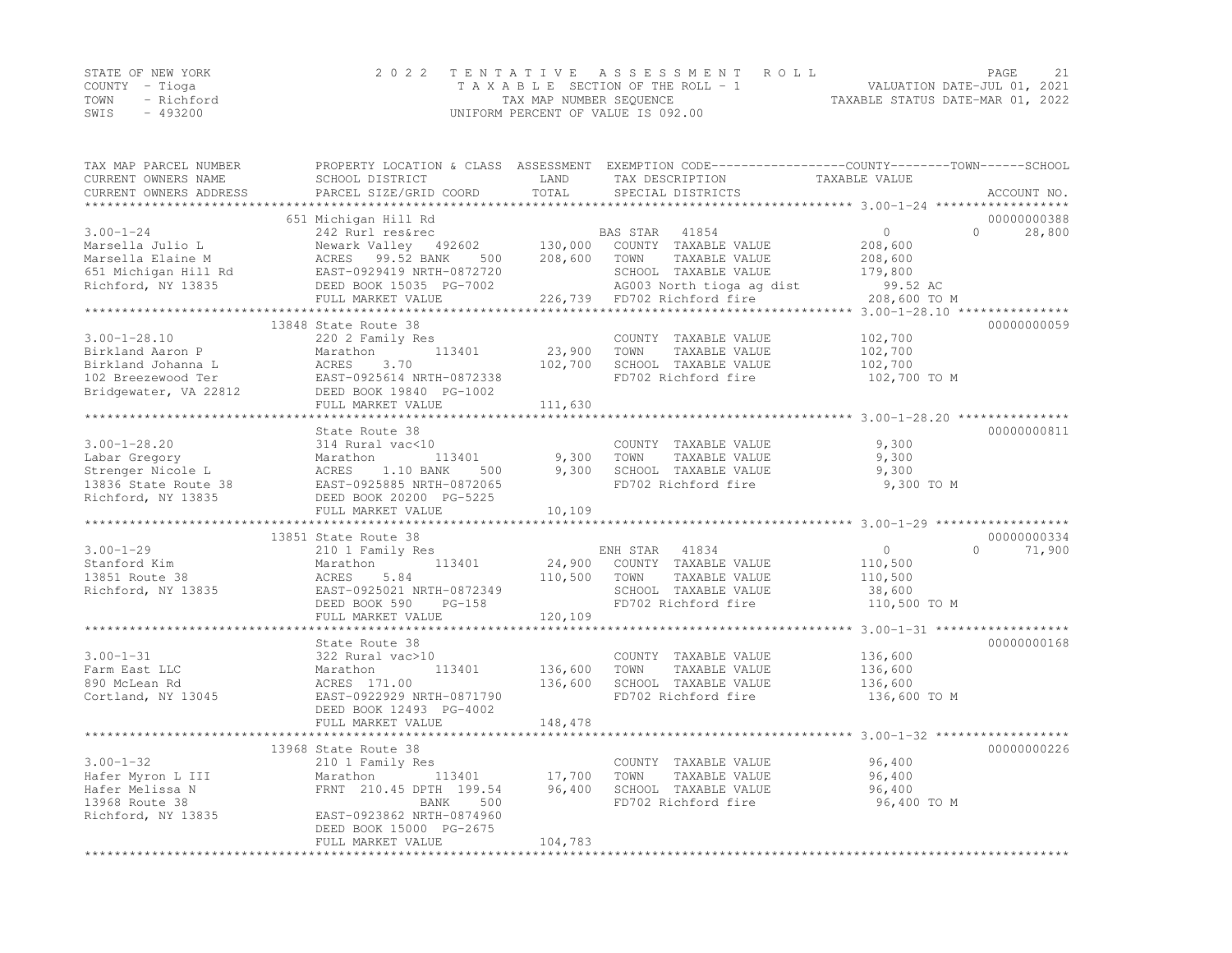STATE OF NEW YORK
COUNTY - Tioga
TOWN - Richford
SWIS - 493200

# 2022 TENTATIVE ASSESSMENT ROLL

TAXABLE SECTION OF THE ROLL - 1
TAX MAP NUMBER SEQUENCE
UNIFORM PERCENT OF VALUE IS 092.00

VALUATION DATE-JUL 01, 2021
TAXABLE STATUS DATE-MAR 01, 2022

| TAX MAP PARCEL NUMBER / CURRENT OWNERS NAME / CURRENT OWNERS ADDRESS | PROPERTY LOCATION & CLASS / SCHOOL DISTRICT / PARCEL SIZE/GRID COORD | ASSESSMENT LAND | ASSESSMENT TOTAL | EXEMPTION CODE / TAX DESCRIPTION / SPECIAL DISTRICTS | COUNTY / TOWN TAXABLE VALUE | SCHOOL | ACCOUNT NO. |
|---|---|---|---|---|---|---|---|
| **3.00-1-24** | 651 Michigan Hill Rd | | | | | | 00000000388 |
| 3.00-1-24 | 242 Rurl res&rec | | | BAS STAR 41854 | 0 | 0 28,800 | |
| Marsella Julio L | Newark Valley 492602 | 130,000 | | COUNTY TAXABLE VALUE | 208,600 | | |
| Marsella Elaine M | ACRES 99.52 BANK 500 | | 208,600 | TOWN TAXABLE VALUE | 208,600 | | |
| 651 Michigan Hill Rd | EAST-0929419 NRTH-0872720 | | | SCHOOL TAXABLE VALUE | 179,800 | | |
| Richford, NY 13835 | DEED BOOK 15035 PG-7002 | | | AG003 North tioga ag dist | 99.52 AC | | |
| | FULL MARKET VALUE | | 226,739 | FD702 Richford fire | 208,600 TO M | | |
| **3.00-1-28.10** | 13848 State Route 38 | | | | | | 00000000059 |
| 3.00-1-28.10 | 220 2 Family Res | | | COUNTY TAXABLE VALUE | 102,700 | | |
| Birkland Aaron P | Marathon 113401 | 23,900 | | TOWN TAXABLE VALUE | 102,700 | | |
| Birkland Johanna L | ACRES 3.70 | | 102,700 | SCHOOL TAXABLE VALUE | 102,700 | | |
| 102 Breezewood Ter | EAST-0925614 NRTH-0872338 | | | FD702 Richford fire | 102,700 TO M | | |
| Bridgewater, VA 22812 | DEED BOOK 19840 PG-1002 | | | | | | |
| | FULL MARKET VALUE | | 111,630 | | | | |
| **3.00-1-28.20** | State Route 38 | | | | | | 00000000811 |
| 3.00-1-28.20 | 314 Rural vac<10 | | | COUNTY TAXABLE VALUE | 9,300 | | |
| Labar Gregory | Marathon 113401 | 9,300 | | TOWN TAXABLE VALUE | 9,300 | | |
| Strenger Nicole L | ACRES 1.10 BANK 500 | | 9,300 | SCHOOL TAXABLE VALUE | 9,300 | | |
| 13836 State Route 38 | EAST-0925885 NRTH-0872065 | | | FD702 Richford fire | 9,300 TO M | | |
| Richford, NY 13835 | DEED BOOK 20200 PG-5225 | | | | | | |
| | FULL MARKET VALUE | | 10,109 | | | | |
| **3.00-1-29** | 13851 State Route 38 | | | | | | 00000000334 |
| 3.00-1-29 | 210 1 Family Res | | | ENH STAR 41834 | 0 | 0 71,900 | |
| Stanford Kim | Marathon 113401 | 24,900 | | COUNTY TAXABLE VALUE | 110,500 | | |
| 13851 Route 38 | ACRES 5.84 | | 110,500 | TOWN TAXABLE VALUE | 110,500 | | |
| Richford, NY 13835 | EAST-0925021 NRTH-0872349 | | | SCHOOL TAXABLE VALUE | 38,600 | | |
| | DEED BOOK 590 PG-158 | | | FD702 Richford fire | 110,500 TO M | | |
| | FULL MARKET VALUE | | 120,109 | | | | |
| **3.00-1-31** | State Route 38 | | | | | | 00000000168 |
| 3.00-1-31 | 322 Rural vac>10 | | | COUNTY TAXABLE VALUE | 136,600 | | |
| Farm East LLC | Marathon 113401 | 136,600 | | TOWN TAXABLE VALUE | 136,600 | | |
| 890 McLean Rd | ACRES 171.00 | | 136,600 | SCHOOL TAXABLE VALUE | 136,600 | | |
| Cortland, NY 13045 | EAST-0922929 NRTH-0871790 | | | FD702 Richford fire | 136,600 TO M | | |
| | DEED BOOK 12493 PG-4002 | | | | | | |
| | FULL MARKET VALUE | | 148,478 | | | | |
| **3.00-1-32** | 13968 State Route 38 | | | | | | 00000000226 |
| 3.00-1-32 | 210 1 Family Res | | | COUNTY TAXABLE VALUE | 96,400 | | |
| Hafer Myron L III | Marathon 113401 | 17,700 | | TOWN TAXABLE VALUE | 96,400 | | |
| Hafer Melissa N | FRNT 210.45 DPTH 199.54 | | 96,400 | SCHOOL TAXABLE VALUE | 96,400 | | |
| 13968 Route 38 | BANK 500 | | | FD702 Richford fire | 96,400 TO M | | |
| Richford, NY 13835 | EAST-0923862 NRTH-0874960 | | | | | | |
| | DEED BOOK 15000 PG-2675 | | | | | | |
| | FULL MARKET VALUE | | 104,783 | | | | |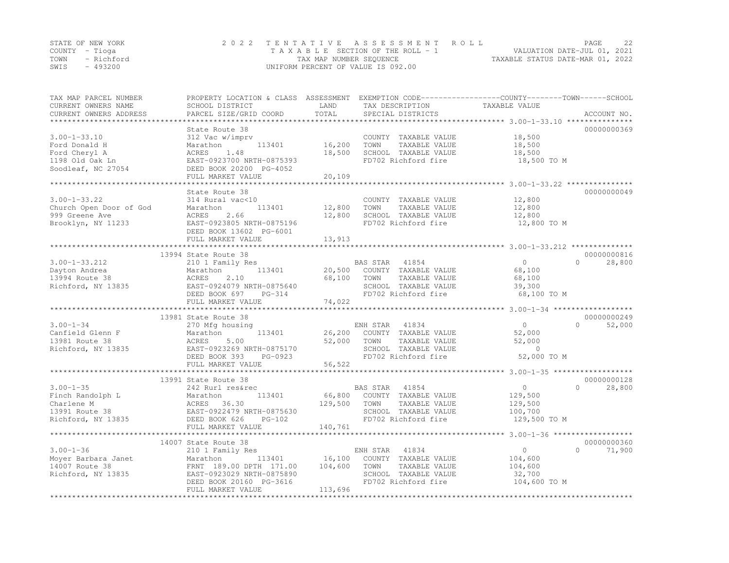STATE OF NEW YORK — 2022 TENTATIVE ASSESSMENT ROLL
COUNTY - Tioga — TAXABLE SECTION OF THE ROLL - 1 — VALUATION DATE-JUL 01, 2021
TOWN - Richford — TAX MAP NUMBER SEQUENCE — TAXABLE STATUS DATE-MAR 01, 2022
SWIS - 493200 — UNIFORM PERCENT OF VALUE IS 092.00

| TAX MAP PARCEL NUMBER / CURRENT OWNERS NAME / CURRENT OWNERS ADDRESS | PROPERTY LOCATION & CLASS / SCHOOL DISTRICT / PARCEL SIZE/GRID COORD | ASSESSMENT LAND | TOTAL | EXEMPTION CODE / TAX DESCRIPTION / SPECIAL DISTRICTS | COUNTY TAXABLE VALUE | TOWN | SCHOOL | ACCOUNT NO. |
|---|---|---|---|---|---|---|---|---|
| **3.00-1-33.10** | State Route 38 | | | | | | | 00000000369 |
| 3.00-1-33.10 | 312 Vac w/imprv | | | COUNTY TAXABLE VALUE | 18,500 | | | |
| Ford Donald H | Marathon 113401 | 16,200 | | TOWN TAXABLE VALUE | 18,500 | | | |
| Ford Cheryl A | ACRES 1.48 | | 18,500 | SCHOOL TAXABLE VALUE | 18,500 | | | |
| 1198 Old Oak Ln | EAST-0923700 NRTH-0875393 | | | FD702 Richford fire | 18,500 TO M | | | |
| Soodleaf, NC 27054 | DEED BOOK 20200 PG-4052 | | | | | | | |
| | FULL MARKET VALUE | | 20,109 | | | | | |
| **3.00-1-33.22** | State Route 38 | | | | | | | 00000000049 |
| 3.00-1-33.22 | 314 Rural vac<10 | | | COUNTY TAXABLE VALUE | 12,800 | | | |
| Church Open Door of God | Marathon 113401 | 12,800 | | TOWN TAXABLE VALUE | 12,800 | | | |
| 999 Greene Ave | ACRES 2.66 | | 12,800 | SCHOOL TAXABLE VALUE | 12,800 | | | |
| Brooklyn, NY 11233 | EAST-0923805 NRTH-0875196 | | | FD702 Richford fire | 12,800 TO M | | | |
| | DEED BOOK 13602 PG-6001 | | | | | | | |
| | FULL MARKET VALUE | | 13,913 | | | | | |
| **3.00-1-33.212** | 13994 State Route 38 | | | | | | | 00000000816 |
| 3.00-1-33.212 | 210 1 Family Res | | | BAS STAR 41854 | 0 | 0 | 28,800 | |
| Dayton Andrea | Marathon 113401 | 20,500 | | COUNTY TAXABLE VALUE | 68,100 | | | |
| 13994 Route 38 | ACRES 2.10 | | 68,100 | TOWN TAXABLE VALUE | 68,100 | | | |
| Richford, NY 13835 | EAST-0924079 NRTH-0875640 | | | SCHOOL TAXABLE VALUE | 39,300 | | | |
| | DEED BOOK 697 PG-314 | | | FD702 Richford fire | 68,100 TO M | | | |
| | FULL MARKET VALUE | | 74,022 | | | | | |
| **3.00-1-34** | 13981 State Route 38 | | | | | | | 00000000249 |
| 3.00-1-34 | 270 Mfg housing | | | ENH STAR 41834 | 0 | 0 | 52,000 | |
| Canfield Glenn F | Marathon 113401 | 26,200 | | COUNTY TAXABLE VALUE | 52,000 | | | |
| 13981 Route 38 | ACRES 5.00 | | 52,000 | TOWN TAXABLE VALUE | 52,000 | | | |
| Richford, NY 13835 | EAST-0923269 NRTH-0875170 | | | SCHOOL TAXABLE VALUE | 0 | | | |
| | DEED BOOK 393 PG-0923 | | | FD702 Richford fire | 52,000 TO M | | | |
| | FULL MARKET VALUE | | 56,522 | | | | | |
| **3.00-1-35** | 13991 State Route 38 | | | | | | | 00000000128 |
| 3.00-1-35 | 242 Rurl res&rec | | | BAS STAR 41854 | 0 | 0 | 28,800 | |
| Finch Randolph L | Marathon 113401 | 66,800 | | COUNTY TAXABLE VALUE | 129,500 | | | |
| Charlene M | ACRES 36.30 | | 129,500 | TOWN TAXABLE VALUE | 129,500 | | | |
| 13991 Route 38 | EAST-0922479 NRTH-0875630 | | | SCHOOL TAXABLE VALUE | 100,700 | | | |
| Richford, NY 13835 | DEED BOOK 626 PG-102 | | | FD702 Richford fire | 129,500 TO M | | | |
| | FULL MARKET VALUE | | 140,761 | | | | | |
| **3.00-1-36** | 14007 State Route 38 | | | | | | | 00000000360 |
| 3.00-1-36 | 210 1 Family Res | | | ENH STAR 41834 | 0 | 0 | 71,900 | |
| Moyer Barbara Janet | Marathon 113401 | 16,100 | | COUNTY TAXABLE VALUE | 104,600 | | | |
| 14007 Route 38 | FRNT 189.00 DPTH 171.00 | | 104,600 | TOWN TAXABLE VALUE | 104,600 | | | |
| Richford, NY 13835 | EAST-0923029 NRTH-0875890 | | | SCHOOL TAXABLE VALUE | 32,700 | | | |
| | DEED BOOK 20160 PG-3616 | | | FD702 Richford fire | 104,600 TO M | | | |
| | FULL MARKET VALUE | | 113,696 | | | | | |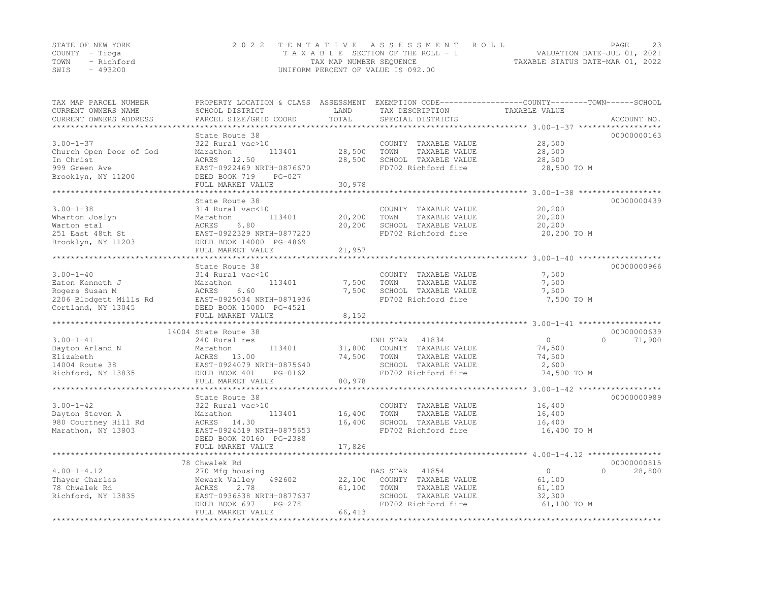STATE OF NEW YORK
COUNTY - Tioga
TOWN - Richford
SWIS - 493200

2022 TENTATIVE ASSESSMENT ROLL
TAXABLE SECTION OF THE ROLL - 1
TAX MAP NUMBER SEQUENCE
UNIFORM PERCENT OF VALUE IS 092.00

VALUATION DATE-JUL 01, 2021
TAXABLE STATUS DATE-MAR 01, 2022

| TAX MAP PARCEL NUMBER / CURRENT OWNERS NAME / CURRENT OWNERS ADDRESS | PROPERTY LOCATION & CLASS / SCHOOL DISTRICT / PARCEL SIZE/GRID COORD | ASSESSMENT LAND | TOTAL | EXEMPTION CODE / TAX DESCRIPTION / SPECIAL DISTRICTS | COUNTY TAXABLE VALUE | TOWN | SCHOOL | ACCOUNT NO. |
|---|---|---|---|---|---|---|---|---|
| | State Route 38 | | | | | | | 00000000163 |
| 3.00-1-37 | 322 Rural vac>10 | | | COUNTY TAXABLE VALUE | 28,500 | | | |
| Church Open Door of God | Marathon 113401 | 28,500 | | TOWN TAXABLE VALUE | 28,500 | | | |
| In Christ | ACRES 12.50 | | 28,500 | SCHOOL TAXABLE VALUE | 28,500 | | | |
| 999 Green Ave | EAST-0922469 NRTH-0876670 | | | FD702 Richford fire | 28,500 TO M | | | |
| Brooklyn, NY 11200 | DEED BOOK 719 PG-027 | | | | | | | |
| | FULL MARKET VALUE | | 30,978 | | | | | |
| | State Route 38 | | | | | | | 00000000439 |
| 3.00-1-38 | 314 Rural vac<10 | | | COUNTY TAXABLE VALUE | 20,200 | | | |
| Wharton Joslyn | Marathon 113401 | 20,200 | | TOWN TAXABLE VALUE | 20,200 | | | |
| Warton etal | ACRES 6.80 | | 20,200 | SCHOOL TAXABLE VALUE | 20,200 | | | |
| 251 East 48th St | EAST-0922329 NRTH-0877220 | | | FD702 Richford fire | 20,200 TO M | | | |
| Brooklyn, NY 11203 | DEED BOOK 14000 PG-4869 | | | | | | | |
| | FULL MARKET VALUE | | 21,957 | | | | | |
| | State Route 38 | | | | | | | 00000000966 |
| 3.00-1-40 | 314 Rural vac<10 | | | COUNTY TAXABLE VALUE | 7,500 | | | |
| Eaton Kenneth J | Marathon 113401 | 7,500 | | TOWN TAXABLE VALUE | 7,500 | | | |
| Rogers Susan M | ACRES 6.60 | | 7,500 | SCHOOL TAXABLE VALUE | 7,500 | | | |
| 2206 Blodgett Mills Rd | EAST-0925034 NRTH-0871936 | | | FD702 Richford fire | 7,500 TO M | | | |
| Cortland, NY 13045 | DEED BOOK 15000 PG-4521 | | | | | | | |
| | FULL MARKET VALUE | | 8,152 | | | | | |
| | 14004 State Route 38 | | | | | | | 00000000639 |
| 3.00-1-41 | 240 Rural res | | | ENH STAR 41834 | 0 | 0 | 71,900 | |
| Dayton Arland N | Marathon 113401 | 31,800 | | COUNTY TAXABLE VALUE | 74,500 | | | |
| Elizabeth | ACRES 13.00 | | 74,500 | TOWN TAXABLE VALUE | 74,500 | | | |
| 14004 Route 38 | EAST-0924079 NRTH-0875640 | | | SCHOOL TAXABLE VALUE | 2,600 | | | |
| Richford, NY 13835 | DEED BOOK 401 PG-0162 | | | FD702 Richford fire | 74,500 TO M | | | |
| | FULL MARKET VALUE | | 80,978 | | | | | |
| | State Route 38 | | | | | | | 00000000989 |
| 3.00-1-42 | 322 Rural vac>10 | | | COUNTY TAXABLE VALUE | 16,400 | | | |
| Dayton Steven A | Marathon 113401 | 16,400 | | TOWN TAXABLE VALUE | 16,400 | | | |
| 980 Courtney Hill Rd | ACRES 14.30 | | 16,400 | SCHOOL TAXABLE VALUE | 16,400 | | | |
| Marathon, NY 13803 | EAST-0924519 NRTH-0875653 | | | FD702 Richford fire | 16,400 TO M | | | |
| | DEED BOOK 20160 PG-2388 | | | | | | | |
| | FULL MARKET VALUE | | 17,826 | | | | | |
| | 78 Chwalek Rd | | | | | | | 00000000815 |
| 4.00-1-4.12 | 270 Mfg housing | | | BAS STAR 41854 | 0 | 0 | 28,800 | |
| Thayer Charles | Newark Valley 492602 | 22,100 | | COUNTY TAXABLE VALUE | 61,100 | | | |
| 78 Chwalek Rd | ACRES 2.78 | | 61,100 | TOWN TAXABLE VALUE | 61,100 | | | |
| Richford, NY 13835 | EAST-0936538 NRTH-0877637 | | | SCHOOL TAXABLE VALUE | 32,300 | | | |
| | DEED BOOK 697 PG-278 | | | FD702 Richford fire | 61,100 TO M | | | |
| | FULL MARKET VALUE | | 66,413 | | | | | |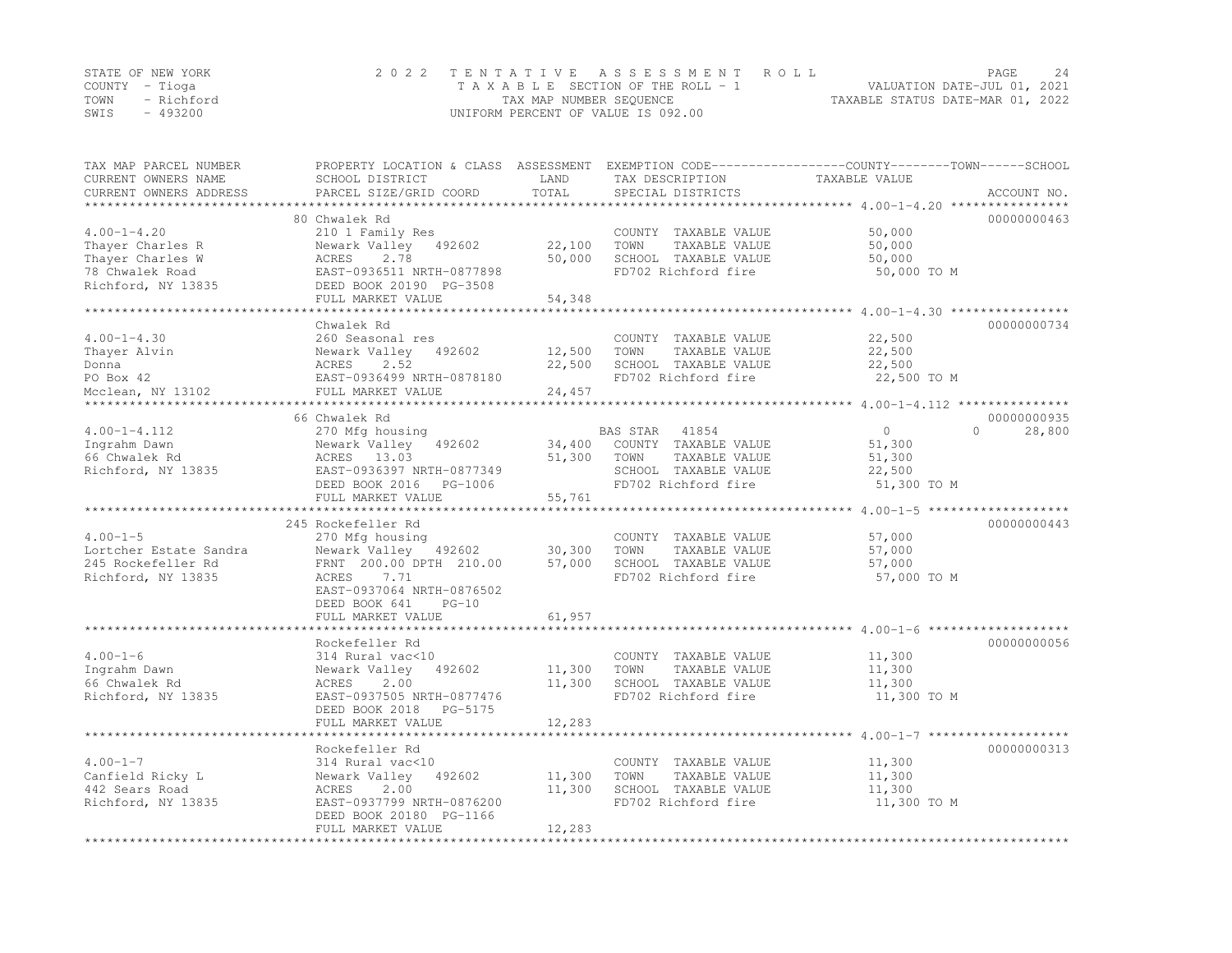STATE OF NEW YORK
COUNTY - Tioga
TOWN - Richford
SWIS - 493200

# 2022 TENTATIVE ASSESSMENT ROLL

TAXABLE SECTION OF THE ROLL - 1
TAX MAP NUMBER SEQUENCE
UNIFORM PERCENT OF VALUE IS 092.00

VALUATION DATE-JUL 01, 2021
TAXABLE STATUS DATE-MAR 01, 2022

| TAX MAP PARCEL NUMBER / CURRENT OWNERS NAME / CURRENT OWNERS ADDRESS | PROPERTY LOCATION & CLASS / SCHOOL DISTRICT / PARCEL SIZE/GRID COORD | ASSESSMENT LAND | ASSESSMENT TOTAL | EXEMPTION CODE / TAX DESCRIPTION / SPECIAL DISTRICTS | COUNTY TAXABLE VALUE | TOWN | SCHOOL | ACCOUNT NO. |
|---|---|---|---|---|---|---|---|---|
| 4.00-1-4.20 | 80 Chwalek Rd | | | | | | | 00000000463 |
| | 210 1 Family Res | | | COUNTY TAXABLE VALUE | 50,000 | | | |
| Thayer Charles R | Newark Valley 492602 | 22,100 | | TOWN TAXABLE VALUE | 50,000 | | | |
| Thayer Charles W | ACRES 2.78 | | 50,000 | SCHOOL TAXABLE VALUE | 50,000 | | | |
| 78 Chwalek Road | EAST-0936511 NRTH-0877898 | | | FD702 Richford fire | 50,000 TO M | | | |
| Richford, NY 13835 | DEED BOOK 20190 PG-3508 | | | | | | | |
| | FULL MARKET VALUE | | 54,348 | | | | | |
| 4.00-1-4.30 | Chwalek Rd | | | | | | | 00000000734 |
| | 260 Seasonal res | | | COUNTY TAXABLE VALUE | 22,500 | | | |
| Thayer Alvin | Newark Valley 492602 | 12,500 | | TOWN TAXABLE VALUE | 22,500 | | | |
| Donna | ACRES 2.52 | | 22,500 | SCHOOL TAXABLE VALUE | 22,500 | | | |
| PO Box 42 | EAST-0936499 NRTH-0878180 | | | FD702 Richford fire | 22,500 TO M | | | |
| Mcclean, NY 13102 | FULL MARKET VALUE | | 24,457 | | | | | |
| 4.00-1-4.112 | 66 Chwalek Rd | | | | | | | 00000000935 |
| | 270 Mfg housing | | | BAS STAR 41854 | 0 | 0 | 28,800 | |
| Ingrahm Dawn | Newark Valley 492602 | 34,400 | | COUNTY TAXABLE VALUE | 51,300 | | | |
| 66 Chwalek Rd | ACRES 13.03 | | 51,300 | TOWN TAXABLE VALUE | 51,300 | | | |
| Richford, NY 13835 | EAST-0936397 NRTH-0877349 | | | SCHOOL TAXABLE VALUE | 22,500 | | | |
| | DEED BOOK 2016 PG-1006 | | | FD702 Richford fire | 51,300 TO M | | | |
| | FULL MARKET VALUE | | 55,761 | | | | | |
| 4.00-1-5 | 245 Rockefeller Rd | | | | | | | 00000000443 |
| | 270 Mfg housing | | | COUNTY TAXABLE VALUE | 57,000 | | | |
| Lortcher Estate Sandra | Newark Valley 492602 | 30,300 | | TOWN TAXABLE VALUE | 57,000 | | | |
| 245 Rockefeller Rd | FRNT 200.00 DPTH 210.00 | | 57,000 | SCHOOL TAXABLE VALUE | 57,000 | | | |
| Richford, NY 13835 | ACRES 7.71 | | | FD702 Richford fire | 57,000 TO M | | | |
| | EAST-0937064 NRTH-0876502 | | | | | | | |
| | DEED BOOK 641 PG-10 | | | | | | | |
| | FULL MARKET VALUE | | 61,957 | | | | | |
| 4.00-1-6 | Rockefeller Rd | | | | | | | 00000000056 |
| | 314 Rural vac<10 | | | COUNTY TAXABLE VALUE | 11,300 | | | |
| Ingrahm Dawn | Newark Valley 492602 | 11,300 | | TOWN TAXABLE VALUE | 11,300 | | | |
| 66 Chwalek Rd | ACRES 2.00 | | 11,300 | SCHOOL TAXABLE VALUE | 11,300 | | | |
| Richford, NY 13835 | EAST-0937505 NRTH-0877476 | | | FD702 Richford fire | 11,300 TO M | | | |
| | DEED BOOK 2018 PG-5175 | | | | | | | |
| | FULL MARKET VALUE | | 12,283 | | | | | |
| 4.00-1-7 | Rockefeller Rd | | | | | | | 00000000313 |
| | 314 Rural vac<10 | | | COUNTY TAXABLE VALUE | 11,300 | | | |
| Canfield Ricky L | Newark Valley 492602 | 11,300 | | TOWN TAXABLE VALUE | 11,300 | | | |
| 442 Sears Road | ACRES 2.00 | | 11,300 | SCHOOL TAXABLE VALUE | 11,300 | | | |
| Richford, NY 13835 | EAST-0937799 NRTH-0876200 | | | FD702 Richford fire | 11,300 TO M | | | |
| | DEED BOOK 20180 PG-1166 | | | | | | | |
| | FULL MARKET VALUE | | 12,283 | | | | | |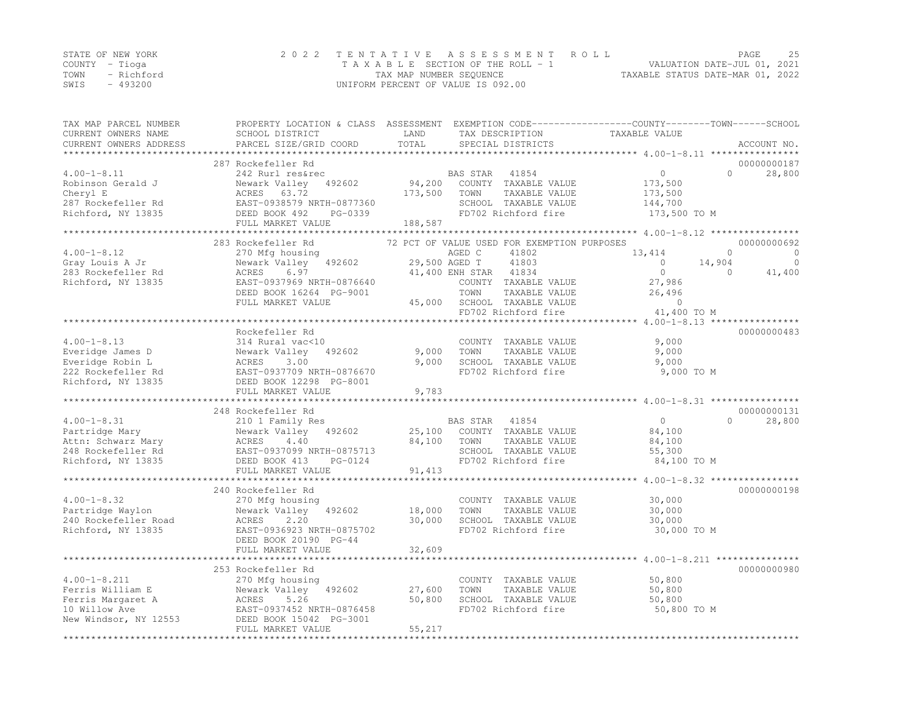STATE OF NEW YORK
COUNTY - Tioga
TOWN - Richford
SWIS - 493200

2022 TENTATIVE ASSESSMENT ROLL
TAXABLE SECTION OF THE ROLL - 1
TAX MAP NUMBER SEQUENCE
UNIFORM PERCENT OF VALUE IS 092.00

VALUATION DATE-JUL 01, 2021
TAXABLE STATUS DATE-MAR 01, 2022

| TAX MAP PARCEL NUMBER / CURRENT OWNERS NAME / CURRENT OWNERS ADDRESS | PROPERTY LOCATION & CLASS / SCHOOL DISTRICT / PARCEL SIZE/GRID COORD | ASSESSMENT LAND | ASSESSMENT TOTAL | EXEMPTION CODE / TAX DESCRIPTION / SPECIAL DISTRICTS | COUNTY TAXABLE VALUE | TOWN | SCHOOL | ACCOUNT NO. |
|---|---|---|---|---|---|---|---|---|
| **4.00-1-8.11** | 287 Rockefeller Rd | | | | | | | 00000000187 |
| Robinson Gerald J | 242 Rurl res&rec | | | BAS STAR 41854 | 0 | 0 | 28,800 | |
| Cheryl E | Newark Valley 492602 | 94,200 | | COUNTY TAXABLE VALUE | 173,500 | | | |
| 287 Rockefeller Rd | ACRES 63.72 | | 173,500 | TOWN TAXABLE VALUE | 173,500 | | | |
| Richford, NY 13835 | EAST-0938579 NRTH-0877360 | | | SCHOOL TAXABLE VALUE | 144,700 | | | |
| | DEED BOOK 492 PG-0339 | | | FD702 Richford fire | 173,500 TO M | | | |
| | FULL MARKET VALUE | | 188,587 | | | | | |
| **4.00-1-8.12** | 283 Rockefeller Rd | | | 72 PCT OF VALUE USED FOR EXEMPTION PURPOSES | | | | 00000000692 |
| Gray Louis A Jr | 270 Mfg housing | | | AGED C 41802 | 13,414 | 0 | 0 | |
| 283 Rockefeller Rd | Newark Valley 492602 | 29,500 | | AGED T 41803 | 0 | 14,904 | 0 | |
| Richford, NY 13835 | ACRES 6.97 | | 41,400 | ENH STAR 41834 | 0 | 0 | 41,400 | |
| | EAST-0937969 NRTH-0876640 | | | COUNTY TAXABLE VALUE | 27,986 | | | |
| | DEED BOOK 16264 PG-9001 | | | TOWN TAXABLE VALUE | 26,496 | | | |
| | FULL MARKET VALUE | | 45,000 | SCHOOL TAXABLE VALUE | 0 | | | |
| | | | | FD702 Richford fire | 41,400 TO M | | | |
| **4.00-1-8.13** | Rockefeller Rd | | | | | | | 00000000483 |
| Everidge James D | 314 Rural vac<10 | | | COUNTY TAXABLE VALUE | 9,000 | | | |
| Everidge Robin L | Newark Valley 492602 | 9,000 | | TOWN TAXABLE VALUE | 9,000 | | | |
| 222 Rockefeller Rd | ACRES 3.00 | | 9,000 | SCHOOL TAXABLE VALUE | 9,000 | | | |
| Richford, NY 13835 | EAST-0937709 NRTH-0876670 | | | FD702 Richford fire | 9,000 TO M | | | |
| | DEED BOOK 12298 PG-8001 | | | | | | | |
| | FULL MARKET VALUE | | 9,783 | | | | | |
| **4.00-1-8.31** | 248 Rockefeller Rd | | | | | | | 00000000131 |
| Partridge Mary | 210 1 Family Res | | | BAS STAR 41854 | 0 | 0 | 28,800 | |
| Attn: Schwarz Mary | Newark Valley 492602 | 25,100 | | COUNTY TAXABLE VALUE | 84,100 | | | |
| 248 Rockefeller Rd | ACRES 4.40 | | 84,100 | TOWN TAXABLE VALUE | 84,100 | | | |
| Richford, NY 13835 | EAST-0937099 NRTH-0875713 | | | SCHOOL TAXABLE VALUE | 55,300 | | | |
| | DEED BOOK 413 PG-0124 | | | FD702 Richford fire | 84,100 TO M | | | |
| | FULL MARKET VALUE | | 91,413 | | | | | |
| **4.00-1-8.32** | 240 Rockefeller Rd | | | | | | | 00000000198 |
| Partridge Waylon | 270 Mfg housing | | | COUNTY TAXABLE VALUE | 30,000 | | | |
| 240 Rockefeller Road | Newark Valley 492602 | 18,000 | | TOWN TAXABLE VALUE | 30,000 | | | |
| Richford, NY 13835 | ACRES 2.20 | | 30,000 | SCHOOL TAXABLE VALUE | 30,000 | | | |
| | EAST-0936923 NRTH-0875702 | | | FD702 Richford fire | 30,000 TO M | | | |
| | DEED BOOK 20190 PG-44 | | | | | | | |
| | FULL MARKET VALUE | | 32,609 | | | | | |
| **4.00-1-8.211** | 253 Rockefeller Rd | | | | | | | 00000000980 |
| Ferris William E | 270 Mfg housing | | | COUNTY TAXABLE VALUE | 50,800 | | | |
| Ferris Margaret A | Newark Valley 492602 | 27,600 | | TOWN TAXABLE VALUE | 50,800 | | | |
| 10 Willow Ave | ACRES 5.26 | | 50,800 | SCHOOL TAXABLE VALUE | 50,800 | | | |
| New Windsor, NY 12553 | EAST-0937452 NRTH-0876458 | | | FD702 Richford fire | 50,800 TO M | | | |
| | DEED BOOK 15042 PG-3001 | | | | | | | |
| | FULL MARKET VALUE | | 55,217 | | | | | |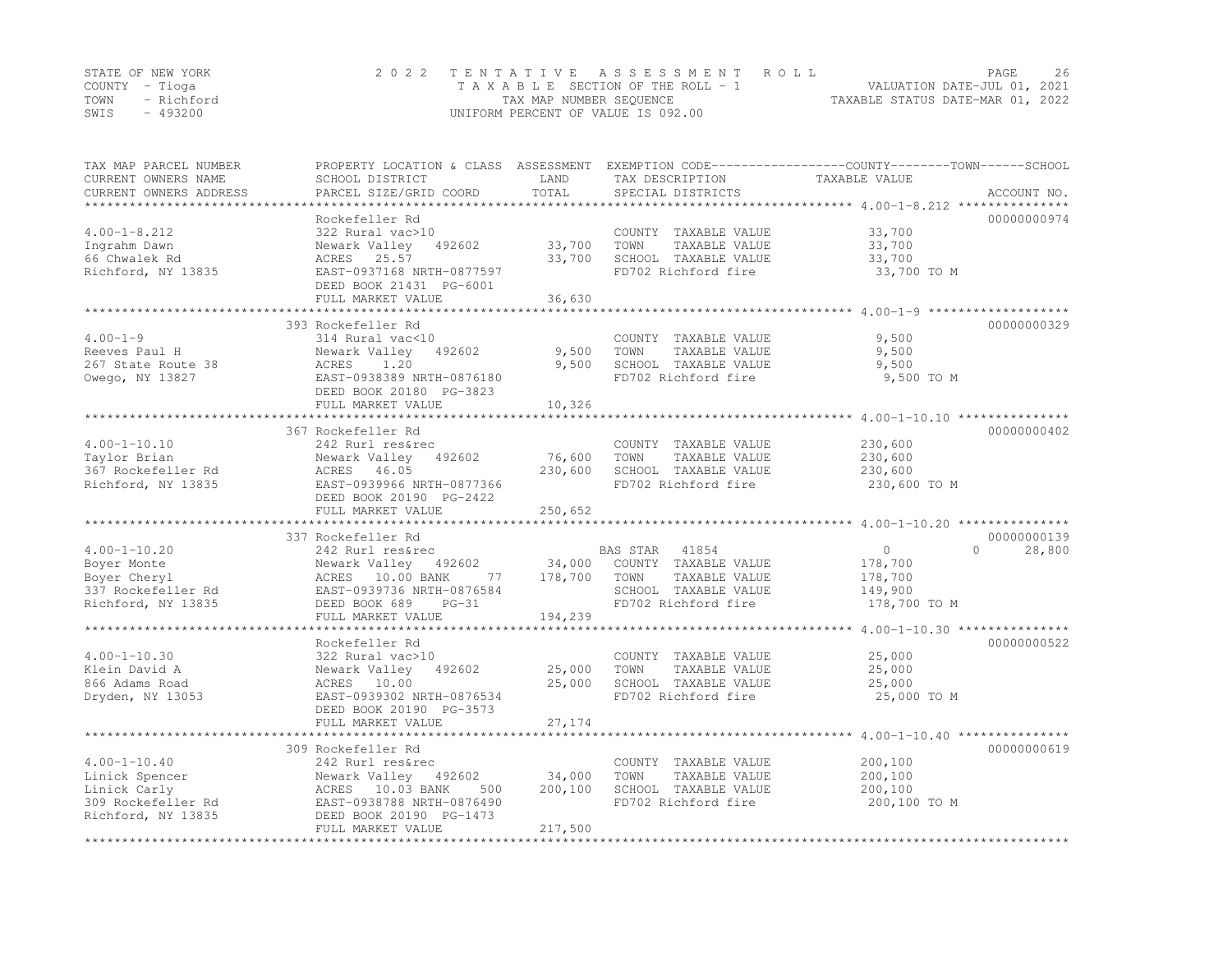STATE OF NEW YORK
COUNTY - Tioga
TOWN - Richford
SWIS - 493200

# 2022 TENTATIVE ASSESSMENT ROLL

TAXABLE SECTION OF THE ROLL - 1
TAX MAP NUMBER SEQUENCE
UNIFORM PERCENT OF VALUE IS 092.00

VALUATION DATE-JUL 01, 2021
TAXABLE STATUS DATE-MAR 01, 2022

| TAX MAP PARCEL NUMBER / CURRENT OWNERS NAME / CURRENT OWNERS ADDRESS | PROPERTY LOCATION & CLASS / SCHOOL DISTRICT / PARCEL SIZE/GRID COORD | ASSESSMENT LAND | TOTAL | EXEMPTION CODE / TAX DESCRIPTION / SPECIAL DISTRICTS | COUNTY TAXABLE VALUE | TOWN | SCHOOL | ACCOUNT NO. |
|---|---|---|---|---|---|---|---|---|
| 4.00-1-8.212 | Rockefeller Rd | | | | | | | 00000000974 |
| 4.00-1-8.212 | 322 Rural vac>10 | | | COUNTY TAXABLE VALUE | 33,700 | | | |
| Ingrahm Dawn | Newark Valley 492602 | 33,700 | | TOWN TAXABLE VALUE | 33,700 | | | |
| 66 Chwalek Rd | ACRES 25.57 | | 33,700 | SCHOOL TAXABLE VALUE | 33,700 | | | |
| Richford, NY 13835 | EAST-0937168 NRTH-0877597 | | | FD702 Richford fire | 33,700 TO M | | | |
| | DEED BOOK 21431 PG-6001 | | | | | | | |
| | FULL MARKET VALUE | | 36,630 | | | | | |
| 4.00-1-9 | 393 Rockefeller Rd | | | | | | | 00000000329 |
| 4.00-1-9 | 314 Rural vac<10 | | | COUNTY TAXABLE VALUE | 9,500 | | | |
| Reeves Paul H | Newark Valley 492602 | 9,500 | | TOWN TAXABLE VALUE | 9,500 | | | |
| 267 State Route 38 | ACRES 1.20 | | 9,500 | SCHOOL TAXABLE VALUE | 9,500 | | | |
| Owego, NY 13827 | EAST-0938389 NRTH-0876180 | | | FD702 Richford fire | 9,500 TO M | | | |
| | DEED BOOK 20180 PG-3823 | | | | | | | |
| | FULL MARKET VALUE | | 10,326 | | | | | |
| 4.00-1-10.10 | 367 Rockefeller Rd | | | | | | | 00000000402 |
| 4.00-1-10.10 | 242 Rurl res&rec | | | COUNTY TAXABLE VALUE | 230,600 | | | |
| Taylor Brian | Newark Valley 492602 | 76,600 | | TOWN TAXABLE VALUE | 230,600 | | | |
| 367 Rockefeller Rd | ACRES 46.05 | | 230,600 | SCHOOL TAXABLE VALUE | 230,600 | | | |
| Richford, NY 13835 | EAST-0939966 NRTH-0877366 | | | FD702 Richford fire | 230,600 TO M | | | |
| | DEED BOOK 20190 PG-2422 | | | | | | | |
| | FULL MARKET VALUE | | 250,652 | | | | | |
| 4.00-1-10.20 | 337 Rockefeller Rd | | | | | | | 00000000139 |
| 4.00-1-10.20 | 242 Rurl res&rec | | | BAS STAR 41854 | 0 | 0 | 28,800 | |
| Boyer Monte | Newark Valley 492602 | 34,000 | | COUNTY TAXABLE VALUE | 178,700 | | | |
| Boyer Cheryl | ACRES 10.00 BANK 77 | | 178,700 | TOWN TAXABLE VALUE | 178,700 | | | |
| 337 Rockefeller Rd | EAST-0939736 NRTH-0876584 | | | SCHOOL TAXABLE VALUE | 149,900 | | | |
| Richford, NY 13835 | DEED BOOK 689 PG-31 | | | FD702 Richford fire | 178,700 TO M | | | |
| | FULL MARKET VALUE | | 194,239 | | | | | |
| 4.00-1-10.30 | Rockefeller Rd | | | | | | | 00000000522 |
| 4.00-1-10.30 | 322 Rural vac>10 | | | COUNTY TAXABLE VALUE | 25,000 | | | |
| Klein David A | Newark Valley 492602 | 25,000 | | TOWN TAXABLE VALUE | 25,000 | | | |
| 866 Adams Road | ACRES 10.00 | | 25,000 | SCHOOL TAXABLE VALUE | 25,000 | | | |
| Dryden, NY 13053 | EAST-0939302 NRTH-0876534 | | | FD702 Richford fire | 25,000 TO M | | | |
| | DEED BOOK 20190 PG-3573 | | | | | | | |
| | FULL MARKET VALUE | | 27,174 | | | | | |
| 4.00-1-10.40 | 309 Rockefeller Rd | | | | | | | 00000000619 |
| 4.00-1-10.40 | 242 Rurl res&rec | | | COUNTY TAXABLE VALUE | 200,100 | | | |
| Linick Spencer | Newark Valley 492602 | 34,000 | | TOWN TAXABLE VALUE | 200,100 | | | |
| Linick Carly | ACRES 10.03 BANK 500 | | 200,100 | SCHOOL TAXABLE VALUE | 200,100 | | | |
| 309 Rockefeller Rd | EAST-0938788 NRTH-0876490 | | | FD702 Richford fire | 200,100 TO M | | | |
| Richford, NY 13835 | DEED BOOK 20190 PG-1473 | | | | | | | |
| | FULL MARKET VALUE | | 217,500 | | | | | |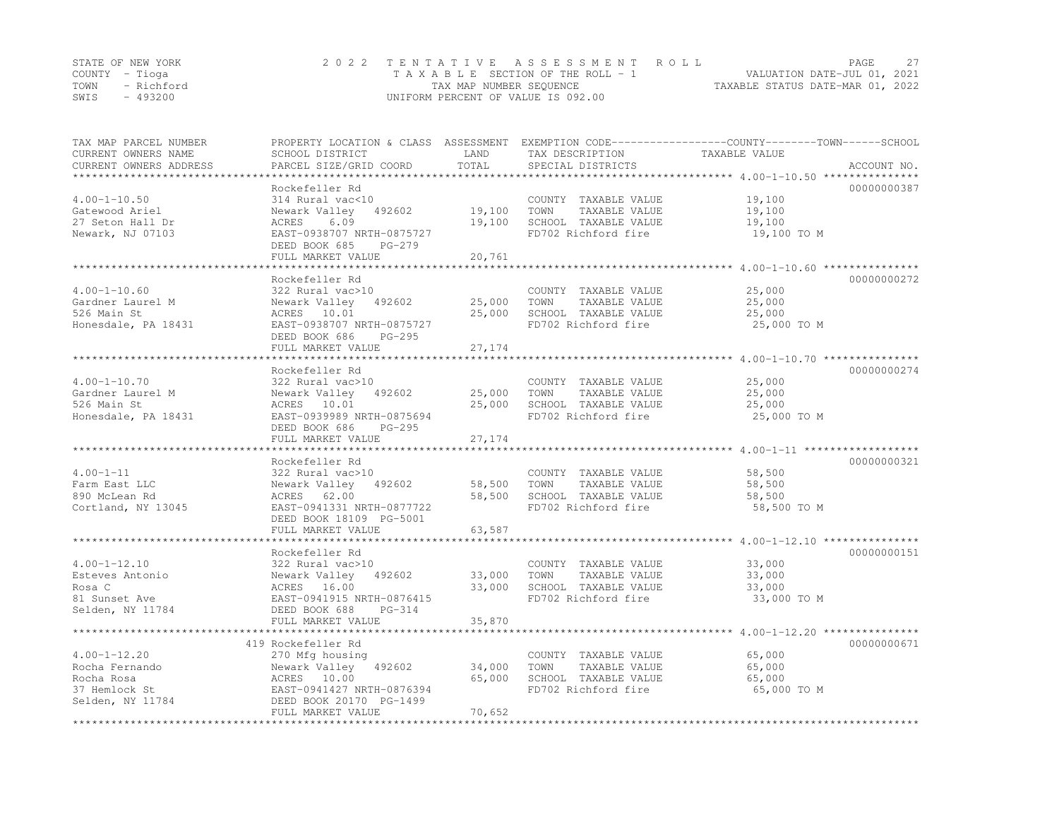STATE OF NEW YORK
COUNTY - Tioga
TOWN - Richford
SWIS - 493200

2022 TENTATIVE ASSESSMENT ROLL
TAXABLE SECTION OF THE ROLL - 1
TAX MAP NUMBER SEQUENCE
UNIFORM PERCENT OF VALUE IS 092.00

VALUATION DATE-JUL 01, 2021
TAXABLE STATUS DATE-MAR 01, 2022

| TAX MAP PARCEL NUMBER / CURRENT OWNERS NAME / CURRENT OWNERS ADDRESS | PROPERTY LOCATION & CLASS / SCHOOL DISTRICT / PARCEL SIZE/GRID COORD | ASSESSMENT LAND | TOTAL | EXEMPTION CODE / TAX DESCRIPTION / SPECIAL DISTRICTS | TAXABLE VALUE (COUNTY--TOWN--SCHOOL) | ACCOUNT NO. |
|---|---|---|---|---|---|---|
| 4.00-1-10.50 | Rockefeller Rd | | | | | 00000000387 |
| 4.00-1-10.50 | 314 Rural vac<10 | | | COUNTY TAXABLE VALUE | 19,100 | |
| Gatewood Ariel | Newark Valley 492602 | 19,100 | | TOWN TAXABLE VALUE | 19,100 | |
| 27 Seton Hall Dr | ACRES 6.09 | | 19,100 | SCHOOL TAXABLE VALUE | 19,100 | |
| Newark, NJ 07103 | EAST-0938707 NRTH-0875727 | | | FD702 Richford fire | 19,100 TO M | |
| | DEED BOOK 685 PG-279 | | | | | |
| | FULL MARKET VALUE | | 20,761 | | | |
| 4.00-1-10.60 | Rockefeller Rd | | | | | 00000000272 |
| 4.00-1-10.60 | 322 Rural vac>10 | | | COUNTY TAXABLE VALUE | 25,000 | |
| Gardner Laurel M | Newark Valley 492602 | 25,000 | | TOWN TAXABLE VALUE | 25,000 | |
| 526 Main St | ACRES 10.01 | | 25,000 | SCHOOL TAXABLE VALUE | 25,000 | |
| Honesdale, PA 18431 | EAST-0938707 NRTH-0875727 | | | FD702 Richford fire | 25,000 TO M | |
| | DEED BOOK 686 PG-295 | | | | | |
| | FULL MARKET VALUE | | 27,174 | | | |
| 4.00-1-10.70 | Rockefeller Rd | | | | | 00000000274 |
| 4.00-1-10.70 | 322 Rural vac>10 | | | COUNTY TAXABLE VALUE | 25,000 | |
| Gardner Laurel M | Newark Valley 492602 | 25,000 | | TOWN TAXABLE VALUE | 25,000 | |
| 526 Main St | ACRES 10.01 | | 25,000 | SCHOOL TAXABLE VALUE | 25,000 | |
| Honesdale, PA 18431 | EAST-0939989 NRTH-0875694 | | | FD702 Richford fire | 25,000 TO M | |
| | DEED BOOK 686 PG-295 | | | | | |
| | FULL MARKET VALUE | | 27,174 | | | |
| 4.00-1-11 | Rockefeller Rd | | | | | 00000000321 |
| 4.00-1-11 | 322 Rural vac>10 | | | COUNTY TAXABLE VALUE | 58,500 | |
| Farm East LLC | Newark Valley 492602 | 58,500 | | TOWN TAXABLE VALUE | 58,500 | |
| 890 McLean Rd | ACRES 62.00 | | 58,500 | SCHOOL TAXABLE VALUE | 58,500 | |
| Cortland, NY 13045 | EAST-0941331 NRTH-0877722 | | | FD702 Richford fire | 58,500 TO M | |
| | DEED BOOK 18109 PG-5001 | | | | | |
| | FULL MARKET VALUE | | 63,587 | | | |
| 4.00-1-12.10 | Rockefeller Rd | | | | | 00000000151 |
| 4.00-1-12.10 | 322 Rural vac>10 | | | COUNTY TAXABLE VALUE | 33,000 | |
| Esteves Antonio | Newark Valley 492602 | 33,000 | | TOWN TAXABLE VALUE | 33,000 | |
| Rosa C | ACRES 16.00 | | 33,000 | SCHOOL TAXABLE VALUE | 33,000 | |
| 81 Sunset Ave | EAST-0941915 NRTH-0876415 | | | FD702 Richford fire | 33,000 TO M | |
| Selden, NY 11784 | DEED BOOK 688 PG-314 | | | | | |
| | FULL MARKET VALUE | | 35,870 | | | |
| 4.00-1-12.20 | 419 Rockefeller Rd | | | | | 00000000671 |
| 4.00-1-12.20 | 270 Mfg housing | | | COUNTY TAXABLE VALUE | 65,000 | |
| Rocha Fernando | Newark Valley 492602 | 34,000 | | TOWN TAXABLE VALUE | 65,000 | |
| Rocha Rosa | ACRES 10.00 | | 65,000 | SCHOOL TAXABLE VALUE | 65,000 | |
| 37 Hemlock St | EAST-0941427 NRTH-0876394 | | | FD702 Richford fire | 65,000 TO M | |
| Selden, NY 11784 | DEED BOOK 20170 PG-1499 | | | | | |
| | FULL MARKET VALUE | | 70,652 | | | |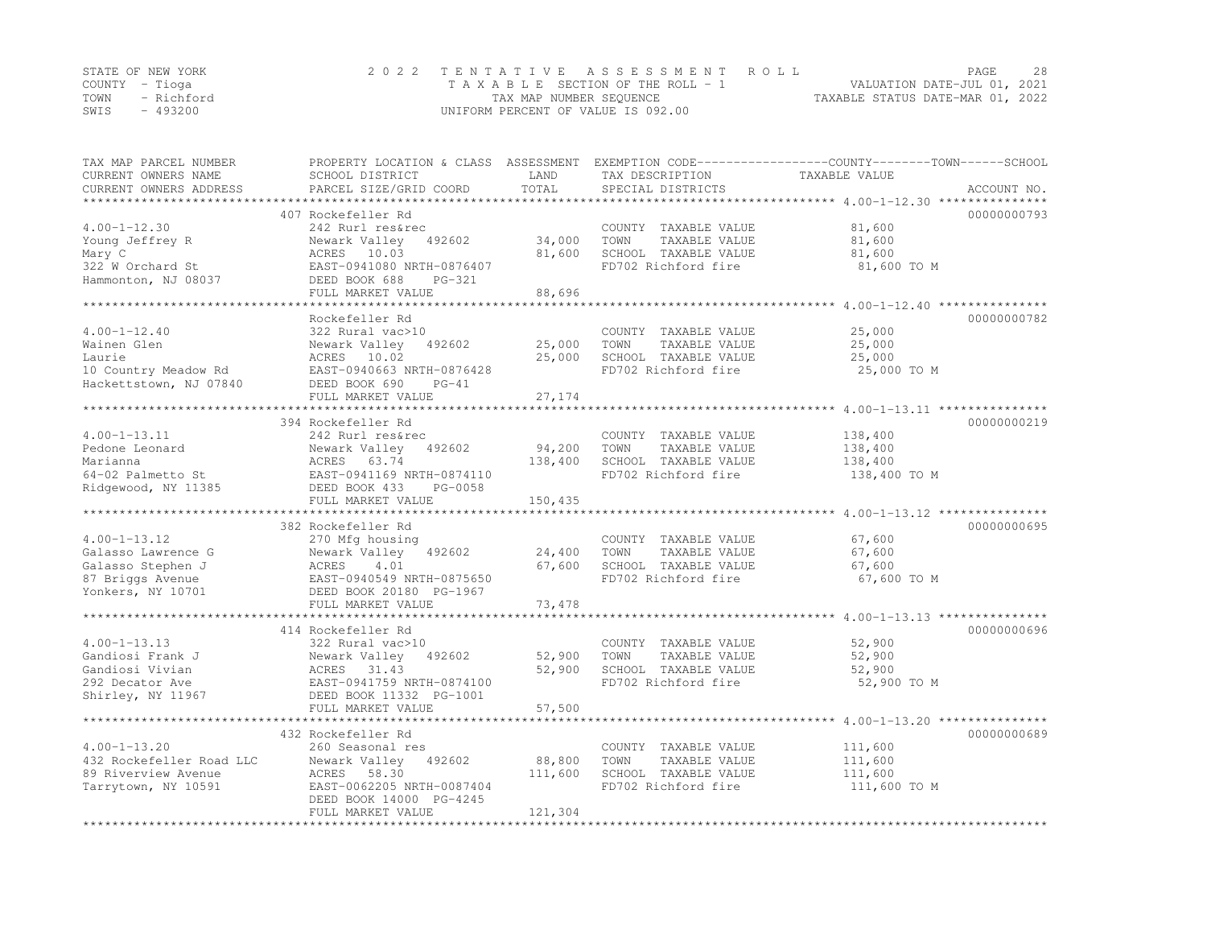STATE OF NEW YORK — 2022 TENTATIVE ASSESSMENT ROLL — VALUATION DATE-JUL 01, 2021
COUNTY - Tioga — TAXABLE SECTION OF THE ROLL - 1 — TAXABLE STATUS DATE-MAR 01, 2022
TOWN - Richford — TAX MAP NUMBER SEQUENCE
SWIS - 493200 — UNIFORM PERCENT OF VALUE IS 092.00

| TAX MAP PARCEL NUMBER / CURRENT OWNERS NAME / CURRENT OWNERS ADDRESS | PROPERTY LOCATION & CLASS / SCHOOL DISTRICT / PARCEL SIZE/GRID COORD | ASSESSMENT LAND | TOTAL | EXEMPTION CODE / TAX DESCRIPTION / SPECIAL DISTRICTS | TAXABLE VALUE (COUNTY / TOWN / SCHOOL) | ACCOUNT NO. |
|---|---|---|---|---|---|---|
| 4.00-1-12.30 | 407 Rockefeller Rd | | | | | 00000000793 |
| Young Jeffrey R | 242 Rurl res&rec | | | COUNTY TAXABLE VALUE | 81,600 | |
| Mary C | Newark Valley 492602 | 34,000 | | TOWN TAXABLE VALUE | 81,600 | |
| 322 W Orchard St | ACRES 10.03 | | 81,600 | SCHOOL TAXABLE VALUE | 81,600 | |
| Hammonton, NJ 08037 | EAST-0941080 NRTH-0876407 | | | FD702 Richford fire | 81,600 TO M | |
| | DEED BOOK 688 PG-321 | | | | | |
| | FULL MARKET VALUE | | 88,696 | | | |
| 4.00-1-12.40 | Rockefeller Rd | | | | | 00000000782 |
| Wainen Glen | 322 Rural vac>10 | | | COUNTY TAXABLE VALUE | 25,000 | |
| Laurie | Newark Valley 492602 | 25,000 | | TOWN TAXABLE VALUE | 25,000 | |
| 10 Country Meadow Rd | ACRES 10.02 | | 25,000 | SCHOOL TAXABLE VALUE | 25,000 | |
| Hackettstown, NJ 07840 | EAST-0940663 NRTH-0876428 | | | FD702 Richford fire | 25,000 TO M | |
| | DEED BOOK 690 PG-41 | | | | | |
| | FULL MARKET VALUE | | 27,174 | | | |
| 4.00-1-13.11 | 394 Rockefeller Rd | | | | | 00000000219 |
| Pedone Leonard | 242 Rurl res&rec | | | COUNTY TAXABLE VALUE | 138,400 | |
| Marianna | Newark Valley 492602 | 94,200 | | TOWN TAXABLE VALUE | 138,400 | |
| 64-02 Palmetto St | ACRES 63.74 | | 138,400 | SCHOOL TAXABLE VALUE | 138,400 | |
| Ridgewood, NY 11385 | EAST-0941169 NRTH-0874110 | | | FD702 Richford fire | 138,400 TO M | |
| | DEED BOOK 433 PG-0058 | | | | | |
| | FULL MARKET VALUE | | 150,435 | | | |
| 4.00-1-13.12 | 382 Rockefeller Rd | | | | | 00000000695 |
| Galasso Lawrence G | 270 Mfg housing | | | COUNTY TAXABLE VALUE | 67,600 | |
| Galasso Stephen J | Newark Valley 492602 | 24,400 | | TOWN TAXABLE VALUE | 67,600 | |
| 87 Briggs Avenue | ACRES 4.01 | | 67,600 | SCHOOL TAXABLE VALUE | 67,600 | |
| Yonkers, NY 10701 | EAST-0940549 NRTH-0875650 | | | FD702 Richford fire | 67,600 TO M | |
| | DEED BOOK 20180 PG-1967 | | | | | |
| | FULL MARKET VALUE | | 73,478 | | | |
| 4.00-1-13.13 | 414 Rockefeller Rd | | | | | 00000000696 |
| Gandiosi Frank J | 322 Rural vac>10 | | | COUNTY TAXABLE VALUE | 52,900 | |
| Gandiosi Vivian | Newark Valley 492602 | 52,900 | | TOWN TAXABLE VALUE | 52,900 | |
| 292 Decator Ave | ACRES 31.43 | | 52,900 | SCHOOL TAXABLE VALUE | 52,900 | |
| Shirley, NY 11967 | EAST-0941759 NRTH-0874100 | | | FD702 Richford fire | 52,900 TO M | |
| | DEED BOOK 11332 PG-1001 | | | | | |
| | FULL MARKET VALUE | | 57,500 | | | |
| 4.00-1-13.20 | 432 Rockefeller Rd | | | | | 00000000689 |
| 432 Rockefeller Road LLC | 260 Seasonal res | | | COUNTY TAXABLE VALUE | 111,600 | |
| 89 Riverview Avenue | Newark Valley 492602 | 88,800 | | TOWN TAXABLE VALUE | 111,600 | |
| Tarrytown, NY 10591 | ACRES 58.30 | | 111,600 | SCHOOL TAXABLE VALUE | 111,600 | |
| | EAST-0062205 NRTH-0087404 | | | FD702 Richford fire | 111,600 TO M | |
| | DEED BOOK 14000 PG-4245 | | | | | |
| | FULL MARKET VALUE | | 121,304 | | | |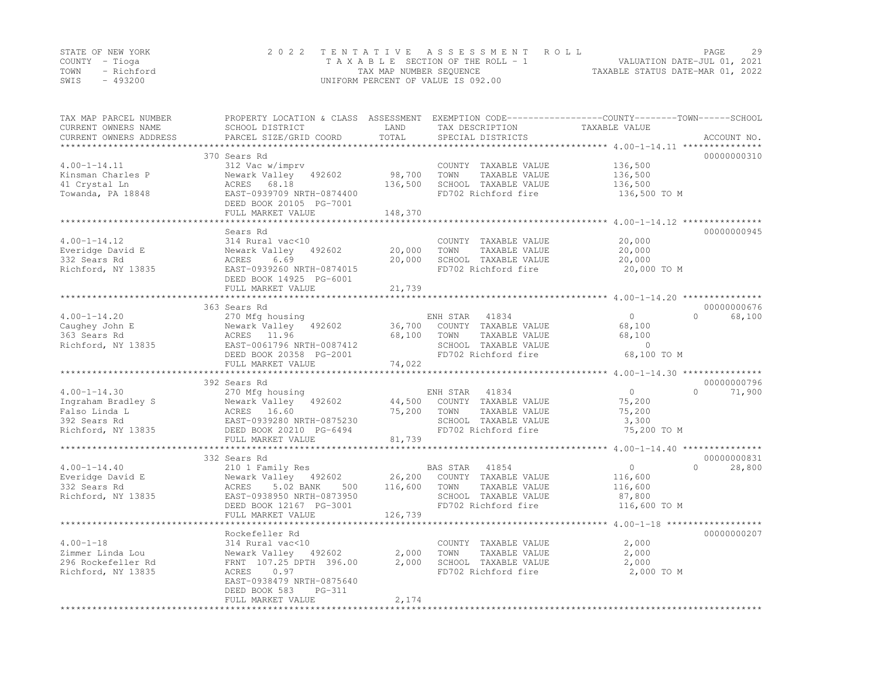STATE OF NEW YORK
COUNTY - Tioga
TOWN - Richford
SWIS - 493200

# 2022 TENTATIVE ASSESSMENT ROLL

TAXABLE SECTION OF THE ROLL - 1
TAX MAP NUMBER SEQUENCE
UNIFORM PERCENT OF VALUE IS 092.00

VALUATION DATE-JUL 01, 2021
TAXABLE STATUS DATE-MAR 01, 2022

| TAX MAP PARCEL NUMBER / CURRENT OWNERS NAME / CURRENT OWNERS ADDRESS | PROPERTY LOCATION & CLASS / SCHOOL DISTRICT / PARCEL SIZE/GRID COORD | ASSESSMENT LAND | ASSESSMENT TOTAL | EXEMPTION CODE / TAX DESCRIPTION / SPECIAL DISTRICTS | COUNTY TAXABLE VALUE | TOWN | SCHOOL | ACCOUNT NO. |
|---|---|---|---|---|---|---|---|---|
| 4.00-1-14.11 | 370 Sears Rd | | | | | | | 00000000310 |
| Kinsman Charles P | 312 Vac w/imprv | | | COUNTY TAXABLE VALUE | 136,500 | | | |
| 41 Crystal Ln | Newark Valley 492602 | 98,700 | | TOWN TAXABLE VALUE | 136,500 | | | |
| Towanda, PA 18848 | ACRES 68.18 | | 136,500 | SCHOOL TAXABLE VALUE | 136,500 | | | |
| | EAST-0939709 NRTH-0874400 | | | FD702 Richford fire | 136,500 TO M | | | |
| | DEED BOOK 20105 PG-7001 | | | | | | | |
| | FULL MARKET VALUE | | 148,370 | | | | | |
| 4.00-1-14.12 | Sears Rd | | | | | | | 00000000945 |
| Everidge David E | 314 Rural vac<10 | | | COUNTY TAXABLE VALUE | 20,000 | | | |
| 332 Sears Rd | Newark Valley 492602 | 20,000 | | TOWN TAXABLE VALUE | 20,000 | | | |
| Richford, NY 13835 | ACRES 6.69 | | 20,000 | SCHOOL TAXABLE VALUE | 20,000 | | | |
| | EAST-0939260 NRTH-0874015 | | | FD702 Richford fire | 20,000 TO M | | | |
| | DEED BOOK 14925 PG-6001 | | | | | | | |
| | FULL MARKET VALUE | | 21,739 | | | | | |
| 4.00-1-14.20 | 363 Sears Rd | | | | | | | 00000000676 |
| Caughey John E | 270 Mfg housing | | | ENH STAR 41834 | 0 | 0 | 68,100 | |
| 363 Sears Rd | Newark Valley 492602 | 36,700 | | COUNTY TAXABLE VALUE | 68,100 | | | |
| Richford, NY 13835 | ACRES 11.96 | | 68,100 | TOWN TAXABLE VALUE | 68,100 | | | |
| | EAST-0061796 NRTH-0087412 | | | SCHOOL TAXABLE VALUE | 0 | | | |
| | DEED BOOK 20358 PG-2001 | | | FD702 Richford fire | 68,100 TO M | | | |
| | FULL MARKET VALUE | | 74,022 | | | | | |
| 4.00-1-14.30 | 392 Sears Rd | | | | | | | 00000000796 |
| Ingraham Bradley S | 270 Mfg housing | | | ENH STAR 41834 | 0 | 0 | 71,900 | |
| Falso Linda L | Newark Valley 492602 | 44,500 | | COUNTY TAXABLE VALUE | 75,200 | | | |
| 392 Sears Rd | ACRES 16.60 | | 75,200 | TOWN TAXABLE VALUE | 75,200 | | | |
| Richford, NY 13835 | EAST-0939280 NRTH-0875230 | | | SCHOOL TAXABLE VALUE | 3,300 | | | |
| | DEED BOOK 20210 PG-6494 | | | FD702 Richford fire | 75,200 TO M | | | |
| | FULL MARKET VALUE | | 81,739 | | | | | |
| 4.00-1-14.40 | 332 Sears Rd | | | | | | | 00000000831 |
| Everidge David E | 210 1 Family Res | | | BAS STAR 41854 | 0 | 0 | 28,800 | |
| 332 Sears Rd | Newark Valley 492602 | 26,200 | | COUNTY TAXABLE VALUE | 116,600 | | | |
| Richford, NY 13835 | ACRES 5.02 BANK 500 | | 116,600 | TOWN TAXABLE VALUE | 116,600 | | | |
| | EAST-0938950 NRTH-0873950 | | | SCHOOL TAXABLE VALUE | 87,800 | | | |
| | DEED BOOK 12167 PG-3001 | | | FD702 Richford fire | 116,600 TO M | | | |
| | FULL MARKET VALUE | | 126,739 | | | | | |
| 4.00-1-18 | Rockefeller Rd | | | | | | | 00000000207 |
| Zimmer Linda Lou | 314 Rural vac<10 | | | COUNTY TAXABLE VALUE | 2,000 | | | |
| 296 Rockefeller Rd | Newark Valley 492602 | 2,000 | | TOWN TAXABLE VALUE | 2,000 | | | |
| Richford, NY 13835 | FRNT 107.25 DPTH 396.00 | | 2,000 | SCHOOL TAXABLE VALUE | 2,000 | | | |
| | ACRES 0.97 | | | FD702 Richford fire | 2,000 TO M | | | |
| | EAST-0938479 NRTH-0875640 | | | | | | | |
| | DEED BOOK 583 PG-311 | | | | | | | |
| | FULL MARKET VALUE | | 2,174 | | | | | |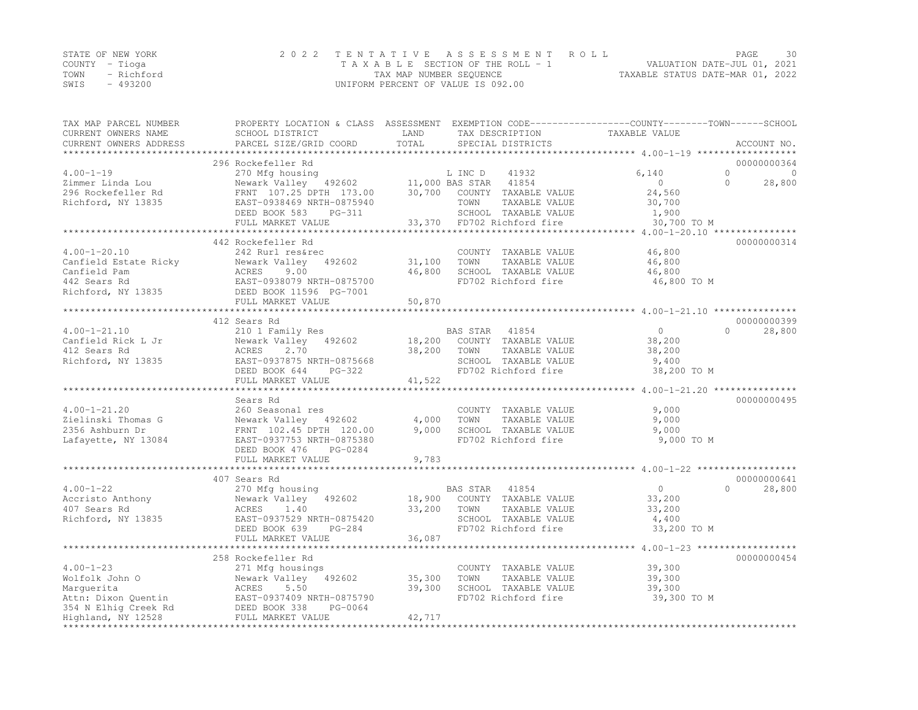STATE OF NEW YORK
COUNTY - Tioga
TOWN - Richford
SWIS - 493200

2022 TENTATIVE ASSESSMENT ROLL
TAXABLE SECTION OF THE ROLL - 1
TAX MAP NUMBER SEQUENCE
UNIFORM PERCENT OF VALUE IS 092.00

VALUATION DATE-JUL 01, 2021
TAXABLE STATUS DATE-MAR 01, 2022

| TAX MAP PARCEL NUMBER / CURRENT OWNERS NAME / CURRENT OWNERS ADDRESS | PROPERTY LOCATION & CLASS / SCHOOL DISTRICT / PARCEL SIZE/GRID COORD | ASSESSMENT LAND | TOTAL | EXEMPTION CODE / TAX DESCRIPTION / SPECIAL DISTRICTS | COUNTY TAXABLE VALUE | TOWN | SCHOOL | ACCOUNT NO. |
|---|---|---|---|---|---|---|---|---|
| | 296 Rockefeller Rd | | | | | | | 00000000364 |
| 4.00-1-19 | 270 Mfg housing | | | L INC D 41932 | 6,140 | 0 | 0 | |
| Zimmer Linda Lou | Newark Valley 492602 | 11,000 | | BAS STAR 41854 | 0 | 0 | 28,800 | |
| 296 Rockefeller Rd | FRNT 107.25 DPTH 173.00 | | 30,700 | COUNTY TAXABLE VALUE | 24,560 | | | |
| Richford, NY 13835 | EAST-0938469 NRTH-0875940 | | | TOWN TAXABLE VALUE | 30,700 | | | |
| | DEED BOOK 583 PG-311 | | | SCHOOL TAXABLE VALUE | 1,900 | | | |
| | FULL MARKET VALUE | | 33,370 | FD702 Richford fire | 30,700 TO M | | | |
| | 442 Rockefeller Rd | | | | | | | 00000000314 |
| 4.00-1-20.10 | 242 Rurl res&rec | | | COUNTY TAXABLE VALUE | 46,800 | | | |
| Canfield Estate Ricky | Newark Valley 492602 | 31,100 | | TOWN TAXABLE VALUE | 46,800 | | | |
| Canfield Pam | ACRES 9.00 | | 46,800 | SCHOOL TAXABLE VALUE | 46,800 | | | |
| 442 Sears Rd | EAST-0938079 NRTH-0875700 | | | FD702 Richford fire | 46,800 TO M | | | |
| Richford, NY 13835 | DEED BOOK 11596 PG-7001 | | | | | | | |
| | FULL MARKET VALUE | | 50,870 | | | | | |
| | 412 Sears Rd | | | | | | | 00000000399 |
| 4.00-1-21.10 | 210 1 Family Res | | | BAS STAR 41854 | 0 | 0 | 28,800 | |
| Canfield Rick L Jr | Newark Valley 492602 | 18,200 | | COUNTY TAXABLE VALUE | 38,200 | | | |
| 412 Sears Rd | ACRES 2.70 | | 38,200 | TOWN TAXABLE VALUE | 38,200 | | | |
| Richford, NY 13835 | EAST-0937875 NRTH-0875668 | | | SCHOOL TAXABLE VALUE | 9,400 | | | |
| | DEED BOOK 644 PG-322 | | | FD702 Richford fire | 38,200 TO M | | | |
| | FULL MARKET VALUE | | 41,522 | | | | | |
| | Sears Rd | | | | | | | 00000000495 |
| 4.00-1-21.20 | 260 Seasonal res | | | COUNTY TAXABLE VALUE | 9,000 | | | |
| Zielinski Thomas G | Newark Valley 492602 | 4,000 | | TOWN TAXABLE VALUE | 9,000 | | | |
| 2356 Ashburn Dr | FRNT 102.45 DPTH 120.00 | | 9,000 | SCHOOL TAXABLE VALUE | 9,000 | | | |
| Lafayette, NY 13084 | EAST-0937753 NRTH-0875380 | | | FD702 Richford fire | 9,000 TO M | | | |
| | DEED BOOK 476 PG-0284 | | | | | | | |
| | FULL MARKET VALUE | | 9,783 | | | | | |
| | 407 Sears Rd | | | | | | | 00000000641 |
| 4.00-1-22 | 270 Mfg housing | | | BAS STAR 41854 | 0 | 0 | 28,800 | |
| Accristo Anthony | Newark Valley 492602 | 18,900 | | COUNTY TAXABLE VALUE | 33,200 | | | |
| 407 Sears Rd | ACRES 1.40 | | 33,200 | TOWN TAXABLE VALUE | 33,200 | | | |
| Richford, NY 13835 | EAST-0937529 NRTH-0875420 | | | SCHOOL TAXABLE VALUE | 4,400 | | | |
| | DEED BOOK 639 PG-284 | | | FD702 Richford fire | 33,200 TO M | | | |
| | FULL MARKET VALUE | | 36,087 | | | | | |
| | 258 Rockefeller Rd | | | | | | | 00000000454 |
| 4.00-1-23 | 271 Mfg housings | | | COUNTY TAXABLE VALUE | 39,300 | | | |
| Wolfolk John O | Newark Valley 492602 | 35,300 | | TOWN TAXABLE VALUE | 39,300 | | | |
| Marguerita | ACRES 5.50 | | 39,300 | SCHOOL TAXABLE VALUE | 39,300 | | | |
| Attn: Dixon Quentin | EAST-0937409 NRTH-0875790 | | | FD702 Richford fire | 39,300 TO M | | | |
| 354 N Elhig Creek Rd | DEED BOOK 338 PG-0064 | | | | | | | |
| Highland, NY 12528 | FULL MARKET VALUE | | 42,717 | | | | | |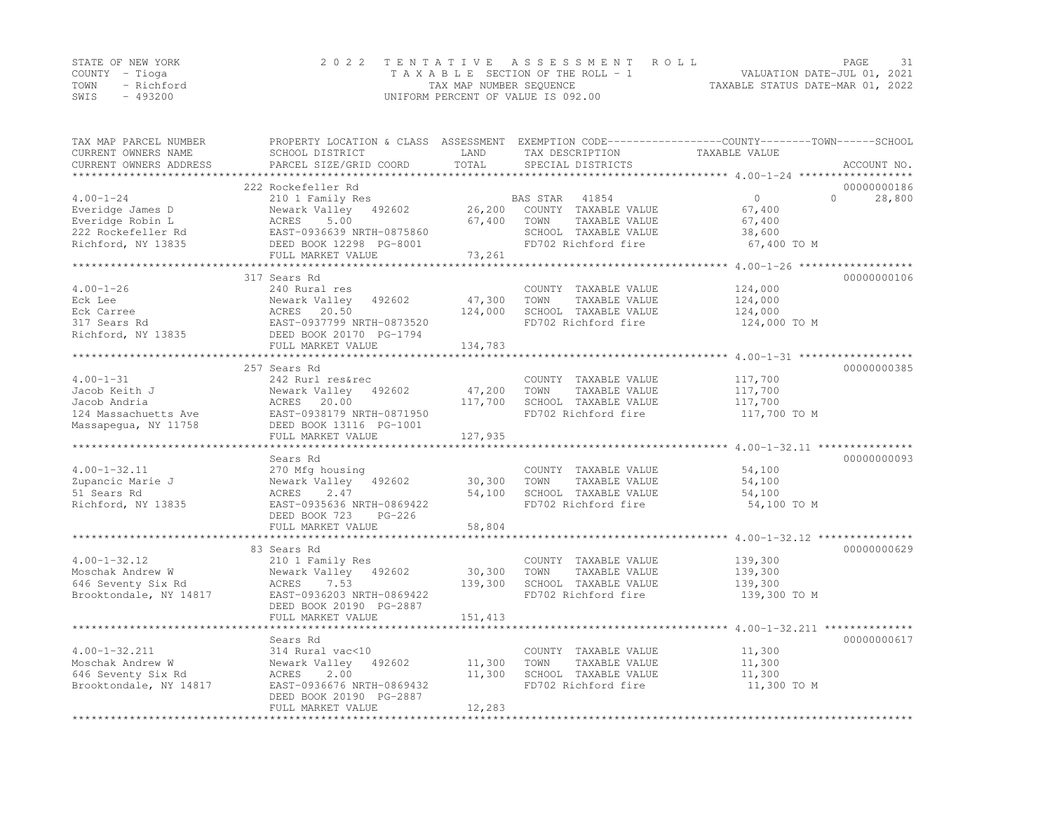STATE OF NEW YORK — COUNTY - Tioga — TOWN - Richford — SWIS - 493200

2022 TENTATIVE ASSESSMENT ROLL
TAXABLE SECTION OF THE ROLL - 1
TAX MAP NUMBER SEQUENCE
UNIFORM PERCENT OF VALUE IS 092.00

VALUATION DATE-JUL 01, 2021
TAXABLE STATUS DATE-MAR 01, 2022

| TAX MAP PARCEL NUMBER / CURRENT OWNERS NAME / CURRENT OWNERS ADDRESS | PROPERTY LOCATION & CLASS / SCHOOL DISTRICT / PARCEL SIZE/GRID COORD | ASSESSMENT LAND | ASSESSMENT TOTAL | EXEMPTION CODE / TAX DESCRIPTION / SPECIAL DISTRICTS | COUNTY | TOWN | SCHOOL TAXABLE VALUE | ACCOUNT NO. |
|---|---|---|---|---|---|---|---|---|
| 4.00-1-24 | 222 Rockefeller Rd | | | | | | | 00000000186 |
| | 210 1 Family Res | | | BAS STAR 41854 | 0 | 0 | 28,800 | |
| Everidge James D | Newark Valley 492602 | 26,200 | | COUNTY TAXABLE VALUE | 67,400 | | | |
| Everidge Robin L | ACRES 5.00 | | 67,400 | TOWN TAXABLE VALUE | | 67,400 | | |
| 222 Rockefeller Rd | EAST-0936639 NRTH-0875860 | | | SCHOOL TAXABLE VALUE | | | 38,600 | |
| Richford, NY 13835 | DEED BOOK 12298 PG-8001 | | | FD702 Richford fire | 67,400 TO M | | | |
| | FULL MARKET VALUE | | 73,261 | | | | | |
| 4.00-1-26 | 317 Sears Rd | | | | | | | 00000000106 |
| | 240 Rural res | | | COUNTY TAXABLE VALUE | 124,000 | | | |
| Eck Lee | Newark Valley 492602 | 47,300 | | TOWN TAXABLE VALUE | | 124,000 | | |
| Eck Carree | ACRES 20.50 | | 124,000 | SCHOOL TAXABLE VALUE | | | 124,000 | |
| 317 Sears Rd | EAST-0937799 NRTH-0873520 | | | FD702 Richford fire | 124,000 TO M | | | |
| Richford, NY 13835 | DEED BOOK 20170 PG-1794 | | | | | | | |
| | FULL MARKET VALUE | | 134,783 | | | | | |
| 4.00-1-31 | 257 Sears Rd | | | | | | | 00000000385 |
| | 242 Rurl res&rec | | | COUNTY TAXABLE VALUE | 117,700 | | | |
| Jacob Keith J | Newark Valley 492602 | 47,200 | | TOWN TAXABLE VALUE | | 117,700 | | |
| Jacob Andria | ACRES 20.00 | | 117,700 | SCHOOL TAXABLE VALUE | | | 117,700 | |
| 124 Massachuetts Ave | EAST-0938179 NRTH-0871950 | | | FD702 Richford fire | 117,700 TO M | | | |
| Massapequa, NY 11758 | DEED BOOK 13116 PG-1001 | | | | | | | |
| | FULL MARKET VALUE | | 127,935 | | | | | |
| 4.00-1-32.11 | Sears Rd | | | | | | | 00000000093 |
| | 270 Mfg housing | | | COUNTY TAXABLE VALUE | 54,100 | | | |
| Zupancic Marie J | Newark Valley 492602 | 30,300 | | TOWN TAXABLE VALUE | | 54,100 | | |
| 51 Sears Rd | ACRES 2.47 | | 54,100 | SCHOOL TAXABLE VALUE | | | 54,100 | |
| Richford, NY 13835 | EAST-0935636 NRTH-0869422 | | | FD702 Richford fire | 54,100 TO M | | | |
| | DEED BOOK 723 PG-226 | | | | | | | |
| | FULL MARKET VALUE | | 58,804 | | | | | |
| 4.00-1-32.12 | 83 Sears Rd | | | | | | | 00000000629 |
| | 210 1 Family Res | | | COUNTY TAXABLE VALUE | 139,300 | | | |
| Moschak Andrew W | Newark Valley 492602 | 30,300 | | TOWN TAXABLE VALUE | | 139,300 | | |
| 646 Seventy Six Rd | ACRES 7.53 | | 139,300 | SCHOOL TAXABLE VALUE | | | 139,300 | |
| Brooktondale, NY 14817 | EAST-0936203 NRTH-0869422 | | | FD702 Richford fire | 139,300 TO M | | | |
| | DEED BOOK 20190 PG-2887 | | | | | | | |
| | FULL MARKET VALUE | | 151,413 | | | | | |
| 4.00-1-32.211 | Sears Rd | | | | | | | 00000000617 |
| | 314 Rural vac<10 | | | COUNTY TAXABLE VALUE | 11,300 | | | |
| Moschak Andrew W | Newark Valley 492602 | 11,300 | | TOWN TAXABLE VALUE | | 11,300 | | |
| 646 Seventy Six Rd | ACRES 2.00 | | 11,300 | SCHOOL TAXABLE VALUE | | | 11,300 | |
| Brooktondale, NY 14817 | EAST-0936676 NRTH-0869432 | | | FD702 Richford fire | 11,300 TO M | | | |
| | DEED BOOK 20190 PG-2887 | | | | | | | |
| | FULL MARKET VALUE | | 12,283 | | | | | |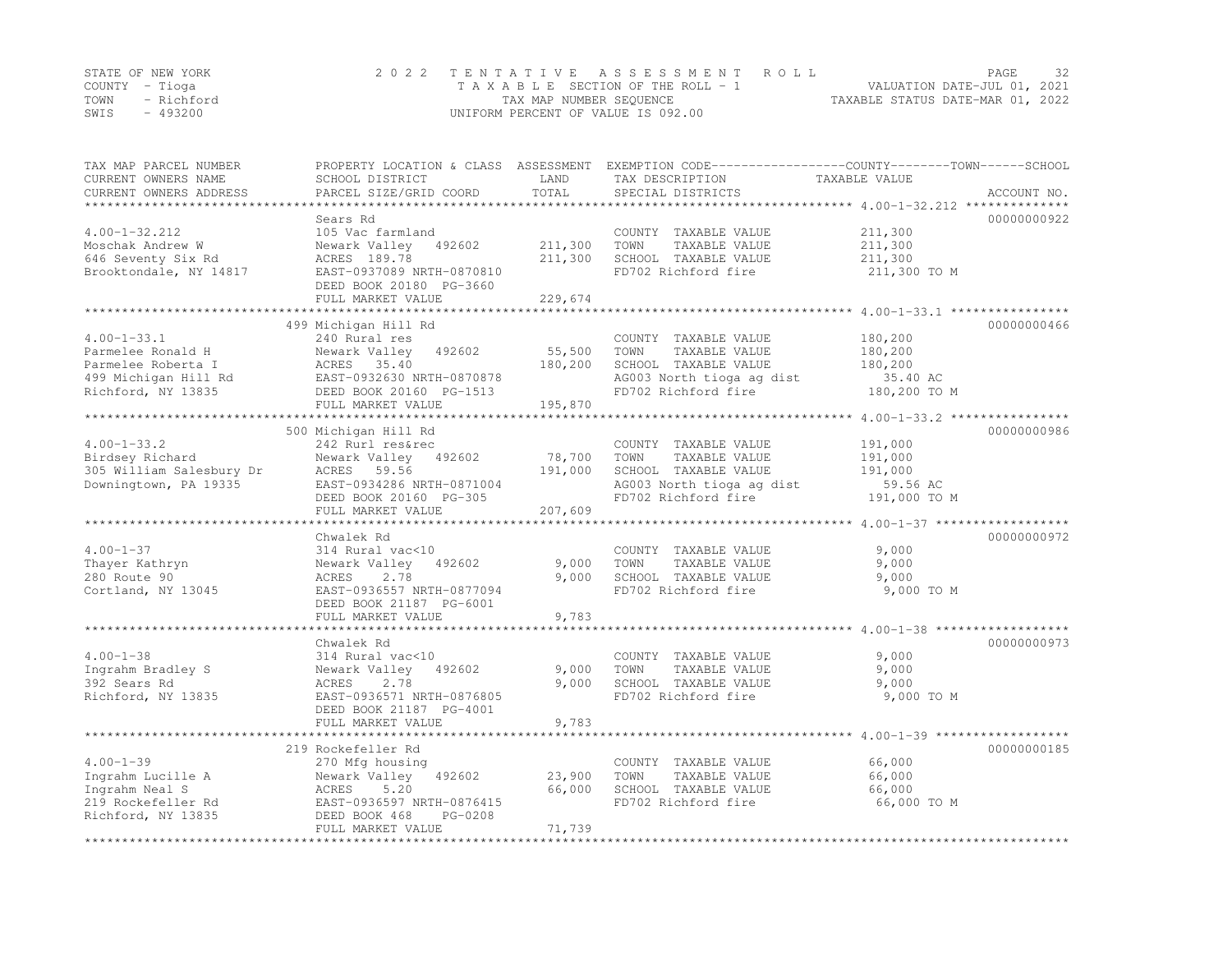STATE OF NEW YORK · COUNTY - Tioga · TOWN - Richford · SWIS - 493200

# 2022 TENTATIVE ASSESSMENT ROLL

TAXABLE SECTION OF THE ROLL - 1 · TAX MAP NUMBER SEQUENCE · UNIFORM PERCENT OF VALUE IS 092.00

VALUATION DATE-JUL 01, 2021 · TAXABLE STATUS DATE-MAR 01, 2022

| TAX MAP PARCEL NUMBER / CURRENT OWNERS NAME / CURRENT OWNERS ADDRESS | PROPERTY LOCATION & CLASS / SCHOOL DISTRICT / PARCEL SIZE/GRID COORD | ASSESSMENT LAND | ASSESSMENT TOTAL | EXEMPTION CODE / TAX DESCRIPTION / SPECIAL DISTRICTS | TAXABLE VALUE (COUNTY / TOWN / SCHOOL) | ACCOUNT NO. |
|---|---|---|---|---|---|---|
| 4.00-1-32.212 | Sears Rd | | | | | 00000000922 |
| | 105 Vac farmland | | | COUNTY TAXABLE VALUE | 211,300 | |
| Moschak Andrew W | Newark Valley 492602 | 211,300 | | TOWN TAXABLE VALUE | 211,300 | |
| 646 Seventy Six Rd | ACRES 189.78 | | 211,300 | SCHOOL TAXABLE VALUE | 211,300 | |
| Brooktondale, NY 14817 | EAST-0937089 NRTH-0870810 | | | FD702 Richford fire | 211,300 TO M | |
| | DEED BOOK 20180 PG-3660 | | | | | |
| | FULL MARKET VALUE | | 229,674 | | | |
| 4.00-1-33.1 | 499 Michigan Hill Rd | | | | | 00000000466 |
| | 240 Rural res | | | COUNTY TAXABLE VALUE | 180,200 | |
| Parmelee Ronald H | Newark Valley 492602 | 55,500 | | TOWN TAXABLE VALUE | 180,200 | |
| Parmelee Roberta I | ACRES 35.40 | | 180,200 | SCHOOL TAXABLE VALUE | 180,200 | |
| 499 Michigan Hill Rd | EAST-0932630 NRTH-0870878 | | | AG003 North tioga ag dist | 35.40 AC | |
| Richford, NY 13835 | DEED BOOK 20160 PG-1513 | | | FD702 Richford fire | 180,200 TO M | |
| | FULL MARKET VALUE | | 195,870 | | | |
| 4.00-1-33.2 | 500 Michigan Hill Rd | | | | | 00000000986 |
| | 242 Rurl res&rec | | | COUNTY TAXABLE VALUE | 191,000 | |
| Birdsey Richard | Newark Valley 492602 | 78,700 | | TOWN TAXABLE VALUE | 191,000 | |
| 305 William Salesbury Dr | ACRES 59.56 | | 191,000 | SCHOOL TAXABLE VALUE | 191,000 | |
| Downingtown, PA 19335 | EAST-0934286 NRTH-0871004 | | | AG003 North tioga ag dist | 59.56 AC | |
| | DEED BOOK 20160 PG-305 | | | FD702 Richford fire | 191,000 TO M | |
| | FULL MARKET VALUE | | 207,609 | | | |
| 4.00-1-37 | Chwalek Rd | | | | | 00000000972 |
| | 314 Rural vac<10 | | | COUNTY TAXABLE VALUE | 9,000 | |
| Thayer Kathryn | Newark Valley 492602 | 9,000 | | TOWN TAXABLE VALUE | 9,000 | |
| 280 Route 90 | ACRES 2.78 | | 9,000 | SCHOOL TAXABLE VALUE | 9,000 | |
| Cortland, NY 13045 | EAST-0936557 NRTH-0877094 | | | FD702 Richford fire | 9,000 TO M | |
| | DEED BOOK 21187 PG-6001 | | | | | |
| | FULL MARKET VALUE | | 9,783 | | | |
| 4.00-1-38 | Chwalek Rd | | | | | 00000000973 |
| | 314 Rural vac<10 | | | COUNTY TAXABLE VALUE | 9,000 | |
| Ingrahm Bradley S | Newark Valley 492602 | 9,000 | | TOWN TAXABLE VALUE | 9,000 | |
| 392 Sears Rd | ACRES 2.78 | | 9,000 | SCHOOL TAXABLE VALUE | 9,000 | |
| Richford, NY 13835 | EAST-0936571 NRTH-0876805 | | | FD702 Richford fire | 9,000 TO M | |
| | DEED BOOK 21187 PG-4001 | | | | | |
| | FULL MARKET VALUE | | 9,783 | | | |
| 4.00-1-39 | 219 Rockefeller Rd | | | | | 00000000185 |
| | 270 Mfg housing | | | COUNTY TAXABLE VALUE | 66,000 | |
| Ingrahm Lucille A | Newark Valley 492602 | 23,900 | | TOWN TAXABLE VALUE | 66,000 | |
| Ingrahm Neal S | ACRES 5.20 | | 66,000 | SCHOOL TAXABLE VALUE | 66,000 | |
| 219 Rockefeller Rd | EAST-0936597 NRTH-0876415 | | | FD702 Richford fire | 66,000 TO M | |
| Richford, NY 13835 | DEED BOOK 468 PG-0208 | | | | | |
| | FULL MARKET VALUE | | 71,739 | | | |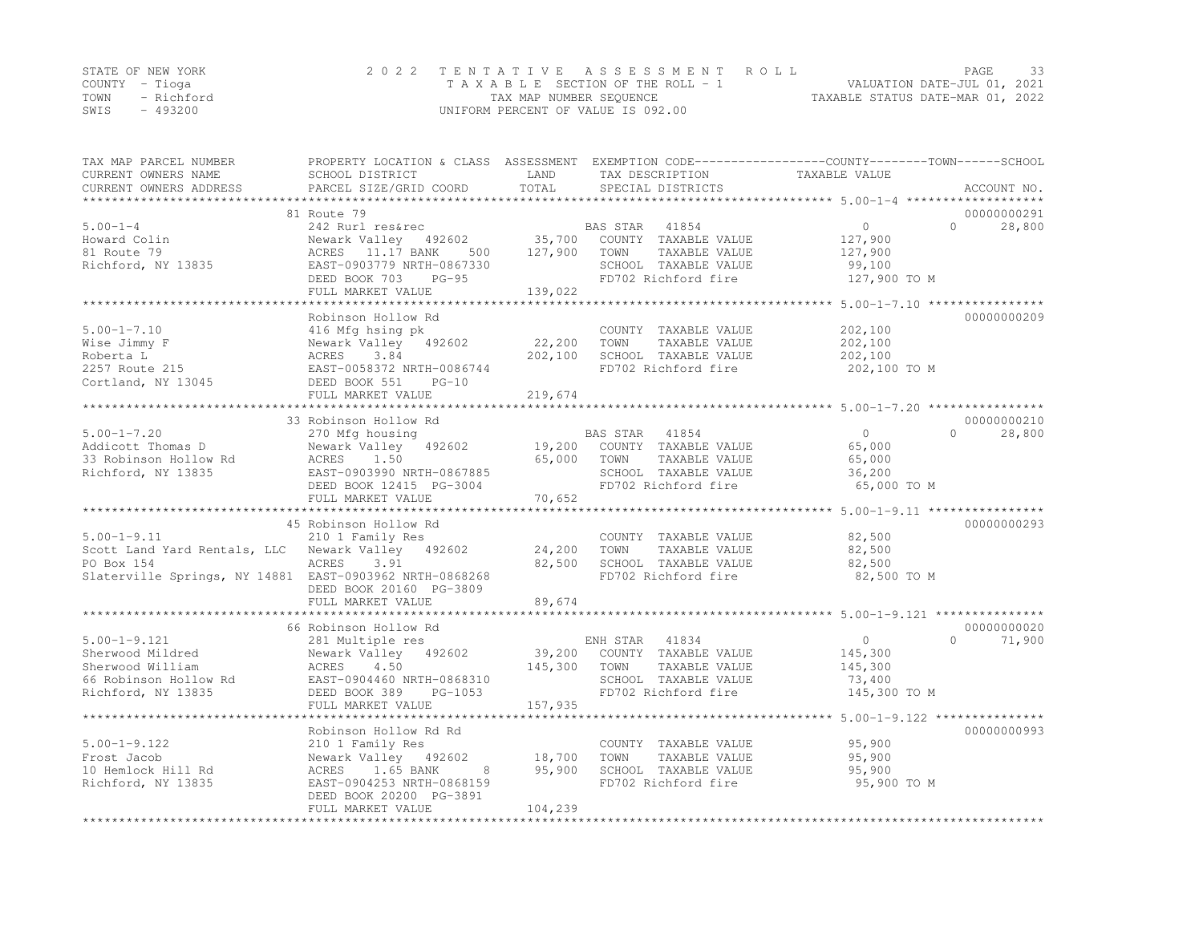STATE OF NEW YORK
COUNTY - Tioga
TOWN - Richford
SWIS - 493200

2 0 2 2 T E N T A T I V E A S S E S S M E N T R O L L
T A X A B L E SECTION OF THE ROLL - 1
TAX MAP NUMBER SEQUENCE
UNIFORM PERCENT OF VALUE IS 092.00

VALUATION DATE-JUL 01, 2021
TAXABLE STATUS DATE-MAR 01, 2022

| TAX MAP PARCEL NUMBER<br>CURRENT OWNERS NAME<br>CURRENT OWNERS ADDRESS | PROPERTY LOCATION & CLASS<br>SCHOOL DISTRICT<br>PARCEL SIZE/GRID COORD | ASSESSMENT<br>LAND<br>TOTAL | EXEMPTION CODE<br>TAX DESCRIPTION<br>SPECIAL DISTRICTS | COUNTY / TOWN<br>TAXABLE VALUE | SCHOOL<br>ACCOUNT NO. |
|---|---|---|---|---|---|
| **5.00-1-4** | 81 Route 79 | | | | 00000000291 |
| 5.00-1-4 | 242 Rurl res&rec | | BAS STAR 41854 | 0 | 0 28,800 |
| Howard Colin | Newark Valley 492602 | 35,700 | COUNTY TAXABLE VALUE | 127,900 | |
| 81 Route 79 | ACRES 11.17 BANK 500 | 127,900 | TOWN TAXABLE VALUE | 127,900 | |
| Richford, NY 13835 | EAST-0903779 NRTH-0867330 | | SCHOOL TAXABLE VALUE | 99,100 | |
| | DEED BOOK 703 PG-95 | | FD702 Richford fire | 127,900 TO M | |
| | FULL MARKET VALUE | 139,022 | | | |
| **5.00-1-7.10** | Robinson Hollow Rd | | | | 00000000209 |
| 5.00-1-7.10 | 416 Mfg hsing pk | | COUNTY TAXABLE VALUE | 202,100 | |
| Wise Jimmy F | Newark Valley 492602 | 22,200 | TOWN TAXABLE VALUE | 202,100 | |
| Roberta L | ACRES 3.84 | 202,100 | SCHOOL TAXABLE VALUE | 202,100 | |
| 2257 Route 215 | EAST-0058372 NRTH-0086744 | | FD702 Richford fire | 202,100 TO M | |
| Cortland, NY 13045 | DEED BOOK 551 PG-10 | | | | |
| | FULL MARKET VALUE | 219,674 | | | |
| **5.00-1-7.20** | 33 Robinson Hollow Rd | | | | 00000000210 |
| 5.00-1-7.20 | 270 Mfg housing | | BAS STAR 41854 | 0 | 0 28,800 |
| Addicott Thomas D | Newark Valley 492602 | 19,200 | COUNTY TAXABLE VALUE | 65,000 | |
| 33 Robinson Hollow Rd | ACRES 1.50 | 65,000 | TOWN TAXABLE VALUE | 65,000 | |
| Richford, NY 13835 | EAST-0903990 NRTH-0867885 | | SCHOOL TAXABLE VALUE | 36,200 | |
| | DEED BOOK 12415 PG-3004 | | FD702 Richford fire | 65,000 TO M | |
| | FULL MARKET VALUE | 70,652 | | | |
| **5.00-1-9.11** | 45 Robinson Hollow Rd | | | | 00000000293 |
| 5.00-1-9.11 | 210 1 Family Res | | COUNTY TAXABLE VALUE | 82,500 | |
| Scott Land Yard Rentals, LLC | Newark Valley 492602 | 24,200 | TOWN TAXABLE VALUE | 82,500 | |
| PO Box 154 | ACRES 3.91 | 82,500 | SCHOOL TAXABLE VALUE | 82,500 | |
| Slaterville Springs, NY 14881 | EAST-0903962 NRTH-0868268 | | FD702 Richford fire | 82,500 TO M | |
| | DEED BOOK 20160 PG-3809 | | | | |
| | FULL MARKET VALUE | 89,674 | | | |
| **5.00-1-9.121** | 66 Robinson Hollow Rd | | | | 00000000020 |
| 5.00-1-9.121 | 281 Multiple res | | ENH STAR 41834 | 0 | 0 71,900 |
| Sherwood Mildred | Newark Valley 492602 | 39,200 | COUNTY TAXABLE VALUE | 145,300 | |
| Sherwood William | ACRES 4.50 | 145,300 | TOWN TAXABLE VALUE | 145,300 | |
| 66 Robinson Hollow Rd | EAST-0904460 NRTH-0868310 | | SCHOOL TAXABLE VALUE | 73,400 | |
| Richford, NY 13835 | DEED BOOK 389 PG-1053 | | FD702 Richford fire | 145,300 TO M | |
| | FULL MARKET VALUE | 157,935 | | | |
| **5.00-1-9.122** | Robinson Hollow Rd Rd | | | | 00000000993 |
| 5.00-1-9.122 | 210 1 Family Res | | COUNTY TAXABLE VALUE | 95,900 | |
| Frost Jacob | Newark Valley 492602 | 18,700 | TOWN TAXABLE VALUE | 95,900 | |
| 10 Hemlock Hill Rd | ACRES 1.65 BANK 8 | 95,900 | SCHOOL TAXABLE VALUE | 95,900 | |
| Richford, NY 13835 | EAST-0904253 NRTH-0868159 | | FD702 Richford fire | 95,900 TO M | |
| | DEED BOOK 20200 PG-3891 | | | | |
| | FULL MARKET VALUE | 104,239 | | | |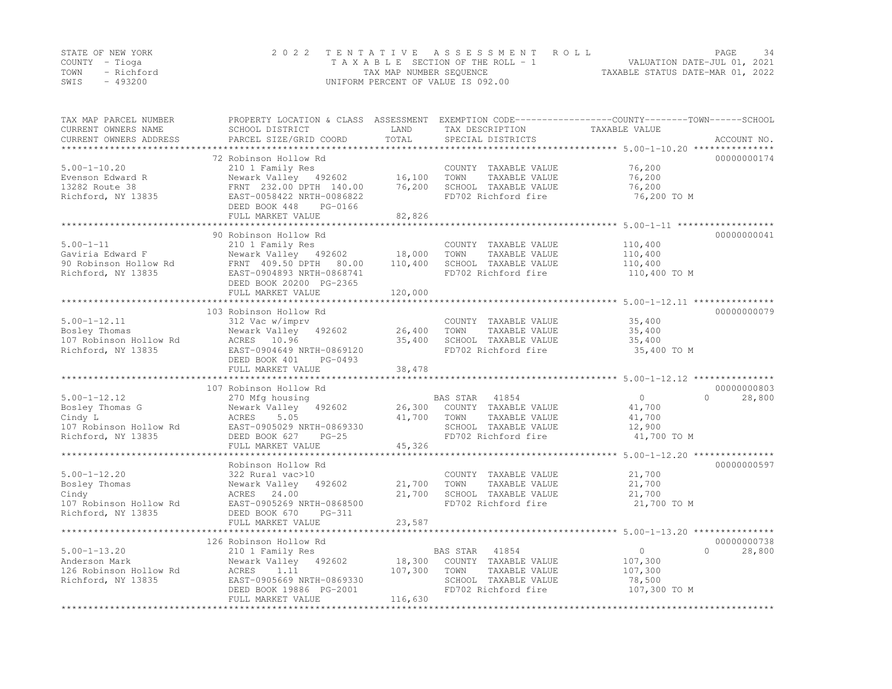STATE OF NEW YORK | 2022 TENTATIVE ASSESSMENT ROLL | VALUATION DATE-JUL 01, 2021
COUNTY - Tioga | TAXABLE SECTION OF THE ROLL - 1 | TAXABLE STATUS DATE-MAR 01, 2022
TOWN - Richford | TAX MAP NUMBER SEQUENCE
SWIS - 493200 | UNIFORM PERCENT OF VALUE IS 092.00

```
TAX MAP PARCEL NUMBER         PROPERTY LOCATION & CLASS  ASSESSMENT  EXEMPTION CODE------------------COUNTY--------TOWN------SCHOOL
CURRENT OWNERS NAME           SCHOOL DISTRICT               LAND      TAX DESCRIPTION             TAXABLE VALUE
CURRENT OWNERS ADDRESS        PARCEL SIZE/GRID COORD       TOTAL      SPECIAL DISTRICTS                                    ACCOUNT NO.
******************************************************************************************************* 5.00-1-10.20 ***************
                              72 Robinson Hollow Rd                                                                         00000000174
5.00-1-10.20                  210 1 Family Res                        COUNTY  TAXABLE VALUE          76,200
Evenson Edward R              Newark Valley   492602       16,100     TOWN    TAXABLE VALUE          76,200
13282 Route 38                FRNT 232.00 DPTH 140.00      76,200     SCHOOL  TAXABLE VALUE          76,200
Richford, NY 13835            EAST-0058422 NRTH-0086822               FD702 Richford fire             76,200 TO M
                              DEED BOOK 448     PG-0166
                              FULL MARKET VALUE            82,826
******************************************************************************************************* 5.00-1-11 ******************
                              90 Robinson Hollow Rd                                                                         00000000041
5.00-1-11                     210 1 Family Res                        COUNTY  TAXABLE VALUE         110,400
Gaviria Edward F              Newark Valley   492602       18,000     TOWN    TAXABLE VALUE         110,400
90 Robinson Hollow Rd         FRNT 409.50 DPTH  80.00     110,400     SCHOOL  TAXABLE VALUE         110,400
Richford, NY 13835            EAST-0904893 NRTH-0868741               FD702 Richford fire            110,400 TO M
                              DEED BOOK 20200 PG-2365
                              FULL MARKET VALUE           120,000
******************************************************************************************************* 5.00-1-12.11 ***************
                              103 Robinson Hollow Rd                                                                        00000000079
5.00-1-12.11                  312 Vac w/imprv                         COUNTY  TAXABLE VALUE          35,400
Bosley Thomas                 Newark Valley   492602       26,400     TOWN    TAXABLE VALUE          35,400
107 Robinson Hollow Rd        ACRES   10.96                35,400     SCHOOL  TAXABLE VALUE          35,400
Richford, NY 13835            EAST-0904649 NRTH-0869120               FD702 Richford fire             35,400 TO M
                              DEED BOOK 401     PG-0493
                              FULL MARKET VALUE            38,478
******************************************************************************************************* 5.00-1-12.12 ***************
                              107 Robinson Hollow Rd                                                                        00000000803
5.00-1-12.12                  270 Mfg housing                         BAS STAR  41854                     0            0     28,800
Bosley Thomas G               Newark Valley   492602       26,300     COUNTY  TAXABLE VALUE          41,700
Cindy L                       ACRES    5.05                41,700     TOWN    TAXABLE VALUE          41,700
107 Robinson Hollow Rd        EAST-0905029 NRTH-0869330               SCHOOL  TAXABLE VALUE          12,900
Richford, NY 13835            DEED BOOK 627     PG-25                 FD702 Richford fire             41,700 TO M
                              FULL MARKET VALUE            45,326
******************************************************************************************************* 5.00-1-12.20 ***************
                              Robinson Hollow Rd                                                                            00000000597
5.00-1-12.20                  322 Rural vac>10                        COUNTY  TAXABLE VALUE          21,700
Bosley Thomas                 Newark Valley   492602       21,700     TOWN    TAXABLE VALUE          21,700
Cindy                         ACRES   24.00                21,700     SCHOOL  TAXABLE VALUE          21,700
107 Robinson Hollow Rd        EAST-0905269 NRTH-0868500               FD702 Richford fire             21,700 TO M
Richford, NY 13835            DEED BOOK 670     PG-311
                              FULL MARKET VALUE            23,587
******************************************************************************************************* 5.00-1-13.20 ***************
                              126 Robinson Hollow Rd                                                                        00000000738
5.00-1-13.20                  210 1 Family Res                        BAS STAR  41854                     0            0     28,800
Anderson Mark                 Newark Valley   492602       18,300     COUNTY  TAXABLE VALUE         107,300
126 Robinson Hollow Rd        ACRES    1.11               107,300     TOWN    TAXABLE VALUE         107,300
Richford, NY 13835            EAST-0905669 NRTH-0869330               SCHOOL  TAXABLE VALUE          78,500
                              DEED BOOK 19886 PG-2001                 FD702 Richford fire            107,300 TO M
                              FULL MARKET VALUE           116,630
************************************************************************************************************************************
```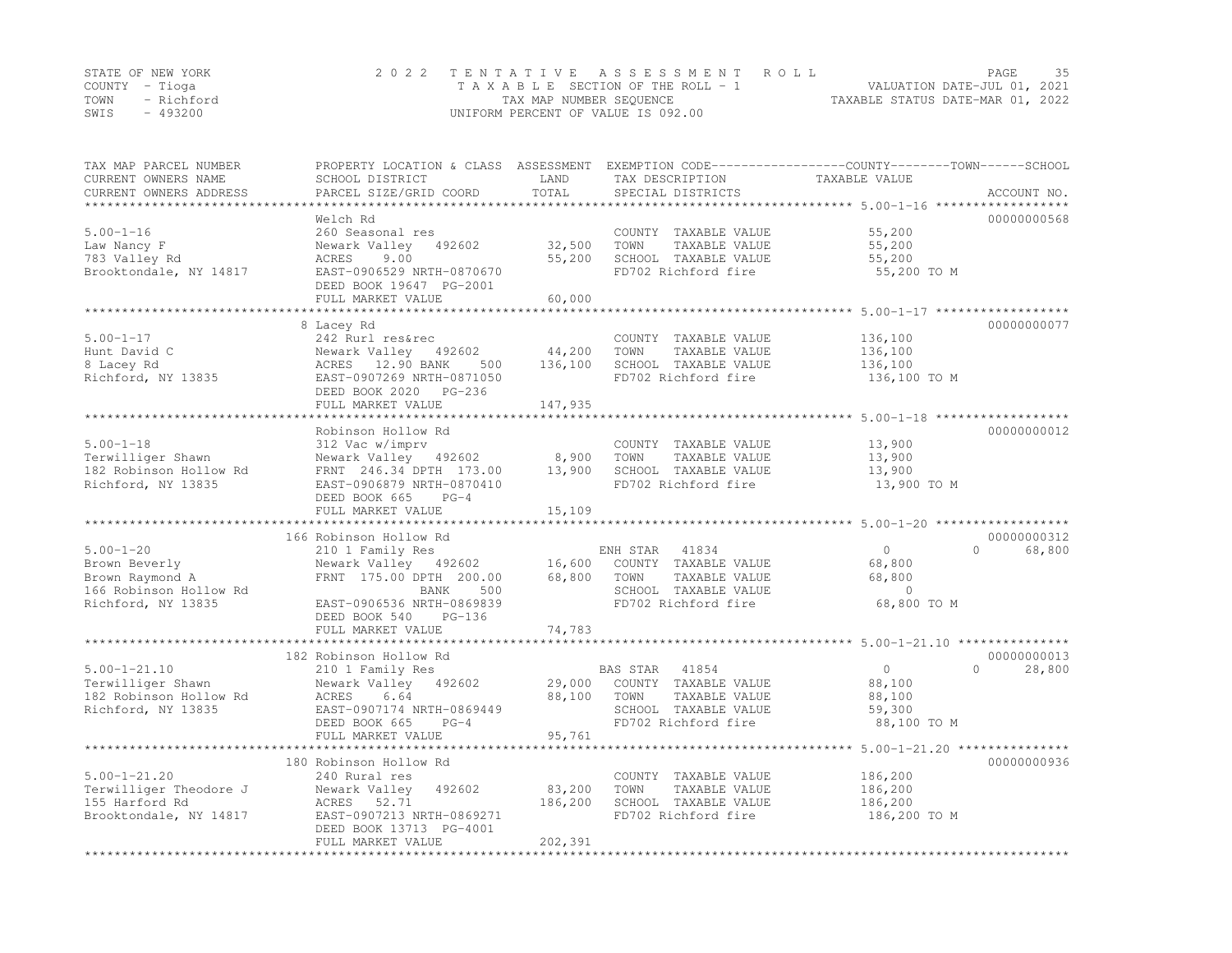STATE OF NEW YORK
COUNTY - Tioga
TOWN - Richford
SWIS - 493200

2022 TENTATIVE ASSESSMENT ROLL
TAXABLE SECTION OF THE ROLL - 1
TAX MAP NUMBER SEQUENCE
UNIFORM PERCENT OF VALUE IS 092.00

VALUATION DATE-JUL 01, 2021
TAXABLE STATUS DATE-MAR 01, 2022

| TAX MAP PARCEL NUMBER / CURRENT OWNERS NAME / CURRENT OWNERS ADDRESS | PROPERTY LOCATION & CLASS / SCHOOL DISTRICT / PARCEL SIZE/GRID COORD | ASSESSMENT LAND | ASSESSMENT TOTAL | EXEMPTION CODE / TAX DESCRIPTION / SPECIAL DISTRICTS | COUNTY TAXABLE VALUE | TOWN | SCHOOL | ACCOUNT NO. |
|---|---|---|---|---|---|---|---|---|
| 5.00-1-16 | Welch Rd | | | | | | | 00000000568 |
| Law Nancy F | 260 Seasonal res | | | COUNTY TAXABLE VALUE | 55,200 | | | |
| 783 Valley Rd | Newark Valley 492602 | 32,500 | | TOWN TAXABLE VALUE | 55,200 | | | |
| Brooktondale, NY 14817 | ACRES 9.00 | | 55,200 | SCHOOL TAXABLE VALUE | 55,200 | | | |
| | EAST-0906529 NRTH-0870670 | | | FD702 Richford fire | 55,200 TO M | | | |
| | DEED BOOK 19647 PG-2001 | | | | | | | |
| | FULL MARKET VALUE | | 60,000 | | | | | |
| 5.00-1-17 | 8 Lacey Rd | | | | | | | 00000000077 |
| Hunt David C | 242 Rurl res&rec | | | COUNTY TAXABLE VALUE | 136,100 | | | |
| 8 Lacey Rd | Newark Valley 492602 | 44,200 | | TOWN TAXABLE VALUE | 136,100 | | | |
| Richford, NY 13835 | ACRES 12.90 BANK 500 | | 136,100 | SCHOOL TAXABLE VALUE | 136,100 | | | |
| | EAST-0907269 NRTH-0871050 | | | FD702 Richford fire | 136,100 TO M | | | |
| | DEED BOOK 2020 PG-236 | | | | | | | |
| | FULL MARKET VALUE | | 147,935 | | | | | |
| 5.00-1-18 | Robinson Hollow Rd | | | | | | | 00000000012 |
| Terwilliger Shawn | 312 Vac w/imprv | | | COUNTY TAXABLE VALUE | 13,900 | | | |
| 182 Robinson Hollow Rd | Newark Valley 492602 | 8,900 | | TOWN TAXABLE VALUE | 13,900 | | | |
| Richford, NY 13835 | FRNT 246.34 DPTH 173.00 | | 13,900 | SCHOOL TAXABLE VALUE | 13,900 | | | |
| | EAST-0906879 NRTH-0870410 | | | FD702 Richford fire | 13,900 TO M | | | |
| | DEED BOOK 665 PG-4 | | | | | | | |
| | FULL MARKET VALUE | | 15,109 | | | | | |
| 5.00-1-20 | 166 Robinson Hollow Rd | | | | | | | 00000000312 |
| Brown Beverly | 210 1 Family Res | | | ENH STAR 41834 | 0 | 0 | 68,800 | |
| Brown Raymond A | Newark Valley 492602 | 16,600 | | COUNTY TAXABLE VALUE | 68,800 | | | |
| 166 Robinson Hollow Rd | FRNT 175.00 DPTH 200.00 | | 68,800 | TOWN TAXABLE VALUE | 68,800 | | | |
| Richford, NY 13835 | BANK 500 | | | SCHOOL TAXABLE VALUE | 0 | | | |
| | EAST-0906536 NRTH-0869839 | | | FD702 Richford fire | 68,800 TO M | | | |
| | DEED BOOK 540 PG-136 | | | | | | | |
| | FULL MARKET VALUE | | 74,783 | | | | | |
| 5.00-1-21.10 | 182 Robinson Hollow Rd | | | | | | | 00000000013 |
| Terwilliger Shawn | 210 1 Family Res | | | BAS STAR 41854 | 0 | 0 | 28,800 | |
| 182 Robinson Hollow Rd | Newark Valley 492602 | 29,000 | | COUNTY TAXABLE VALUE | 88,100 | | | |
| Richford, NY 13835 | ACRES 6.64 | | 88,100 | TOWN TAXABLE VALUE | 88,100 | | | |
| | EAST-0907174 NRTH-0869449 | | | SCHOOL TAXABLE VALUE | 59,300 | | | |
| | DEED BOOK 665 PG-4 | | | FD702 Richford fire | 88,100 TO M | | | |
| | FULL MARKET VALUE | | 95,761 | | | | | |
| 5.00-1-21.20 | 180 Robinson Hollow Rd | | | | | | | 00000000936 |
| Terwilliger Theodore J | 240 Rural res | | | COUNTY TAXABLE VALUE | 186,200 | | | |
| 155 Harford Rd | Newark Valley 492602 | 83,200 | | TOWN TAXABLE VALUE | 186,200 | | | |
| Brooktondale, NY 14817 | ACRES 52.71 | | 186,200 | SCHOOL TAXABLE VALUE | 186,200 | | | |
| | EAST-0907213 NRTH-0869271 | | | FD702 Richford fire | 186,200 TO M | | | |
| | DEED BOOK 13713 PG-4001 | | | | | | | |
| | FULL MARKET VALUE | | 202,391 | | | | | |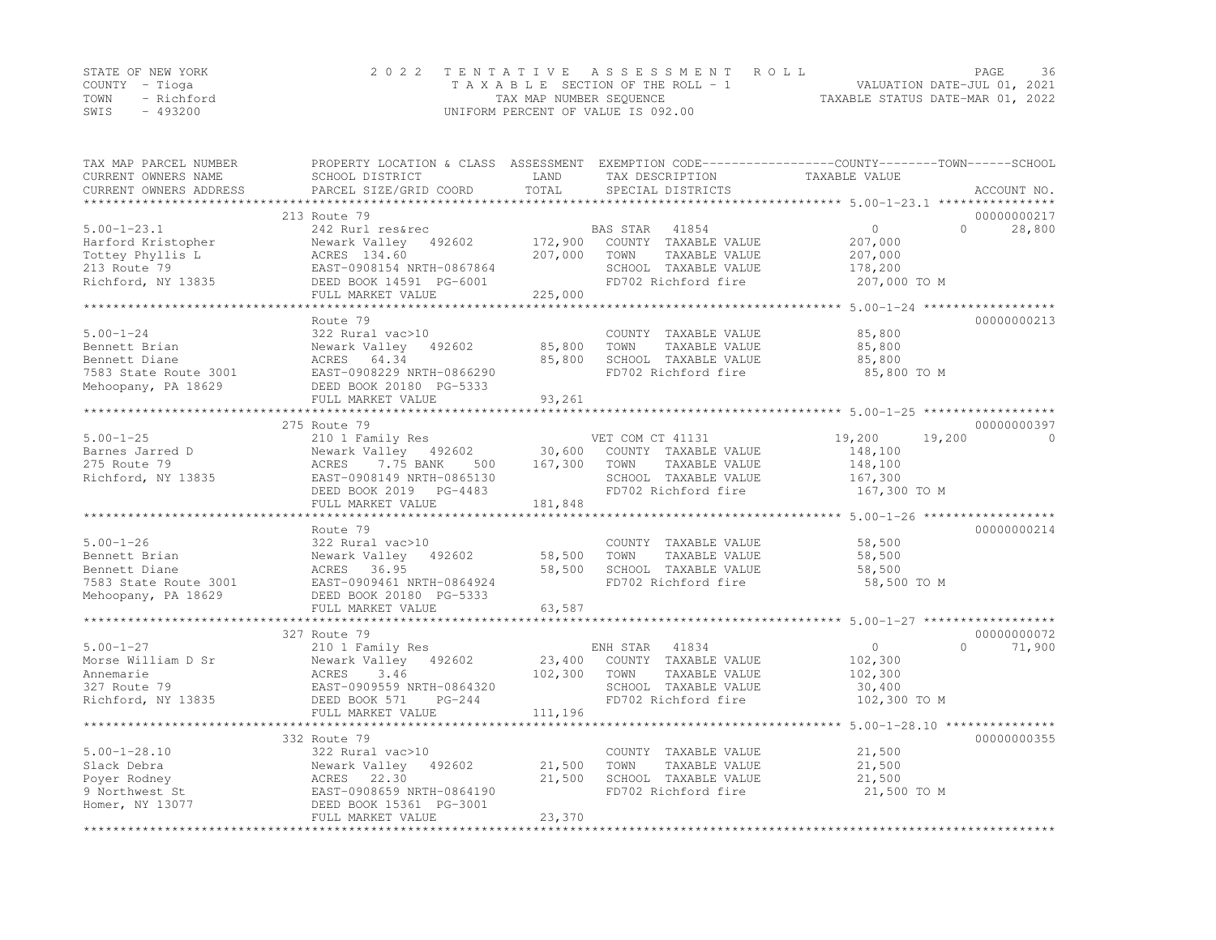STATE OF NEW YORK
COUNTY - Tioga
TOWN - Richford
SWIS - 493200

2022 TENTATIVE ASSESSMENT ROLL
TAXABLE SECTION OF THE ROLL - 1
TAX MAP NUMBER SEQUENCE
UNIFORM PERCENT OF VALUE IS 092.00

VALUATION DATE-JUL 01, 2021
TAXABLE STATUS DATE-MAR 01, 2022

| TAX MAP PARCEL NUMBER / CURRENT OWNERS NAME / CURRENT OWNERS ADDRESS | PROPERTY LOCATION & CLASS / SCHOOL DISTRICT / PARCEL SIZE/GRID COORD | ASSESSMENT LAND | TOTAL | EXEMPTION CODE / TAX DESCRIPTION / SPECIAL DISTRICTS | COUNTY TAXABLE VALUE | TOWN | SCHOOL | ACCOUNT NO. |
|---|---|---|---|---|---|---|---|---|
| **5.00-1-23.1** | 213 Route 79 | | | | | | | 00000000217 |
| | 242 Rurl res&rec | | | BAS STAR 41854 | 0 | 0 | 28,800 | |
| Harford Kristopher | Newark Valley 492602 | 172,900 | | COUNTY TAXABLE VALUE | 207,000 | | | |
| Tottey Phyllis L | ACRES 134.60 | | 207,000 | TOWN TAXABLE VALUE | 207,000 | | | |
| 213 Route 79 | EAST-0908154 NRTH-0867864 | | | SCHOOL TAXABLE VALUE | 178,200 | | | |
| Richford, NY 13835 | DEED BOOK 14591 PG-6001 | | | FD702 Richford fire | 207,000 TO M | | | |
| | FULL MARKET VALUE | | 225,000 | | | | | |
| **5.00-1-24** | Route 79 | | | | | | | 00000000213 |
| | 322 Rural vac>10 | | | COUNTY TAXABLE VALUE | 85,800 | | | |
| Bennett Brian | Newark Valley 492602 | 85,800 | | TOWN TAXABLE VALUE | 85,800 | | | |
| Bennett Diane | ACRES 64.34 | | 85,800 | SCHOOL TAXABLE VALUE | 85,800 | | | |
| 7583 State Route 3001 | EAST-0908229 NRTH-0866290 | | | FD702 Richford fire | 85,800 TO M | | | |
| Mehoopany, PA 18629 | DEED BOOK 20180 PG-5333 | | | | | | | |
| | FULL MARKET VALUE | | 93,261 | | | | | |
| **5.00-1-25** | 275 Route 79 | | | | | | | 00000000397 |
| | 210 1 Family Res | | | VET COM CT 41131 | 19,200 | 19,200 | 0 | |
| Barnes Jarred D | Newark Valley 492602 | 30,600 | | COUNTY TAXABLE VALUE | 148,100 | | | |
| 275 Route 79 | ACRES 7.75 BANK 500 | | 167,300 | TOWN TAXABLE VALUE | 148,100 | | | |
| Richford, NY 13835 | EAST-0908149 NRTH-0865130 | | | SCHOOL TAXABLE VALUE | 167,300 | | | |
| | DEED BOOK 2019 PG-4483 | | | FD702 Richford fire | 167,300 TO M | | | |
| | FULL MARKET VALUE | | 181,848 | | | | | |
| **5.00-1-26** | Route 79 | | | | | | | 00000000214 |
| | 322 Rural vac>10 | | | COUNTY TAXABLE VALUE | 58,500 | | | |
| Bennett Brian | Newark Valley 492602 | 58,500 | | TOWN TAXABLE VALUE | 58,500 | | | |
| Bennett Diane | ACRES 36.95 | | 58,500 | SCHOOL TAXABLE VALUE | 58,500 | | | |
| 7583 State Route 3001 | EAST-0909461 NRTH-0864924 | | | FD702 Richford fire | 58,500 TO M | | | |
| Mehoopany, PA 18629 | DEED BOOK 20180 PG-5333 | | | | | | | |
| | FULL MARKET VALUE | | 63,587 | | | | | |
| **5.00-1-27** | 327 Route 79 | | | | | | | 00000000072 |
| | 210 1 Family Res | | | ENH STAR 41834 | 0 | 0 | 71,900 | |
| Morse William D Sr | Newark Valley 492602 | 23,400 | | COUNTY TAXABLE VALUE | 102,300 | | | |
| Annemarie | ACRES 3.46 | | 102,300 | TOWN TAXABLE VALUE | 102,300 | | | |
| 327 Route 79 | EAST-0909559 NRTH-0864320 | | | SCHOOL TAXABLE VALUE | 30,400 | | | |
| Richford, NY 13835 | DEED BOOK 571 PG-244 | | | FD702 Richford fire | 102,300 TO M | | | |
| | FULL MARKET VALUE | | 111,196 | | | | | |
| **5.00-1-28.10** | 332 Route 79 | | | | | | | 00000000355 |
| | 322 Rural vac>10 | | | COUNTY TAXABLE VALUE | 21,500 | | | |
| Slack Debra | Newark Valley 492602 | 21,500 | | TOWN TAXABLE VALUE | 21,500 | | | |
| Poyer Rodney | ACRES 22.30 | | 21,500 | SCHOOL TAXABLE VALUE | 21,500 | | | |
| 9 Northwest St | EAST-0908659 NRTH-0864190 | | | FD702 Richford fire | 21,500 TO M | | | |
| Homer, NY 13077 | DEED BOOK 15361 PG-3001 | | | | | | | |
| | FULL MARKET VALUE | | 23,370 | | | | | |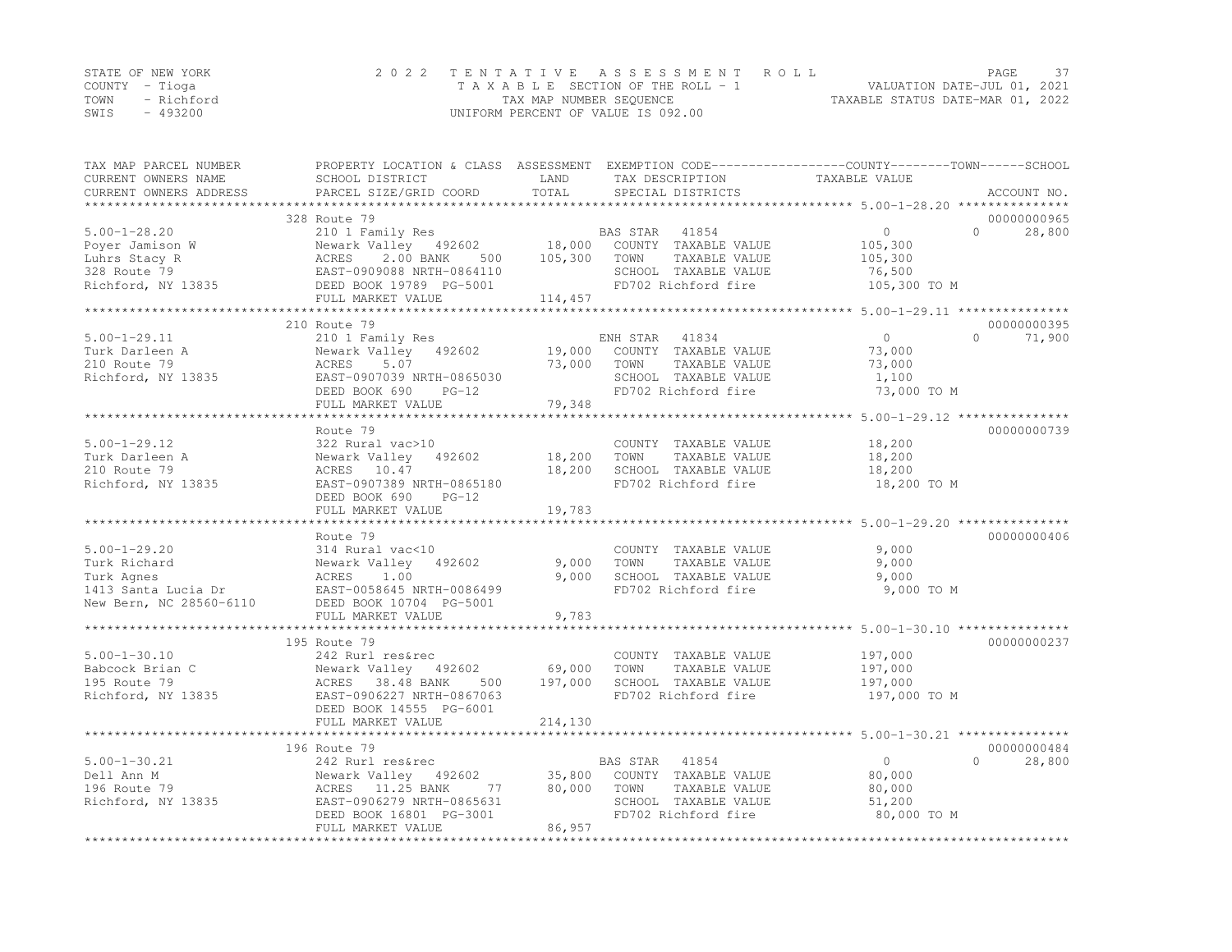STATE OF NEW YORK
COUNTY - Tioga
TOWN - Richford
SWIS - 493200

2022 TENTATIVE ASSESSMENT ROLL
TAXABLE SECTION OF THE ROLL - 1
TAX MAP NUMBER SEQUENCE
UNIFORM PERCENT OF VALUE IS 092.00

VALUATION DATE-JUL 01, 2021
TAXABLE STATUS DATE-MAR 01, 2022

| TAX MAP PARCEL NUMBER / CURRENT OWNERS NAME / CURRENT OWNERS ADDRESS | PROPERTY LOCATION & CLASS / SCHOOL DISTRICT / PARCEL SIZE/GRID COORD | ASSESSMENT LAND | TOTAL | EXEMPTION CODE / TAX DESCRIPTION / SPECIAL DISTRICTS | COUNTY TAXABLE VALUE | TOWN | SCHOOL / ACCOUNT NO. |
|---|---|---|---|---|---|---|---|
| **5.00-1-28.20** | 328 Route 79 | | | | | | 00000000965 |
| 5.00-1-28.20 | 210 1 Family Res | | | BAS STAR 41854 | 0 | 0 | 28,800 |
| Poyer Jamison W | Newark Valley 492602 | 18,000 | | COUNTY TAXABLE VALUE | 105,300 | | |
| Luhrs Stacy R | ACRES 2.00 BANK 500 | | 105,300 | TOWN TAXABLE VALUE | 105,300 | | |
| 328 Route 79 | EAST-0909088 NRTH-0864110 | | | SCHOOL TAXABLE VALUE | 76,500 | | |
| Richford, NY 13835 | DEED BOOK 19789 PG-5001 | | | FD702 Richford fire | 105,300 TO M | | |
| | FULL MARKET VALUE | | 114,457 | | | | |
| **5.00-1-29.11** | 210 Route 79 | | | | | | 00000000395 |
| 5.00-1-29.11 | 210 1 Family Res | | | ENH STAR 41834 | 0 | 0 | 71,900 |
| Turk Darleen A | Newark Valley 492602 | 19,000 | | COUNTY TAXABLE VALUE | 73,000 | | |
| 210 Route 79 | ACRES 5.07 | | 73,000 | TOWN TAXABLE VALUE | 73,000 | | |
| Richford, NY 13835 | EAST-0907039 NRTH-0865030 | | | SCHOOL TAXABLE VALUE | 1,100 | | |
| | DEED BOOK 690 PG-12 | | | FD702 Richford fire | 73,000 TO M | | |
| | FULL MARKET VALUE | | 79,348 | | | | |
| **5.00-1-29.12** | Route 79 | | | | | | 00000000739 |
| 5.00-1-29.12 | 322 Rural vac>10 | | | COUNTY TAXABLE VALUE | 18,200 | | |
| Turk Darleen A | Newark Valley 492602 | 18,200 | | TOWN TAXABLE VALUE | 18,200 | | |
| 210 Route 79 | ACRES 10.47 | | 18,200 | SCHOOL TAXABLE VALUE | 18,200 | | |
| Richford, NY 13835 | EAST-0907389 NRTH-0865180 | | | FD702 Richford fire | 18,200 TO M | | |
| | DEED BOOK 690 PG-12 | | | | | | |
| | FULL MARKET VALUE | | 19,783 | | | | |
| **5.00-1-29.20** | Route 79 | | | | | | 00000000406 |
| 5.00-1-29.20 | 314 Rural vac<10 | | | COUNTY TAXABLE VALUE | 9,000 | | |
| Turk Richard | Newark Valley 492602 | 9,000 | | TOWN TAXABLE VALUE | 9,000 | | |
| Turk Agnes | ACRES 1.00 | | 9,000 | SCHOOL TAXABLE VALUE | 9,000 | | |
| 1413 Santa Lucia Dr | EAST-0058645 NRTH-0086499 | | | FD702 Richford fire | 9,000 TO M | | |
| New Bern, NC 28560-6110 | DEED BOOK 10704 PG-5001 | | | | | | |
| | FULL MARKET VALUE | | 9,783 | | | | |
| **5.00-1-30.10** | 195 Route 79 | | | | | | 00000000237 |
| 5.00-1-30.10 | 242 Rurl res&rec | | | COUNTY TAXABLE VALUE | 197,000 | | |
| Babcock Brian C | Newark Valley 492602 | 69,000 | | TOWN TAXABLE VALUE | 197,000 | | |
| 195 Route 79 | ACRES 38.48 BANK 500 | | 197,000 | SCHOOL TAXABLE VALUE | 197,000 | | |
| Richford, NY 13835 | EAST-0906227 NRTH-0867063 | | | FD702 Richford fire | 197,000 TO M | | |
| | DEED BOOK 14555 PG-6001 | | | | | | |
| | FULL MARKET VALUE | | 214,130 | | | | |
| **5.00-1-30.21** | 196 Route 79 | | | | | | 00000000484 |
| 5.00-1-30.21 | 242 Rurl res&rec | | | BAS STAR 41854 | 0 | 0 | 28,800 |
| Dell Ann M | Newark Valley 492602 | 35,800 | | COUNTY TAXABLE VALUE | 80,000 | | |
| 196 Route 79 | ACRES 11.25 BANK 77 | | 80,000 | TOWN TAXABLE VALUE | 80,000 | | |
| Richford, NY 13835 | EAST-0906279 NRTH-0865631 | | | SCHOOL TAXABLE VALUE | 51,200 | | |
| | DEED BOOK 16801 PG-3001 | | | FD702 Richford fire | 80,000 TO M | | |
| | FULL MARKET VALUE | | 86,957 | | | | |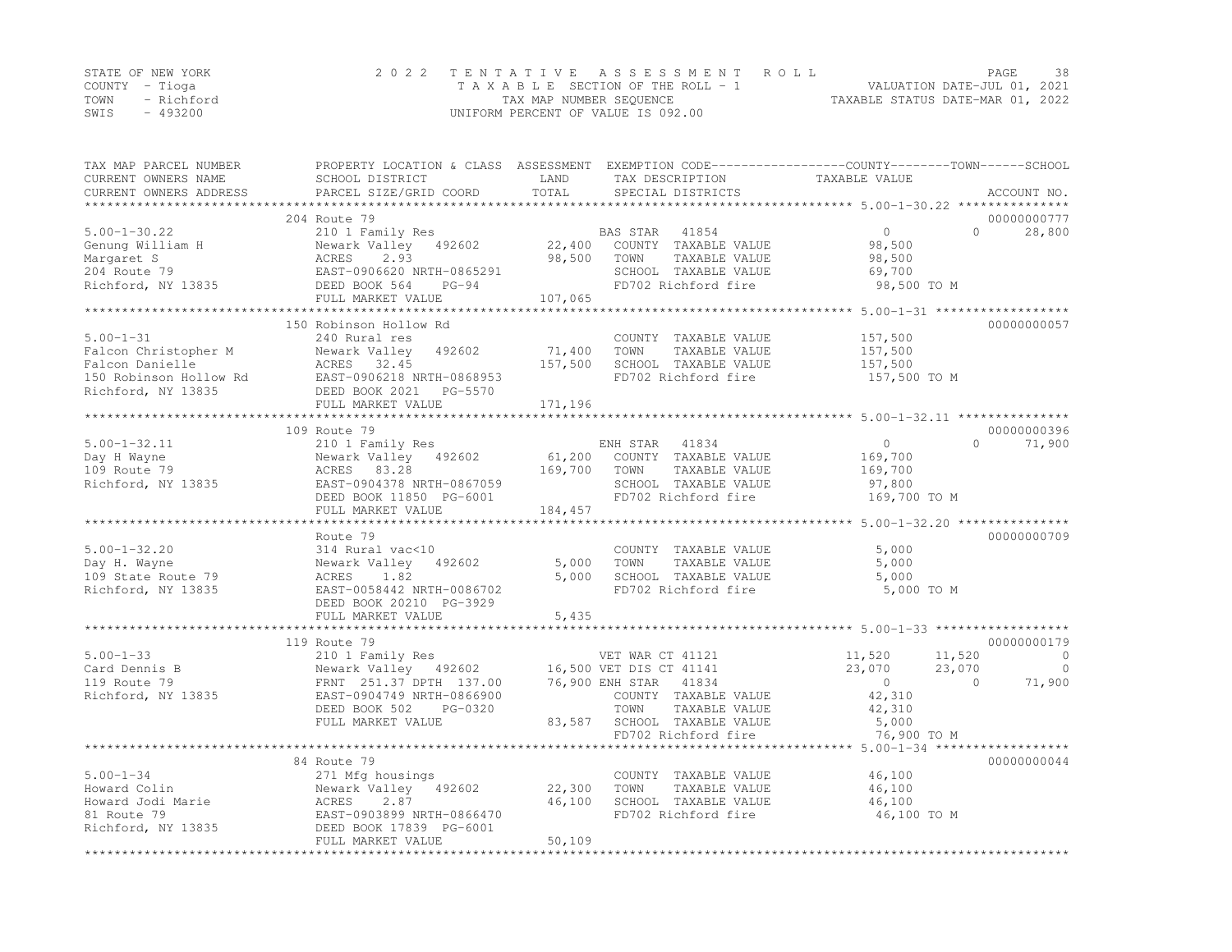STATE OF NEW YORK
COUNTY - Tioga
TOWN - Richford
SWIS - 493200

# 2022 TENTATIVE ASSESSMENT ROLL
TAXABLE SECTION OF THE ROLL - 1
TAX MAP NUMBER SEQUENCE
UNIFORM PERCENT OF VALUE IS 092.00

VALUATION DATE-JUL 01, 2021
TAXABLE STATUS DATE-MAR 01, 2022

| TAX MAP PARCEL NUMBER / CURRENT OWNERS NAME / CURRENT OWNERS ADDRESS | PROPERTY LOCATION & CLASS / SCHOOL DISTRICT / PARCEL SIZE/GRID COORD | ASSESSMENT LAND | TOTAL | EXEMPTION CODE / TAX DESCRIPTION / SPECIAL DISTRICTS | COUNTY TAXABLE VALUE | TOWN | SCHOOL | ACCOUNT NO. |
|---|---|---|---|---|---|---|---|---|
| **5.00-1-30.22** | 204 Route 79 | | | | | | | 00000000777 |
| 5.00-1-30.22 | 210 1 Family Res | | | BAS STAR 41854 | 0 | 0 | 28,800 | |
| Genung William H | Newark Valley 492602 | 22,400 | | COUNTY TAXABLE VALUE | 98,500 | | | |
| Margaret S | ACRES 2.93 | | 98,500 | TOWN TAXABLE VALUE | 98,500 | | | |
| 204 Route 79 | EAST-0906620 NRTH-0865291 | | | SCHOOL TAXABLE VALUE | 69,700 | | | |
| Richford, NY 13835 | DEED BOOK 564 PG-94 | | | FD702 Richford fire | 98,500 TO M | | | |
| | FULL MARKET VALUE | | 107,065 | | | | | |
| **5.00-1-31** | 150 Robinson Hollow Rd | | | | | | | 00000000057 |
| 5.00-1-31 | 240 Rural res | | | COUNTY TAXABLE VALUE | 157,500 | | | |
| Falcon Christopher M | Newark Valley 492602 | 71,400 | | TOWN TAXABLE VALUE | 157,500 | | | |
| Falcon Danielle | ACRES 32.45 | | 157,500 | SCHOOL TAXABLE VALUE | 157,500 | | | |
| 150 Robinson Hollow Rd | EAST-0906218 NRTH-0868953 | | | FD702 Richford fire | 157,500 TO M | | | |
| Richford, NY 13835 | DEED BOOK 2021 PG-5570 | | | | | | | |
| | FULL MARKET VALUE | | 171,196 | | | | | |
| **5.00-1-32.11** | 109 Route 79 | | | | | | | 00000000396 |
| 5.00-1-32.11 | 210 1 Family Res | | | ENH STAR 41834 | 0 | 0 | 71,900 | |
| Day H Wayne | Newark Valley 492602 | 61,200 | | COUNTY TAXABLE VALUE | 169,700 | | | |
| 109 Route 79 | ACRES 83.28 | | 169,700 | TOWN TAXABLE VALUE | 169,700 | | | |
| Richford, NY 13835 | EAST-0904378 NRTH-0867059 | | | SCHOOL TAXABLE VALUE | 97,800 | | | |
| | DEED BOOK 11850 PG-6001 | | | FD702 Richford fire | 169,700 TO M | | | |
| | FULL MARKET VALUE | | 184,457 | | | | | |
| **5.00-1-32.20** | Route 79 | | | | | | | 00000000709 |
| 5.00-1-32.20 | 314 Rural vac<10 | | | COUNTY TAXABLE VALUE | 5,000 | | | |
| Day H. Wayne | Newark Valley 492602 | 5,000 | | TOWN TAXABLE VALUE | 5,000 | | | |
| 109 State Route 79 | ACRES 1.82 | | 5,000 | SCHOOL TAXABLE VALUE | 5,000 | | | |
| Richford, NY 13835 | EAST-0058442 NRTH-0086702 | | | FD702 Richford fire | 5,000 TO M | | | |
| | DEED BOOK 20210 PG-3929 | | | | | | | |
| | FULL MARKET VALUE | | 5,435 | | | | | |
| **5.00-1-33** | 119 Route 79 | | | | | | | 00000000179 |
| 5.00-1-33 | 210 1 Family Res | | | VET WAR CT 41121 | 11,520 | 11,520 | 0 | |
| Card Dennis B | Newark Valley 492602 | 16,500 | | VET DIS CT 41141 | 23,070 | 23,070 | 0 | |
| 119 Route 79 | FRNT 251.37 DPTH 137.00 | | 76,900 | ENH STAR 41834 | 0 | 0 | 71,900 | |
| Richford, NY 13835 | EAST-0904749 NRTH-0866900 | | | COUNTY TAXABLE VALUE | 42,310 | | | |
| | DEED BOOK 502 PG-0320 | | | TOWN TAXABLE VALUE | 42,310 | | | |
| | FULL MARKET VALUE | | 83,587 | SCHOOL TAXABLE VALUE | 5,000 | | | |
| | | | | FD702 Richford fire | 76,900 TO M | | | |
| **5.00-1-34** | 84 Route 79 | | | | | | | 00000000044 |
| 5.00-1-34 | 271 Mfg housings | | | COUNTY TAXABLE VALUE | 46,100 | | | |
| Howard Colin | Newark Valley 492602 | 22,300 | | TOWN TAXABLE VALUE | 46,100 | | | |
| Howard Jodi Marie | ACRES 2.87 | | 46,100 | SCHOOL TAXABLE VALUE | 46,100 | | | |
| 81 Route 79 | EAST-0903899 NRTH-0866470 | | | FD702 Richford fire | 46,100 TO M | | | |
| Richford, NY 13835 | DEED BOOK 17839 PG-6001 | | | | | | | |
| | FULL MARKET VALUE | | 50,109 | | | | | |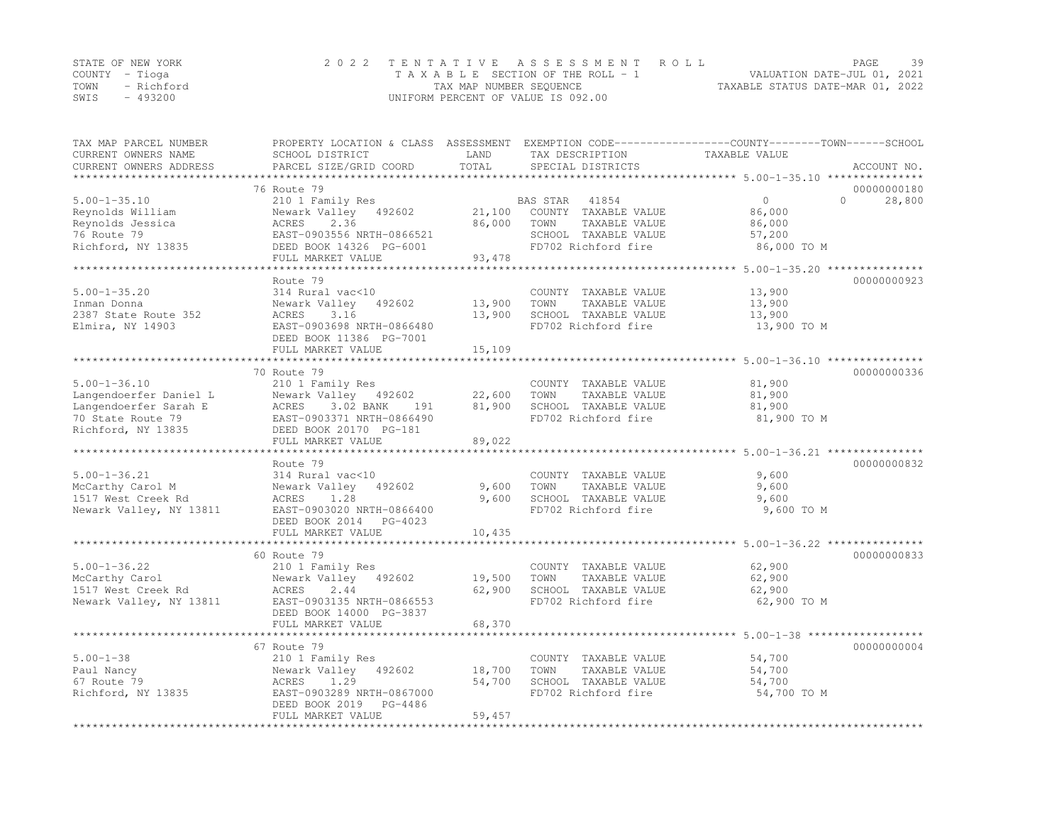STATE OF NEW YORK
COUNTY - Tioga
TOWN - Richford
SWIS - 493200

2 0 2 2 T E N T A T I V E A S S E S S M E N T R O L L
T A X A B L E SECTION OF THE ROLL - 1
TAX MAP NUMBER SEQUENCE
UNIFORM PERCENT OF VALUE IS 092.00

VALUATION DATE-JUL 01, 2021
TAXABLE STATUS DATE-MAR 01, 2022

| TAX MAP PARCEL NUMBER / CURRENT OWNERS NAME / CURRENT OWNERS ADDRESS | PROPERTY LOCATION & CLASS / SCHOOL DISTRICT / PARCEL SIZE/GRID COORD | ASSESSMENT LAND | TOTAL | EXEMPTION CODE / TAX DESCRIPTION / SPECIAL DISTRICTS | COUNTY / TOWN TAXABLE VALUE | SCHOOL | ACCOUNT NO. |
|---|---|---|---|---|---|---|---|
| **5.00-1-35.10** | 76 Route 79 | | | | | | 00000000180 |
| 5.00-1-35.10 | 210 1 Family Res | | | BAS STAR 41854 | 0 | 0 28,800 | |
| Reynolds William | Newark Valley 492602 | 21,100 | | COUNTY TAXABLE VALUE | 86,000 | | |
| Reynolds Jessica | ACRES 2.36 | | 86,000 | TOWN TAXABLE VALUE | 86,000 | | |
| 76 Route 79 | EAST-0903556 NRTH-0866521 | | | SCHOOL TAXABLE VALUE | 57,200 | | |
| Richford, NY 13835 | DEED BOOK 14326 PG-6001 | | | FD702 Richford fire | 86,000 TO M | | |
| | FULL MARKET VALUE | | 93,478 | | | | |
| **5.00-1-35.20** | Route 79 | | | | | | 00000000923 |
| 5.00-1-35.20 | 314 Rural vac<10 | | | COUNTY TAXABLE VALUE | 13,900 | | |
| Inman Donna | Newark Valley 492602 | 13,900 | | TOWN TAXABLE VALUE | 13,900 | | |
| 2387 State Route 352 | ACRES 3.16 | | 13,900 | SCHOOL TAXABLE VALUE | 13,900 | | |
| Elmira, NY 14903 | EAST-0903698 NRTH-0866480 | | | FD702 Richford fire | 13,900 TO M | | |
| | DEED BOOK 11386 PG-7001 | | | | | | |
| | FULL MARKET VALUE | | 15,109 | | | | |
| **5.00-1-36.10** | 70 Route 79 | | | | | | 00000000336 |
| 5.00-1-36.10 | 210 1 Family Res | | | COUNTY TAXABLE VALUE | 81,900 | | |
| Langendoerfer Daniel L | Newark Valley 492602 | 22,600 | | TOWN TAXABLE VALUE | 81,900 | | |
| Langendoerfer Sarah E | ACRES 3.02 BANK 191 | | 81,900 | SCHOOL TAXABLE VALUE | 81,900 | | |
| 70 State Route 79 | EAST-0903371 NRTH-0866490 | | | FD702 Richford fire | 81,900 TO M | | |
| Richford, NY 13835 | DEED BOOK 20170 PG-181 | | | | | | |
| | FULL MARKET VALUE | | 89,022 | | | | |
| **5.00-1-36.21** | Route 79 | | | | | | 00000000832 |
| 5.00-1-36.21 | 314 Rural vac<10 | | | COUNTY TAXABLE VALUE | 9,600 | | |
| McCarthy Carol M | Newark Valley 492602 | 9,600 | | TOWN TAXABLE VALUE | 9,600 | | |
| 1517 West Creek Rd | ACRES 1.28 | | 9,600 | SCHOOL TAXABLE VALUE | 9,600 | | |
| Newark Valley, NY 13811 | EAST-0903020 NRTH-0866400 | | | FD702 Richford fire | 9,600 TO M | | |
| | DEED BOOK 2014 PG-4023 | | | | | | |
| | FULL MARKET VALUE | | 10,435 | | | | |
| **5.00-1-36.22** | 60 Route 79 | | | | | | 00000000833 |
| 5.00-1-36.22 | 210 1 Family Res | | | COUNTY TAXABLE VALUE | 62,900 | | |
| McCarthy Carol | Newark Valley 492602 | 19,500 | | TOWN TAXABLE VALUE | 62,900 | | |
| 1517 West Creek Rd | ACRES 2.44 | | 62,900 | SCHOOL TAXABLE VALUE | 62,900 | | |
| Newark Valley, NY 13811 | EAST-0903135 NRTH-0866553 | | | FD702 Richford fire | 62,900 TO M | | |
| | DEED BOOK 14000 PG-3837 | | | | | | |
| | FULL MARKET VALUE | | 68,370 | | | | |
| **5.00-1-38** | 67 Route 79 | | | | | | 00000000004 |
| 5.00-1-38 | 210 1 Family Res | | | COUNTY TAXABLE VALUE | 54,700 | | |
| Paul Nancy | Newark Valley 492602 | 18,700 | | TOWN TAXABLE VALUE | 54,700 | | |
| 67 Route 79 | ACRES 1.29 | | 54,700 | SCHOOL TAXABLE VALUE | 54,700 | | |
| Richford, NY 13835 | EAST-0903289 NRTH-0867000 | | | FD702 Richford fire | 54,700 TO M | | |
| | DEED BOOK 2019 PG-4486 | | | | | | |
| | FULL MARKET VALUE | | 59,457 | | | | |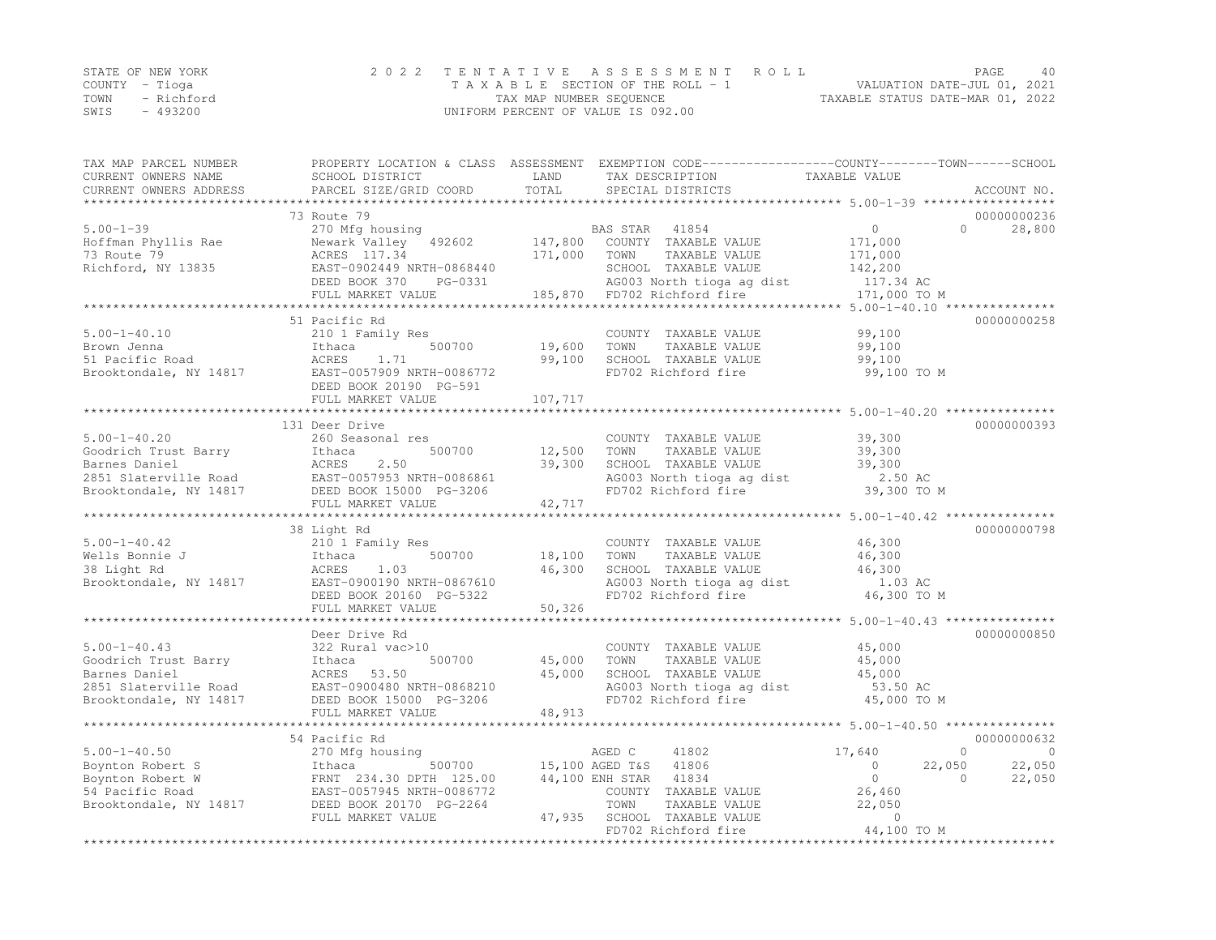STATE OF NEW YORK
COUNTY - Tioga
TOWN - Richford
SWIS - 493200

2022 TENTATIVE ASSESSMENT ROLL
TAXABLE SECTION OF THE ROLL - 1
TAX MAP NUMBER SEQUENCE
UNIFORM PERCENT OF VALUE IS 092.00

VALUATION DATE-JUL 01, 2021
TAXABLE STATUS DATE-MAR 01, 2022

```
TAX MAP PARCEL NUMBER          PROPERTY LOCATION & CLASS  ASSESSMENT  EXEMPTION CODE------------------COUNTY--------TOWN------SCHOOL
CURRENT OWNERS NAME            SCHOOL DISTRICT               LAND      TAX DESCRIPTION            TAXABLE VALUE
CURRENT OWNERS ADDRESS         PARCEL SIZE/GRID COORD        TOTAL     SPECIAL DISTRICTS                                    ACCOUNT NO.
******************************************************************************************************* 5.00-1-39 ******************
                               73 Route 79                                                                                00000000236
5.00-1-39                      270 Mfg housing                         BAS STAR  41854                    0           0      28,800
Hoffman Phyllis Rae            Newark Valley   492602      147,800     COUNTY  TAXABLE VALUE          171,000
73 Route 79                    ACRES  117.34               171,000     TOWN    TAXABLE VALUE          171,000
Richford, NY 13835             EAST-0902449 NRTH-0868440               SCHOOL  TAXABLE VALUE          142,200
                               DEED BOOK 370    PG-0331                AG003 North tioga ag dist       117.34 AC
                               FULL MARKET VALUE           185,870     FD702 Richford fire            171,000 TO M
******************************************************************************************************* 5.00-1-40.10 ***************
                               51 Pacific Rd                                                                              00000000258
5.00-1-40.10                   210 1 Family Res                        COUNTY  TAXABLE VALUE           99,100
Brown Jenna                    Ithaca          500700       19,600     TOWN    TAXABLE VALUE           99,100
51 Pacific Road                ACRES    1.71                99,100     SCHOOL  TAXABLE VALUE           99,100
Brooktondale, NY 14817         EAST-0057909 NRTH-0086772               FD702 Richford fire             99,100 TO M
                               DEED BOOK 20190 PG-591
                               FULL MARKET VALUE           107,717
******************************************************************************************************* 5.00-1-40.20 ***************
                               131 Deer Drive                                                                             00000000393
5.00-1-40.20                   260 Seasonal res                        COUNTY  TAXABLE VALUE           39,300
Goodrich Trust Barry           Ithaca          500700       12,500     TOWN    TAXABLE VALUE           39,300
Barnes Daniel                  ACRES    2.50                39,300     SCHOOL  TAXABLE VALUE           39,300
2851 Slaterville Road          EAST-0057953 NRTH-0086861               AG003 North tioga ag dist         2.50 AC
Brooktondale, NY 14817         DEED BOOK 15000 PG-3206                 FD702 Richford fire             39,300 TO M
                               FULL MARKET VALUE            42,717
******************************************************************************************************* 5.00-1-40.42 ***************
                               38 Light Rd                                                                                00000000798
5.00-1-40.42                   210 1 Family Res                        COUNTY  TAXABLE VALUE           46,300
Wells Bonnie J                 Ithaca          500700       18,100     TOWN    TAXABLE VALUE           46,300
38 Light Rd                    ACRES    1.03                46,300     SCHOOL  TAXABLE VALUE           46,300
Brooktondale, NY 14817         EAST-0900190 NRTH-0867610               AG003 North tioga ag dist         1.03 AC
                               DEED BOOK 20160 PG-5322                 FD702 Richford fire             46,300 TO M
                               FULL MARKET VALUE            50,326
******************************************************************************************************* 5.00-1-40.43 ***************
                               Deer Drive Rd                                                                              00000000850
5.00-1-40.43                   322 Rural vac>10                        COUNTY  TAXABLE VALUE           45,000
Goodrich Trust Barry           Ithaca          500700       45,000     TOWN    TAXABLE VALUE           45,000
Barnes Daniel                  ACRES   53.50                45,000     SCHOOL  TAXABLE VALUE           45,000
2851 Slaterville Road          EAST-0900480 NRTH-0868210               AG003 North tioga ag dist        53.50 AC
Brooktondale, NY 14817         DEED BOOK 15000 PG-3206                 FD702 Richford fire             45,000 TO M
                               FULL MARKET VALUE            48,913
******************************************************************************************************* 5.00-1-40.50 ***************
                               54 Pacific Rd                                                                              00000000632
5.00-1-40.50                   270 Mfg housing                         AGED C    41802               17,640           0           0
Boynton Robert S               Ithaca          500700       15,100     AGED T&S  41806                    0      22,050      22,050
Boynton Robert W               FRNT 234.30 DPTH 125.00      44,100     ENH STAR  41834                    0           0      22,050
54 Pacific Road                EAST-0057945 NRTH-0086772               COUNTY  TAXABLE VALUE           26,460
Brooktondale, NY 14817         DEED BOOK 20170 PG-2264                 TOWN    TAXABLE VALUE           22,050
                               FULL MARKET VALUE            47,935     SCHOOL  TAXABLE VALUE                0
                                                                       FD702 Richford fire             44,100 TO M
************************************************************************************************************************************
```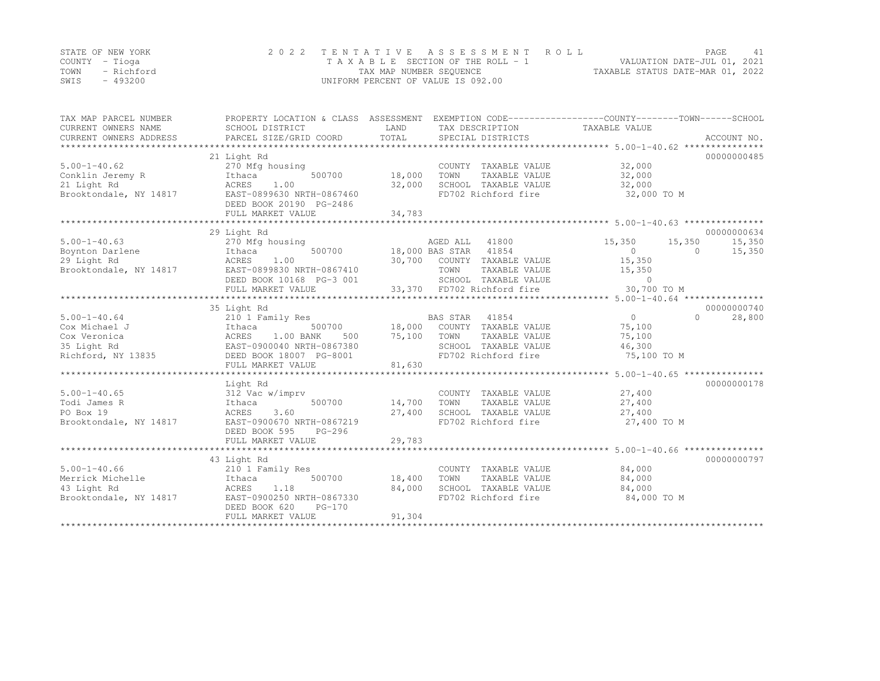STATE OF NEW YORK
COUNTY - Tioga
TOWN - Richford
SWIS - 493200

2 0 2 2 T E N T A T I V E A S S E S S M E N T R O L L
T A X A B L E SECTION OF THE ROLL - 1
TAX MAP NUMBER SEQUENCE
UNIFORM PERCENT OF VALUE IS 092.00

VALUATION DATE-JUL 01, 2021
TAXABLE STATUS DATE-MAR 01, 2022

| TAX MAP PARCEL NUMBER / CURRENT OWNERS NAME / CURRENT OWNERS ADDRESS | PROPERTY LOCATION & CLASS / SCHOOL DISTRICT / PARCEL SIZE/GRID COORD | ASSESSMENT LAND | ASSESSMENT TOTAL | EXEMPTION CODE / TAX DESCRIPTION / SPECIAL DISTRICTS | COUNTY TAXABLE VALUE | TOWN | SCHOOL | ACCOUNT NO. |
|---|---|---|---|---|---|---|---|---|
| **5.00-1-40.62** | 21 Light Rd | | | | | | | 00000000485 |
| | 270 Mfg housing | | | COUNTY TAXABLE VALUE | 32,000 | | | |
| Conklin Jeremy R | Ithaca 500700 | 18,000 | | TOWN TAXABLE VALUE | 32,000 | | | |
| 21 Light Rd | ACRES 1.00 | | 32,000 | SCHOOL TAXABLE VALUE | 32,000 | | | |
| Brooktondale, NY 14817 | EAST-0899630 NRTH-0867460 | | | FD702 Richford fire | 32,000 TO M | | | |
| | DEED BOOK 20190 PG-2486 | | | | | | | |
| | FULL MARKET VALUE | | 34,783 | | | | | |
| **5.00-1-40.63** | 29 Light Rd | | | | | | | 00000000634 |
| | 270 Mfg housing | | | AGED ALL 41800 | 15,350 | 15,350 | 15,350 | |
| Boynton Darlene | Ithaca 500700 | 18,000 | | BAS STAR 41854 | 0 | 0 | 15,350 | |
| 29 Light Rd | ACRES 1.00 | | 30,700 | COUNTY TAXABLE VALUE | 15,350 | | | |
| Brooktondale, NY 14817 | EAST-0899830 NRTH-0867410 | | | TOWN TAXABLE VALUE | 15,350 | | | |
| | DEED BOOK 10168 PG-3 001 | | | SCHOOL TAXABLE VALUE | 0 | | | |
| | FULL MARKET VALUE | | 33,370 | FD702 Richford fire | 30,700 TO M | | | |
| **5.00-1-40.64** | 35 Light Rd | | | | | | | 00000000740 |
| | 210 1 Family Res | | | BAS STAR 41854 | 0 | 0 | 28,800 | |
| Cox Michael J | Ithaca 500700 | 18,000 | | COUNTY TAXABLE VALUE | 75,100 | | | |
| Cox Veronica | ACRES 1.00 BANK 500 | | 75,100 | TOWN TAXABLE VALUE | 75,100 | | | |
| 35 Light Rd | EAST-0900040 NRTH-0867380 | | | SCHOOL TAXABLE VALUE | 46,300 | | | |
| Richford, NY 13835 | DEED BOOK 18007 PG-8001 | | | FD702 Richford fire | 75,100 TO M | | | |
| | FULL MARKET VALUE | | 81,630 | | | | | |
| **5.00-1-40.65** | Light Rd | | | | | | | 00000000178 |
| | 312 Vac w/imprv | | | COUNTY TAXABLE VALUE | 27,400 | | | |
| Todi James R | Ithaca 500700 | 14,700 | | TOWN TAXABLE VALUE | 27,400 | | | |
| PO Box 19 | ACRES 3.60 | | 27,400 | SCHOOL TAXABLE VALUE | 27,400 | | | |
| Brooktondale, NY 14817 | EAST-0900670 NRTH-0867219 | | | FD702 Richford fire | 27,400 TO M | | | |
| | DEED BOOK 595 PG-296 | | | | | | | |
| | FULL MARKET VALUE | | 29,783 | | | | | |
| **5.00-1-40.66** | 43 Light Rd | | | | | | | 00000000797 |
| | 210 1 Family Res | | | COUNTY TAXABLE VALUE | 84,000 | | | |
| Merrick Michelle | Ithaca 500700 | 18,400 | | TOWN TAXABLE VALUE | 84,000 | | | |
| 43 Light Rd | ACRES 1.18 | | 84,000 | SCHOOL TAXABLE VALUE | 84,000 | | | |
| Brooktondale, NY 14817 | EAST-0900250 NRTH-0867330 | | | FD702 Richford fire | 84,000 TO M | | | |
| | DEED BOOK 620 PG-170 | | | | | | | |
| | FULL MARKET VALUE | | 91,304 | | | | | |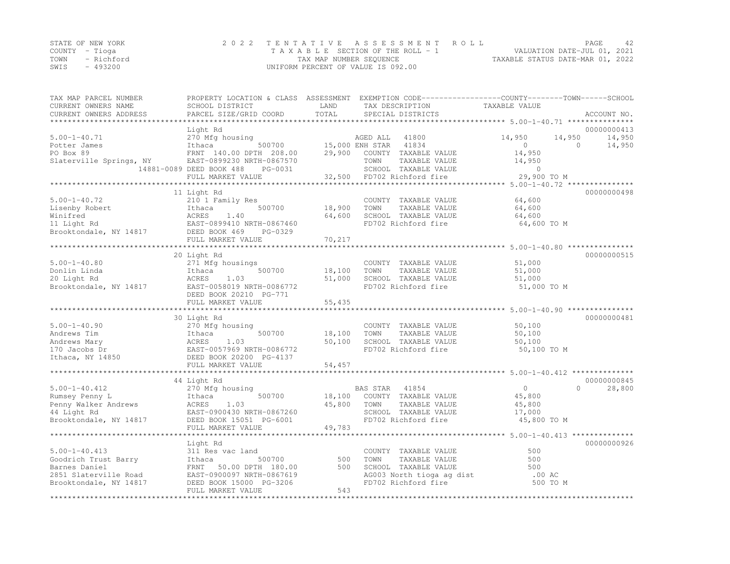STATE OF NEW YORK
COUNTY - Tioga
TOWN - Richford
SWIS - 493200

2 0 2 2 TENTATIVE ASSESSMENT ROLL
TAXABLE SECTION OF THE ROLL - 1
TAX MAP NUMBER SEQUENCE
UNIFORM PERCENT OF VALUE IS 092.00

VALUATION DATE-JUL 01, 2021
TAXABLE STATUS DATE-MAR 01, 2022

| TAX MAP PARCEL NUMBER / CURRENT OWNERS NAME / CURRENT OWNERS ADDRESS | PROPERTY LOCATION & CLASS / SCHOOL DISTRICT / PARCEL SIZE/GRID COORD | ASSESSMENT LAND | TOTAL | EXEMPTION CODE / TAX DESCRIPTION / SPECIAL DISTRICTS | COUNTY TAXABLE VALUE | TOWN | SCHOOL | ACCOUNT NO. |
|---|---|---|---|---|---|---|---|---|
| 5.00-1-40.71 | Light Rd | | | | | | | 00000000413 |
| 5.00-1-40.71 | 270 Mfg housing | | | AGED ALL 41800 | 14,950 | 14,950 | 14,950 | |
| Potter James | Ithaca 500700 | 15,000 | | ENH STAR 41834 | 0 | 0 | 14,950 | |
| PO Box 89 | FRNT 140.00 DPTH 208.00 | | 29,900 | COUNTY TAXABLE VALUE | 14,950 | | | |
| Slaterville Springs, NY | EAST-0899230 NRTH-0867570 | | | TOWN TAXABLE VALUE | 14,950 | | | |
| 14881-0089 | DEED BOOK 488 PG-0031 | | | SCHOOL TAXABLE VALUE | 0 | | | |
| | FULL MARKET VALUE | | 32,500 | FD702 Richford fire | 29,900 TO M | | | |
| 5.00-1-40.72 | 11 Light Rd | | | | | | | 00000000498 |
| 5.00-1-40.72 | 210 1 Family Res | | | COUNTY TAXABLE VALUE | 64,600 | | | |
| Lisenby Robert | Ithaca 500700 | 18,900 | | TOWN TAXABLE VALUE | 64,600 | | | |
| Winifred | ACRES 1.40 | | 64,600 | SCHOOL TAXABLE VALUE | 64,600 | | | |
| 11 Light Rd | EAST-0899410 NRTH-0867460 | | | FD702 Richford fire | 64,600 TO M | | | |
| Brooktondale, NY 14817 | DEED BOOK 469 PG-0329 | | | | | | | |
| | FULL MARKET VALUE | | 70,217 | | | | | |
| 5.00-1-40.80 | 20 Light Rd | | | | | | | 00000000515 |
| 5.00-1-40.80 | 271 Mfg housings | | | COUNTY TAXABLE VALUE | 51,000 | | | |
| Donlin Linda | Ithaca 500700 | 18,100 | | TOWN TAXABLE VALUE | 51,000 | | | |
| 20 Light Rd | ACRES 1.03 | | 51,000 | SCHOOL TAXABLE VALUE | 51,000 | | | |
| Brooktondale, NY 14817 | EAST-0058019 NRTH-0086772 | | | FD702 Richford fire | 51,000 TO M | | | |
| | DEED BOOK 20210 PG-771 | | | | | | | |
| | FULL MARKET VALUE | | 55,435 | | | | | |
| 5.00-1-40.90 | 30 Light Rd | | | | | | | 00000000481 |
| 5.00-1-40.90 | 270 Mfg housing | | | COUNTY TAXABLE VALUE | 50,100 | | | |
| Andrews Tim | Ithaca 500700 | 18,100 | | TOWN TAXABLE VALUE | 50,100 | | | |
| Andrews Mary | ACRES 1.03 | | 50,100 | SCHOOL TAXABLE VALUE | 50,100 | | | |
| 170 Jacobs Dr | EAST-0057969 NRTH-0086772 | | | FD702 Richford fire | 50,100 TO M | | | |
| Ithaca, NY 14850 | DEED BOOK 20200 PG-4137 | | | | | | | |
| | FULL MARKET VALUE | | 54,457 | | | | | |
| 5.00-1-40.412 | 44 Light Rd | | | | | | | 00000000845 |
| 5.00-1-40.412 | 270 Mfg housing | | | BAS STAR 41854 | 0 | 0 | 28,800 | |
| Rumsey Penny L | Ithaca 500700 | 18,100 | | COUNTY TAXABLE VALUE | 45,800 | | | |
| Penny Walker Andrews | ACRES 1.03 | | 45,800 | TOWN TAXABLE VALUE | 45,800 | | | |
| 44 Light Rd | EAST-0900430 NRTH-0867260 | | | SCHOOL TAXABLE VALUE | 17,000 | | | |
| Brooktondale, NY 14817 | DEED BOOK 15051 PG-6001 | | | FD702 Richford fire | 45,800 TO M | | | |
| | FULL MARKET VALUE | | 49,783 | | | | | |
| 5.00-1-40.413 | Light Rd | | | | | | | 00000000926 |
| 5.00-1-40.413 | 311 Res vac land | | | COUNTY TAXABLE VALUE | 500 | | | |
| Goodrich Trust Barry | Ithaca 500700 | 500 | | TOWN TAXABLE VALUE | 500 | | | |
| Barnes Daniel | FRNT 50.00 DPTH 180.00 | | 500 | SCHOOL TAXABLE VALUE | 500 | | | |
| 2851 Slaterville Road | EAST-0900097 NRTH-0867619 | | | AG003 North tioga ag dist | .00 AC | | | |
| Brooktondale, NY 14817 | DEED BOOK 15000 PG-3206 | | | FD702 Richford fire | 500 TO M | | | |
| | FULL MARKET VALUE | | 543 | | | | | |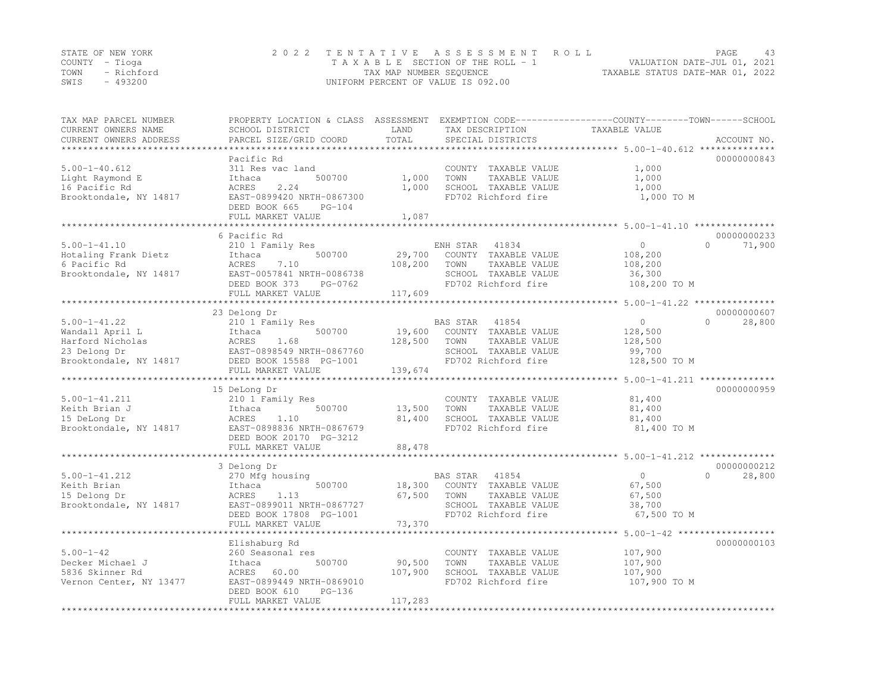STATE OF NEW YORK
COUNTY - Tioga
TOWN - Richford
SWIS - 493200

# 2022 TENTATIVE ASSESSMENT ROLL

TAXABLE SECTION OF THE ROLL - 1
TAX MAP NUMBER SEQUENCE
UNIFORM PERCENT OF VALUE IS 092.00

VALUATION DATE-JUL 01, 2021
TAXABLE STATUS DATE-MAR 01, 2022

| TAX MAP PARCEL NUMBER / CURRENT OWNERS NAME / CURRENT OWNERS ADDRESS | PROPERTY LOCATION & CLASS / SCHOOL DISTRICT / PARCEL SIZE/GRID COORD | ASSESSMENT LAND | ASSESSMENT TOTAL | EXEMPTION CODE / TAX DESCRIPTION / SPECIAL DISTRICTS | COUNTY TAXABLE VALUE | TOWN | SCHOOL | ACCOUNT NO. |
|---|---|---|---|---|---|---|---|---|
| 5.00-1-40.612 | Pacific Rd | | | | | | | 00000000843 |
| | 311 Res vac land | | | COUNTY TAXABLE VALUE | 1,000 | | | |
| Light Raymond E | Ithaca 500700 | 1,000 | | TOWN TAXABLE VALUE | 1,000 | | | |
| 16 Pacific Rd | ACRES 2.24 | | 1,000 | SCHOOL TAXABLE VALUE | 1,000 | | | |
| Brooktondale, NY 14817 | EAST-0899420 NRTH-0867300 | | | FD702 Richford fire | 1,000 TO M | | | |
| | DEED BOOK 665 PG-104 | | | | | | | |
| | FULL MARKET VALUE | | 1,087 | | | | | |
| 5.00-1-41.10 | 6 Pacific Rd | | | | | | | 00000000233 |
| | 210 1 Family Res | | | ENH STAR 41834 | 0 | 0 | 71,900 | |
| Hotaling Frank Dietz | Ithaca 500700 | 29,700 | | COUNTY TAXABLE VALUE | 108,200 | | | |
| 6 Pacific Rd | ACRES 7.10 | | 108,200 | TOWN TAXABLE VALUE | 108,200 | | | |
| Brooktondale, NY 14817 | EAST-0057841 NRTH-0086738 | | | SCHOOL TAXABLE VALUE | 36,300 | | | |
| | DEED BOOK 373 PG-0762 | | | FD702 Richford fire | 108,200 TO M | | | |
| | FULL MARKET VALUE | | 117,609 | | | | | |
| 5.00-1-41.22 | 23 Delong Dr | | | | | | | 00000000607 |
| | 210 1 Family Res | | | BAS STAR 41854 | 0 | 0 | 28,800 | |
| Wandall April L | Ithaca 500700 | 19,600 | | COUNTY TAXABLE VALUE | 128,500 | | | |
| Harford Nicholas | ACRES 1.68 | | 128,500 | TOWN TAXABLE VALUE | 128,500 | | | |
| 23 Delong Dr | EAST-0898549 NRTH-0867760 | | | SCHOOL TAXABLE VALUE | 99,700 | | | |
| Brooktondale, NY 14817 | DEED BOOK 15588 PG-1001 | | | FD702 Richford fire | 128,500 TO M | | | |
| | FULL MARKET VALUE | | 139,674 | | | | | |
| 5.00-1-41.211 | 15 DeLong Dr | | | | | | | 00000000959 |
| | 210 1 Family Res | | | COUNTY TAXABLE VALUE | 81,400 | | | |
| Keith Brian J | Ithaca 500700 | 13,500 | | TOWN TAXABLE VALUE | 81,400 | | | |
| 15 DeLong Dr | ACRES 1.10 | | 81,400 | SCHOOL TAXABLE VALUE | 81,400 | | | |
| Brooktondale, NY 14817 | EAST-0898836 NRTH-0867679 | | | FD702 Richford fire | 81,400 TO M | | | |
| | DEED BOOK 20170 PG-3212 | | | | | | | |
| | FULL MARKET VALUE | | 88,478 | | | | | |
| 5.00-1-41.212 | 3 Delong Dr | | | | | | | 00000000212 |
| | 270 Mfg housing | | | BAS STAR 41854 | 0 | 0 | 28,800 | |
| Keith Brian | Ithaca 500700 | 18,300 | | COUNTY TAXABLE VALUE | 67,500 | | | |
| 15 Delong Dr | ACRES 1.13 | | 67,500 | TOWN TAXABLE VALUE | 67,500 | | | |
| Brooktondale, NY 14817 | EAST-0899011 NRTH-0867727 | | | SCHOOL TAXABLE VALUE | 38,700 | | | |
| | DEED BOOK 17808 PG-1001 | | | FD702 Richford fire | 67,500 TO M | | | |
| | FULL MARKET VALUE | | 73,370 | | | | | |
| 5.00-1-42 | Elishaburg Rd | | | | | | | 00000000103 |
| | 260 Seasonal res | | | COUNTY TAXABLE VALUE | 107,900 | | | |
| Decker Michael J | Ithaca 500700 | 90,500 | | TOWN TAXABLE VALUE | 107,900 | | | |
| 5836 Skinner Rd | ACRES 60.00 | | 107,900 | SCHOOL TAXABLE VALUE | 107,900 | | | |
| Vernon Center, NY 13477 | EAST-0899449 NRTH-0869010 | | | FD702 Richford fire | 107,900 TO M | | | |
| | DEED BOOK 610 PG-136 | | | | | | | |
| | FULL MARKET VALUE | | 117,283 | | | | | |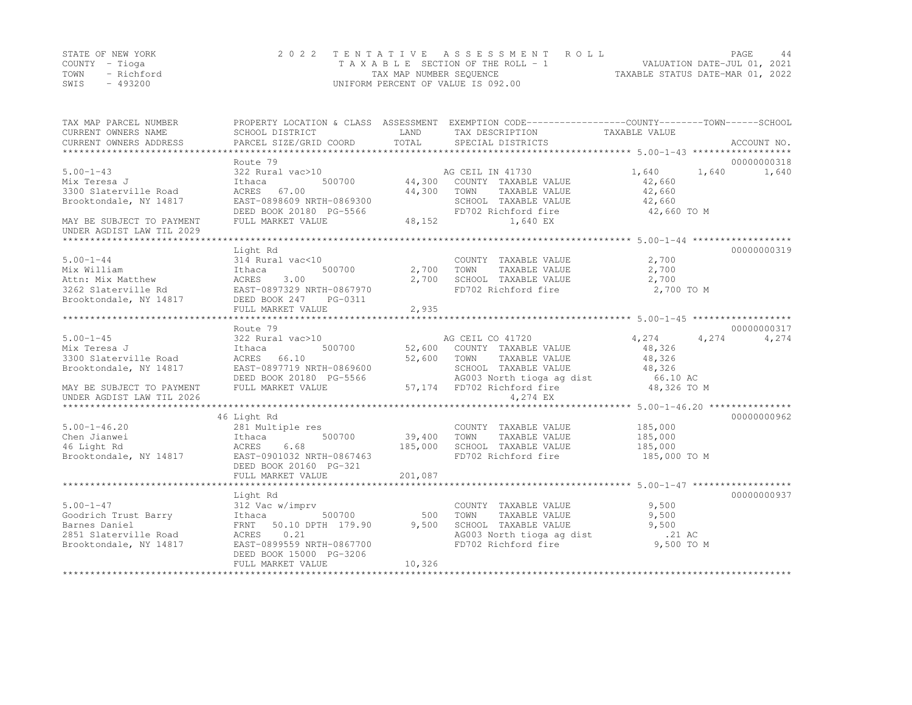STATE OF NEW YORK
COUNTY - Tioga
TOWN - Richford
SWIS - 493200

2022 TENTATIVE ASSESSMENT ROLL
TAXABLE SECTION OF THE ROLL - 1
TAX MAP NUMBER SEQUENCE
UNIFORM PERCENT OF VALUE IS 092.00

VALUATION DATE-JUL 01, 2021
TAXABLE STATUS DATE-MAR 01, 2022

| TAX MAP PARCEL NUMBER / CURRENT OWNERS NAME / CURRENT OWNERS ADDRESS | PROPERTY LOCATION & CLASS / SCHOOL DISTRICT / PARCEL SIZE/GRID COORD | ASSESSMENT LAND | ASSESSMENT TOTAL | EXEMPTION CODE / TAX DESCRIPTION / SPECIAL DISTRICTS | COUNTY TAXABLE VALUE | TOWN | SCHOOL | ACCOUNT NO. |
|---|---|---|---|---|---|---|---|---|
| **5.00-1-43** | Route 79 | | | | | | | 00000000318 |
| 5.00-1-43 | 322 Rural vac>10 | | | AG CEIL IN 41730 | 1,640 | 1,640 | 1,640 | |
| Mix Teresa J | Ithaca 500700 | 44,300 | | COUNTY TAXABLE VALUE | 42,660 | | | |
| 3300 Slaterville Road | ACRES 67.00 | | 44,300 | TOWN TAXABLE VALUE | 42,660 | | | |
| Brooktondale, NY 14817 | EAST-0898609 NRTH-0869300 | | | SCHOOL TAXABLE VALUE | 42,660 | | | |
| | DEED BOOK 20180 PG-5566 | | | FD702 Richford fire | 42,660 TO M | | | |
| MAY BE SUBJECT TO PAYMENT | FULL MARKET VALUE | | 48,152 | 1,640 EX | | | | |
| UNDER AGDIST LAW TIL 2029 | | | | | | | | |
| **5.00-1-44** | Light Rd | | | | | | | 00000000319 |
| 5.00-1-44 | 314 Rural vac<10 | | | COUNTY TAXABLE VALUE | 2,700 | | | |
| Mix William | Ithaca 500700 | 2,700 | | TOWN TAXABLE VALUE | 2,700 | | | |
| Attn: Mix Matthew | ACRES 3.00 | | 2,700 | SCHOOL TAXABLE VALUE | 2,700 | | | |
| 3262 Slaterville Rd | EAST-0897329 NRTH-0867970 | | | FD702 Richford fire | 2,700 TO M | | | |
| Brooktondale, NY 14817 | DEED BOOK 247 PG-0311 | | | | | | | |
| | FULL MARKET VALUE | | 2,935 | | | | | |
| **5.00-1-45** | Route 79 | | | | | | | 00000000317 |
| 5.00-1-45 | 322 Rural vac>10 | | | AG CEIL CO 41720 | 4,274 | 4,274 | 4,274 | |
| Mix Teresa J | Ithaca 500700 | 52,600 | | COUNTY TAXABLE VALUE | 48,326 | | | |
| 3300 Slaterville Road | ACRES 66.10 | | 52,600 | TOWN TAXABLE VALUE | 48,326 | | | |
| Brooktondale, NY 14817 | EAST-0897719 NRTH-0869600 | | | SCHOOL TAXABLE VALUE | 48,326 | | | |
| | DEED BOOK 20180 PG-5566 | | | AG003 North tioga ag dist | 66.10 AC | | | |
| MAY BE SUBJECT TO PAYMENT | FULL MARKET VALUE | | 57,174 | FD702 Richford fire | 48,326 TO M | | | |
| UNDER AGDIST LAW TIL 2026 | | | | 4,274 EX | | | | |
| **5.00-1-46.20** | 46 Light Rd | | | | | | | 00000000962 |
| 5.00-1-46.20 | 281 Multiple res | | | COUNTY TAXABLE VALUE | 185,000 | | | |
| Chen Jianwei | Ithaca 500700 | 39,400 | | TOWN TAXABLE VALUE | 185,000 | | | |
| 46 Light Rd | ACRES 6.68 | | 185,000 | SCHOOL TAXABLE VALUE | 185,000 | | | |
| Brooktondale, NY 14817 | EAST-0901032 NRTH-0867463 | | | FD702 Richford fire | 185,000 TO M | | | |
| | DEED BOOK 20160 PG-321 | | | | | | | |
| | FULL MARKET VALUE | | 201,087 | | | | | |
| **5.00-1-47** | Light Rd | | | | | | | 00000000937 |
| 5.00-1-47 | 312 Vac w/imprv | | | COUNTY TAXABLE VALUE | 9,500 | | | |
| Goodrich Trust Barry | Ithaca 500700 | 500 | | TOWN TAXABLE VALUE | 9,500 | | | |
| Barnes Daniel | FRNT 50.10 DPTH 179.90 | | 9,500 | SCHOOL TAXABLE VALUE | 9,500 | | | |
| 2851 Slaterville Road | ACRES 0.21 | | | AG003 North tioga ag dist | .21 AC | | | |
| Brooktondale, NY 14817 | EAST-0899559 NRTH-0867700 | | | FD702 Richford fire | 9,500 TO M | | | |
| | DEED BOOK 15000 PG-3206 | | | | | | | |
| | FULL MARKET VALUE | | 10,326 | | | | | |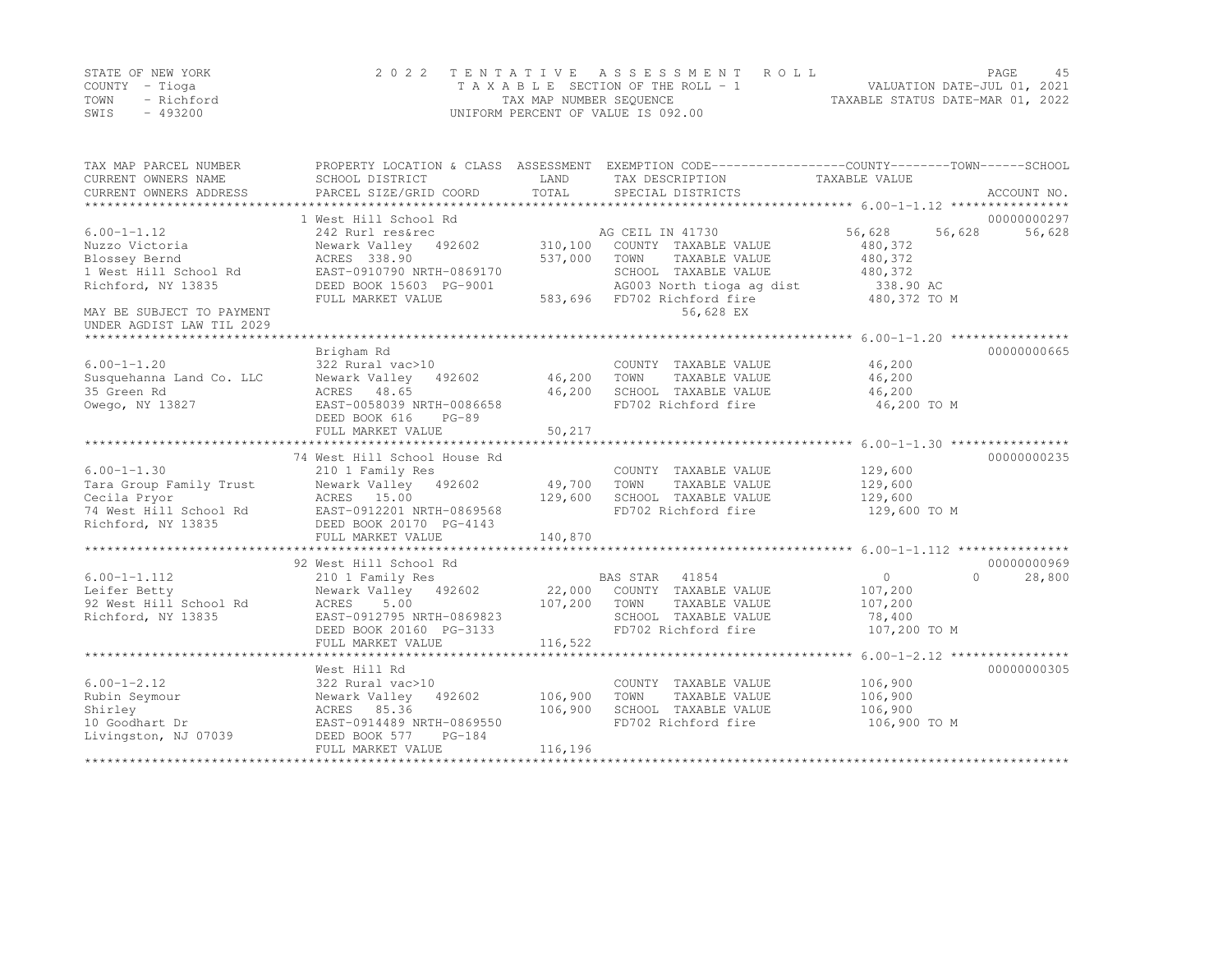STATE OF NEW YORK
COUNTY - Tioga
TOWN - Richford
SWIS - 493200

2 0 2 2 T E N T A T I V E A S S E S S M E N T R O L L
T A X A B L E SECTION OF THE ROLL - 1
TAX MAP NUMBER SEQUENCE
UNIFORM PERCENT OF VALUE IS 092.00

VALUATION DATE-JUL 01, 2021
TAXABLE STATUS DATE-MAR 01, 2022

| TAX MAP PARCEL NUMBER / CURRENT OWNERS NAME / CURRENT OWNERS ADDRESS | PROPERTY LOCATION & CLASS / SCHOOL DISTRICT / PARCEL SIZE/GRID COORD | ASSESSMENT LAND / TOTAL | EXEMPTION CODE / TAX DESCRIPTION / SPECIAL DISTRICTS | COUNTY TAXABLE VALUE | TOWN | SCHOOL | ACCOUNT NO. |
|---|---|---|---|---|---|---|---|
| **6.00-1-1.12** | 1 West Hill School Rd | | | | | | 00000000297 |
| 6.00-1-1.12 | 242 Rurl res&rec | | AG CEIL IN 41730 | 56,628 | 56,628 | 56,628 | |
| Nuzzo Victoria | Newark Valley 492602 | 310,100 | COUNTY TAXABLE VALUE | 480,372 | | | |
| Blossey Bernd | ACRES 338.90 | 537,000 | TOWN TAXABLE VALUE | 480,372 | | | |
| 1 West Hill School Rd | EAST-0910790 NRTH-0869170 | | SCHOOL TAXABLE VALUE | 480,372 | | | |
| Richford, NY 13835 | DEED BOOK 15603 PG-9001 | | AG003 North tioga ag dist | 338.90 AC | | | |
| | FULL MARKET VALUE | 583,696 | FD702 Richford fire | 480,372 TO M | | | |
| MAY BE SUBJECT TO PAYMENT | | | 56,628 EX | | | | |
| UNDER AGDIST LAW TIL 2029 | | | | | | | |
| **6.00-1-1.20** | Brigham Rd | | | | | | 00000000665 |
| 6.00-1-1.20 | 322 Rural vac>10 | | COUNTY TAXABLE VALUE | 46,200 | | | |
| Susquehanna Land Co. LLC | Newark Valley 492602 | 46,200 | TOWN TAXABLE VALUE | 46,200 | | | |
| 35 Green Rd | ACRES 48.65 | 46,200 | SCHOOL TAXABLE VALUE | 46,200 | | | |
| Owego, NY 13827 | EAST-0058039 NRTH-0086658 | | FD702 Richford fire | 46,200 TO M | | | |
| | DEED BOOK 616 PG-89 | | | | | | |
| | FULL MARKET VALUE | 50,217 | | | | | |
| **6.00-1-1.30** | 74 West Hill School House Rd | | | | | | 00000000235 |
| 6.00-1-1.30 | 210 1 Family Res | | COUNTY TAXABLE VALUE | 129,600 | | | |
| Tara Group Family Trust | Newark Valley 492602 | 49,700 | TOWN TAXABLE VALUE | 129,600 | | | |
| Cecila Pryor | ACRES 15.00 | 129,600 | SCHOOL TAXABLE VALUE | 129,600 | | | |
| 74 West Hill School Rd | EAST-0912201 NRTH-0869568 | | FD702 Richford fire | 129,600 TO M | | | |
| Richford, NY 13835 | DEED BOOK 20170 PG-4143 | | | | | | |
| | FULL MARKET VALUE | 140,870 | | | | | |
| **6.00-1-1.112** | 92 West Hill School Rd | | | | | | 00000000969 |
| 6.00-1-1.112 | 210 1 Family Res | | BAS STAR 41854 | 0 | 0 | 28,800 | |
| Leifer Betty | Newark Valley 492602 | 22,000 | COUNTY TAXABLE VALUE | 107,200 | | | |
| 92 West Hill School Rd | ACRES 5.00 | 107,200 | TOWN TAXABLE VALUE | 107,200 | | | |
| Richford, NY 13835 | EAST-0912795 NRTH-0869823 | | SCHOOL TAXABLE VALUE | 78,400 | | | |
| | DEED BOOK 20160 PG-3133 | | FD702 Richford fire | 107,200 TO M | | | |
| | FULL MARKET VALUE | 116,522 | | | | | |
| **6.00-1-2.12** | West Hill Rd | | | | | | 00000000305 |
| 6.00-1-2.12 | 322 Rural vac>10 | | COUNTY TAXABLE VALUE | 106,900 | | | |
| Rubin Seymour | Newark Valley 492602 | 106,900 | TOWN TAXABLE VALUE | 106,900 | | | |
| Shirley | ACRES 85.36 | 106,900 | SCHOOL TAXABLE VALUE | 106,900 | | | |
| 10 Goodhart Dr | EAST-0914489 NRTH-0869550 | | FD702 Richford fire | 106,900 TO M | | | |
| Livingston, NJ 07039 | DEED BOOK 577 PG-184 | | | | | | |
| | FULL MARKET VALUE | 116,196 | | | | | |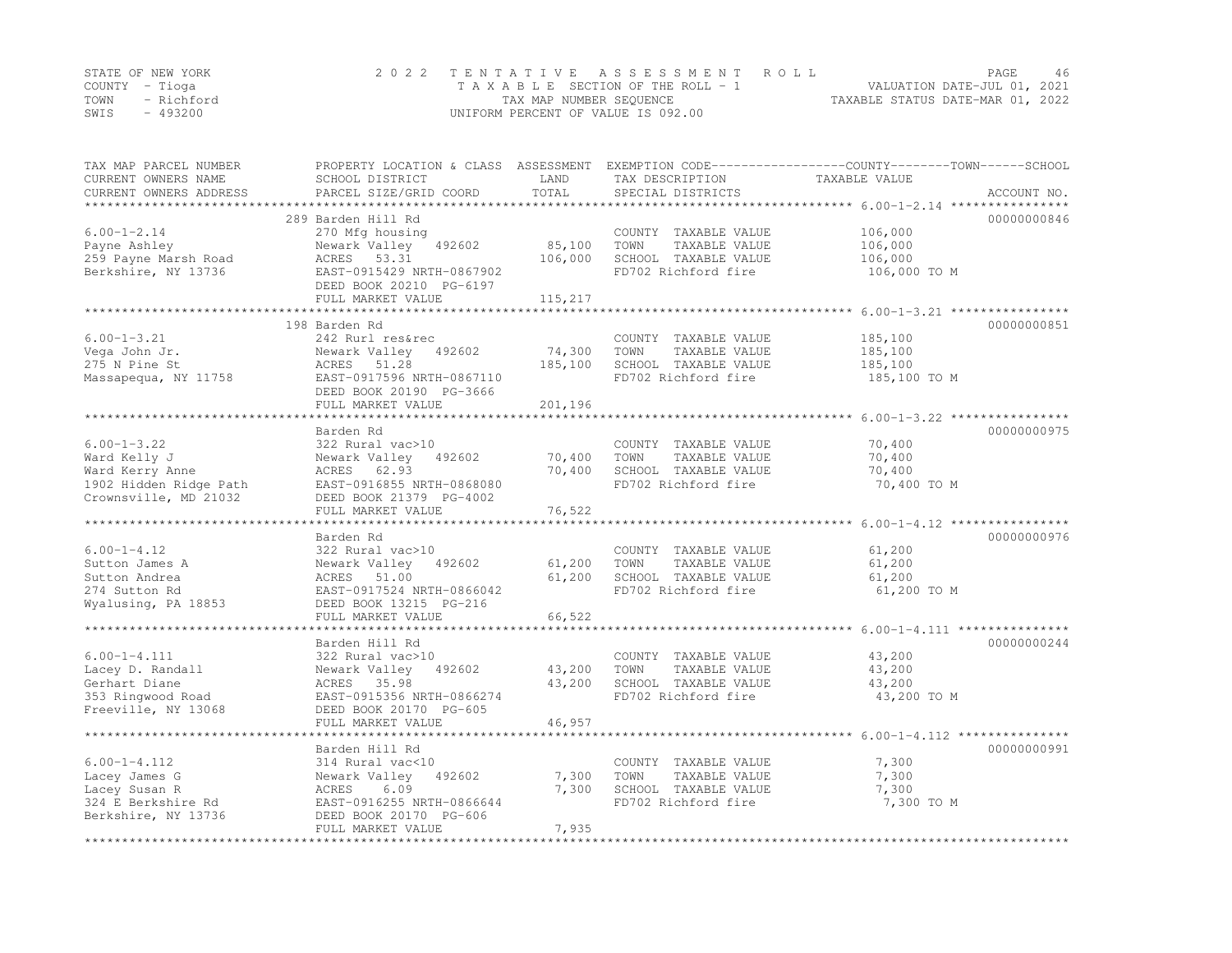STATE OF NEW YORK — 2022 TENTATIVE ASSESSMENT ROLL
COUNTY - Tioga — TAXABLE SECTION OF THE ROLL - 1 — VALUATION DATE-JUL 01, 2021
TOWN - Richford — TAX MAP NUMBER SEQUENCE — TAXABLE STATUS DATE-MAR 01, 2022
SWIS - 493200 — UNIFORM PERCENT OF VALUE IS 092.00

| TAX MAP PARCEL NUMBER / CURRENT OWNERS NAME / CURRENT OWNERS ADDRESS | PROPERTY LOCATION & CLASS / SCHOOL DISTRICT / PARCEL SIZE/GRID COORD | ASSESSMENT LAND / TOTAL | EXEMPTION CODE / TAX DESCRIPTION / SPECIAL DISTRICTS | TAXABLE VALUE (COUNTY / TOWN / SCHOOL) | ACCOUNT NO. |
|---|---|---|---|---|---|
| | 289 Barden Hill Rd | | | | 00000000846 |
| 6.00-1-2.14 | 270 Mfg housing | | COUNTY TAXABLE VALUE | 106,000 | |
| Payne Ashley | Newark Valley 492602 | 85,100 | TOWN TAXABLE VALUE | 106,000 | |
| 259 Payne Marsh Road | ACRES 53.31 | 106,000 | SCHOOL TAXABLE VALUE | 106,000 | |
| Berkshire, NY 13736 | EAST-0915429 NRTH-0867902 | | FD702 Richford fire | 106,000 TO M | |
| | DEED BOOK 20210 PG-6197 | | | | |
| | FULL MARKET VALUE | 115,217 | | | |
| | 198 Barden Rd | | | | 00000000851 |
| 6.00-1-3.21 | 242 Rurl res&rec | | COUNTY TAXABLE VALUE | 185,100 | |
| Vega John Jr. | Newark Valley 492602 | 74,300 | TOWN TAXABLE VALUE | 185,100 | |
| 275 N Pine St | ACRES 51.28 | 185,100 | SCHOOL TAXABLE VALUE | 185,100 | |
| Massapequa, NY 11758 | EAST-0917596 NRTH-0867110 | | FD702 Richford fire | 185,100 TO M | |
| | DEED BOOK 20190 PG-3666 | | | | |
| | FULL MARKET VALUE | 201,196 | | | |
| | Barden Rd | | | | 00000000975 |
| 6.00-1-3.22 | 322 Rural vac>10 | | COUNTY TAXABLE VALUE | 70,400 | |
| Ward Kelly J | Newark Valley 492602 | 70,400 | TOWN TAXABLE VALUE | 70,400 | |
| Ward Kerry Anne | ACRES 62.93 | 70,400 | SCHOOL TAXABLE VALUE | 70,400 | |
| 1902 Hidden Ridge Path | EAST-0916855 NRTH-0868080 | | FD702 Richford fire | 70,400 TO M | |
| Crownsville, MD 21032 | DEED BOOK 21379 PG-4002 | | | | |
| | FULL MARKET VALUE | 76,522 | | | |
| | Barden Rd | | | | 00000000976 |
| 6.00-1-4.12 | 322 Rural vac>10 | | COUNTY TAXABLE VALUE | 61,200 | |
| Sutton James A | Newark Valley 492602 | 61,200 | TOWN TAXABLE VALUE | 61,200 | |
| Sutton Andrea | ACRES 51.00 | 61,200 | SCHOOL TAXABLE VALUE | 61,200 | |
| 274 Sutton Rd | EAST-0917524 NRTH-0866042 | | FD702 Richford fire | 61,200 TO M | |
| Wyalusing, PA 18853 | DEED BOOK 13215 PG-216 | | | | |
| | FULL MARKET VALUE | 66,522 | | | |
| | Barden Hill Rd | | | | 00000000244 |
| 6.00-1-4.111 | 322 Rural vac>10 | | COUNTY TAXABLE VALUE | 43,200 | |
| Lacey D. Randall | Newark Valley 492602 | 43,200 | TOWN TAXABLE VALUE | 43,200 | |
| Gerhart Diane | ACRES 35.98 | 43,200 | SCHOOL TAXABLE VALUE | 43,200 | |
| 353 Ringwood Road | EAST-0915356 NRTH-0866274 | | FD702 Richford fire | 43,200 TO M | |
| Freeville, NY 13068 | DEED BOOK 20170 PG-605 | | | | |
| | FULL MARKET VALUE | 46,957 | | | |
| | Barden Hill Rd | | | | 00000000991 |
| 6.00-1-4.112 | 314 Rural vac<10 | | COUNTY TAXABLE VALUE | 7,300 | |
| Lacey James G | Newark Valley 492602 | 7,300 | TOWN TAXABLE VALUE | 7,300 | |
| Lacey Susan R | ACRES 6.09 | 7,300 | SCHOOL TAXABLE VALUE | 7,300 | |
| 324 E Berkshire Rd | EAST-0916255 NRTH-0866644 | | FD702 Richford fire | 7,300 TO M | |
| Berkshire, NY 13736 | DEED BOOK 20170 PG-606 | | | | |
| | FULL MARKET VALUE | 7,935 | | | |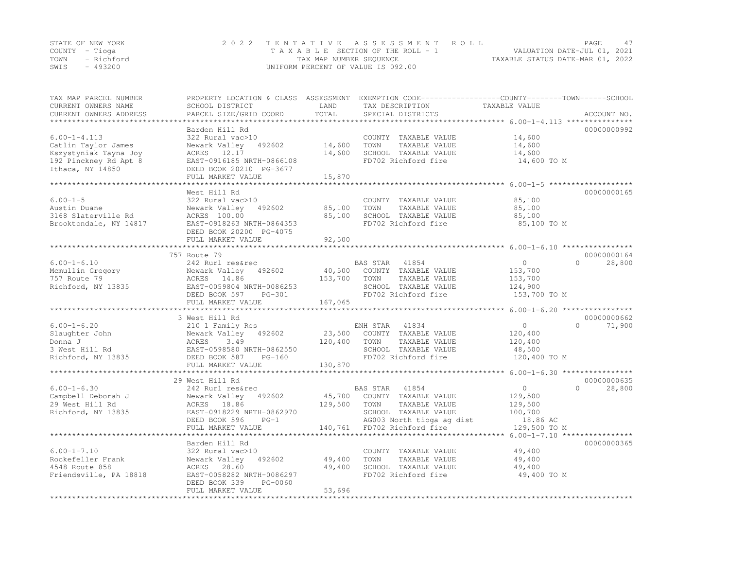STATE OF NEW YORK — 2022 TENTATIVE ASSESSMENT ROLL
COUNTY - Tioga — TAXABLE SECTION OF THE ROLL - 1 — VALUATION DATE-JUL 01, 2021
TOWN - Richford — TAX MAP NUMBER SEQUENCE — TAXABLE STATUS DATE-MAR 01, 2022
SWIS - 493200 — UNIFORM PERCENT OF VALUE IS 092.00

| TAX MAP PARCEL NUMBER / CURRENT OWNERS NAME / CURRENT OWNERS ADDRESS | PROPERTY LOCATION & CLASS / SCHOOL DISTRICT / PARCEL SIZE/GRID COORD | ASSESSMENT LAND | TOTAL | EXEMPTION CODE / TAX DESCRIPTION / SPECIAL DISTRICTS | COUNTY TAXABLE VALUE | TOWN | SCHOOL | ACCOUNT NO. |
|---|---|---|---|---|---|---|---|---|
| 6.00-1-4.113 | Barden Hill Rd | | | | | | | 00000000992 |
| | 322 Rural vac>10 | | | COUNTY TAXABLE VALUE | 14,600 | | | |
| Catlin Taylor James | Newark Valley 492602 | 14,600 | | TOWN TAXABLE VALUE | 14,600 | | | |
| Kszystyniak Tayna Joy | ACRES 12.17 | | 14,600 | SCHOOL TAXABLE VALUE | 14,600 | | | |
| 192 Pinckney Rd Apt 8 | EAST-0916185 NRTH-0866108 | | | FD702 Richford fire | 14,600 TO M | | | |
| Ithaca, NY 14850 | DEED BOOK 20210 PG-3677 | | | | | | | |
| | FULL MARKET VALUE | | 15,870 | | | | | |
| 6.00-1-5 | West Hill Rd | | | | | | | 00000000165 |
| | 322 Rural vac>10 | | | COUNTY TAXABLE VALUE | 85,100 | | | |
| Austin Duane | Newark Valley 492602 | 85,100 | | TOWN TAXABLE VALUE | 85,100 | | | |
| 3168 Slaterville Rd | ACRES 100.00 | | 85,100 | SCHOOL TAXABLE VALUE | 85,100 | | | |
| Brooktondale, NY 14817 | EAST-0918263 NRTH-0864353 | | | FD702 Richford fire | 85,100 TO M | | | |
| | DEED BOOK 20200 PG-4075 | | | | | | | |
| | FULL MARKET VALUE | | 92,500 | | | | | |
| 6.00-1-6.10 | 757 Route 79 | | | | | | | 00000000164 |
| | 242 Rurl res&rec | | | BAS STAR 41854 | 0 | | 0 | 28,800 |
| Mcmullin Gregory | Newark Valley 492602 | 40,500 | | COUNTY TAXABLE VALUE | 153,700 | | | |
| 757 Route 79 | ACRES 14.86 | | 153,700 | TOWN TAXABLE VALUE | 153,700 | | | |
| Richford, NY 13835 | EAST-0059804 NRTH-0086253 | | | SCHOOL TAXABLE VALUE | 124,900 | | | |
| | DEED BOOK 597 PG-301 | | | FD702 Richford fire | 153,700 TO M | | | |
| | FULL MARKET VALUE | | 167,065 | | | | | |
| 6.00-1-6.20 | 3 West Hill Rd | | | | | | | 00000000662 |
| | 210 1 Family Res | | | ENH STAR 41834 | 0 | | 0 | 71,900 |
| Slaughter John | Newark Valley 492602 | 23,500 | | COUNTY TAXABLE VALUE | 120,400 | | | |
| Donna J | ACRES 3.49 | | 120,400 | TOWN TAXABLE VALUE | 120,400 | | | |
| 3 West Hill Rd | EAST-0598580 NRTH-0862550 | | | SCHOOL TAXABLE VALUE | 48,500 | | | |
| Richford, NY 13835 | DEED BOOK 587 PG-160 | | | FD702 Richford fire | 120,400 TO M | | | |
| | FULL MARKET VALUE | | 130,870 | | | | | |
| 6.00-1-6.30 | 29 West Hill Rd | | | | | | | 00000000635 |
| | 242 Rurl res&rec | | | BAS STAR 41854 | 0 | | 0 | 28,800 |
| Campbell Deborah J | Newark Valley 492602 | 45,700 | | COUNTY TAXABLE VALUE | 129,500 | | | |
| 29 West Hill Rd | ACRES 18.86 | | 129,500 | TOWN TAXABLE VALUE | 129,500 | | | |
| Richford, NY 13835 | EAST-0918229 NRTH-0862970 | | | SCHOOL TAXABLE VALUE | 100,700 | | | |
| | DEED BOOK 596 PG-1 | | | AG003 North tioga ag dist | 18.86 AC | | | |
| | FULL MARKET VALUE | | 140,761 | FD702 Richford fire | 129,500 TO M | | | |
| 6.00-1-7.10 | Barden Hill Rd | | | | | | | 00000000365 |
| | 322 Rural vac>10 | | | COUNTY TAXABLE VALUE | 49,400 | | | |
| Rockefeller Frank | Newark Valley 492602 | 49,400 | | TOWN TAXABLE VALUE | 49,400 | | | |
| 4548 Route 858 | ACRES 28.60 | | 49,400 | SCHOOL TAXABLE VALUE | 49,400 | | | |
| Friendsville, PA 18818 | EAST-0058282 NRTH-0086297 | | | FD702 Richford fire | 49,400 TO M | | | |
| | DEED BOOK 339 PG-0060 | | | | | | | |
| | FULL MARKET VALUE | | 53,696 | | | | | |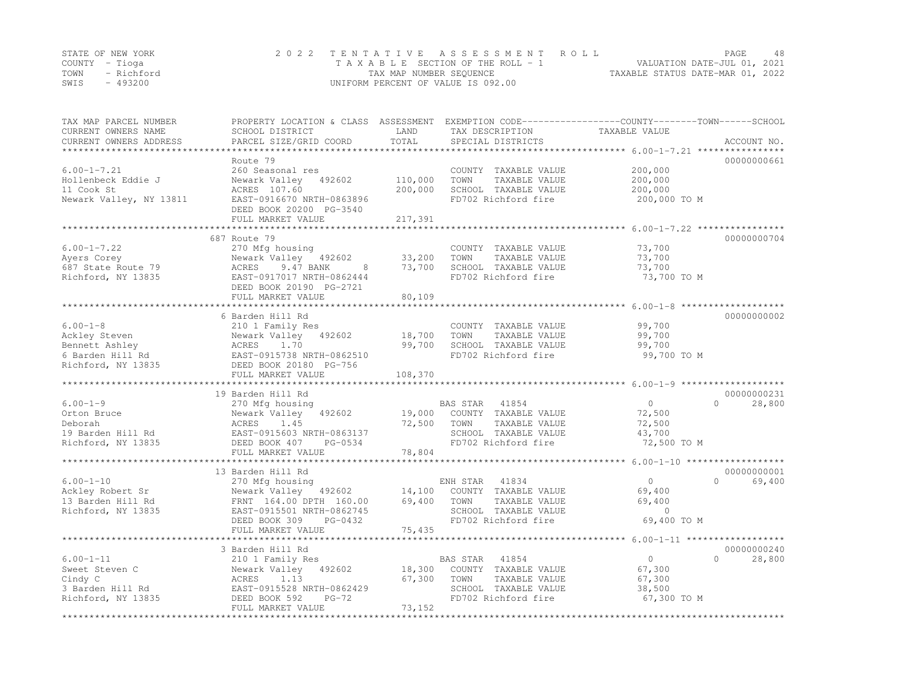STATE OF NEW YORK 2022 TENTATIVE ASSESSMENT ROLL
COUNTY - Tioga TAXABLE SECTION OF THE ROLL - 1 VALUATION DATE-JUL 01, 2021
TOWN - Richford TAX MAP NUMBER SEQUENCE TAXABLE STATUS DATE-MAR 01, 2022
SWIS - 493200 UNIFORM PERCENT OF VALUE IS 092.00

| TAX MAP PARCEL NUMBER / CURRENT OWNERS NAME / CURRENT OWNERS ADDRESS | PROPERTY LOCATION & CLASS / SCHOOL DISTRICT / PARCEL SIZE/GRID COORD | ASSESSMENT LAND | TOTAL | EXEMPTION CODE / TAX DESCRIPTION / SPECIAL DISTRICTS | COUNTY TAXABLE VALUE | TOWN | SCHOOL | ACCOUNT NO. |
|---|---|---|---|---|---|---|---|---|
| 6.00-1-7.21 | Route 79 | | | | | | | 00000000661 |
| Hollenbeck Eddie J | 260 Seasonal res | | | COUNTY TAXABLE VALUE | 200,000 | | | |
| 11 Cook St | Newark Valley 492602 | 110,000 | | TOWN TAXABLE VALUE | 200,000 | | | |
| Newark Valley, NY 13811 | ACRES 107.60 | | 200,000 | SCHOOL TAXABLE VALUE | 200,000 | | | |
| | EAST-0916670 NRTH-0863896 | | | FD702 Richford fire | 200,000 TO M | | | |
| | DEED BOOK 20200 PG-3540 | | | | | | | |
| | FULL MARKET VALUE | | 217,391 | | | | | |
| 6.00-1-7.22 | 687 Route 79 | | | | | | | 00000000704 |
| Ayers Corey | 270 Mfg housing | | | COUNTY TAXABLE VALUE | 73,700 | | | |
| 687 State Route 79 | Newark Valley 492602 | 33,200 | | TOWN TAXABLE VALUE | 73,700 | | | |
| Richford, NY 13835 | ACRES 9.47 BANK 8 | | 73,700 | SCHOOL TAXABLE VALUE | 73,700 | | | |
| | EAST-0917017 NRTH-0862444 | | | FD702 Richford fire | 73,700 TO M | | | |
| | DEED BOOK 20190 PG-2721 | | | | | | | |
| | FULL MARKET VALUE | | 80,109 | | | | | |
| 6.00-1-8 | 6 Barden Hill Rd | | | | | | | 00000000002 |
| Ackley Steven | 210 1 Family Res | | | COUNTY TAXABLE VALUE | 99,700 | | | |
| Bennett Ashley | Newark Valley 492602 | 18,700 | | TOWN TAXABLE VALUE | 99,700 | | | |
| 6 Barden Hill Rd | ACRES 1.70 | | 99,700 | SCHOOL TAXABLE VALUE | 99,700 | | | |
| Richford, NY 13835 | EAST-0915738 NRTH-0862510 | | | FD702 Richford fire | 99,700 TO M | | | |
| | DEED BOOK 20180 PG-756 | | | | | | | |
| | FULL MARKET VALUE | | 108,370 | | | | | |
| 6.00-1-9 | 19 Barden Hill Rd | | | | | | | 00000000231 |
| Orton Bruce | 270 Mfg housing | | | BAS STAR 41854 | 0 | 0 | 28,800 | |
| Deborah | Newark Valley 492602 | 19,000 | | COUNTY TAXABLE VALUE | 72,500 | | | |
| 19 Barden Hill Rd | ACRES 1.45 | | 72,500 | TOWN TAXABLE VALUE | 72,500 | | | |
| Richford, NY 13835 | EAST-0915603 NRTH-0863137 | | | SCHOOL TAXABLE VALUE | 43,700 | | | |
| | DEED BOOK 407 PG-0534 | | | FD702 Richford fire | 72,500 TO M | | | |
| | FULL MARKET VALUE | | 78,804 | | | | | |
| 6.00-1-10 | 13 Barden Hill Rd | | | | | | | 00000000001 |
| Ackley Robert Sr | 270 Mfg housing | | | ENH STAR 41834 | 0 | 0 | 69,400 | |
| 13 Barden Hill Rd | Newark Valley 492602 | 14,100 | | COUNTY TAXABLE VALUE | 69,400 | | | |
| Richford, NY 13835 | FRNT 164.00 DPTH 160.00 | | 69,400 | TOWN TAXABLE VALUE | 69,400 | | | |
| | EAST-0915501 NRTH-0862745 | | | SCHOOL TAXABLE VALUE | 0 | | | |
| | DEED BOOK 309 PG-0432 | | | FD702 Richford fire | 69,400 TO M | | | |
| | FULL MARKET VALUE | | 75,435 | | | | | |
| 6.00-1-11 | 3 Barden Hill Rd | | | | | | | 00000000240 |
| Sweet Steven C | 210 1 Family Res | | | BAS STAR 41854 | 0 | 0 | 28,800 | |
| Cindy C | Newark Valley 492602 | 18,300 | | COUNTY TAXABLE VALUE | 67,300 | | | |
| 3 Barden Hill Rd | ACRES 1.13 | | 67,300 | TOWN TAXABLE VALUE | 67,300 | | | |
| Richford, NY 13835 | EAST-0915528 NRTH-0862429 | | | SCHOOL TAXABLE VALUE | 38,500 | | | |
| | DEED BOOK 592 PG-72 | | | FD702 Richford fire | 67,300 TO M | | | |
| | FULL MARKET VALUE | | 73,152 | | | | | |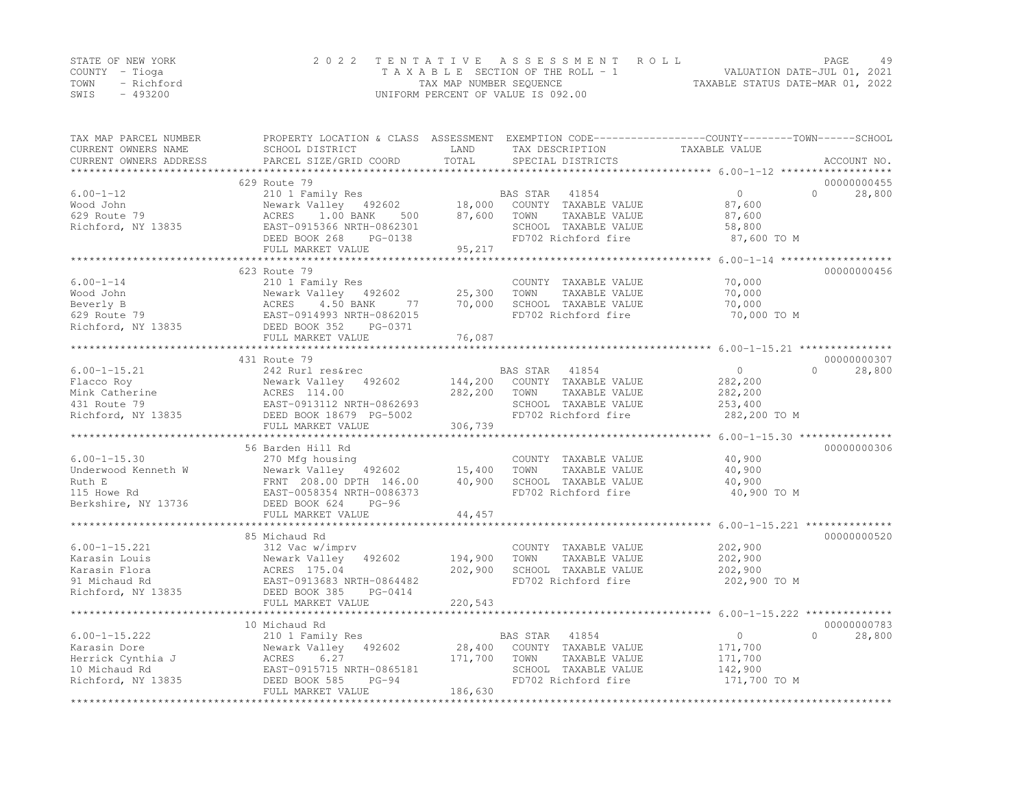STATE OF NEW YORK
COUNTY - Tioga
TOWN - Richford
SWIS - 493200

2022 TENTATIVE ASSESSMENT ROLL
TAXABLE SECTION OF THE ROLL - 1
TAX MAP NUMBER SEQUENCE
UNIFORM PERCENT OF VALUE IS 092.00

VALUATION DATE-JUL 01, 2021
TAXABLE STATUS DATE-MAR 01, 2022

| TAX MAP PARCEL NUMBER / CURRENT OWNERS NAME / CURRENT OWNERS ADDRESS | PROPERTY LOCATION & CLASS / SCHOOL DISTRICT / PARCEL SIZE/GRID COORD | ASSESSMENT LAND / TOTAL | EXEMPTION CODE / TAX DESCRIPTION / SPECIAL DISTRICTS | COUNTY / TOWN / SCHOOL TAXABLE VALUE | ACCOUNT NO. |
|---|---|---|---|---|---|
| **6.00-1-12** | 629 Route 79 | | | | 00000000455 |
| 6.00-1-12 | 210 1 Family Res | | BAS STAR 41854 | 0 0 28,800 | |
| Wood John | Newark Valley 492602 | 18,000 | COUNTY TAXABLE VALUE | 87,600 | |
| 629 Route 79 | ACRES 1.00 BANK 500 | 87,600 | TOWN TAXABLE VALUE | 87,600 | |
| Richford, NY 13835 | EAST-0915366 NRTH-0862301 | | SCHOOL TAXABLE VALUE | 58,800 | |
| | DEED BOOK 268 PG-0138 | | FD702 Richford fire | 87,600 TO M | |
| | FULL MARKET VALUE | 95,217 | | | |
| **6.00-1-14** | 623 Route 79 | | | | 00000000456 |
| 6.00-1-14 | 210 1 Family Res | | COUNTY TAXABLE VALUE | 70,000 | |
| Wood John | Newark Valley 492602 | 25,300 | TOWN TAXABLE VALUE | 70,000 | |
| Beverly B | ACRES 4.50 BANK 77 | 70,000 | SCHOOL TAXABLE VALUE | 70,000 | |
| 629 Route 79 | EAST-0914993 NRTH-0862015 | | FD702 Richford fire | 70,000 TO M | |
| Richford, NY 13835 | DEED BOOK 352 PG-0371 | | | | |
| | FULL MARKET VALUE | 76,087 | | | |
| **6.00-1-15.21** | 431 Route 79 | | | | 00000000307 |
| 6.00-1-15.21 | 242 Rurl res&rec | | BAS STAR 41854 | 0 0 28,800 | |
| Flacco Roy | Newark Valley 492602 | 144,200 | COUNTY TAXABLE VALUE | 282,200 | |
| Mink Catherine | ACRES 114.00 | 282,200 | TOWN TAXABLE VALUE | 282,200 | |
| 431 Route 79 | EAST-0913112 NRTH-0862693 | | SCHOOL TAXABLE VALUE | 253,400 | |
| Richford, NY 13835 | DEED BOOK 18679 PG-5002 | | FD702 Richford fire | 282,200 TO M | |
| | FULL MARKET VALUE | 306,739 | | | |
| **6.00-1-15.30** | 56 Barden Hill Rd | | | | 00000000306 |
| 6.00-1-15.30 | 270 Mfg housing | | COUNTY TAXABLE VALUE | 40,900 | |
| Underwood Kenneth W | Newark Valley 492602 | 15,400 | TOWN TAXABLE VALUE | 40,900 | |
| Ruth E | FRNT 208.00 DPTH 146.00 | 40,900 | SCHOOL TAXABLE VALUE | 40,900 | |
| 115 Howe Rd | EAST-0058354 NRTH-0086373 | | FD702 Richford fire | 40,900 TO M | |
| Berkshire, NY 13736 | DEED BOOK 624 PG-96 | | | | |
| | FULL MARKET VALUE | 44,457 | | | |
| **6.00-1-15.221** | 85 Michaud Rd | | | | 00000000520 |
| 6.00-1-15.221 | 312 Vac w/imprv | | COUNTY TAXABLE VALUE | 202,900 | |
| Karasin Louis | Newark Valley 492602 | 194,900 | TOWN TAXABLE VALUE | 202,900 | |
| Karasin Flora | ACRES 175.04 | 202,900 | SCHOOL TAXABLE VALUE | 202,900 | |
| 91 Michaud Rd | EAST-0913683 NRTH-0864482 | | FD702 Richford fire | 202,900 TO M | |
| Richford, NY 13835 | DEED BOOK 385 PG-0414 | | | | |
| | FULL MARKET VALUE | 220,543 | | | |
| **6.00-1-15.222** | 10 Michaud Rd | | | | 00000000783 |
| 6.00-1-15.222 | 210 1 Family Res | | BAS STAR 41854 | 0 0 28,800 | |
| Karasin Dore | Newark Valley 492602 | 28,400 | COUNTY TAXABLE VALUE | 171,700 | |
| Herrick Cynthia J | ACRES 6.27 | 171,700 | TOWN TAXABLE VALUE | 171,700 | |
| 10 Michaud Rd | EAST-0915715 NRTH-0865181 | | SCHOOL TAXABLE VALUE | 142,900 | |
| Richford, NY 13835 | DEED BOOK 585 PG-94 | | FD702 Richford fire | 171,700 TO M | |
| | FULL MARKET VALUE | 186,630 | | | |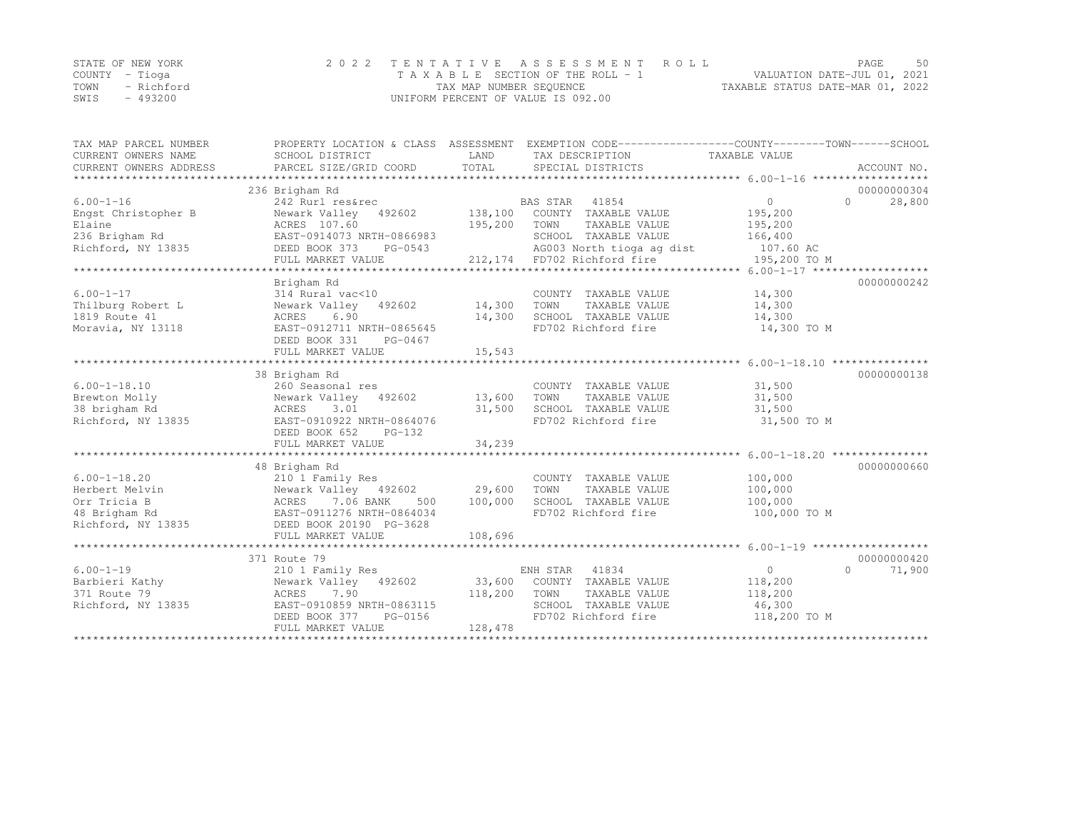STATE OF NEW YORK
COUNTY - Tioga
TOWN - Richford
SWIS - 493200

2022 TENTATIVE ASSESSMENT ROLL
TAXABLE SECTION OF THE ROLL - 1
TAX MAP NUMBER SEQUENCE
UNIFORM PERCENT OF VALUE IS 092.00

VALUATION DATE-JUL 01, 2021
TAXABLE STATUS DATE-MAR 01, 2022

| TAX MAP PARCEL NUMBER / CURRENT OWNERS NAME / CURRENT OWNERS ADDRESS | PROPERTY LOCATION & CLASS / SCHOOL DISTRICT / PARCEL SIZE/GRID COORD | ASSESSMENT LAND / TOTAL | EXEMPTION CODE / TAX DESCRIPTION / SPECIAL DISTRICTS | COUNTY | TOWN | SCHOOL | ACCOUNT NO. |
|---|---|---|---|---|---|---|---|
| | 236 Brigham Rd | | | | | | 00000000304 |
| 6.00-1-16 | 242 Rurl res&rec | | BAS STAR 41854 | 0 | 0 | 28,800 | |
| Engst Christopher B | Newark Valley 492602 | 138,100 | COUNTY TAXABLE VALUE | 195,200 | | | |
| Elaine | ACRES 107.60 | 195,200 | TOWN TAXABLE VALUE | | 195,200 | | |
| 236 Brigham Rd | EAST-0914073 NRTH-0866983 | | SCHOOL TAXABLE VALUE | | | 166,400 | |
| Richford, NY 13835 | DEED BOOK 373 PG-0543 | | AG003 North tioga ag dist | 107.60 AC | | | |
| | FULL MARKET VALUE | 212,174 | FD702 Richford fire | 195,200 TO M | | | |
| | Brigham Rd | | | | | | 00000000242 |
| 6.00-1-17 | 314 Rural vac<10 | | COUNTY TAXABLE VALUE | 14,300 | | | |
| Thilburg Robert L | Newark Valley 492602 | 14,300 | TOWN TAXABLE VALUE | | 14,300 | | |
| 1819 Route 41 | ACRES 6.90 | 14,300 | SCHOOL TAXABLE VALUE | | | 14,300 | |
| Moravia, NY 13118 | EAST-0912711 NRTH-0865645 | | FD702 Richford fire | 14,300 TO M | | | |
| | DEED BOOK 331 PG-0467 | | | | | | |
| | FULL MARKET VALUE | 15,543 | | | | | |
| | 38 Brigham Rd | | | | | | 00000000138 |
| 6.00-1-18.10 | 260 Seasonal res | | COUNTY TAXABLE VALUE | 31,500 | | | |
| Brewton Molly | Newark Valley 492602 | 13,600 | TOWN TAXABLE VALUE | | 31,500 | | |
| 38 brigham Rd | ACRES 3.01 | 31,500 | SCHOOL TAXABLE VALUE | | | 31,500 | |
| Richford, NY 13835 | EAST-0910922 NRTH-0864076 | | FD702 Richford fire | 31,500 TO M | | | |
| | DEED BOOK 652 PG-132 | | | | | | |
| | FULL MARKET VALUE | 34,239 | | | | | |
| | 48 Brigham Rd | | | | | | 00000000660 |
| 6.00-1-18.20 | 210 1 Family Res | | COUNTY TAXABLE VALUE | 100,000 | | | |
| Herbert Melvin | Newark Valley 492602 | 29,600 | TOWN TAXABLE VALUE | | 100,000 | | |
| Orr Tricia B | ACRES 7.06 BANK 500 | 100,000 | SCHOOL TAXABLE VALUE | | | 100,000 | |
| 48 Brigham Rd | EAST-0911276 NRTH-0864034 | | FD702 Richford fire | 100,000 TO M | | | |
| Richford, NY 13835 | DEED BOOK 20190 PG-3628 | | | | | | |
| | FULL MARKET VALUE | 108,696 | | | | | |
| | 371 Route 79 | | | | | | 00000000420 |
| 6.00-1-19 | 210 1 Family Res | | ENH STAR 41834 | 0 | 0 | 71,900 | |
| Barbieri Kathy | Newark Valley 492602 | 33,600 | COUNTY TAXABLE VALUE | 118,200 | | | |
| 371 Route 79 | ACRES 7.90 | 118,200 | TOWN TAXABLE VALUE | | 118,200 | | |
| Richford, NY 13835 | EAST-0910859 NRTH-0863115 | | SCHOOL TAXABLE VALUE | | | 46,300 | |
| | DEED BOOK 377 PG-0156 | | FD702 Richford fire | 118,200 TO M | | | |
| | FULL MARKET VALUE | 128,478 | | | | | |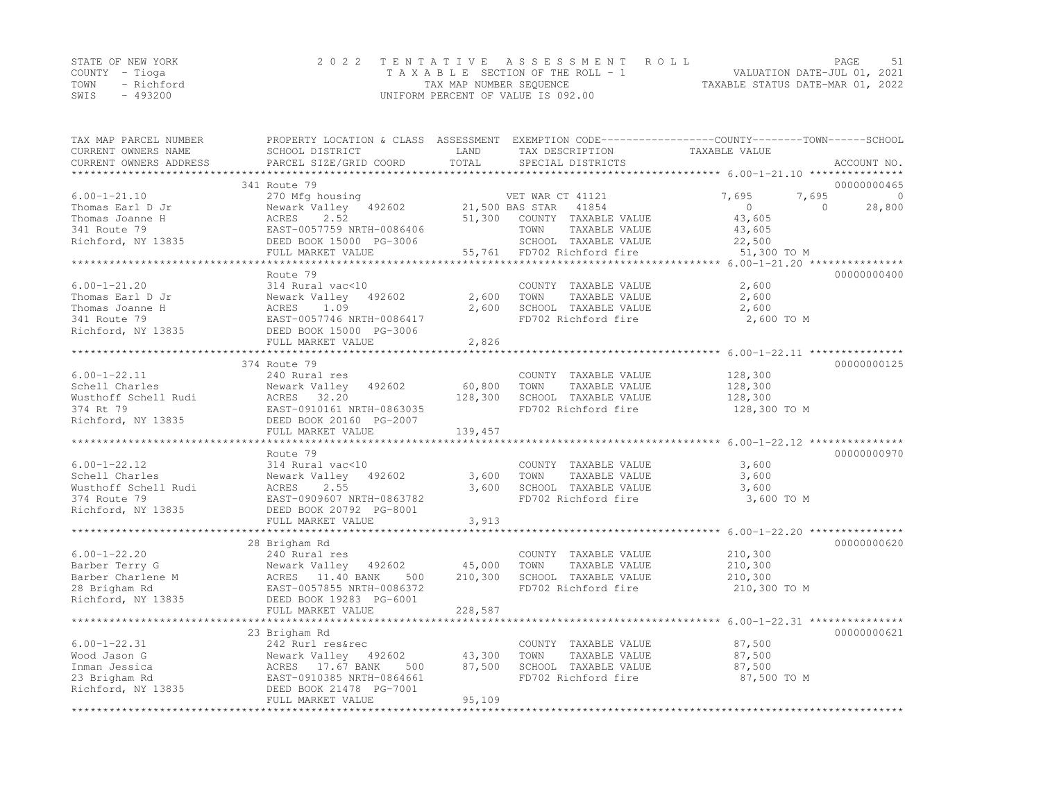STATE OF NEW YORK
COUNTY - Tioga
TOWN - Richford
SWIS - 493200

2022 TENTATIVE ASSESSMENT ROLL
TAXABLE SECTION OF THE ROLL - 1
TAX MAP NUMBER SEQUENCE
UNIFORM PERCENT OF VALUE IS 092.00

VALUATION DATE-JUL 01, 2021
TAXABLE STATUS DATE-MAR 01, 2022

| TAX MAP PARCEL NUMBER / CURRENT OWNERS NAME / CURRENT OWNERS ADDRESS | PROPERTY LOCATION & CLASS / SCHOOL DISTRICT / PARCEL SIZE/GRID COORD | ASSESSMENT LAND / TOTAL | EXEMPTION CODE / TAX DESCRIPTION / SPECIAL DISTRICTS | COUNTY TAXABLE VALUE | TOWN | SCHOOL | ACCOUNT NO. |
|---|---|---|---|---|---|---|---|
| | 341 Route 79 | | | | | | 00000000465 |
| 6.00-1-21.10 | 270 Mfg housing | | VET WAR CT 41121 | 7,695 | 7,695 | 0 | |
| Thomas Earl D Jr | Newark Valley 492602 | 21,500 | BAS STAR 41854 | 0 | 0 | 28,800 | |
| Thomas Joanne H | ACRES 2.52 | 51,300 | COUNTY TAXABLE VALUE | 43,605 | | | |
| 341 Route 79 | EAST-0057759 NRTH-0086406 | | TOWN TAXABLE VALUE | 43,605 | | | |
| Richford, NY 13835 | DEED BOOK 15000 PG-3006 | | SCHOOL TAXABLE VALUE | 22,500 | | | |
| | FULL MARKET VALUE | 55,761 | FD702 Richford fire | 51,300 TO M | | | |
| | Route 79 | | | | | | 00000000400 |
| 6.00-1-21.20 | 314 Rural vac<10 | | COUNTY TAXABLE VALUE | 2,600 | | | |
| Thomas Earl D Jr | Newark Valley 492602 | 2,600 | TOWN TAXABLE VALUE | 2,600 | | | |
| Thomas Joanne H | ACRES 1.09 | 2,600 | SCHOOL TAXABLE VALUE | 2,600 | | | |
| 341 Route 79 | EAST-0057746 NRTH-0086417 | | FD702 Richford fire | 2,600 TO M | | | |
| Richford, NY 13835 | DEED BOOK 15000 PG-3006 | | | | | | |
| | FULL MARKET VALUE | 2,826 | | | | | |
| | 374 Route 79 | | | | | | 00000000125 |
| 6.00-1-22.11 | 240 Rural res | | COUNTY TAXABLE VALUE | 128,300 | | | |
| Schell Charles | Newark Valley 492602 | 60,800 | TOWN TAXABLE VALUE | 128,300 | | | |
| Wusthoff Schell Rudi | ACRES 32.20 | 128,300 | SCHOOL TAXABLE VALUE | 128,300 | | | |
| 374 Rt 79 | EAST-0910161 NRTH-0863035 | | FD702 Richford fire | 128,300 TO M | | | |
| Richford, NY 13835 | DEED BOOK 20160 PG-2007 | | | | | | |
| | FULL MARKET VALUE | 139,457 | | | | | |
| | Route 79 | | | | | | 00000000970 |
| 6.00-1-22.12 | 314 Rural vac<10 | | COUNTY TAXABLE VALUE | 3,600 | | | |
| Schell Charles | Newark Valley 492602 | 3,600 | TOWN TAXABLE VALUE | 3,600 | | | |
| Wusthoff Schell Rudi | ACRES 2.55 | 3,600 | SCHOOL TAXABLE VALUE | 3,600 | | | |
| 374 Route 79 | EAST-0909607 NRTH-0863782 | | FD702 Richford fire | 3,600 TO M | | | |
| Richford, NY 13835 | DEED BOOK 20792 PG-8001 | | | | | | |
| | FULL MARKET VALUE | 3,913 | | | | | |
| | 28 Brigham Rd | | | | | | 00000000620 |
| 6.00-1-22.20 | 240 Rural res | | COUNTY TAXABLE VALUE | 210,300 | | | |
| Barber Terry G | Newark Valley 492602 | 45,000 | TOWN TAXABLE VALUE | 210,300 | | | |
| Barber Charlene M | ACRES 11.40 BANK 500 | 210,300 | SCHOOL TAXABLE VALUE | 210,300 | | | |
| 28 Brigham Rd | EAST-0057855 NRTH-0086372 | | FD702 Richford fire | 210,300 TO M | | | |
| Richford, NY 13835 | DEED BOOK 19283 PG-6001 | | | | | | |
| | FULL MARKET VALUE | 228,587 | | | | | |
| | 23 Brigham Rd | | | | | | 00000000621 |
| 6.00-1-22.31 | 242 Rurl res&rec | | COUNTY TAXABLE VALUE | 87,500 | | | |
| Wood Jason G | Newark Valley 492602 | 43,300 | TOWN TAXABLE VALUE | 87,500 | | | |
| Inman Jessica | ACRES 17.67 BANK 500 | 87,500 | SCHOOL TAXABLE VALUE | 87,500 | | | |
| 23 Brigham Rd | EAST-0910385 NRTH-0864661 | | FD702 Richford fire | 87,500 TO M | | | |
| Richford, NY 13835 | DEED BOOK 21478 PG-7001 | | | | | | |
| | FULL MARKET VALUE | 95,109 | | | | | |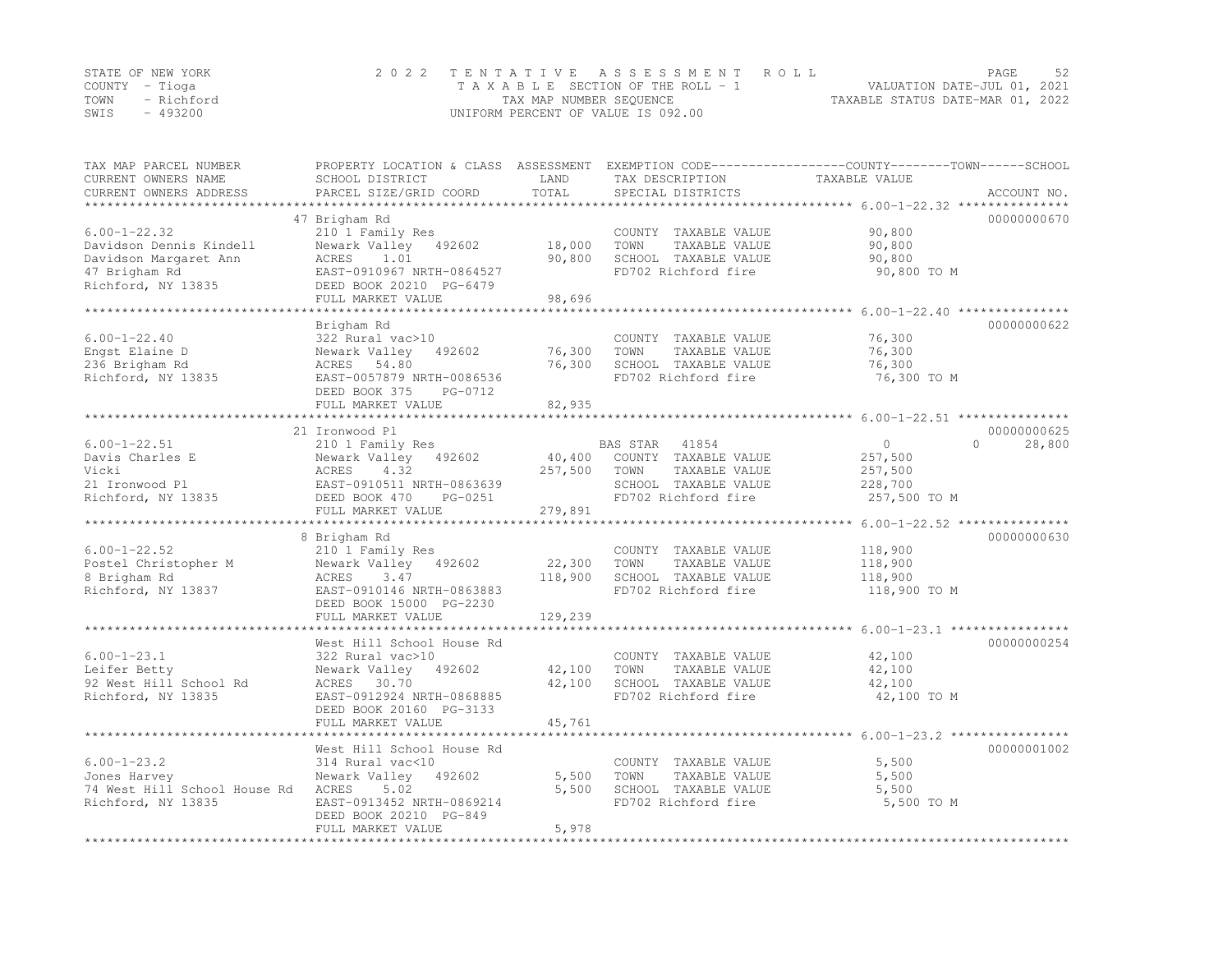STATE OF NEW YORK
COUNTY - Tioga
TOWN - Richford
SWIS - 493200

2 0 2 2 T E N T A T I V E A S S E S S M E N T R O L L
T A X A B L E SECTION OF THE ROLL - 1
TAX MAP NUMBER SEQUENCE
UNIFORM PERCENT OF VALUE IS 092.00

VALUATION DATE-JUL 01, 2021
TAXABLE STATUS DATE-MAR 01, 2022

| TAX MAP PARCEL NUMBER / CURRENT OWNERS NAME / CURRENT OWNERS ADDRESS | PROPERTY LOCATION & CLASS / SCHOOL DISTRICT / PARCEL SIZE/GRID COORD | ASSESSMENT LAND | ASSESSMENT TOTAL | EXEMPTION CODE / TAX DESCRIPTION / SPECIAL DISTRICTS | COUNTY TAXABLE VALUE | TOWN | SCHOOL | ACCOUNT NO. |
|---|---|---|---|---|---|---|---|---|
| 6.00-1-22.32 | 47 Brigham Rd | | | | | | | 00000000670 |
| | 210 1 Family Res | | | COUNTY TAXABLE VALUE | 90,800 | | | |
| Davidson Dennis Kindell | Newark Valley 492602 | 18,000 | | TOWN TAXABLE VALUE | 90,800 | | | |
| Davidson Margaret Ann | ACRES 1.01 | | 90,800 | SCHOOL TAXABLE VALUE | 90,800 | | | |
| 47 Brigham Rd | EAST-0910967 NRTH-0864527 | | | FD702 Richford fire | 90,800 TO M | | | |
| Richford, NY 13835 | DEED BOOK 20210 PG-6479 | | | | | | | |
| | FULL MARKET VALUE | | 98,696 | | | | | |
| 6.00-1-22.40 | Brigham Rd | | | | | | | 00000000622 |
| | 322 Rural vac>10 | | | COUNTY TAXABLE VALUE | 76,300 | | | |
| Engst Elaine D | Newark Valley 492602 | 76,300 | | TOWN TAXABLE VALUE | 76,300 | | | |
| 236 Brigham Rd | ACRES 54.80 | | 76,300 | SCHOOL TAXABLE VALUE | 76,300 | | | |
| Richford, NY 13835 | EAST-0057879 NRTH-0086536 | | | FD702 Richford fire | 76,300 TO M | | | |
| | DEED BOOK 375 PG-0712 | | | | | | | |
| | FULL MARKET VALUE | | 82,935 | | | | | |
| 6.00-1-22.51 | 21 Ironwood Pl | | | | | | | 00000000625 |
| | 210 1 Family Res | | | BAS STAR 41854 | 0 | 0 | 28,800 | |
| Davis Charles E | Newark Valley 492602 | 40,400 | | COUNTY TAXABLE VALUE | 257,500 | | | |
| Vicki | ACRES 4.32 | | 257,500 | TOWN TAXABLE VALUE | 257,500 | | | |
| 21 Ironwood Pl | EAST-0910511 NRTH-0863639 | | | SCHOOL TAXABLE VALUE | 228,700 | | | |
| Richford, NY 13835 | DEED BOOK 470 PG-0251 | | | FD702 Richford fire | 257,500 TO M | | | |
| | FULL MARKET VALUE | | 279,891 | | | | | |
| 6.00-1-22.52 | 8 Brigham Rd | | | | | | | 00000000630 |
| | 210 1 Family Res | | | COUNTY TAXABLE VALUE | 118,900 | | | |
| Postel Christopher M | Newark Valley 492602 | 22,300 | | TOWN TAXABLE VALUE | 118,900 | | | |
| 8 Brigham Rd | ACRES 3.47 | | 118,900 | SCHOOL TAXABLE VALUE | 118,900 | | | |
| Richford, NY 13837 | EAST-0910146 NRTH-0863883 | | | FD702 Richford fire | 118,900 TO M | | | |
| | DEED BOOK 15000 PG-2230 | | | | | | | |
| | FULL MARKET VALUE | | 129,239 | | | | | |
| 6.00-1-23.1 | West Hill School House Rd | | | | | | | 00000000254 |
| | 322 Rural vac>10 | | | COUNTY TAXABLE VALUE | 42,100 | | | |
| Leifer Betty | Newark Valley 492602 | 42,100 | | TOWN TAXABLE VALUE | 42,100 | | | |
| 92 West Hill School Rd | ACRES 30.70 | | 42,100 | SCHOOL TAXABLE VALUE | 42,100 | | | |
| Richford, NY 13835 | EAST-0912924 NRTH-0868885 | | | FD702 Richford fire | 42,100 TO M | | | |
| | DEED BOOK 20160 PG-3133 | | | | | | | |
| | FULL MARKET VALUE | | 45,761 | | | | | |
| 6.00-1-23.2 | West Hill School House Rd | | | | | | | 00000001002 |
| | 314 Rural vac<10 | | | COUNTY TAXABLE VALUE | 5,500 | | | |
| Jones Harvey | Newark Valley 492602 | 5,500 | | TOWN TAXABLE VALUE | 5,500 | | | |
| 74 West Hill School House Rd | ACRES 5.02 | | 5,500 | SCHOOL TAXABLE VALUE | 5,500 | | | |
| Richford, NY 13835 | EAST-0913452 NRTH-0869214 | | | FD702 Richford fire | 5,500 TO M | | | |
| | DEED BOOK 20210 PG-849 | | | | | | | |
| | FULL MARKET VALUE | | 5,978 | | | | | |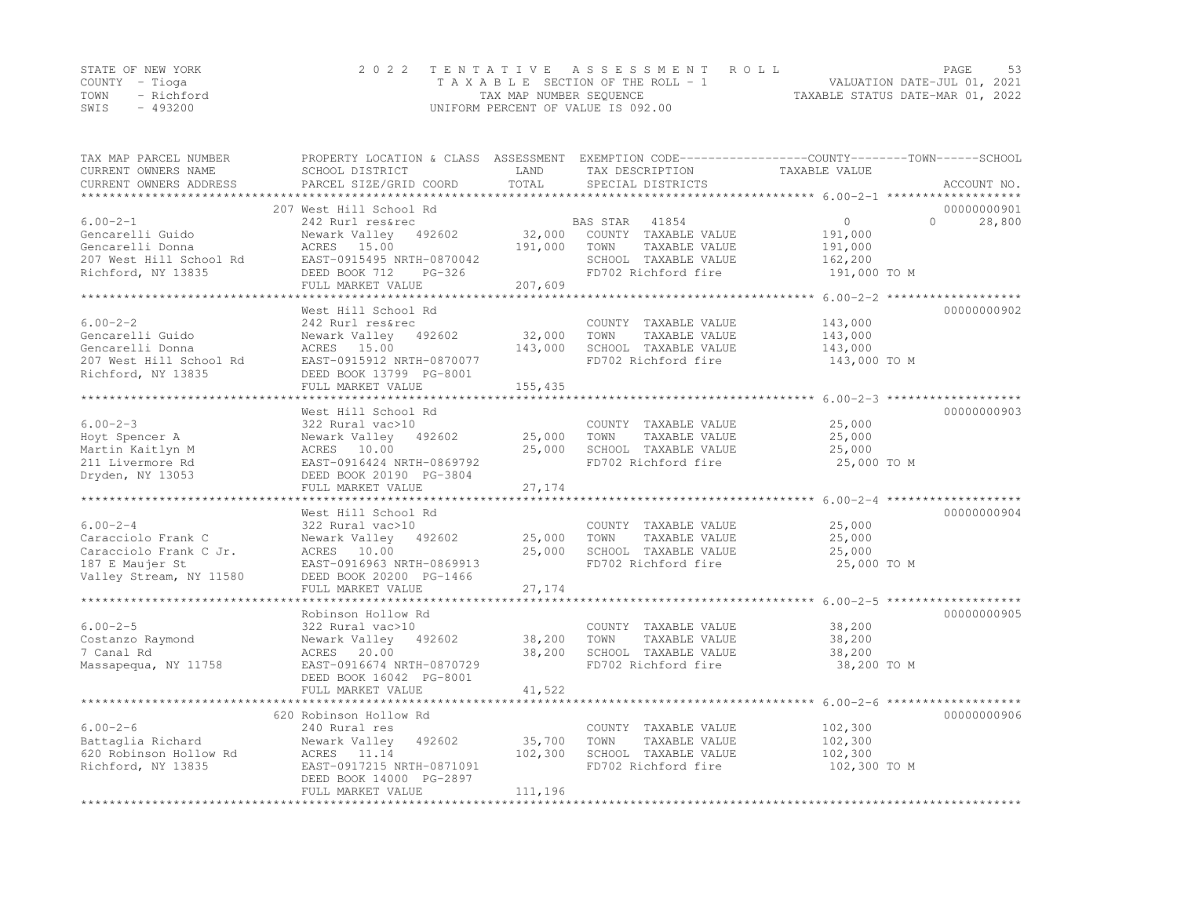STATE OF NEW YORK
COUNTY - Tioga
TOWN - Richford
SWIS - 493200

2 0 2 2 T E N T A T I V E A S S E S S M E N T R O L L
T A X A B L E SECTION OF THE ROLL - 1
TAX MAP NUMBER SEQUENCE
UNIFORM PERCENT OF VALUE IS 092.00

VALUATION DATE-JUL 01, 2021
TAXABLE STATUS DATE-MAR 01, 2022

| TAX MAP PARCEL NUMBER / CURRENT OWNERS NAME / CURRENT OWNERS ADDRESS | PROPERTY LOCATION & CLASS / SCHOOL DISTRICT / PARCEL SIZE/GRID COORD | ASSESSMENT LAND | TOTAL | EXEMPTION CODE / TAX DESCRIPTION / SPECIAL DISTRICTS | COUNTY / TOWN / SCHOOL TAXABLE VALUE | ACCOUNT NO. |
|---|---|---|---|---|---|---|
| **6.00-2-1** | 207 West Hill School Rd | | | | | 00000000901 |
| 6.00-2-1 | 242 Rurl res&rec | | | BAS STAR 41854 | 0 0 28,800 | |
| Gencarelli Guido | Newark Valley 492602 | 32,000 | | COUNTY TAXABLE VALUE | 191,000 | |
| Gencarelli Donna | ACRES 15.00 | | 191,000 | TOWN TAXABLE VALUE | 191,000 | |
| 207 West Hill School Rd | EAST-0915495 NRTH-0870042 | | | SCHOOL TAXABLE VALUE | 162,200 | |
| Richford, NY 13835 | DEED BOOK 712 PG-326 | | | FD702 Richford fire | 191,000 TO M | |
| | FULL MARKET VALUE | | 207,609 | | | |
| **6.00-2-2** | West Hill School Rd | | | | | 00000000902 |
| 6.00-2-2 | 242 Rurl res&rec | | | COUNTY TAXABLE VALUE | 143,000 | |
| Gencarelli Guido | Newark Valley 492602 | 32,000 | | TOWN TAXABLE VALUE | 143,000 | |
| Gencarelli Donna | ACRES 15.00 | | 143,000 | SCHOOL TAXABLE VALUE | 143,000 | |
| 207 West Hill School Rd | EAST-0915912 NRTH-0870077 | | | FD702 Richford fire | 143,000 TO M | |
| Richford, NY 13835 | DEED BOOK 13799 PG-8001 | | | | | |
| | FULL MARKET VALUE | | 155,435 | | | |
| **6.00-2-3** | West Hill School Rd | | | | | 00000000903 |
| 6.00-2-3 | 322 Rural vac>10 | | | COUNTY TAXABLE VALUE | 25,000 | |
| Hoyt Spencer A | Newark Valley 492602 | 25,000 | | TOWN TAXABLE VALUE | 25,000 | |
| Martin Kaitlyn M | ACRES 10.00 | | 25,000 | SCHOOL TAXABLE VALUE | 25,000 | |
| 211 Livermore Rd | EAST-0916424 NRTH-0869792 | | | FD702 Richford fire | 25,000 TO M | |
| Dryden, NY 13053 | DEED BOOK 20190 PG-3804 | | | | | |
| | FULL MARKET VALUE | | 27,174 | | | |
| **6.00-2-4** | West Hill School Rd | | | | | 00000000904 |
| 6.00-2-4 | 322 Rural vac>10 | | | COUNTY TAXABLE VALUE | 25,000 | |
| Caracciolo Frank C | Newark Valley 492602 | 25,000 | | TOWN TAXABLE VALUE | 25,000 | |
| Caracciolo Frank C Jr. | ACRES 10.00 | | 25,000 | SCHOOL TAXABLE VALUE | 25,000 | |
| 187 E Maujer St | EAST-0916963 NRTH-0869913 | | | FD702 Richford fire | 25,000 TO M | |
| Valley Stream, NY 11580 | DEED BOOK 20200 PG-1466 | | | | | |
| | FULL MARKET VALUE | | 27,174 | | | |
| **6.00-2-5** | Robinson Hollow Rd | | | | | 00000000905 |
| 6.00-2-5 | 322 Rural vac>10 | | | COUNTY TAXABLE VALUE | 38,200 | |
| Costanzo Raymond | Newark Valley 492602 | 38,200 | | TOWN TAXABLE VALUE | 38,200 | |
| 7 Canal Rd | ACRES 20.00 | | 38,200 | SCHOOL TAXABLE VALUE | 38,200 | |
| Massapequa, NY 11758 | EAST-0916674 NRTH-0870729 | | | FD702 Richford fire | 38,200 TO M | |
| | DEED BOOK 16042 PG-8001 | | | | | |
| | FULL MARKET VALUE | | 41,522 | | | |
| **6.00-2-6** | 620 Robinson Hollow Rd | | | | | 00000000906 |
| 6.00-2-6 | 240 Rural res | | | COUNTY TAXABLE VALUE | 102,300 | |
| Battaglia Richard | Newark Valley 492602 | 35,700 | | TOWN TAXABLE VALUE | 102,300 | |
| 620 Robinson Hollow Rd | ACRES 11.14 | | 102,300 | SCHOOL TAXABLE VALUE | 102,300 | |
| Richford, NY 13835 | EAST-0917215 NRTH-0871091 | | | FD702 Richford fire | 102,300 TO M | |
| | DEED BOOK 14000 PG-2897 | | | | | |
| | FULL MARKET VALUE | | 111,196 | | | |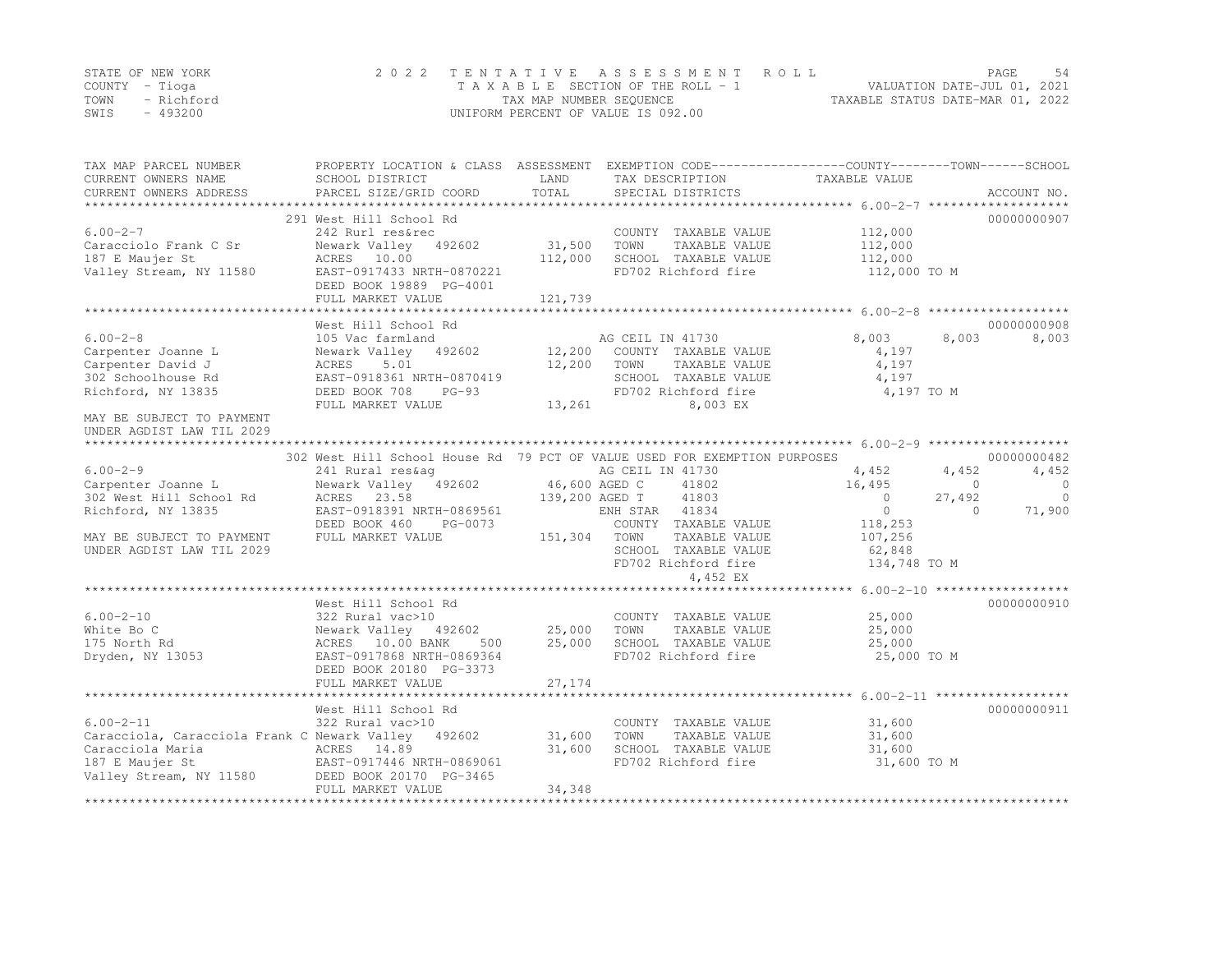STATE OF NEW YORK
COUNTY - Tioga
TOWN - Richford
SWIS - 493200

2022 TENTATIVE ASSESSMENT ROLL
TAXABLE SECTION OF THE ROLL - 1
TAX MAP NUMBER SEQUENCE
UNIFORM PERCENT OF VALUE IS 092.00

VALUATION DATE-JUL 01, 2021
TAXABLE STATUS DATE-MAR 01, 2022

| TAX MAP PARCEL NUMBER / CURRENT OWNERS NAME / CURRENT OWNERS ADDRESS | PROPERTY LOCATION & CLASS / SCHOOL DISTRICT / PARCEL SIZE/GRID COORD | ASSESSMENT LAND / TOTAL | EXEMPTION CODE / TAX DESCRIPTION / SPECIAL DISTRICTS | COUNTY TAXABLE VALUE | TOWN | SCHOOL | ACCOUNT NO. |
|---|---|---|---|---|---|---|---|
| **6.00-2-7** | 291 West Hill School Rd | | | | | | 00000000907 |
| 6.00-2-7 | 242 Rurl res&rec | | COUNTY TAXABLE VALUE | 112,000 | | | |
| Caracciolo Frank C Sr | Newark Valley 492602 | 31,500 | TOWN TAXABLE VALUE | 112,000 | | | |
| 187 E Maujer St | ACRES 10.00 | 112,000 | SCHOOL TAXABLE VALUE | 112,000 | | | |
| Valley Stream, NY 11580 | EAST-0917433 NRTH-0870221 | | FD702 Richford fire | 112,000 TO M | | | |
| | DEED BOOK 19889 PG-4001 | | | | | | |
| | FULL MARKET VALUE | 121,739 | | | | | |
| **6.00-2-8** | West Hill School Rd | | | | | | 00000000908 |
| 6.00-2-8 | 105 Vac farmland | | AG CEIL IN 41730 | 8,003 | 8,003 | 8,003 | |
| Carpenter Joanne L | Newark Valley 492602 | 12,200 | COUNTY TAXABLE VALUE | 4,197 | | | |
| Carpenter David J | ACRES 5.01 | 12,200 | TOWN TAXABLE VALUE | 4,197 | | | |
| 302 Schoolhouse Rd | EAST-0918361 NRTH-0870419 | | SCHOOL TAXABLE VALUE | 4,197 | | | |
| Richford, NY 13835 | DEED BOOK 708 PG-93 | | FD702 Richford fire | 4,197 TO M | | | |
| | FULL MARKET VALUE | 13,261 | 8,003 EX | | | | |
| MAY BE SUBJECT TO PAYMENT UNDER AGDIST LAW TIL 2029 | | | | | | | |
| **6.00-2-9** | 302 West Hill School House Rd 79 PCT OF VALUE USED FOR EXEMPTION PURPOSES | | | | | | 00000000482 |
| 6.00-2-9 | 241 Rural res&ag | | AG CEIL IN 41730 | 4,452 | 4,452 | 4,452 | |
| Carpenter Joanne L | Newark Valley 492602 | 46,600 | AGED C 41802 | 16,495 | 0 | 0 | |
| 302 West Hill School Rd | ACRES 23.58 | 139,200 | AGED T 41803 | 0 | 27,492 | 0 | |
| Richford, NY 13835 | EAST-0918391 NRTH-0869561 | | ENH STAR 41834 | 0 | 0 | 71,900 | |
| | DEED BOOK 460 PG-0073 | | COUNTY TAXABLE VALUE | 118,253 | | | |
| MAY BE SUBJECT TO PAYMENT | FULL MARKET VALUE | 151,304 | TOWN TAXABLE VALUE | 107,256 | | | |
| UNDER AGDIST LAW TIL 2029 | | | SCHOOL TAXABLE VALUE | 62,848 | | | |
| | | | FD702 Richford fire | 134,748 TO M | | | |
| | | | 4,452 EX | | | | |
| **6.00-2-10** | West Hill School Rd | | | | | | 00000000910 |
| 6.00-2-10 | 322 Rural vac>10 | | COUNTY TAXABLE VALUE | 25,000 | | | |
| White Bo C | Newark Valley 492602 | 25,000 | TOWN TAXABLE VALUE | 25,000 | | | |
| 175 North Rd | ACRES 10.00 BANK 500 | 25,000 | SCHOOL TAXABLE VALUE | 25,000 | | | |
| Dryden, NY 13053 | EAST-0917868 NRTH-0869364 | | FD702 Richford fire | 25,000 TO M | | | |
| | DEED BOOK 20180 PG-3373 | | | | | | |
| | FULL MARKET VALUE | 27,174 | | | | | |
| **6.00-2-11** | West Hill School Rd | | | | | | 00000000911 |
| 6.00-2-11 | 322 Rural vac>10 | | COUNTY TAXABLE VALUE | 31,600 | | | |
| Caracciola, Caracciola Frank C | Newark Valley 492602 | 31,600 | TOWN TAXABLE VALUE | 31,600 | | | |
| Caracciola Maria | ACRES 14.89 | 31,600 | SCHOOL TAXABLE VALUE | 31,600 | | | |
| 187 E Maujer St | EAST-0917446 NRTH-0869061 | | FD702 Richford fire | 31,600 TO M | | | |
| Valley Stream, NY 11580 | DEED BOOK 20170 PG-3465 | | | | | | |
| | FULL MARKET VALUE | 34,348 | | | | | |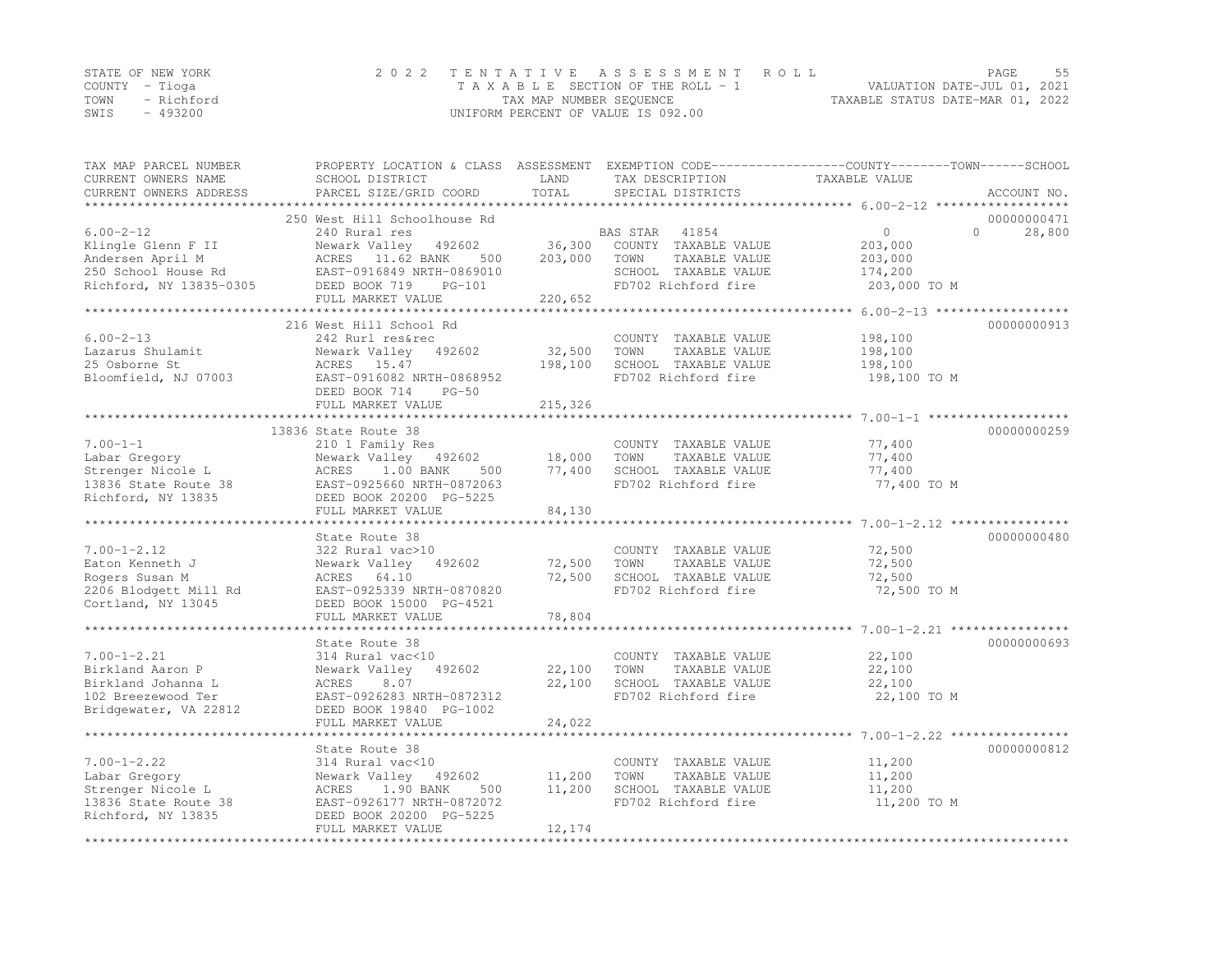STATE OF NEW YORK
COUNTY - Tioga
TOWN - Richford
SWIS - 493200

2022 TENTATIVE ASSESSMENT ROLL
TAXABLE SECTION OF THE ROLL - 1
TAX MAP NUMBER SEQUENCE
UNIFORM PERCENT OF VALUE IS 092.00

VALUATION DATE-JUL 01, 2021
TAXABLE STATUS DATE-MAR 01, 2022

| TAX MAP PARCEL NUMBER / CURRENT OWNERS NAME / CURRENT OWNERS ADDRESS | PROPERTY LOCATION & CLASS / SCHOOL DISTRICT / PARCEL SIZE/GRID COORD | ASSESSMENT LAND | TOTAL | EXEMPTION CODE / TAX DESCRIPTION / SPECIAL DISTRICTS | COUNTY TAXABLE VALUE | TOWN | SCHOOL | ACCOUNT NO. |
|---|---|---|---|---|---|---|---|---|
| **6.00-2-12** | 250 West Hill Schoolhouse Rd | | | | | | | 00000000471 |
| 6.00-2-12 | 240 Rural res | | | BAS STAR 41854 | 0 | 0 | 28,800 | |
| Klingle Glenn F II | Newark Valley 492602 | 36,300 | | COUNTY TAXABLE VALUE | 203,000 | | | |
| Andersen April M | ACRES 11.62 BANK 500 | | 203,000 | TOWN TAXABLE VALUE | 203,000 | | | |
| 250 School House Rd | EAST-0916849 NRTH-0869010 | | | SCHOOL TAXABLE VALUE | 174,200 | | | |
| Richford, NY 13835-0305 | DEED BOOK 719 PG-101 | | | FD702 Richford fire | 203,000 TO M | | | |
| | FULL MARKET VALUE | | 220,652 | | | | | |
| **6.00-2-13** | 216 West Hill School Rd | | | | | | | 00000000913 |
| 6.00-2-13 | 242 Rurl res&rec | | | COUNTY TAXABLE VALUE | 198,100 | | | |
| Lazarus Shulamit | Newark Valley 492602 | 32,500 | | TOWN TAXABLE VALUE | 198,100 | | | |
| 25 Osborne St | ACRES 15.47 | | 198,100 | SCHOOL TAXABLE VALUE | 198,100 | | | |
| Bloomfield, NJ 07003 | EAST-0916082 NRTH-0868952 | | | FD702 Richford fire | 198,100 TO M | | | |
| | DEED BOOK 714 PG-50 | | | | | | | |
| | FULL MARKET VALUE | | 215,326 | | | | | |
| **7.00-1-1** | 13836 State Route 38 | | | | | | | 00000000259 |
| 7.00-1-1 | 210 1 Family Res | | | COUNTY TAXABLE VALUE | 77,400 | | | |
| Labar Gregory | Newark Valley 492602 | 18,000 | | TOWN TAXABLE VALUE | 77,400 | | | |
| Strenger Nicole L | ACRES 1.00 BANK 500 | | 77,400 | SCHOOL TAXABLE VALUE | 77,400 | | | |
| 13836 State Route 38 | EAST-0925660 NRTH-0872063 | | | FD702 Richford fire | 77,400 TO M | | | |
| Richford, NY 13835 | DEED BOOK 20200 PG-5225 | | | | | | | |
| | FULL MARKET VALUE | | 84,130 | | | | | |
| **7.00-1-2.12** | State Route 38 | | | | | | | 00000000480 |
| 7.00-1-2.12 | 322 Rural vac>10 | | | COUNTY TAXABLE VALUE | 72,500 | | | |
| Eaton Kenneth J | Newark Valley 492602 | 72,500 | | TOWN TAXABLE VALUE | 72,500 | | | |
| Rogers Susan M | ACRES 64.10 | | 72,500 | SCHOOL TAXABLE VALUE | 72,500 | | | |
| 2206 Blodgett Mill Rd | EAST-0925339 NRTH-0870820 | | | FD702 Richford fire | 72,500 TO M | | | |
| Cortland, NY 13045 | DEED BOOK 15000 PG-4521 | | | | | | | |
| | FULL MARKET VALUE | | 78,804 | | | | | |
| **7.00-1-2.21** | State Route 38 | | | | | | | 00000000693 |
| 7.00-1-2.21 | 314 Rural vac<10 | | | COUNTY TAXABLE VALUE | 22,100 | | | |
| Birkland Aaron P | Newark Valley 492602 | 22,100 | | TOWN TAXABLE VALUE | 22,100 | | | |
| Birkland Johanna L | ACRES 8.07 | | 22,100 | SCHOOL TAXABLE VALUE | 22,100 | | | |
| 102 Breezewood Ter | EAST-0926283 NRTH-0872312 | | | FD702 Richford fire | 22,100 TO M | | | |
| Bridgewater, VA 22812 | DEED BOOK 19840 PG-1002 | | | | | | | |
| | FULL MARKET VALUE | | 24,022 | | | | | |
| **7.00-1-2.22** | State Route 38 | | | | | | | 00000000812 |
| 7.00-1-2.22 | 314 Rural vac<10 | | | COUNTY TAXABLE VALUE | 11,200 | | | |
| Labar Gregory | Newark Valley 492602 | 11,200 | | TOWN TAXABLE VALUE | 11,200 | | | |
| Strenger Nicole L | ACRES 1.90 BANK 500 | | 11,200 | SCHOOL TAXABLE VALUE | 11,200 | | | |
| 13836 State Route 38 | EAST-0926177 NRTH-0872072 | | | FD702 Richford fire | 11,200 TO M | | | |
| Richford, NY 13835 | DEED BOOK 20200 PG-5225 | | | | | | | |
| | FULL MARKET VALUE | | 12,174 | | | | | |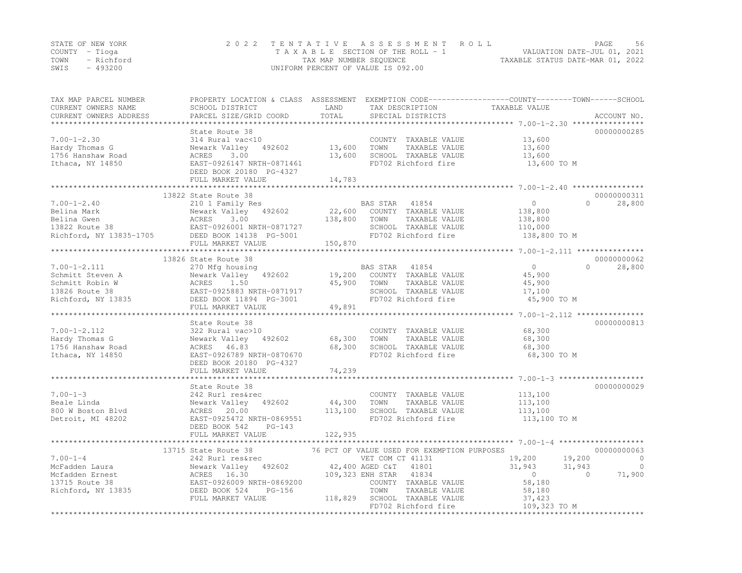STATE OF NEW YORK | 2022 TENTATIVE ASSESSMENT ROLL | VALUATION DATE-JUL 01, 2021
COUNTY - Tioga | TAXABLE SECTION OF THE ROLL - 1 | TAXABLE STATUS DATE-MAR 01, 2022
TOWN - Richford | TAX MAP NUMBER SEQUENCE
SWIS - 493200 | UNIFORM PERCENT OF VALUE IS 092.00

| TAX MAP PARCEL NUMBER / CURRENT OWNERS NAME / CURRENT OWNERS ADDRESS | PROPERTY LOCATION & CLASS / SCHOOL DISTRICT / PARCEL SIZE/GRID COORD | ASSESSMENT LAND | TOTAL | EXEMPTION CODE / TAX DESCRIPTION / SPECIAL DISTRICTS | COUNTY TAXABLE VALUE | TOWN | SCHOOL | ACCOUNT NO. |
|---|---|---|---|---|---|---|---|---|
| 7.00-1-2.30 | State Route 38 | | | | | | | 00000000285 |
| | 314 Rural vac<10 | | | COUNTY TAXABLE VALUE | 13,600 | | | |
| Hardy Thomas G | Newark Valley 492602 | 13,600 | | TOWN TAXABLE VALUE | 13,600 | | | |
| 1756 Hanshaw Road | ACRES 3.00 | | 13,600 | SCHOOL TAXABLE VALUE | 13,600 | | | |
| Ithaca, NY 14850 | EAST-0926147 NRTH-0871461 | | | FD702 Richford fire | 13,600 TO M | | | |
| | DEED BOOK 20180 PG-4327 | | | | | | | |
| | FULL MARKET VALUE | | 14,783 | | | | | |
| 7.00-1-2.40 | 13822 State Route 38 | | | | | | | 00000000311 |
| | 210 1 Family Res | | | BAS STAR 41854 | 0 | 0 | 28,800 | |
| Belina Mark | Newark Valley 492602 | 22,600 | | COUNTY TAXABLE VALUE | 138,800 | | | |
| Belina Gwen | ACRES 3.00 | | 138,800 | TOWN TAXABLE VALUE | 138,800 | | | |
| 13822 Route 38 | EAST-0926001 NRTH-0871727 | | | SCHOOL TAXABLE VALUE | 110,000 | | | |
| Richford, NY 13835-1705 | DEED BOOK 14138 PG-5001 | | | FD702 Richford fire | 138,800 TO M | | | |
| | FULL MARKET VALUE | | 150,870 | | | | | |
| 7.00-1-2.111 | 13826 State Route 38 | | | | | | | 00000000062 |
| | 270 Mfg housing | | | BAS STAR 41854 | 0 | 0 | 28,800 | |
| Schmitt Steven A | Newark Valley 492602 | 19,200 | | COUNTY TAXABLE VALUE | 45,900 | | | |
| Schmitt Robin W | ACRES 1.50 | | 45,900 | TOWN TAXABLE VALUE | 45,900 | | | |
| 13826 Route 38 | EAST-0925883 NRTH-0871917 | | | SCHOOL TAXABLE VALUE | 17,100 | | | |
| Richford, NY 13835 | DEED BOOK 11894 PG-3001 | | | FD702 Richford fire | 45,900 TO M | | | |
| | FULL MARKET VALUE | | 49,891 | | | | | |
| 7.00-1-2.112 | State Route 38 | | | | | | | 00000000813 |
| | 322 Rural vac>10 | | | COUNTY TAXABLE VALUE | 68,300 | | | |
| Hardy Thomas G | Newark Valley 492602 | 68,300 | | TOWN TAXABLE VALUE | 68,300 | | | |
| 1756 Hanshaw Road | ACRES 46.83 | | 68,300 | SCHOOL TAXABLE VALUE | 68,300 | | | |
| Ithaca, NY 14850 | EAST-0926789 NRTH-0870670 | | | FD702 Richford fire | 68,300 TO M | | | |
| | DEED BOOK 20180 PG-4327 | | | | | | | |
| | FULL MARKET VALUE | | 74,239 | | | | | |
| 7.00-1-3 | State Route 38 | | | | | | | 00000000029 |
| | 242 Rurl res&rec | | | COUNTY TAXABLE VALUE | 113,100 | | | |
| Beale Linda | Newark Valley 492602 | 44,300 | | TOWN TAXABLE VALUE | 113,100 | | | |
| 800 W Boston Blvd | ACRES 20.00 | | 113,100 | SCHOOL TAXABLE VALUE | 113,100 | | | |
| Detroit, MI 48202 | EAST-0925472 NRTH-0869551 | | | FD702 Richford fire | 113,100 TO M | | | |
| | DEED BOOK 542 PG-143 | | | | | | | |
| | FULL MARKET VALUE | | 122,935 | | | | | |
| 7.00-1-4 | 13715 State Route 38 | | | 76 PCT OF VALUE USED FOR EXEMPTION PURPOSES | | | | 00000000063 |
| | 242 Rurl res&rec | | | VET COM CT 41131 | 19,200 | 19,200 | 0 | |
| McFadden Laura | Newark Valley 492602 | 42,400 | | AGED C&T 41801 | 31,943 | 31,943 | 0 | |
| Mcfadden Ernest | ACRES 16.30 | | 109,323 | ENH STAR 41834 | 0 | 0 | 71,900 | |
| 13715 Route 38 | EAST-0926009 NRTH-0869200 | | | COUNTY TAXABLE VALUE | 58,180 | | | |
| Richford, NY 13835 | DEED BOOK 524 PG-156 | | | TOWN TAXABLE VALUE | 58,180 | | | |
| | FULL MARKET VALUE | | 118,829 | SCHOOL TAXABLE VALUE | 37,423 | | | |
| | | | | FD702 Richford fire | 109,323 TO M | | | |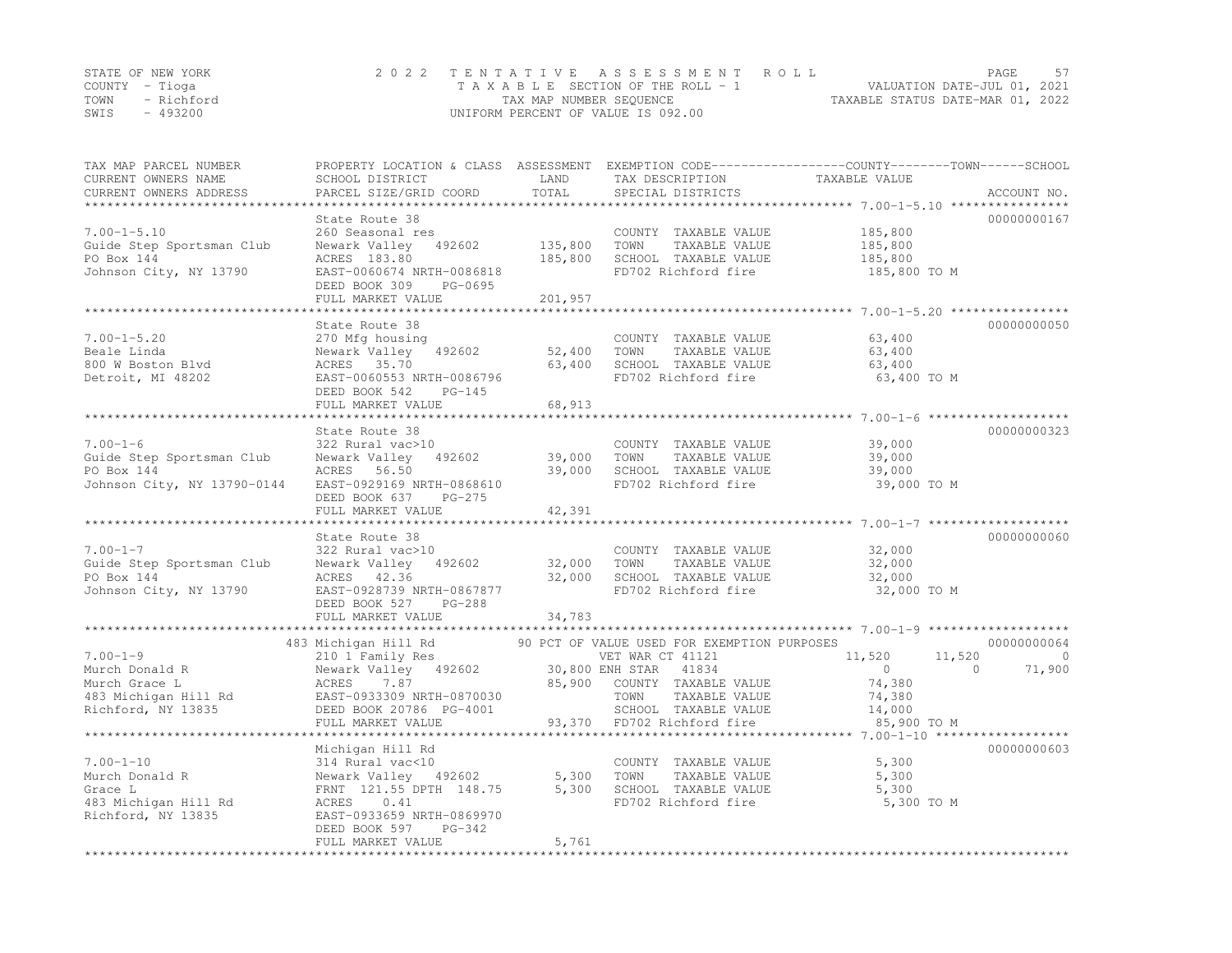STATE OF NEW YORK
COUNTY - Tioga
TOWN - Richford
SWIS - 493200

2022 TENTATIVE ASSESSMENT ROLL
TAXABLE SECTION OF THE ROLL - 1
TAX MAP NUMBER SEQUENCE
UNIFORM PERCENT OF VALUE IS 092.00

VALUATION DATE-JUL 01, 2021
TAXABLE STATUS DATE-MAR 01, 2022

| TAX MAP PARCEL NUMBER / CURRENT OWNERS NAME / CURRENT OWNERS ADDRESS | PROPERTY LOCATION & CLASS / SCHOOL DISTRICT / PARCEL SIZE/GRID COORD | ASSESSMENT LAND | TOTAL | EXEMPTION CODE / TAX DESCRIPTION / SPECIAL DISTRICTS | COUNTY | TOWN | SCHOOL | ACCOUNT NO. |
|---|---|---|---|---|---|---|---|---|
| **7.00-1-5.10** | State Route 38 | | | | | | | 00000000167 |
| Guide Step Sportsman Club | 260 Seasonal res | | | COUNTY TAXABLE VALUE | 185,800 | | | |
| PO Box 144 | Newark Valley 492602 | 135,800 | | TOWN TAXABLE VALUE | | 185,800 | | |
| Johnson City, NY 13790 | ACRES 183.80 | | 185,800 | SCHOOL TAXABLE VALUE | | | 185,800 | |
| | EAST-0060674 NRTH-0086818 | | | FD702 Richford fire | 185,800 TO M | | | |
| | DEED BOOK 309 PG-0695 | | | | | | | |
| | FULL MARKET VALUE | | 201,957 | | | | | |
| **7.00-1-5.20** | State Route 38 | | | | | | | 00000000050 |
| Beale Linda | 270 Mfg housing | | | COUNTY TAXABLE VALUE | 63,400 | | | |
| 800 W Boston Blvd | Newark Valley 492602 | 52,400 | | TOWN TAXABLE VALUE | | 63,400 | | |
| Detroit, MI 48202 | ACRES 35.70 | | 63,400 | SCHOOL TAXABLE VALUE | | | 63,400 | |
| | EAST-0060553 NRTH-0086796 | | | FD702 Richford fire | 63,400 TO M | | | |
| | DEED BOOK 542 PG-145 | | | | | | | |
| | FULL MARKET VALUE | | 68,913 | | | | | |
| **7.00-1-6** | State Route 38 | | | | | | | 00000000323 |
| Guide Step Sportsman Club | 322 Rural vac>10 | | | COUNTY TAXABLE VALUE | 39,000 | | | |
| PO Box 144 | Newark Valley 492602 | 39,000 | | TOWN TAXABLE VALUE | | 39,000 | | |
| Johnson City, NY 13790-0144 | ACRES 56.50 | | 39,000 | SCHOOL TAXABLE VALUE | | | 39,000 | |
| | EAST-0929169 NRTH-0868610 | | | FD702 Richford fire | 39,000 TO M | | | |
| | DEED BOOK 637 PG-275 | | | | | | | |
| | FULL MARKET VALUE | | 42,391 | | | | | |
| **7.00-1-7** | State Route 38 | | | | | | | 00000000060 |
| Guide Step Sportsman Club | 322 Rural vac>10 | | | COUNTY TAXABLE VALUE | 32,000 | | | |
| PO Box 144 | Newark Valley 492602 | 32,000 | | TOWN TAXABLE VALUE | | 32,000 | | |
| Johnson City, NY 13790 | ACRES 42.36 | | 32,000 | SCHOOL TAXABLE VALUE | | | 32,000 | |
| | EAST-0928739 NRTH-0867877 | | | FD702 Richford fire | 32,000 TO M | | | |
| | DEED BOOK 527 PG-288 | | | | | | | |
| | FULL MARKET VALUE | | 34,783 | | | | | |
| **7.00-1-9** | 483 Michigan Hill Rd | | | 90 PCT OF VALUE USED FOR EXEMPTION PURPOSES | | | | 00000000064 |
| Murch Donald R | 210 1 Family Res | | | VET WAR CT 41121 | 11,520 | 11,520 | 0 | |
| Murch Grace L | Newark Valley 492602 | 30,800 | | ENH STAR 41834 | 0 | 0 | 71,900 | |
| 483 Michigan Hill Rd | ACRES 7.87 | | 85,900 | COUNTY TAXABLE VALUE | 74,380 | | | |
| Richford, NY 13835 | EAST-0933309 NRTH-0870030 | | | TOWN TAXABLE VALUE | | 74,380 | | |
| | DEED BOOK 20786 PG-4001 | | | SCHOOL TAXABLE VALUE | | | 14,000 | |
| | FULL MARKET VALUE | | 93,370 | FD702 Richford fire | 85,900 TO M | | | |
| **7.00-1-10** | Michigan Hill Rd | | | | | | | 00000000603 |
| Murch Donald R | 314 Rural vac<10 | | | COUNTY TAXABLE VALUE | 5,300 | | | |
| Grace L | Newark Valley 492602 | 5,300 | | TOWN TAXABLE VALUE | | 5,300 | | |
| 483 Michigan Hill Rd | FRNT 121.55 DPTH 148.75 | | 5,300 | SCHOOL TAXABLE VALUE | | | 5,300 | |
| Richford, NY 13835 | ACRES 0.41 | | | FD702 Richford fire | 5,300 TO M | | | |
| | EAST-0933659 NRTH-0869970 | | | | | | | |
| | DEED BOOK 597 PG-342 | | | | | | | |
| | FULL MARKET VALUE | | 5,761 | | | | | |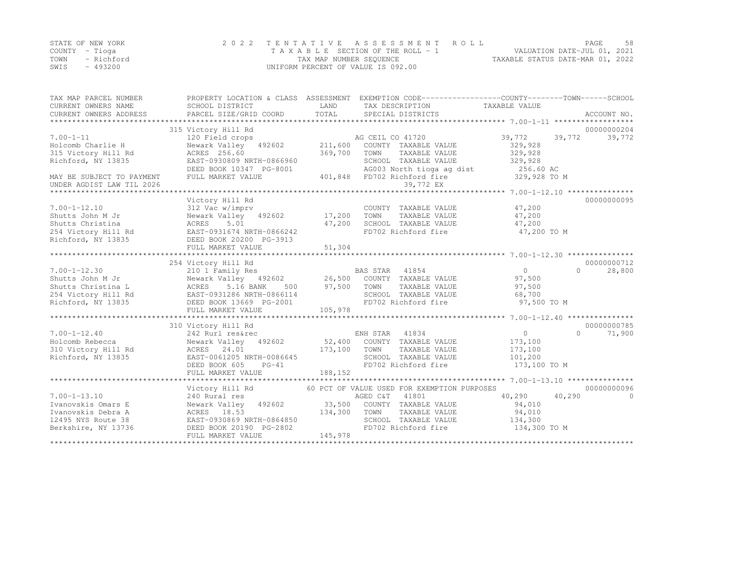STATE OF NEW YORK | COUNTY - Tioga | TOWN - Richford | SWIS - 493200

2022 TENTATIVE ASSESSMENT ROLL
TAXABLE SECTION OF THE ROLL - 1
TAX MAP NUMBER SEQUENCE
UNIFORM PERCENT OF VALUE IS 092.00

VALUATION DATE-JUL 01, 2021
TAXABLE STATUS DATE-MAR 01, 2022

| TAX MAP PARCEL NUMBER / CURRENT OWNERS NAME / CURRENT OWNERS ADDRESS | PROPERTY LOCATION & CLASS / SCHOOL DISTRICT / PARCEL SIZE/GRID COORD | ASSESSMENT LAND / TOTAL | EXEMPTION CODE / TAX DESCRIPTION / SPECIAL DISTRICTS | COUNTY TAXABLE VALUE | TOWN | SCHOOL | ACCOUNT NO. |
|---|---|---|---|---|---|---|---|
| | 315 Victory Hill Rd | | | | | | 00000000204 |
| 7.00-1-11 | 120 Field crops | | AG CEIL CO 41720 | 39,772 | 39,772 | 39,772 | |
| Holcomb Charlie H | Newark Valley 492602 | 211,600 | COUNTY TAXABLE VALUE | 329,928 | | | |
| 315 Victory Hill Rd | ACRES 256.60 | 369,700 | TOWN TAXABLE VALUE | 329,928 | | | |
| Richford, NY 13835 | EAST-0930809 NRTH-0866960 | | SCHOOL TAXABLE VALUE | 329,928 | | | |
| | DEED BOOK 10347 PG-8001 | | AG003 North tioga ag dist | 256.60 AC | | | |
| MAY BE SUBJECT TO PAYMENT | FULL MARKET VALUE | 401,848 | FD702 Richford fire | 329,928 TO M | | | |
| UNDER AGDIST LAW TIL 2026 | | | 39,772 EX | | | | |
| | Victory Hill Rd | | | | | | 00000000095 |
| 7.00-1-12.10 | 312 Vac w/imprv | | COUNTY TAXABLE VALUE | 47,200 | | | |
| Shutts John M Jr | Newark Valley 492602 | 17,200 | TOWN TAXABLE VALUE | 47,200 | | | |
| Shutts Christina | ACRES 5.01 | 47,200 | SCHOOL TAXABLE VALUE | 47,200 | | | |
| 254 Victory Hill Rd | EAST-0931674 NRTH-0866242 | | FD702 Richford fire | 47,200 TO M | | | |
| Richford, NY 13835 | DEED BOOK 20200 PG-3913 | | | | | | |
| | FULL MARKET VALUE | 51,304 | | | | | |
| | 254 Victory Hill Rd | | | | | | 00000000712 |
| 7.00-1-12.30 | 210 1 Family Res | | BAS STAR 41854 | 0 | 0 | 28,800 | |
| Shutts John M Jr | Newark Valley 492602 | 26,500 | COUNTY TAXABLE VALUE | 97,500 | | | |
| Shutts Christina L | ACRES 5.16 BANK 500 | 97,500 | TOWN TAXABLE VALUE | 97,500 | | | |
| 254 Victory Hill Rd | EAST-0931286 NRTH-0866114 | | SCHOOL TAXABLE VALUE | 68,700 | | | |
| Richford, NY 13835 | DEED BOOK 13669 PG-2001 | | FD702 Richford fire | 97,500 TO M | | | |
| | FULL MARKET VALUE | 105,978 | | | | | |
| | 310 Victory Hill Rd | | | | | | 00000000785 |
| 7.00-1-12.40 | 242 Rurl res&rec | | ENH STAR 41834 | 0 | 0 | 71,900 | |
| Holcomb Rebecca | Newark Valley 492602 | 52,400 | COUNTY TAXABLE VALUE | 173,100 | | | |
| 310 Victory Hill Rd | ACRES 24.01 | 173,100 | TOWN TAXABLE VALUE | 173,100 | | | |
| Richford, NY 13835 | EAST-0061205 NRTH-0086645 | | SCHOOL TAXABLE VALUE | 101,200 | | | |
| | DEED BOOK 605 PG-41 | | FD702 Richford fire | 173,100 TO M | | | |
| | FULL MARKET VALUE | 188,152 | | | | | |
| | Victory Hill Rd | | 60 PCT OF VALUE USED FOR EXEMPTION PURPOSES | | | | 00000000096 |
| 7.00-1-13.10 | 240 Rural res | | AGED C&T 41801 | 40,290 | 40,290 | 0 | |
| Ivanovskis Omars E | Newark Valley 492602 | 33,500 | COUNTY TAXABLE VALUE | 94,010 | | | |
| Ivanovskis Debra A | ACRES 18.53 | 134,300 | TOWN TAXABLE VALUE | 94,010 | | | |
| 12495 NYS Route 38 | EAST-0930869 NRTH-0864850 | | SCHOOL TAXABLE VALUE | 134,300 | | | |
| Berkshire, NY 13736 | DEED BOOK 20190 PG-2802 | | FD702 Richford fire | 134,300 TO M | | | |
| | FULL MARKET VALUE | 145,978 | | | | | |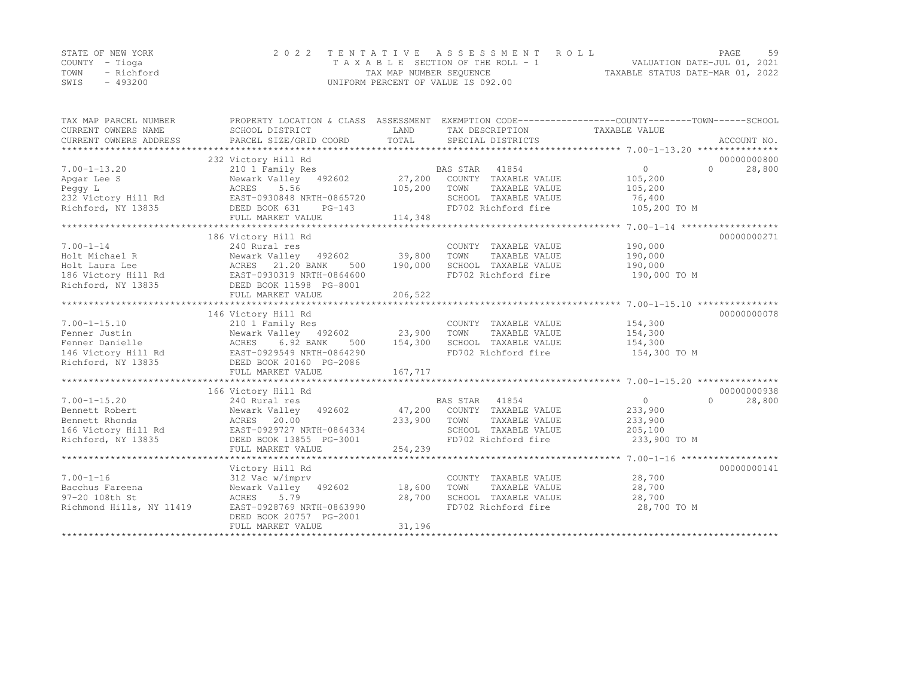STATE OF NEW YORK
COUNTY - Tioga
TOWN - Richford
SWIS - 493200

2022 TENTATIVE ASSESSMENT ROLL
TAXABLE SECTION OF THE ROLL - 1
TAX MAP NUMBER SEQUENCE
UNIFORM PERCENT OF VALUE IS 092.00

VALUATION DATE-JUL 01, 2021
TAXABLE STATUS DATE-MAR 01, 2022

| TAX MAP PARCEL NUMBER / CURRENT OWNERS NAME / CURRENT OWNERS ADDRESS | PROPERTY LOCATION & CLASS / SCHOOL DISTRICT / PARCEL SIZE/GRID COORD | ASSESSMENT LAND / TOTAL | EXEMPTION CODE / TAX DESCRIPTION / SPECIAL DISTRICTS | COUNTY TAXABLE VALUE | TOWN | SCHOOL | ACCOUNT NO. |
|---|---|---|---|---|---|---|---|
| 7.00-1-13.20 | 232 Victory Hill Rd | | | | | | 00000000800 |
| | 210 1 Family Res | | BAS STAR 41854 | 0 | 0 | 28,800 | |
| Apgar Lee S | Newark Valley 492602 | 27,200 | COUNTY TAXABLE VALUE | 105,200 | | | |
| Peggy L | ACRES 5.56 | 105,200 | TOWN TAXABLE VALUE | 105,200 | | | |
| 232 Victory Hill Rd | EAST-0930848 NRTH-0865720 | | SCHOOL TAXABLE VALUE | 76,400 | | | |
| Richford, NY 13835 | DEED BOOK 631 PG-143 | | FD702 Richford fire | 105,200 TO M | | | |
| | FULL MARKET VALUE | 114,348 | | | | | |
| 7.00-1-14 | 186 Victory Hill Rd | | | | | | 00000000271 |
| | 240 Rural res | | COUNTY TAXABLE VALUE | 190,000 | | | |
| Holt Michael R | Newark Valley 492602 | 39,800 | TOWN TAXABLE VALUE | 190,000 | | | |
| Holt Laura Lee | ACRES 21.20 BANK 500 | 190,000 | SCHOOL TAXABLE VALUE | 190,000 | | | |
| 186 Victory Hill Rd | EAST-0930319 NRTH-0864600 | | FD702 Richford fire | 190,000 TO M | | | |
| Richford, NY 13835 | DEED BOOK 11598 PG-8001 | | | | | | |
| | FULL MARKET VALUE | 206,522 | | | | | |
| 7.00-1-15.10 | 146 Victory Hill Rd | | | | | | 00000000078 |
| | 210 1 Family Res | | COUNTY TAXABLE VALUE | 154,300 | | | |
| Fenner Justin | Newark Valley 492602 | 23,900 | TOWN TAXABLE VALUE | 154,300 | | | |
| Fenner Danielle | ACRES 6.92 BANK 500 | 154,300 | SCHOOL TAXABLE VALUE | 154,300 | | | |
| 146 Victory Hill Rd | EAST-0929549 NRTH-0864290 | | FD702 Richford fire | 154,300 TO M | | | |
| Richford, NY 13835 | DEED BOOK 20160 PG-2086 | | | | | | |
| | FULL MARKET VALUE | 167,717 | | | | | |
| 7.00-1-15.20 | 166 Victory Hill Rd | | | | | | 00000000938 |
| | 240 Rural res | | BAS STAR 41854 | 0 | 0 | 28,800 | |
| Bennett Robert | Newark Valley 492602 | 47,200 | COUNTY TAXABLE VALUE | 233,900 | | | |
| Bennett Rhonda | ACRES 20.00 | 233,900 | TOWN TAXABLE VALUE | 233,900 | | | |
| 166 Victory Hill Rd | EAST-0929727 NRTH-0864334 | | SCHOOL TAXABLE VALUE | 205,100 | | | |
| Richford, NY 13835 | DEED BOOK 13855 PG-3001 | | FD702 Richford fire | 233,900 TO M | | | |
| | FULL MARKET VALUE | 254,239 | | | | | |
| 7.00-1-16 | Victory Hill Rd | | | | | | 00000000141 |
| | 312 Vac w/imprv | | COUNTY TAXABLE VALUE | 28,700 | | | |
| Bacchus Fareena | Newark Valley 492602 | 18,600 | TOWN TAXABLE VALUE | 28,700 | | | |
| 97-20 108th St | ACRES 5.79 | 28,700 | SCHOOL TAXABLE VALUE | 28,700 | | | |
| Richmond Hills, NY 11419 | EAST-0928769 NRTH-0863990 | | FD702 Richford fire | 28,700 TO M | | | |
| | DEED BOOK 20757 PG-2001 | | | | | | |
| | FULL MARKET VALUE | 31,196 | | | | | |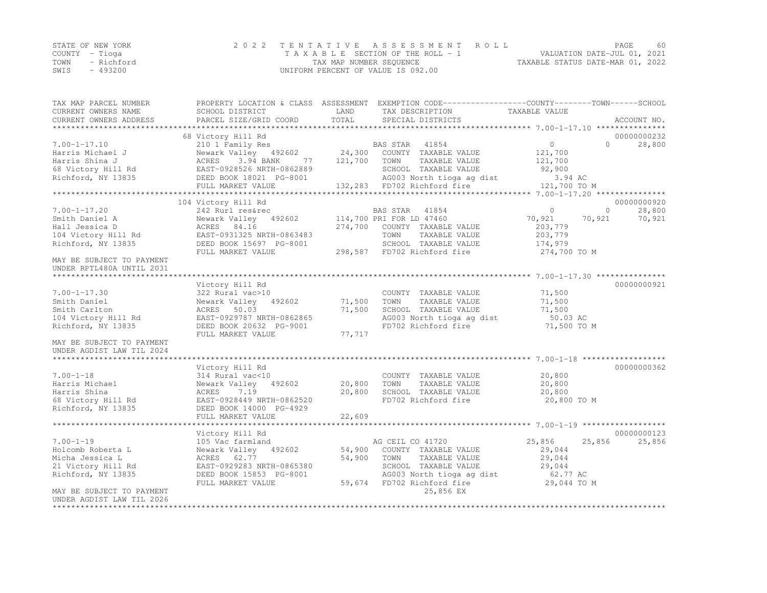STATE OF NEW YORK
COUNTY - Tioga
TOWN - Richford
SWIS - 493200

2 0 2 2 T E N T A T I V E A S S E S S M E N T R O L L
T A X A B L E SECTION OF THE ROLL - 1
TAX MAP NUMBER SEQUENCE
UNIFORM PERCENT OF VALUE IS 092.00

VALUATION DATE-JUL 01, 2021
TAXABLE STATUS DATE-MAR 01, 2022

```
TAX MAP PARCEL NUMBER          PROPERTY LOCATION & CLASS  ASSESSMENT  EXEMPTION CODE------------------COUNTY--------TOWN------SCHOOL
CURRENT OWNERS NAME            SCHOOL DISTRICT               LAND      TAX DESCRIPTION              TAXABLE VALUE
CURRENT OWNERS ADDRESS         PARCEL SIZE/GRID COORD        TOTAL     SPECIAL DISTRICTS                                    ACCOUNT NO.
*********************************************************************************************************** 7.00-1-17.10 ***************
                               68 Victory Hill Rd                                                                           00000000232
7.00-1-17.10                   210 1 Family Res                     BAS STAR   41854                  0             0      28,800
Harris Michael J               Newark Valley   492602       24,300   COUNTY  TAXABLE VALUE        121,700
Harris Shina J                 ACRES     3.94 BANK     77  121,700   TOWN    TAXABLE VALUE        121,700
68 Victory Hill Rd             EAST-0928526 NRTH-0862889             SCHOOL  TAXABLE VALUE         92,900
Richford, NY 13835             DEED BOOK 18021  PG-8001              AG003 North tioga ag dist         3.94 AC
                               FULL MARKET VALUE            132,283  FD702 Richford fire          121,700 TO M
*********************************************************************************************************** 7.00-1-17.20 ***************
                               104 Victory Hill Rd                                                                          00000000920
7.00-1-17.20                   242 Rurl res&rec                     BAS STAR   41854                  0             0      28,800
Smith Daniel A                 Newark Valley   492602      114,700 PRI FOR LD 47460              70,921        70,921      70,921
Hall Jessica D                 ACRES    84.16               274,700   COUNTY  TAXABLE VALUE        203,779
104 Victory Hill Rd            EAST-0931325 NRTH-0863483             TOWN    TAXABLE VALUE        203,779
Richford, NY 13835             DEED BOOK 15697  PG-8001              SCHOOL  TAXABLE VALUE        174,979
                               FULL MARKET VALUE            298,587  FD702 Richford fire          274,700 TO M
MAY BE SUBJECT TO PAYMENT
UNDER RPTL480A UNTIL 2031
*********************************************************************************************************** 7.00-1-17.30 ***************
                               Victory Hill Rd                                                                              00000000921
7.00-1-17.30                   322 Rural vac>10                      COUNTY  TAXABLE VALUE         71,500
Smith Daniel                   Newark Valley   492602       71,500   TOWN    TAXABLE VALUE         71,500
Smith Carlton                  ACRES    50.03                71,500   SCHOOL  TAXABLE VALUE         71,500
104 Victory Hill Rd            EAST-0929787 NRTH-0862865             AG003 North tioga ag dist        50.03 AC
Richford, NY 13835             DEED BOOK 20632  PG-9001              FD702 Richford fire           71,500 TO M
                               FULL MARKET VALUE             77,717
MAY BE SUBJECT TO PAYMENT
UNDER AGDIST LAW TIL 2024
*********************************************************************************************************** 7.00-1-18 ******************
                               Victory Hill Rd                                                                              00000000362
7.00-1-18                      314 Rural vac<10                      COUNTY  TAXABLE VALUE         20,800
Harris Michael                 Newark Valley   492602       20,800   TOWN    TAXABLE VALUE         20,800
Harris Shina                   ACRES     7.19                20,800   SCHOOL  TAXABLE VALUE         20,800
68 Victory Hill Rd             EAST-0928449 NRTH-0862520             FD702 Richford fire           20,800 TO M
Richford, NY 13835             DEED BOOK 14000  PG-4929
                               FULL MARKET VALUE             22,609
*********************************************************************************************************** 7.00-1-19 ******************
                               Victory Hill Rd                                                                              00000000123
7.00-1-19                      105 Vac farmland                     AG CEIL CO 41720             25,856        25,856      25,856
Holcomb Roberta L              Newark Valley   492602       54,900   COUNTY  TAXABLE VALUE         29,044
Micha Jessica L                ACRES    62.77                54,900   TOWN    TAXABLE VALUE         29,044
21 Victory Hill Rd             EAST-0929283 NRTH-0865380             SCHOOL  TAXABLE VALUE         29,044
Richford, NY 13835             DEED BOOK 15853  PG-8001              AG003 North tioga ag dist        62.77 AC
                               FULL MARKET VALUE             59,674  FD702 Richford fire           29,044 TO M
MAY BE SUBJECT TO PAYMENT                                                 25,856 EX
UNDER AGDIST LAW TIL 2026
****************************************************************************************************************************************
```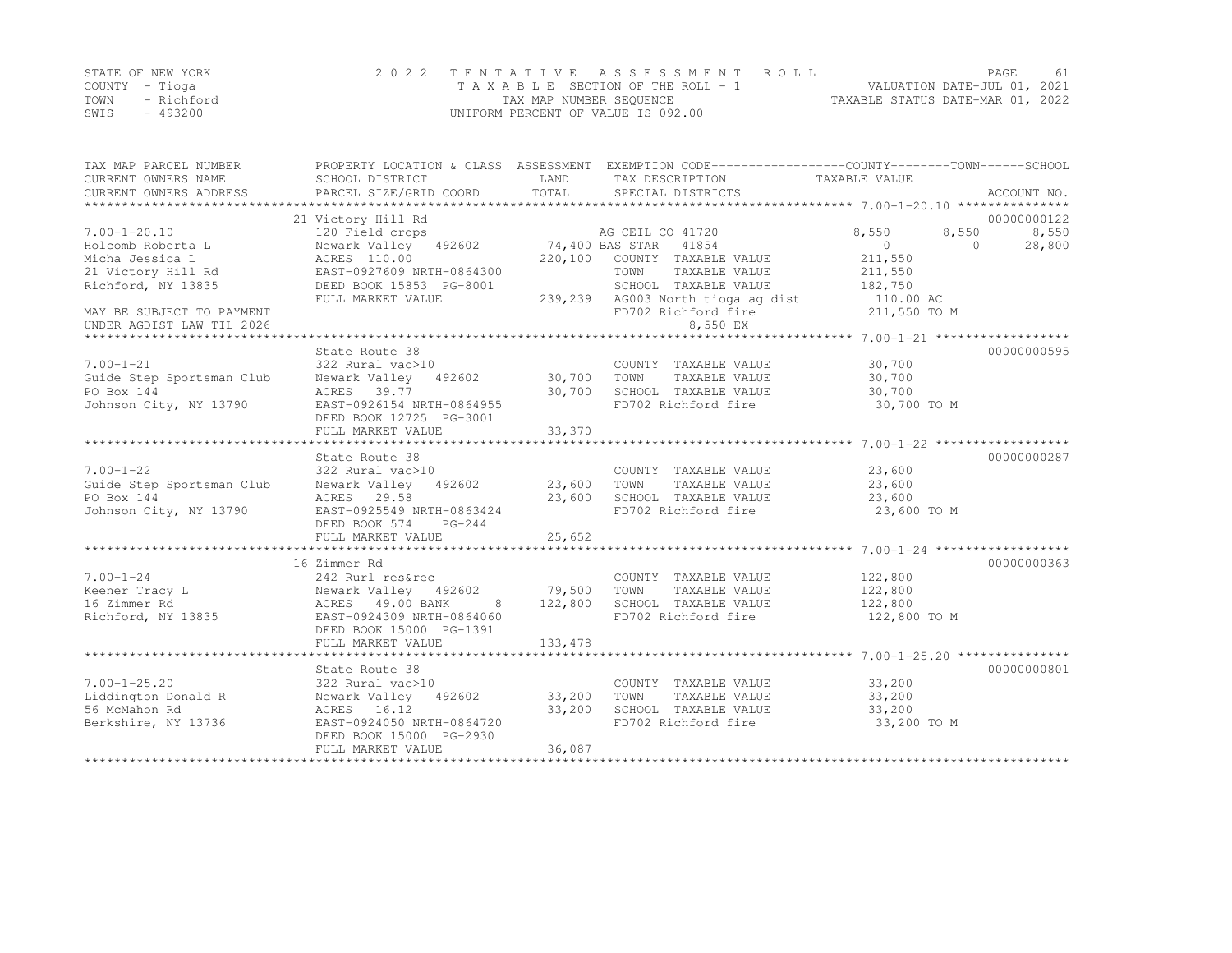STATE OF NEW YORK | COUNTY - Tioga | TOWN - Richford | SWIS - 493200

2022 TENTATIVE ASSESSMENT ROLL
TAXABLE SECTION OF THE ROLL - 1
TAX MAP NUMBER SEQUENCE
UNIFORM PERCENT OF VALUE IS 092.00

VALUATION DATE-JUL 01, 2021
TAXABLE STATUS DATE-MAR 01, 2022

| TAX MAP PARCEL NUMBER / CURRENT OWNERS NAME / CURRENT OWNERS ADDRESS | PROPERTY LOCATION & CLASS / SCHOOL DISTRICT / PARCEL SIZE/GRID COORD | ASSESSMENT LAND / TOTAL | EXEMPTION CODE / TAX DESCRIPTION / SPECIAL DISTRICTS | COUNTY TAXABLE VALUE | TOWN | SCHOOL | ACCOUNT NO. |
|---|---|---|---|---|---|---|---|
| | 21 Victory Hill Rd | | | | | | 00000000122 |
| 7.00-1-20.10 | 120 Field crops | | AG CEIL CO 41720 | 8,550 | 8,550 | 8,550 | |
| Holcomb Roberta L | Newark Valley 492602 | 74,400 | BAS STAR 41854 | 0 | 0 | 28,800 | |
| Micha Jessica L | ACRES 110.00 | 220,100 | COUNTY TAXABLE VALUE | 211,550 | | | |
| 21 Victory Hill Rd | EAST-0927609 NRTH-0864300 | | TOWN TAXABLE VALUE | 211,550 | | | |
| Richford, NY 13835 | DEED BOOK 15853 PG-8001 | | SCHOOL TAXABLE VALUE | 182,750 | | | |
| | FULL MARKET VALUE | 239,239 | AG003 North tioga ag dist | 110.00 AC | | | |
| MAY BE SUBJECT TO PAYMENT | | | FD702 Richford fire | 211,550 TO M | | | |
| UNDER AGDIST LAW TIL 2026 | | | 8,550 EX | | | | |
| | State Route 38 | | | | | | 00000000595 |
| 7.00-1-21 | 322 Rural vac>10 | | COUNTY TAXABLE VALUE | 30,700 | | | |
| Guide Step Sportsman Club | Newark Valley 492602 | 30,700 | TOWN TAXABLE VALUE | 30,700 | | | |
| PO Box 144 | ACRES 39.77 | 30,700 | SCHOOL TAXABLE VALUE | 30,700 | | | |
| Johnson City, NY 13790 | EAST-0926154 NRTH-0864955 | | FD702 Richford fire | 30,700 TO M | | | |
| | DEED BOOK 12725 PG-3001 | | | | | | |
| | FULL MARKET VALUE | 33,370 | | | | | |
| | State Route 38 | | | | | | 00000000287 |
| 7.00-1-22 | 322 Rural vac>10 | | COUNTY TAXABLE VALUE | 23,600 | | | |
| Guide Step Sportsman Club | Newark Valley 492602 | 23,600 | TOWN TAXABLE VALUE | 23,600 | | | |
| PO Box 144 | ACRES 29.58 | 23,600 | SCHOOL TAXABLE VALUE | 23,600 | | | |
| Johnson City, NY 13790 | EAST-0925549 NRTH-0863424 | | FD702 Richford fire | 23,600 TO M | | | |
| | DEED BOOK 574 PG-244 | | | | | | |
| | FULL MARKET VALUE | 25,652 | | | | | |
| | 16 Zimmer Rd | | | | | | 00000000363 |
| 7.00-1-24 | 242 Rurl res&rec | | COUNTY TAXABLE VALUE | 122,800 | | | |
| Keener Tracy L | Newark Valley 492602 | 79,500 | TOWN TAXABLE VALUE | 122,800 | | | |
| 16 Zimmer Rd | ACRES 49.00 BANK 8 | 122,800 | SCHOOL TAXABLE VALUE | 122,800 | | | |
| Richford, NY 13835 | EAST-0924309 NRTH-0864060 | | FD702 Richford fire | 122,800 TO M | | | |
| | DEED BOOK 15000 PG-1391 | | | | | | |
| | FULL MARKET VALUE | 133,478 | | | | | |
| | State Route 38 | | | | | | 00000000801 |
| 7.00-1-25.20 | 322 Rural vac>10 | | COUNTY TAXABLE VALUE | 33,200 | | | |
| Liddington Donald R | Newark Valley 492602 | 33,200 | TOWN TAXABLE VALUE | 33,200 | | | |
| 56 McMahon Rd | ACRES 16.12 | 33,200 | SCHOOL TAXABLE VALUE | 33,200 | | | |
| Berkshire, NY 13736 | EAST-0924050 NRTH-0864720 | | FD702 Richford fire | 33,200 TO M | | | |
| | DEED BOOK 15000 PG-2930 | | | | | | |
| | FULL MARKET VALUE | 36,087 | | | | | |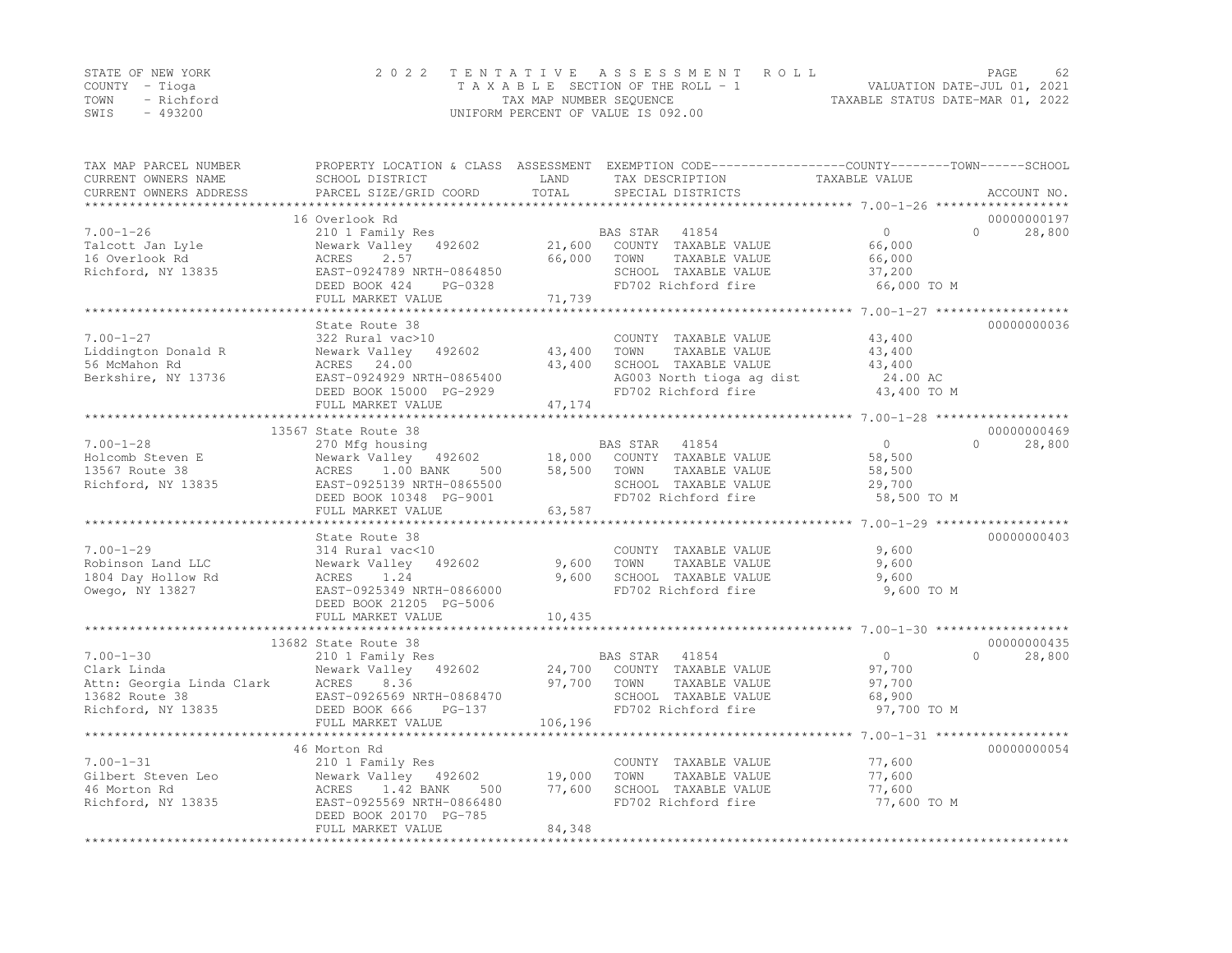STATE OF NEW YORK
COUNTY - Tioga
TOWN - Richford
SWIS - 493200

# 2022 TENTATIVE ASSESSMENT ROLL

TAXABLE SECTION OF THE ROLL - 1
TAX MAP NUMBER SEQUENCE
UNIFORM PERCENT OF VALUE IS 092.00

VALUATION DATE-JUL 01, 2021
TAXABLE STATUS DATE-MAR 01, 2022

| TAX MAP PARCEL NUMBER / CURRENT OWNERS NAME / CURRENT OWNERS ADDRESS | PROPERTY LOCATION & CLASS / SCHOOL DISTRICT / PARCEL SIZE/GRID COORD | ASSESSMENT LAND / TOTAL | EXEMPTION CODE / TAX DESCRIPTION / SPECIAL DISTRICTS | COUNTY | TOWN | SCHOOL | ACCOUNT NO. |
|---|---|---|---|---|---|---|---|
| 7.00-1-26 | 16 Overlook Rd | | | | | | 00000000197 |
| | 210 1 Family Res | | BAS STAR 41854 | 0 | 0 | 28,800 | |
| Talcott Jan Lyle | Newark Valley 492602 | 21,600 | COUNTY TAXABLE VALUE | 66,000 | | | |
| 16 Overlook Rd | ACRES 2.57 | 66,000 | TOWN TAXABLE VALUE | | 66,000 | | |
| Richford, NY 13835 | EAST-0924789 NRTH-0864850 | | SCHOOL TAXABLE VALUE | | | 37,200 | |
| | DEED BOOK 424 PG-0328 | | FD702 Richford fire | 66,000 TO M | | | |
| | FULL MARKET VALUE | 71,739 | | | | | |
| 7.00-1-27 | State Route 38 | | | | | | 00000000036 |
| | 322 Rural vac>10 | | COUNTY TAXABLE VALUE | 43,400 | | | |
| Liddington Donald R | Newark Valley 492602 | 43,400 | TOWN TAXABLE VALUE | | 43,400 | | |
| 56 McMahon Rd | ACRES 24.00 | 43,400 | SCHOOL TAXABLE VALUE | | | 43,400 | |
| Berkshire, NY 13736 | EAST-0924929 NRTH-0865400 | | AG003 North tioga ag dist | 24.00 AC | | | |
| | DEED BOOK 15000 PG-2929 | | FD702 Richford fire | 43,400 TO M | | | |
| | FULL MARKET VALUE | 47,174 | | | | | |
| 7.00-1-28 | 13567 State Route 38 | | | | | | 00000000469 |
| | 270 Mfg housing | | BAS STAR 41854 | 0 | 0 | 28,800 | |
| Holcomb Steven E | Newark Valley 492602 | 18,000 | COUNTY TAXABLE VALUE | 58,500 | | | |
| 13567 Route 38 | ACRES 1.00 BANK 500 | 58,500 | TOWN TAXABLE VALUE | | 58,500 | | |
| Richford, NY 13835 | EAST-0925139 NRTH-0865500 | | SCHOOL TAXABLE VALUE | | | 29,700 | |
| | DEED BOOK 10348 PG-9001 | | FD702 Richford fire | 58,500 TO M | | | |
| | FULL MARKET VALUE | 63,587 | | | | | |
| 7.00-1-29 | State Route 38 | | | | | | 00000000403 |
| | 314 Rural vac<10 | | COUNTY TAXABLE VALUE | 9,600 | | | |
| Robinson Land LLC | Newark Valley 492602 | 9,600 | TOWN TAXABLE VALUE | | 9,600 | | |
| 1804 Day Hollow Rd | ACRES 1.24 | 9,600 | SCHOOL TAXABLE VALUE | | | 9,600 | |
| Owego, NY 13827 | EAST-0925349 NRTH-0866000 | | FD702 Richford fire | 9,600 TO M | | | |
| | DEED BOOK 21205 PG-5006 | | | | | | |
| | FULL MARKET VALUE | 10,435 | | | | | |
| 7.00-1-30 | 13682 State Route 38 | | | | | | 00000000435 |
| | 210 1 Family Res | | BAS STAR 41854 | 0 | 0 | 28,800 | |
| Clark Linda | Newark Valley 492602 | 24,700 | COUNTY TAXABLE VALUE | 97,700 | | | |
| Attn: Georgia Linda Clark | ACRES 8.36 | 97,700 | TOWN TAXABLE VALUE | | 97,700 | | |
| 13682 Route 38 | EAST-0926569 NRTH-0868470 | | SCHOOL TAXABLE VALUE | | | 68,900 | |
| Richford, NY 13835 | DEED BOOK 666 PG-137 | | FD702 Richford fire | 97,700 TO M | | | |
| | FULL MARKET VALUE | 106,196 | | | | | |
| 7.00-1-31 | 46 Morton Rd | | | | | | 00000000054 |
| | 210 1 Family Res | | COUNTY TAXABLE VALUE | 77,600 | | | |
| Gilbert Steven Leo | Newark Valley 492602 | 19,000 | TOWN TAXABLE VALUE | | 77,600 | | |
| 46 Morton Rd | ACRES 1.42 BANK 500 | 77,600 | SCHOOL TAXABLE VALUE | | | 77,600 | |
| Richford, NY 13835 | EAST-0925569 NRTH-0866480 | | FD702 Richford fire | 77,600 TO M | | | |
| | DEED BOOK 20170 PG-785 | | | | | | |
| | FULL MARKET VALUE | 84,348 | | | | | |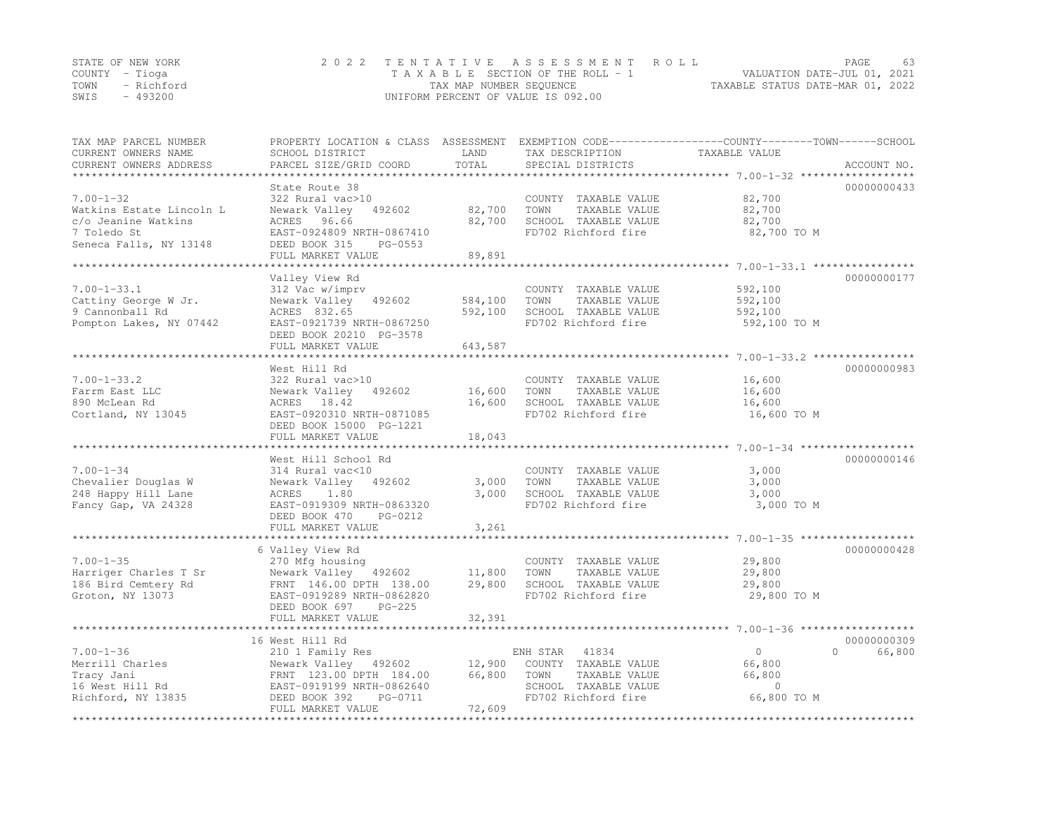STATE OF NEW YORK
COUNTY - Tioga
TOWN - Richford
SWIS - 493200

2022 TENTATIVE ASSESSMENT ROLL
TAXABLE SECTION OF THE ROLL - 1
TAX MAP NUMBER SEQUENCE
UNIFORM PERCENT OF VALUE IS 092.00

VALUATION DATE-JUL 01, 2021
TAXABLE STATUS DATE-MAR 01, 2022

| TAX MAP PARCEL NUMBER / CURRENT OWNERS NAME / CURRENT OWNERS ADDRESS | PROPERTY LOCATION & CLASS / SCHOOL DISTRICT / PARCEL SIZE/GRID COORD | ASSESSMENT LAND | ASSESSMENT TOTAL | EXEMPTION CODE / TAX DESCRIPTION / SPECIAL DISTRICTS | COUNTY TAXABLE VALUE | TOWN | SCHOOL | ACCOUNT NO. |
|---|---|---|---|---|---|---|---|---|
| | State Route 38 | | | | | | | 00000000433 |
| 7.00-1-32 | 322 Rural vac>10 | | | COUNTY TAXABLE VALUE | 82,700 | | | |
| Watkins Estate Lincoln L | Newark Valley 492602 | 82,700 | | TOWN TAXABLE VALUE | 82,700 | | | |
| c/o Jeanine Watkins | ACRES 96.66 | | 82,700 | SCHOOL TAXABLE VALUE | 82,700 | | | |
| 7 Toledo St | EAST-0924809 NRTH-0867410 | | | FD702 Richford fire | 82,700 TO M | | | |
| Seneca Falls, NY 13148 | DEED BOOK 315 PG-0553 | | | | | | | |
| | FULL MARKET VALUE | | 89,891 | | | | | |
| | Valley View Rd | | | | | | | 00000000177 |
| 7.00-1-33.1 | 312 Vac w/imprv | | | COUNTY TAXABLE VALUE | 592,100 | | | |
| Cattiny George W Jr. | Newark Valley 492602 | 584,100 | | TOWN TAXABLE VALUE | 592,100 | | | |
| 9 Cannonball Rd | ACRES 832.65 | | 592,100 | SCHOOL TAXABLE VALUE | 592,100 | | | |
| Pompton Lakes, NY 07442 | EAST-0921739 NRTH-0867250 | | | FD702 Richford fire | 592,100 TO M | | | |
| | DEED BOOK 20210 PG-3578 | | | | | | | |
| | FULL MARKET VALUE | | 643,587 | | | | | |
| | West Hill Rd | | | | | | | 00000000983 |
| 7.00-1-33.2 | 322 Rural vac>10 | | | COUNTY TAXABLE VALUE | 16,600 | | | |
| Farrm East LLC | Newark Valley 492602 | 16,600 | | TOWN TAXABLE VALUE | 16,600 | | | |
| 890 McLean Rd | ACRES 18.42 | | 16,600 | SCHOOL TAXABLE VALUE | 16,600 | | | |
| Cortland, NY 13045 | EAST-0920310 NRTH-0871085 | | | FD702 Richford fire | 16,600 TO M | | | |
| | DEED BOOK 15000 PG-1221 | | | | | | | |
| | FULL MARKET VALUE | | 18,043 | | | | | |
| | West Hill School Rd | | | | | | | 00000000146 |
| 7.00-1-34 | 314 Rural vac<10 | | | COUNTY TAXABLE VALUE | 3,000 | | | |
| Chevalier Douglas W | Newark Valley 492602 | 3,000 | | TOWN TAXABLE VALUE | 3,000 | | | |
| 248 Happy Hill Lane | ACRES 1.80 | | 3,000 | SCHOOL TAXABLE VALUE | 3,000 | | | |
| Fancy Gap, VA 24328 | EAST-0919309 NRTH-0863320 | | | FD702 Richford fire | 3,000 TO M | | | |
| | DEED BOOK 470 PG-0212 | | | | | | | |
| | FULL MARKET VALUE | | 3,261 | | | | | |
| | 6 Valley View Rd | | | | | | | 00000000428 |
| 7.00-1-35 | 270 Mfg housing | | | COUNTY TAXABLE VALUE | 29,800 | | | |
| Harriger Charles T Sr | Newark Valley 492602 | 11,800 | | TOWN TAXABLE VALUE | 29,800 | | | |
| 186 Bird Cemtery Rd | FRNT 146.00 DPTH 138.00 | | 29,800 | SCHOOL TAXABLE VALUE | 29,800 | | | |
| Groton, NY 13073 | EAST-0919289 NRTH-0862820 | | | FD702 Richford fire | 29,800 TO M | | | |
| | DEED BOOK 697 PG-225 | | | | | | | |
| | FULL MARKET VALUE | | 32,391 | | | | | |
| | 16 West Hill Rd | | | | | | | 00000000309 |
| 7.00-1-36 | 210 1 Family Res | | | ENH STAR 41834 | 0 | 0 | 66,800 | |
| Merrill Charles | Newark Valley 492602 | 12,900 | | COUNTY TAXABLE VALUE | 66,800 | | | |
| Tracy Jani | FRNT 123.00 DPTH 184.00 | | 66,800 | TOWN TAXABLE VALUE | 66,800 | | | |
| 16 West Hill Rd | EAST-0919199 NRTH-0862640 | | | SCHOOL TAXABLE VALUE | 0 | | | |
| Richford, NY 13835 | DEED BOOK 392 PG-0711 | | | FD702 Richford fire | 66,800 TO M | | | |
| | FULL MARKET VALUE | | 72,609 | | | | | |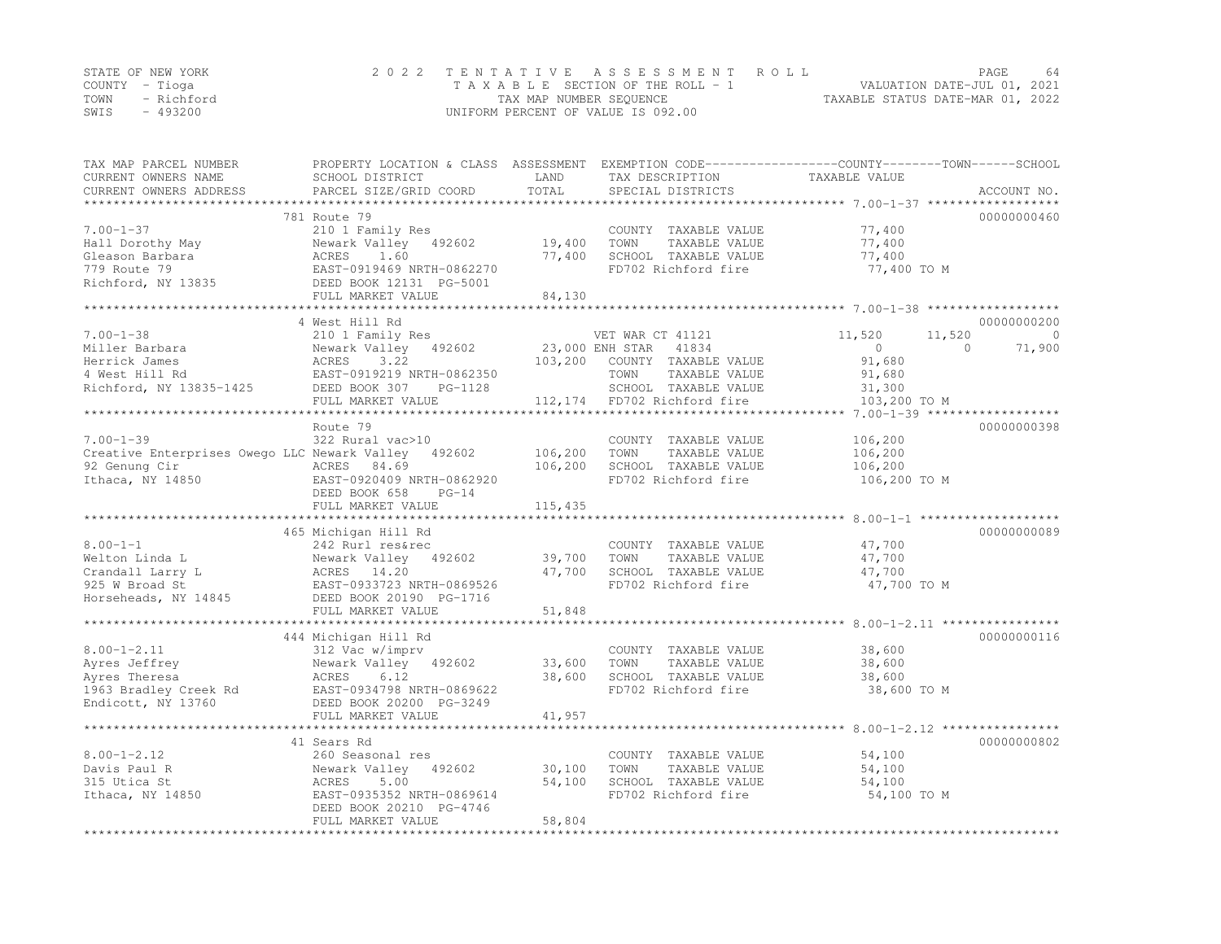STATE OF NEW YORK
COUNTY - Tioga
TOWN - Richford
SWIS - 493200

2 0 2 2 TENTATIVE ASSESSMENT ROLL
TAXABLE SECTION OF THE ROLL - 1
TAX MAP NUMBER SEQUENCE
UNIFORM PERCENT OF VALUE IS 092.00

VALUATION DATE-JUL 01, 2021
TAXABLE STATUS DATE-MAR 01, 2022

| TAX MAP PARCEL NUMBER / CURRENT OWNERS NAME / CURRENT OWNERS ADDRESS | PROPERTY LOCATION & CLASS / SCHOOL DISTRICT / PARCEL SIZE/GRID COORD | ASSESSMENT LAND | TOTAL | EXEMPTION CODE / TAX DESCRIPTION / SPECIAL DISTRICTS | COUNTY TAXABLE VALUE | TOWN | SCHOOL | ACCOUNT NO. |
|---|---|---|---|---|---|---|---|---|
| 7.00-1-37 | 781 Route 79 | | | | | | | 00000000460 |
| | 210 1 Family Res | | | COUNTY TAXABLE VALUE | 77,400 | | | |
| Hall Dorothy May | Newark Valley 492602 | 19,400 | | TOWN TAXABLE VALUE | 77,400 | | | |
| Gleason Barbara | ACRES 1.60 | | 77,400 | SCHOOL TAXABLE VALUE | 77,400 | | | |
| 779 Route 79 | EAST-0919469 NRTH-0862270 | | | FD702 Richford fire | 77,400 TO M | | | |
| Richford, NY 13835 | DEED BOOK 12131 PG-5001 | | | | | | | |
| | FULL MARKET VALUE | | 84,130 | | | | | |
| 7.00-1-38 | 4 West Hill Rd | | | | | | | 00000000200 |
| | 210 1 Family Res | | | VET WAR CT 41121 | 11,520 | 11,520 | 0 | |
| Miller Barbara | Newark Valley 492602 | 23,000 | | ENH STAR 41834 | 0 | 0 | 71,900 | |
| Herrick James | ACRES 3.22 | | 103,200 | COUNTY TAXABLE VALUE | 91,680 | | | |
| 4 West Hill Rd | EAST-0919219 NRTH-0862350 | | | TOWN TAXABLE VALUE | 91,680 | | | |
| Richford, NY 13835-1425 | DEED BOOK 307 PG-1128 | | | SCHOOL TAXABLE VALUE | 31,300 | | | |
| | FULL MARKET VALUE | | 112,174 | FD702 Richford fire | 103,200 TO M | | | |
| 7.00-1-39 | Route 79 | | | | | | | 00000000398 |
| | 322 Rural vac>10 | | | COUNTY TAXABLE VALUE | 106,200 | | | |
| Creative Enterprises Owego LLC | Newark Valley 492602 | 106,200 | | TOWN TAXABLE VALUE | 106,200 | | | |
| 92 Genung Cir | ACRES 84.69 | | 106,200 | SCHOOL TAXABLE VALUE | 106,200 | | | |
| Ithaca, NY 14850 | EAST-0920409 NRTH-0862920 | | | FD702 Richford fire | 106,200 TO M | | | |
| | DEED BOOK 658 PG-14 | | | | | | | |
| | FULL MARKET VALUE | | 115,435 | | | | | |
| 8.00-1-1 | 465 Michigan Hill Rd | | | | | | | 00000000089 |
| | 242 Rurl res&rec | | | COUNTY TAXABLE VALUE | 47,700 | | | |
| Welton Linda L | Newark Valley 492602 | 39,700 | | TOWN TAXABLE VALUE | 47,700 | | | |
| Crandall Larry L | ACRES 14.20 | | 47,700 | SCHOOL TAXABLE VALUE | 47,700 | | | |
| 925 W Broad St | EAST-0933723 NRTH-0869526 | | | FD702 Richford fire | 47,700 TO M | | | |
| Horseheads, NY 14845 | DEED BOOK 20190 PG-1716 | | | | | | | |
| | FULL MARKET VALUE | | 51,848 | | | | | |
| 8.00-1-2.11 | 444 Michigan Hill Rd | | | | | | | 00000000116 |
| | 312 Vac w/imprv | | | COUNTY TAXABLE VALUE | 38,600 | | | |
| Ayres Jeffrey | Newark Valley 492602 | 33,600 | | TOWN TAXABLE VALUE | 38,600 | | | |
| Ayres Theresa | ACRES 6.12 | | 38,600 | SCHOOL TAXABLE VALUE | 38,600 | | | |
| 1963 Bradley Creek Rd | EAST-0934798 NRTH-0869622 | | | FD702 Richford fire | 38,600 TO M | | | |
| Endicott, NY 13760 | DEED BOOK 20200 PG-3249 | | | | | | | |
| | FULL MARKET VALUE | | 41,957 | | | | | |
| 8.00-1-2.12 | 41 Sears Rd | | | | | | | 00000000802 |
| | 260 Seasonal res | | | COUNTY TAXABLE VALUE | 54,100 | | | |
| Davis Paul R | Newark Valley 492602 | 30,100 | | TOWN TAXABLE VALUE | 54,100 | | | |
| 315 Utica St | ACRES 5.00 | | 54,100 | SCHOOL TAXABLE VALUE | 54,100 | | | |
| Ithaca, NY 14850 | EAST-0935352 NRTH-0869614 | | | FD702 Richford fire | 54,100 TO M | | | |
| | DEED BOOK 20210 PG-4746 | | | | | | | |
| | FULL MARKET VALUE | | 58,804 | | | | | |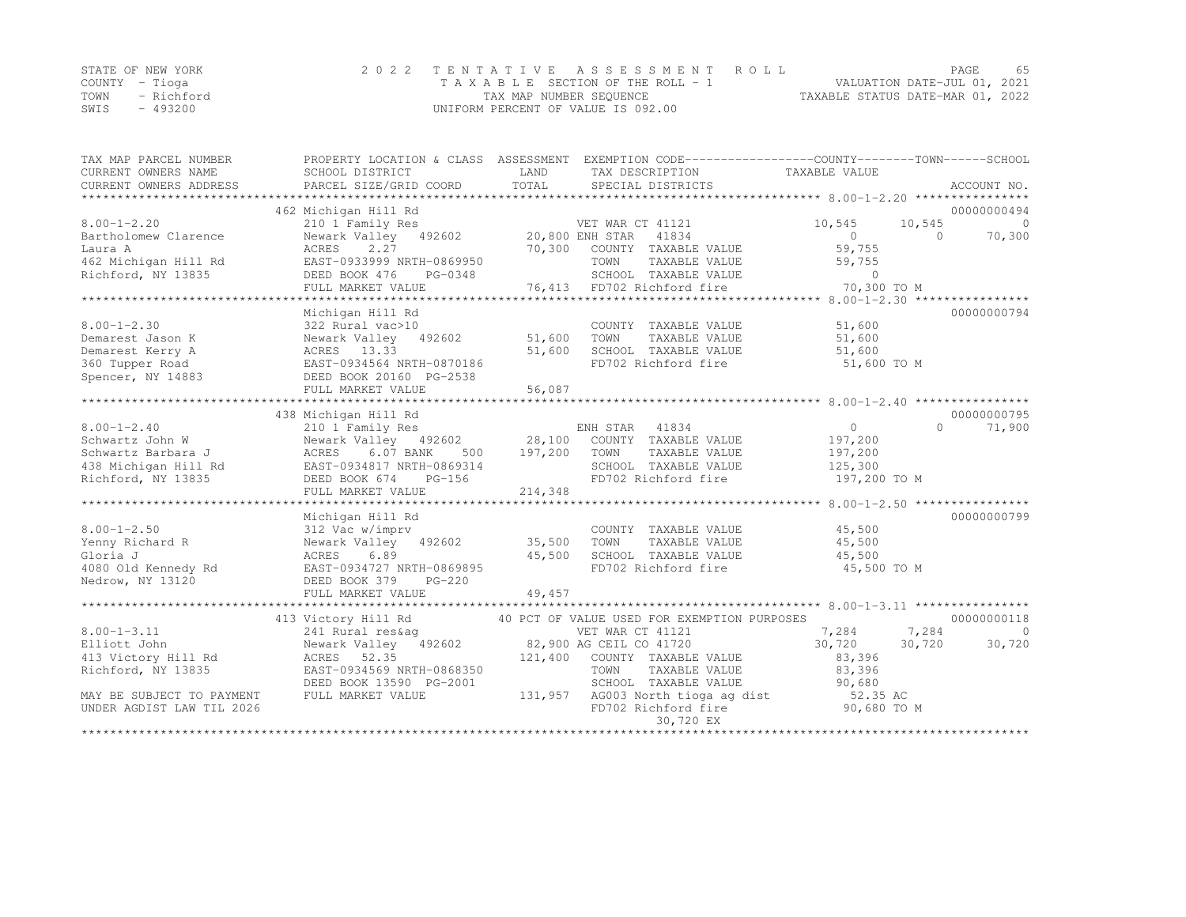STATE OF NEW YORK — 2022 TENTATIVE ASSESSMENT ROLL
COUNTY - Tioga — TAXABLE SECTION OF THE ROLL - 1 — VALUATION DATE-JUL 01, 2021
TOWN - Richford — TAX MAP NUMBER SEQUENCE — TAXABLE STATUS DATE-MAR 01, 2022
SWIS - 493200 — UNIFORM PERCENT OF VALUE IS 092.00

| TAX MAP PARCEL NUMBER / CURRENT OWNERS NAME / CURRENT OWNERS ADDRESS | PROPERTY LOCATION & CLASS / SCHOOL DISTRICT / PARCEL SIZE/GRID COORD | ASSESSMENT LAND / TOTAL | EXEMPTION CODE / TAX DESCRIPTION / SPECIAL DISTRICTS | COUNTY | TOWN | SCHOOL | ACCOUNT NO. |
|---|---|---|---|---|---|---|---|
| | 462 Michigan Hill Rd | | | | | | 00000000494 |
| 8.00-1-2.20 | 210 1 Family Res | | VET WAR CT 41121 | 10,545 | 10,545 | 0 | |
| Bartholomew Clarence | Newark Valley 492602 | 20,800 | ENH STAR 41834 | 0 | 0 | 70,300 | |
| Laura A | ACRES 2.27 | 70,300 | COUNTY TAXABLE VALUE | 59,755 | | | |
| 462 Michigan Hill Rd | EAST-0933999 NRTH-0869950 | | TOWN TAXABLE VALUE | 59,755 | | | |
| Richford, NY 13835 | DEED BOOK 476 PG-0348 | | SCHOOL TAXABLE VALUE | 0 | | | |
| | FULL MARKET VALUE | 76,413 | FD702 Richford fire | 70,300 TO M | | | |
| | Michigan Hill Rd | | | | | | 00000000794 |
| 8.00-1-2.30 | 322 Rural vac>10 | | COUNTY TAXABLE VALUE | 51,600 | | | |
| Demarest Jason K | Newark Valley 492602 | 51,600 | TOWN TAXABLE VALUE | 51,600 | | | |
| Demarest Kerry A | ACRES 13.33 | 51,600 | SCHOOL TAXABLE VALUE | 51,600 | | | |
| 360 Tupper Road | EAST-0934564 NRTH-0870186 | | FD702 Richford fire | 51,600 TO M | | | |
| Spencer, NY 14883 | DEED BOOK 20160 PG-2538 | | | | | | |
| | FULL MARKET VALUE | 56,087 | | | | | |
| | 438 Michigan Hill Rd | | | | | | 00000000795 |
| 8.00-1-2.40 | 210 1 Family Res | | ENH STAR 41834 | 0 | 0 | 71,900 | |
| Schwartz John W | Newark Valley 492602 | 28,100 | COUNTY TAXABLE VALUE | 197,200 | | | |
| Schwartz Barbara J | ACRES 6.07 BANK 500 | 197,200 | TOWN TAXABLE VALUE | 197,200 | | | |
| 438 Michigan Hill Rd | EAST-0934817 NRTH-0869314 | | SCHOOL TAXABLE VALUE | 125,300 | | | |
| Richford, NY 13835 | DEED BOOK 674 PG-156 | | FD702 Richford fire | 197,200 TO M | | | |
| | FULL MARKET VALUE | 214,348 | | | | | |
| | Michigan Hill Rd | | | | | | 00000000799 |
| 8.00-1-2.50 | 312 Vac w/imprv | | COUNTY TAXABLE VALUE | 45,500 | | | |
| Yenny Richard R | Newark Valley 492602 | 35,500 | TOWN TAXABLE VALUE | 45,500 | | | |
| Gloria J | ACRES 6.89 | 45,500 | SCHOOL TAXABLE VALUE | 45,500 | | | |
| 4080 Old Kennedy Rd | EAST-0934727 NRTH-0869895 | | FD702 Richford fire | 45,500 TO M | | | |
| Nedrow, NY 13120 | DEED BOOK 379 PG-220 | | | | | | |
| | FULL MARKET VALUE | 49,457 | | | | | |
| | 413 Victory Hill Rd | | 40 PCT OF VALUE USED FOR EXEMPTION PURPOSES | | | | 00000000118 |
| 8.00-1-3.11 | 241 Rural res&ag | | VET WAR CT 41121 | 7,284 | 7,284 | 0 | |
| Elliott John | Newark Valley 492602 | 82,900 | AG CEIL CO 41720 | 30,720 | 30,720 | 30,720 | |
| 413 Victory Hill Rd | ACRES 52.35 | 121,400 | COUNTY TAXABLE VALUE | 83,396 | | | |
| Richford, NY 13835 | EAST-0934569 NRTH-0868350 | | TOWN TAXABLE VALUE | 83,396 | | | |
| | DEED BOOK 13590 PG-2001 | | SCHOOL TAXABLE VALUE | 90,680 | | | |
| MAY BE SUBJECT TO PAYMENT | FULL MARKET VALUE | 131,957 | AG003 North tioga ag dist | 52.35 AC | | | |
| UNDER AGDIST LAW TIL 2026 | | | FD702 Richford fire | 90,680 TO M | | | |
| | | | 30,720 EX | | | | |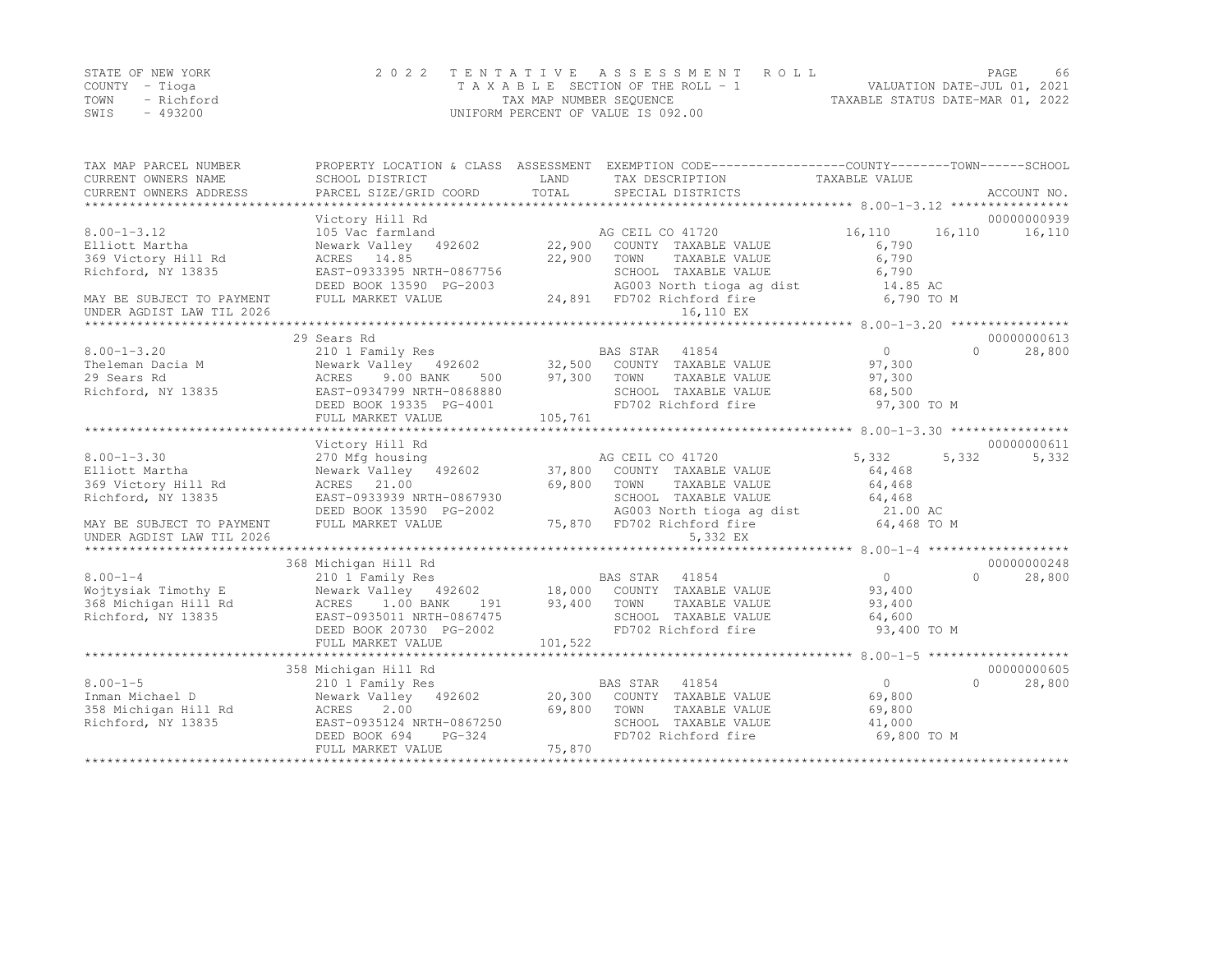STATE OF NEW YORK
COUNTY - Tioga
TOWN - Richford
SWIS - 493200

2 0 2 2 T E N T A T I V E A S S E S S M E N T R O L L
T A X A B L E SECTION OF THE ROLL - 1
TAX MAP NUMBER SEQUENCE
UNIFORM PERCENT OF VALUE IS 092.00

VALUATION DATE-JUL 01, 2021
TAXABLE STATUS DATE-MAR 01, 2022

```
TAX MAP PARCEL NUMBER          PROPERTY LOCATION & CLASS  ASSESSMENT  EXEMPTION CODE------------------COUNTY--------TOWN------SCHOOL
CURRENT OWNERS NAME            SCHOOL DISTRICT               LAND      TAX DESCRIPTION            TAXABLE VALUE
CURRENT OWNERS ADDRESS         PARCEL SIZE/GRID COORD        TOTAL     SPECIAL DISTRICTS                                    ACCOUNT NO.
******************************************************************************************************* 8.00-1-3.12 ****************
                               Victory Hill Rd                                                                              00000000939
8.00-1-3.12                    105 Vac farmland                        AG CEIL CO 41720             16,110     16,110     16,110
Elliott Martha                 Newark Valley   492602       22,900     COUNTY  TAXABLE VALUE         6,790
369 Victory Hill Rd            ACRES   14.85                22,900     TOWN    TAXABLE VALUE         6,790
Richford, NY 13835             EAST-0933395 NRTH-0867756               SCHOOL  TAXABLE VALUE         6,790
                               DEED BOOK 13590 PG-2003                 AG003 North tioga ag dist       14.85 AC
MAY BE SUBJECT TO PAYMENT      FULL MARKET VALUE             24,891    FD702 Richford fire             6,790 TO M
UNDER AGDIST LAW TIL 2026                                                   16,110 EX
******************************************************************************************************* 8.00-1-3.20 ****************
                               29 Sears Rd                                                                                  00000000613
8.00-1-3.20                    210 1 Family Res                        BAS STAR  41854                   0          0     28,800
Theleman Dacia M               Newark Valley   492602       32,500     COUNTY  TAXABLE VALUE        97,300
29 Sears Rd                    ACRES    9.00 BANK     500   97,300     TOWN    TAXABLE VALUE        97,300
Richford, NY 13835             EAST-0934799 NRTH-0868880               SCHOOL  TAXABLE VALUE        68,500
                               DEED BOOK 19335 PG-4001                 FD702 Richford fire            97,300 TO M
                               FULL MARKET VALUE            105,761
******************************************************************************************************* 8.00-1-3.30 ****************
                               Victory Hill Rd                                                                              00000000611
8.00-1-3.30                    270 Mfg housing                         AG CEIL CO 41720              5,332      5,332      5,332
Elliott Martha                 Newark Valley   492602       37,800     COUNTY  TAXABLE VALUE        64,468
369 Victory Hill Rd            ACRES   21.00                69,800     TOWN    TAXABLE VALUE        64,468
Richford, NY 13835             EAST-0933939 NRTH-0867930               SCHOOL  TAXABLE VALUE        64,468
                               DEED BOOK 13590 PG-2002                 AG003 North tioga ag dist       21.00 AC
MAY BE SUBJECT TO PAYMENT      FULL MARKET VALUE             75,870    FD702 Richford fire            64,468 TO M
UNDER AGDIST LAW TIL 2026                                                    5,332 EX
******************************************************************************************************* 8.00-1-4 *******************
                               368 Michigan Hill Rd                                                                         00000000248
8.00-1-4                       210 1 Family Res                        BAS STAR  41854                   0          0     28,800
Wojtysiak Timothy E            Newark Valley   492602       18,000     COUNTY  TAXABLE VALUE        93,400
368 Michigan Hill Rd           ACRES    1.00 BANK     191   93,400     TOWN    TAXABLE VALUE        93,400
Richford, NY 13835             EAST-0935011 NRTH-0867475               SCHOOL  TAXABLE VALUE        64,600
                               DEED BOOK 20730 PG-2002                 FD702 Richford fire            93,400 TO M
                               FULL MARKET VALUE            101,522
******************************************************************************************************* 8.00-1-5 *******************
                               358 Michigan Hill Rd                                                                         00000000605
8.00-1-5                       210 1 Family Res                        BAS STAR  41854                   0          0     28,800
Inman Michael D                Newark Valley   492602       20,300     COUNTY  TAXABLE VALUE        69,800
358 Michigan Hill Rd           ACRES    2.00                69,800     TOWN    TAXABLE VALUE        69,800
Richford, NY 13835             EAST-0935124 NRTH-0867250               SCHOOL  TAXABLE VALUE        41,000
                               DEED BOOK 694    PG-324                 FD702 Richford fire            69,800 TO M
                               FULL MARKET VALUE             75,870
************************************************************************************************************************************
```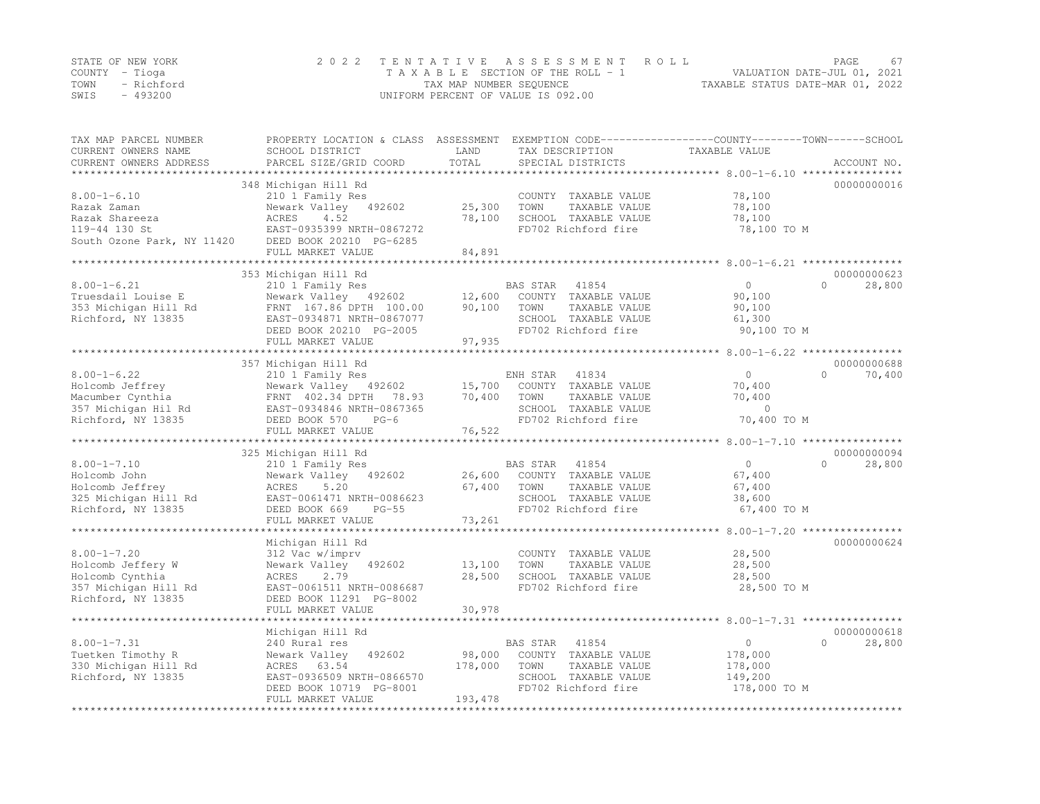STATE OF NEW YORK
COUNTY - Tioga
TOWN - Richford
SWIS - 493200

2022 TENTATIVE ASSESSMENT ROLL
TAXABLE SECTION OF THE ROLL - 1
TAX MAP NUMBER SEQUENCE
UNIFORM PERCENT OF VALUE IS 092.00

VALUATION DATE-JUL 01, 2021
TAXABLE STATUS DATE-MAR 01, 2022

| TAX MAP PARCEL NUMBER / CURRENT OWNERS NAME / CURRENT OWNERS ADDRESS | PROPERTY LOCATION & CLASS / SCHOOL DISTRICT / PARCEL SIZE/GRID COORD | ASSESSMENT LAND | TOTAL | EXEMPTION CODE / TAX DESCRIPTION / SPECIAL DISTRICTS | COUNTY TAXABLE VALUE | TOWN | SCHOOL | ACCOUNT NO. |
|---|---|---|---|---|---|---|---|---|
| | 348 Michigan Hill Rd | | | | | | | 00000000016 |
| 8.00-1-6.10 | 210 1 Family Res | | | COUNTY TAXABLE VALUE | 78,100 | | | |
| Razak Zaman | Newark Valley 492602 | 25,300 | | TOWN TAXABLE VALUE | 78,100 | | | |
| Razak Shareeza | ACRES 4.52 | | 78,100 | SCHOOL TAXABLE VALUE | 78,100 | | | |
| 119-44 130 St | EAST-0935399 NRTH-0867272 | | | FD702 Richford fire | 78,100 TO M | | | |
| South Ozone Park, NY 11420 | DEED BOOK 20210 PG-6285 | | | | | | | |
| | FULL MARKET VALUE | | 84,891 | | | | | |
| | 353 Michigan Hill Rd | | | | | | | 00000000623 |
| 8.00-1-6.21 | 210 1 Family Res | | | BAS STAR 41854 | 0 | | 0 | 28,800 |
| Truesdail Louise E | Newark Valley 492602 | 12,600 | | COUNTY TAXABLE VALUE | 90,100 | | | |
| 353 Michigan Hill Rd | FRNT 167.86 DPTH 100.00 | | 90,100 | TOWN TAXABLE VALUE | 90,100 | | | |
| Richford, NY 13835 | EAST-0934871 NRTH-0867077 | | | SCHOOL TAXABLE VALUE | 61,300 | | | |
| | DEED BOOK 20210 PG-2005 | | | FD702 Richford fire | 90,100 TO M | | | |
| | FULL MARKET VALUE | | 97,935 | | | | | |
| | 357 Michigan Hill Rd | | | | | | | 00000000688 |
| 8.00-1-6.22 | 210 1 Family Res | | | ENH STAR 41834 | 0 | | 0 | 70,400 |
| Holcomb Jeffrey | Newark Valley 492602 | 15,700 | | COUNTY TAXABLE VALUE | 70,400 | | | |
| Macumber Cynthia | FRNT 402.34 DPTH 78.93 | | 70,400 | TOWN TAXABLE VALUE | 70,400 | | | |
| 357 Michigan Hil Rd | EAST-0934846 NRTH-0867365 | | | SCHOOL TAXABLE VALUE | 0 | | | |
| Richford, NY 13835 | DEED BOOK 570 PG-6 | | | FD702 Richford fire | 70,400 TO M | | | |
| | FULL MARKET VALUE | | 76,522 | | | | | |
| | 325 Michigan Hill Rd | | | | | | | 00000000094 |
| 8.00-1-7.10 | 210 1 Family Res | | | BAS STAR 41854 | 0 | | 0 | 28,800 |
| Holcomb John | Newark Valley 492602 | 26,600 | | COUNTY TAXABLE VALUE | 67,400 | | | |
| Holcomb Jeffrey | ACRES 5.20 | | 67,400 | TOWN TAXABLE VALUE | 67,400 | | | |
| 325 Michigan Hill Rd | EAST-0061471 NRTH-0086623 | | | SCHOOL TAXABLE VALUE | 38,600 | | | |
| Richford, NY 13835 | DEED BOOK 669 PG-55 | | | FD702 Richford fire | 67,400 TO M | | | |
| | FULL MARKET VALUE | | 73,261 | | | | | |
| | Michigan Hill Rd | | | | | | | 00000000624 |
| 8.00-1-7.20 | 312 Vac w/imprv | | | COUNTY TAXABLE VALUE | 28,500 | | | |
| Holcomb Jeffery W | Newark Valley 492602 | 13,100 | | TOWN TAXABLE VALUE | 28,500 | | | |
| Holcomb Cynthia | ACRES 2.79 | | 28,500 | SCHOOL TAXABLE VALUE | 28,500 | | | |
| 357 Michigan Hill Rd | EAST-0061511 NRTH-0086687 | | | FD702 Richford fire | 28,500 TO M | | | |
| Richford, NY 13835 | DEED BOOK 11291 PG-8002 | | | | | | | |
| | FULL MARKET VALUE | | 30,978 | | | | | |
| | Michigan Hill Rd | | | | | | | 00000000618 |
| 8.00-1-7.31 | 240 Rural res | | | BAS STAR 41854 | 0 | | 0 | 28,800 |
| Tuetken Timothy R | Newark Valley 492602 | 98,000 | | COUNTY TAXABLE VALUE | 178,000 | | | |
| 330 Michigan Hill Rd | ACRES 63.54 | | 178,000 | TOWN TAXABLE VALUE | 178,000 | | | |
| Richford, NY 13835 | EAST-0936509 NRTH-0866570 | | | SCHOOL TAXABLE VALUE | 149,200 | | | |
| | DEED BOOK 10719 PG-8001 | | | FD702 Richford fire | 178,000 TO M | | | |
| | FULL MARKET VALUE | | 193,478 | | | | | |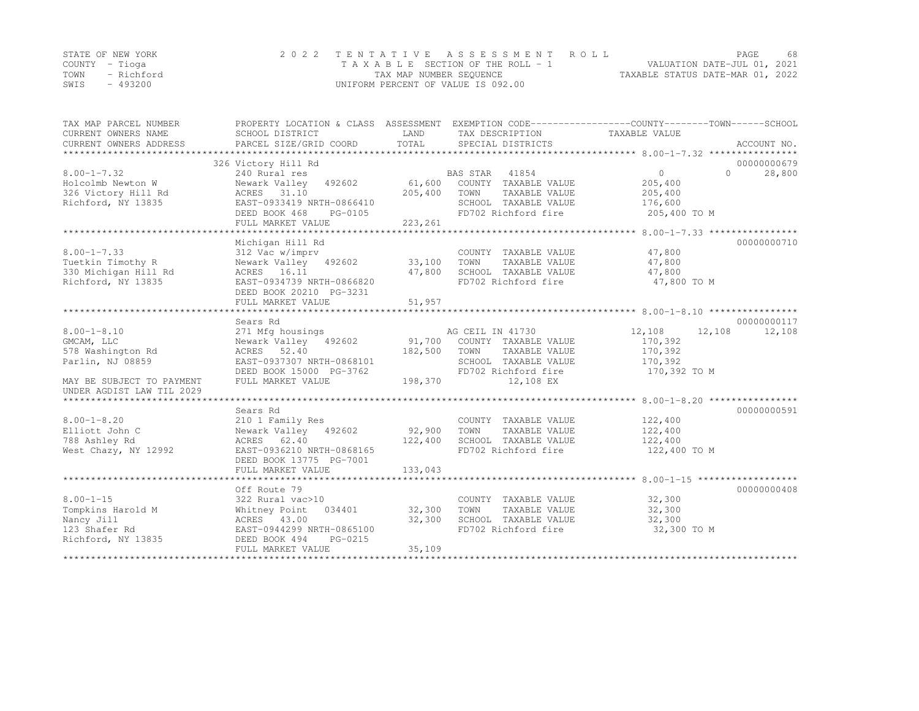STATE OF NEW YORK — COUNTY - Tioga — TOWN - Richford — SWIS - 493200

# 2022 TENTATIVE ASSESSMENT ROLL

TAXABLE SECTION OF THE ROLL - 1
TAX MAP NUMBER SEQUENCE
UNIFORM PERCENT OF VALUE IS 092.00

VALUATION DATE-JUL 01, 2021
TAXABLE STATUS DATE-MAR 01, 2022

| TAX MAP PARCEL NUMBER / CURRENT OWNERS NAME / CURRENT OWNERS ADDRESS | PROPERTY LOCATION & CLASS / SCHOOL DISTRICT / PARCEL SIZE/GRID COORD | ASSESSMENT LAND / TOTAL | EXEMPTION CODE / TAX DESCRIPTION / SPECIAL DISTRICTS | COUNTY | TOWN | SCHOOL | ACCOUNT NO. |
|---|---|---|---|---|---|---|---|
| | 326 Victory Hill Rd | | | | | | 00000000679 |
| 8.00-1-7.32 | 240 Rural res | | BAS STAR 41854 | 0 | 0 | 28,800 | |
| Holcolmb Newton W | Newark Valley 492602 | 61,600 | COUNTY TAXABLE VALUE | 205,400 | | | |
| 326 Victory Hill Rd | ACRES 31.10 | 205,400 | TOWN TAXABLE VALUE | | 205,400 | | |
| Richford, NY 13835 | EAST-0933419 NRTH-0866410 | | SCHOOL TAXABLE VALUE | | | 176,600 | |
| | DEED BOOK 468 PG-0105 | | FD702 Richford fire | 205,400 TO M | | | |
| | FULL MARKET VALUE | 223,261 | | | | | |
| | Michigan Hill Rd | | | | | | 00000000710 |
| 8.00-1-7.33 | 312 Vac w/imprv | | COUNTY TAXABLE VALUE | 47,800 | | | |
| Tuetkin Timothy R | Newark Valley 492602 | 33,100 | TOWN TAXABLE VALUE | | 47,800 | | |
| 330 Michigan Hill Rd | ACRES 16.11 | 47,800 | SCHOOL TAXABLE VALUE | | | 47,800 | |
| Richford, NY 13835 | EAST-0934739 NRTH-0866820 | | FD702 Richford fire | 47,800 TO M | | | |
| | DEED BOOK 20210 PG-3231 | | | | | | |
| | FULL MARKET VALUE | 51,957 | | | | | |
| | Sears Rd | | | | | | 00000000117 |
| 8.00-1-8.10 | 271 Mfg housings | | AG CEIL IN 41730 | 12,108 | 12,108 | 12,108 | |
| GMCAM, LLC | Newark Valley 492602 | 91,700 | COUNTY TAXABLE VALUE | 170,392 | | | |
| 578 Washington Rd | ACRES 52.40 | 182,500 | TOWN TAXABLE VALUE | | 170,392 | | |
| Parlin, NJ 08859 | EAST-0937307 NRTH-0868101 | | SCHOOL TAXABLE VALUE | | | 170,392 | |
| | DEED BOOK 15000 PG-3762 | | FD702 Richford fire | 170,392 TO M | | | |
| MAY BE SUBJECT TO PAYMENT | FULL MARKET VALUE | 198,370 | 12,108 EX | | | | |
| UNDER AGDIST LAW TIL 2029 | | | | | | | |
| | Sears Rd | | | | | | 00000000591 |
| 8.00-1-8.20 | 210 1 Family Res | | COUNTY TAXABLE VALUE | 122,400 | | | |
| Elliott John C | Newark Valley 492602 | 92,900 | TOWN TAXABLE VALUE | | 122,400 | | |
| 788 Ashley Rd | ACRES 62.40 | 122,400 | SCHOOL TAXABLE VALUE | | | 122,400 | |
| West Chazy, NY 12992 | EAST-0936210 NRTH-0868165 | | FD702 Richford fire | 122,400 TO M | | | |
| | DEED BOOK 13775 PG-7001 | | | | | | |
| | FULL MARKET VALUE | 133,043 | | | | | |
| | Off Route 79 | | | | | | 00000000408 |
| 8.00-1-15 | 322 Rural vac>10 | | COUNTY TAXABLE VALUE | 32,300 | | | |
| Tompkins Harold M | Whitney Point 034401 | 32,300 | TOWN TAXABLE VALUE | | 32,300 | | |
| Nancy Jill | ACRES 43.00 | 32,300 | SCHOOL TAXABLE VALUE | | | 32,300 | |
| 123 Shafer Rd | EAST-0944299 NRTH-0865100 | | FD702 Richford fire | 32,300 TO M | | | |
| Richford, NY 13835 | DEED BOOK 494 PG-0215 | | | | | | |
| | FULL MARKET VALUE | 35,109 | | | | | |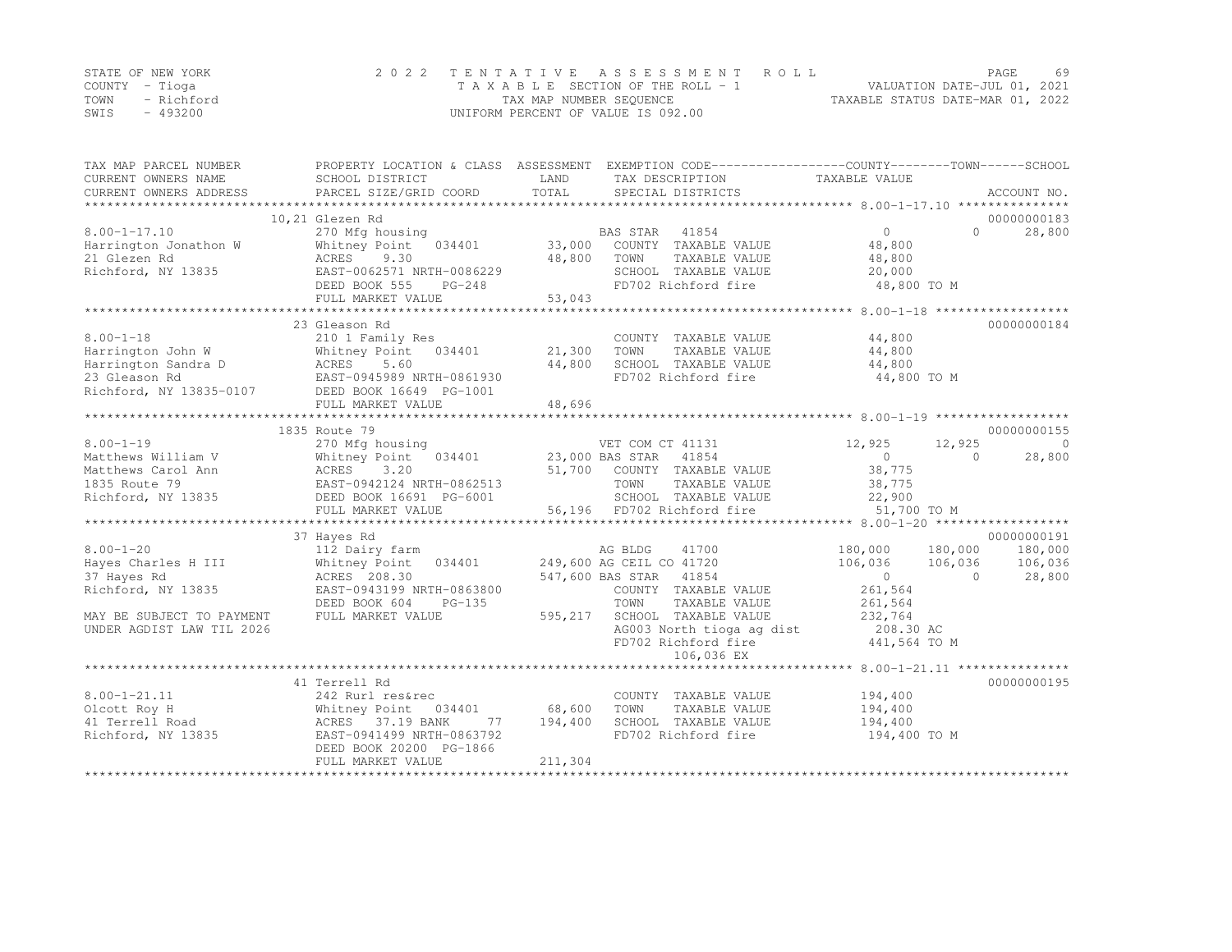STATE OF NEW YORK
COUNTY - Tioga
TOWN - Richford
SWIS - 493200

2022 TENTATIVE ASSESSMENT ROLL
TAXABLE SECTION OF THE ROLL - 1
TAX MAP NUMBER SEQUENCE
UNIFORM PERCENT OF VALUE IS 092.00

VALUATION DATE-JUL 01, 2021
TAXABLE STATUS DATE-MAR 01, 2022

```
TAX MAP PARCEL NUMBER          PROPERTY LOCATION & CLASS  ASSESSMENT  EXEMPTION CODE------------------COUNTY--------TOWN------SCHOOL
CURRENT OWNERS NAME            SCHOOL DISTRICT            LAND        TAX DESCRIPTION            TAXABLE VALUE
CURRENT OWNERS ADDRESS         PARCEL SIZE/GRID COORD     TOTAL       SPECIAL DISTRICTS                                   ACCOUNT NO.
******************************************************************************************************* 8.00-1-17.10 ***************
                               10,21 Glezen Rd                                                                             00000000183
8.00-1-17.10                   270 Mfg housing                        BAS STAR  41854                 0            0        28,800
Harrington Jonathon W          Whitney Point   034401      33,000     COUNTY  TAXABLE VALUE          48,800
21 Glezen Rd                   ACRES    9.30               48,800     TOWN    TAXABLE VALUE          48,800
Richford, NY 13835             EAST-0062571 NRTH-0086229              SCHOOL  TAXABLE VALUE          20,000
                               DEED BOOK 555    PG-248                FD702 Richford fire            48,800 TO M
                               FULL MARKET VALUE           53,043
******************************************************************************************************* 8.00-1-18 ******************
                               23 Gleason Rd                                                                               00000000184
8.00-1-18                      210 1 Family Res                       COUNTY  TAXABLE VALUE          44,800
Harrington John W              Whitney Point   034401      21,300     TOWN    TAXABLE VALUE          44,800
Harrington Sandra D            ACRES    5.60               44,800     SCHOOL  TAXABLE VALUE          44,800
23 Gleason Rd                  EAST-0945989 NRTH-0861930              FD702 Richford fire            44,800 TO M
Richford, NY 13835-0107        DEED BOOK 16649 PG-1001
                               FULL MARKET VALUE           48,696
******************************************************************************************************* 8.00-1-19 ******************
                               1835 Route 79                                                                               00000000155
8.00-1-19                      270 Mfg housing                        VET COM CT 41131           12,925       12,925            0
Matthews William V             Whitney Point   034401      23,000 BAS STAR  41854                     0            0        28,800
Matthews Carol Ann             ACRES    3.20               51,700     COUNTY  TAXABLE VALUE          38,775
1835 Route 79                  EAST-0942124 NRTH-0862513              TOWN    TAXABLE VALUE          38,775
Richford, NY 13835             DEED BOOK 16691 PG-6001                SCHOOL  TAXABLE VALUE          22,900
                               FULL MARKET VALUE           56,196     FD702 Richford fire            51,700 TO M
******************************************************************************************************* 8.00-1-20 ******************
                               37 Hayes Rd                                                                                 00000000191
8.00-1-20                      112 Dairy farm                         AG BLDG   41700            180,000      180,000      180,000
Hayes Charles H III            Whitney Point   034401     249,600 AG CEIL CO 41720               106,036      106,036      106,036
37 Hayes Rd                    ACRES  208.30              547,600 BAS STAR  41854                     0            0        28,800
Richford, NY 13835             EAST-0943199 NRTH-0863800              COUNTY  TAXABLE VALUE         261,564
                               DEED BOOK 604    PG-135                TOWN    TAXABLE VALUE         261,564
MAY BE SUBJECT TO PAYMENT      FULL MARKET VALUE          595,217     SCHOOL  TAXABLE VALUE         232,764
UNDER AGDIST LAW TIL 2026                                             AG003 North tioga ag dist       208.30 AC
                                                                      FD702 Richford fire           441,564 TO M
                                                                            106,036 EX
******************************************************************************************************* 8.00-1-21.11 ***************
                               41 Terrell Rd                                                                               00000000195
8.00-1-21.11                   242 Rurl res&rec                       COUNTY  TAXABLE VALUE         194,400
Olcott Roy H                   Whitney Point   034401      68,600     TOWN    TAXABLE VALUE         194,400
41 Terrell Road                ACRES   37.19 BANK     77  194,400     SCHOOL  TAXABLE VALUE         194,400
Richford, NY 13835             EAST-0941499 NRTH-0863792              FD702 Richford fire           194,400 TO M
                               DEED BOOK 20200 PG-1866
                               FULL MARKET VALUE          211,304
************************************************************************************************************************************
```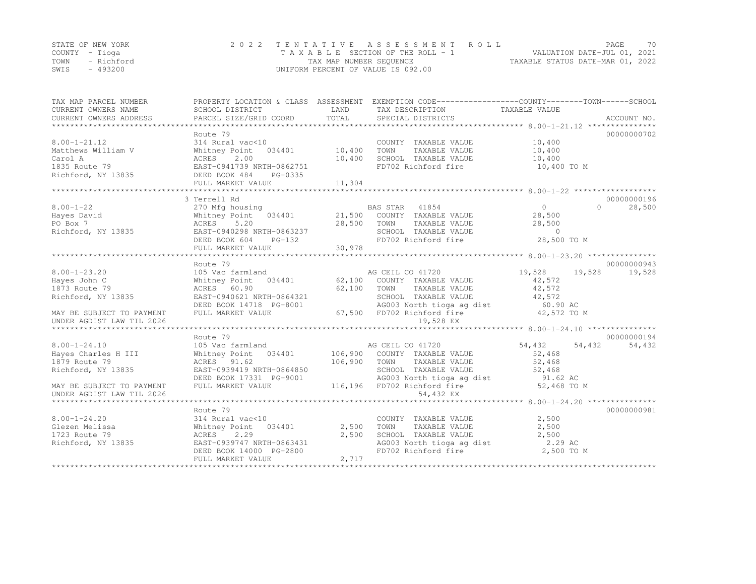STATE OF NEW YORK
COUNTY - Tioga
TOWN - Richford
SWIS - 493200

2022 TENTATIVE ASSESSMENT ROLL
TAXABLE SECTION OF THE ROLL - 1
TAX MAP NUMBER SEQUENCE
UNIFORM PERCENT OF VALUE IS 092.00

VALUATION DATE-JUL 01, 2021
TAXABLE STATUS DATE-MAR 01, 2022

| TAX MAP PARCEL NUMBER / CURRENT OWNERS NAME / CURRENT OWNERS ADDRESS | PROPERTY LOCATION & CLASS / SCHOOL DISTRICT / PARCEL SIZE/GRID COORD | ASSESSMENT LAND / TOTAL | EXEMPTION CODE / TAX DESCRIPTION / SPECIAL DISTRICTS | COUNTY | TOWN | SCHOOL | ACCOUNT NO. |
|---|---|---|---|---|---|---|---|
| **8.00-1-21.12** | Route 79 | | | | | | 00000000702 |
| 8.00-1-21.12 | 314 Rural vac<10 | | COUNTY TAXABLE VALUE | 10,400 | | | |
| Matthews William V | Whitney Point 034401 | 10,400 | TOWN TAXABLE VALUE | | 10,400 | | |
| Carol A | ACRES 2.00 | 10,400 | SCHOOL TAXABLE VALUE | | | 10,400 | |
| 1835 Route 79 | EAST-0941739 NRTH-0862751 | | FD702 Richford fire | 10,400 TO M | | | |
| Richford, NY 13835 | DEED BOOK 484 PG-0335 | | | | | | |
| | FULL MARKET VALUE | 11,304 | | | | | |
| **8.00-1-22** | 3 Terrell Rd | | | | | | 00000000196 |
| 8.00-1-22 | 270 Mfg housing | | BAS STAR 41854 | 0 | 0 | 28,500 | |
| Hayes David | Whitney Point 034401 | 21,500 | COUNTY TAXABLE VALUE | 28,500 | | | |
| PO Box 7 | ACRES 5.20 | 28,500 | TOWN TAXABLE VALUE | | 28,500 | | |
| Richford, NY 13835 | EAST-0940298 NRTH-0863237 | | SCHOOL TAXABLE VALUE | | | 0 | |
| | DEED BOOK 604 PG-132 | | FD702 Richford fire | 28,500 TO M | | | |
| | FULL MARKET VALUE | 30,978 | | | | | |
| **8.00-1-23.20** | Route 79 | | | | | | 00000000943 |
| 8.00-1-23.20 | 105 Vac farmland | | AG CEIL CO 41720 | 19,528 | 19,528 | 19,528 | |
| Hayes John C | Whitney Point 034401 | 62,100 | COUNTY TAXABLE VALUE | 42,572 | | | |
| 1873 Route 79 | ACRES 60.90 | 62,100 | TOWN TAXABLE VALUE | | 42,572 | | |
| Richford, NY 13835 | EAST-0940621 NRTH-0864321 | | SCHOOL TAXABLE VALUE | | | 42,572 | |
| | DEED BOOK 14718 PG-8001 | | AG003 North tioga ag dist | 60.90 AC | | | |
| MAY BE SUBJECT TO PAYMENT | FULL MARKET VALUE | 67,500 | FD702 Richford fire | 42,572 TO M | | | |
| UNDER AGDIST LAW TIL 2026 | | | 19,528 EX | | | | |
| **8.00-1-24.10** | Route 79 | | | | | | 00000000194 |
| 8.00-1-24.10 | 105 Vac farmland | | AG CEIL CO 41720 | 54,432 | 54,432 | 54,432 | |
| Hayes Charles H III | Whitney Point 034401 | 106,900 | COUNTY TAXABLE VALUE | 52,468 | | | |
| 1879 Route 79 | ACRES 91.62 | 106,900 | TOWN TAXABLE VALUE | | 52,468 | | |
| Richford, NY 13835 | EAST-0939419 NRTH-0864850 | | SCHOOL TAXABLE VALUE | | | 52,468 | |
| | DEED BOOK 17331 PG-9001 | | AG003 North tioga ag dist | 91.62 AC | | | |
| MAY BE SUBJECT TO PAYMENT | FULL MARKET VALUE | 116,196 | FD702 Richford fire | 52,468 TO M | | | |
| UNDER AGDIST LAW TIL 2026 | | | 54,432 EX | | | | |
| **8.00-1-24.20** | Route 79 | | | | | | 00000000981 |
| 8.00-1-24.20 | 314 Rural vac<10 | | COUNTY TAXABLE VALUE | 2,500 | | | |
| Glezen Melissa | Whitney Point 034401 | 2,500 | TOWN TAXABLE VALUE | | 2,500 | | |
| 1723 Route 79 | ACRES 2.29 | 2,500 | SCHOOL TAXABLE VALUE | | | 2,500 | |
| Richford, NY 13835 | EAST-0939747 NRTH-0863431 | | AG003 North tioga ag dist | 2.29 AC | | | |
| | DEED BOOK 14000 PG-2800 | | FD702 Richford fire | 2,500 TO M | | | |
| | FULL MARKET VALUE | 2,717 | | | | | |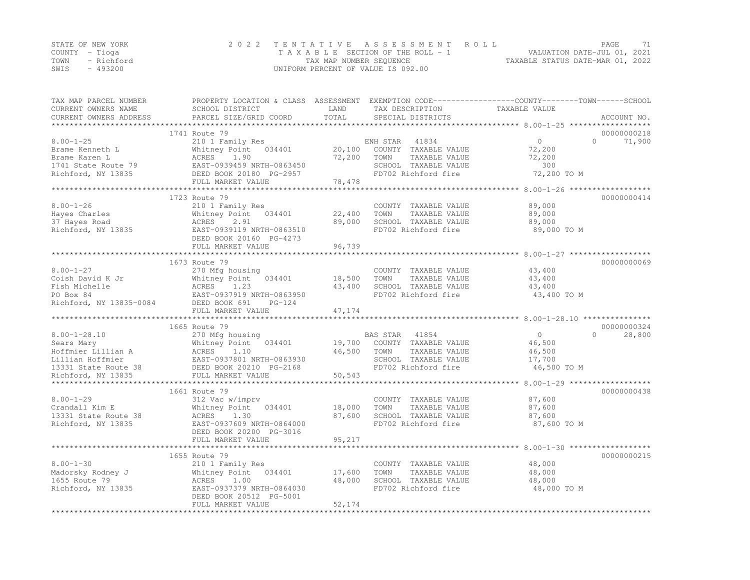STATE OF NEW YORK
COUNTY - Tioga
TOWN - Richford
SWIS - 493200

2022 TENTATIVE ASSESSMENT ROLL
TAXABLE SECTION OF THE ROLL - 1
TAX MAP NUMBER SEQUENCE
UNIFORM PERCENT OF VALUE IS 092.00

VALUATION DATE-JUL 01, 2021
TAXABLE STATUS DATE-MAR 01, 2022

| TAX MAP PARCEL NUMBER / CURRENT OWNERS NAME / CURRENT OWNERS ADDRESS | PROPERTY LOCATION & CLASS / SCHOOL DISTRICT / PARCEL SIZE/GRID COORD | ASSESSMENT LAND | TOTAL | EXEMPTION CODE / TAX DESCRIPTION / SPECIAL DISTRICTS | COUNTY | TOWN | SCHOOL | TAXABLE VALUE | ACCOUNT NO. |
|---|---|---|---|---|---|---|---|---|---|
| 8.00-1-25 | 1741 Route 79 | | | | | | | | 00000000218 |
| | 210 1 Family Res | | | ENH STAR 41834 | 0 | 0 | 71,900 | | |
| Brame Kenneth L | Whitney Point 034401 | 20,100 | | COUNTY TAXABLE VALUE | | | | 72,200 | |
| Brame Karen L | ACRES 1.90 | | 72,200 | TOWN TAXABLE VALUE | | | | 72,200 | |
| 1741 State Route 79 | EAST-0939459 NRTH-0863450 | | | SCHOOL TAXABLE VALUE | | | | 300 | |
| Richford, NY 13835 | DEED BOOK 20180 PG-2957 | | | FD702 Richford fire | | | | 72,200 TO M | |
| | FULL MARKET VALUE | | 78,478 | | | | | | |
| 8.00-1-26 | 1723 Route 79 | | | | | | | | 00000000414 |
| | 210 1 Family Res | | | COUNTY TAXABLE VALUE | | | | 89,000 | |
| Hayes Charles | Whitney Point 034401 | 22,400 | | TOWN TAXABLE VALUE | | | | 89,000 | |
| 37 Hayes Road | ACRES 2.91 | | 89,000 | SCHOOL TAXABLE VALUE | | | | 89,000 | |
| Richford, NY 13835 | EAST-0939119 NRTH-0863510 | | | FD702 Richford fire | | | | 89,000 TO M | |
| | DEED BOOK 20160 PG-4273 | | | | | | | | |
| | FULL MARKET VALUE | | 96,739 | | | | | | |
| 8.00-1-27 | 1673 Route 79 | | | | | | | | 00000000069 |
| | 270 Mfg housing | | | COUNTY TAXABLE VALUE | | | | 43,400 | |
| Coish David K Jr | Whitney Point 034401 | 18,500 | | TOWN TAXABLE VALUE | | | | 43,400 | |
| Fish Michelle | ACRES 1.23 | | 43,400 | SCHOOL TAXABLE VALUE | | | | 43,400 | |
| PO Box 84 | EAST-0937919 NRTH-0863950 | | | FD702 Richford fire | | | | 43,400 TO M | |
| Richford, NY 13835-0084 | DEED BOOK 691 PG-124 | | | | | | | | |
| | FULL MARKET VALUE | | 47,174 | | | | | | |
| 8.00-1-28.10 | 1665 Route 79 | | | | | | | | 00000000324 |
| | 270 Mfg housing | | | BAS STAR 41854 | 0 | 0 | 28,800 | | |
| Sears Mary | Whitney Point 034401 | 19,700 | | COUNTY TAXABLE VALUE | | | | 46,500 | |
| Hoffmier Lillian A | ACRES 1.10 | | 46,500 | TOWN TAXABLE VALUE | | | | 46,500 | |
| Lillian Hoffmier | EAST-0937801 NRTH-0863930 | | | SCHOOL TAXABLE VALUE | | | | 17,700 | |
| 13331 State Route 38 | DEED BOOK 20210 PG-2168 | | | FD702 Richford fire | | | | 46,500 TO M | |
| Richford, NY 13835 | FULL MARKET VALUE | | 50,543 | | | | | | |
| 8.00-1-29 | 1661 Route 79 | | | | | | | | 00000000438 |
| | 312 Vac w/imprv | | | COUNTY TAXABLE VALUE | | | | 87,600 | |
| Crandall Kim E | Whitney Point 034401 | 18,000 | | TOWN TAXABLE VALUE | | | | 87,600 | |
| 13331 State Route 38 | ACRES 1.30 | | 87,600 | SCHOOL TAXABLE VALUE | | | | 87,600 | |
| Richford, NY 13835 | EAST-0937609 NRTH-0864000 | | | FD702 Richford fire | | | | 87,600 TO M | |
| | DEED BOOK 20200 PG-3016 | | | | | | | | |
| | FULL MARKET VALUE | | 95,217 | | | | | | |
| 8.00-1-30 | 1655 Route 79 | | | | | | | | 00000000215 |
| | 210 1 Family Res | | | COUNTY TAXABLE VALUE | | | | 48,000 | |
| Madorsky Rodney J | Whitney Point 034401 | 17,600 | | TOWN TAXABLE VALUE | | | | 48,000 | |
| 1655 Route 79 | ACRES 1.00 | | 48,000 | SCHOOL TAXABLE VALUE | | | | 48,000 | |
| Richford, NY 13835 | EAST-0937379 NRTH-0864030 | | | FD702 Richford fire | | | | 48,000 TO M | |
| | DEED BOOK 20512 PG-5001 | | | | | | | | |
| | FULL MARKET VALUE | | 52,174 | | | | | | |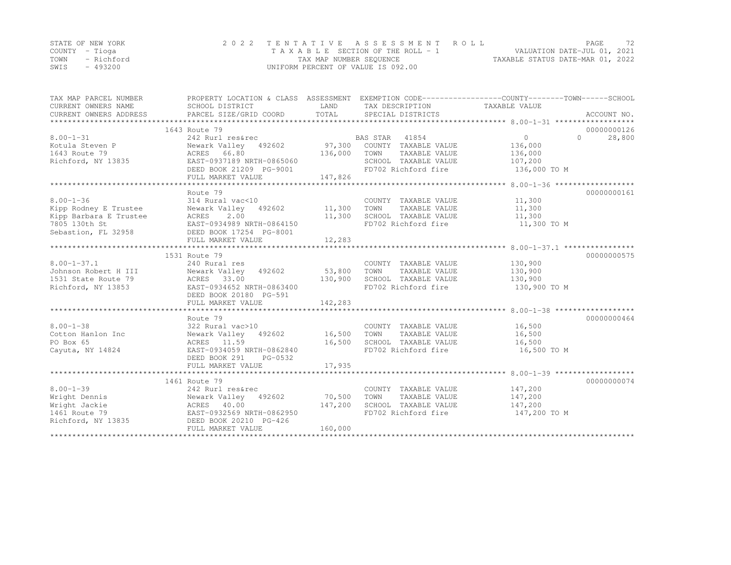STATE OF NEW YORK
COUNTY - Tioga
TOWN - Richford
SWIS - 493200

2022 TENTATIVE ASSESSMENT ROLL
TAXABLE SECTION OF THE ROLL - 1
TAX MAP NUMBER SEQUENCE
UNIFORM PERCENT OF VALUE IS 092.00

VALUATION DATE-JUL 01, 2021
TAXABLE STATUS DATE-MAR 01, 2022

| TAX MAP PARCEL NUMBER / CURRENT OWNERS NAME / CURRENT OWNERS ADDRESS | PROPERTY LOCATION & CLASS / SCHOOL DISTRICT / PARCEL SIZE/GRID COORD | ASSESSMENT LAND | TOTAL | EXEMPTION CODE / TAX DESCRIPTION / SPECIAL DISTRICTS | COUNTY TAXABLE VALUE | TOWN | SCHOOL | ACCOUNT NO. |
|---|---|---|---|---|---|---|---|---|
| 8.00-1-31 | 1643 Route 79 | | | | | | | 00000000126 |
| Kotula Steven P | 242 Rurl res&rec | | | BAS STAR 41854 | 0 | 0 | 28,800 | |
| 1643 Route 79 | Newark Valley 492602 | 97,300 | | COUNTY TAXABLE VALUE | 136,000 | | | |
| Richford, NY 13835 | ACRES 66.80 | | 136,000 | TOWN TAXABLE VALUE | 136,000 | | | |
| | EAST-0937189 NRTH-0865060 | | | SCHOOL TAXABLE VALUE | 107,200 | | | |
| | DEED BOOK 21209 PG-9001 | | | FD702 Richford fire | 136,000 TO M | | | |
| | FULL MARKET VALUE | | 147,826 | | | | | |
| 8.00-1-36 | Route 79 | | | | | | | 00000000161 |
| Kipp Rodney E Trustee | 314 Rural vac<10 | | | COUNTY TAXABLE VALUE | 11,300 | | | |
| Kipp Barbara E Trustee | Newark Valley 492602 | 11,300 | | TOWN TAXABLE VALUE | 11,300 | | | |
| 7805 130th St | ACRES 2.00 | | 11,300 | SCHOOL TAXABLE VALUE | 11,300 | | | |
| Sebastion, FL 32958 | EAST-0934989 NRTH-0864150 | | | FD702 Richford fire | 11,300 TO M | | | |
| | DEED BOOK 17254 PG-8001 | | | | | | | |
| | FULL MARKET VALUE | | 12,283 | | | | | |
| 8.00-1-37.1 | 1531 Route 79 | | | | | | | 00000000575 |
| Johnson Robert H III | 240 Rural res | | | COUNTY TAXABLE VALUE | 130,900 | | | |
| 1531 State Route 79 | Newark Valley 492602 | 53,800 | | TOWN TAXABLE VALUE | 130,900 | | | |
| Richford, NY 13853 | ACRES 33.00 | | 130,900 | SCHOOL TAXABLE VALUE | 130,900 | | | |
| | EAST-0934652 NRTH-0863400 | | | FD702 Richford fire | 130,900 TO M | | | |
| | DEED BOOK 20180 PG-591 | | | | | | | |
| | FULL MARKET VALUE | | 142,283 | | | | | |
| 8.00-1-38 | Route 79 | | | | | | | 00000000464 |
| Cotton Hanlon Inc | 322 Rural vac>10 | | | COUNTY TAXABLE VALUE | 16,500 | | | |
| PO Box 65 | Newark Valley 492602 | 16,500 | | TOWN TAXABLE VALUE | 16,500 | | | |
| Cayuta, NY 14824 | ACRES 11.59 | | 16,500 | SCHOOL TAXABLE VALUE | 16,500 | | | |
| | EAST-0934059 NRTH-0862840 | | | FD702 Richford fire | 16,500 TO M | | | |
| | DEED BOOK 291 PG-0532 | | | | | | | |
| | FULL MARKET VALUE | | 17,935 | | | | | |
| 8.00-1-39 | 1461 Route 79 | | | | | | | 00000000074 |
| Wright Dennis | 242 Rurl res&rec | | | COUNTY TAXABLE VALUE | 147,200 | | | |
| Wright Jackie | Newark Valley 492602 | 70,500 | | TOWN TAXABLE VALUE | 147,200 | | | |
| 1461 Route 79 | ACRES 40.00 | | 147,200 | SCHOOL TAXABLE VALUE | 147,200 | | | |
| Richford, NY 13835 | EAST-0932569 NRTH-0862950 | | | FD702 Richford fire | 147,200 TO M | | | |
| | DEED BOOK 20210 PG-426 | | | | | | | |
| | FULL MARKET VALUE | | 160,000 | | | | | |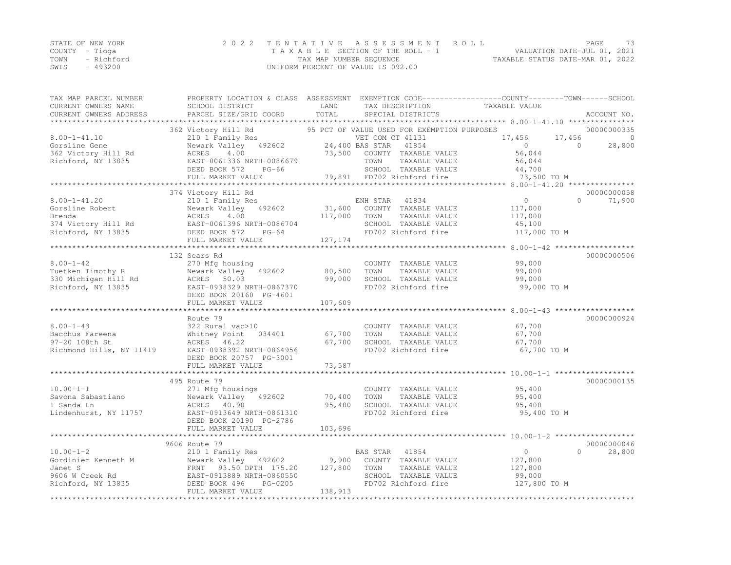STATE OF NEW YORK
COUNTY - Tioga
TOWN - Richford
SWIS - 493200

2 0 2 2 T E N T A T I V E A S S E S S M E N T R O L L
T A X A B L E SECTION OF THE ROLL - 1
TAX MAP NUMBER SEQUENCE
UNIFORM PERCENT OF VALUE IS 092.00

VALUATION DATE-JUL 01, 2021
TAXABLE STATUS DATE-MAR 01, 2022

| TAX MAP PARCEL NUMBER / CURRENT OWNERS NAME / CURRENT OWNERS ADDRESS | PROPERTY LOCATION & CLASS / SCHOOL DISTRICT / PARCEL SIZE/GRID COORD | ASSESSMENT LAND | TOTAL | EXEMPTION CODE / TAX DESCRIPTION / SPECIAL DISTRICTS | COUNTY TAXABLE VALUE | TOWN | SCHOOL | ACCOUNT NO. |
|---|---|---|---|---|---|---|---|---|
| **8.00-1-41.10** | 362 Victory Hill Rd | | | 95 PCT OF VALUE USED FOR EXEMPTION PURPOSES | | | | 00000000335 |
| | 210 1 Family Res | | | VET COM CT 41131 | 17,456 | 17,456 | 0 | |
| Gorsline Gene | Newark Valley 492602 | 24,400 | | BAS STAR 41854 | 0 | 0 | 28,800 | |
| 362 Victory Hill Rd | ACRES 4.00 | | 73,500 | COUNTY TAXABLE VALUE | 56,044 | | | |
| Richford, NY 13835 | EAST-0061336 NRTH-0086679 | | | TOWN TAXABLE VALUE | 56,044 | | | |
| | DEED BOOK 572 PG-66 | | | SCHOOL TAXABLE VALUE | 44,700 | | | |
| | FULL MARKET VALUE | | 79,891 | FD702 Richford fire | 73,500 TO M | | | |
| **8.00-1-41.20** | 374 Victory Hill Rd | | | | | | | 00000000058 |
| | 210 1 Family Res | | | ENH STAR 41834 | 0 | 0 | 71,900 | |
| Gorsline Robert | Newark Valley 492602 | 31,600 | | COUNTY TAXABLE VALUE | 117,000 | | | |
| Brenda | ACRES 4.00 | | 117,000 | TOWN TAXABLE VALUE | 117,000 | | | |
| 374 Victory Hill Rd | EAST-0061396 NRTH-0086704 | | | SCHOOL TAXABLE VALUE | 45,100 | | | |
| Richford, NY 13835 | DEED BOOK 572 PG-64 | | | FD702 Richford fire | 117,000 TO M | | | |
| | FULL MARKET VALUE | | 127,174 | | | | | |
| **8.00-1-42** | 132 Sears Rd | | | | | | | 00000000506 |
| | 270 Mfg housing | | | COUNTY TAXABLE VALUE | 99,000 | | | |
| Tuetken Timothy R | Newark Valley 492602 | 80,500 | | TOWN TAXABLE VALUE | 99,000 | | | |
| 330 Michigan Hill Rd | ACRES 50.03 | | 99,000 | SCHOOL TAXABLE VALUE | 99,000 | | | |
| Richford, NY 13835 | EAST-0938329 NRTH-0867370 | | | FD702 Richford fire | 99,000 TO M | | | |
| | DEED BOOK 20160 PG-4601 | | | | | | | |
| | FULL MARKET VALUE | | 107,609 | | | | | |
| **8.00-1-43** | Route 79 | | | | | | | 00000000924 |
| | 322 Rural vac>10 | | | COUNTY TAXABLE VALUE | 67,700 | | | |
| Bacchus Fareena | Whitney Point 034401 | 67,700 | | TOWN TAXABLE VALUE | 67,700 | | | |
| 97-20 108th St | ACRES 46.22 | | 67,700 | SCHOOL TAXABLE VALUE | 67,700 | | | |
| Richmond Hills, NY 11419 | EAST-0938392 NRTH-0864956 | | | FD702 Richford fire | 67,700 TO M | | | |
| | DEED BOOK 20757 PG-3001 | | | | | | | |
| | FULL MARKET VALUE | | 73,587 | | | | | |
| **10.00-1-1** | 495 Route 79 | | | | | | | 00000000135 |
| | 271 Mfg housings | | | COUNTY TAXABLE VALUE | 95,400 | | | |
| Savona Sabastiano | Newark Valley 492602 | 70,400 | | TOWN TAXABLE VALUE | 95,400 | | | |
| 1 Sanda Ln | ACRES 40.90 | | 95,400 | SCHOOL TAXABLE VALUE | 95,400 | | | |
| Lindenhurst, NY 11757 | EAST-0913649 NRTH-0861310 | | | FD702 Richford fire | 95,400 TO M | | | |
| | DEED BOOK 20190 PG-2786 | | | | | | | |
| | FULL MARKET VALUE | | 103,696 | | | | | |
| **10.00-1-2** | 9606 Route 79 | | | | | | | 00000000046 |
| | 210 1 Family Res | | | BAS STAR 41854 | 0 | 0 | 28,800 | |
| Gordinier Kenneth M | Newark Valley 492602 | 9,900 | | COUNTY TAXABLE VALUE | 127,800 | | | |
| Janet S | FRNT 93.50 DPTH 175.20 | | 127,800 | TOWN TAXABLE VALUE | 127,800 | | | |
| 9606 W Creek Rd | EAST-0913889 NRTH-0860550 | | | SCHOOL TAXABLE VALUE | 99,000 | | | |
| Richford, NY 13835 | DEED BOOK 496 PG-0205 | | | FD702 Richford fire | 127,800 TO M | | | |
| | FULL MARKET VALUE | | 138,913 | | | | | |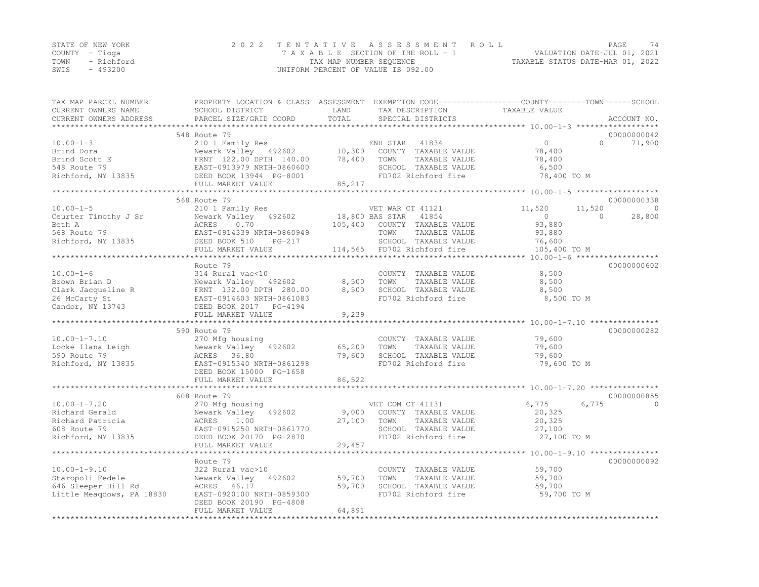STATE OF NEW YORK
COUNTY - Tioga
TOWN - Richford
SWIS - 493200

2022 TENTATIVE ASSESSMENT ROLL
TAXABLE SECTION OF THE ROLL - 1
TAX MAP NUMBER SEQUENCE
UNIFORM PERCENT OF VALUE IS 092.00

VALUATION DATE-JUL 01, 2021
TAXABLE STATUS DATE-MAR 01, 2022

| TAX MAP PARCEL NUMBER / CURRENT OWNERS NAME / CURRENT OWNERS ADDRESS | PROPERTY LOCATION & CLASS / SCHOOL DISTRICT / PARCEL SIZE/GRID COORD | ASSESSMENT LAND / TOTAL | EXEMPTION CODE / TAX DESCRIPTION / SPECIAL DISTRICTS | COUNTY | TOWN | SCHOOL | ACCOUNT NO. |
|---|---|---|---|---|---|---|---|
| **10.00-1-3** | 548 Route 79 | | | | | | 00000000042 |
| | 210 1 Family Res | | ENH STAR 41834 | 0 | 0 | 71,900 | |
| Brind Dora | Newark Valley 492602 | 10,300 | COUNTY TAXABLE VALUE | 78,400 | | | |
| Brind Scott E | FRNT 122.00 DPTH 140.00 | 78,400 | TOWN TAXABLE VALUE | | 78,400 | | |
| 548 Route 79 | EAST-0913979 NRTH-0860600 | | SCHOOL TAXABLE VALUE | | | 6,500 | |
| Richford, NY 13835 | DEED BOOK 13944 PG-8001 | | FD702 Richford fire | 78,400 TO M | | | |
| | FULL MARKET VALUE | 85,217 | | | | | |
| **10.00-1-5** | 568 Route 79 | | | | | | 00000000338 |
| | 210 1 Family Res | | VET WAR CT 41121 | 11,520 | 11,520 | 0 | |
| Ceurter Timothy J Sr | Newark Valley 492602 | 18,800 | BAS STAR 41854 | 0 | 0 | 28,800 | |
| Beth A | ACRES 0.70 | 105,400 | COUNTY TAXABLE VALUE | 93,880 | | | |
| 568 Route 79 | EAST-0914339 NRTH-0860949 | | TOWN TAXABLE VALUE | | 93,880 | | |
| Richford, NY 13835 | DEED BOOK 510 PG-217 | | SCHOOL TAXABLE VALUE | | | 76,600 | |
| | FULL MARKET VALUE | 114,565 | FD702 Richford fire | 105,400 TO M | | | |
| **10.00-1-6** | Route 79 | | | | | | 00000000602 |
| | 314 Rural vac<10 | | COUNTY TAXABLE VALUE | 8,500 | | | |
| Brown Brian D | Newark Valley 492602 | 8,500 | TOWN TAXABLE VALUE | | 8,500 | | |
| Clark Jacqueline R | FRNT 132.00 DPTH 280.00 | 8,500 | SCHOOL TAXABLE VALUE | | | 8,500 | |
| 26 McCarty St | EAST-0914603 NRTH-0861083 | | FD702 Richford fire | 8,500 TO M | | | |
| Candor, NY 13743 | DEED BOOK 2017 PG-4194 | | | | | | |
| | FULL MARKET VALUE | 9,239 | | | | | |
| **10.00-1-7.10** | 590 Route 79 | | | | | | 00000000282 |
| | 270 Mfg housing | | COUNTY TAXABLE VALUE | 79,600 | | | |
| Locke Ilana Leigh | Newark Valley 492602 | 65,200 | TOWN TAXABLE VALUE | | 79,600 | | |
| 590 Route 79 | ACRES 36.80 | 79,600 | SCHOOL TAXABLE VALUE | | | 79,600 | |
| Richford, NY 13835 | EAST-0915340 NRTH-0861298 | | FD702 Richford fire | 79,600 TO M | | | |
| | DEED BOOK 15000 PG-1658 | | | | | | |
| | FULL MARKET VALUE | 86,522 | | | | | |
| **10.00-1-7.20** | 608 Route 79 | | | | | | 00000000855 |
| | 270 Mfg housing | | VET COM CT 41131 | 6,775 | 6,775 | 0 | |
| Richard Gerald | Newark Valley 492602 | 9,000 | COUNTY TAXABLE VALUE | 20,325 | | | |
| Richard Patricia | ACRES 1.00 | 27,100 | TOWN TAXABLE VALUE | | 20,325 | | |
| 608 Route 79 | EAST-0915250 NRTH-0861770 | | SCHOOL TAXABLE VALUE | | | 27,100 | |
| Richford, NY 13835 | DEED BOOK 20170 PG-2870 | | FD702 Richford fire | 27,100 TO M | | | |
| | FULL MARKET VALUE | 29,457 | | | | | |
| **10.00-1-9.10** | Route 79 | | | | | | 00000000092 |
| | 322 Rural vac>10 | | COUNTY TAXABLE VALUE | 59,700 | | | |
| Staropoli Fedele | Newark Valley 492602 | 59,700 | TOWN TAXABLE VALUE | | 59,700 | | |
| 646 Sleeper Hill Rd | ACRES 46.17 | 59,700 | SCHOOL TAXABLE VALUE | | | 59,700 | |
| Little Meaqdows, PA 18830 | EAST-0920100 NRTH-0859300 | | FD702 Richford fire | 59,700 TO M | | | |
| | DEED BOOK 20190 PG-4808 | | | | | | |
| | FULL MARKET VALUE | 64,891 | | | | | |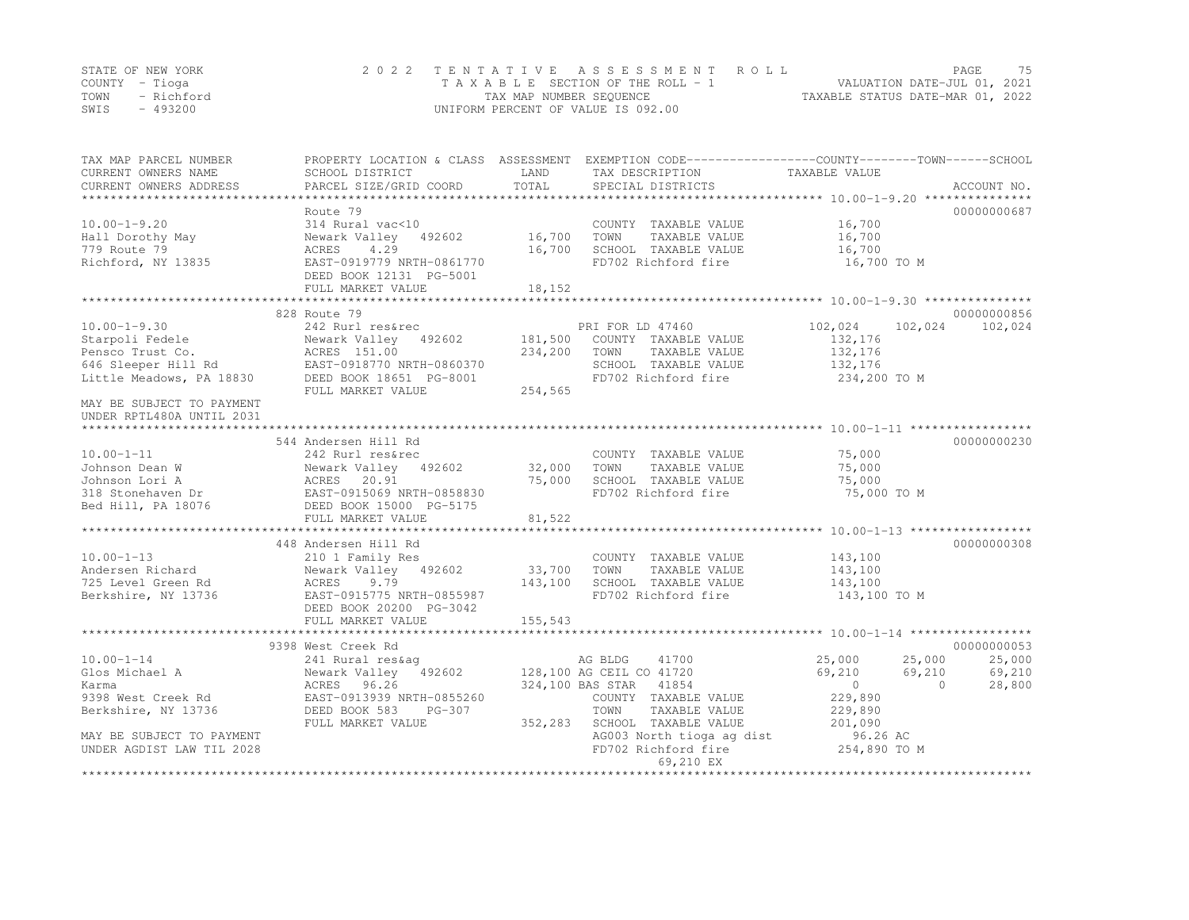STATE OF NEW YORK
COUNTY - Tioga
TOWN - Richford
SWIS - 493200

2022 TENTATIVE ASSESSMENT ROLL
TAXABLE SECTION OF THE ROLL - 1
TAX MAP NUMBER SEQUENCE
UNIFORM PERCENT OF VALUE IS 092.00

VALUATION DATE-JUL 01, 2021
TAXABLE STATUS DATE-MAR 01, 2022

| TAX MAP PARCEL NUMBER / CURRENT OWNERS NAME / CURRENT OWNERS ADDRESS | PROPERTY LOCATION & CLASS / SCHOOL DISTRICT / PARCEL SIZE/GRID COORD | ASSESSMENT LAND | TOTAL | EXEMPTION CODE / TAX DESCRIPTION / SPECIAL DISTRICTS | COUNTY TAXABLE VALUE | TOWN | SCHOOL | ACCOUNT NO. |
|---|---|---|---|---|---|---|---|---|
| | Route 79 | | | | | | | 00000000687 |
| 10.00-1-9.20 | 314 Rural vac<10 | | | COUNTY TAXABLE VALUE | 16,700 | | | |
| Hall Dorothy May | Newark Valley 492602 | 16,700 | | TOWN TAXABLE VALUE | 16,700 | | | |
| 779 Route 79 | ACRES 4.29 | | 16,700 | SCHOOL TAXABLE VALUE | 16,700 | | | |
| Richford, NY 13835 | EAST-0919779 NRTH-0861770 | | | FD702 Richford fire | 16,700 TO M | | | |
| | DEED BOOK 12131 PG-5001 | | | | | | | |
| | FULL MARKET VALUE | | 18,152 | | | | | |
| | 828 Route 79 | | | | | | | 00000000856 |
| 10.00-1-9.30 | 242 Rurl res&rec | | | PRI FOR LD 47460 | 102,024 | 102,024 | 102,024 | |
| Starpoli Fedele | Newark Valley 492602 | 181,500 | | COUNTY TAXABLE VALUE | 132,176 | | | |
| Pensco Trust Co. | ACRES 151.00 | | 234,200 | TOWN TAXABLE VALUE | 132,176 | | | |
| 646 Sleeper Hill Rd | EAST-0918770 NRTH-0860370 | | | SCHOOL TAXABLE VALUE | 132,176 | | | |
| Little Meadows, PA 18830 | DEED BOOK 18651 PG-8001 | | | FD702 Richford fire | 234,200 TO M | | | |
| | FULL MARKET VALUE | | 254,565 | | | | | |
| MAY BE SUBJECT TO PAYMENT UNDER RPTL480A UNTIL 2031 | | | | | | | | |
| | 544 Andersen Hill Rd | | | | | | | 00000000230 |
| 10.00-1-11 | 242 Rurl res&rec | | | COUNTY TAXABLE VALUE | 75,000 | | | |
| Johnson Dean W | Newark Valley 492602 | 32,000 | | TOWN TAXABLE VALUE | 75,000 | | | |
| Johnson Lori A | ACRES 20.91 | | 75,000 | SCHOOL TAXABLE VALUE | 75,000 | | | |
| 318 Stonehaven Dr | EAST-0915069 NRTH-0858830 | | | FD702 Richford fire | 75,000 TO M | | | |
| Bed Hill, PA 18076 | DEED BOOK 15000 PG-5175 | | | | | | | |
| | FULL MARKET VALUE | | 81,522 | | | | | |
| | 448 Andersen Hill Rd | | | | | | | 00000000308 |
| 10.00-1-13 | 210 1 Family Res | | | COUNTY TAXABLE VALUE | 143,100 | | | |
| Andersen Richard | Newark Valley 492602 | 33,700 | | TOWN TAXABLE VALUE | 143,100 | | | |
| 725 Level Green Rd | ACRES 9.79 | | 143,100 | SCHOOL TAXABLE VALUE | 143,100 | | | |
| Berkshire, NY 13736 | EAST-0915775 NRTH-0855987 | | | FD702 Richford fire | 143,100 TO M | | | |
| | DEED BOOK 20200 PG-3042 | | | | | | | |
| | FULL MARKET VALUE | | 155,543 | | | | | |
| | 9398 West Creek Rd | | | | | | | 00000000053 |
| 10.00-1-14 | 241 Rural res&ag | | | AG BLDG 41700 | 25,000 | 25,000 | 25,000 | |
| Glos Michael A | Newark Valley 492602 | 128,100 | | AG CEIL CO 41720 | 69,210 | 69,210 | 69,210 | |
| Karma | ACRES 96.26 | | 324,100 | BAS STAR 41854 | 0 | 0 | 28,800 | |
| 9398 West Creek Rd | EAST-0913939 NRTH-0855260 | | | COUNTY TAXABLE VALUE | 229,890 | | | |
| Berkshire, NY 13736 | DEED BOOK 583 PG-307 | | | TOWN TAXABLE VALUE | 229,890 | | | |
| | FULL MARKET VALUE | | 352,283 | SCHOOL TAXABLE VALUE | 201,090 | | | |
| MAY BE SUBJECT TO PAYMENT | | | | AG003 North tioga ag dist | 96.26 AC | | | |
| UNDER AGDIST LAW TIL 2028 | | | | FD702 Richford fire | 254,890 TO M | | | |
| | | | | 69,210 EX | | | | |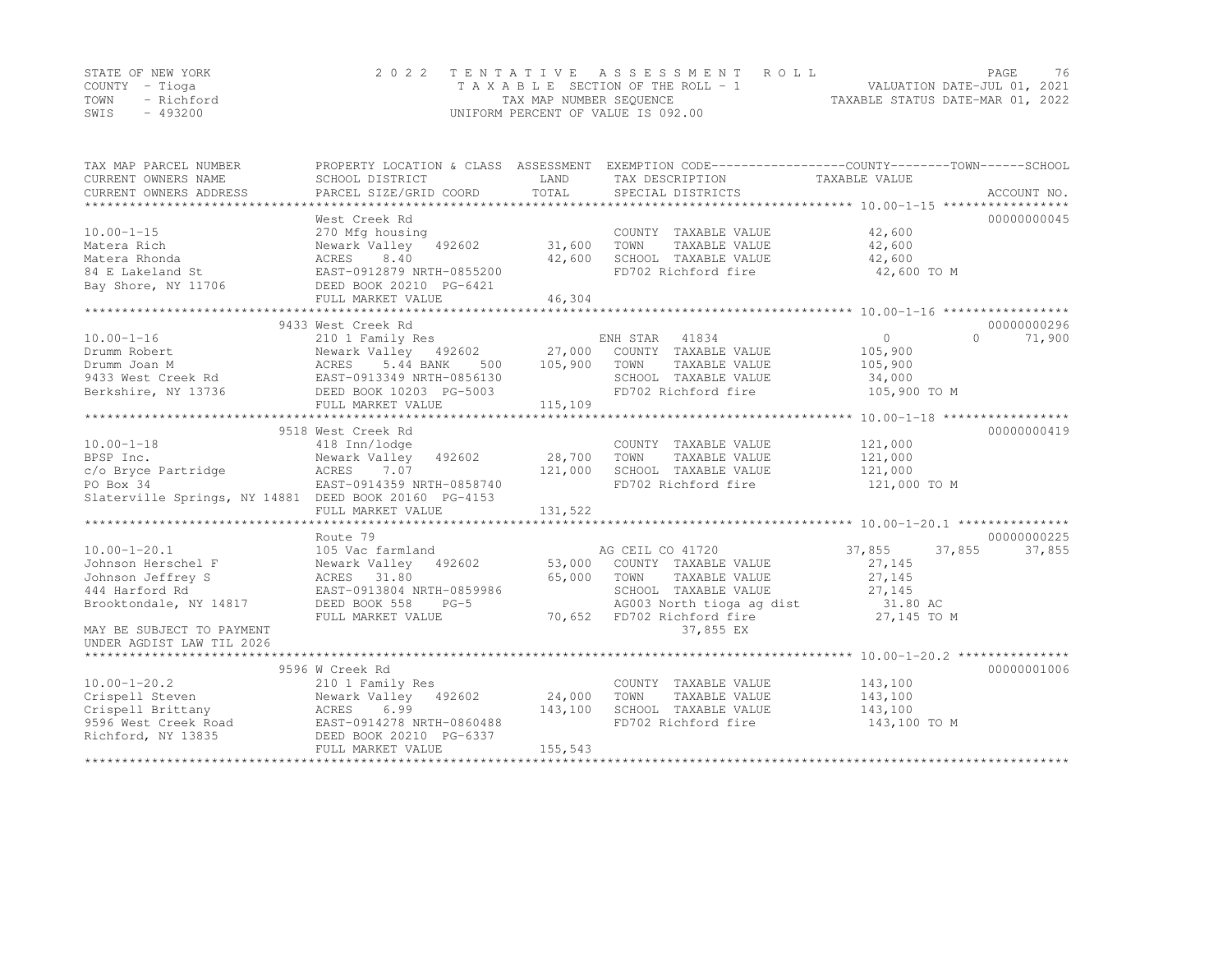STATE OF NEW YORK
COUNTY - Tioga
TOWN - Richford
SWIS - 493200

2022 TENTATIVE ASSESSMENT ROLL
TAXABLE SECTION OF THE ROLL - 1
TAX MAP NUMBER SEQUENCE
UNIFORM PERCENT OF VALUE IS 092.00

VALUATION DATE-JUL 01, 2021
TAXABLE STATUS DATE-MAR 01, 2022

| TAX MAP PARCEL NUMBER / CURRENT OWNERS NAME / CURRENT OWNERS ADDRESS | PROPERTY LOCATION & CLASS / SCHOOL DISTRICT / PARCEL SIZE/GRID COORD | ASSESSMENT LAND / TOTAL | EXEMPTION CODE / TAX DESCRIPTION / SPECIAL DISTRICTS | COUNTY | TOWN | SCHOOL | ACCOUNT NO. |
|---|---|---|---|---|---|---|---|
| | West Creek Rd | | | | | | 00000000045 |
| 10.00-1-15 | 270 Mfg housing | | COUNTY TAXABLE VALUE | 42,600 | | | |
| Matera Rich | Newark Valley 492602 | 31,600 | TOWN TAXABLE VALUE | 42,600 | | | |
| Matera Rhonda | ACRES 8.40 | 42,600 | SCHOOL TAXABLE VALUE | 42,600 | | | |
| 84 E Lakeland St | EAST-0912879 NRTH-0855200 | | FD702 Richford fire | 42,600 TO M | | | |
| Bay Shore, NY 11706 | DEED BOOK 20210 PG-6421 | | | | | | |
| | FULL MARKET VALUE | 46,304 | | | | | |
| | 9433 West Creek Rd | | | | | | 00000000296 |
| 10.00-1-16 | 210 1 Family Res | | ENH STAR 41834 | 0 | 0 | 71,900 | |
| Drumm Robert | Newark Valley 492602 | 27,000 | COUNTY TAXABLE VALUE | 105,900 | | | |
| Drumm Joan M | ACRES 5.44 BANK 500 | 105,900 | TOWN TAXABLE VALUE | 105,900 | | | |
| 9433 West Creek Rd | EAST-0913349 NRTH-0856130 | | SCHOOL TAXABLE VALUE | 34,000 | | | |
| Berkshire, NY 13736 | DEED BOOK 10203 PG-5003 | | FD702 Richford fire | 105,900 TO M | | | |
| | FULL MARKET VALUE | 115,109 | | | | | |
| | 9518 West Creek Rd | | | | | | 00000000419 |
| 10.00-1-18 | 418 Inn/lodge | | COUNTY TAXABLE VALUE | 121,000 | | | |
| BPSP Inc. | Newark Valley 492602 | 28,700 | TOWN TAXABLE VALUE | 121,000 | | | |
| c/o Bryce Partridge | ACRES 7.07 | 121,000 | SCHOOL TAXABLE VALUE | 121,000 | | | |
| PO Box 34 | EAST-0914359 NRTH-0858740 | | FD702 Richford fire | 121,000 TO M | | | |
| Slaterville Springs, NY 14881 | DEED BOOK 20160 PG-4153 | | | | | | |
| | FULL MARKET VALUE | 131,522 | | | | | |
| | Route 79 | | | | | | 00000000225 |
| 10.00-1-20.1 | 105 Vac farmland | | AG CEIL CO 41720 | 37,855 | 37,855 | 37,855 | |
| Johnson Herschel F | Newark Valley 492602 | 53,000 | COUNTY TAXABLE VALUE | 27,145 | | | |
| Johnson Jeffrey S | ACRES 31.80 | 65,000 | TOWN TAXABLE VALUE | 27,145 | | | |
| 444 Harford Rd | EAST-0913804 NRTH-0859986 | | SCHOOL TAXABLE VALUE | 27,145 | | | |
| Brooktondale, NY 14817 | DEED BOOK 558 PG-5 | | AG003 North tioga ag dist | 31.80 AC | | | |
| | FULL MARKET VALUE | 70,652 | FD702 Richford fire | 27,145 TO M | | | |
| MAY BE SUBJECT TO PAYMENT | | | 37,855 EX | | | | |
| UNDER AGDIST LAW TIL 2026 | | | | | | | |
| | 9596 W Creek Rd | | | | | | 00000001006 |
| 10.00-1-20.2 | 210 1 Family Res | | COUNTY TAXABLE VALUE | 143,100 | | | |
| Crispell Steven | Newark Valley 492602 | 24,000 | TOWN TAXABLE VALUE | 143,100 | | | |
| Crispell Brittany | ACRES 6.99 | 143,100 | SCHOOL TAXABLE VALUE | 143,100 | | | |
| 9596 West Creek Road | EAST-0914278 NRTH-0860488 | | FD702 Richford fire | 143,100 TO M | | | |
| Richford, NY 13835 | DEED BOOK 20210 PG-6337 | | | | | | |
| | FULL MARKET VALUE | 155,543 | | | | | |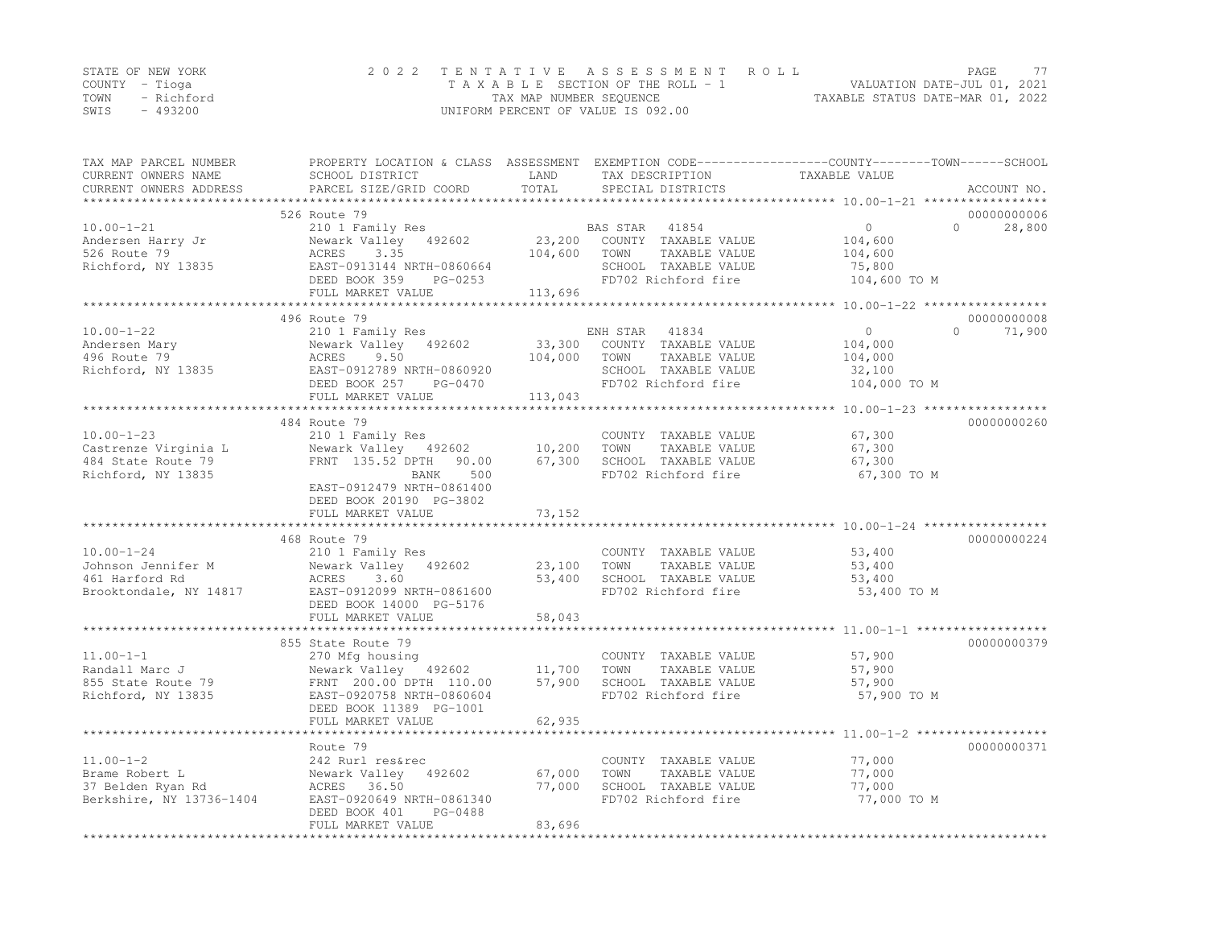STATE OF NEW YORK
COUNTY - Tioga
TOWN - Richford
SWIS - 493200

2022 TENTATIVE ASSESSMENT ROLL
TAXABLE SECTION OF THE ROLL - 1
TAX MAP NUMBER SEQUENCE
UNIFORM PERCENT OF VALUE IS 092.00

VALUATION DATE-JUL 01, 2021
TAXABLE STATUS DATE-MAR 01, 2022

| TAX MAP PARCEL NUMBER / CURRENT OWNERS NAME / CURRENT OWNERS ADDRESS | PROPERTY LOCATION & CLASS / SCHOOL DISTRICT / PARCEL SIZE/GRID COORD | ASSESSMENT LAND / TOTAL | EXEMPTION CODE / TAX DESCRIPTION / SPECIAL DISTRICTS | COUNTY TAXABLE VALUE | TOWN | SCHOOL | ACCOUNT NO. |
|---|---|---|---|---|---|---|---|
| 10.00-1-21 | 526 Route 79 | | | | | | 00000000006 |
| Andersen Harry Jr | 210 1 Family Res | | BAS STAR 41854 | 0 | 0 | 28,800 | |
| 526 Route 79 | Newark Valley 492602 | 23,200 | COUNTY TAXABLE VALUE | 104,600 | | | |
| Richford, NY 13835 | ACRES 3.35 | 104,600 | TOWN TAXABLE VALUE | 104,600 | | | |
| | EAST-0913144 NRTH-0860664 | | SCHOOL TAXABLE VALUE | 75,800 | | | |
| | DEED BOOK 359 PG-0253 | | FD702 Richford fire | 104,600 TO M | | | |
| | FULL MARKET VALUE | 113,696 | | | | | |
| 10.00-1-22 | 496 Route 79 | | | | | | 00000000008 |
| Andersen Mary | 210 1 Family Res | | ENH STAR 41834 | 0 | 0 | 71,900 | |
| 496 Route 79 | Newark Valley 492602 | 33,300 | COUNTY TAXABLE VALUE | 104,000 | | | |
| Richford, NY 13835 | ACRES 9.50 | 104,000 | TOWN TAXABLE VALUE | 104,000 | | | |
| | EAST-0912789 NRTH-0860920 | | SCHOOL TAXABLE VALUE | 32,100 | | | |
| | DEED BOOK 257 PG-0470 | | FD702 Richford fire | 104,000 TO M | | | |
| | FULL MARKET VALUE | 113,043 | | | | | |
| 10.00-1-23 | 484 Route 79 | | | | | | 00000000260 |
| Castrenze Virginia L | 210 1 Family Res | | COUNTY TAXABLE VALUE | 67,300 | | | |
| 484 State Route 79 | Newark Valley 492602 | 10,200 | TOWN TAXABLE VALUE | 67,300 | | | |
| Richford, NY 13835 | FRNT 135.52 DPTH 90.00 | 67,300 | SCHOOL TAXABLE VALUE | 67,300 | | | |
| | BANK 500 | | FD702 Richford fire | 67,300 TO M | | | |
| | EAST-0912479 NRTH-0861400 | | | | | | |
| | DEED BOOK 20190 PG-3802 | | | | | | |
| | FULL MARKET VALUE | 73,152 | | | | | |
| 10.00-1-24 | 468 Route 79 | | | | | | 00000000224 |
| Johnson Jennifer M | 210 1 Family Res | | COUNTY TAXABLE VALUE | 53,400 | | | |
| 461 Harford Rd | Newark Valley 492602 | 23,100 | TOWN TAXABLE VALUE | 53,400 | | | |
| Brooktondale, NY 14817 | ACRES 3.60 | 53,400 | SCHOOL TAXABLE VALUE | 53,400 | | | |
| | EAST-0912099 NRTH-0861600 | | FD702 Richford fire | 53,400 TO M | | | |
| | DEED BOOK 14000 PG-5176 | | | | | | |
| | FULL MARKET VALUE | 58,043 | | | | | |
| 11.00-1-1 | 855 State Route 79 | | | | | | 00000000379 |
| Randall Marc J | 270 Mfg housing | | COUNTY TAXABLE VALUE | 57,900 | | | |
| 855 State Route 79 | Newark Valley 492602 | 11,700 | TOWN TAXABLE VALUE | 57,900 | | | |
| Richford, NY 13835 | FRNT 200.00 DPTH 110.00 | 57,900 | SCHOOL TAXABLE VALUE | 57,900 | | | |
| | EAST-0920758 NRTH-0860604 | | FD702 Richford fire | 57,900 TO M | | | |
| | DEED BOOK 11389 PG-1001 | | | | | | |
| | FULL MARKET VALUE | 62,935 | | | | | |
| 11.00-1-2 | Route 79 | | | | | | 00000000371 |
| Brame Robert L | 242 Rurl res&rec | | COUNTY TAXABLE VALUE | 77,000 | | | |
| 37 Belden Ryan Rd | Newark Valley 492602 | 67,000 | TOWN TAXABLE VALUE | 77,000 | | | |
| Berkshire, NY 13736-1404 | ACRES 36.50 | 77,000 | SCHOOL TAXABLE VALUE | 77,000 | | | |
| | EAST-0920649 NRTH-0861340 | | FD702 Richford fire | 77,000 TO M | | | |
| | DEED BOOK 401 PG-0488 | | | | | | |
| | FULL MARKET VALUE | 83,696 | | | | | |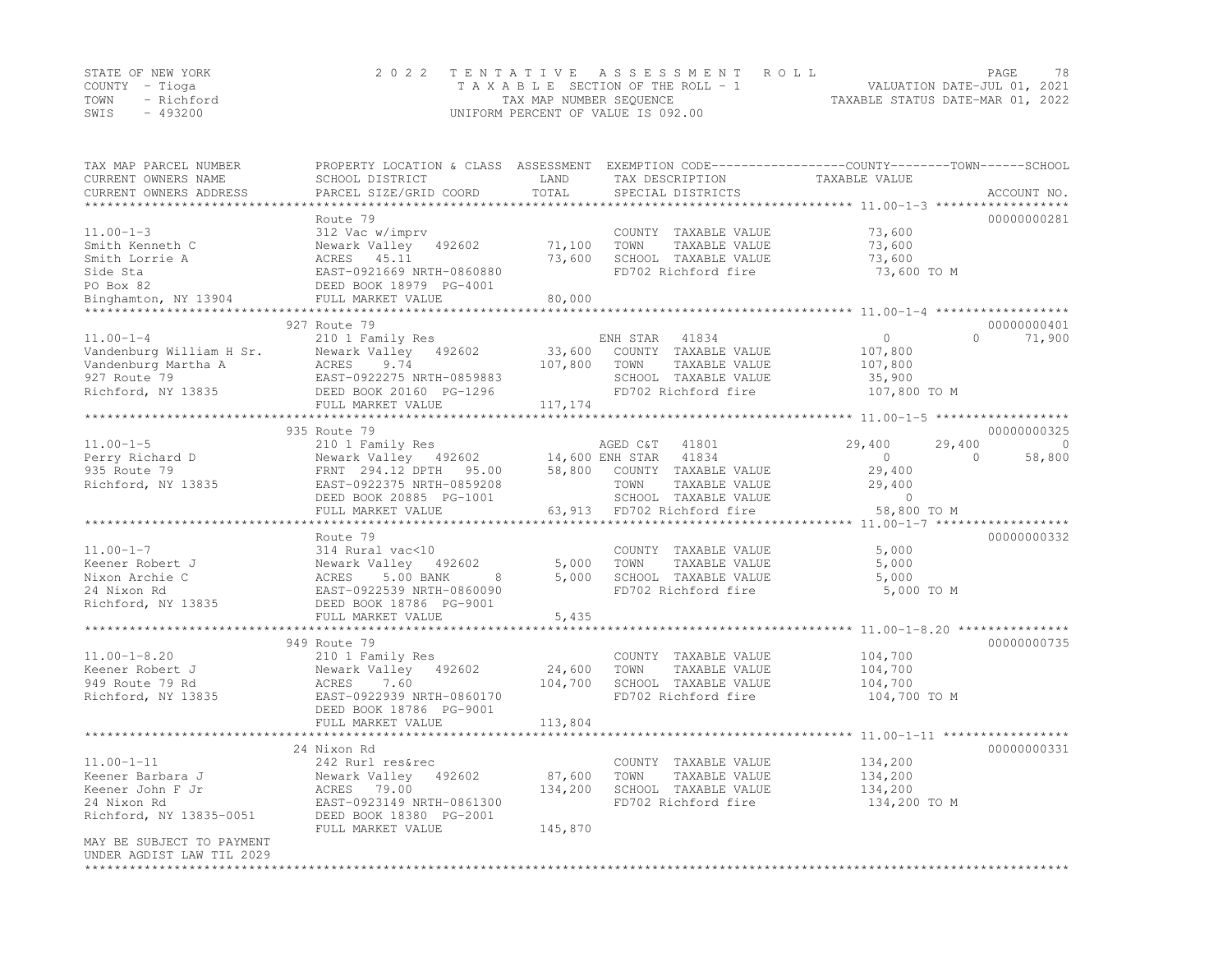STATE OF NEW YORK
COUNTY - Tioga
TOWN - Richford
SWIS - 493200

2022 TENTATIVE ASSESSMENT ROLL
TAXABLE SECTION OF THE ROLL - 1
TAX MAP NUMBER SEQUENCE
UNIFORM PERCENT OF VALUE IS 092.00

VALUATION DATE-JUL 01, 2021
TAXABLE STATUS DATE-MAR 01, 2022

| TAX MAP PARCEL NUMBER / CURRENT OWNERS NAME / CURRENT OWNERS ADDRESS | PROPERTY LOCATION & CLASS / SCHOOL DISTRICT / PARCEL SIZE/GRID COORD | ASSESSMENT LAND | TOTAL | EXEMPTION CODE / TAX DESCRIPTION / SPECIAL DISTRICTS | COUNTY TAXABLE VALUE | TOWN | SCHOOL | ACCOUNT NO. |
|---|---|---|---|---|---|---|---|---|
| **11.00-1-3** | Route 79 | | | | | | | 00000000281 |
| Smith Kenneth C | 312 Vac w/imprv | | | COUNTY TAXABLE VALUE | 73,600 | | | |
| Smith Lorrie A | Newark Valley 492602 | 71,100 | | TOWN TAXABLE VALUE | 73,600 | | | |
| Side Sta | ACRES 45.11 | | 73,600 | SCHOOL TAXABLE VALUE | 73,600 | | | |
| PO Box 82 | EAST-0921669 NRTH-0860880 | | | FD702 Richford fire | 73,600 TO M | | | |
| Binghamton, NY 13904 | DEED BOOK 18979 PG-4001 | | | | | | | |
| | FULL MARKET VALUE | | 80,000 | | | | | |
| **11.00-1-4** | 927 Route 79 | | | | | | | 00000000401 |
| Vandenburg William H Sr. | 210 1 Family Res | | | ENH STAR 41834 | 0 | 0 | 71,900 | |
| Vandenburg Martha A | Newark Valley 492602 | 33,600 | | COUNTY TAXABLE VALUE | 107,800 | | | |
| 927 Route 79 | ACRES 9.74 | | 107,800 | TOWN TAXABLE VALUE | 107,800 | | | |
| Richford, NY 13835 | EAST-0922275 NRTH-0859883 | | | SCHOOL TAXABLE VALUE | 35,900 | | | |
| | DEED BOOK 20160 PG-1296 | | | FD702 Richford fire | 107,800 TO M | | | |
| | FULL MARKET VALUE | | 117,174 | | | | | |
| **11.00-1-5** | 935 Route 79 | | | | | | | 00000000325 |
| Perry Richard D | 210 1 Family Res | | | AGED C&T 41801 | 29,400 | 29,400 | 0 | |
| 935 Route 79 | Newark Valley 492602 | 14,600 | | ENH STAR 41834 | 0 | 0 | 58,800 | |
| Richford, NY 13835 | FRNT 294.12 DPTH 95.00 | | 58,800 | COUNTY TAXABLE VALUE | 29,400 | | | |
| | EAST-0922375 NRTH-0859208 | | | TOWN TAXABLE VALUE | 29,400 | | | |
| | DEED BOOK 20885 PG-1001 | | | SCHOOL TAXABLE VALUE | 0 | | | |
| | FULL MARKET VALUE | | 63,913 | FD702 Richford fire | 58,800 TO M | | | |
| **11.00-1-7** | Route 79 | | | | | | | 00000000332 |
| Keener Robert J | 314 Rural vac<10 | | | COUNTY TAXABLE VALUE | 5,000 | | | |
| Nixon Archie C | Newark Valley 492602 | 5,000 | | TOWN TAXABLE VALUE | 5,000 | | | |
| 24 Nixon Rd | ACRES 5.00 BANK 8 | | 5,000 | SCHOOL TAXABLE VALUE | 5,000 | | | |
| Richford, NY 13835 | EAST-0922539 NRTH-0860090 | | | FD702 Richford fire | 5,000 TO M | | | |
| | DEED BOOK 18786 PG-9001 | | | | | | | |
| | FULL MARKET VALUE | | 5,435 | | | | | |
| **11.00-1-8.20** | 949 Route 79 | | | | | | | 00000000735 |
| Keener Robert J | 210 1 Family Res | | | COUNTY TAXABLE VALUE | 104,700 | | | |
| 949 Route 79 Rd | Newark Valley 492602 | 24,600 | | TOWN TAXABLE VALUE | 104,700 | | | |
| Richford, NY 13835 | ACRES 7.60 | | 104,700 | SCHOOL TAXABLE VALUE | 104,700 | | | |
| | EAST-0922939 NRTH-0860170 | | | FD702 Richford fire | 104,700 TO M | | | |
| | DEED BOOK 18786 PG-9001 | | | | | | | |
| | FULL MARKET VALUE | | 113,804 | | | | | |
| **11.00-1-11** | 24 Nixon Rd | | | | | | | 00000000331 |
| Keener Barbara J | 242 Rurl res&rec | | | COUNTY TAXABLE VALUE | 134,200 | | | |
| Keener John F Jr | Newark Valley 492602 | 87,600 | | TOWN TAXABLE VALUE | 134,200 | | | |
| 24 Nixon Rd | ACRES 79.00 | | 134,200 | SCHOOL TAXABLE VALUE | 134,200 | | | |
| Richford, NY 13835-0051 | EAST-0923149 NRTH-0861300 | | | FD702 Richford fire | 134,200 TO M | | | |
| | DEED BOOK 18380 PG-2001 | | | | | | | |
| | FULL MARKET VALUE | | 145,870 | | | | | |
| MAY BE SUBJECT TO PAYMENT UNDER AGDIST LAW TIL 2029 | | | | | | | | |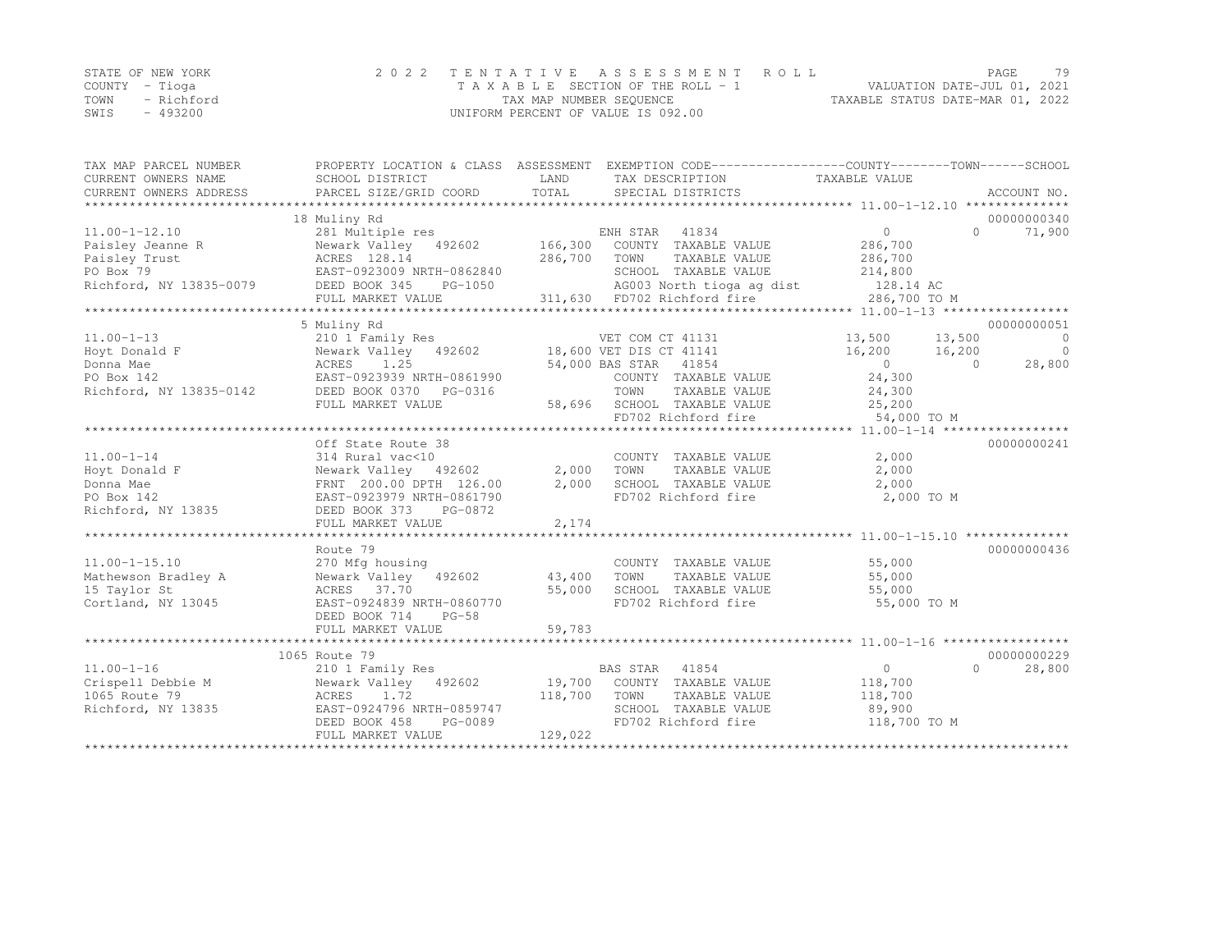STATE OF NEW YORK
COUNTY - Tioga
TOWN - Richford
SWIS - 493200

2022 TENTATIVE ASSESSMENT ROLL
TAXABLE SECTION OF THE ROLL - 1
TAX MAP NUMBER SEQUENCE
UNIFORM PERCENT OF VALUE IS 092.00

VALUATION DATE-JUL 01, 2021
TAXABLE STATUS DATE-MAR 01, 2022

| TAX MAP PARCEL NUMBER / CURRENT OWNERS NAME / CURRENT OWNERS ADDRESS | PROPERTY LOCATION & CLASS / SCHOOL DISTRICT / PARCEL SIZE/GRID COORD | ASSESSMENT LAND | ASSESSMENT TOTAL | EXEMPTION CODE / TAX DESCRIPTION / SPECIAL DISTRICTS | COUNTY TAXABLE VALUE | TOWN | SCHOOL | ACCOUNT NO. |
|---|---|---|---|---|---|---|---|---|
| **11.00-1-12.10** | 18 Muliny Rd | | | | | | | 00000000340 |
| 11.00-1-12.10 | 281 Multiple res | | | ENH STAR 41834 | 0 | 0 | 71,900 | |
| Paisley Jeanne R | Newark Valley 492602 | 166,300 | | COUNTY TAXABLE VALUE | 286,700 | | | |
| Paisley Trust | ACRES 128.14 | | 286,700 | TOWN TAXABLE VALUE | 286,700 | | | |
| PO Box 79 | EAST-0923009 NRTH-0862840 | | | SCHOOL TAXABLE VALUE | 214,800 | | | |
| Richford, NY 13835-0079 | DEED BOOK 345 PG-1050 | | | AG003 North tioga ag dist | 128.14 AC | | | |
| | FULL MARKET VALUE | | 311,630 | FD702 Richford fire | 286,700 TO M | | | |
| **11.00-1-13** | 5 Muliny Rd | | | | | | | 00000000051 |
| 11.00-1-13 | 210 1 Family Res | | | VET COM CT 41131 | 13,500 | 13,500 | 0 | |
| Hoyt Donald F | Newark Valley 492602 | 18,600 | | VET DIS CT 41141 | 16,200 | 16,200 | 0 | |
| Donna Mae | ACRES 1.25 | | 54,000 | BAS STAR 41854 | 0 | 0 | 28,800 | |
| PO Box 142 | EAST-0923939 NRTH-0861990 | | | COUNTY TAXABLE VALUE | 24,300 | | | |
| Richford, NY 13835-0142 | DEED BOOK 0370 PG-0316 | | | TOWN TAXABLE VALUE | 24,300 | | | |
| | FULL MARKET VALUE | | 58,696 | SCHOOL TAXABLE VALUE | 25,200 | | | |
| | | | | FD702 Richford fire | 54,000 TO M | | | |
| **11.00-1-14** | Off State Route 38 | | | | | | | 00000000241 |
| 11.00-1-14 | 314 Rural vac<10 | | | COUNTY TAXABLE VALUE | 2,000 | | | |
| Hoyt Donald F | Newark Valley 492602 | 2,000 | | TOWN TAXABLE VALUE | 2,000 | | | |
| Donna Mae | FRNT 200.00 DPTH 126.00 | | 2,000 | SCHOOL TAXABLE VALUE | 2,000 | | | |
| PO Box 142 | EAST-0923979 NRTH-0861790 | | | FD702 Richford fire | 2,000 TO M | | | |
| Richford, NY 13835 | DEED BOOK 373 PG-0872 | | | | | | | |
| | FULL MARKET VALUE | | 2,174 | | | | | |
| **11.00-1-15.10** | Route 79 | | | | | | | 00000000436 |
| 11.00-1-15.10 | 270 Mfg housing | | | COUNTY TAXABLE VALUE | 55,000 | | | |
| Mathewson Bradley A | Newark Valley 492602 | 43,400 | | TOWN TAXABLE VALUE | 55,000 | | | |
| 15 Taylor St | ACRES 37.70 | | 55,000 | SCHOOL TAXABLE VALUE | 55,000 | | | |
| Cortland, NY 13045 | EAST-0924839 NRTH-0860770 | | | FD702 Richford fire | 55,000 TO M | | | |
| | DEED BOOK 714 PG-58 | | | | | | | |
| | FULL MARKET VALUE | | 59,783 | | | | | |
| **11.00-1-16** | 1065 Route 79 | | | | | | | 00000000229 |
| 11.00-1-16 | 210 1 Family Res | | | BAS STAR 41854 | 0 | 0 | 28,800 | |
| Crispell Debbie M | Newark Valley 492602 | 19,700 | | COUNTY TAXABLE VALUE | 118,700 | | | |
| 1065 Route 79 | ACRES 1.72 | | 118,700 | TOWN TAXABLE VALUE | 118,700 | | | |
| Richford, NY 13835 | EAST-0924796 NRTH-0859747 | | | SCHOOL TAXABLE VALUE | 89,900 | | | |
| | DEED BOOK 458 PG-0089 | | | FD702 Richford fire | 118,700 TO M | | | |
| | FULL MARKET VALUE | | 129,022 | | | | | |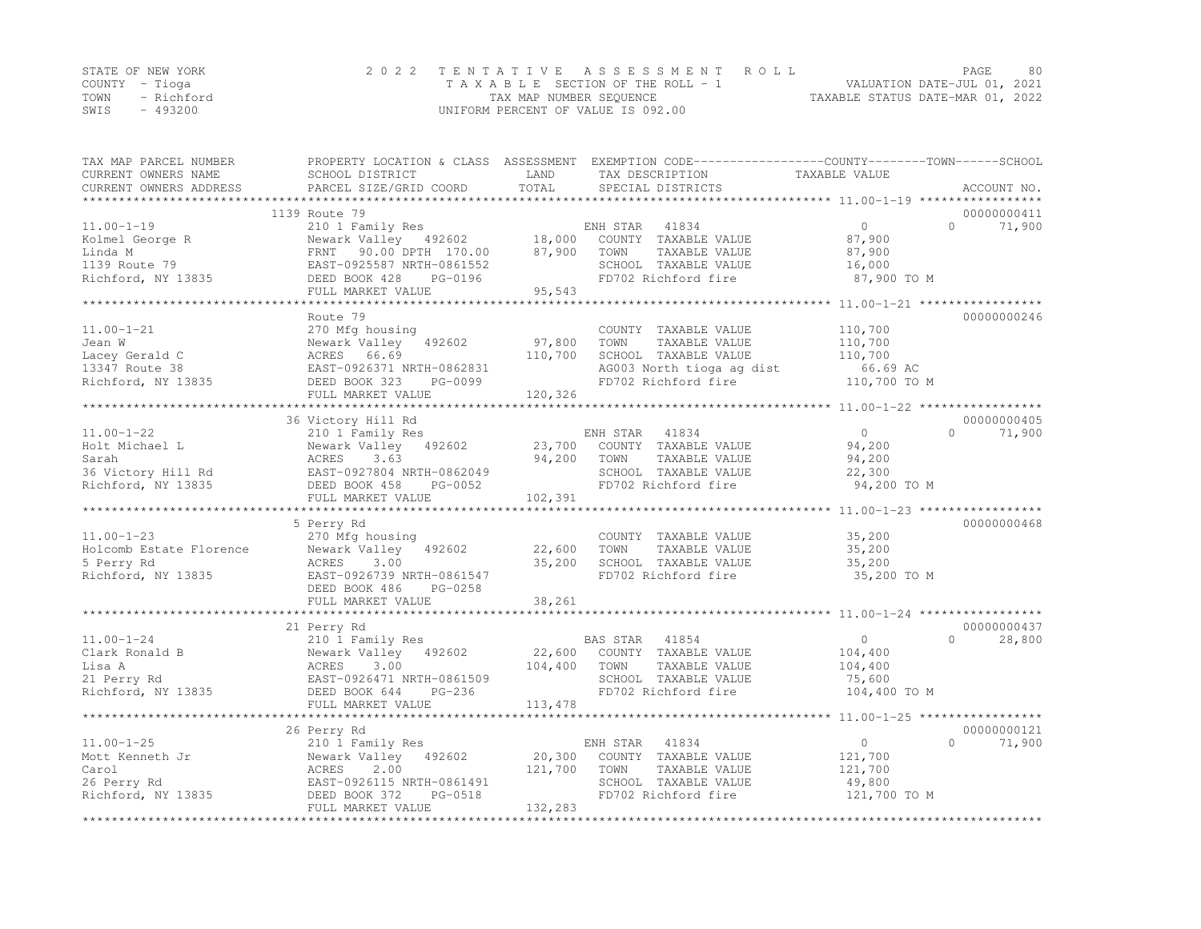STATE OF NEW YORK
COUNTY - Tioga
TOWN - Richford
SWIS - 493200

2022 TENTATIVE ASSESSMENT ROLL
TAXABLE SECTION OF THE ROLL - 1
TAX MAP NUMBER SEQUENCE
UNIFORM PERCENT OF VALUE IS 092.00

VALUATION DATE-JUL 01, 2021
TAXABLE STATUS DATE-MAR 01, 2022

| TAX MAP PARCEL NUMBER / CURRENT OWNERS NAME / CURRENT OWNERS ADDRESS | PROPERTY LOCATION & CLASS / SCHOOL DISTRICT / PARCEL SIZE/GRID COORD | ASSESSMENT LAND / TOTAL | EXEMPTION CODE / TAX DESCRIPTION / SPECIAL DISTRICTS | COUNTY / TOWN TAXABLE VALUE | SCHOOL | ACCOUNT NO. |
|---|---|---|---|---|---|---|
| | 1139 Route 79 | | | | | 00000000411 |
| 11.00-1-19 | 210 1 Family Res | | ENH STAR 41834 | 0 | 0 71,900 | |
| Kolmel George R | Newark Valley 492602 | 18,000 | COUNTY TAXABLE VALUE | 87,900 | | |
| Linda M | FRNT 90.00 DPTH 170.00 | 87,900 | TOWN TAXABLE VALUE | 87,900 | | |
| 1139 Route 79 | EAST-0925587 NRTH-0861552 | | SCHOOL TAXABLE VALUE | 16,000 | | |
| Richford, NY 13835 | DEED BOOK 428 PG-0196 | | FD702 Richford fire | 87,900 TO M | | |
| | FULL MARKET VALUE | 95,543 | | | | |
| | Route 79 | | | | | 00000000246 |
| 11.00-1-21 | 270 Mfg housing | | COUNTY TAXABLE VALUE | 110,700 | | |
| Jean W | Newark Valley 492602 | 97,800 | TOWN TAXABLE VALUE | 110,700 | | |
| Lacey Gerald C | ACRES 66.69 | 110,700 | SCHOOL TAXABLE VALUE | 110,700 | | |
| 13347 Route 38 | EAST-0926371 NRTH-0862831 | | AG003 North tioga ag dist | 66.69 AC | | |
| Richford, NY 13835 | DEED BOOK 323 PG-0099 | | FD702 Richford fire | 110,700 TO M | | |
| | FULL MARKET VALUE | 120,326 | | | | |
| | 36 Victory Hill Rd | | | | | 00000000405 |
| 11.00-1-22 | 210 1 Family Res | | ENH STAR 41834 | 0 | 0 71,900 | |
| Holt Michael L | Newark Valley 492602 | 23,700 | COUNTY TAXABLE VALUE | 94,200 | | |
| Sarah | ACRES 3.63 | 94,200 | TOWN TAXABLE VALUE | 94,200 | | |
| 36 Victory Hill Rd | EAST-0927804 NRTH-0862049 | | SCHOOL TAXABLE VALUE | 22,300 | | |
| Richford, NY 13835 | DEED BOOK 458 PG-0052 | | FD702 Richford fire | 94,200 TO M | | |
| | FULL MARKET VALUE | 102,391 | | | | |
| | 5 Perry Rd | | | | | 00000000468 |
| 11.00-1-23 | 270 Mfg housing | | COUNTY TAXABLE VALUE | 35,200 | | |
| Holcomb Estate Florence | Newark Valley 492602 | 22,600 | TOWN TAXABLE VALUE | 35,200 | | |
| 5 Perry Rd | ACRES 3.00 | 35,200 | SCHOOL TAXABLE VALUE | 35,200 | | |
| Richford, NY 13835 | EAST-0926739 NRTH-0861547 | | FD702 Richford fire | 35,200 TO M | | |
| | DEED BOOK 486 PG-0258 | | | | | |
| | FULL MARKET VALUE | 38,261 | | | | |
| | 21 Perry Rd | | | | | 00000000437 |
| 11.00-1-24 | 210 1 Family Res | | BAS STAR 41854 | 0 | 0 28,800 | |
| Clark Ronald B | Newark Valley 492602 | 22,600 | COUNTY TAXABLE VALUE | 104,400 | | |
| Lisa A | ACRES 3.00 | 104,400 | TOWN TAXABLE VALUE | 104,400 | | |
| 21 Perry Rd | EAST-0926471 NRTH-0861509 | | SCHOOL TAXABLE VALUE | 75,600 | | |
| Richford, NY 13835 | DEED BOOK 644 PG-236 | | FD702 Richford fire | 104,400 TO M | | |
| | FULL MARKET VALUE | 113,478 | | | | |
| | 26 Perry Rd | | | | | 00000000121 |
| 11.00-1-25 | 210 1 Family Res | | ENH STAR 41834 | 0 | 0 71,900 | |
| Mott Kenneth Jr | Newark Valley 492602 | 20,300 | COUNTY TAXABLE VALUE | 121,700 | | |
| Carol | ACRES 2.00 | 121,700 | TOWN TAXABLE VALUE | 121,700 | | |
| 26 Perry Rd | EAST-0926115 NRTH-0861491 | | SCHOOL TAXABLE VALUE | 49,800 | | |
| Richford, NY 13835 | DEED BOOK 372 PG-0518 | | FD702 Richford fire | 121,700 TO M | | |
| | FULL MARKET VALUE | 132,283 | | | | |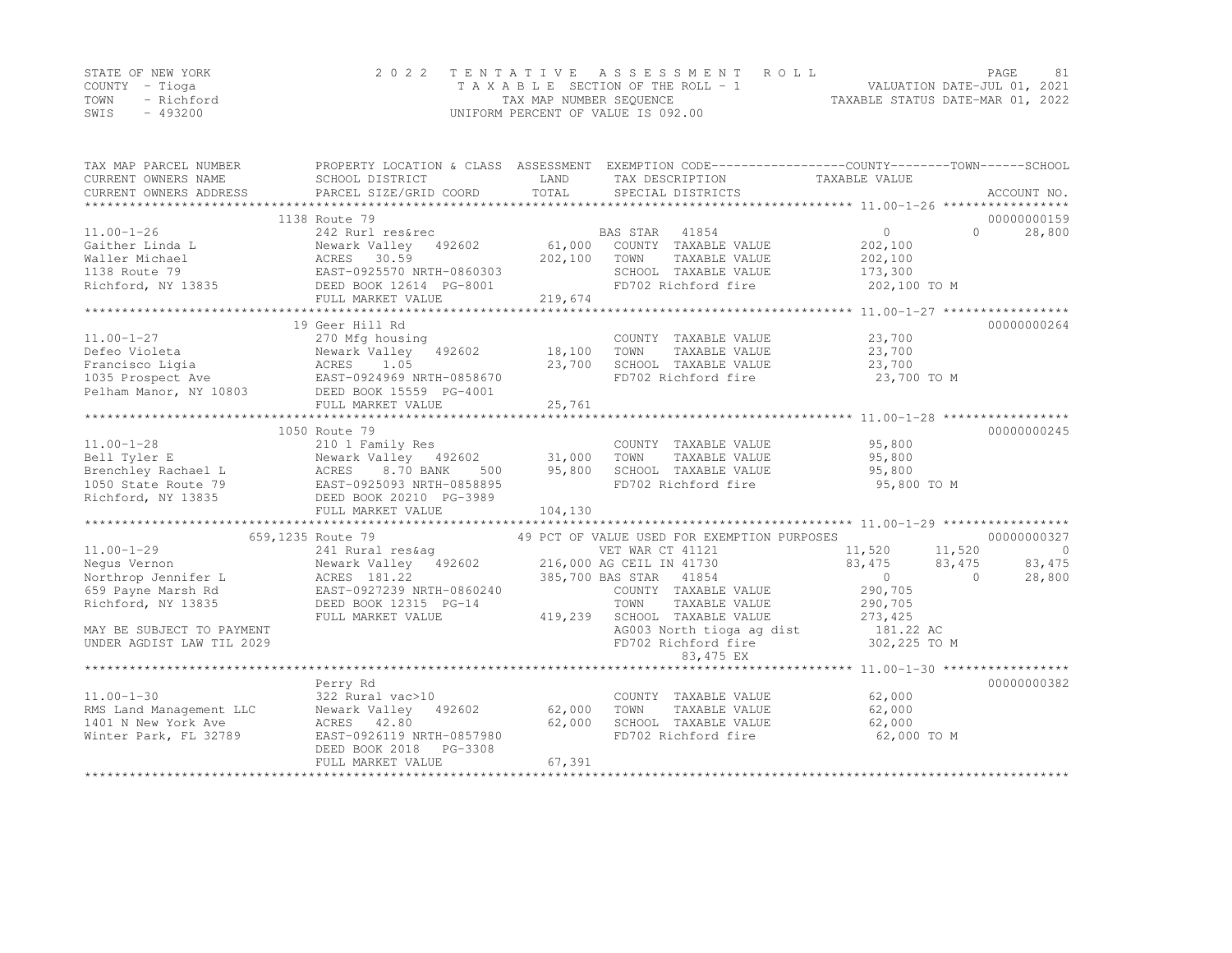STATE OF NEW YORK
COUNTY - Tioga
TOWN - Richford
SWIS - 493200

2022 TENTATIVE ASSESSMENT ROLL
TAXABLE SECTION OF THE ROLL - 1
TAX MAP NUMBER SEQUENCE
UNIFORM PERCENT OF VALUE IS 092.00

VALUATION DATE-JUL 01, 2021
TAXABLE STATUS DATE-MAR 01, 2022

| TAX MAP PARCEL NUMBER / CURRENT OWNERS NAME / CURRENT OWNERS ADDRESS | PROPERTY LOCATION & CLASS / SCHOOL DISTRICT / PARCEL SIZE/GRID COORD | ASSESSMENT LAND / TOTAL | EXEMPTION CODE / TAX DESCRIPTION / SPECIAL DISTRICTS | COUNTY | TOWN | SCHOOL / ACCOUNT NO. |
|---|---|---|---|---|---|---|
| | 1138 Route 79 | | | | | 00000000159 |
| 11.00-1-26 | 242 Rurl res&rec | | BAS STAR 41854 | 0 | 0 | 28,800 |
| Gaither Linda L | Newark Valley 492602 | 61,000 | COUNTY TAXABLE VALUE | 202,100 | | |
| Waller Michael | ACRES 30.59 | 202,100 | TOWN TAXABLE VALUE | 202,100 | | |
| 1138 Route 79 | EAST-0925570 NRTH-0860303 | | SCHOOL TAXABLE VALUE | 173,300 | | |
| Richford, NY 13835 | DEED BOOK 12614 PG-8001 | | FD702 Richford fire | 202,100 TO M | | |
| | FULL MARKET VALUE | 219,674 | | | | |
| | 19 Geer Hill Rd | | | | | 00000000264 |
| 11.00-1-27 | 270 Mfg housing | | COUNTY TAXABLE VALUE | 23,700 | | |
| Defeo Violeta | Newark Valley 492602 | 18,100 | TOWN TAXABLE VALUE | 23,700 | | |
| Francisco Ligia | ACRES 1.05 | 23,700 | SCHOOL TAXABLE VALUE | 23,700 | | |
| 1035 Prospect Ave | EAST-0924969 NRTH-0858670 | | FD702 Richford fire | 23,700 TO M | | |
| Pelham Manor, NY 10803 | DEED BOOK 15559 PG-4001 | | | | | |
| | FULL MARKET VALUE | 25,761 | | | | |
| | 1050 Route 79 | | | | | 00000000245 |
| 11.00-1-28 | 210 1 Family Res | | COUNTY TAXABLE VALUE | 95,800 | | |
| Bell Tyler E | Newark Valley 492602 | 31,000 | TOWN TAXABLE VALUE | 95,800 | | |
| Brenchley Rachael L | ACRES 8.70 BANK 500 | 95,800 | SCHOOL TAXABLE VALUE | 95,800 | | |
| 1050 State Route 79 | EAST-0925093 NRTH-0858895 | | FD702 Richford fire | 95,800 TO M | | |
| Richford, NY 13835 | DEED BOOK 20210 PG-3989 | | | | | |
| | FULL MARKET VALUE | 104,130 | | | | |
| | 659,1235 Route 79 | | 49 PCT OF VALUE USED FOR EXEMPTION PURPOSES | | | 00000000327 |
| 11.00-1-29 | 241 Rural res&ag | | VET WAR CT 41121 | 11,520 | 11,520 | 0 |
| Negus Vernon | Newark Valley 492602 | 216,000 | AG CEIL IN 41730 | 83,475 | 83,475 | 83,475 |
| Northrop Jennifer L | ACRES 181.22 | 385,700 | BAS STAR 41854 | 0 | 0 | 28,800 |
| 659 Payne Marsh Rd | EAST-0927239 NRTH-0860240 | | COUNTY TAXABLE VALUE | 290,705 | | |
| Richford, NY 13835 | DEED BOOK 12315 PG-14 | | TOWN TAXABLE VALUE | 290,705 | | |
| | FULL MARKET VALUE | 419,239 | SCHOOL TAXABLE VALUE | 273,425 | | |
| MAY BE SUBJECT TO PAYMENT | | | AG003 North tioga ag dist | 181.22 AC | | |
| UNDER AGDIST LAW TIL 2029 | | | FD702 Richford fire | 302,225 TO M | | |
| | | | 83,475 EX | | | |
| | Perry Rd | | | | | 00000000382 |
| 11.00-1-30 | 322 Rural vac>10 | | COUNTY TAXABLE VALUE | 62,000 | | |
| RMS Land Management LLC | Newark Valley 492602 | 62,000 | TOWN TAXABLE VALUE | 62,000 | | |
| 1401 N New York Ave | ACRES 42.80 | 62,000 | SCHOOL TAXABLE VALUE | 62,000 | | |
| Winter Park, FL 32789 | EAST-0926119 NRTH-0857980 | | FD702 Richford fire | 62,000 TO M | | |
| | DEED BOOK 2018 PG-3308 | | | | | |
| | FULL MARKET VALUE | 67,391 | | | | |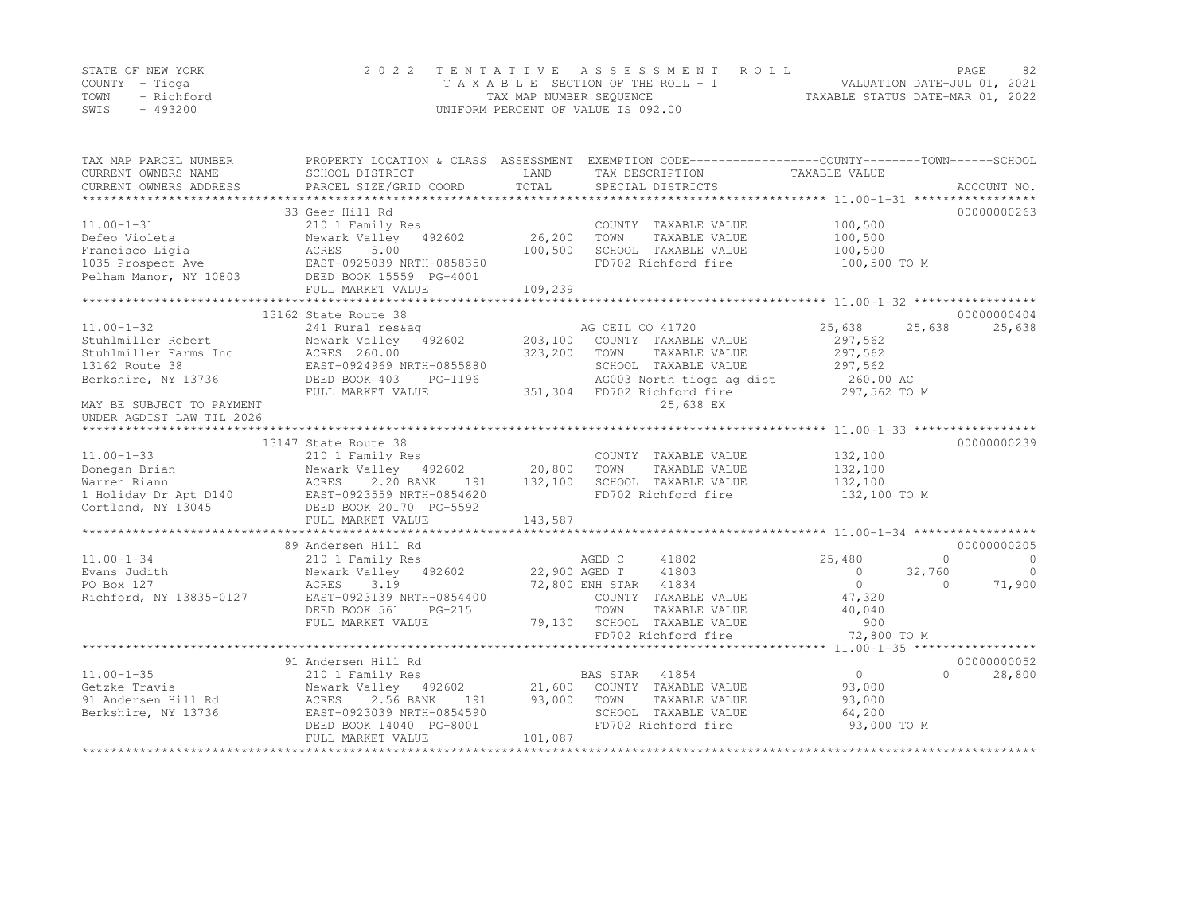STATE OF NEW YORK
COUNTY - Tioga
TOWN - Richford
SWIS - 493200

2022 TENTATIVE ASSESSMENT ROLL
TAXABLE SECTION OF THE ROLL - 1
TAX MAP NUMBER SEQUENCE
UNIFORM PERCENT OF VALUE IS 092.00

VALUATION DATE-JUL 01, 2021
TAXABLE STATUS DATE-MAR 01, 2022

| TAX MAP PARCEL NUMBER / CURRENT OWNERS NAME / CURRENT OWNERS ADDRESS | PROPERTY LOCATION & CLASS / SCHOOL DISTRICT / PARCEL SIZE/GRID COORD | ASSESSMENT LAND / TOTAL | EXEMPTION CODE / TAX DESCRIPTION / SPECIAL DISTRICTS | COUNTY | TOWN | SCHOOL / ACCOUNT NO. |
|---|---|---|---|---|---|---|
| **11.00-1-31** | 33 Geer Hill Rd | | | | | 00000000263 |
| 11.00-1-31 | 210 1 Family Res | | COUNTY TAXABLE VALUE | 100,500 | | |
| Defeo Violeta | Newark Valley 492602 | 26,200 | TOWN TAXABLE VALUE | 100,500 | | |
| Francisco Ligia | ACRES 5.00 | 100,500 | SCHOOL TAXABLE VALUE | 100,500 | | |
| 1035 Prospect Ave | EAST-0925039 NRTH-0858350 | | FD702 Richford fire | 100,500 TO M | | |
| Pelham Manor, NY 10803 | DEED BOOK 15559 PG-4001 | | | | | |
| | FULL MARKET VALUE | 109,239 | | | | |
| **11.00-1-32** | 13162 State Route 38 | | | | | 00000000404 |
| 11.00-1-32 | 241 Rural res&ag | | AG CEIL CO 41720 | 25,638 | 25,638 | 25,638 |
| Stuhlmiller Robert | Newark Valley 492602 | 203,100 | COUNTY TAXABLE VALUE | 297,562 | | |
| Stuhlmiller Farms Inc | ACRES 260.00 | 323,200 | TOWN TAXABLE VALUE | 297,562 | | |
| 13162 Route 38 | EAST-0924969 NRTH-0855880 | | SCHOOL TAXABLE VALUE | 297,562 | | |
| Berkshire, NY 13736 | DEED BOOK 403 PG-1196 | | AG003 North tioga ag dist | 260.00 AC | | |
| | FULL MARKET VALUE | 351,304 | FD702 Richford fire | 297,562 TO M | | |
| MAY BE SUBJECT TO PAYMENT | | | 25,638 EX | | | |
| UNDER AGDIST LAW TIL 2026 | | | | | | |
| **11.00-1-33** | 13147 State Route 38 | | | | | 00000000239 |
| 11.00-1-33 | 210 1 Family Res | | COUNTY TAXABLE VALUE | 132,100 | | |
| Donegan Brian | Newark Valley 492602 | 20,800 | TOWN TAXABLE VALUE | 132,100 | | |
| Warren Riann | ACRES 2.20 BANK 191 | 132,100 | SCHOOL TAXABLE VALUE | 132,100 | | |
| 1 Holiday Dr Apt D140 | EAST-0923559 NRTH-0854620 | | FD702 Richford fire | 132,100 TO M | | |
| Cortland, NY 13045 | DEED BOOK 20170 PG-5592 | | | | | |
| | FULL MARKET VALUE | 143,587 | | | | |
| **11.00-1-34** | 89 Andersen Hill Rd | | | | | 00000000205 |
| 11.00-1-34 | 210 1 Family Res | | AGED C 41802 | 25,480 | 0 | 0 |
| Evans Judith | Newark Valley 492602 | 22,900 | AGED T 41803 | 0 | 32,760 | 0 |
| PO Box 127 | ACRES 3.19 | 72,800 | ENH STAR 41834 | 0 | 0 | 71,900 |
| Richford, NY 13835-0127 | EAST-0923139 NRTH-0854400 | | COUNTY TAXABLE VALUE | 47,320 | | |
| | DEED BOOK 561 PG-215 | | TOWN TAXABLE VALUE | 40,040 | | |
| | FULL MARKET VALUE | 79,130 | SCHOOL TAXABLE VALUE | 900 | | |
| | | | FD702 Richford fire | 72,800 TO M | | |
| **11.00-1-35** | 91 Andersen Hill Rd | | | | | 00000000052 |
| 11.00-1-35 | 210 1 Family Res | | BAS STAR 41854 | 0 | 0 | 28,800 |
| Getzke Travis | Newark Valley 492602 | 21,600 | COUNTY TAXABLE VALUE | 93,000 | | |
| 91 Andersen Hill Rd | ACRES 2.56 BANK 191 | 93,000 | TOWN TAXABLE VALUE | 93,000 | | |
| Berkshire, NY 13736 | EAST-0923039 NRTH-0854590 | | SCHOOL TAXABLE VALUE | 64,200 | | |
| | DEED BOOK 14040 PG-8001 | | FD702 Richford fire | 93,000 TO M | | |
| | FULL MARKET VALUE | 101,087 | | | | |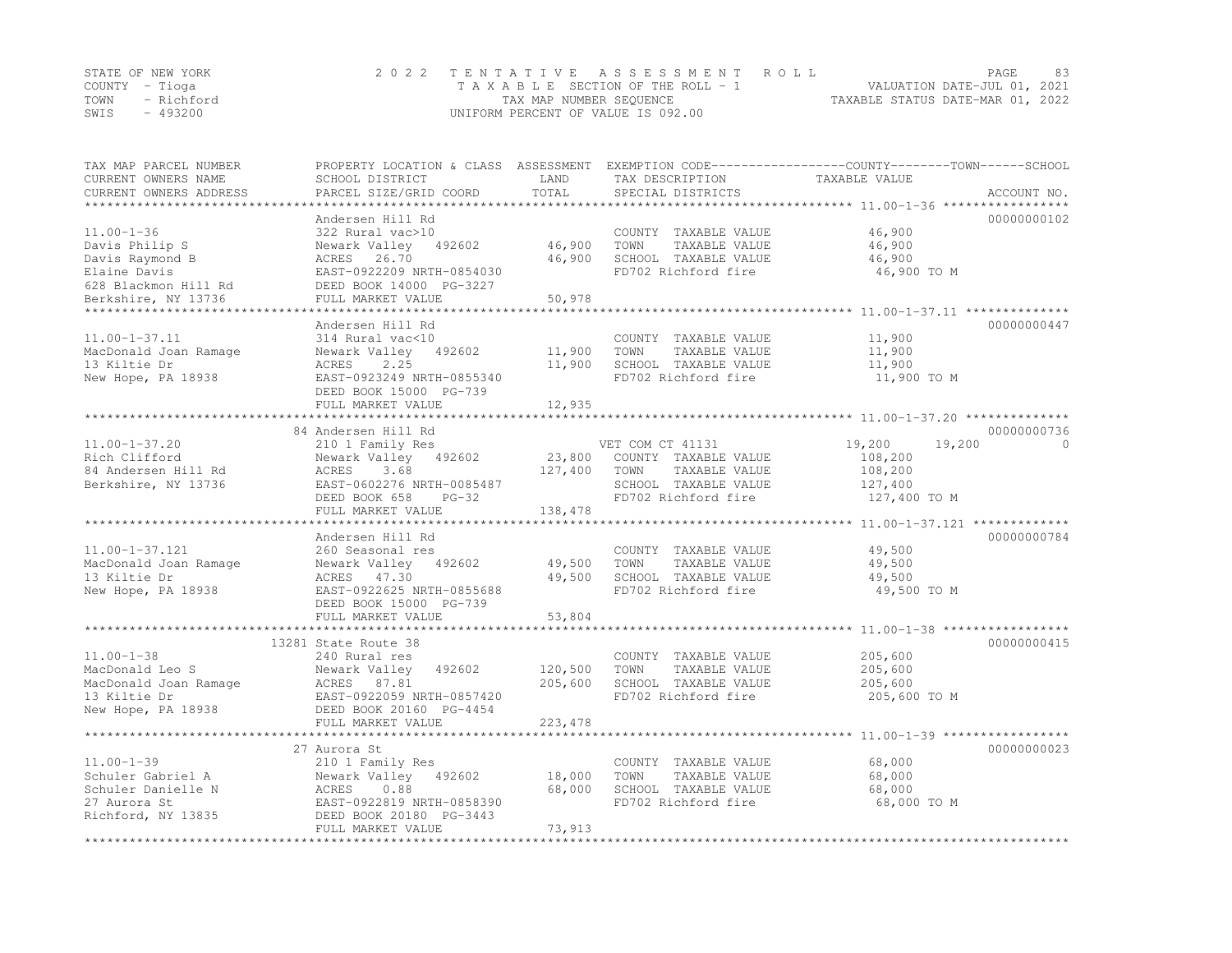STATE OF NEW YORK
COUNTY - Tioga
TOWN - Richford
SWIS - 493200

2022 TENTATIVE ASSESSMENT ROLL
TAXABLE SECTION OF THE ROLL - 1
TAX MAP NUMBER SEQUENCE
UNIFORM PERCENT OF VALUE IS 092.00

VALUATION DATE-JUL 01, 2021
TAXABLE STATUS DATE-MAR 01, 2022

| TAX MAP PARCEL NUMBER / CURRENT OWNERS NAME / CURRENT OWNERS ADDRESS | PROPERTY LOCATION & CLASS / SCHOOL DISTRICT / PARCEL SIZE/GRID COORD | ASSESSMENT LAND | TOTAL | EXEMPTION CODE / TAX DESCRIPTION / SPECIAL DISTRICTS | COUNTY TAXABLE VALUE | TOWN | SCHOOL | ACCOUNT NO. |
|---|---|---|---|---|---|---|---|---|
| **11.00-1-36** | Andersen Hill Rd | | | | | | | 00000000102 |
| | 322 Rural vac>10 | | | COUNTY TAXABLE VALUE | 46,900 | | | |
| Davis Philip S | Newark Valley 492602 | 46,900 | | TOWN TAXABLE VALUE | 46,900 | | | |
| Davis Raymond B | ACRES 26.70 | | 46,900 | SCHOOL TAXABLE VALUE | 46,900 | | | |
| Elaine Davis | EAST-0922209 NRTH-0854030 | | | FD702 Richford fire | 46,900 TO M | | | |
| 628 Blackmon Hill Rd | DEED BOOK 14000 PG-3227 | | | | | | | |
| Berkshire, NY 13736 | FULL MARKET VALUE | | 50,978 | | | | | |
| **11.00-1-37.11** | Andersen Hill Rd | | | | | | | 00000000447 |
| | 314 Rural vac<10 | | | COUNTY TAXABLE VALUE | 11,900 | | | |
| MacDonald Joan Ramage | Newark Valley 492602 | 11,900 | | TOWN TAXABLE VALUE | 11,900 | | | |
| 13 Kiltie Dr | ACRES 2.25 | | 11,900 | SCHOOL TAXABLE VALUE | 11,900 | | | |
| New Hope, PA 18938 | EAST-0923249 NRTH-0855340 | | | FD702 Richford fire | 11,900 TO M | | | |
| | DEED BOOK 15000 PG-739 | | | | | | | |
| | FULL MARKET VALUE | | 12,935 | | | | | |
| **11.00-1-37.20** | 84 Andersen Hill Rd | | | | | | | 00000000736 |
| | 210 1 Family Res | | | VET COM CT 41131 | 19,200 | 19,200 | 0 | |
| Rich Clifford | Newark Valley 492602 | 23,800 | | COUNTY TAXABLE VALUE | 108,200 | | | |
| 84 Andersen Hill Rd | ACRES 3.68 | | 127,400 | TOWN TAXABLE VALUE | 108,200 | | | |
| Berkshire, NY 13736 | EAST-0602276 NRTH-0085487 | | | SCHOOL TAXABLE VALUE | 127,400 | | | |
| | DEED BOOK 658 PG-32 | | | FD702 Richford fire | 127,400 TO M | | | |
| | FULL MARKET VALUE | | 138,478 | | | | | |
| **11.00-1-37.121** | Andersen Hill Rd | | | | | | | 00000000784 |
| | 260 Seasonal res | | | COUNTY TAXABLE VALUE | 49,500 | | | |
| MacDonald Joan Ramage | Newark Valley 492602 | 49,500 | | TOWN TAXABLE VALUE | 49,500 | | | |
| 13 Kiltie Dr | ACRES 47.30 | | 49,500 | SCHOOL TAXABLE VALUE | 49,500 | | | |
| New Hope, PA 18938 | EAST-0922625 NRTH-0855688 | | | FD702 Richford fire | 49,500 TO M | | | |
| | DEED BOOK 15000 PG-739 | | | | | | | |
| | FULL MARKET VALUE | | 53,804 | | | | | |
| **11.00-1-38** | 13281 State Route 38 | | | | | | | 00000000415 |
| | 240 Rural res | | | COUNTY TAXABLE VALUE | 205,600 | | | |
| MacDonald Leo S | Newark Valley 492602 | 120,500 | | TOWN TAXABLE VALUE | 205,600 | | | |
| MacDonald Joan Ramage | ACRES 87.81 | | 205,600 | SCHOOL TAXABLE VALUE | 205,600 | | | |
| 13 Kiltie Dr | EAST-0922059 NRTH-0857420 | | | FD702 Richford fire | 205,600 TO M | | | |
| New Hope, PA 18938 | DEED BOOK 20160 PG-4454 | | | | | | | |
| | FULL MARKET VALUE | | 223,478 | | | | | |
| **11.00-1-39** | 27 Aurora St | | | | | | | 00000000023 |
| | 210 1 Family Res | | | COUNTY TAXABLE VALUE | 68,000 | | | |
| Schuler Gabriel A | Newark Valley 492602 | 18,000 | | TOWN TAXABLE VALUE | 68,000 | | | |
| Schuler Danielle N | ACRES 0.88 | | 68,000 | SCHOOL TAXABLE VALUE | 68,000 | | | |
| 27 Aurora St | EAST-0922819 NRTH-0858390 | | | FD702 Richford fire | 68,000 TO M | | | |
| Richford, NY 13835 | DEED BOOK 20180 PG-3443 | | | | | | | |
| | FULL MARKET VALUE | | 73,913 | | | | | |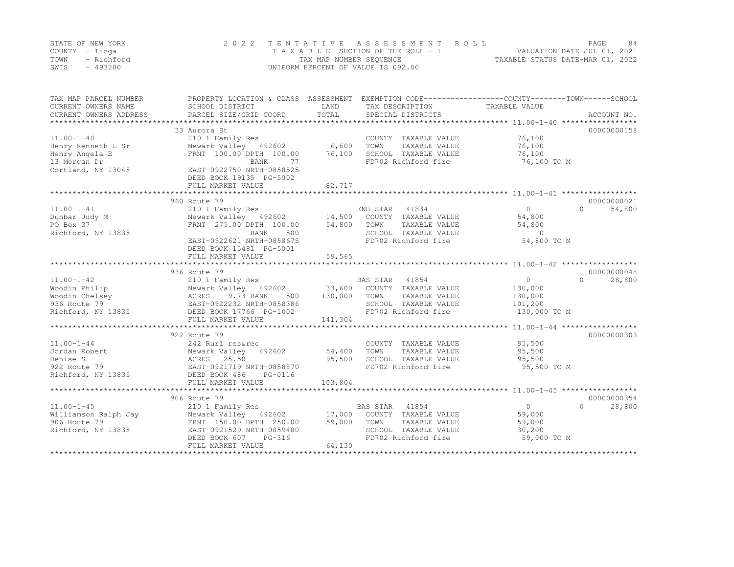STATE OF NEW YORK
COUNTY - Tioga
TOWN - Richford
SWIS - 493200

2 0 2 2 T E N T A T I V E A S S E S S M E N T R O L L
T A X A B L E SECTION OF THE ROLL - 1
TAX MAP NUMBER SEQUENCE
UNIFORM PERCENT OF VALUE IS 092.00

VALUATION DATE-JUL 01, 2021
TAXABLE STATUS DATE-MAR 01, 2022

| TAX MAP PARCEL NUMBER / CURRENT OWNERS NAME / CURRENT OWNERS ADDRESS | PROPERTY LOCATION & CLASS / SCHOOL DISTRICT / PARCEL SIZE/GRID COORD | ASSESSMENT LAND / TOTAL | EXEMPTION CODE / TAX DESCRIPTION / SPECIAL DISTRICTS | COUNTY / TOWN / SCHOOL TAXABLE VALUE | ACCOUNT NO. |
|---|---|---|---|---|---|
| | 33 Aurora St | | | | 00000000158 |
| 11.00-1-40 | 210 1 Family Res | | COUNTY TAXABLE VALUE | 76,100 | |
| Henry Kenneth L Sr | Newark Valley 492602 | 6,600 | TOWN TAXABLE VALUE | 76,100 | |
| Henry Angela E | FRNT 100.00 DPTH 100.00 | 76,100 | SCHOOL TAXABLE VALUE | 76,100 | |
| 13 Morgan Dr | BANK 77 | | FD702 Richford fire | 76,100 TO M | |
| Cortland, NY 13045 | EAST-0922750 NRTH-0858525 | | | | |
| | DEED BOOK 19135 PG-5002 | | | | |
| | FULL MARKET VALUE | 82,717 | | | |
| | 960 Route 79 | | | | 00000000021 |
| 11.00-1-41 | 210 1 Family Res | | ENH STAR 41834 | 0 0 54,800 | |
| Dunbar Judy M | Newark Valley 492602 | 14,500 | COUNTY TAXABLE VALUE | 54,800 | |
| PO Box 37 | FRNT 275.00 DPTH 100.00 | 54,800 | TOWN TAXABLE VALUE | 54,800 | |
| Richford, NY 13835 | BANK 500 | | SCHOOL TAXABLE VALUE | 0 | |
| | EAST-0922621 NRTH-0858675 | | FD702 Richford fire | 54,800 TO M | |
| | DEED BOOK 15481 PG-5001 | | | | |
| | FULL MARKET VALUE | 59,565 | | | |
| | 936 Route 79 | | | | 00000000048 |
| 11.00-1-42 | 210 1 Family Res | | BAS STAR 41854 | 0 0 28,800 | |
| Woodin Philip | Newark Valley 492602 | 33,600 | COUNTY TAXABLE VALUE | 130,000 | |
| Woodin Chelsey | ACRES 9.73 BANK 500 | 130,000 | TOWN TAXABLE VALUE | 130,000 | |
| 936 Route 79 | EAST-0922232 NRTH-0858386 | | SCHOOL TAXABLE VALUE | 101,200 | |
| Richford, NY 13835 | DEED BOOK 17766 PG-1002 | | FD702 Richford fire | 130,000 TO M | |
| | FULL MARKET VALUE | 141,304 | | | |
| | 922 Route 79 | | | | 00000000303 |
| 11.00-1-44 | 242 Rurl res&rec | | COUNTY TAXABLE VALUE | 95,500 | |
| Jordan Robert | Newark Valley 492602 | 54,400 | TOWN TAXABLE VALUE | 95,500 | |
| Denise S | ACRES 25.50 | 95,500 | SCHOOL TAXABLE VALUE | 95,500 | |
| 922 Route 79 | EAST-0921719 NRTH-0858870 | | FD702 Richford fire | 95,500 TO M | |
| Richford, NY 13835 | DEED BOOK 486 PG-0116 | | | | |
| | FULL MARKET VALUE | 103,804 | | | |
| | 906 Route 79 | | | | 00000000354 |
| 11.00-1-45 | 210 1 Family Res | | BAS STAR 41854 | 0 0 28,800 | |
| Williamson Ralph Jay | Newark Valley 492602 | 17,000 | COUNTY TAXABLE VALUE | 59,000 | |
| 906 Route 79 | FRNT 150.00 DPTH 250.00 | 59,000 | TOWN TAXABLE VALUE | 59,000 | |
| Richford, NY 13835 | EAST-0921529 NRTH-0859480 | | SCHOOL TAXABLE VALUE | 30,200 | |
| | DEED BOOK 607 PG-316 | | FD702 Richford fire | 59,000 TO M | |
| | FULL MARKET VALUE | 64,130 | | | |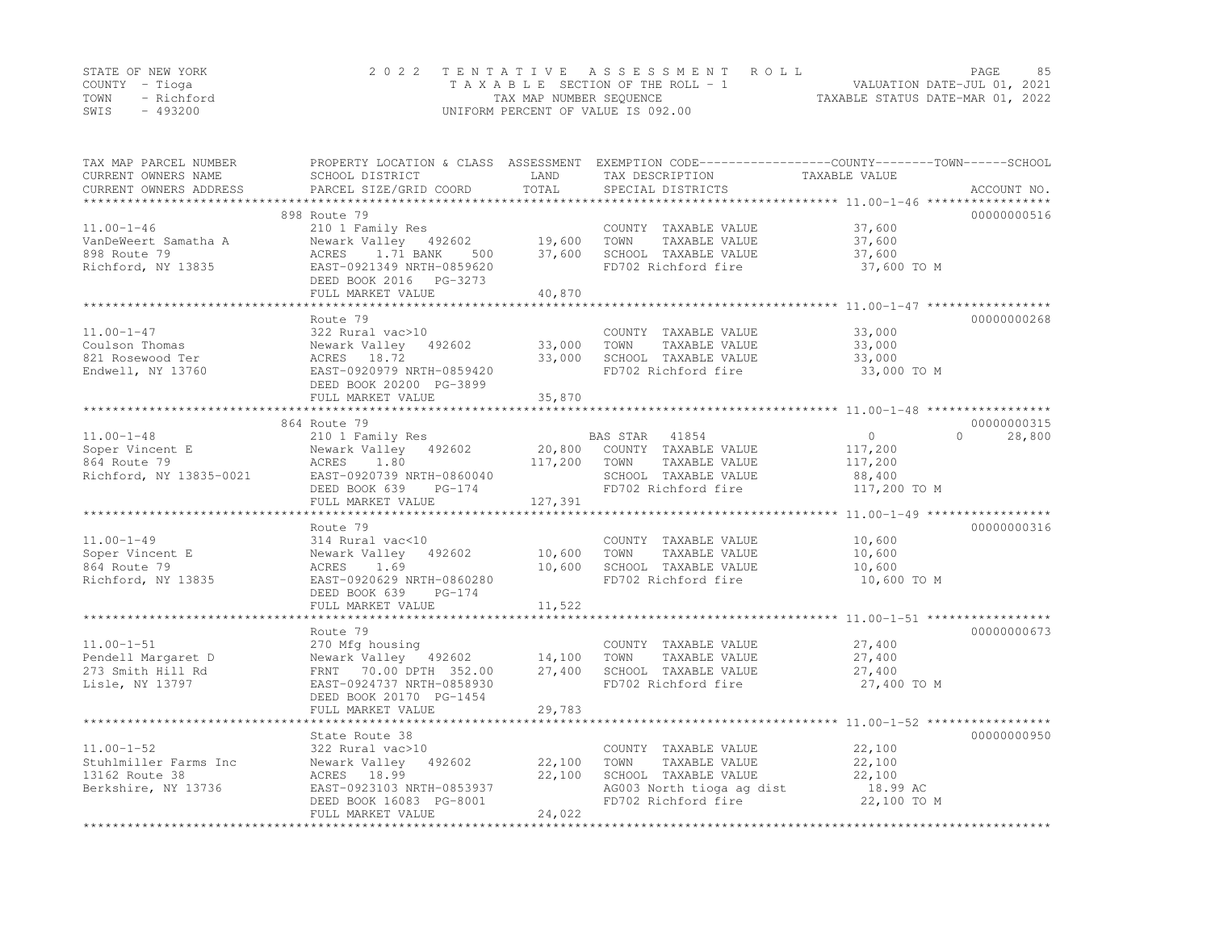STATE OF NEW YORK
COUNTY - Tioga
TOWN - Richford
SWIS - 493200

2 0 2 2 T E N T A T I V E A S S E S S M E N T R O L L
T A X A B L E SECTION OF THE ROLL - 1
TAX MAP NUMBER SEQUENCE
UNIFORM PERCENT OF VALUE IS 092.00

VALUATION DATE-JUL 01, 2021
TAXABLE STATUS DATE-MAR 01, 2022

| TAX MAP PARCEL NUMBER / CURRENT OWNERS NAME / CURRENT OWNERS ADDRESS | PROPERTY LOCATION & CLASS / SCHOOL DISTRICT / PARCEL SIZE/GRID COORD | ASSESSMENT LAND | TOTAL | EXEMPTION CODE / TAX DESCRIPTION / SPECIAL DISTRICTS | COUNTY TAXABLE VALUE | TOWN | SCHOOL | ACCOUNT NO. |
|---|---|---|---|---|---|---|---|---|
| **11.00-1-46** | 898 Route 79 | | | | | | | 00000000516 |
| VanDeWeert Samatha A | 210 1 Family Res | | | COUNTY TAXABLE VALUE | 37,600 | | | |
| 898 Route 79 | Newark Valley 492602 | 19,600 | | TOWN TAXABLE VALUE | 37,600 | | | |
| Richford, NY 13835 | ACRES 1.71 BANK 500 | | 37,600 | SCHOOL TAXABLE VALUE | 37,600 | | | |
| | EAST-0921349 NRTH-0859620 | | | FD702 Richford fire | 37,600 TO M | | | |
| | DEED BOOK 2016 PG-3273 | | | | | | | |
| | FULL MARKET VALUE | | 40,870 | | | | | |
| **11.00-1-47** | Route 79 | | | | | | | 00000000268 |
| Coulson Thomas | 322 Rural vac>10 | | | COUNTY TAXABLE VALUE | 33,000 | | | |
| 821 Rosewood Ter | Newark Valley 492602 | 33,000 | | TOWN TAXABLE VALUE | 33,000 | | | |
| Endwell, NY 13760 | ACRES 18.72 | | 33,000 | SCHOOL TAXABLE VALUE | 33,000 | | | |
| | EAST-0920979 NRTH-0859420 | | | FD702 Richford fire | 33,000 TO M | | | |
| | DEED BOOK 20200 PG-3899 | | | | | | | |
| | FULL MARKET VALUE | | 35,870 | | | | | |
| **11.00-1-48** | 864 Route 79 | | | | | | | 00000000315 |
| Soper Vincent E | 210 1 Family Res | | | BAS STAR 41854 | 0 | 0 | 28,800 | |
| 864 Route 79 | Newark Valley 492602 | 20,800 | | COUNTY TAXABLE VALUE | 117,200 | | | |
| Richford, NY 13835-0021 | ACRES 1.80 | | 117,200 | TOWN TAXABLE VALUE | 117,200 | | | |
| | EAST-0920739 NRTH-0860040 | | | SCHOOL TAXABLE VALUE | 88,400 | | | |
| | DEED BOOK 639 PG-174 | | | FD702 Richford fire | 117,200 TO M | | | |
| | FULL MARKET VALUE | | 127,391 | | | | | |
| **11.00-1-49** | Route 79 | | | | | | | 00000000316 |
| Soper Vincent E | 314 Rural vac<10 | | | COUNTY TAXABLE VALUE | 10,600 | | | |
| 864 Route 79 | Newark Valley 492602 | 10,600 | | TOWN TAXABLE VALUE | 10,600 | | | |
| Richford, NY 13835 | ACRES 1.69 | | 10,600 | SCHOOL TAXABLE VALUE | 10,600 | | | |
| | EAST-0920629 NRTH-0860280 | | | FD702 Richford fire | 10,600 TO M | | | |
| | DEED BOOK 639 PG-174 | | | | | | | |
| | FULL MARKET VALUE | | 11,522 | | | | | |
| **11.00-1-51** | Route 79 | | | | | | | 00000000673 |
| Pendell Margaret D | 270 Mfg housing | | | COUNTY TAXABLE VALUE | 27,400 | | | |
| 273 Smith Hill Rd | Newark Valley 492602 | 14,100 | | TOWN TAXABLE VALUE | 27,400 | | | |
| Lisle, NY 13797 | FRNT 70.00 DPTH 352.00 | | 27,400 | SCHOOL TAXABLE VALUE | 27,400 | | | |
| | EAST-0924737 NRTH-0858930 | | | FD702 Richford fire | 27,400 TO M | | | |
| | DEED BOOK 20170 PG-1454 | | | | | | | |
| | FULL MARKET VALUE | | 29,783 | | | | | |
| **11.00-1-52** | State Route 38 | | | | | | | 00000000950 |
| Stuhlmiller Farms Inc | 322 Rural vac>10 | | | COUNTY TAXABLE VALUE | 22,100 | | | |
| 13162 Route 38 | Newark Valley 492602 | 22,100 | | TOWN TAXABLE VALUE | 22,100 | | | |
| Berkshire, NY 13736 | ACRES 18.99 | | 22,100 | SCHOOL TAXABLE VALUE | 22,100 | | | |
| | EAST-0923103 NRTH-0853937 | | | AG003 North tioga ag dist | 18.99 AC | | | |
| | DEED BOOK 16083 PG-8001 | | | FD702 Richford fire | 22,100 TO M | | | |
| | FULL MARKET VALUE | | 24,022 | | | | | |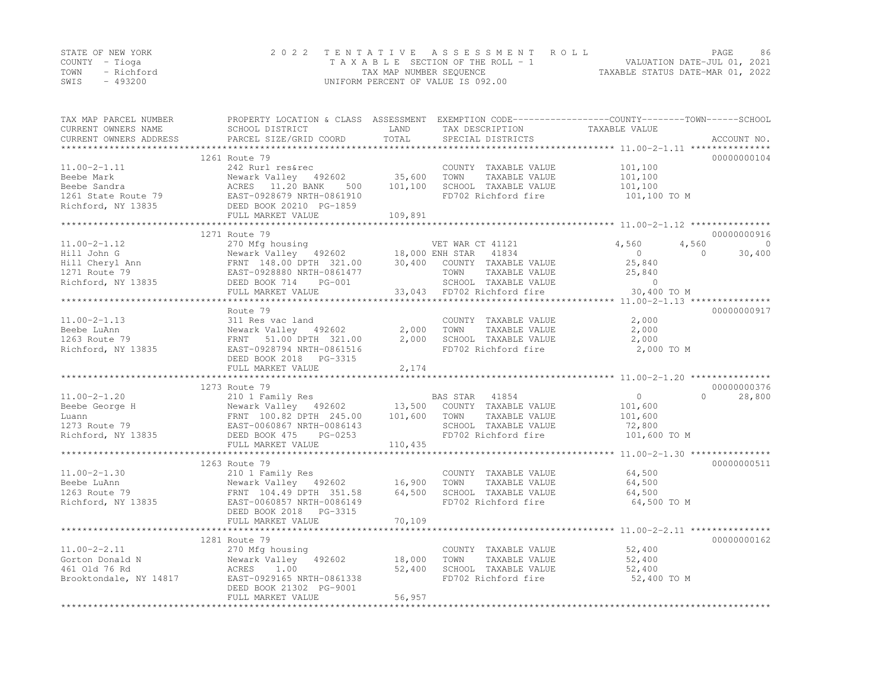STATE OF NEW YORK | 2 0 2 2 T E N T A T I V E A S S E S S M E N T R O L L
COUNTY - Tioga | T A X A B L E SECTION OF THE ROLL - 1 | VALUATION DATE-JUL 01, 2021
TOWN - Richford | TAX MAP NUMBER SEQUENCE | TAXABLE STATUS DATE-MAR 01, 2022
SWIS - 493200 | UNIFORM PERCENT OF VALUE IS 092.00

| TAX MAP PARCEL NUMBER / CURRENT OWNERS NAME / CURRENT OWNERS ADDRESS | PROPERTY LOCATION & CLASS / SCHOOL DISTRICT / PARCEL SIZE/GRID COORD | ASSESSMENT LAND | TOTAL | EXEMPTION CODE / TAX DESCRIPTION / SPECIAL DISTRICTS | COUNTY TAXABLE VALUE | TOWN | SCHOOL | ACCOUNT NO. |
|---|---|---|---|---|---|---|---|---|
| | 1261 Route 79 | | | | | | | 00000000104 |
| 11.00-2-1.11 | 242 Rurl res&rec | | | COUNTY TAXABLE VALUE | 101,100 | | | |
| Beebe Mark | Newark Valley 492602 | 35,600 | | TOWN TAXABLE VALUE | 101,100 | | | |
| Beebe Sandra | ACRES 11.20 BANK 500 | | 101,100 | SCHOOL TAXABLE VALUE | 101,100 | | | |
| 1261 State Route 79 | EAST-0928679 NRTH-0861910 | | | FD702 Richford fire | 101,100 TO M | | | |
| Richford, NY 13835 | DEED BOOK 20210 PG-1859 | | | | | | | |
| | FULL MARKET VALUE | | 109,891 | | | | | |
| | 1271 Route 79 | | | | | | | 00000000916 |
| 11.00-2-1.12 | 270 Mfg housing | | | VET WAR CT 41121 | 4,560 | 4,560 | 0 | |
| Hill John G | Newark Valley 492602 | 18,000 | | ENH STAR 41834 | 0 | 0 | 30,400 | |
| Hill Cheryl Ann | FRNT 148.00 DPTH 321.00 | | 30,400 | COUNTY TAXABLE VALUE | 25,840 | | | |
| 1271 Route 79 | EAST-0928880 NRTH-0861477 | | | TOWN TAXABLE VALUE | 25,840 | | | |
| Richford, NY 13835 | DEED BOOK 714 PG-001 | | | SCHOOL TAXABLE VALUE | 0 | | | |
| | FULL MARKET VALUE | | 33,043 | FD702 Richford fire | 30,400 TO M | | | |
| | Route 79 | | | | | | | 00000000917 |
| 11.00-2-1.13 | 311 Res vac land | | | COUNTY TAXABLE VALUE | 2,000 | | | |
| Beebe LuAnn | Newark Valley 492602 | 2,000 | | TOWN TAXABLE VALUE | 2,000 | | | |
| 1263 Route 79 | FRNT 51.00 DPTH 321.00 | | 2,000 | SCHOOL TAXABLE VALUE | 2,000 | | | |
| Richford, NY 13835 | EAST-0928794 NRTH-0861516 | | | FD702 Richford fire | 2,000 TO M | | | |
| | DEED BOOK 2018 PG-3315 | | | | | | | |
| | FULL MARKET VALUE | | 2,174 | | | | | |
| | 1273 Route 79 | | | | | | | 00000000376 |
| 11.00-2-1.20 | 210 1 Family Res | | | BAS STAR 41854 | 0 | 0 | 28,800 | |
| Beebe George H | Newark Valley 492602 | 13,500 | | COUNTY TAXABLE VALUE | 101,600 | | | |
| Luann | FRNT 100.82 DPTH 245.00 | | 101,600 | TOWN TAXABLE VALUE | 101,600 | | | |
| 1273 Route 79 | EAST-0060867 NRTH-0086143 | | | SCHOOL TAXABLE VALUE | 72,800 | | | |
| Richford, NY 13835 | DEED BOOK 475 PG-0253 | | | FD702 Richford fire | 101,600 TO M | | | |
| | FULL MARKET VALUE | | 110,435 | | | | | |
| | 1263 Route 79 | | | | | | | 00000000511 |
| 11.00-2-1.30 | 210 1 Family Res | | | COUNTY TAXABLE VALUE | 64,500 | | | |
| Beebe LuAnn | Newark Valley 492602 | 16,900 | | TOWN TAXABLE VALUE | 64,500 | | | |
| 1263 Route 79 | FRNT 104.49 DPTH 351.58 | | 64,500 | SCHOOL TAXABLE VALUE | 64,500 | | | |
| Richford, NY 13835 | EAST-0060857 NRTH-0086149 | | | FD702 Richford fire | 64,500 TO M | | | |
| | DEED BOOK 2018 PG-3315 | | | | | | | |
| | FULL MARKET VALUE | | 70,109 | | | | | |
| | 1281 Route 79 | | | | | | | 00000000162 |
| 11.00-2-2.11 | 270 Mfg housing | | | COUNTY TAXABLE VALUE | 52,400 | | | |
| Gorton Donald N | Newark Valley 492602 | 18,000 | | TOWN TAXABLE VALUE | 52,400 | | | |
| 461 Old 76 Rd | ACRES 1.00 | | 52,400 | SCHOOL TAXABLE VALUE | 52,400 | | | |
| Brooktondale, NY 14817 | EAST-0929165 NRTH-0861338 | | | FD702 Richford fire | 52,400 TO M | | | |
| | DEED BOOK 21302 PG-9001 | | | | | | | |
| | FULL MARKET VALUE | | 56,957 | | | | | |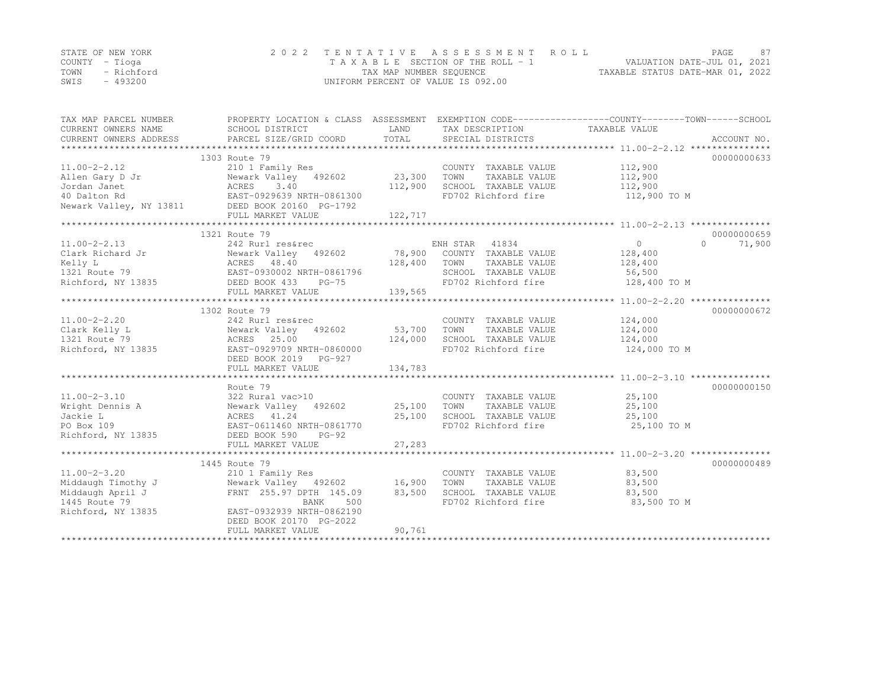STATE OF NEW YORK
COUNTY - Tioga
TOWN - Richford
SWIS - 493200

2022 TENTATIVE ASSESSMENT ROLL
TAXABLE SECTION OF THE ROLL - 1
TAX MAP NUMBER SEQUENCE
UNIFORM PERCENT OF VALUE IS 092.00

VALUATION DATE-JUL 01, 2021
TAXABLE STATUS DATE-MAR 01, 2022

| TAX MAP PARCEL NUMBER / CURRENT OWNERS NAME / CURRENT OWNERS ADDRESS | PROPERTY LOCATION & CLASS / SCHOOL DISTRICT / PARCEL SIZE/GRID COORD | ASSESSMENT LAND | TOTAL | EXEMPTION CODE / TAX DESCRIPTION / SPECIAL DISTRICTS | COUNTY | TOWN | SCHOOL TAXABLE VALUE | ACCOUNT NO. |
|---|---|---|---|---|---|---|---|---|
| | 1303 Route 79 | | | | | | | 00000000633 |
| 11.00-2-2.12 | 210 1 Family Res | | | COUNTY TAXABLE VALUE | 112,900 | | | |
| Allen Gary D Jr | Newark Valley 492602 | 23,300 | | TOWN TAXABLE VALUE | | 112,900 | | |
| Jordan Janet | ACRES 3.40 | | 112,900 | SCHOOL TAXABLE VALUE | | | 112,900 | |
| 40 Dalton Rd | EAST-0929639 NRTH-0861300 | | | FD702 Richford fire | 112,900 TO M | | | |
| Newark Valley, NY 13811 | DEED BOOK 20160 PG-1792 | | | | | | | |
| | FULL MARKET VALUE | | 122,717 | | | | | |
| | 1321 Route 79 | | | | | | | 00000000659 |
| 11.00-2-2.13 | 242 Rurl res&rec | | | ENH STAR 41834 | 0 | 0 | 71,900 | |
| Clark Richard Jr | Newark Valley 492602 | 78,900 | | COUNTY TAXABLE VALUE | 128,400 | | | |
| Kelly L | ACRES 48.40 | | 128,400 | TOWN TAXABLE VALUE | | 128,400 | | |
| 1321 Route 79 | EAST-0930002 NRTH-0861796 | | | SCHOOL TAXABLE VALUE | | | 56,500 | |
| Richford, NY 13835 | DEED BOOK 433 PG-75 | | | FD702 Richford fire | 128,400 TO M | | | |
| | FULL MARKET VALUE | | 139,565 | | | | | |
| | 1302 Route 79 | | | | | | | 00000000672 |
| 11.00-2-2.20 | 242 Rurl res&rec | | | COUNTY TAXABLE VALUE | 124,000 | | | |
| Clark Kelly L | Newark Valley 492602 | 53,700 | | TOWN TAXABLE VALUE | | 124,000 | | |
| 1321 Route 79 | ACRES 25.00 | | 124,000 | SCHOOL TAXABLE VALUE | | | 124,000 | |
| Richford, NY 13835 | EAST-0929709 NRTH-0860000 | | | FD702 Richford fire | 124,000 TO M | | | |
| | DEED BOOK 2019 PG-927 | | | | | | | |
| | FULL MARKET VALUE | | 134,783 | | | | | |
| | Route 79 | | | | | | | 00000000150 |
| 11.00-2-3.10 | 322 Rural vac>10 | | | COUNTY TAXABLE VALUE | 25,100 | | | |
| Wright Dennis A | Newark Valley 492602 | 25,100 | | TOWN TAXABLE VALUE | | 25,100 | | |
| Jackie L | ACRES 41.24 | | 25,100 | SCHOOL TAXABLE VALUE | | | 25,100 | |
| PO Box 109 | EAST-0611460 NRTH-0861770 | | | FD702 Richford fire | 25,100 TO M | | | |
| Richford, NY 13835 | DEED BOOK 590 PG-92 | | | | | | | |
| | FULL MARKET VALUE | | 27,283 | | | | | |
| | 1445 Route 79 | | | | | | | 00000000489 |
| 11.00-2-3.20 | 210 1 Family Res | | | COUNTY TAXABLE VALUE | 83,500 | | | |
| Middaugh Timothy J | Newark Valley 492602 | 16,900 | | TOWN TAXABLE VALUE | | 83,500 | | |
| Middaugh April J | FRNT 255.97 DPTH 145.09 | | 83,500 | SCHOOL TAXABLE VALUE | | | 83,500 | |
| 1445 Route 79 | BANK 500 | | | FD702 Richford fire | 83,500 TO M | | | |
| Richford, NY 13835 | EAST-0932939 NRTH-0862190 | | | | | | | |
| | DEED BOOK 20170 PG-2022 | | | | | | | |
| | FULL MARKET VALUE | | 90,761 | | | | | |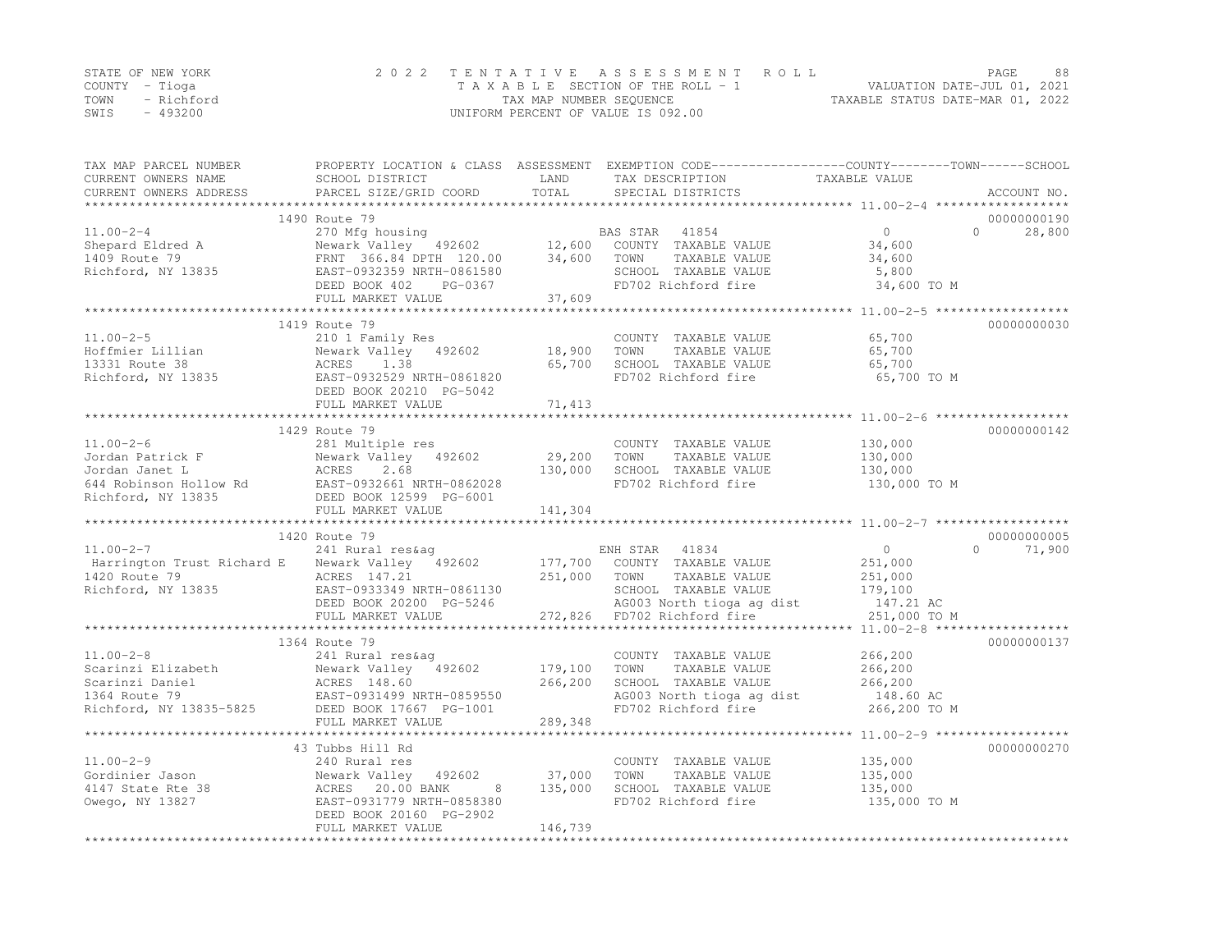STATE OF NEW YORK
COUNTY - Tioga
TOWN - Richford
SWIS - 493200

2 0 2 2 T E N T A T I V E A S S E S S M E N T R O L L
T A X A B L E SECTION OF THE ROLL - 1
TAX MAP NUMBER SEQUENCE
UNIFORM PERCENT OF VALUE IS 092.00

VALUATION DATE-JUL 01, 2021
TAXABLE STATUS DATE-MAR 01, 2022

| TAX MAP PARCEL NUMBER / CURRENT OWNERS NAME / CURRENT OWNERS ADDRESS | PROPERTY LOCATION & CLASS / SCHOOL DISTRICT / PARCEL SIZE/GRID COORD | ASSESSMENT LAND / TOTAL | EXEMPTION CODE / TAX DESCRIPTION / SPECIAL DISTRICTS | COUNTY / TOWN / SCHOOL TAXABLE VALUE | ACCOUNT NO. |
|---|---|---|---|---|---|
| **11.00-2-4** | 1490 Route 79 | | | | 00000000190 |
| | 270 Mfg housing | | BAS STAR 41854 | 0 &nbsp; 0 &nbsp; 28,800 | |
| Shepard Eldred A | Newark Valley 492602 | 12,600 | COUNTY TAXABLE VALUE | 34,600 | |
| 1409 Route 79 | FRNT 366.84 DPTH 120.00 | 34,600 | TOWN TAXABLE VALUE | 34,600 | |
| Richford, NY 13835 | EAST-0932359 NRTH-0861580 | | SCHOOL TAXABLE VALUE | 5,800 | |
| | DEED BOOK 402 PG-0367 | | FD702 Richford fire | 34,600 TO M | |
| | FULL MARKET VALUE | 37,609 | | | |
| **11.00-2-5** | 1419 Route 79 | | | | 00000000030 |
| | 210 1 Family Res | | COUNTY TAXABLE VALUE | 65,700 | |
| Hoffmier Lillian | Newark Valley 492602 | 18,900 | TOWN TAXABLE VALUE | 65,700 | |
| 13331 Route 38 | ACRES 1.38 | 65,700 | SCHOOL TAXABLE VALUE | 65,700 | |
| Richford, NY 13835 | EAST-0932529 NRTH-0861820 | | FD702 Richford fire | 65,700 TO M | |
| | DEED BOOK 20210 PG-5042 | | | | |
| | FULL MARKET VALUE | 71,413 | | | |
| **11.00-2-6** | 1429 Route 79 | | | | 00000000142 |
| | 281 Multiple res | | COUNTY TAXABLE VALUE | 130,000 | |
| Jordan Patrick F | Newark Valley 492602 | 29,200 | TOWN TAXABLE VALUE | 130,000 | |
| Jordan Janet L | ACRES 2.68 | 130,000 | SCHOOL TAXABLE VALUE | 130,000 | |
| 644 Robinson Hollow Rd | EAST-0932661 NRTH-0862028 | | FD702 Richford fire | 130,000 TO M | |
| Richford, NY 13835 | DEED BOOK 12599 PG-6001 | | | | |
| | FULL MARKET VALUE | 141,304 | | | |
| **11.00-2-7** | 1420 Route 79 | | | | 00000000005 |
| | 241 Rural res&ag | | ENH STAR 41834 | 0 &nbsp; 0 &nbsp; 71,900 | |
| Harrington Trust Richard E | Newark Valley 492602 | 177,700 | COUNTY TAXABLE VALUE | 251,000 | |
| 1420 Route 79 | ACRES 147.21 | 251,000 | TOWN TAXABLE VALUE | 251,000 | |
| Richford, NY 13835 | EAST-0933349 NRTH-0861130 | | SCHOOL TAXABLE VALUE | 179,100 | |
| | DEED BOOK 20200 PG-5246 | | AG003 North tioga ag dist | 147.21 AC | |
| | FULL MARKET VALUE | 272,826 | FD702 Richford fire | 251,000 TO M | |
| **11.00-2-8** | 1364 Route 79 | | | | 00000000137 |
| | 241 Rural res&ag | | COUNTY TAXABLE VALUE | 266,200 | |
| Scarinzi Elizabeth | Newark Valley 492602 | 179,100 | TOWN TAXABLE VALUE | 266,200 | |
| Scarinzi Daniel | ACRES 148.60 | 266,200 | SCHOOL TAXABLE VALUE | 266,200 | |
| 1364 Route 79 | EAST-0931499 NRTH-0859550 | | AG003 North tioga ag dist | 148.60 AC | |
| Richford, NY 13835-5825 | DEED BOOK 17667 PG-1001 | | FD702 Richford fire | 266,200 TO M | |
| | FULL MARKET VALUE | 289,348 | | | |
| **11.00-2-9** | 43 Tubbs Hill Rd | | | | 00000000270 |
| | 240 Rural res | | COUNTY TAXABLE VALUE | 135,000 | |
| Gordinier Jason | Newark Valley 492602 | 37,000 | TOWN TAXABLE VALUE | 135,000 | |
| 4147 State Rte 38 | ACRES 20.00 BANK 8 | 135,000 | SCHOOL TAXABLE VALUE | 135,000 | |
| Owego, NY 13827 | EAST-0931779 NRTH-0858380 | | FD702 Richford fire | 135,000 TO M | |
| | DEED BOOK 20160 PG-2902 | | | | |
| | FULL MARKET VALUE | 146,739 | | | |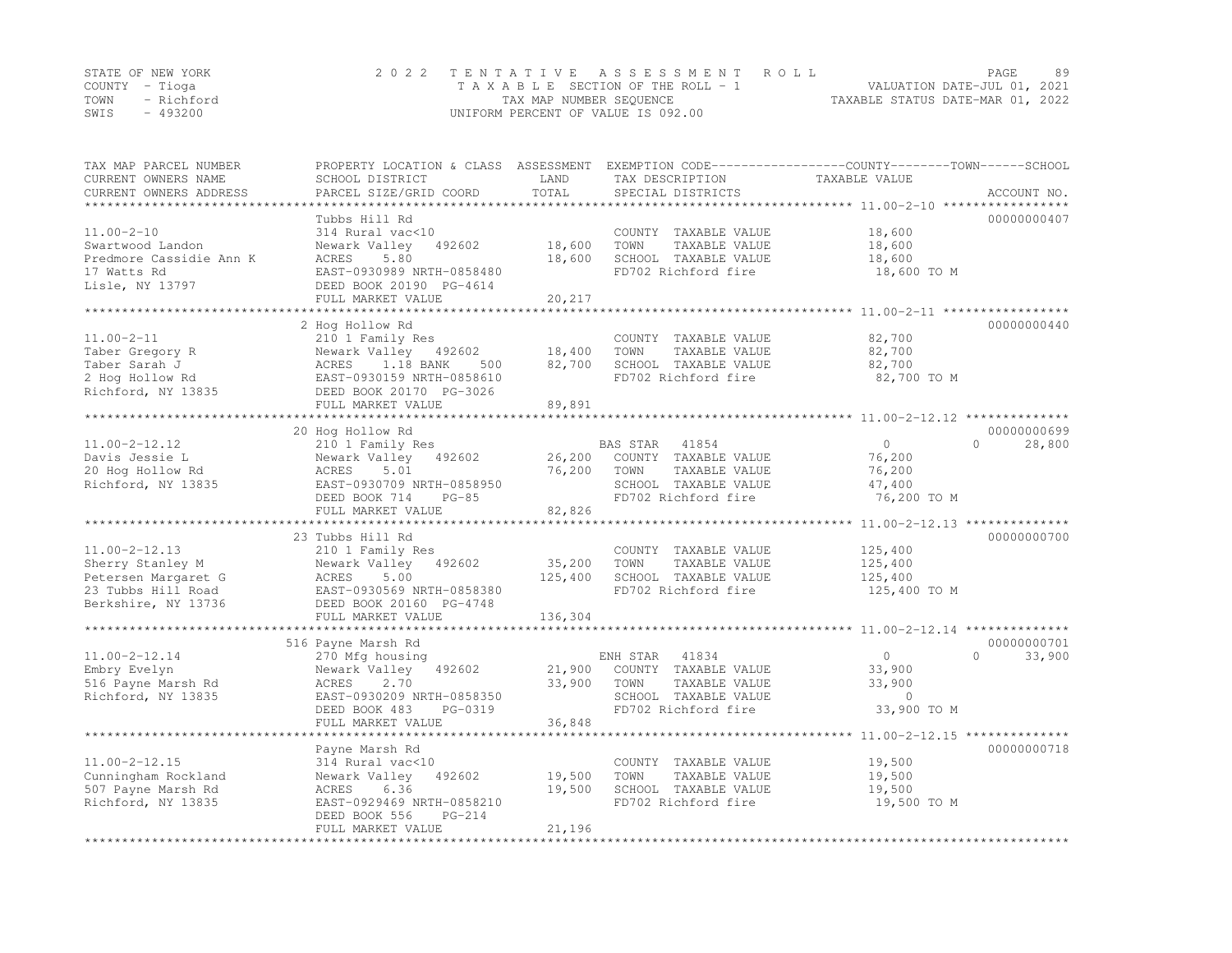STATE OF NEW YORK
COUNTY - Tioga
TOWN - Richford
SWIS - 493200

2022 TENTATIVE ASSESSMENT ROLL
TAXABLE SECTION OF THE ROLL - 1
TAX MAP NUMBER SEQUENCE
UNIFORM PERCENT OF VALUE IS 092.00

VALUATION DATE-JUL 01, 2021
TAXABLE STATUS DATE-MAR 01, 2022

| TAX MAP PARCEL NUMBER / CURRENT OWNERS NAME / CURRENT OWNERS ADDRESS | PROPERTY LOCATION & CLASS / SCHOOL DISTRICT / PARCEL SIZE/GRID COORD | ASSESSMENT LAND | ASSESSMENT TOTAL | EXEMPTION CODE / TAX DESCRIPTION / SPECIAL DISTRICTS | COUNTY TAXABLE VALUE | TOWN | SCHOOL | ACCOUNT NO. |
|---|---|---|---|---|---|---|---|---|
| **11.00-2-10** | Tubbs Hill Rd | | | | | | | 00000000407 |
| 11.00-2-10 | 314 Rural vac<10 | | | COUNTY TAXABLE VALUE | 18,600 | | | |
| Swartwood Landon | Newark Valley 492602 | 18,600 | | TOWN TAXABLE VALUE | 18,600 | | | |
| Predmore Cassidie Ann K | ACRES 5.80 | | 18,600 | SCHOOL TAXABLE VALUE | 18,600 | | | |
| 17 Watts Rd | EAST-0930989 NRTH-0858480 | | | FD702 Richford fire | 18,600 TO M | | | |
| Lisle, NY 13797 | DEED BOOK 20190 PG-4614 | | | | | | | |
| | FULL MARKET VALUE | | 20,217 | | | | | |
| **11.00-2-11** | 2 Hog Hollow Rd | | | | | | | 00000000440 |
| 11.00-2-11 | 210 1 Family Res | | | COUNTY TAXABLE VALUE | 82,700 | | | |
| Taber Gregory R | Newark Valley 492602 | 18,400 | | TOWN TAXABLE VALUE | 82,700 | | | |
| Taber Sarah J | ACRES 1.18 BANK 500 | | 82,700 | SCHOOL TAXABLE VALUE | 82,700 | | | |
| 2 Hog Hollow Rd | EAST-0930159 NRTH-0858610 | | | FD702 Richford fire | 82,700 TO M | | | |
| Richford, NY 13835 | DEED BOOK 20170 PG-3026 | | | | | | | |
| | FULL MARKET VALUE | | 89,891 | | | | | |
| **11.00-2-12.12** | 20 Hog Hollow Rd | | | | | | | 00000000699 |
| 11.00-2-12.12 | 210 1 Family Res | | | BAS STAR 41854 | 0 | 0 | 28,800 | |
| Davis Jessie L | Newark Valley 492602 | 26,200 | | COUNTY TAXABLE VALUE | 76,200 | | | |
| 20 Hog Hollow Rd | ACRES 5.01 | | 76,200 | TOWN TAXABLE VALUE | 76,200 | | | |
| Richford, NY 13835 | EAST-0930709 NRTH-0858950 | | | SCHOOL TAXABLE VALUE | 47,400 | | | |
| | DEED BOOK 714 PG-85 | | | FD702 Richford fire | 76,200 TO M | | | |
| | FULL MARKET VALUE | | 82,826 | | | | | |
| **11.00-2-12.13** | 23 Tubbs Hill Rd | | | | | | | 00000000700 |
| 11.00-2-12.13 | 210 1 Family Res | | | COUNTY TAXABLE VALUE | 125,400 | | | |
| Sherry Stanley M | Newark Valley 492602 | 35,200 | | TOWN TAXABLE VALUE | 125,400 | | | |
| Petersen Margaret G | ACRES 5.00 | | 125,400 | SCHOOL TAXABLE VALUE | 125,400 | | | |
| 23 Tubbs Hill Road | EAST-0930569 NRTH-0858380 | | | FD702 Richford fire | 125,400 TO M | | | |
| Berkshire, NY 13736 | DEED BOOK 20160 PG-4748 | | | | | | | |
| | FULL MARKET VALUE | | 136,304 | | | | | |
| **11.00-2-12.14** | 516 Payne Marsh Rd | | | | | | | 00000000701 |
| 11.00-2-12.14 | 270 Mfg housing | | | ENH STAR 41834 | 0 | 0 | 33,900 | |
| Embry Evelyn | Newark Valley 492602 | 21,900 | | COUNTY TAXABLE VALUE | 33,900 | | | |
| 516 Payne Marsh Rd | ACRES 2.70 | | 33,900 | TOWN TAXABLE VALUE | 33,900 | | | |
| Richford, NY 13835 | EAST-0930209 NRTH-0858350 | | | SCHOOL TAXABLE VALUE | 0 | | | |
| | DEED BOOK 483 PG-0319 | | | FD702 Richford fire | 33,900 TO M | | | |
| | FULL MARKET VALUE | | 36,848 | | | | | |
| **11.00-2-12.15** | Payne Marsh Rd | | | | | | | 00000000718 |
| 11.00-2-12.15 | 314 Rural vac<10 | | | COUNTY TAXABLE VALUE | 19,500 | | | |
| Cunningham Rockland | Newark Valley 492602 | 19,500 | | TOWN TAXABLE VALUE | 19,500 | | | |
| 507 Payne Marsh Rd | ACRES 6.36 | | 19,500 | SCHOOL TAXABLE VALUE | 19,500 | | | |
| Richford, NY 13835 | EAST-0929469 NRTH-0858210 | | | FD702 Richford fire | 19,500 TO M | | | |
| | DEED BOOK 556 PG-214 | | | | | | | |
| | FULL MARKET VALUE | | 21,196 | | | | | |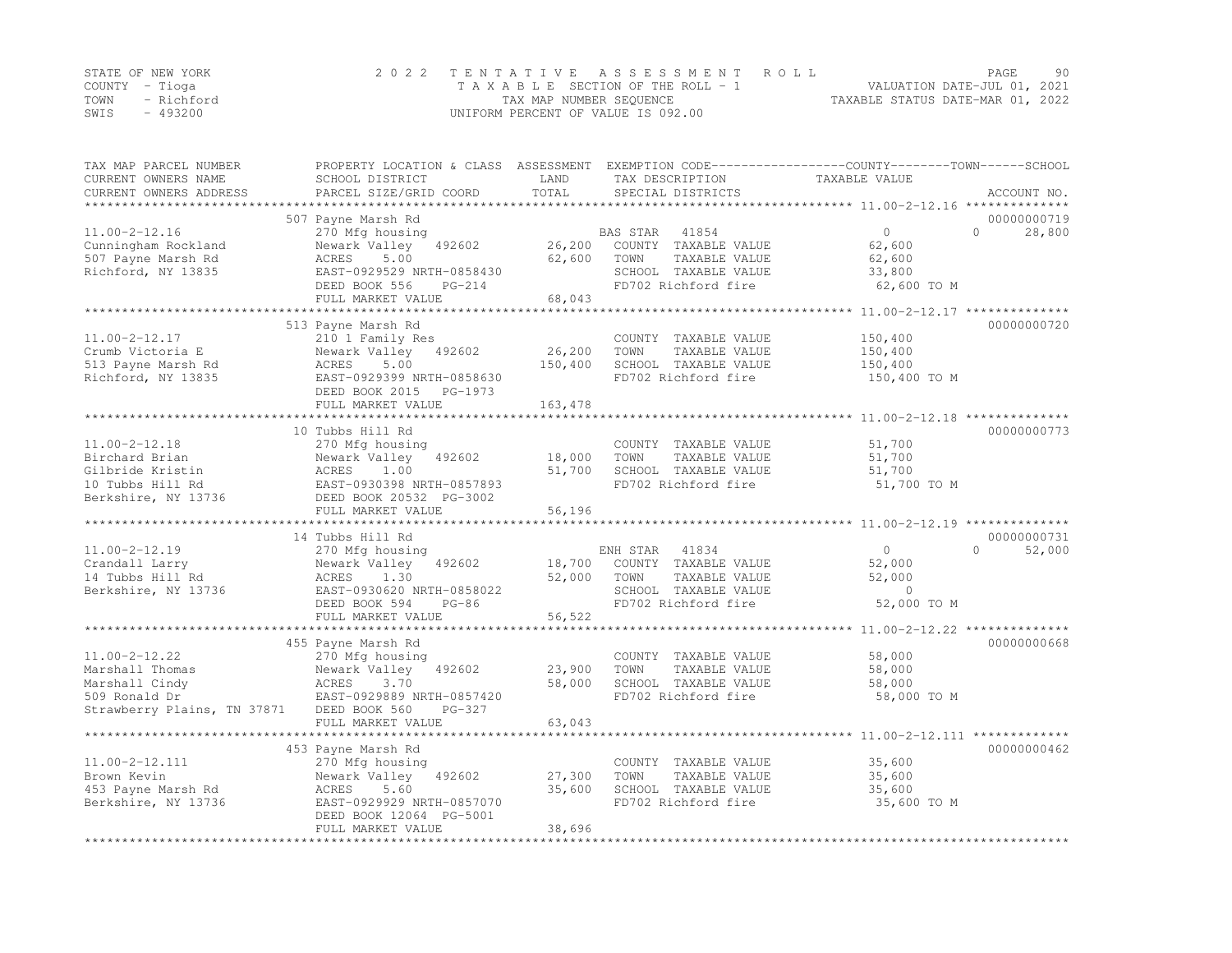STATE OF NEW YORK — 2022 TENTATIVE ASSESSMENT ROLL
COUNTY - Tioga — TAXABLE SECTION OF THE ROLL - 1 — VALUATION DATE-JUL 01, 2021
TOWN - Richford — TAX MAP NUMBER SEQUENCE — TAXABLE STATUS DATE-MAR 01, 2022
SWIS - 493200 — UNIFORM PERCENT OF VALUE IS 092.00

| TAX MAP PARCEL NUMBER / CURRENT OWNERS NAME / CURRENT OWNERS ADDRESS | PROPERTY LOCATION & CLASS / SCHOOL DISTRICT / PARCEL SIZE/GRID COORD | ASSESSMENT LAND | TOTAL | EXEMPTION CODE / TAX DESCRIPTION / SPECIAL DISTRICTS | COUNTY TAXABLE VALUE | TOWN | SCHOOL | ACCOUNT NO. |
|---|---|---|---|---|---|---|---|---|
| **11.00-2-12.16** | 507 Payne Marsh Rd | | | | | | | 00000000719 |
| Cunningham Rockland | 270 Mfg housing | | | BAS STAR 41854 | 0 | 0 | 28,800 | |
| 507 Payne Marsh Rd | Newark Valley 492602 | 26,200 | | COUNTY TAXABLE VALUE | 62,600 | | | |
| Richford, NY 13835 | ACRES 5.00 | | 62,600 | TOWN TAXABLE VALUE | | 62,600 | | |
| | EAST-0929529 NRTH-0858430 | | | SCHOOL TAXABLE VALUE | | | 33,800 | |
| | DEED BOOK 556 PG-214 | | | FD702 Richford fire | 62,600 TO M | | | |
| | FULL MARKET VALUE | | 68,043 | | | | | |
| **11.00-2-12.17** | 513 Payne Marsh Rd | | | | | | | 00000000720 |
| Crumb Victoria E | 210 1 Family Res | | | COUNTY TAXABLE VALUE | 150,400 | | | |
| 513 Payne Marsh Rd | Newark Valley 492602 | 26,200 | | TOWN TAXABLE VALUE | | 150,400 | | |
| Richford, NY 13835 | ACRES 5.00 | | 150,400 | SCHOOL TAXABLE VALUE | | | 150,400 | |
| | EAST-0929399 NRTH-0858630 | | | FD702 Richford fire | 150,400 TO M | | | |
| | DEED BOOK 2015 PG-1973 | | | | | | | |
| | FULL MARKET VALUE | | 163,478 | | | | | |
| **11.00-2-12.18** | 10 Tubbs Hill Rd | | | | | | | 00000000773 |
| Birchard Brian | 270 Mfg housing | | | COUNTY TAXABLE VALUE | 51,700 | | | |
| Gilbride Kristin | Newark Valley 492602 | 18,000 | | TOWN TAXABLE VALUE | | 51,700 | | |
| 10 Tubbs Hill Rd | ACRES 1.00 | | 51,700 | SCHOOL TAXABLE VALUE | | | 51,700 | |
| Berkshire, NY 13736 | EAST-0930398 NRTH-0857893 | | | FD702 Richford fire | 51,700 TO M | | | |
| | DEED BOOK 20532 PG-3002 | | | | | | | |
| | FULL MARKET VALUE | | 56,196 | | | | | |
| **11.00-2-12.19** | 14 Tubbs Hill Rd | | | | | | | 00000000731 |
| Crandall Larry | 270 Mfg housing | | | ENH STAR 41834 | 0 | 0 | 52,000 | |
| 14 Tubbs Hill Rd | Newark Valley 492602 | 18,700 | | COUNTY TAXABLE VALUE | 52,000 | | | |
| Berkshire, NY 13736 | ACRES 1.30 | | 52,000 | TOWN TAXABLE VALUE | | 52,000 | | |
| | EAST-0930620 NRTH-0858022 | | | SCHOOL TAXABLE VALUE | | | 0 | |
| | DEED BOOK 594 PG-86 | | | FD702 Richford fire | 52,000 TO M | | | |
| | FULL MARKET VALUE | | 56,522 | | | | | |
| **11.00-2-12.22** | 455 Payne Marsh Rd | | | | | | | 00000000668 |
| Marshall Thomas | 270 Mfg housing | | | COUNTY TAXABLE VALUE | 58,000 | | | |
| Marshall Cindy | Newark Valley 492602 | 23,900 | | TOWN TAXABLE VALUE | | 58,000 | | |
| 509 Ronald Dr | ACRES 3.70 | | 58,000 | SCHOOL TAXABLE VALUE | | | 58,000 | |
| Strawberry Plains, TN 37871 | EAST-0929889 NRTH-0857420 | | | FD702 Richford fire | 58,000 TO M | | | |
| | DEED BOOK 560 PG-327 | | | | | | | |
| | FULL MARKET VALUE | | 63,043 | | | | | |
| **11.00-2-12.111** | 453 Payne Marsh Rd | | | | | | | 00000000462 |
| Brown Kevin | 270 Mfg housing | | | COUNTY TAXABLE VALUE | 35,600 | | | |
| 453 Payne Marsh Rd | Newark Valley 492602 | 27,300 | | TOWN TAXABLE VALUE | | 35,600 | | |
| Berkshire, NY 13736 | ACRES 5.60 | | 35,600 | SCHOOL TAXABLE VALUE | | | 35,600 | |
| | EAST-0929929 NRTH-0857070 | | | FD702 Richford fire | 35,600 TO M | | | |
| | DEED BOOK 12064 PG-5001 | | | | | | | |
| | FULL MARKET VALUE | | 38,696 | | | | | |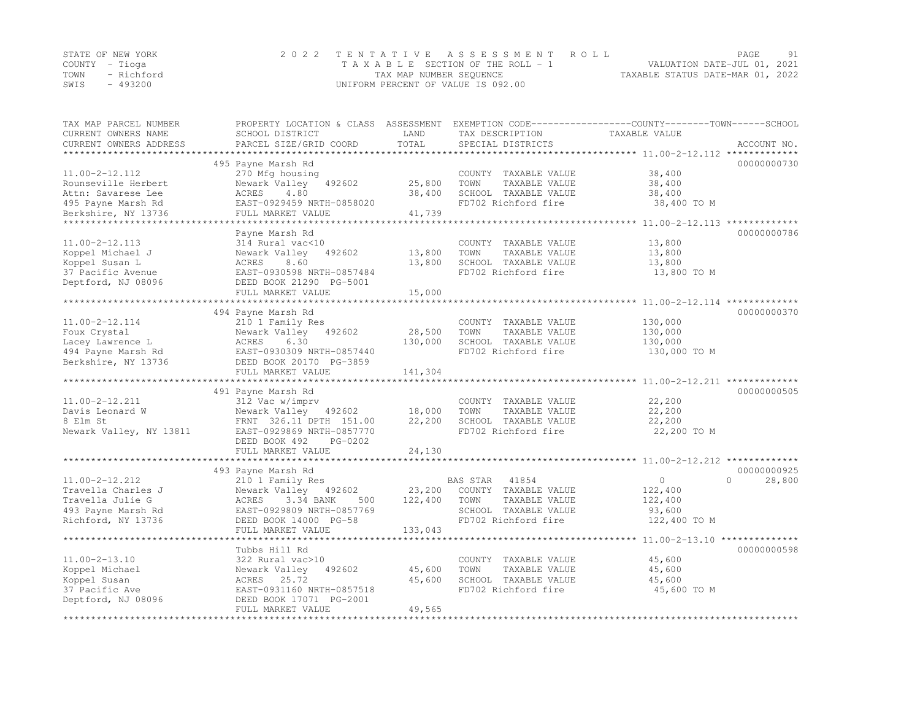STATE OF NEW YORK
COUNTY - Tioga
TOWN - Richford
SWIS - 493200

2022 TENTATIVE ASSESSMENT ROLL
TAXABLE SECTION OF THE ROLL - 1
TAX MAP NUMBER SEQUENCE
UNIFORM PERCENT OF VALUE IS 092.00

VALUATION DATE-JUL 01, 2021
TAXABLE STATUS DATE-MAR 01, 2022

| TAX MAP PARCEL NUMBER / CURRENT OWNERS NAME / CURRENT OWNERS ADDRESS | PROPERTY LOCATION & CLASS / SCHOOL DISTRICT / PARCEL SIZE/GRID COORD | ASSESSMENT LAND / TOTAL | EXEMPTION CODE / TAX DESCRIPTION / SPECIAL DISTRICTS | COUNTY TAXABLE VALUE | TOWN | SCHOOL | ACCOUNT NO. |
|---|---|---|---|---|---|---|---|
| **11.00-2-12.112** | 495 Payne Marsh Rd | | | | | | 00000000730 |
| 11.00-2-12.112 | 270 Mfg housing | | COUNTY TAXABLE VALUE | 38,400 | | | |
| Rounseville Herbert | Newark Valley 492602 | 25,800 | TOWN TAXABLE VALUE | 38,400 | | | |
| Attn: Savarese Lee | ACRES 4.80 | 38,400 | SCHOOL TAXABLE VALUE | 38,400 | | | |
| 495 Payne Marsh Rd | EAST-0929459 NRTH-0858020 | | FD702 Richford fire | 38,400 TO M | | | |
| Berkshire, NY 13736 | FULL MARKET VALUE | 41,739 | | | | | |
| **11.00-2-12.113** | Payne Marsh Rd | | | | | | 00000000786 |
| 11.00-2-12.113 | 314 Rural vac<10 | | COUNTY TAXABLE VALUE | 13,800 | | | |
| Koppel Michael J | Newark Valley 492602 | 13,800 | TOWN TAXABLE VALUE | 13,800 | | | |
| Koppel Susan L | ACRES 8.60 | 13,800 | SCHOOL TAXABLE VALUE | 13,800 | | | |
| 37 Pacific Avenue | EAST-0930598 NRTH-0857484 | | FD702 Richford fire | 13,800 TO M | | | |
| Deptford, NJ 08096 | DEED BOOK 21290 PG-5001 | | | | | | |
| | FULL MARKET VALUE | 15,000 | | | | | |
| **11.00-2-12.114** | 494 Payne Marsh Rd | | | | | | 00000000370 |
| 11.00-2-12.114 | 210 1 Family Res | | COUNTY TAXABLE VALUE | 130,000 | | | |
| Foux Crystal | Newark Valley 492602 | 28,500 | TOWN TAXABLE VALUE | 130,000 | | | |
| Lacey Lawrence L | ACRES 6.30 | 130,000 | SCHOOL TAXABLE VALUE | 130,000 | | | |
| 494 Payne Marsh Rd | EAST-0930309 NRTH-0857440 | | FD702 Richford fire | 130,000 TO M | | | |
| Berkshire, NY 13736 | DEED BOOK 20170 PG-3859 | | | | | | |
| | FULL MARKET VALUE | 141,304 | | | | | |
| **11.00-2-12.211** | 491 Payne Marsh Rd | | | | | | 00000000505 |
| 11.00-2-12.211 | 312 Vac w/imprv | | COUNTY TAXABLE VALUE | 22,200 | | | |
| Davis Leonard W | Newark Valley 492602 | 18,000 | TOWN TAXABLE VALUE | 22,200 | | | |
| 8 Elm St | FRNT 326.11 DPTH 151.00 | 22,200 | SCHOOL TAXABLE VALUE | 22,200 | | | |
| Newark Valley, NY 13811 | EAST-0929869 NRTH-0857770 | | FD702 Richford fire | 22,200 TO M | | | |
| | DEED BOOK 492 PG-0202 | | | | | | |
| | FULL MARKET VALUE | 24,130 | | | | | |
| **11.00-2-12.212** | 493 Payne Marsh Rd | | | | | | 00000000925 |
| 11.00-2-12.212 | 210 1 Family Res | | BAS STAR 41854 | 0 | 0 | 28,800 | |
| Travella Charles J | Newark Valley 492602 | 23,200 | COUNTY TAXABLE VALUE | 122,400 | | | |
| Travella Julie G | ACRES 3.34 BANK 500 | 122,400 | TOWN TAXABLE VALUE | 122,400 | | | |
| 493 Payne Marsh Rd | EAST-0929809 NRTH-0857769 | | SCHOOL TAXABLE VALUE | 93,600 | | | |
| Richford, NY 13736 | DEED BOOK 14000 PG-58 | | FD702 Richford fire | 122,400 TO M | | | |
| | FULL MARKET VALUE | 133,043 | | | | | |
| **11.00-2-13.10** | Tubbs Hill Rd | | | | | | 00000000598 |
| 11.00-2-13.10 | 322 Rural vac>10 | | COUNTY TAXABLE VALUE | 45,600 | | | |
| Koppel Michael | Newark Valley 492602 | 45,600 | TOWN TAXABLE VALUE | 45,600 | | | |
| Koppel Susan | ACRES 25.72 | 45,600 | SCHOOL TAXABLE VALUE | 45,600 | | | |
| 37 Pacific Ave | EAST-0931160 NRTH-0857518 | | FD702 Richford fire | 45,600 TO M | | | |
| Deptford, NJ 08096 | DEED BOOK 17071 PG-2001 | | | | | | |
| | FULL MARKET VALUE | 49,565 | | | | | |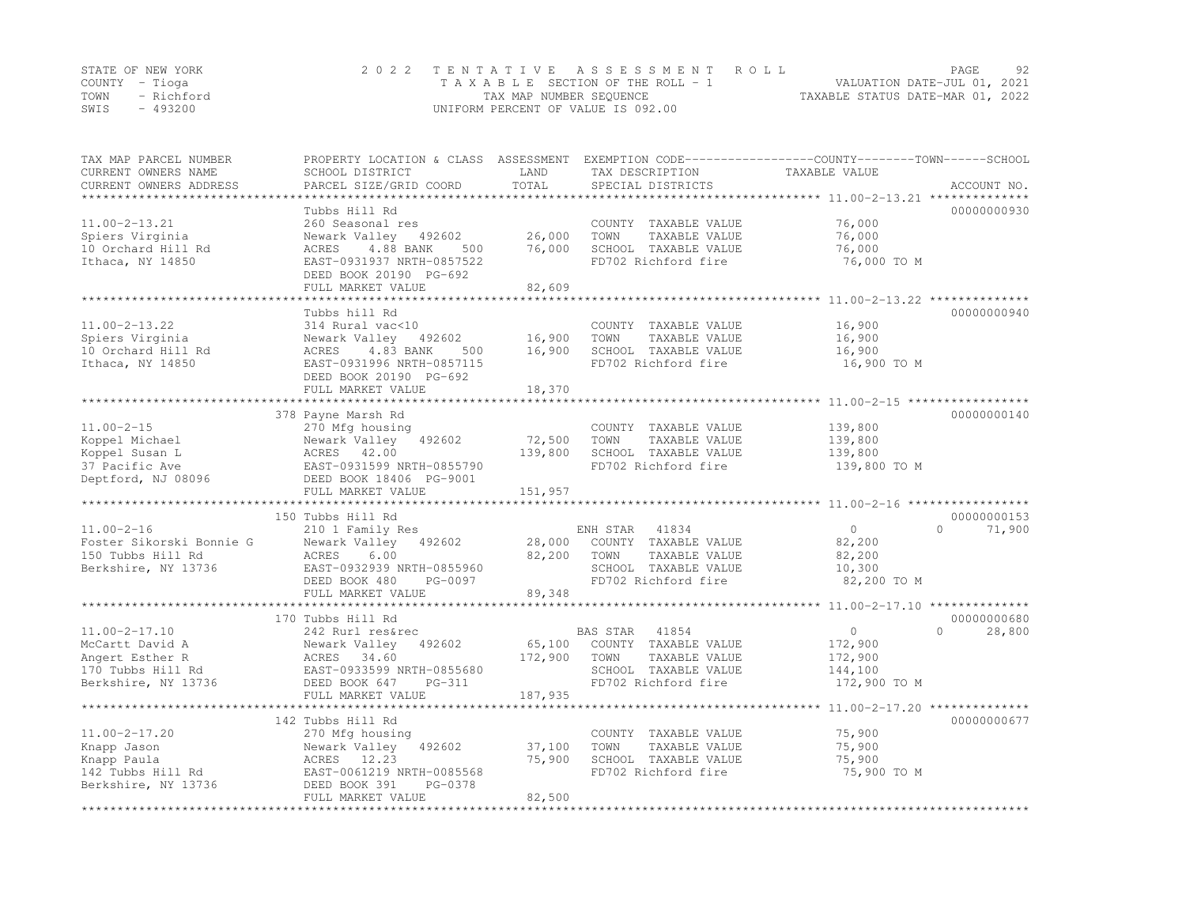STATE OF NEW YORK
COUNTY - Tioga
TOWN - Richford
SWIS - 493200

2022 TENTATIVE ASSESSMENT ROLL
TAXABLE SECTION OF THE ROLL - 1
TAX MAP NUMBER SEQUENCE
UNIFORM PERCENT OF VALUE IS 092.00

VALUATION DATE-JUL 01, 2021
TAXABLE STATUS DATE-MAR 01, 2022

| TAX MAP PARCEL NUMBER / CURRENT OWNERS NAME / CURRENT OWNERS ADDRESS | PROPERTY LOCATION & CLASS / SCHOOL DISTRICT / PARCEL SIZE/GRID COORD | ASSESSMENT LAND | TOTAL | EXEMPTION CODE / TAX DESCRIPTION / SPECIAL DISTRICTS | COUNTY | TOWN | SCHOOL | ACCOUNT NO. |
|---|---|---|---|---|---|---|---|---|
| **11.00-2-13.21** | Tubbs Hill Rd | | | | | | | 00000000930 |
| Spiers Virginia | 260 Seasonal res | | | COUNTY TAXABLE VALUE | 76,000 | | | |
| 10 Orchard Hill Rd | Newark Valley 492602 | 26,000 | | TOWN TAXABLE VALUE | | 76,000 | | |
| Ithaca, NY 14850 | ACRES 4.88 BANK 500 | | 76,000 | SCHOOL TAXABLE VALUE | | | 76,000 | |
| | EAST-0931937 NRTH-0857522 | | | FD702 Richford fire | 76,000 TO M | | | |
| | DEED BOOK 20190 PG-692 | | | | | | | |
| | FULL MARKET VALUE | | 82,609 | | | | | |
| **11.00-2-13.22** | Tubbs hill Rd | | | | | | | 00000000940 |
| Spiers Virginia | 314 Rural vac<10 | | | COUNTY TAXABLE VALUE | 16,900 | | | |
| 10 Orchard Hill Rd | Newark Valley 492602 | 16,900 | | TOWN TAXABLE VALUE | | 16,900 | | |
| Ithaca, NY 14850 | ACRES 4.83 BANK 500 | | 16,900 | SCHOOL TAXABLE VALUE | | | 16,900 | |
| | EAST-0931996 NRTH-0857115 | | | FD702 Richford fire | 16,900 TO M | | | |
| | DEED BOOK 20190 PG-692 | | | | | | | |
| | FULL MARKET VALUE | | 18,370 | | | | | |
| **11.00-2-15** | 378 Payne Marsh Rd | | | | | | | 00000000140 |
| Koppel Michael | 270 Mfg housing | | | COUNTY TAXABLE VALUE | 139,800 | | | |
| Koppel Susan L | Newark Valley 492602 | 72,500 | | TOWN TAXABLE VALUE | | 139,800 | | |
| 37 Pacific Ave | ACRES 42.00 | | 139,800 | SCHOOL TAXABLE VALUE | | | 139,800 | |
| Deptford, NJ 08096 | EAST-0931599 NRTH-0855790 | | | FD702 Richford fire | 139,800 TO M | | | |
| | DEED BOOK 18406 PG-9001 | | | | | | | |
| | FULL MARKET VALUE | | 151,957 | | | | | |
| **11.00-2-16** | 150 Tubbs Hill Rd | | | | | | | 00000000153 |
| Foster Sikorski Bonnie G | 210 1 Family Res | | | ENH STAR 41834 | 0 | 0 | 71,900 | |
| 150 Tubbs Hill Rd | Newark Valley 492602 | 28,000 | | COUNTY TAXABLE VALUE | 82,200 | | | |
| Berkshire, NY 13736 | ACRES 6.00 | | 82,200 | TOWN TAXABLE VALUE | | 82,200 | | |
| | EAST-0932939 NRTH-0855960 | | | SCHOOL TAXABLE VALUE | | | 10,300 | |
| | DEED BOOK 480 PG-0097 | | | FD702 Richford fire | 82,200 TO M | | | |
| | FULL MARKET VALUE | | 89,348 | | | | | |
| **11.00-2-17.10** | 170 Tubbs Hill Rd | | | | | | | 00000000680 |
| McCartt David A | 242 Rurl res&rec | | | BAS STAR 41854 | 0 | 0 | 28,800 | |
| Angert Esther R | Newark Valley 492602 | 65,100 | | COUNTY TAXABLE VALUE | 172,900 | | | |
| 170 Tubbs Hill Rd | ACRES 34.60 | | 172,900 | TOWN TAXABLE VALUE | | 172,900 | | |
| Berkshire, NY 13736 | EAST-0933599 NRTH-0855680 | | | SCHOOL TAXABLE VALUE | | | 144,100 | |
| | DEED BOOK 647 PG-311 | | | FD702 Richford fire | 172,900 TO M | | | |
| | FULL MARKET VALUE | | 187,935 | | | | | |
| **11.00-2-17.20** | 142 Tubbs Hill Rd | | | | | | | 00000000677 |
| Knapp Jason | 270 Mfg housing | | | COUNTY TAXABLE VALUE | 75,900 | | | |
| Knapp Paula | Newark Valley 492602 | 37,100 | | TOWN TAXABLE VALUE | | 75,900 | | |
| 142 Tubbs Hill Rd | ACRES 12.23 | | 75,900 | SCHOOL TAXABLE VALUE | | | 75,900 | |
| Berkshire, NY 13736 | EAST-0061219 NRTH-0085568 | | | FD702 Richford fire | 75,900 TO M | | | |
| | DEED BOOK 391 PG-0378 | | | | | | | |
| | FULL MARKET VALUE | | 82,500 | | | | | |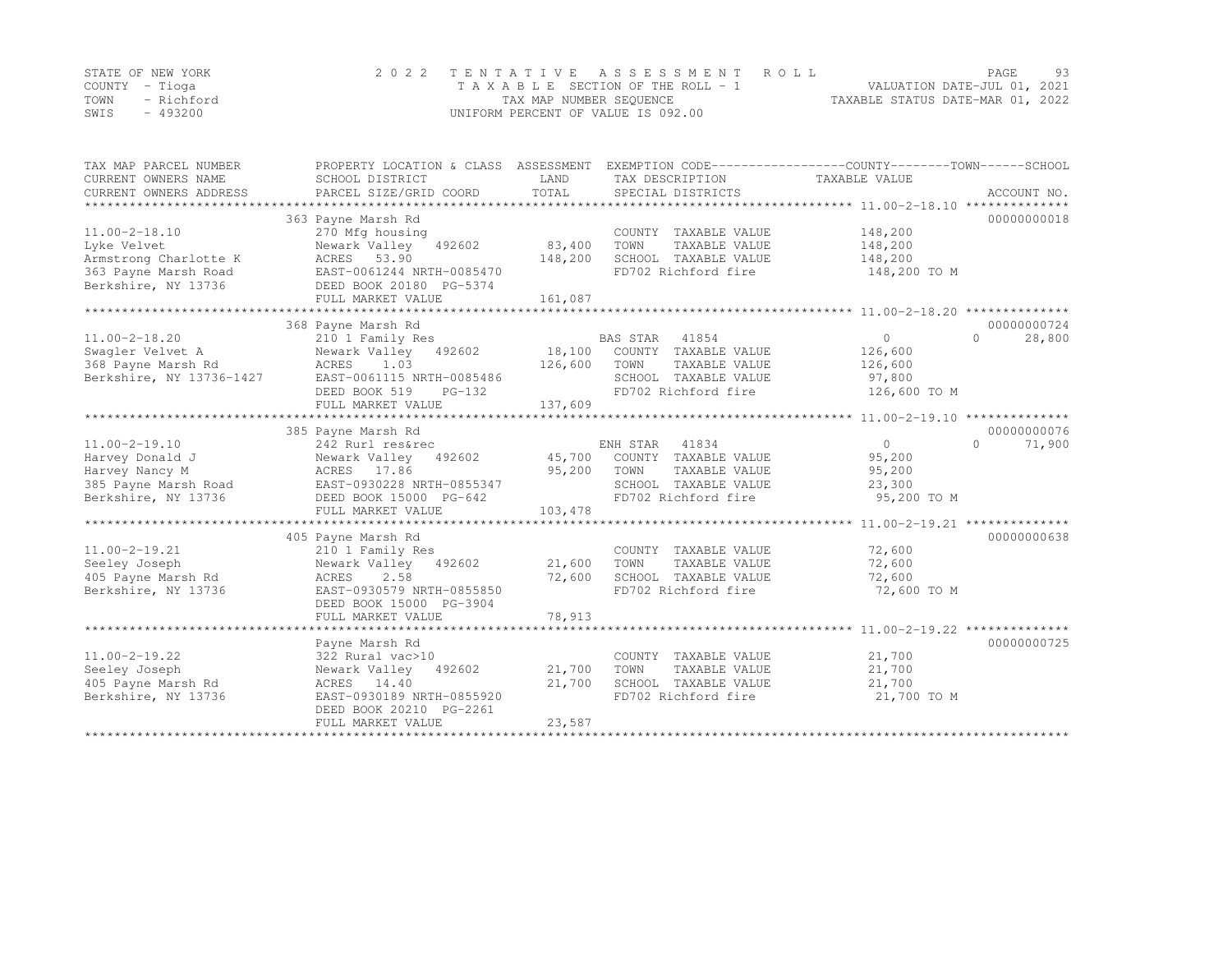STATE OF NEW YORK
COUNTY - Tioga
TOWN - Richford
SWIS - 493200

2022 TENTATIVE ASSESSMENT ROLL
TAXABLE SECTION OF THE ROLL - 1
TAX MAP NUMBER SEQUENCE
UNIFORM PERCENT OF VALUE IS 092.00

VALUATION DATE-JUL 01, 2021
TAXABLE STATUS DATE-MAR 01, 2022

| TAX MAP PARCEL NUMBER / CURRENT OWNERS NAME / CURRENT OWNERS ADDRESS | PROPERTY LOCATION & CLASS / SCHOOL DISTRICT / PARCEL SIZE/GRID COORD | ASSESSMENT LAND / TOTAL | EXEMPTION CODE / TAX DESCRIPTION / SPECIAL DISTRICTS | COUNTY / TOWN / SCHOOL TAXABLE VALUE | ACCOUNT NO. |
|---|---|---|---|---|---|
| 11.00-2-18.10 | 363 Payne Marsh Rd | | | | 00000000018 |
| | 270 Mfg housing | | COUNTY TAXABLE VALUE | 148,200 | |
| Lyke Velvet | Newark Valley 492602 | 83,400 | TOWN TAXABLE VALUE | 148,200 | |
| Armstrong Charlotte K | ACRES 53.90 | 148,200 | SCHOOL TAXABLE VALUE | 148,200 | |
| 363 Payne Marsh Road | EAST-0061244 NRTH-0085470 | | FD702 Richford fire | 148,200 TO M | |
| Berkshire, NY 13736 | DEED BOOK 20180 PG-5374 | | | | |
| | FULL MARKET VALUE | 161,087 | | | |
| 11.00-2-18.20 | 368 Payne Marsh Rd | | | | 00000000724 |
| | 210 1 Family Res | | BAS STAR 41854 | 0 / 0 / 28,800 | |
| Swagler Velvet A | Newark Valley 492602 | 18,100 | COUNTY TAXABLE VALUE | 126,600 | |
| 368 Payne Marsh Rd | ACRES 1.03 | 126,600 | TOWN TAXABLE VALUE | 126,600 | |
| Berkshire, NY 13736-1427 | EAST-0061115 NRTH-0085486 | | SCHOOL TAXABLE VALUE | 97,800 | |
| | DEED BOOK 519 PG-132 | | FD702 Richford fire | 126,600 TO M | |
| | FULL MARKET VALUE | 137,609 | | | |
| 11.00-2-19.10 | 385 Payne Marsh Rd | | | | 00000000076 |
| | 242 Rurl res&rec | | ENH STAR 41834 | 0 / 0 / 71,900 | |
| Harvey Donald J | Newark Valley 492602 | 45,700 | COUNTY TAXABLE VALUE | 95,200 | |
| Harvey Nancy M | ACRES 17.86 | 95,200 | TOWN TAXABLE VALUE | 95,200 | |
| 385 Payne Marsh Road | EAST-0930228 NRTH-0855347 | | SCHOOL TAXABLE VALUE | 23,300 | |
| Berkshire, NY 13736 | DEED BOOK 15000 PG-642 | | FD702 Richford fire | 95,200 TO M | |
| | FULL MARKET VALUE | 103,478 | | | |
| 11.00-2-19.21 | 405 Payne Marsh Rd | | | | 00000000638 |
| | 210 1 Family Res | | COUNTY TAXABLE VALUE | 72,600 | |
| Seeley Joseph | Newark Valley 492602 | 21,600 | TOWN TAXABLE VALUE | 72,600 | |
| 405 Payne Marsh Rd | ACRES 2.58 | 72,600 | SCHOOL TAXABLE VALUE | 72,600 | |
| Berkshire, NY 13736 | EAST-0930579 NRTH-0855850 | | FD702 Richford fire | 72,600 TO M | |
| | DEED BOOK 15000 PG-3904 | | | | |
| | FULL MARKET VALUE | 78,913 | | | |
| 11.00-2-19.22 | Payne Marsh Rd | | | | 00000000725 |
| | 322 Rural vac>10 | | COUNTY TAXABLE VALUE | 21,700 | |
| Seeley Joseph | Newark Valley 492602 | 21,700 | TOWN TAXABLE VALUE | 21,700 | |
| 405 Payne Marsh Rd | ACRES 14.40 | 21,700 | SCHOOL TAXABLE VALUE | 21,700 | |
| Berkshire, NY 13736 | EAST-0930189 NRTH-0855920 | | FD702 Richford fire | 21,700 TO M | |
| | DEED BOOK 20210 PG-2261 | | | | |
| | FULL MARKET VALUE | 23,587 | | | |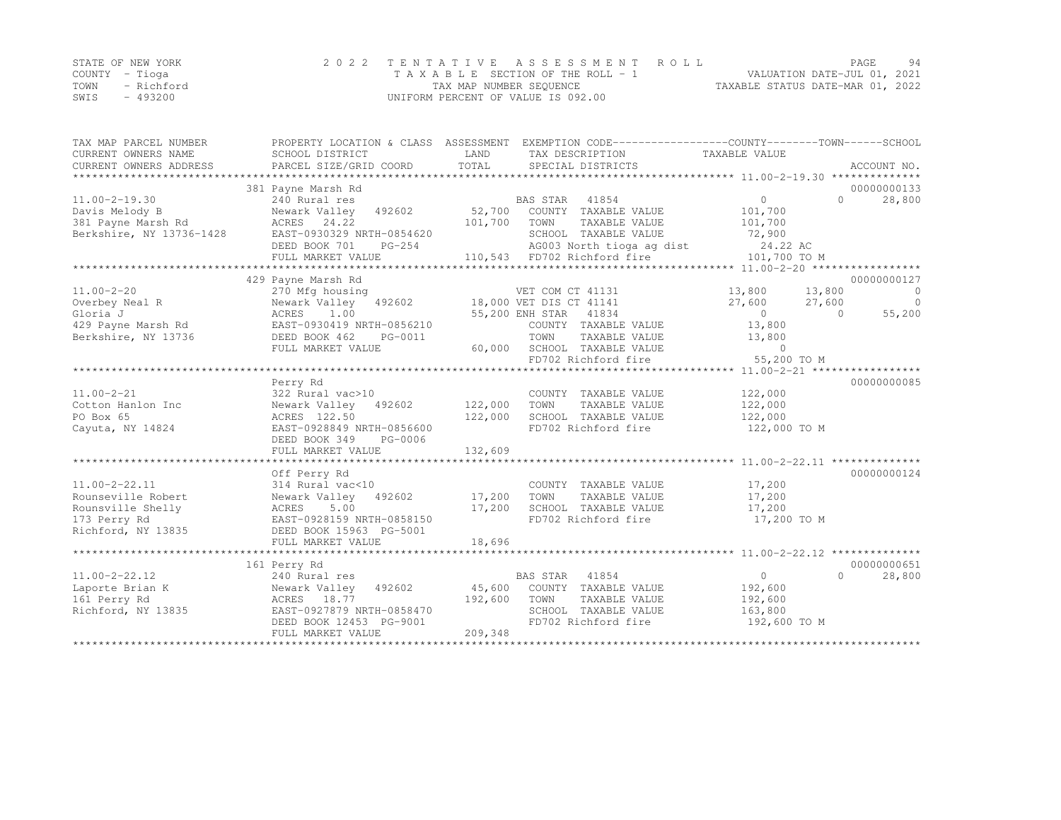STATE OF NEW YORK
COUNTY - Tioga
TOWN - Richford
SWIS - 493200

2022 TENTATIVE ASSESSMENT ROLL
TAXABLE SECTION OF THE ROLL - 1
TAX MAP NUMBER SEQUENCE
UNIFORM PERCENT OF VALUE IS 092.00

VALUATION DATE-JUL 01, 2021
TAXABLE STATUS DATE-MAR 01, 2022

| TAX MAP PARCEL NUMBER / CURRENT OWNERS NAME / CURRENT OWNERS ADDRESS | PROPERTY LOCATION & CLASS / SCHOOL DISTRICT / PARCEL SIZE/GRID COORD | ASSESSMENT LAND | TOTAL | EXEMPTION CODE / TAX DESCRIPTION / SPECIAL DISTRICTS | COUNTY TAXABLE VALUE | TOWN | SCHOOL | ACCOUNT NO. |
|---|---|---|---|---|---|---|---|---|
| **11.00-2-19.30** | 381 Payne Marsh Rd | | | | | | | 00000000133 |
| 11.00-2-19.30 | 240 Rural res | | | BAS STAR 41854 | 0 | 0 | 28,800 | |
| Davis Melody B | Newark Valley 492602 | 52,700 | | COUNTY TAXABLE VALUE | 101,700 | | | |
| 381 Payne Marsh Rd | ACRES 24.22 | | 101,700 | TOWN TAXABLE VALUE | 101,700 | | | |
| Berkshire, NY 13736-1428 | EAST-0930329 NRTH-0854620 | | | SCHOOL TAXABLE VALUE | 72,900 | | | |
| | DEED BOOK 701 PG-254 | | | AG003 North tioga ag dist | 24.22 AC | | | |
| | FULL MARKET VALUE | | 110,543 | FD702 Richford fire | 101,700 TO M | | | |
| **11.00-2-20** | 429 Payne Marsh Rd | | | | | | | 00000000127 |
| 11.00-2-20 | 270 Mfg housing | | | VET COM CT 41131 | 13,800 | 13,800 | 0 | |
| Overbey Neal R | Newark Valley 492602 | 18,000 | | VET DIS CT 41141 | 27,600 | 27,600 | 0 | |
| Gloria J | ACRES 1.00 | | 55,200 | ENH STAR 41834 | 0 | 0 | 55,200 | |
| 429 Payne Marsh Rd | EAST-0930419 NRTH-0856210 | | | COUNTY TAXABLE VALUE | 13,800 | | | |
| Berkshire, NY 13736 | DEED BOOK 462 PG-0011 | | | TOWN TAXABLE VALUE | 13,800 | | | |
| | FULL MARKET VALUE | | 60,000 | SCHOOL TAXABLE VALUE | 0 | | | |
| | | | | FD702 Richford fire | 55,200 TO M | | | |
| **11.00-2-21** | Perry Rd | | | | | | | 00000000085 |
| 11.00-2-21 | 322 Rural vac>10 | | | COUNTY TAXABLE VALUE | 122,000 | | | |
| Cotton Hanlon Inc | Newark Valley 492602 | 122,000 | | TOWN TAXABLE VALUE | 122,000 | | | |
| PO Box 65 | ACRES 122.50 | | 122,000 | SCHOOL TAXABLE VALUE | 122,000 | | | |
| Cayuta, NY 14824 | EAST-0928849 NRTH-0856600 | | | FD702 Richford fire | 122,000 TO M | | | |
| | DEED BOOK 349 PG-0006 | | | | | | | |
| | FULL MARKET VALUE | | 132,609 | | | | | |
| **11.00-2-22.11** | Off Perry Rd | | | | | | | 00000000124 |
| 11.00-2-22.11 | 314 Rural vac<10 | | | COUNTY TAXABLE VALUE | 17,200 | | | |
| Rounseville Robert | Newark Valley 492602 | 17,200 | | TOWN TAXABLE VALUE | 17,200 | | | |
| Rounsville Shelly | ACRES 5.00 | | 17,200 | SCHOOL TAXABLE VALUE | 17,200 | | | |
| 173 Perry Rd | EAST-0928159 NRTH-0858150 | | | FD702 Richford fire | 17,200 TO M | | | |
| Richford, NY 13835 | DEED BOOK 15963 PG-5001 | | | | | | | |
| | FULL MARKET VALUE | | 18,696 | | | | | |
| **11.00-2-22.12** | 161 Perry Rd | | | | | | | 00000000651 |
| 11.00-2-22.12 | 240 Rural res | | | BAS STAR 41854 | 0 | 0 | 28,800 | |
| Laporte Brian K | Newark Valley 492602 | 45,600 | | COUNTY TAXABLE VALUE | 192,600 | | | |
| 161 Perry Rd | ACRES 18.77 | | 192,600 | TOWN TAXABLE VALUE | 192,600 | | | |
| Richford, NY 13835 | EAST-0927879 NRTH-0858470 | | | SCHOOL TAXABLE VALUE | 163,800 | | | |
| | DEED BOOK 12453 PG-9001 | | | FD702 Richford fire | 192,600 TO M | | | |
| | FULL MARKET VALUE | | 209,348 | | | | | |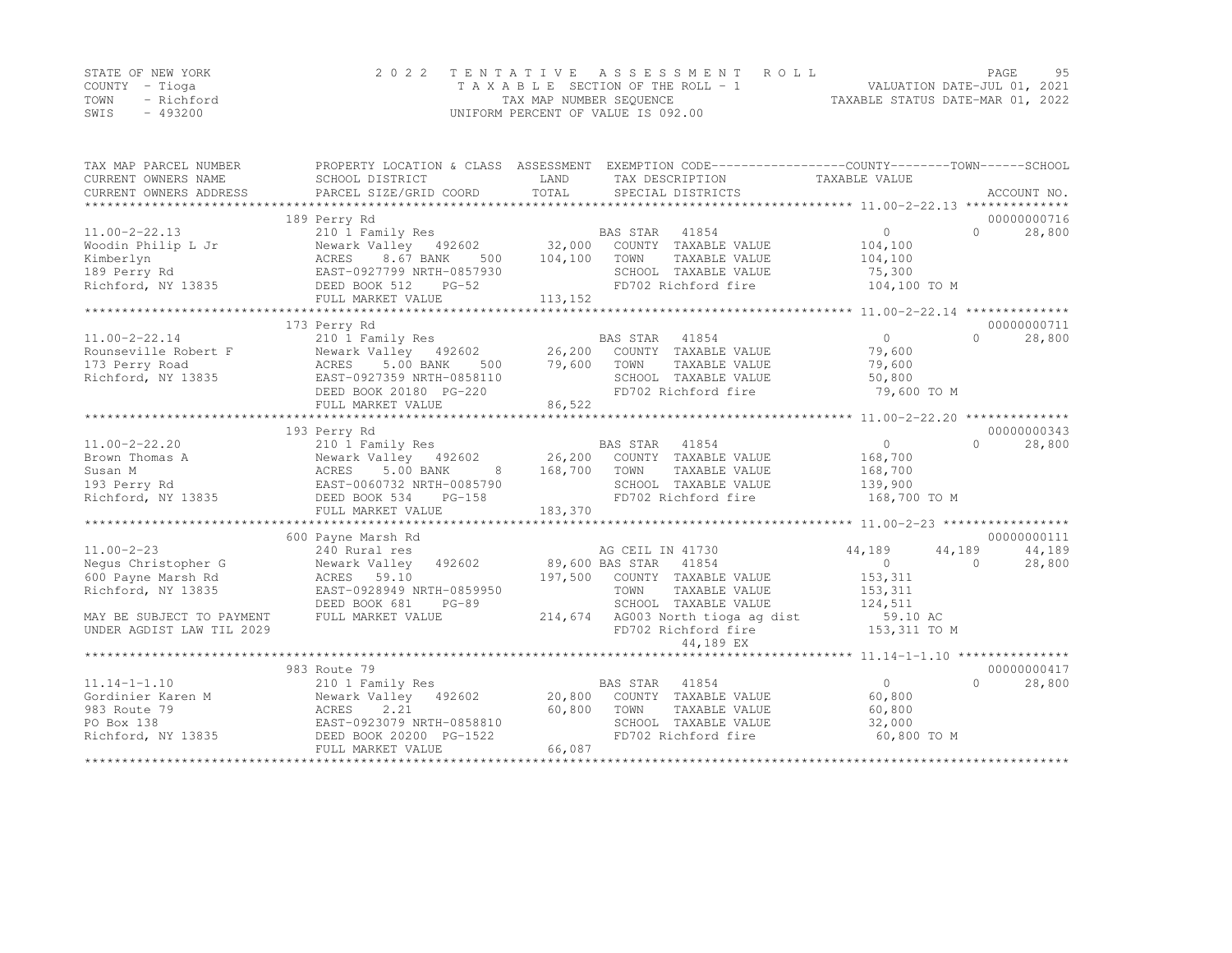STATE OF NEW YORK　　　　2022 TENTATIVE ASSESSMENT ROLL
COUNTY - Tioga　　　　TAXABLE SECTION OF THE ROLL - 1　　　　VALUATION DATE-JUL 01, 2021
TOWN - Richford　　　　TAX MAP NUMBER SEQUENCE　　　　TAXABLE STATUS DATE-MAR 01, 2022
SWIS - 493200　　　　UNIFORM PERCENT OF VALUE IS 092.00

| TAX MAP PARCEL NUMBER / CURRENT OWNERS NAME / CURRENT OWNERS ADDRESS | PROPERTY LOCATION & CLASS / SCHOOL DISTRICT / PARCEL SIZE/GRID COORD | ASSESSMENT LAND / TOTAL | EXEMPTION CODE / TAX DESCRIPTION / SPECIAL DISTRICTS | COUNTY | TOWN | SCHOOL | ACCOUNT NO. |
|---|---|---|---|---|---|---|---|
| **11.00-2-22.13** | 189 Perry Rd | | | | | | 00000000716 |
| Woodin Philip L Jr | 210 1 Family Res | | BAS STAR 41854 | 0 | 0 | 28,800 | |
| Kimberlyn | Newark Valley 492602 | 32,000 | COUNTY TAXABLE VALUE | 104,100 | | | |
| 189 Perry Rd | ACRES 8.67 BANK 500 | 104,100 | TOWN TAXABLE VALUE | | 104,100 | | |
| Richford, NY 13835 | EAST-0927799 NRTH-0857930 | | SCHOOL TAXABLE VALUE | | | 75,300 | |
| | DEED BOOK 512 PG-52 | | FD702 Richford fire | 104,100 TO M | | | |
| | FULL MARKET VALUE | 113,152 | | | | | |
| **11.00-2-22.14** | 173 Perry Rd | | | | | | 00000000711 |
| Rounseville Robert F | 210 1 Family Res | | BAS STAR 41854 | 0 | 0 | 28,800 | |
| 173 Perry Road | Newark Valley 492602 | 26,200 | COUNTY TAXABLE VALUE | 79,600 | | | |
| Richford, NY 13835 | ACRES 5.00 BANK 500 | 79,600 | TOWN TAXABLE VALUE | | 79,600 | | |
| | EAST-0927359 NRTH-0858110 | | SCHOOL TAXABLE VALUE | | | 50,800 | |
| | DEED BOOK 20180 PG-220 | | FD702 Richford fire | 79,600 TO M | | | |
| | FULL MARKET VALUE | 86,522 | | | | | |
| **11.00-2-22.20** | 193 Perry Rd | | | | | | 00000000343 |
| Brown Thomas A | 210 1 Family Res | | BAS STAR 41854 | 0 | 0 | 28,800 | |
| Susan M | Newark Valley 492602 | 26,200 | COUNTY TAXABLE VALUE | 168,700 | | | |
| 193 Perry Rd | ACRES 5.00 BANK 8 | 168,700 | TOWN TAXABLE VALUE | | 168,700 | | |
| Richford, NY 13835 | EAST-0060732 NRTH-0085790 | | SCHOOL TAXABLE VALUE | | | 139,900 | |
| | DEED BOOK 534 PG-158 | | FD702 Richford fire | 168,700 TO M | | | |
| | FULL MARKET VALUE | 183,370 | | | | | |
| **11.00-2-23** | 600 Payne Marsh Rd | | | | | | 00000000111 |
| Negus Christopher G | 240 Rural res | | AG CEIL IN 41730 | 44,189 | 44,189 | 44,189 | |
| 600 Payne Marsh Rd | Newark Valley 492602 | 89,600 | BAS STAR 41854 | 0 | 0 | 28,800 | |
| Richford, NY 13835 | ACRES 59.10 | 197,500 | COUNTY TAXABLE VALUE | 153,311 | | | |
| | EAST-0928949 NRTH-0859950 | | TOWN TAXABLE VALUE | | 153,311 | | |
| | DEED BOOK 681 PG-89 | | SCHOOL TAXABLE VALUE | | | 124,511 | |
| MAY BE SUBJECT TO PAYMENT | FULL MARKET VALUE | 214,674 | AG003 North tioga ag dist | 59.10 AC | | | |
| UNDER AGDIST LAW TIL 2029 | | | FD702 Richford fire | 153,311 TO M | | | |
| | | | 44,189 EX | | | | |
| **11.14-1-1.10** | 983 Route 79 | | | | | | 00000000417 |
| Gordinier Karen M | 210 1 Family Res | | BAS STAR 41854 | 0 | 0 | 28,800 | |
| 983 Route 79 | Newark Valley 492602 | 20,800 | COUNTY TAXABLE VALUE | 60,800 | | | |
| PO Box 138 | ACRES 2.21 | 60,800 | TOWN TAXABLE VALUE | | 60,800 | | |
| Richford, NY 13835 | EAST-0923079 NRTH-0858810 | | SCHOOL TAXABLE VALUE | | | 32,000 | |
| | DEED BOOK 20200 PG-1522 | | FD702 Richford fire | 60,800 TO M | | | |
| | FULL MARKET VALUE | 66,087 | | | | | |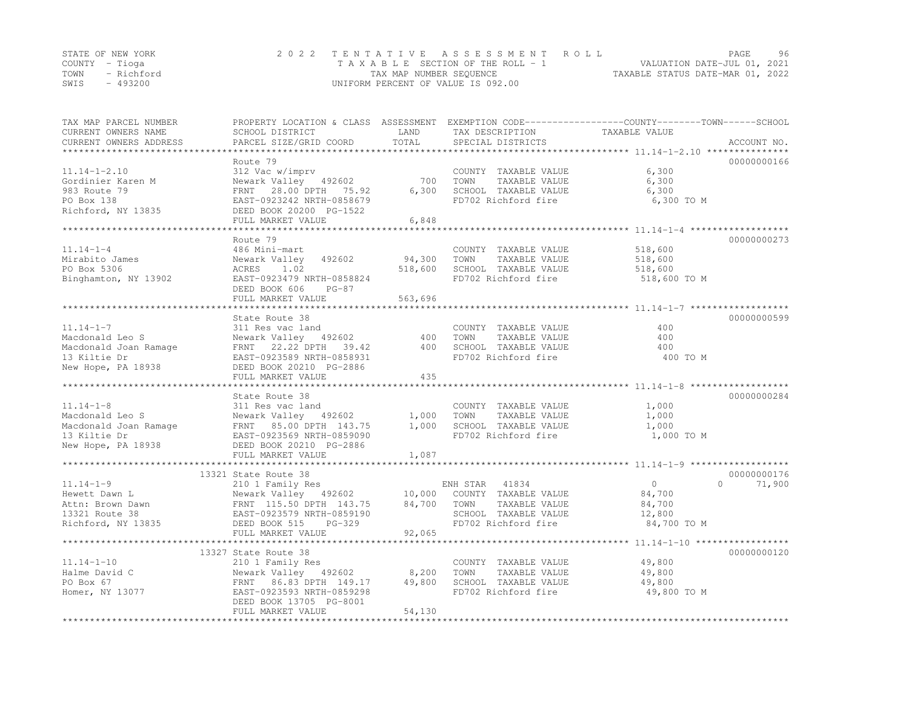STATE OF NEW YORK — COUNTY - Tioga — TOWN - Richford — SWIS - 493200

2022 TENTATIVE ASSESSMENT ROLL
TAXABLE SECTION OF THE ROLL - 1
TAX MAP NUMBER SEQUENCE
UNIFORM PERCENT OF VALUE IS 092.00

VALUATION DATE-JUL 01, 2021
TAXABLE STATUS DATE-MAR 01, 2022

| TAX MAP PARCEL NUMBER / CURRENT OWNERS NAME / CURRENT OWNERS ADDRESS | PROPERTY LOCATION & CLASS / SCHOOL DISTRICT / PARCEL SIZE/GRID COORD | ASSESSMENT LAND | TOTAL | EXEMPTION CODE / TAX DESCRIPTION / SPECIAL DISTRICTS | COUNTY / TOWN / SCHOOL TAXABLE VALUE | ACCOUNT NO. |
|---|---|---|---|---|---|---|
| 11.14-1-2.10 | Route 79 | | | | | 00000000166 |
| 11.14-1-2.10 | 312 Vac w/imprv | | | COUNTY TAXABLE VALUE | 6,300 | |
| Gordinier Karen M | Newark Valley 492602 | 700 | | TOWN TAXABLE VALUE | 6,300 | |
| 983 Route 79 | FRNT 28.00 DPTH 75.92 | | 6,300 | SCHOOL TAXABLE VALUE | 6,300 | |
| PO Box 138 | EAST-0923242 NRTH-0858679 | | | FD702 Richford fire | 6,300 TO M | |
| Richford, NY 13835 | DEED BOOK 20200 PG-1522 | | | | | |
| | FULL MARKET VALUE | | 6,848 | | | |
| 11.14-1-4 | Route 79 | | | | | 00000000273 |
| 11.14-1-4 | 486 Mini-mart | | | COUNTY TAXABLE VALUE | 518,600 | |
| Mirabito James | Newark Valley 492602 | 94,300 | | TOWN TAXABLE VALUE | 518,600 | |
| PO Box 5306 | ACRES 1.02 | | 518,600 | SCHOOL TAXABLE VALUE | 518,600 | |
| Binghamton, NY 13902 | EAST-0923479 NRTH-0858824 | | | FD702 Richford fire | 518,600 TO M | |
| | DEED BOOK 606 PG-87 | | | | | |
| | FULL MARKET VALUE | | 563,696 | | | |
| 11.14-1-7 | State Route 38 | | | | | 00000000599 |
| 11.14-1-7 | 311 Res vac land | | | COUNTY TAXABLE VALUE | 400 | |
| Macdonald Leo S | Newark Valley 492602 | 400 | | TOWN TAXABLE VALUE | 400 | |
| Macdonald Joan Ramage | FRNT 22.22 DPTH 39.42 | | 400 | SCHOOL TAXABLE VALUE | 400 | |
| 13 Kiltie Dr | EAST-0923589 NRTH-0858931 | | | FD702 Richford fire | 400 TO M | |
| New Hope, PA 18938 | DEED BOOK 20210 PG-2886 | | | | | |
| | FULL MARKET VALUE | | 435 | | | |
| 11.14-1-8 | State Route 38 | | | | | 00000000284 |
| 11.14-1-8 | 311 Res vac land | | | COUNTY TAXABLE VALUE | 1,000 | |
| Macdonald Leo S | Newark Valley 492602 | 1,000 | | TOWN TAXABLE VALUE | 1,000 | |
| Macdonald Joan Ramage | FRNT 85.00 DPTH 143.75 | | 1,000 | SCHOOL TAXABLE VALUE | 1,000 | |
| 13 Kiltie Dr | EAST-0923569 NRTH-0859090 | | | FD702 Richford fire | 1,000 TO M | |
| New Hope, PA 18938 | DEED BOOK 20210 PG-2886 | | | | | |
| | FULL MARKET VALUE | | 1,087 | | | |
| 11.14-1-9 | 13321 State Route 38 | | | | | 00000000176 |
| 11.14-1-9 | 210 1 Family Res | | | ENH STAR 41834 | 0 / 0 / 71,900 | |
| Hewett Dawn L | Newark Valley 492602 | 10,000 | | COUNTY TAXABLE VALUE | 84,700 | |
| Attn: Brown Dawn | FRNT 115.50 DPTH 143.75 | | 84,700 | TOWN TAXABLE VALUE | 84,700 | |
| 13321 Route 38 | EAST-0923579 NRTH-0859190 | | | SCHOOL TAXABLE VALUE | 12,800 | |
| Richford, NY 13835 | DEED BOOK 515 PG-329 | | | FD702 Richford fire | 84,700 TO M | |
| | FULL MARKET VALUE | | 92,065 | | | |
| 11.14-1-10 | 13327 State Route 38 | | | | | 00000000120 |
| 11.14-1-10 | 210 1 Family Res | | | COUNTY TAXABLE VALUE | 49,800 | |
| Halme David C | Newark Valley 492602 | 8,200 | | TOWN TAXABLE VALUE | 49,800 | |
| PO Box 67 | FRNT 86.83 DPTH 149.17 | | 49,800 | SCHOOL TAXABLE VALUE | 49,800 | |
| Homer, NY 13077 | EAST-0923593 NRTH-0859298 | | | FD702 Richford fire | 49,800 TO M | |
| | DEED BOOK 13705 PG-8001 | | | | | |
| | FULL MARKET VALUE | | 54,130 | | | |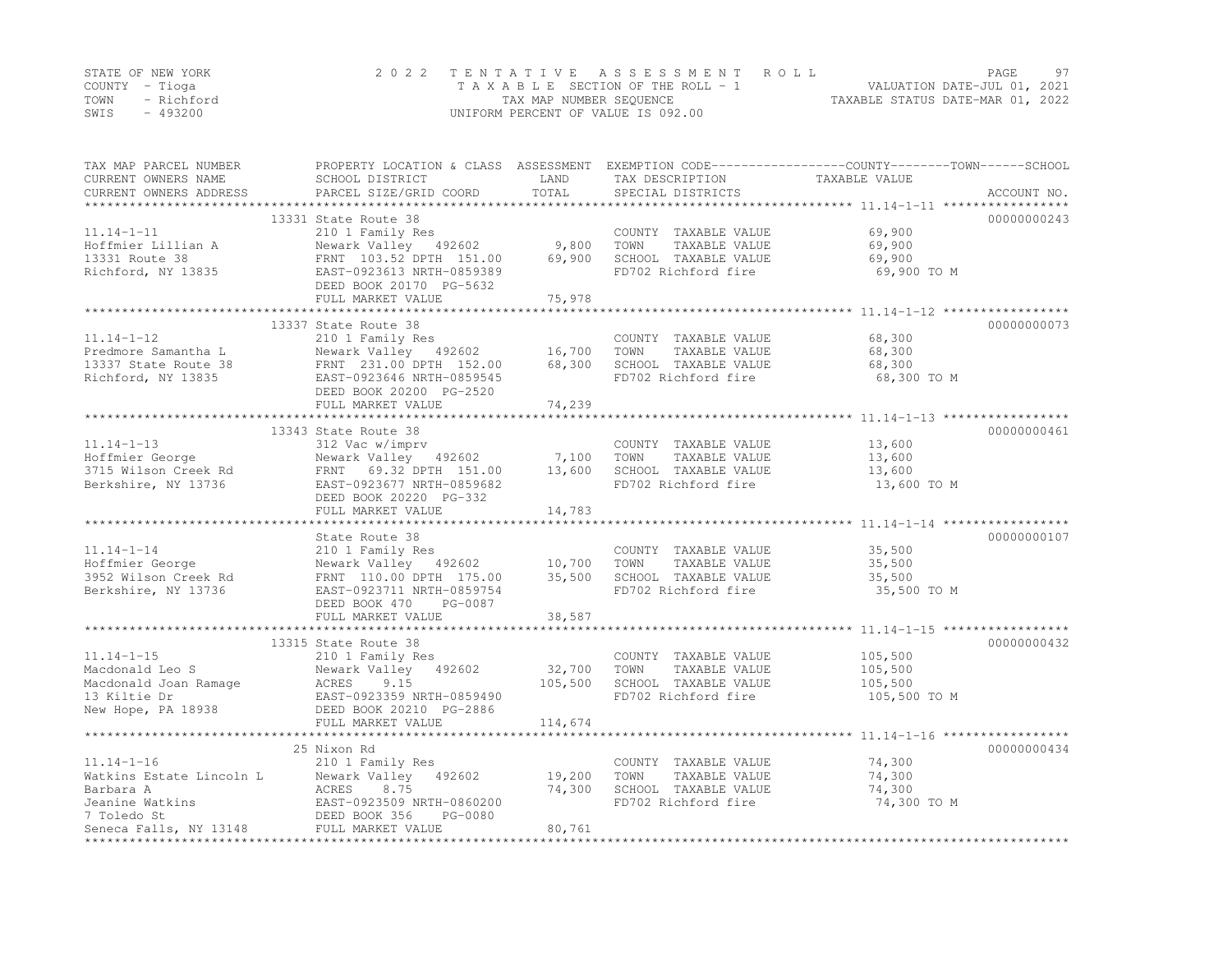STATE OF NEW YORK | 2 0 2 2 T E N T A T I V E A S S E S S M E N T R O L L
COUNTY - Tioga | T A X A B L E SECTION OF THE ROLL - 1 | VALUATION DATE-JUL 01, 2021
TOWN - Richford | TAX MAP NUMBER SEQUENCE | TAXABLE STATUS DATE-MAR 01, 2022
SWIS - 493200 | UNIFORM PERCENT OF VALUE IS 092.00

| TAX MAP PARCEL NUMBER / CURRENT OWNERS NAME / CURRENT OWNERS ADDRESS | PROPERTY LOCATION & CLASS / SCHOOL DISTRICT / PARCEL SIZE/GRID COORD | ASSESSMENT LAND / TOTAL | EXEMPTION CODE / TAX DESCRIPTION / SPECIAL DISTRICTS | COUNTY--------TOWN------SCHOOL TAXABLE VALUE | ACCOUNT NO. |
|---|---|---|---|---|---|
| | 13331 State Route 38 | | | | 00000000243 |
| 11.14-1-11 | 210 1 Family Res | | COUNTY TAXABLE VALUE | 69,900 | |
| Hoffmier Lillian A | Newark Valley 492602 | 9,800 | TOWN TAXABLE VALUE | 69,900 | |
| 13331 Route 38 | FRNT 103.52 DPTH 151.00 | 69,900 | SCHOOL TAXABLE VALUE | 69,900 | |
| Richford, NY 13835 | EAST-0923613 NRTH-0859389 | | FD702 Richford fire | 69,900 TO M | |
| | DEED BOOK 20170 PG-5632 | | | | |
| | FULL MARKET VALUE | 75,978 | | | |
| | 13337 State Route 38 | | | | 00000000073 |
| 11.14-1-12 | 210 1 Family Res | | COUNTY TAXABLE VALUE | 68,300 | |
| Predmore Samantha L | Newark Valley 492602 | 16,700 | TOWN TAXABLE VALUE | 68,300 | |
| 13337 State Route 38 | FRNT 231.00 DPTH 152.00 | 68,300 | SCHOOL TAXABLE VALUE | 68,300 | |
| Richford, NY 13835 | EAST-0923646 NRTH-0859545 | | FD702 Richford fire | 68,300 TO M | |
| | DEED BOOK 20200 PG-2520 | | | | |
| | FULL MARKET VALUE | 74,239 | | | |
| | 13343 State Route 38 | | | | 00000000461 |
| 11.14-1-13 | 312 Vac w/imprv | | COUNTY TAXABLE VALUE | 13,600 | |
| Hoffmier George | Newark Valley 492602 | 7,100 | TOWN TAXABLE VALUE | 13,600 | |
| 3715 Wilson Creek Rd | FRNT 69.32 DPTH 151.00 | 13,600 | SCHOOL TAXABLE VALUE | 13,600 | |
| Berkshire, NY 13736 | EAST-0923677 NRTH-0859682 | | FD702 Richford fire | 13,600 TO M | |
| | DEED BOOK 20220 PG-332 | | | | |
| | FULL MARKET VALUE | 14,783 | | | |
| | State Route 38 | | | | 00000000107 |
| 11.14-1-14 | 210 1 Family Res | | COUNTY TAXABLE VALUE | 35,500 | |
| Hoffmier George | Newark Valley 492602 | 10,700 | TOWN TAXABLE VALUE | 35,500 | |
| 3952 Wilson Creek Rd | FRNT 110.00 DPTH 175.00 | 35,500 | SCHOOL TAXABLE VALUE | 35,500 | |
| Berkshire, NY 13736 | EAST-0923711 NRTH-0859754 | | FD702 Richford fire | 35,500 TO M | |
| | DEED BOOK 470 PG-0087 | | | | |
| | FULL MARKET VALUE | 38,587 | | | |
| | 13315 State Route 38 | | | | 00000000432 |
| 11.14-1-15 | 210 1 Family Res | | COUNTY TAXABLE VALUE | 105,500 | |
| Macdonald Leo S | Newark Valley 492602 | 32,700 | TOWN TAXABLE VALUE | 105,500 | |
| Macdonald Joan Ramage | ACRES 9.15 | 105,500 | SCHOOL TAXABLE VALUE | 105,500 | |
| 13 Kiltie Dr | EAST-0923359 NRTH-0859490 | | FD702 Richford fire | 105,500 TO M | |
| New Hope, PA 18938 | DEED BOOK 20210 PG-2886 | | | | |
| | FULL MARKET VALUE | 114,674 | | | |
| | 25 Nixon Rd | | | | 00000000434 |
| 11.14-1-16 | 210 1 Family Res | | COUNTY TAXABLE VALUE | 74,300 | |
| Watkins Estate Lincoln L | Newark Valley 492602 | 19,200 | TOWN TAXABLE VALUE | 74,300 | |
| Barbara A | ACRES 8.75 | 74,300 | SCHOOL TAXABLE VALUE | 74,300 | |
| Jeanine Watkins | EAST-0923509 NRTH-0860200 | | FD702 Richford fire | 74,300 TO M | |
| 7 Toledo St | DEED BOOK 356 PG-0080 | | | | |
| Seneca Falls, NY 13148 | FULL MARKET VALUE | 80,761 | | | |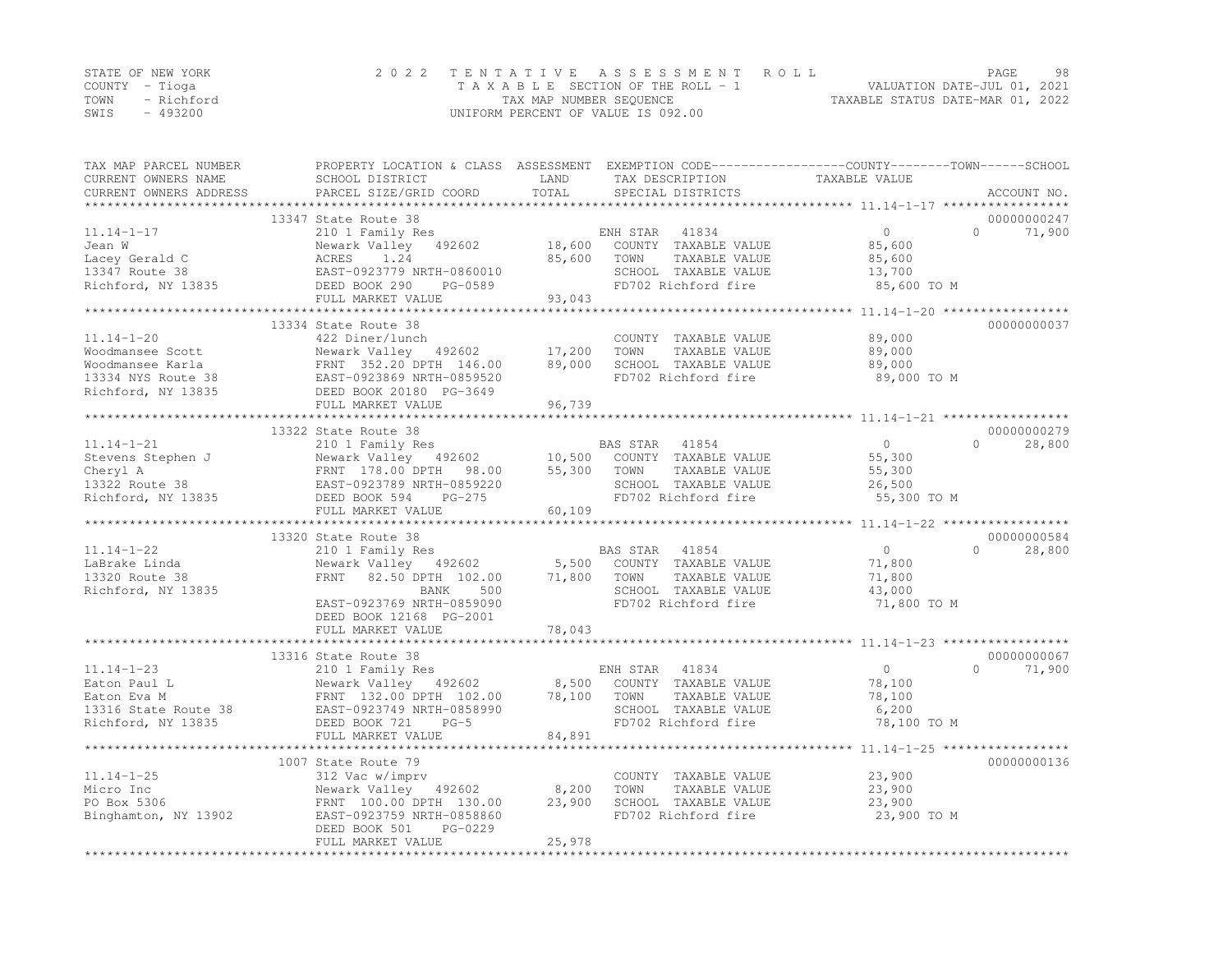STATE OF NEW YORK
COUNTY - Tioga
TOWN - Richford
SWIS - 493200

# 2022 TENTATIVE ASSESSMENT ROLL

TAXABLE SECTION OF THE ROLL - 1
TAX MAP NUMBER SEQUENCE
UNIFORM PERCENT OF VALUE IS 092.00

VALUATION DATE-JUL 01, 2021
TAXABLE STATUS DATE-MAR 01, 2022

| TAX MAP PARCEL NUMBER / CURRENT OWNERS NAME / CURRENT OWNERS ADDRESS | PROPERTY LOCATION & CLASS / SCHOOL DISTRICT / PARCEL SIZE/GRID COORD | ASSESSMENT LAND / TOTAL | EXEMPTION CODE / TAX DESCRIPTION / SPECIAL DISTRICTS | COUNTY | TOWN | SCHOOL | ACCOUNT NO. |
|---|---|---|---|---|---|---|---|
| **11.14-1-17** | 13347 State Route 38 | | | | | | 00000000247 |
| Jean W | 210 1 Family Res | | ENH STAR 41834 | 0 | 0 | 71,900 | |
| Lacey Gerald C | Newark Valley 492602 | 18,600 | COUNTY TAXABLE VALUE | 85,600 | | | |
| 13347 Route 38 | ACRES 1.24 | 85,600 | TOWN TAXABLE VALUE | | 85,600 | | |
| Richford, NY 13835 | EAST-0923779 NRTH-0860010 | | SCHOOL TAXABLE VALUE | | | 13,700 | |
| | DEED BOOK 290 PG-0589 | | FD702 Richford fire | 85,600 TO M | | | |
| | FULL MARKET VALUE | 93,043 | | | | | |
| **11.14-1-20** | 13334 State Route 38 | | | | | | 00000000037 |
| Woodmansee Scott | 422 Diner/lunch | | COUNTY TAXABLE VALUE | 89,000 | | | |
| Woodmansee Karla | Newark Valley 492602 | 17,200 | TOWN TAXABLE VALUE | | 89,000 | | |
| 13334 NYS Route 38 | FRNT 352.20 DPTH 146.00 | 89,000 | SCHOOL TAXABLE VALUE | | | 89,000 | |
| Richford, NY 13835 | EAST-0923869 NRTH-0859520 | | FD702 Richford fire | 89,000 TO M | | | |
| | DEED BOOK 20180 PG-3649 | | | | | | |
| | FULL MARKET VALUE | 96,739 | | | | | |
| **11.14-1-21** | 13322 State Route 38 | | | | | | 00000000279 |
| Stevens Stephen J | 210 1 Family Res | | BAS STAR 41854 | 0 | 0 | 28,800 | |
| Cheryl A | Newark Valley 492602 | 10,500 | COUNTY TAXABLE VALUE | 55,300 | | | |
| 13322 Route 38 | FRNT 178.00 DPTH 98.00 | 55,300 | TOWN TAXABLE VALUE | | 55,300 | | |
| Richford, NY 13835 | EAST-0923789 NRTH-0859220 | | SCHOOL TAXABLE VALUE | | | 26,500 | |
| | DEED BOOK 594 PG-275 | | FD702 Richford fire | 55,300 TO M | | | |
| | FULL MARKET VALUE | 60,109 | | | | | |
| **11.14-1-22** | 13320 State Route 38 | | | | | | 00000000584 |
| LaBrake Linda | 210 1 Family Res | | BAS STAR 41854 | 0 | 0 | 28,800 | |
| 13320 Route 38 | Newark Valley 492602 | 5,500 | COUNTY TAXABLE VALUE | 71,800 | | | |
| Richford, NY 13835 | FRNT 82.50 DPTH 102.00 | 71,800 | TOWN TAXABLE VALUE | | 71,800 | | |
| | BANK 500 | | SCHOOL TAXABLE VALUE | | | 43,000 | |
| | EAST-0923769 NRTH-0859090 | | FD702 Richford fire | 71,800 TO M | | | |
| | DEED BOOK 12168 PG-2001 | | | | | | |
| | FULL MARKET VALUE | 78,043 | | | | | |
| **11.14-1-23** | 13316 State Route 38 | | | | | | 00000000067 |
| Eaton Paul L | 210 1 Family Res | | ENH STAR 41834 | 0 | 0 | 71,900 | |
| Eaton Eva M | Newark Valley 492602 | 8,500 | COUNTY TAXABLE VALUE | 78,100 | | | |
| 13316 State Route 38 | FRNT 132.00 DPTH 102.00 | 78,100 | TOWN TAXABLE VALUE | | 78,100 | | |
| Richford, NY 13835 | EAST-0923749 NRTH-0858990 | | SCHOOL TAXABLE VALUE | | | 6,200 | |
| | DEED BOOK 721 PG-5 | | FD702 Richford fire | 78,100 TO M | | | |
| | FULL MARKET VALUE | 84,891 | | | | | |
| **11.14-1-25** | 1007 State Route 79 | | | | | | 00000000136 |
| Micro Inc | 312 Vac w/imprv | | COUNTY TAXABLE VALUE | 23,900 | | | |
| PO Box 5306 | Newark Valley 492602 | 8,200 | TOWN TAXABLE VALUE | | 23,900 | | |
| Binghamton, NY 13902 | FRNT 100.00 DPTH 130.00 | 23,900 | SCHOOL TAXABLE VALUE | | | 23,900 | |
| | EAST-0923759 NRTH-0858860 | | FD702 Richford fire | 23,900 TO M | | | |
| | DEED BOOK 501 PG-0229 | | | | | | |
| | FULL MARKET VALUE | 25,978 | | | | | |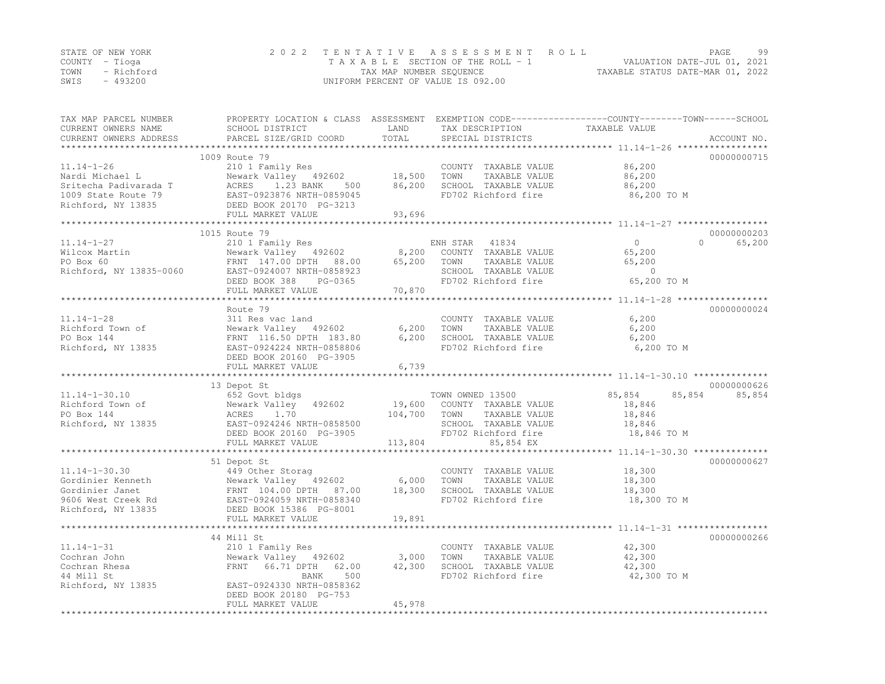STATE OF NEW YORK
COUNTY - Tioga
TOWN - Richford
SWIS - 493200

2 0 2 2 T E N T A T I V E A S S E S S M E N T R O L L
T A X A B L E SECTION OF THE ROLL - 1
TAX MAP NUMBER SEQUENCE
UNIFORM PERCENT OF VALUE IS 092.00

VALUATION DATE-JUL 01, 2021
TAXABLE STATUS DATE-MAR 01, 2022

| TAX MAP PARCEL NUMBER / CURRENT OWNERS NAME / CURRENT OWNERS ADDRESS | PROPERTY LOCATION & CLASS / SCHOOL DISTRICT / PARCEL SIZE/GRID COORD | ASSESSMENT LAND / TOTAL | EXEMPTION CODE / TAX DESCRIPTION / SPECIAL DISTRICTS | COUNTY | TOWN | SCHOOL | ACCOUNT NO. |
|---|---|---|---|---|---|---|---|
| **11.14-1-26** | 1009 Route 79 | | | | | | 00000000715 |
| 11.14-1-26 | 210 1 Family Res | | COUNTY TAXABLE VALUE | 86,200 | | | |
| Nardi Michael L | Newark Valley 492602 | 18,500 | TOWN TAXABLE VALUE | | 86,200 | | |
| Sritecha Padivarada T | ACRES 1.23 BANK 500 | 86,200 | SCHOOL TAXABLE VALUE | | | 86,200 | |
| 1009 State Route 79 | EAST-0923876 NRTH-0859045 | | FD702 Richford fire | 86,200 TO M | | | |
| Richford, NY 13835 | DEED BOOK 20170 PG-3213 | | | | | | |
| | FULL MARKET VALUE | 93,696 | | | | | |
| **11.14-1-27** | 1015 Route 79 | | | | | | 00000000203 |
| 11.14-1-27 | 210 1 Family Res | | ENH STAR 41834 | 0 | 0 | 65,200 | |
| Wilcox Martin | Newark Valley 492602 | 8,200 | COUNTY TAXABLE VALUE | 65,200 | | | |
| PO Box 60 | FRNT 147.00 DPTH 88.00 | 65,200 | TOWN TAXABLE VALUE | | 65,200 | | |
| Richford, NY 13835-0060 | EAST-0924007 NRTH-0858923 | | SCHOOL TAXABLE VALUE | | | 0 | |
| | DEED BOOK 388 PG-0365 | | FD702 Richford fire | 65,200 TO M | | | |
| | FULL MARKET VALUE | 70,870 | | | | | |
| **11.14-1-28** | Route 79 | | | | | | 00000000024 |
| 11.14-1-28 | 311 Res vac land | | COUNTY TAXABLE VALUE | 6,200 | | | |
| Richford Town of | Newark Valley 492602 | 6,200 | TOWN TAXABLE VALUE | | 6,200 | | |
| PO Box 144 | FRNT 116.50 DPTH 183.80 | 6,200 | SCHOOL TAXABLE VALUE | | | 6,200 | |
| Richford, NY 13835 | EAST-0924224 NRTH-0858806 | | FD702 Richford fire | 6,200 TO M | | | |
| | DEED BOOK 20160 PG-3905 | | | | | | |
| | FULL MARKET VALUE | 6,739 | | | | | |
| **11.14-1-30.10** | 13 Depot St | | | | | | 00000000626 |
| 11.14-1-30.10 | 652 Govt bldgs | | TOWN OWNED 13500 | 85,854 | 85,854 | 85,854 | |
| Richford Town of | Newark Valley 492602 | 19,600 | COUNTY TAXABLE VALUE | 18,846 | | | |
| PO Box 144 | ACRES 1.70 | 104,700 | TOWN TAXABLE VALUE | | 18,846 | | |
| Richford, NY 13835 | EAST-0924246 NRTH-0858500 | | SCHOOL TAXABLE VALUE | | | 18,846 | |
| | DEED BOOK 20160 PG-3905 | | FD702 Richford fire | 18,846 TO M | | | |
| | FULL MARKET VALUE | 113,804 | 85,854 EX | | | | |
| **11.14-1-30.30** | 51 Depot St | | | | | | 00000000627 |
| 11.14-1-30.30 | 449 Other Storag | | COUNTY TAXABLE VALUE | 18,300 | | | |
| Gordinier Kenneth | Newark Valley 492602 | 6,000 | TOWN TAXABLE VALUE | | 18,300 | | |
| Gordinier Janet | FRNT 104.00 DPTH 87.00 | 18,300 | SCHOOL TAXABLE VALUE | | | 18,300 | |
| 9606 West Creek Rd | EAST-0924059 NRTH-0858340 | | FD702 Richford fire | 18,300 TO M | | | |
| Richford, NY 13835 | DEED BOOK 15386 PG-8001 | | | | | | |
| | FULL MARKET VALUE | 19,891 | | | | | |
| **11.14-1-31** | 44 Mill St | | | | | | 00000000266 |
| 11.14-1-31 | 210 1 Family Res | | COUNTY TAXABLE VALUE | 42,300 | | | |
| Cochran John | Newark Valley 492602 | 3,000 | TOWN TAXABLE VALUE | | 42,300 | | |
| Cochran Rhesa | FRNT 66.71 DPTH 62.00 | 42,300 | SCHOOL TAXABLE VALUE | | | 42,300 | |
| 44 Mill St | BANK 500 | | FD702 Richford fire | 42,300 TO M | | | |
| Richford, NY 13835 | EAST-0924330 NRTH-0858362 | | | | | | |
| | DEED BOOK 20180 PG-753 | | | | | | |
| | FULL MARKET VALUE | 45,978 | | | | | |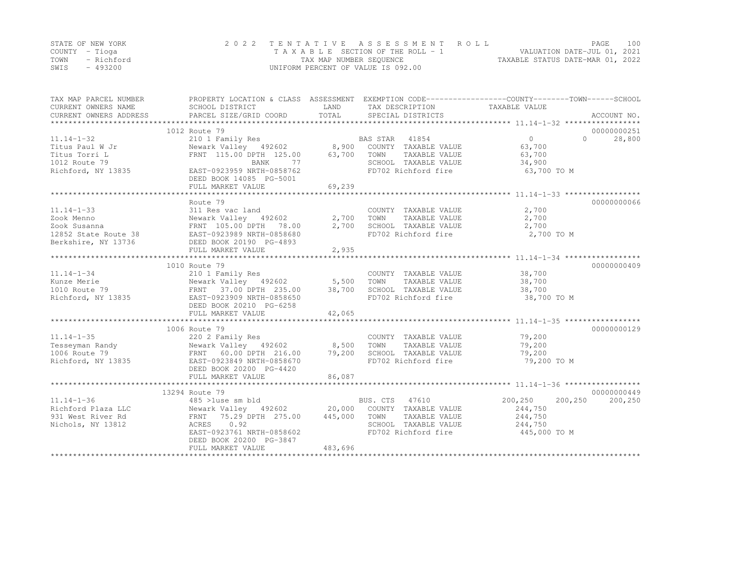STATE OF NEW YORK
COUNTY - Tioga
TOWN - Richford
SWIS - 493200

2022 TENTATIVE ASSESSMENT ROLL
TAXABLE SECTION OF THE ROLL - 1
TAX MAP NUMBER SEQUENCE
UNIFORM PERCENT OF VALUE IS 092.00

VALUATION DATE-JUL 01, 2021
TAXABLE STATUS DATE-MAR 01, 2022

| TAX MAP PARCEL NUMBER<br>CURRENT OWNERS NAME<br>CURRENT OWNERS ADDRESS | PROPERTY LOCATION & CLASS<br>SCHOOL DISTRICT<br>PARCEL SIZE/GRID COORD | ASSESSMENT<br>LAND<br>TOTAL | EXEMPTION CODE<br>TAX DESCRIPTION<br>SPECIAL DISTRICTS | COUNTY | TOWN | SCHOOL<br>ACCOUNT NO. |
|---|---|---|---|---|---|---|
| | 1012 Route 79 | | | | | 00000000251 |
| 11.14-1-32 | 210 1 Family Res | | BAS STAR 41854 | 0 | 0 | 28,800 |
| Titus Paul W Jr | Newark Valley 492602 | 8,900 | COUNTY TAXABLE VALUE | 63,700 | | |
| Titus Torri L | FRNT 115.00 DPTH 125.00 | 63,700 | TOWN TAXABLE VALUE | 63,700 | | |
| 1012 Route 79 | BANK 77 | | SCHOOL TAXABLE VALUE | 34,900 | | |
| Richford, NY 13835 | EAST-0923959 NRTH-0858762 | | FD702 Richford fire | 63,700 TO M | | |
| | DEED BOOK 14085 PG-5001 | | | | | |
| | FULL MARKET VALUE | 69,239 | | | | |
| | Route 79 | | | | | 00000000066 |
| 11.14-1-33 | 311 Res vac land | | COUNTY TAXABLE VALUE | 2,700 | | |
| Zook Menno | Newark Valley 492602 | 2,700 | TOWN TAXABLE VALUE | 2,700 | | |
| Zook Susanna | FRNT 105.00 DPTH 78.00 | 2,700 | SCHOOL TAXABLE VALUE | 2,700 | | |
| 12852 State Route 38 | EAST-0923989 NRTH-0858680 | | FD702 Richford fire | 2,700 TO M | | |
| Berkshire, NY 13736 | DEED BOOK 20190 PG-4893 | | | | | |
| | FULL MARKET VALUE | 2,935 | | | | |
| | 1010 Route 79 | | | | | 00000000409 |
| 11.14-1-34 | 210 1 Family Res | | COUNTY TAXABLE VALUE | 38,700 | | |
| Kunze Merie | Newark Valley 492602 | 5,500 | TOWN TAXABLE VALUE | 38,700 | | |
| 1010 Route 79 | FRNT 37.00 DPTH 235.00 | 38,700 | SCHOOL TAXABLE VALUE | 38,700 | | |
| Richford, NY 13835 | EAST-0923909 NRTH-0858650 | | FD702 Richford fire | 38,700 TO M | | |
| | DEED BOOK 20210 PG-6258 | | | | | |
| | FULL MARKET VALUE | 42,065 | | | | |
| | 1006 Route 79 | | | | | 00000000129 |
| 11.14-1-35 | 220 2 Family Res | | COUNTY TAXABLE VALUE | 79,200 | | |
| Tesseyman Randy | Newark Valley 492602 | 8,500 | TOWN TAXABLE VALUE | 79,200 | | |
| 1006 Route 79 | FRNT 60.00 DPTH 216.00 | 79,200 | SCHOOL TAXABLE VALUE | 79,200 | | |
| Richford, NY 13835 | EAST-0923849 NRTH-0858670 | | FD702 Richford fire | 79,200 TO M | | |
| | DEED BOOK 20200 PG-4420 | | | | | |
| | FULL MARKET VALUE | 86,087 | | | | |
| | 13294 Route 79 | | | | | 00000000449 |
| 11.14-1-36 | 485 >1use sm bld | | BUS. CTS 47610 | 200,250 | 200,250 | 200,250 |
| Richford Plaza LLC | Newark Valley 492602 | 20,000 | COUNTY TAXABLE VALUE | 244,750 | | |
| 931 West River Rd | FRNT 75.29 DPTH 275.00 | 445,000 | TOWN TAXABLE VALUE | 244,750 | | |
| Nichols, NY 13812 | ACRES 0.92 | | SCHOOL TAXABLE VALUE | 244,750 | | |
| | EAST-0923761 NRTH-0858602 | | FD702 Richford fire | 445,000 TO M | | |
| | DEED BOOK 20200 PG-3847 | | | | | |
| | FULL MARKET VALUE | 483,696 | | | | |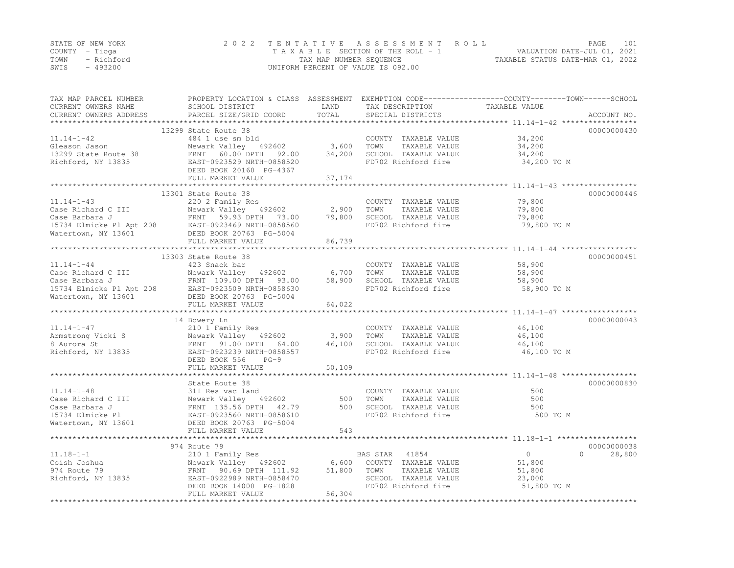STATE OF NEW YORK | COUNTY - Tioga | TOWN - Richford | SWIS - 493200

# 2022 TENTATIVE ASSESSMENT ROLL

TAXABLE SECTION OF THE ROLL - 1 | TAX MAP NUMBER SEQUENCE | UNIFORM PERCENT OF VALUE IS 092.00

VALUATION DATE-JUL 01, 2021 | TAXABLE STATUS DATE-MAR 01, 2022

| TAX MAP PARCEL NUMBER / CURRENT OWNERS NAME / CURRENT OWNERS ADDRESS | PROPERTY LOCATION & CLASS / SCHOOL DISTRICT / PARCEL SIZE/GRID COORD | ASSESSMENT LAND / TOTAL | EXEMPTION CODE / TAX DESCRIPTION / SPECIAL DISTRICTS | COUNTY | TOWN | SCHOOL TAXABLE VALUE | ACCOUNT NO. |
|---|---|---|---|---|---|---|---|
| 11.14-1-42 | 13299 State Route 38 | | | | | | 00000000430 |
| Gleason Jason | 484 1 use sm bld | | COUNTY TAXABLE VALUE | 34,200 | | | |
| 13299 State Route 38 | Newark Valley 492602 | 3,600 | TOWN TAXABLE VALUE | | 34,200 | | |
| Richford, NY 13835 | FRNT 60.00 DPTH 92.00 | 34,200 | SCHOOL TAXABLE VALUE | | | 34,200 | |
| | EAST-0923529 NRTH-0858520 | | FD702 Richford fire | 34,200 TO M | | | |
| | DEED BOOK 20160 PG-4367 | | | | | | |
| | FULL MARKET VALUE | 37,174 | | | | | |
| 11.14-1-43 | 13301 State Route 38 | | | | | | 00000000446 |
| Case Richard C III | 220 2 Family Res | | COUNTY TAXABLE VALUE | 79,800 | | | |
| Case Barbara J | Newark Valley 492602 | 2,900 | TOWN TAXABLE VALUE | | 79,800 | | |
| 15734 Elmicke Pl Apt 208 | FRNT 59.93 DPTH 73.00 | 79,800 | SCHOOL TAXABLE VALUE | | | 79,800 | |
| Watertown, NY 13601 | EAST-0923469 NRTH-0858560 | | FD702 Richford fire | 79,800 TO M | | | |
| | DEED BOOK 20763 PG-5004 | | | | | | |
| | FULL MARKET VALUE | 86,739 | | | | | |
| 11.14-1-44 | 13303 State Route 38 | | | | | | 00000000451 |
| Case Richard C III | 423 Snack bar | | COUNTY TAXABLE VALUE | 58,900 | | | |
| Case Barbara J | Newark Valley 492602 | 6,700 | TOWN TAXABLE VALUE | | 58,900 | | |
| 15734 Elmicke Pl Apt 208 | FRNT 109.00 DPTH 93.00 | 58,900 | SCHOOL TAXABLE VALUE | | | 58,900 | |
| Watertown, NY 13601 | EAST-0923509 NRTH-0858630 | | FD702 Richford fire | 58,900 TO M | | | |
| | DEED BOOK 20763 PG-5004 | | | | | | |
| | FULL MARKET VALUE | 64,022 | | | | | |
| 11.14-1-47 | 14 Bowery Ln | | | | | | 00000000043 |
| Armstrong Vicki S | 210 1 Family Res | | COUNTY TAXABLE VALUE | 46,100 | | | |
| 8 Aurora St | Newark Valley 492602 | 3,900 | TOWN TAXABLE VALUE | | 46,100 | | |
| Richford, NY 13835 | FRNT 91.00 DPTH 64.00 | 46,100 | SCHOOL TAXABLE VALUE | | | 46,100 | |
| | EAST-0923239 NRTH-0858557 | | FD702 Richford fire | 46,100 TO M | | | |
| | DEED BOOK 556 PG-9 | | | | | | |
| | FULL MARKET VALUE | 50,109 | | | | | |
| 11.14-1-48 | State Route 38 | | | | | | 00000000830 |
| Case Richard C III | 311 Res vac land | | COUNTY TAXABLE VALUE | 500 | | | |
| Case Barbara J | Newark Valley 492602 | 500 | TOWN TAXABLE VALUE | | 500 | | |
| 15734 Elmicke Pl | FRNT 135.56 DPTH 42.79 | 500 | SCHOOL TAXABLE VALUE | | | 500 | |
| Watertown, NY 13601 | EAST-0923560 NRTH-0858610 | | FD702 Richford fire | 500 TO M | | | |
| | DEED BOOK 20763 PG-5004 | | | | | | |
| | FULL MARKET VALUE | 543 | | | | | |
| 11.18-1-1 | 974 Route 79 | | | | | | 00000000038 |
| Coish Joshua | 210 1 Family Res | | BAS STAR 41854 | 0 | 0 | 28,800 | |
| 974 Route 79 | Newark Valley 492602 | 6,600 | COUNTY TAXABLE VALUE | 51,800 | | | |
| Richford, NY 13835 | FRNT 90.69 DPTH 111.92 | 51,800 | TOWN TAXABLE VALUE | | 51,800 | | |
| | EAST-0922989 NRTH-0858470 | | SCHOOL TAXABLE VALUE | | | 23,000 | |
| | DEED BOOK 14000 PG-1828 | | FD702 Richford fire | 51,800 TO M | | | |
| | FULL MARKET VALUE | 56,304 | | | | | |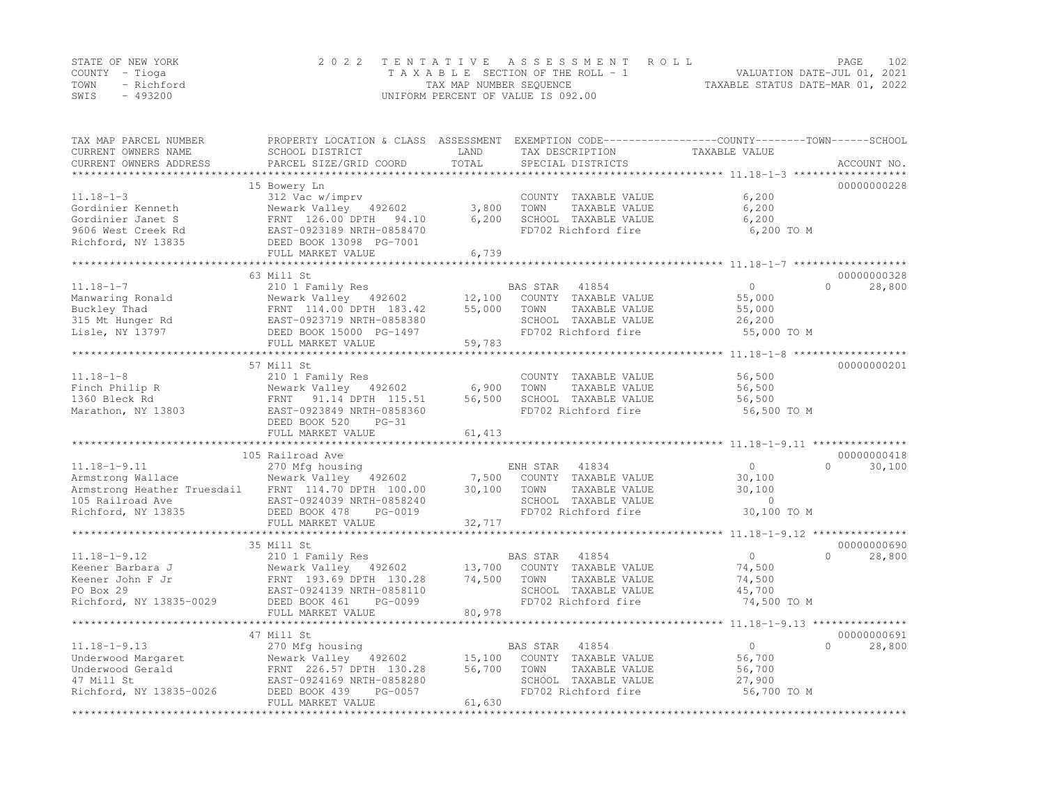STATE OF NEW YORK
COUNTY - Tioga
TOWN - Richford
SWIS - 493200

2 0 2 2 T E N T A T I V E A S S E S S M E N T R O L L
T A X A B L E SECTION OF THE ROLL - 1
TAX MAP NUMBER SEQUENCE
UNIFORM PERCENT OF VALUE IS 092.00

VALUATION DATE-JUL 01, 2021
TAXABLE STATUS DATE-MAR 01, 2022

| TAX MAP PARCEL NUMBER / CURRENT OWNERS NAME / CURRENT OWNERS ADDRESS | PROPERTY LOCATION & CLASS / SCHOOL DISTRICT / PARCEL SIZE/GRID COORD | ASSESSMENT LAND / TOTAL | EXEMPTION CODE / TAX DESCRIPTION / SPECIAL DISTRICTS | COUNTY / TOWN / SCHOOL TAXABLE VALUE | ACCOUNT NO. |
|---|---|---|---|---|---|
| 11.18-1-3 | 15 Bowery Ln | | | | 00000000228 |
| | 312 Vac w/imprv | | COUNTY TAXABLE VALUE | 6,200 | |
| Gordinier Kenneth | Newark Valley 492602 | 3,800 | TOWN TAXABLE VALUE | 6,200 | |
| Gordinier Janet S | FRNT 126.00 DPTH 94.10 | 6,200 | SCHOOL TAXABLE VALUE | 6,200 | |
| 9606 West Creek Rd | EAST-0923189 NRTH-0858470 | | FD702 Richford fire | 6,200 TO M | |
| Richford, NY 13835 | DEED BOOK 13098 PG-7001 | | | | |
| | FULL MARKET VALUE | 6,739 | | | |
| 11.18-1-7 | 63 Mill St | | | | 00000000328 |
| | 210 1 Family Res | | BAS STAR 41854 | 0 0 28,800 | |
| Manwaring Ronald | Newark Valley 492602 | 12,100 | COUNTY TAXABLE VALUE | 55,000 | |
| Buckley Thad | FRNT 114.00 DPTH 183.42 | 55,000 | TOWN TAXABLE VALUE | 55,000 | |
| 315 Mt Hunger Rd | EAST-0923719 NRTH-0858380 | | SCHOOL TAXABLE VALUE | 26,200 | |
| Lisle, NY 13797 | DEED BOOK 15000 PG-1497 | | FD702 Richford fire | 55,000 TO M | |
| | FULL MARKET VALUE | 59,783 | | | |
| 11.18-1-8 | 57 Mill St | | | | 00000000201 |
| | 210 1 Family Res | | COUNTY TAXABLE VALUE | 56,500 | |
| Finch Philip R | Newark Valley 492602 | 6,900 | TOWN TAXABLE VALUE | 56,500 | |
| 1360 Bleck Rd | FRNT 91.14 DPTH 115.51 | 56,500 | SCHOOL TAXABLE VALUE | 56,500 | |
| Marathon, NY 13803 | EAST-0923849 NRTH-0858360 | | FD702 Richford fire | 56,500 TO M | |
| | DEED BOOK 520 PG-31 | | | | |
| | FULL MARKET VALUE | 61,413 | | | |
| 11.18-1-9.11 | 105 Railroad Ave | | | | 00000000418 |
| | 270 Mfg housing | | ENH STAR 41834 | 0 0 30,100 | |
| Armstrong Wallace | Newark Valley 492602 | 7,500 | COUNTY TAXABLE VALUE | 30,100 | |
| Armstrong Heather Truesdail | FRNT 114.70 DPTH 100.00 | 30,100 | TOWN TAXABLE VALUE | 30,100 | |
| 105 Railroad Ave | EAST-0924039 NRTH-0858240 | | SCHOOL TAXABLE VALUE | 0 | |
| Richford, NY 13835 | DEED BOOK 478 PG-0019 | | FD702 Richford fire | 30,100 TO M | |
| | FULL MARKET VALUE | 32,717 | | | |
| 11.18-1-9.12 | 35 Mill St | | | | 00000000690 |
| | 210 1 Family Res | | BAS STAR 41854 | 0 0 28,800 | |
| Keener Barbara J | Newark Valley 492602 | 13,700 | COUNTY TAXABLE VALUE | 74,500 | |
| Keener John F Jr | FRNT 193.69 DPTH 130.28 | 74,500 | TOWN TAXABLE VALUE | 74,500 | |
| PO Box 29 | EAST-0924139 NRTH-0858110 | | SCHOOL TAXABLE VALUE | 45,700 | |
| Richford, NY 13835-0029 | DEED BOOK 461 PG-0099 | | FD702 Richford fire | 74,500 TO M | |
| | FULL MARKET VALUE | 80,978 | | | |
| 11.18-1-9.13 | 47 Mill St | | | | 00000000691 |
| | 270 Mfg housing | | BAS STAR 41854 | 0 0 28,800 | |
| Underwood Margaret | Newark Valley 492602 | 15,100 | COUNTY TAXABLE VALUE | 56,700 | |
| Underwood Gerald | FRNT 226.57 DPTH 130.28 | 56,700 | TOWN TAXABLE VALUE | 56,700 | |
| 47 Mill St | EAST-0924169 NRTH-0858280 | | SCHOOL TAXABLE VALUE | 27,900 | |
| Richford, NY 13835-0026 | DEED BOOK 439 PG-0057 | | FD702 Richford fire | 56,700 TO M | |
| | FULL MARKET VALUE | 61,630 | | | |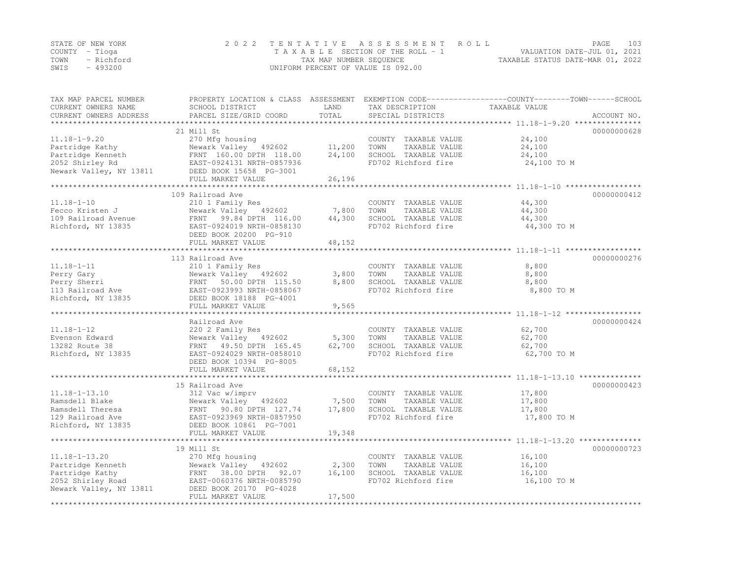STATE OF NEW YORK — COUNTY - Tioga — TOWN - Richford — SWIS - 493200

# 2 0 2 2 TENTATIVE ASSESSMENT ROLL

TAXABLE SECTION OF THE ROLL - 1
TAX MAP NUMBER SEQUENCE
UNIFORM PERCENT OF VALUE IS 092.00

VALUATION DATE-JUL 01, 2021
TAXABLE STATUS DATE-MAR 01, 2022

| TAX MAP PARCEL NUMBER / CURRENT OWNERS NAME / CURRENT OWNERS ADDRESS | PROPERTY LOCATION & CLASS / SCHOOL DISTRICT / PARCEL SIZE/GRID COORD | ASSESSMENT LAND | TOTAL | EXEMPTION CODE / TAX DESCRIPTION / SPECIAL DISTRICTS | TAXABLE VALUE (COUNTY / TOWN / SCHOOL) | ACCOUNT NO. |
|---|---|---|---|---|---|---|
| 11.18-1-9.20 | 21 Mill St | | | | | 00000000628 |
| Partridge Kathy | 270 Mfg housing | | | COUNTY TAXABLE VALUE | 24,100 | |
| Partridge Kenneth | Newark Valley 492602 | 11,200 | | TOWN TAXABLE VALUE | 24,100 | |
| 2052 Shirley Rd | FRNT 160.00 DPTH 118.00 | | 24,100 | SCHOOL TAXABLE VALUE | 24,100 | |
| Newark Valley, NY 13811 | EAST-0924131 NRTH-0857936 | | | FD702 Richford fire | 24,100 TO M | |
| | DEED BOOK 15658 PG-3001 | | | | | |
| | FULL MARKET VALUE | | 26,196 | | | |
| 11.18-1-10 | 109 Railroad Ave | | | | | 00000000412 |
| Fecco Kristen J | 210 1 Family Res | | | COUNTY TAXABLE VALUE | 44,300 | |
| 109 Railroad Avenue | Newark Valley 492602 | 7,800 | | TOWN TAXABLE VALUE | 44,300 | |
| Richford, NY 13835 | FRNT 99.84 DPTH 116.00 | | 44,300 | SCHOOL TAXABLE VALUE | 44,300 | |
| | EAST-0924019 NRTH-0858130 | | | FD702 Richford fire | 44,300 TO M | |
| | DEED BOOK 20200 PG-910 | | | | | |
| | FULL MARKET VALUE | | 48,152 | | | |
| 11.18-1-11 | 113 Railroad Ave | | | | | 00000000276 |
| Perry Gary | 210 1 Family Res | | | COUNTY TAXABLE VALUE | 8,800 | |
| Perry Sherri | Newark Valley 492602 | 3,800 | | TOWN TAXABLE VALUE | 8,800 | |
| 113 Railroad Ave | FRNT 50.00 DPTH 115.50 | | 8,800 | SCHOOL TAXABLE VALUE | 8,800 | |
| Richford, NY 13835 | EAST-0923993 NRTH-0858067 | | | FD702 Richford fire | 8,800 TO M | |
| | DEED BOOK 18188 PG-4001 | | | | | |
| | FULL MARKET VALUE | | 9,565 | | | |
| 11.18-1-12 | Railroad Ave | | | | | 00000000424 |
| Evenson Edward | 220 2 Family Res | | | COUNTY TAXABLE VALUE | 62,700 | |
| 13282 Route 38 | Newark Valley 492602 | 5,300 | | TOWN TAXABLE VALUE | 62,700 | |
| Richford, NY 13835 | FRNT 49.50 DPTH 165.45 | | 62,700 | SCHOOL TAXABLE VALUE | 62,700 | |
| | EAST-0924029 NRTH-0858010 | | | FD702 Richford fire | 62,700 TO M | |
| | DEED BOOK 10394 PG-8005 | | | | | |
| | FULL MARKET VALUE | | 68,152 | | | |
| 11.18-1-13.10 | 15 Railroad Ave | | | | | 00000000423 |
| Ramsdell Blake | 312 Vac w/imprv | | | COUNTY TAXABLE VALUE | 17,800 | |
| Ramsdell Theresa | Newark Valley 492602 | 7,500 | | TOWN TAXABLE VALUE | 17,800 | |
| 129 Railroad Ave | FRNT 90.80 DPTH 127.74 | | 17,800 | SCHOOL TAXABLE VALUE | 17,800 | |
| Richford, NY 13835 | EAST-0923969 NRTH-0857950 | | | FD702 Richford fire | 17,800 TO M | |
| | DEED BOOK 10861 PG-7001 | | | | | |
| | FULL MARKET VALUE | | 19,348 | | | |
| 11.18-1-13.20 | 19 Mill St | | | | | 00000000723 |
| Partridge Kenneth | 270 Mfg housing | | | COUNTY TAXABLE VALUE | 16,100 | |
| Partridge Kathy | Newark Valley 492602 | 2,300 | | TOWN TAXABLE VALUE | 16,100 | |
| 2052 Shirley Road | FRNT 38.00 DPTH 92.07 | | 16,100 | SCHOOL TAXABLE VALUE | 16,100 | |
| Newark Valley, NY 13811 | EAST-0060376 NRTH-0085790 | | | FD702 Richford fire | 16,100 TO M | |
| | DEED BOOK 20170 PG-4028 | | | | | |
| | FULL MARKET VALUE | | 17,500 | | | |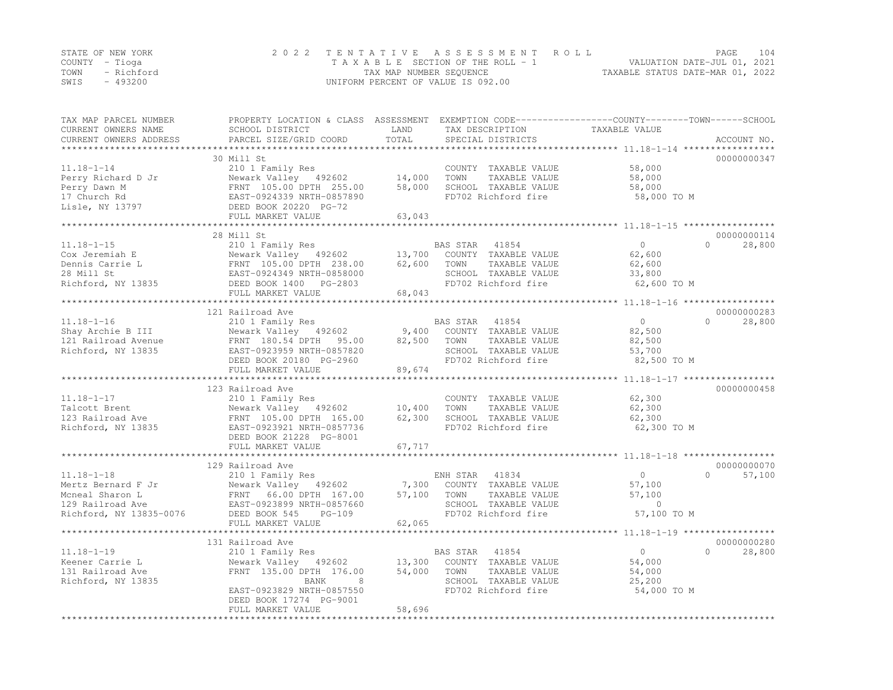STATE OF NEW YORK
COUNTY - Tioga
TOWN - Richford
SWIS - 493200

2022 TENTATIVE ASSESSMENT ROLL
TAXABLE SECTION OF THE ROLL - 1
TAX MAP NUMBER SEQUENCE
UNIFORM PERCENT OF VALUE IS 092.00

VALUATION DATE-JUL 01, 2021
TAXABLE STATUS DATE-MAR 01, 2022

| TAX MAP PARCEL NUMBER / CURRENT OWNERS NAME / CURRENT OWNERS ADDRESS | PROPERTY LOCATION & CLASS / SCHOOL DISTRICT / PARCEL SIZE/GRID COORD | ASSESSMENT LAND / TOTAL | EXEMPTION CODE / TAX DESCRIPTION / SPECIAL DISTRICTS | COUNTY / TOWN / SCHOOL TAXABLE VALUE | ACCOUNT NO. |
|---|---|---|---|---|---|
| | 30 Mill St | | | | 00000000347 |
| 11.18-1-14 | 210 1 Family Res | | COUNTY TAXABLE VALUE | 58,000 | |
| Perry Richard D Jr | Newark Valley 492602 | 14,000 | TOWN TAXABLE VALUE | 58,000 | |
| Perry Dawn M | FRNT 105.00 DPTH 255.00 | 58,000 | SCHOOL TAXABLE VALUE | 58,000 | |
| 17 Church Rd | EAST-0924339 NRTH-0857890 | | FD702 Richford fire | 58,000 TO M | |
| Lisle, NY 13797 | DEED BOOK 20220 PG-72 | | | | |
| | FULL MARKET VALUE | 63,043 | | | |
| | 28 Mill St | | | | 00000000114 |
| 11.18-1-15 | 210 1 Family Res | | BAS STAR 41854 | 0 / 0 / 28,800 | |
| Cox Jeremiah E | Newark Valley 492602 | 13,700 | COUNTY TAXABLE VALUE | 62,600 | |
| Dennis Carrie L | FRNT 105.00 DPTH 238.00 | 62,600 | TOWN TAXABLE VALUE | 62,600 | |
| 28 Mill St | EAST-0924349 NRTH-0858000 | | SCHOOL TAXABLE VALUE | 33,800 | |
| Richford, NY 13835 | DEED BOOK 1400 PG-2803 | | FD702 Richford fire | 62,600 TO M | |
| | FULL MARKET VALUE | 68,043 | | | |
| | 121 Railroad Ave | | | | 00000000283 |
| 11.18-1-16 | 210 1 Family Res | | BAS STAR 41854 | 0 / 0 / 28,800 | |
| Shay Archie B III | Newark Valley 492602 | 9,400 | COUNTY TAXABLE VALUE | 82,500 | |
| 121 Railroad Avenue | FRNT 180.54 DPTH 95.00 | 82,500 | TOWN TAXABLE VALUE | 82,500 | |
| Richford, NY 13835 | EAST-0923959 NRTH-0857820 | | SCHOOL TAXABLE VALUE | 53,700 | |
| | DEED BOOK 20180 PG-2960 | | FD702 Richford fire | 82,500 TO M | |
| | FULL MARKET VALUE | 89,674 | | | |
| | 123 Railroad Ave | | | | 00000000458 |
| 11.18-1-17 | 210 1 Family Res | | COUNTY TAXABLE VALUE | 62,300 | |
| Talcott Brent | Newark Valley 492602 | 10,400 | TOWN TAXABLE VALUE | 62,300 | |
| 123 Railroad Ave | FRNT 105.00 DPTH 165.00 | 62,300 | SCHOOL TAXABLE VALUE | 62,300 | |
| Richford, NY 13835 | EAST-0923921 NRTH-0857736 | | FD702 Richford fire | 62,300 TO M | |
| | DEED BOOK 21228 PG-8001 | | | | |
| | FULL MARKET VALUE | 67,717 | | | |
| | 129 Railroad Ave | | | | 00000000070 |
| 11.18-1-18 | 210 1 Family Res | | ENH STAR 41834 | 0 / 0 / 57,100 | |
| Mertz Bernard F Jr | Newark Valley 492602 | 7,300 | COUNTY TAXABLE VALUE | 57,100 | |
| Mcneal Sharon L | FRNT 66.00 DPTH 167.00 | 57,100 | TOWN TAXABLE VALUE | 57,100 | |
| 129 Railroad Ave | EAST-0923899 NRTH-0857660 | | SCHOOL TAXABLE VALUE | 0 | |
| Richford, NY 13835-0076 | DEED BOOK 545 PG-109 | | FD702 Richford fire | 57,100 TO M | |
| | FULL MARKET VALUE | 62,065 | | | |
| | 131 Railroad Ave | | | | 00000000280 |
| 11.18-1-19 | 210 1 Family Res | | BAS STAR 41854 | 0 / 0 / 28,800 | |
| Keener Carrie L | Newark Valley 492602 | 13,300 | COUNTY TAXABLE VALUE | 54,000 | |
| 131 Railroad Ave | FRNT 135.00 DPTH 176.00 | 54,000 | TOWN TAXABLE VALUE | 54,000 | |
| Richford, NY 13835 | BANK 8 | | SCHOOL TAXABLE VALUE | 25,200 | |
| | EAST-0923829 NRTH-0857550 | | FD702 Richford fire | 54,000 TO M | |
| | DEED BOOK 17274 PG-9001 | | | | |
| | FULL MARKET VALUE | 58,696 | | | |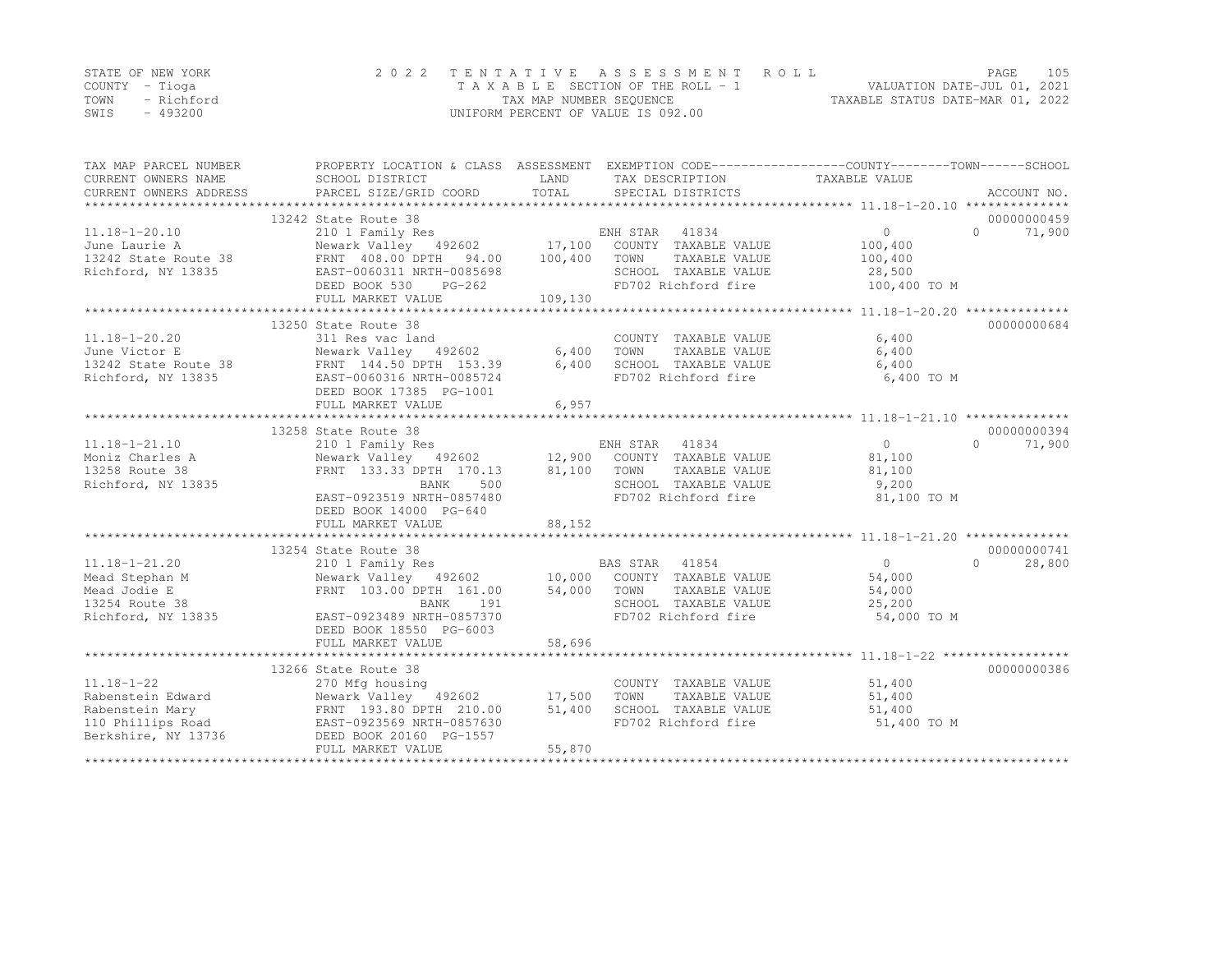STATE OF NEW YORK
COUNTY - Tioga
TOWN - Richford
SWIS - 493200

2 0 2 2 T E N T A T I V E A S S E S S M E N T R O L L
T A X A B L E SECTION OF THE ROLL - 1
TAX MAP NUMBER SEQUENCE
UNIFORM PERCENT OF VALUE IS 092.00

VALUATION DATE-JUL 01, 2021
TAXABLE STATUS DATE-MAR 01, 2022

| TAX MAP PARCEL NUMBER / CURRENT OWNERS NAME / CURRENT OWNERS ADDRESS | PROPERTY LOCATION & CLASS / SCHOOL DISTRICT / PARCEL SIZE/GRID COORD | ASSESSMENT LAND / TOTAL | EXEMPTION CODE / TAX DESCRIPTION / SPECIAL DISTRICTS | COUNTY | TOWN | SCHOOL / TAXABLE VALUE | ACCOUNT NO. |
|---|---|---|---|---|---|---|---|
| | 13242 State Route 38 | | | | | | 00000000459 |
| 11.18-1-20.10 | 210 1 Family Res | | ENH STAR 41834 | 0 | 0 | 71,900 | |
| June Laurie A | Newark Valley 492602 | 17,100 | COUNTY TAXABLE VALUE | 100,400 | | | |
| 13242 State Route 38 | FRNT 408.00 DPTH 94.00 | 100,400 | TOWN TAXABLE VALUE | | 100,400 | | |
| Richford, NY 13835 | EAST-0060311 NRTH-0085698 | | SCHOOL TAXABLE VALUE | | | 28,500 | |
| | DEED BOOK 530 PG-262 | | FD702 Richford fire | 100,400 TO M | | | |
| | FULL MARKET VALUE | 109,130 | | | | | |
| | 13250 State Route 38 | | | | | | 00000000684 |
| 11.18-1-20.20 | 311 Res vac land | | COUNTY TAXABLE VALUE | 6,400 | | | |
| June Victor E | Newark Valley 492602 | 6,400 | TOWN TAXABLE VALUE | | 6,400 | | |
| 13242 State Route 38 | FRNT 144.50 DPTH 153.39 | 6,400 | SCHOOL TAXABLE VALUE | | | 6,400 | |
| Richford, NY 13835 | EAST-0060316 NRTH-0085724 | | FD702 Richford fire | 6,400 TO M | | | |
| | DEED BOOK 17385 PG-1001 | | | | | | |
| | FULL MARKET VALUE | 6,957 | | | | | |
| | 13258 State Route 38 | | | | | | 00000000394 |
| 11.18-1-21.10 | 210 1 Family Res | | ENH STAR 41834 | 0 | 0 | 71,900 | |
| Moniz Charles A | Newark Valley 492602 | 12,900 | COUNTY TAXABLE VALUE | 81,100 | | | |
| 13258 Route 38 | FRNT 133.33 DPTH 170.13 | 81,100 | TOWN TAXABLE VALUE | | 81,100 | | |
| Richford, NY 13835 | BANK 500 | | SCHOOL TAXABLE VALUE | | | 9,200 | |
| | EAST-0923519 NRTH-0857480 | | FD702 Richford fire | 81,100 TO M | | | |
| | DEED BOOK 14000 PG-640 | | | | | | |
| | FULL MARKET VALUE | 88,152 | | | | | |
| | 13254 State Route 38 | | | | | | 00000000741 |
| 11.18-1-21.20 | 210 1 Family Res | | BAS STAR 41854 | 0 | 0 | 28,800 | |
| Mead Stephan M | Newark Valley 492602 | 10,000 | COUNTY TAXABLE VALUE | 54,000 | | | |
| Mead Jodie E | FRNT 103.00 DPTH 161.00 | 54,000 | TOWN TAXABLE VALUE | | 54,000 | | |
| 13254 Route 38 | BANK 191 | | SCHOOL TAXABLE VALUE | | | 25,200 | |
| Richford, NY 13835 | EAST-0923489 NRTH-0857370 | | FD702 Richford fire | 54,000 TO M | | | |
| | DEED BOOK 18550 PG-6003 | | | | | | |
| | FULL MARKET VALUE | 58,696 | | | | | |
| | 13266 State Route 38 | | | | | | 00000000386 |
| 11.18-1-22 | 270 Mfg housing | | COUNTY TAXABLE VALUE | 51,400 | | | |
| Rabenstein Edward | Newark Valley 492602 | 17,500 | TOWN TAXABLE VALUE | | 51,400 | | |
| Rabenstein Mary | FRNT 193.80 DPTH 210.00 | 51,400 | SCHOOL TAXABLE VALUE | | | 51,400 | |
| 110 Phillips Road | EAST-0923569 NRTH-0857630 | | FD702 Richford fire | 51,400 TO M | | | |
| Berkshire, NY 13736 | DEED BOOK 20160 PG-1557 | | | | | | |
| | FULL MARKET VALUE | 55,870 | | | | | |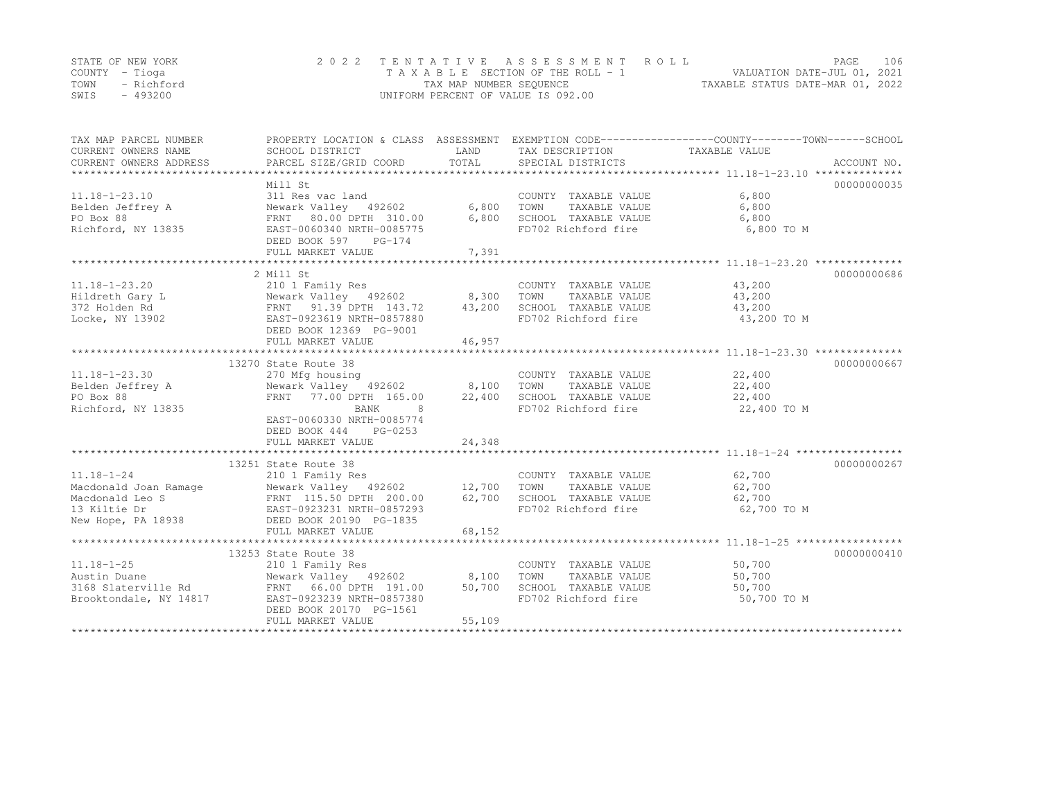STATE OF NEW YORK
COUNTY - Tioga
TOWN - Richford
SWIS - 493200

2022 TENTATIVE ASSESSMENT ROLL
TAXABLE SECTION OF THE ROLL - 1
TAX MAP NUMBER SEQUENCE
UNIFORM PERCENT OF VALUE IS 092.00

VALUATION DATE-JUL 01, 2021
TAXABLE STATUS DATE-MAR 01, 2022

| TAX MAP PARCEL NUMBER / CURRENT OWNERS NAME / CURRENT OWNERS ADDRESS | PROPERTY LOCATION & CLASS / SCHOOL DISTRICT / PARCEL SIZE/GRID COORD | ASSESSMENT LAND | ASSESSMENT TOTAL | EXEMPTION CODE / TAX DESCRIPTION / SPECIAL DISTRICTS | COUNTY--------TOWN------SCHOOL TAXABLE VALUE | ACCOUNT NO. |
|---|---|---|---|---|---|---|
| | Mill St | | | | | 00000000035 |
| 11.18-1-23.10 | 311 Res vac land | | | COUNTY TAXABLE VALUE | 6,800 | |
| Belden Jeffrey A | Newark Valley 492602 | 6,800 | | TOWN TAXABLE VALUE | 6,800 | |
| PO Box 88 | FRNT 80.00 DPTH 310.00 | | 6,800 | SCHOOL TAXABLE VALUE | 6,800 | |
| Richford, NY 13835 | EAST-0060340 NRTH-0085775 | | | FD702 Richford fire | 6,800 TO M | |
| | DEED BOOK 597 PG-174 | | | | | |
| | FULL MARKET VALUE | | 7,391 | | | |
| | 2 Mill St | | | | | 00000000686 |
| 11.18-1-23.20 | 210 1 Family Res | | | COUNTY TAXABLE VALUE | 43,200 | |
| Hildreth Gary L | Newark Valley 492602 | 8,300 | | TOWN TAXABLE VALUE | 43,200 | |
| 372 Holden Rd | FRNT 91.39 DPTH 143.72 | | 43,200 | SCHOOL TAXABLE VALUE | 43,200 | |
| Locke, NY 13902 | EAST-0923619 NRTH-0857880 | | | FD702 Richford fire | 43,200 TO M | |
| | DEED BOOK 12369 PG-9001 | | | | | |
| | FULL MARKET VALUE | | 46,957 | | | |
| | 13270 State Route 38 | | | | | 00000000667 |
| 11.18-1-23.30 | 270 Mfg housing | | | COUNTY TAXABLE VALUE | 22,400 | |
| Belden Jeffrey A | Newark Valley 492602 | 8,100 | | TOWN TAXABLE VALUE | 22,400 | |
| PO Box 88 | FRNT 77.00 DPTH 165.00 | | 22,400 | SCHOOL TAXABLE VALUE | 22,400 | |
| Richford, NY 13835 | BANK 8 | | | FD702 Richford fire | 22,400 TO M | |
| | EAST-0060330 NRTH-0085774 | | | | | |
| | DEED BOOK 444 PG-0253 | | | | | |
| | FULL MARKET VALUE | | 24,348 | | | |
| | 13251 State Route 38 | | | | | 00000000267 |
| 11.18-1-24 | 210 1 Family Res | | | COUNTY TAXABLE VALUE | 62,700 | |
| Macdonald Joan Ramage | Newark Valley 492602 | 12,700 | | TOWN TAXABLE VALUE | 62,700 | |
| Macdonald Leo S | FRNT 115.50 DPTH 200.00 | | 62,700 | SCHOOL TAXABLE VALUE | 62,700 | |
| 13 Kiltie Dr | EAST-0923231 NRTH-0857293 | | | FD702 Richford fire | 62,700 TO M | |
| New Hope, PA 18938 | DEED BOOK 20190 PG-1835 | | | | | |
| | FULL MARKET VALUE | | 68,152 | | | |
| | 13253 State Route 38 | | | | | 00000000410 |
| 11.18-1-25 | 210 1 Family Res | | | COUNTY TAXABLE VALUE | 50,700 | |
| Austin Duane | Newark Valley 492602 | 8,100 | | TOWN TAXABLE VALUE | 50,700 | |
| 3168 Slaterville Rd | FRNT 66.00 DPTH 191.00 | | 50,700 | SCHOOL TAXABLE VALUE | 50,700 | |
| Brooktondale, NY 14817 | EAST-0923239 NRTH-0857380 | | | FD702 Richford fire | 50,700 TO M | |
| | DEED BOOK 20170 PG-1561 | | | | | |
| | FULL MARKET VALUE | | 55,109 | | | |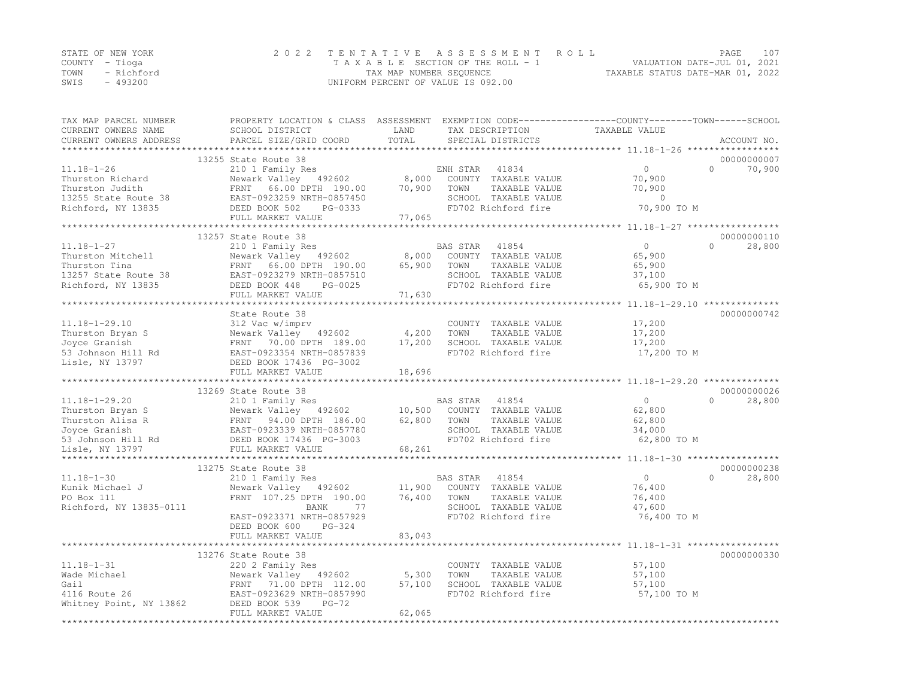STATE OF NEW YORK　　　　　　2 0 2 2　T E N T A T I V E　A S S E S S M E N T　R O L L
COUNTY - Tioga　　　　　　　　T A X A B L E SECTION OF THE ROLL - 1　　　　VALUATION DATE-JUL 01, 2021
TOWN - Richford　　　　　　　　TAX MAP NUMBER SEQUENCE　　　　TAXABLE STATUS DATE-MAR 01, 2022
SWIS - 493200　　　　　　　　UNIFORM PERCENT OF VALUE IS 092.00

| TAX MAP PARCEL NUMBER / CURRENT OWNERS NAME / CURRENT OWNERS ADDRESS | PROPERTY LOCATION & CLASS / SCHOOL DISTRICT / PARCEL SIZE/GRID COORD | ASSESSMENT LAND | TOTAL | EXEMPTION CODE / TAX DESCRIPTION / SPECIAL DISTRICTS | COUNTY TAXABLE VALUE | TOWN | SCHOOL | ACCOUNT NO. |
|---|---|---|---|---|---|---|---|---|
| 11.18-1-26 | 13255 State Route 38 | | | | | | | 00000000007 |
| 11.18-1-26 | 210 1 Family Res | | | ENH STAR 41834 | 0 | 0 | 70,900 | |
| Thurston Richard | Newark Valley 492602 | 8,000 | | COUNTY TAXABLE VALUE | 70,900 | | | |
| Thurston Judith | FRNT 66.00 DPTH 190.00 | | 70,900 | TOWN TAXABLE VALUE | 70,900 | | | |
| 13255 State Route 38 | EAST-0923259 NRTH-0857450 | | | SCHOOL TAXABLE VALUE | 0 | | | |
| Richford, NY 13835 | DEED BOOK 502 PG-0333 | | | FD702 Richford fire | 70,900 TO M | | | |
| | FULL MARKET VALUE | | 77,065 | | | | | |
| 11.18-1-27 | 13257 State Route 38 | | | | | | | 00000000110 |
| 11.18-1-27 | 210 1 Family Res | | | BAS STAR 41854 | 0 | 0 | 28,800 | |
| Thurston Mitchell | Newark Valley 492602 | 8,000 | | COUNTY TAXABLE VALUE | 65,900 | | | |
| Thurston Tina | FRNT 66.00 DPTH 190.00 | | 65,900 | TOWN TAXABLE VALUE | 65,900 | | | |
| 13257 State Route 38 | EAST-0923279 NRTH-0857510 | | | SCHOOL TAXABLE VALUE | 37,100 | | | |
| Richford, NY 13835 | DEED BOOK 448 PG-0025 | | | FD702 Richford fire | 65,900 TO M | | | |
| | FULL MARKET VALUE | | 71,630 | | | | | |
| 11.18-1-29.10 | State Route 38 | | | | | | | 00000000742 |
| 11.18-1-29.10 | 312 Vac w/imprv | | | COUNTY TAXABLE VALUE | 17,200 | | | |
| Thurston Bryan S | Newark Valley 492602 | 4,200 | | TOWN TAXABLE VALUE | 17,200 | | | |
| Joyce Granish | FRNT 70.00 DPTH 189.00 | | 17,200 | SCHOOL TAXABLE VALUE | 17,200 | | | |
| 53 Johnson Hill Rd | EAST-0923354 NRTH-0857839 | | | FD702 Richford fire | 17,200 TO M | | | |
| Lisle, NY 13797 | DEED BOOK 17436 PG-3002 | | | | | | | |
| | FULL MARKET VALUE | | 18,696 | | | | | |
| 11.18-1-29.20 | 13269 State Route 38 | | | | | | | 00000000026 |
| 11.18-1-29.20 | 210 1 Family Res | | | BAS STAR 41854 | 0 | 0 | 28,800 | |
| Thurston Bryan S | Newark Valley 492602 | 10,500 | | COUNTY TAXABLE VALUE | 62,800 | | | |
| Thurston Alisa R | FRNT 94.00 DPTH 186.00 | | 62,800 | TOWN TAXABLE VALUE | 62,800 | | | |
| Joyce Granish | EAST-0923339 NRTH-0857780 | | | SCHOOL TAXABLE VALUE | 34,000 | | | |
| 53 Johnson Hill Rd | DEED BOOK 17436 PG-3003 | | | FD702 Richford fire | 62,800 TO M | | | |
| Lisle, NY 13797 | FULL MARKET VALUE | | 68,261 | | | | | |
| 11.18-1-30 | 13275 State Route 38 | | | | | | | 00000000238 |
| 11.18-1-30 | 210 1 Family Res | | | BAS STAR 41854 | 0 | 0 | 28,800 | |
| Kunik Michael J | Newark Valley 492602 | 11,900 | | COUNTY TAXABLE VALUE | 76,400 | | | |
| PO Box 111 | FRNT 107.25 DPTH 190.00 | | 76,400 | TOWN TAXABLE VALUE | 76,400 | | | |
| Richford, NY 13835-0111 | BANK 77 | | | SCHOOL TAXABLE VALUE | 47,600 | | | |
| | EAST-0923371 NRTH-0857929 | | | FD702 Richford fire | 76,400 TO M | | | |
| | DEED BOOK 600 PG-324 | | | | | | | |
| | FULL MARKET VALUE | | 83,043 | | | | | |
| 11.18-1-31 | 13276 State Route 38 | | | | | | | 00000000330 |
| 11.18-1-31 | 220 2 Family Res | | | COUNTY TAXABLE VALUE | 57,100 | | | |
| Wade Michael | Newark Valley 492602 | 5,300 | | TOWN TAXABLE VALUE | 57,100 | | | |
| Gail | FRNT 71.00 DPTH 112.00 | | 57,100 | SCHOOL TAXABLE VALUE | 57,100 | | | |
| 4116 Route 26 | EAST-0923629 NRTH-0857990 | | | FD702 Richford fire | 57,100 TO M | | | |
| Whitney Point, NY 13862 | DEED BOOK 539 PG-72 | | | | | | | |
| | FULL MARKET VALUE | | 62,065 | | | | | |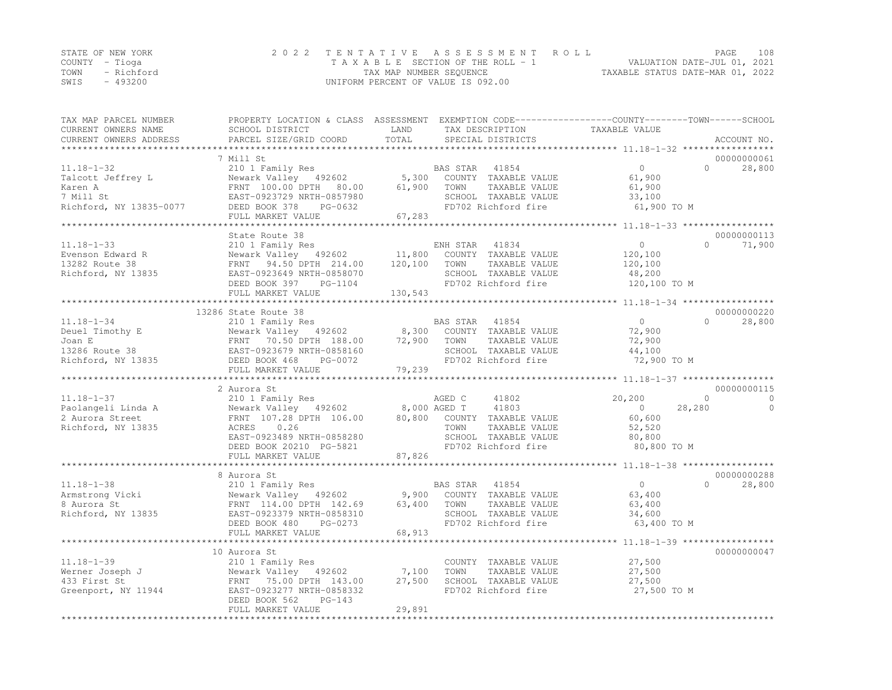STATE OF NEW YORK — 2022 TENTATIVE ASSESSMENT ROLL
COUNTY - Tioga — TAXABLE SECTION OF THE ROLL - 1 — VALUATION DATE-JUL 01, 2021
TOWN - Richford — TAX MAP NUMBER SEQUENCE — TAXABLE STATUS DATE-MAR 01, 2022
SWIS - 493200 — UNIFORM PERCENT OF VALUE IS 092.00

| TAX MAP PARCEL NUMBER / CURRENT OWNERS NAME / CURRENT OWNERS ADDRESS | PROPERTY LOCATION & CLASS / SCHOOL DISTRICT / PARCEL SIZE/GRID COORD | ASSESSMENT LAND | TOTAL | EXEMPTION CODE / TAX DESCRIPTION / SPECIAL DISTRICTS | COUNTY TAXABLE VALUE | TOWN | SCHOOL | ACCOUNT NO. |
|---|---|---|---|---|---|---|---|---|
| **11.18-1-32** | 7 Mill St | | | | | | | 00000000061 |
| Talcott Jeffrey L | 210 1 Family Res | | | BAS STAR 41854 | 0 | 0 | 28,800 | |
| Karen A | Newark Valley 492602 | 5,300 | | COUNTY TAXABLE VALUE | 61,900 | | | |
| 7 Mill St | FRNT 100.00 DPTH 80.00 | | 61,900 | TOWN TAXABLE VALUE | 61,900 | | | |
| Richford, NY 13835-0077 | EAST-0923729 NRTH-0857980 | | | SCHOOL TAXABLE VALUE | 33,100 | | | |
| | DEED BOOK 378 PG-0632 | | | FD702 Richford fire | 61,900 TO M | | | |
| | FULL MARKET VALUE | | 67,283 | | | | | |
| **11.18-1-33** | State Route 38 | | | | | | | 00000000113 |
| Evenson Edward R | 210 1 Family Res | | | ENH STAR 41834 | 0 | 0 | 71,900 | |
| 13282 Route 38 | Newark Valley 492602 | 11,800 | | COUNTY TAXABLE VALUE | 120,100 | | | |
| Richford, NY 13835 | FRNT 94.50 DPTH 214.00 | | 120,100 | TOWN TAXABLE VALUE | 120,100 | | | |
| | EAST-0923649 NRTH-0858070 | | | SCHOOL TAXABLE VALUE | 48,200 | | | |
| | DEED BOOK 397 PG-1104 | | | FD702 Richford fire | 120,100 TO M | | | |
| | FULL MARKET VALUE | | 130,543 | | | | | |
| **11.18-1-34** | 13286 State Route 38 | | | | | | | 00000000220 |
| Deuel Timothy E | 210 1 Family Res | | | BAS STAR 41854 | 0 | 0 | 28,800 | |
| Joan E | Newark Valley 492602 | 8,300 | | COUNTY TAXABLE VALUE | 72,900 | | | |
| 13286 Route 38 | FRNT 70.50 DPTH 188.00 | | 72,900 | TOWN TAXABLE VALUE | 72,900 | | | |
| Richford, NY 13835 | EAST-0923679 NRTH-0858160 | | | SCHOOL TAXABLE VALUE | 44,100 | | | |
| | DEED BOOK 468 PG-0072 | | | FD702 Richford fire | 72,900 TO M | | | |
| | FULL MARKET VALUE | | 79,239 | | | | | |
| **11.18-1-37** | 2 Aurora St | | | | | | | 00000000115 |
| Paolangeli Linda A | 210 1 Family Res | | | AGED C 41802 | 20,200 | 0 | 0 | |
| 2 Aurora Street | Newark Valley 492602 | 8,000 | | AGED T 41803 | 0 | 28,280 | 0 | |
| Richford, NY 13835 | FRNT 107.28 DPTH 106.00 | | 80,800 | COUNTY TAXABLE VALUE | 60,600 | | | |
| | ACRES 0.26 | | | TOWN TAXABLE VALUE | 52,520 | | | |
| | EAST-0923489 NRTH-0858280 | | | SCHOOL TAXABLE VALUE | 80,800 | | | |
| | DEED BOOK 20210 PG-5821 | | | FD702 Richford fire | 80,800 TO M | | | |
| | FULL MARKET VALUE | | 87,826 | | | | | |
| **11.18-1-38** | 8 Aurora St | | | | | | | 00000000288 |
| Armstrong Vicki | 210 1 Family Res | | | BAS STAR 41854 | 0 | 0 | 28,800 | |
| 8 Aurora St | Newark Valley 492602 | 9,900 | | COUNTY TAXABLE VALUE | 63,400 | | | |
| Richford, NY 13835 | FRNT 114.00 DPTH 142.69 | | 63,400 | TOWN TAXABLE VALUE | 63,400 | | | |
| | EAST-0923379 NRTH-0858310 | | | SCHOOL TAXABLE VALUE | 34,600 | | | |
| | DEED BOOK 480 PG-0273 | | | FD702 Richford fire | 63,400 TO M | | | |
| | FULL MARKET VALUE | | 68,913 | | | | | |
| **11.18-1-39** | 10 Aurora St | | | | | | | 00000000047 |
| Werner Joseph J | 210 1 Family Res | | | COUNTY TAXABLE VALUE | 27,500 | | | |
| 433 First St | Newark Valley 492602 | 7,100 | | TOWN TAXABLE VALUE | 27,500 | | | |
| Greenport, NY 11944 | FRNT 75.00 DPTH 143.00 | | 27,500 | SCHOOL TAXABLE VALUE | 27,500 | | | |
| | EAST-0923277 NRTH-0858332 | | | FD702 Richford fire | 27,500 TO M | | | |
| | DEED BOOK 562 PG-143 | | | | | | | |
| | FULL MARKET VALUE | | 29,891 | | | | | |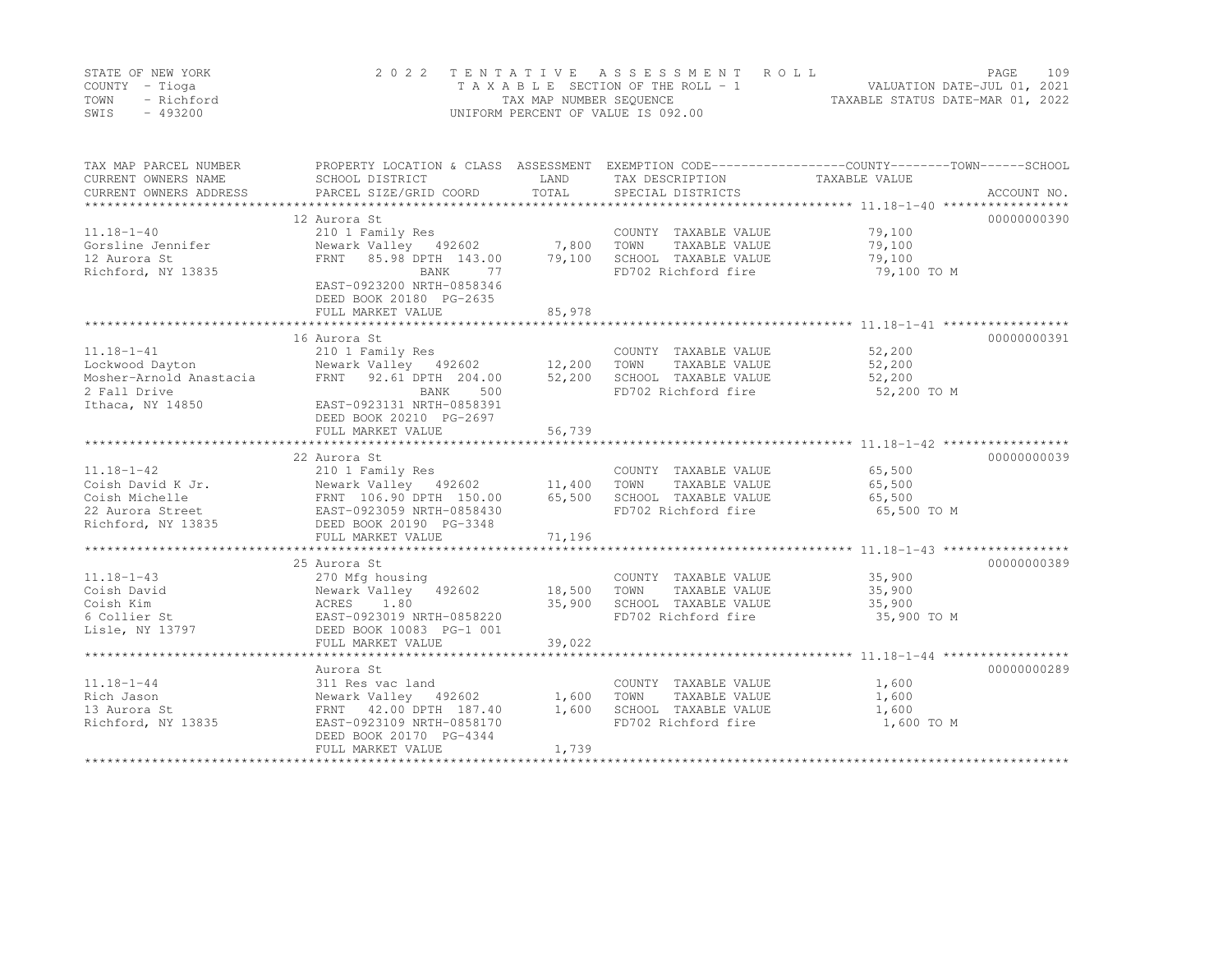STATE OF NEW YORK
COUNTY - Tioga
TOWN - Richford
SWIS - 493200

2022 TENTATIVE ASSESSMENT ROLL
TAXABLE SECTION OF THE ROLL - 1
TAX MAP NUMBER SEQUENCE
UNIFORM PERCENT OF VALUE IS 092.00

VALUATION DATE-JUL 01, 2021
TAXABLE STATUS DATE-MAR 01, 2022

| TAX MAP PARCEL NUMBER / CURRENT OWNERS NAME / CURRENT OWNERS ADDRESS | PROPERTY LOCATION & CLASS / SCHOOL DISTRICT / PARCEL SIZE/GRID COORD | ASSESSMENT LAND | ASSESSMENT TOTAL | EXEMPTION CODE / TAX DESCRIPTION / SPECIAL DISTRICTS | TAXABLE VALUE (COUNTY / TOWN / SCHOOL) | ACCOUNT NO. |
|---|---|---|---|---|---|---|
| 11.18-1-40 | 12 Aurora St | | | | | 00000000390 |
| 11.18-1-40 | 210 1 Family Res | | | COUNTY TAXABLE VALUE | 79,100 | |
| Gorsline Jennifer | Newark Valley 492602 | 7,800 | | TOWN TAXABLE VALUE | 79,100 | |
| 12 Aurora St | FRNT 85.98 DPTH 143.00 | | 79,100 | SCHOOL TAXABLE VALUE | 79,100 | |
| Richford, NY 13835 | BANK 77 | | | FD702 Richford fire | 79,100 TO M | |
| | EAST-0923200 NRTH-0858346 | | | | | |
| | DEED BOOK 20180 PG-2635 | | | | | |
| | FULL MARKET VALUE | | 85,978 | | | |
| 11.18-1-41 | 16 Aurora St | | | | | 00000000391 |
| 11.18-1-41 | 210 1 Family Res | | | COUNTY TAXABLE VALUE | 52,200 | |
| Lockwood Dayton | Newark Valley 492602 | 12,200 | | TOWN TAXABLE VALUE | 52,200 | |
| Mosher-Arnold Anastacia | FRNT 92.61 DPTH 204.00 | | 52,200 | SCHOOL TAXABLE VALUE | 52,200 | |
| 2 Fall Drive | BANK 500 | | | FD702 Richford fire | 52,200 TO M | |
| Ithaca, NY 14850 | EAST-0923131 NRTH-0858391 | | | | | |
| | DEED BOOK 20210 PG-2697 | | | | | |
| | FULL MARKET VALUE | | 56,739 | | | |
| 11.18-1-42 | 22 Aurora St | | | | | 00000000039 |
| 11.18-1-42 | 210 1 Family Res | | | COUNTY TAXABLE VALUE | 65,500 | |
| Coish David K Jr. | Newark Valley 492602 | 11,400 | | TOWN TAXABLE VALUE | 65,500 | |
| Coish Michelle | FRNT 106.90 DPTH 150.00 | | 65,500 | SCHOOL TAXABLE VALUE | 65,500 | |
| 22 Aurora Street | EAST-0923059 NRTH-0858430 | | | FD702 Richford fire | 65,500 TO M | |
| Richford, NY 13835 | DEED BOOK 20190 PG-3348 | | | | | |
| | FULL MARKET VALUE | | 71,196 | | | |
| 11.18-1-43 | 25 Aurora St | | | | | 00000000389 |
| 11.18-1-43 | 270 Mfg housing | | | COUNTY TAXABLE VALUE | 35,900 | |
| Coish David | Newark Valley 492602 | 18,500 | | TOWN TAXABLE VALUE | 35,900 | |
| Coish Kim | ACRES 1.80 | | 35,900 | SCHOOL TAXABLE VALUE | 35,900 | |
| 6 Collier St | EAST-0923019 NRTH-0858220 | | | FD702 Richford fire | 35,900 TO M | |
| Lisle, NY 13797 | DEED BOOK 10083 PG-1 001 | | | | | |
| | FULL MARKET VALUE | | 39,022 | | | |
| 11.18-1-44 | Aurora St | | | | | 00000000289 |
| 11.18-1-44 | 311 Res vac land | | | COUNTY TAXABLE VALUE | 1,600 | |
| Rich Jason | Newark Valley 492602 | 1,600 | | TOWN TAXABLE VALUE | 1,600 | |
| 13 Aurora St | FRNT 42.00 DPTH 187.40 | | 1,600 | SCHOOL TAXABLE VALUE | 1,600 | |
| Richford, NY 13835 | EAST-0923109 NRTH-0858170 | | | FD702 Richford fire | 1,600 TO M | |
| | DEED BOOK 20170 PG-4344 | | | | | |
| | FULL MARKET VALUE | | 1,739 | | | |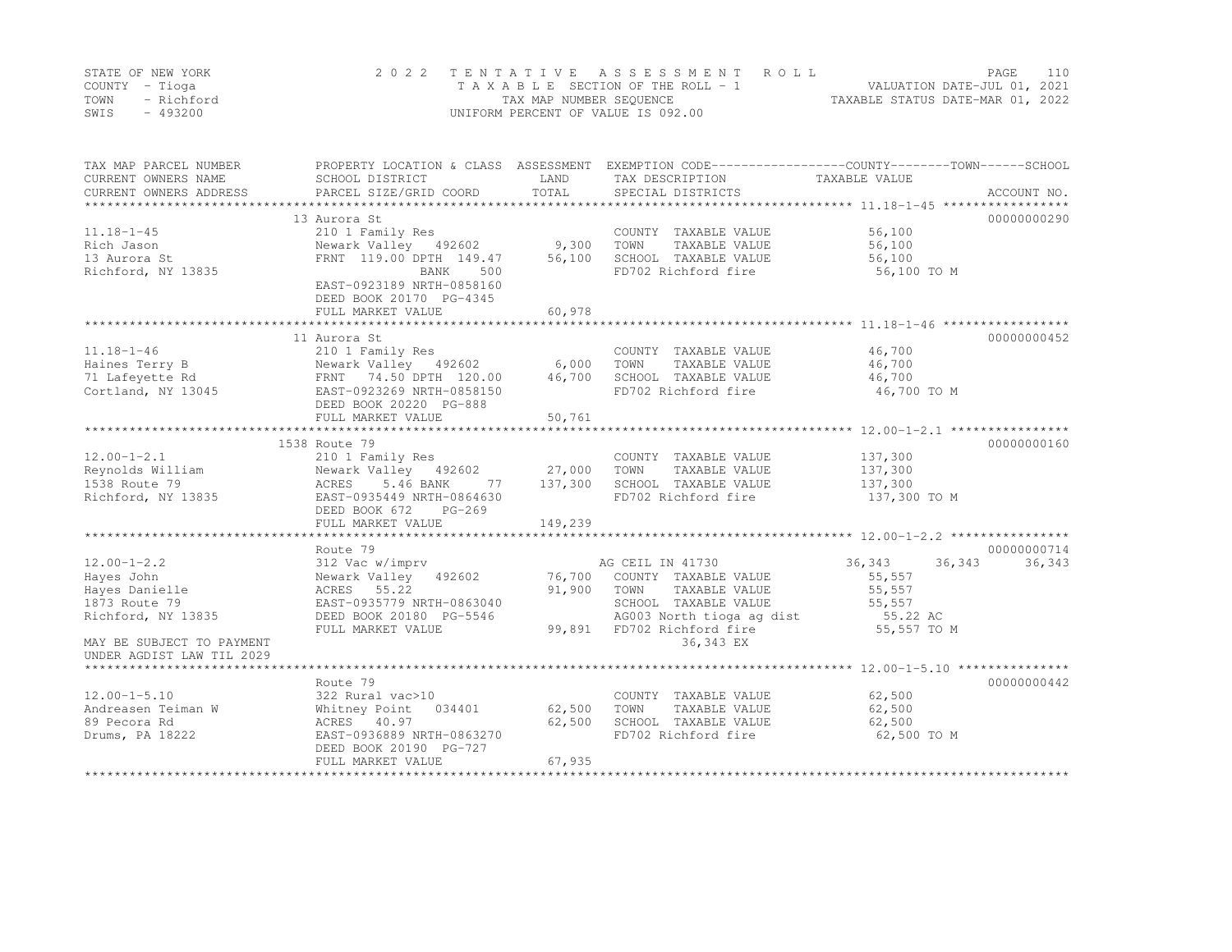STATE OF NEW YORK
COUNTY - Tioga
TOWN - Richford
SWIS - 493200

2022 TENTATIVE ASSESSMENT ROLL
TAXABLE SECTION OF THE ROLL - 1
TAX MAP NUMBER SEQUENCE
UNIFORM PERCENT OF VALUE IS 092.00

VALUATION DATE-JUL 01, 2021
TAXABLE STATUS DATE-MAR 01, 2022

| TAX MAP PARCEL NUMBER / CURRENT OWNERS NAME / CURRENT OWNERS ADDRESS | PROPERTY LOCATION & CLASS / SCHOOL DISTRICT / PARCEL SIZE/GRID COORD | ASSESSMENT LAND / TOTAL | EXEMPTION CODE / TAX DESCRIPTION / SPECIAL DISTRICTS | COUNTY | TOWN | SCHOOL | ACCOUNT NO. |
|---|---|---|---|---|---|---|---|
| | 13 Aurora St | | | | | | 00000000290 |
| 11.18-1-45 | 210 1 Family Res | | COUNTY TAXABLE VALUE | 56,100 | | | |
| Rich Jason | Newark Valley 492602 | 9,300 | TOWN TAXABLE VALUE | 56,100 | | | |
| 13 Aurora St | FRNT 119.00 DPTH 149.47 | 56,100 | SCHOOL TAXABLE VALUE | 56,100 | | | |
| Richford, NY 13835 | BANK 500 | | FD702 Richford fire | 56,100 TO M | | | |
| | EAST-0923189 NRTH-0858160 | | | | | | |
| | DEED BOOK 20170 PG-4345 | | | | | | |
| | FULL MARKET VALUE | 60,978 | | | | | |
| | 11 Aurora St | | | | | | 00000000452 |
| 11.18-1-46 | 210 1 Family Res | | COUNTY TAXABLE VALUE | 46,700 | | | |
| Haines Terry B | Newark Valley 492602 | 6,000 | TOWN TAXABLE VALUE | 46,700 | | | |
| 71 Lafeyette Rd | FRNT 74.50 DPTH 120.00 | 46,700 | SCHOOL TAXABLE VALUE | 46,700 | | | |
| Cortland, NY 13045 | EAST-0923269 NRTH-0858150 | | FD702 Richford fire | 46,700 TO M | | | |
| | DEED BOOK 20220 PG-888 | | | | | | |
| | FULL MARKET VALUE | 50,761 | | | | | |
| | 1538 Route 79 | | | | | | 00000000160 |
| 12.00-1-2.1 | 210 1 Family Res | | COUNTY TAXABLE VALUE | 137,300 | | | |
| Reynolds William | Newark Valley 492602 | 27,000 | TOWN TAXABLE VALUE | 137,300 | | | |
| 1538 Route 79 | ACRES 5.46 BANK 77 | 137,300 | SCHOOL TAXABLE VALUE | 137,300 | | | |
| Richford, NY 13835 | EAST-0935449 NRTH-0864630 | | FD702 Richford fire | 137,300 TO M | | | |
| | DEED BOOK 672 PG-269 | | | | | | |
| | FULL MARKET VALUE | 149,239 | | | | | |
| | Route 79 | | | | | | 00000000714 |
| 12.00-1-2.2 | 312 Vac w/imprv | | AG CEIL IN 41730 | 36,343 | 36,343 | 36,343 | |
| Hayes John | Newark Valley 492602 | 76,700 | COUNTY TAXABLE VALUE | 55,557 | | | |
| Hayes Danielle | ACRES 55.22 | 91,900 | TOWN TAXABLE VALUE | 55,557 | | | |
| 1873 Route 79 | EAST-0935779 NRTH-0863040 | | SCHOOL TAXABLE VALUE | 55,557 | | | |
| Richford, NY 13835 | DEED BOOK 20180 PG-5546 | | AG003 North tioga ag dist | 55.22 AC | | | |
| | FULL MARKET VALUE | 99,891 | FD702 Richford fire | 55,557 TO M | | | |
| MAY BE SUBJECT TO PAYMENT | | | 36,343 EX | | | | |
| UNDER AGDIST LAW TIL 2029 | | | | | | | |
| | Route 79 | | | | | | 00000000442 |
| 12.00-1-5.10 | 322 Rural vac>10 | | COUNTY TAXABLE VALUE | 62,500 | | | |
| Andreasen Teiman W | Whitney Point 034401 | 62,500 | TOWN TAXABLE VALUE | 62,500 | | | |
| 89 Pecora Rd | ACRES 40.97 | 62,500 | SCHOOL TAXABLE VALUE | 62,500 | | | |
| Drums, PA 18222 | EAST-0936889 NRTH-0863270 | | FD702 Richford fire | 62,500 TO M | | | |
| | DEED BOOK 20190 PG-727 | | | | | | |
| | FULL MARKET VALUE | 67,935 | | | | | |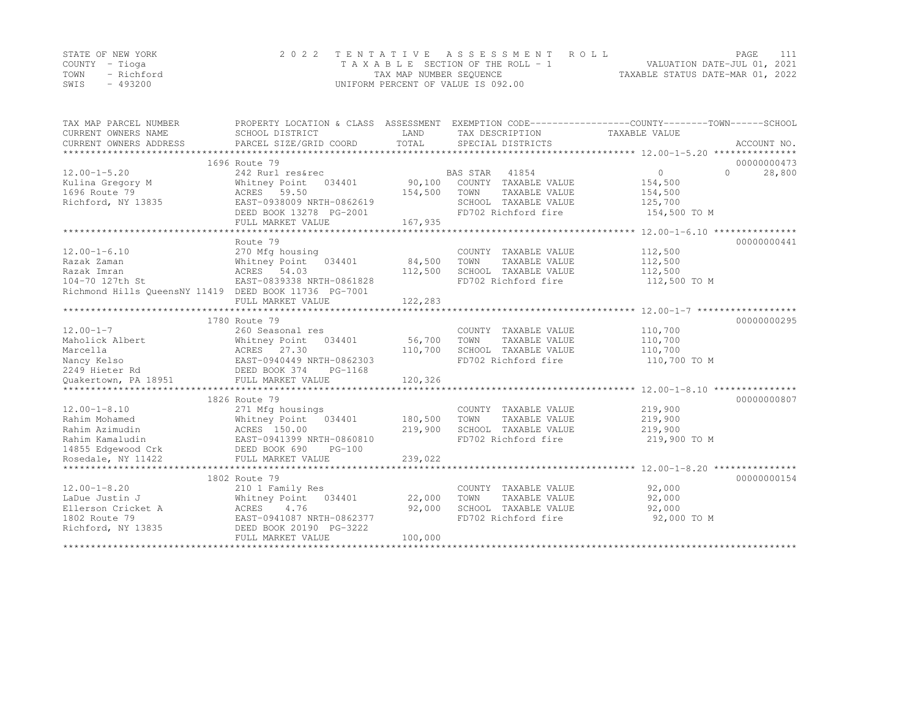STATE OF NEW YORK
COUNTY - Tioga
TOWN - Richford
SWIS - 493200

2 0 2 2 T E N T A T I V E A S S E S S M E N T R O L L
T A X A B L E SECTION OF THE ROLL - 1
TAX MAP NUMBER SEQUENCE
UNIFORM PERCENT OF VALUE IS 092.00

VALUATION DATE-JUL 01, 2021
TAXABLE STATUS DATE-MAR 01, 2022

| TAX MAP PARCEL NUMBER / CURRENT OWNERS NAME / CURRENT OWNERS ADDRESS | PROPERTY LOCATION & CLASS / SCHOOL DISTRICT / PARCEL SIZE/GRID COORD | ASSESSMENT LAND | TOTAL | EXEMPTION CODE / TAX DESCRIPTION / SPECIAL DISTRICTS | COUNTY / TOWN / SCHOOL TAXABLE VALUE | ACCOUNT NO. |
|---|---|---|---|---|---|---|
| **12.00-1-5.20** | 1696 Route 79 | | | | | 00000000473 |
| Kulina Gregory M | 242 Rurl res&rec | | | BAS STAR 41854 | 0 / 0 / 28,800 | |
| 1696 Route 79 | Whitney Point 034401 | 90,100 | | COUNTY TAXABLE VALUE | 154,500 | |
| Richford, NY 13835 | ACRES 59.50 | | 154,500 | TOWN TAXABLE VALUE | 154,500 | |
| | EAST-0938009 NRTH-0862619 | | | SCHOOL TAXABLE VALUE | 125,700 | |
| | DEED BOOK 13278 PG-2001 | | | FD702 Richford fire | 154,500 TO M | |
| | FULL MARKET VALUE | | 167,935 | | | |
| **12.00-1-6.10** | Route 79 | | | | | 00000000441 |
| Razak Zaman | 270 Mfg housing | | | COUNTY TAXABLE VALUE | 112,500 | |
| Razak Imran | Whitney Point 034401 | 84,500 | | TOWN TAXABLE VALUE | 112,500 | |
| 104-70 127th St | ACRES 54.03 | | 112,500 | SCHOOL TAXABLE VALUE | 112,500 | |
| Richmond Hills QueensNY 11419 | EAST-0839338 NRTH-0861828 | | | FD702 Richford fire | 112,500 TO M | |
| | DEED BOOK 11736 PG-7001 | | | | | |
| | FULL MARKET VALUE | | 122,283 | | | |
| **12.00-1-7** | 1780 Route 79 | | | | | 00000000295 |
| Maholick Albert | 260 Seasonal res | | | COUNTY TAXABLE VALUE | 110,700 | |
| Marcella | Whitney Point 034401 | 56,700 | | TOWN TAXABLE VALUE | 110,700 | |
| Nancy Kelso | ACRES 27.30 | | 110,700 | SCHOOL TAXABLE VALUE | 110,700 | |
| 2249 Hieter Rd | EAST-0940449 NRTH-0862303 | | | FD702 Richford fire | 110,700 TO M | |
| Quakertown, PA 18951 | DEED BOOK 374 PG-1168 | | | | | |
| | FULL MARKET VALUE | | 120,326 | | | |
| **12.00-1-8.10** | 1826 Route 79 | | | | | 00000000807 |
| Rahim Mohamed | 271 Mfg housings | | | COUNTY TAXABLE VALUE | 219,900 | |
| Rahim Azimudin | Whitney Point 034401 | 180,500 | | TOWN TAXABLE VALUE | 219,900 | |
| Rahim Kamaludin | ACRES 150.00 | | 219,900 | SCHOOL TAXABLE VALUE | 219,900 | |
| 14855 Edgewood Crk | EAST-0941399 NRTH-0860810 | | | FD702 Richford fire | 219,900 TO M | |
| Rosedale, NY 11422 | DEED BOOK 690 PG-100 | | | | | |
| | FULL MARKET VALUE | | 239,022 | | | |
| **12.00-1-8.20** | 1802 Route 79 | | | | | 00000000154 |
| LaDue Justin J | 210 1 Family Res | | | COUNTY TAXABLE VALUE | 92,000 | |
| Ellerson Cricket A | Whitney Point 034401 | 22,000 | | TOWN TAXABLE VALUE | 92,000 | |
| 1802 Route 79 | ACRES 4.76 | | 92,000 | SCHOOL TAXABLE VALUE | 92,000 | |
| Richford, NY 13835 | EAST-0941087 NRTH-0862377 | | | FD702 Richford fire | 92,000 TO M | |
| | DEED BOOK 20190 PG-3222 | | | | | |
| | FULL MARKET VALUE | | 100,000 | | | |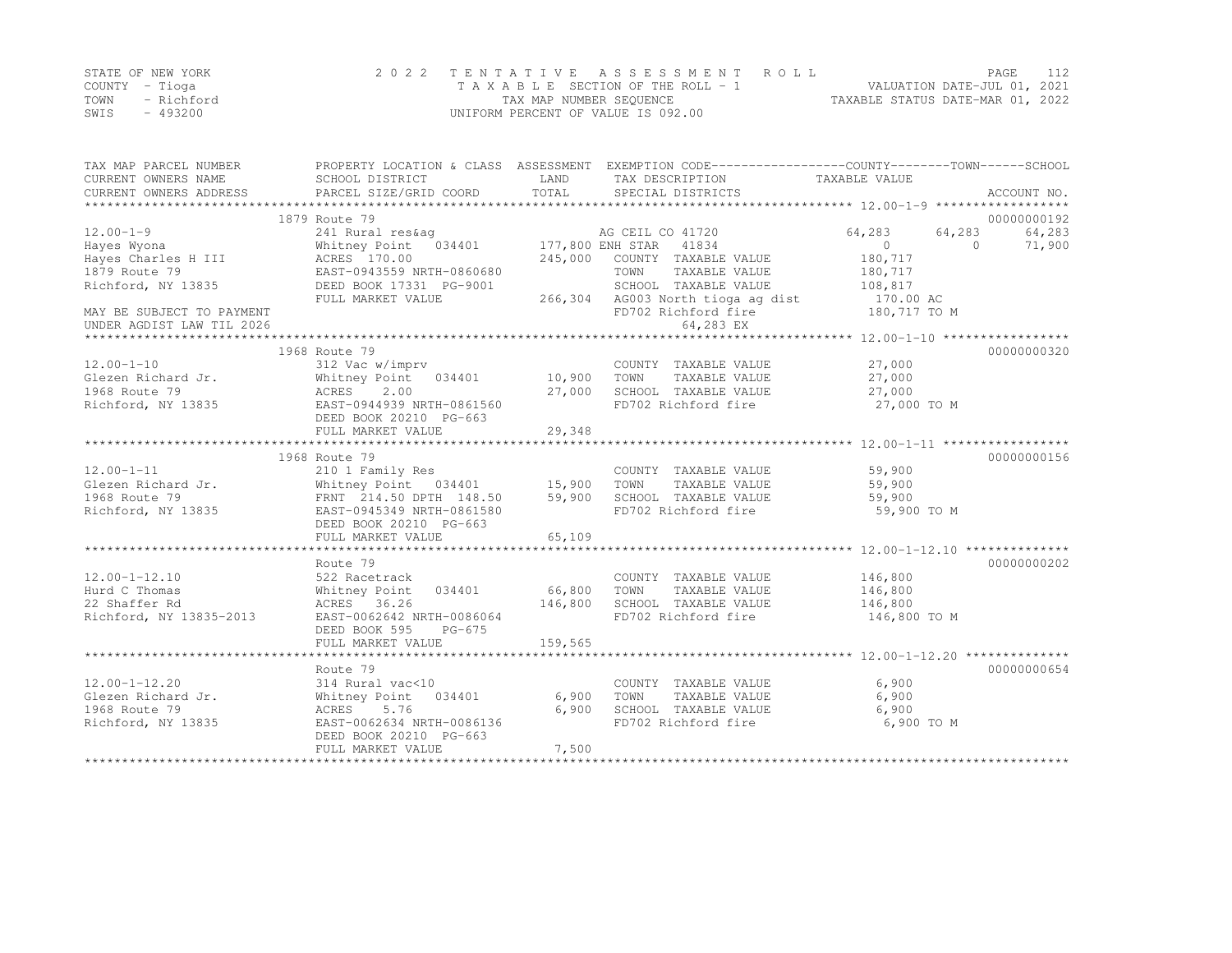STATE OF NEW YORK
COUNTY - Tioga
TOWN - Richford
SWIS - 493200

2022 TENTATIVE ASSESSMENT ROLL
TAXABLE SECTION OF THE ROLL - 1
TAX MAP NUMBER SEQUENCE
UNIFORM PERCENT OF VALUE IS 092.00

VALUATION DATE-JUL 01, 2021
TAXABLE STATUS DATE-MAR 01, 2022

| TAX MAP PARCEL NUMBER / CURRENT OWNERS NAME / CURRENT OWNERS ADDRESS | PROPERTY LOCATION & CLASS / SCHOOL DISTRICT / PARCEL SIZE/GRID COORD | ASSESSMENT LAND / TOTAL | EXEMPTION CODE / TAX DESCRIPTION / SPECIAL DISTRICTS | COUNTY | TOWN | SCHOOL | ACCOUNT NO. |
|---|---|---|---|---|---|---|---|
| **12.00-1-9** | 1879 Route 79 | | | | | | 00000000192 |
| 12.00-1-9 | 241 Rural res&ag | | AG CEIL CO 41720 | 64,283 | 64,283 | 64,283 | |
| Hayes Wyona | Whitney Point 034401 | 177,800 | ENH STAR 41834 | 0 | 0 | 71,900 | |
| Hayes Charles H III | ACRES 170.00 | 245,000 | COUNTY TAXABLE VALUE | 180,717 | | | |
| 1879 Route 79 | EAST-0943559 NRTH-0860680 | | TOWN TAXABLE VALUE | | 180,717 | | |
| Richford, NY 13835 | DEED BOOK 17331 PG-9001 | | SCHOOL TAXABLE VALUE | | | 108,817 | |
| | FULL MARKET VALUE | 266,304 | AG003 North tioga ag dist | 170.00 AC | | | |
| MAY BE SUBJECT TO PAYMENT | | | FD702 Richford fire | 180,717 TO M | | | |
| UNDER AGDIST LAW TIL 2026 | | | 64,283 EX | | | | |
| **12.00-1-10** | 1968 Route 79 | | | | | | 00000000320 |
| 12.00-1-10 | 312 Vac w/imprv | | COUNTY TAXABLE VALUE | 27,000 | | | |
| Glezen Richard Jr. | Whitney Point 034401 | 10,900 | TOWN TAXABLE VALUE | | 27,000 | | |
| 1968 Route 79 | ACRES 2.00 | 27,000 | SCHOOL TAXABLE VALUE | | | 27,000 | |
| Richford, NY 13835 | EAST-0944939 NRTH-0861560 | | FD702 Richford fire | 27,000 TO M | | | |
| | DEED BOOK 20210 PG-663 | | | | | | |
| | FULL MARKET VALUE | 29,348 | | | | | |
| **12.00-1-11** | 1968 Route 79 | | | | | | 00000000156 |
| 12.00-1-11 | 210 1 Family Res | | COUNTY TAXABLE VALUE | 59,900 | | | |
| Glezen Richard Jr. | Whitney Point 034401 | 15,900 | TOWN TAXABLE VALUE | | 59,900 | | |
| 1968 Route 79 | FRNT 214.50 DPTH 148.50 | 59,900 | SCHOOL TAXABLE VALUE | | | 59,900 | |
| Richford, NY 13835 | EAST-0945349 NRTH-0861580 | | FD702 Richford fire | 59,900 TO M | | | |
| | DEED BOOK 20210 PG-663 | | | | | | |
| | FULL MARKET VALUE | 65,109 | | | | | |
| **12.00-1-12.10** | Route 79 | | | | | | 00000000202 |
| 12.00-1-12.10 | 522 Racetrack | | COUNTY TAXABLE VALUE | 146,800 | | | |
| Hurd C Thomas | Whitney Point 034401 | 66,800 | TOWN TAXABLE VALUE | | 146,800 | | |
| 22 Shaffer Rd | ACRES 36.26 | 146,800 | SCHOOL TAXABLE VALUE | | | 146,800 | |
| Richford, NY 13835-2013 | EAST-0062642 NRTH-0086064 | | FD702 Richford fire | 146,800 TO M | | | |
| | DEED BOOK 595 PG-675 | | | | | | |
| | FULL MARKET VALUE | 159,565 | | | | | |
| **12.00-1-12.20** | Route 79 | | | | | | 00000000654 |
| 12.00-1-12.20 | 314 Rural vac<10 | | COUNTY TAXABLE VALUE | 6,900 | | | |
| Glezen Richard Jr. | Whitney Point 034401 | 6,900 | TOWN TAXABLE VALUE | | 6,900 | | |
| 1968 Route 79 | ACRES 5.76 | 6,900 | SCHOOL TAXABLE VALUE | | | 6,900 | |
| Richford, NY 13835 | EAST-0062634 NRTH-0086136 | | FD702 Richford fire | 6,900 TO M | | | |
| | DEED BOOK 20210 PG-663 | | | | | | |
| | FULL MARKET VALUE | 7,500 | | | | | |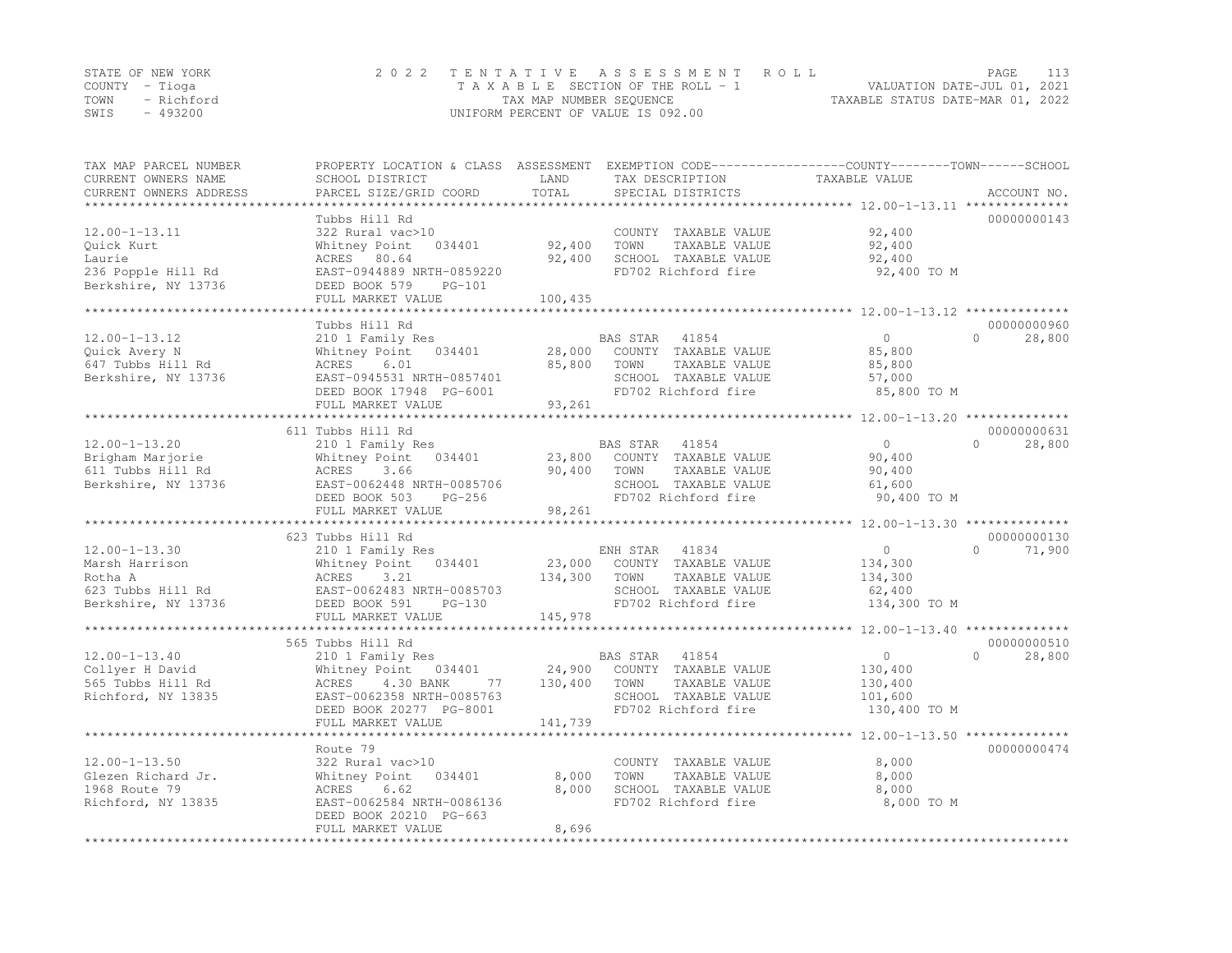STATE OF NEW YORK
COUNTY - Tioga
TOWN - Richford
SWIS - 493200

# 2022 TENTATIVE ASSESSMENT ROLL

TAXABLE SECTION OF THE ROLL - 1
TAX MAP NUMBER SEQUENCE
UNIFORM PERCENT OF VALUE IS 092.00

VALUATION DATE-JUL 01, 2021
TAXABLE STATUS DATE-MAR 01, 2022

| TAX MAP PARCEL NUMBER / CURRENT OWNERS NAME / CURRENT OWNERS ADDRESS | PROPERTY LOCATION & CLASS / SCHOOL DISTRICT / PARCEL SIZE/GRID COORD | ASSESSMENT LAND / TOTAL | EXEMPTION CODE / TAX DESCRIPTION / SPECIAL DISTRICTS | COUNTY / TOWN TAXABLE VALUE | SCHOOL | ACCOUNT NO. |
|---|---|---|---|---|---|---|
| 12.00-1-13.11 | Tubbs Hill Rd | | | | | 00000000143 |
| Quick Kurt | 322 Rural vac>10 | | COUNTY TAXABLE VALUE | 92,400 | | |
| Laurie | Whitney Point 034401 | 92,400 | TOWN TAXABLE VALUE | 92,400 | | |
| 236 Popple Hill Rd | ACRES 80.64 | 92,400 | SCHOOL TAXABLE VALUE | 92,400 | | |
| Berkshire, NY 13736 | EAST-0944889 NRTH-0859220 | | FD702 Richford fire | 92,400 TO M | | |
| | DEED BOOK 579 PG-101 | | | | | |
| | FULL MARKET VALUE | 100,435 | | | | |
| 12.00-1-13.12 | Tubbs Hill Rd | | | | | 00000000960 |
| Quick Avery N | 210 1 Family Res | | BAS STAR 41854 | 0 | 0 | 28,800 |
| 647 Tubbs Hill Rd | Whitney Point 034401 | 28,000 | COUNTY TAXABLE VALUE | 85,800 | | |
| Berkshire, NY 13736 | ACRES 6.01 | 85,800 | TOWN TAXABLE VALUE | 85,800 | | |
| | EAST-0945531 NRTH-0857401 | | SCHOOL TAXABLE VALUE | 57,000 | | |
| | DEED BOOK 17948 PG-6001 | | FD702 Richford fire | 85,800 TO M | | |
| | FULL MARKET VALUE | 93,261 | | | | |
| 12.00-1-13.20 | 611 Tubbs Hill Rd | | | | | 00000000631 |
| Brigham Marjorie | 210 1 Family Res | | BAS STAR 41854 | 0 | 0 | 28,800 |
| 611 Tubbs Hill Rd | Whitney Point 034401 | 23,800 | COUNTY TAXABLE VALUE | 90,400 | | |
| Berkshire, NY 13736 | ACRES 3.66 | 90,400 | TOWN TAXABLE VALUE | 90,400 | | |
| | EAST-0062448 NRTH-0085706 | | SCHOOL TAXABLE VALUE | 61,600 | | |
| | DEED BOOK 503 PG-256 | | FD702 Richford fire | 90,400 TO M | | |
| | FULL MARKET VALUE | 98,261 | | | | |
| 12.00-1-13.30 | 623 Tubbs Hill Rd | | | | | 00000000130 |
| Marsh Harrison | 210 1 Family Res | | ENH STAR 41834 | 0 | 0 | 71,900 |
| Rotha A | Whitney Point 034401 | 23,000 | COUNTY TAXABLE VALUE | 134,300 | | |
| 623 Tubbs Hill Rd | ACRES 3.21 | 134,300 | TOWN TAXABLE VALUE | 134,300 | | |
| Berkshire, NY 13736 | EAST-0062483 NRTH-0085703 | | SCHOOL TAXABLE VALUE | 62,400 | | |
| | DEED BOOK 591 PG-130 | | FD702 Richford fire | 134,300 TO M | | |
| | FULL MARKET VALUE | 145,978 | | | | |
| 12.00-1-13.40 | 565 Tubbs Hill Rd | | | | | 00000000510 |
| Collyer H David | 210 1 Family Res | | BAS STAR 41854 | 0 | 0 | 28,800 |
| 565 Tubbs Hill Rd | Whitney Point 034401 | 24,900 | COUNTY TAXABLE VALUE | 130,400 | | |
| Richford, NY 13835 | ACRES 4.30 BANK 77 | 130,400 | TOWN TAXABLE VALUE | 130,400 | | |
| | EAST-0062358 NRTH-0085763 | | SCHOOL TAXABLE VALUE | 101,600 | | |
| | DEED BOOK 20277 PG-8001 | | FD702 Richford fire | 130,400 TO M | | |
| | FULL MARKET VALUE | 141,739 | | | | |
| 12.00-1-13.50 | Route 79 | | | | | 00000000474 |
| Glezen Richard Jr. | 322 Rural vac>10 | | COUNTY TAXABLE VALUE | 8,000 | | |
| 1968 Route 79 | Whitney Point 034401 | 8,000 | TOWN TAXABLE VALUE | 8,000 | | |
| Richford, NY 13835 | ACRES 6.62 | 8,000 | SCHOOL TAXABLE VALUE | 8,000 | | |
| | EAST-0062584 NRTH-0086136 | | FD702 Richford fire | 8,000 TO M | | |
| | DEED BOOK 20210 PG-663 | | | | | |
| | FULL MARKET VALUE | 8,696 | | | | |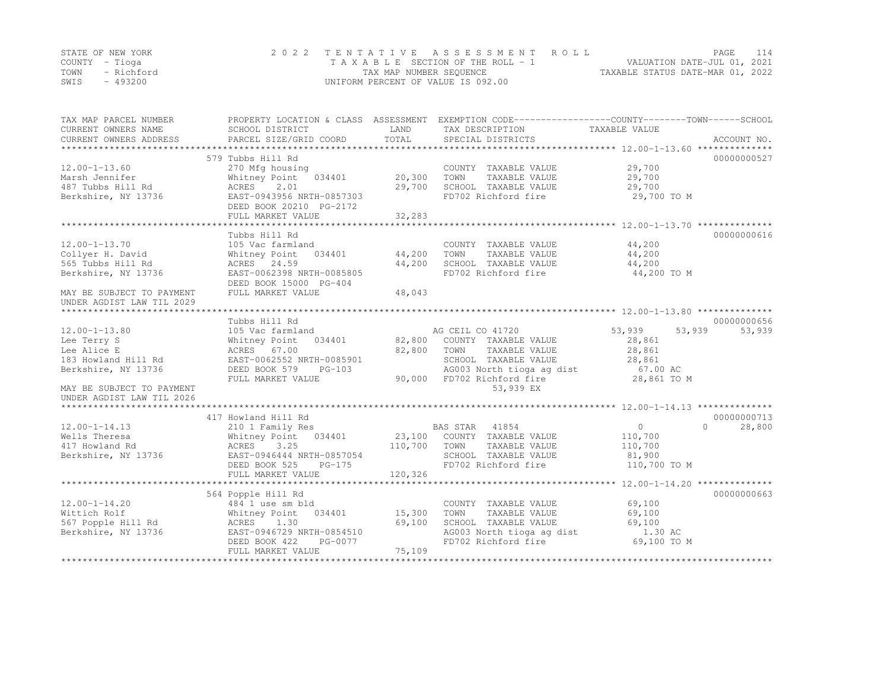STATE OF NEW YORK
COUNTY - Tioga
TOWN - Richford
SWIS - 493200

2022 TENTATIVE ASSESSMENT ROLL
TAXABLE SECTION OF THE ROLL - 1
TAX MAP NUMBER SEQUENCE
UNIFORM PERCENT OF VALUE IS 092.00

VALUATION DATE-JUL 01, 2021
TAXABLE STATUS DATE-MAR 01, 2022

| TAX MAP PARCEL NUMBER / CURRENT OWNERS NAME / CURRENT OWNERS ADDRESS | PROPERTY LOCATION & CLASS / SCHOOL DISTRICT / PARCEL SIZE/GRID COORD | ASSESSMENT LAND | TOTAL | EXEMPTION CODE / TAX DESCRIPTION / SPECIAL DISTRICTS | COUNTY TAXABLE VALUE | TOWN | SCHOOL | ACCOUNT NO. |
|---|---|---|---|---|---|---|---|---|
| | 579 Tubbs Hill Rd | | | | | | | 00000000527 |
| 12.00-1-13.60 | 270 Mfg housing | | | COUNTY TAXABLE VALUE | 29,700 | | | |
| Marsh Jennifer | Whitney Point 034401 | 20,300 | | TOWN TAXABLE VALUE | 29,700 | | | |
| 487 Tubbs Hill Rd | ACRES 2.01 | | 29,700 | SCHOOL TAXABLE VALUE | 29,700 | | | |
| Berkshire, NY 13736 | EAST-0943956 NRTH-0857303 | | | FD702 Richford fire | 29,700 TO M | | | |
| | DEED BOOK 20210 PG-2172 | | | | | | | |
| | FULL MARKET VALUE | | 32,283 | | | | | |
| | Tubbs Hill Rd | | | | | | | 00000000616 |
| 12.00-1-13.70 | 105 Vac farmland | | | COUNTY TAXABLE VALUE | 44,200 | | | |
| Collyer H. David | Whitney Point 034401 | 44,200 | | TOWN TAXABLE VALUE | 44,200 | | | |
| 565 Tubbs Hill Rd | ACRES 24.59 | | 44,200 | SCHOOL TAXABLE VALUE | 44,200 | | | |
| Berkshire, NY 13736 | EAST-0062398 NRTH-0085805 | | | FD702 Richford fire | 44,200 TO M | | | |
| | DEED BOOK 15000 PG-404 | | | | | | | |
| MAY BE SUBJECT TO PAYMENT | FULL MARKET VALUE | | 48,043 | | | | | |
| UNDER AGDIST LAW TIL 2029 | | | | | | | | |
| | Tubbs Hill Rd | | | | | | | 00000000656 |
| 12.00-1-13.80 | 105 Vac farmland | | | AG CEIL CO 41720 | 53,939 | 53,939 | 53,939 | |
| Lee Terry S | Whitney Point 034401 | 82,800 | | COUNTY TAXABLE VALUE | 28,861 | | | |
| Lee Alice E | ACRES 67.00 | | 82,800 | TOWN TAXABLE VALUE | 28,861 | | | |
| 183 Howland Hill Rd | EAST-0062552 NRTH-0085901 | | | SCHOOL TAXABLE VALUE | 28,861 | | | |
| Berkshire, NY 13736 | DEED BOOK 579 PG-103 | | | AG003 North tioga ag dist | 67.00 AC | | | |
| | FULL MARKET VALUE | | 90,000 | FD702 Richford fire | 28,861 TO M | | | |
| MAY BE SUBJECT TO PAYMENT | | | | 53,939 EX | | | | |
| UNDER AGDIST LAW TIL 2026 | | | | | | | | |
| | 417 Howland Hill Rd | | | | | | | 00000000713 |
| 12.00-1-14.13 | 210 1 Family Res | | | BAS STAR 41854 | 0 | 0 | 28,800 | |
| Wells Theresa | Whitney Point 034401 | 23,100 | | COUNTY TAXABLE VALUE | 110,700 | | | |
| 417 Howland Rd | ACRES 3.25 | | 110,700 | TOWN TAXABLE VALUE | 110,700 | | | |
| Berkshire, NY 13736 | EAST-0946444 NRTH-0857054 | | | SCHOOL TAXABLE VALUE | 81,900 | | | |
| | DEED BOOK 525 PG-175 | | | FD702 Richford fire | 110,700 TO M | | | |
| | FULL MARKET VALUE | | 120,326 | | | | | |
| | 564 Popple Hill Rd | | | | | | | 00000000663 |
| 12.00-1-14.20 | 484 1 use sm bld | | | COUNTY TAXABLE VALUE | 69,100 | | | |
| Wittich Rolf | Whitney Point 034401 | 15,300 | | TOWN TAXABLE VALUE | 69,100 | | | |
| 567 Popple Hill Rd | ACRES 1.30 | | 69,100 | SCHOOL TAXABLE VALUE | 69,100 | | | |
| Berkshire, NY 13736 | EAST-0946729 NRTH-0854510 | | | AG003 North tioga ag dist | 1.30 AC | | | |
| | DEED BOOK 422 PG-0077 | | | FD702 Richford fire | 69,100 TO M | | | |
| | FULL MARKET VALUE | | 75,109 | | | | | |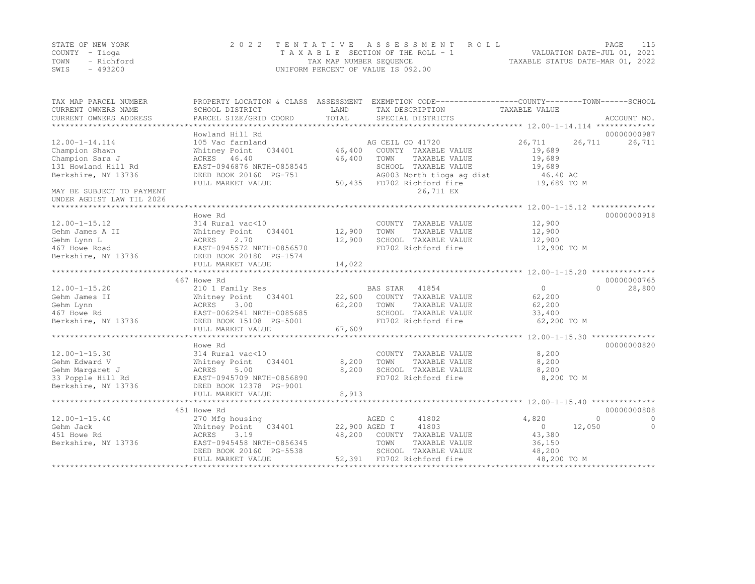STATE OF NEW YORK — COUNTY - Tioga — TOWN - Richford — SWIS - 493200

**2022 TENTATIVE ASSESSMENT ROLL**
TAXABLE SECTION OF THE ROLL - 1
TAX MAP NUMBER SEQUENCE
UNIFORM PERCENT OF VALUE IS 092.00

VALUATION DATE-JUL 01, 2021
TAXABLE STATUS DATE-MAR 01, 2022

| TAX MAP PARCEL NUMBER / CURRENT OWNERS NAME / CURRENT OWNERS ADDRESS | PROPERTY LOCATION & CLASS / SCHOOL DISTRICT / PARCEL SIZE/GRID COORD | ASSESSMENT LAND | TOTAL | EXEMPTION CODE / TAX DESCRIPTION / SPECIAL DISTRICTS | COUNTY | TOWN | SCHOOL | ACCOUNT NO. |
|---|---|---|---|---|---|---|---|---|
| **12.00-1-14.114** | Howland Hill Rd | | | | | | | 00000000987 |
| | 105 Vac farmland | | | AG CEIL CO 41720 | 26,711 | 26,711 | 26,711 | |
| Champion Shawn | Whitney Point 034401 | 46,400 | | COUNTY TAXABLE VALUE | 19,689 | | | |
| Champion Sara J | ACRES 46.40 | | 46,400 | TOWN TAXABLE VALUE | | 19,689 | | |
| 131 Howland Hill Rd | EAST-0946876 NRTH-0858545 | | | SCHOOL TAXABLE VALUE | | | 19,689 | |
| Berkshire, NY 13736 | DEED BOOK 20160 PG-751 | | | AG003 North tioga ag dist | 46.40 AC | | | |
| | FULL MARKET VALUE | | 50,435 | FD702 Richford fire | 19,689 TO M | | | |
| MAY BE SUBJECT TO PAYMENT UNDER AGDIST LAW TIL 2026 | | | | 26,711 EX | | | | |
| **12.00-1-15.12** | Howe Rd | | | | | | | 00000000918 |
| | 314 Rural vac<10 | | | COUNTY TAXABLE VALUE | 12,900 | | | |
| Gehm James A II | Whitney Point 034401 | 12,900 | | TOWN TAXABLE VALUE | | 12,900 | | |
| Gehm Lynn L | ACRES 2.70 | | 12,900 | SCHOOL TAXABLE VALUE | | | 12,900 | |
| 467 Howe Road | EAST-0945572 NRTH-0856570 | | | FD702 Richford fire | 12,900 TO M | | | |
| Berkshire, NY 13736 | DEED BOOK 20180 PG-1574 | | | | | | | |
| | FULL MARKET VALUE | | 14,022 | | | | | |
| **12.00-1-15.20** | 467 Howe Rd | | | | | | | 00000000765 |
| | 210 1 Family Res | | | BAS STAR 41854 | 0 | 0 | 28,800 | |
| Gehm James II | Whitney Point 034401 | 22,600 | | COUNTY TAXABLE VALUE | 62,200 | | | |
| Gehm Lynn | ACRES 3.00 | | 62,200 | TOWN TAXABLE VALUE | | 62,200 | | |
| 467 Howe Rd | EAST-0062541 NRTH-0085685 | | | SCHOOL TAXABLE VALUE | | | 33,400 | |
| Berkshire, NY 13736 | DEED BOOK 15108 PG-5001 | | | FD702 Richford fire | 62,200 TO M | | | |
| | FULL MARKET VALUE | | 67,609 | | | | | |
| **12.00-1-15.30** | Howe Rd | | | | | | | 00000000820 |
| | 314 Rural vac<10 | | | COUNTY TAXABLE VALUE | 8,200 | | | |
| Gehm Edward V | Whitney Point 034401 | 8,200 | | TOWN TAXABLE VALUE | | 8,200 | | |
| Gehm Margaret J | ACRES 5.00 | | 8,200 | SCHOOL TAXABLE VALUE | | | 8,200 | |
| 33 Popple Hill Rd | EAST-0945709 NRTH-0856890 | | | FD702 Richford fire | 8,200 TO M | | | |
| Berkshire, NY 13736 | DEED BOOK 12378 PG-9001 | | | | | | | |
| | FULL MARKET VALUE | | 8,913 | | | | | |
| **12.00-1-15.40** | 451 Howe Rd | | | | | | | 00000000808 |
| | 270 Mfg housing | | | AGED C 41802 | 4,820 | 0 | 0 | |
| Gehm Jack | Whitney Point 034401 | 22,900 | | AGED T 41803 | 0 | 12,050 | 0 | |
| 451 Howe Rd | ACRES 3.19 | | 48,200 | COUNTY TAXABLE VALUE | 43,380 | | | |
| Berkshire, NY 13736 | EAST-0945458 NRTH-0856345 | | | TOWN TAXABLE VALUE | | 36,150 | | |
| | DEED BOOK 20160 PG-5538 | | | SCHOOL TAXABLE VALUE | | | 48,200 | |
| | FULL MARKET VALUE | | 52,391 | FD702 Richford fire | 48,200 TO M | | | |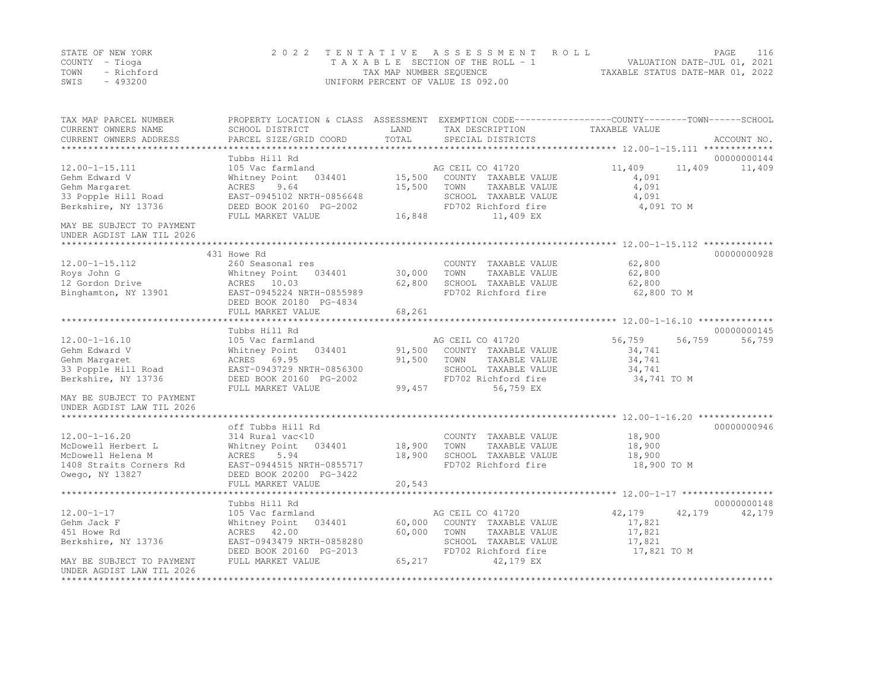STATE OF NEW YORK — COUNTY - Tioga — TOWN - Richford — SWIS - 493200

2 0 2 2 TENTATIVE ASSESSMENT ROLL
TAXABLE SECTION OF THE ROLL - 1
TAX MAP NUMBER SEQUENCE
UNIFORM PERCENT OF VALUE IS 092.00

VALUATION DATE-JUL 01, 2021
TAXABLE STATUS DATE-MAR 01, 2022

| TAX MAP PARCEL NUMBER / CURRENT OWNERS NAME / CURRENT OWNERS ADDRESS | PROPERTY LOCATION & CLASS / SCHOOL DISTRICT / PARCEL SIZE/GRID COORD | ASSESSMENT LAND / TOTAL | EXEMPTION CODE / TAX DESCRIPTION / SPECIAL DISTRICTS | COUNTY | TOWN | SCHOOL | ACCOUNT NO. |
|---|---|---|---|---|---|---|---|
| **12.00-1-15.111** | Tubbs Hill Rd | | | | | | 00000000144 |
| | 105 Vac farmland | | AG CEIL CO 41720 | 11,409 | 11,409 | 11,409 | |
| Gehm Edward V | Whitney Point 034401 | 15,500 | COUNTY TAXABLE VALUE | 4,091 | | | |
| Gehm Margaret | ACRES 9.64 | 15,500 | TOWN TAXABLE VALUE | | 4,091 | | |
| 33 Popple Hill Road | EAST-0945102 NRTH-0856648 | | SCHOOL TAXABLE VALUE | | | 4,091 | |
| Berkshire, NY 13736 | DEED BOOK 20160 PG-2002 | | FD702 Richford fire | 4,091 TO M | | | |
| | FULL MARKET VALUE | 16,848 | 11,409 EX | | | | |
| MAY BE SUBJECT TO PAYMENT UNDER AGDIST LAW TIL 2026 | | | | | | | |
| **12.00-1-15.112** | 431 Howe Rd | | | | | | 00000000928 |
| | 260 Seasonal res | | COUNTY TAXABLE VALUE | 62,800 | | | |
| Roys John G | Whitney Point 034401 | 30,000 | TOWN TAXABLE VALUE | | 62,800 | | |
| 12 Gordon Drive | ACRES 10.03 | 62,800 | SCHOOL TAXABLE VALUE | | | 62,800 | |
| Binghamton, NY 13901 | EAST-0945224 NRTH-0855989 | | FD702 Richford fire | 62,800 TO M | | | |
| | DEED BOOK 20180 PG-4834 | | | | | | |
| | FULL MARKET VALUE | 68,261 | | | | | |
| **12.00-1-16.10** | Tubbs Hill Rd | | | | | | 00000000145 |
| | 105 Vac farmland | | AG CEIL CO 41720 | 56,759 | 56,759 | 56,759 | |
| Gehm Edward V | Whitney Point 034401 | 91,500 | COUNTY TAXABLE VALUE | 34,741 | | | |
| Gehm Margaret | ACRES 69.95 | 91,500 | TOWN TAXABLE VALUE | | 34,741 | | |
| 33 Popple Hill Road | EAST-0943729 NRTH-0856300 | | SCHOOL TAXABLE VALUE | | | 34,741 | |
| Berkshire, NY 13736 | DEED BOOK 20160 PG-2002 | | FD702 Richford fire | 34,741 TO M | | | |
| | FULL MARKET VALUE | 99,457 | 56,759 EX | | | | |
| MAY BE SUBJECT TO PAYMENT UNDER AGDIST LAW TIL 2026 | | | | | | | |
| **12.00-1-16.20** | off Tubbs Hill Rd | | | | | | 00000000946 |
| | 314 Rural vac<10 | | COUNTY TAXABLE VALUE | 18,900 | | | |
| McDowell Herbert L | Whitney Point 034401 | 18,900 | TOWN TAXABLE VALUE | | 18,900 | | |
| McDowell Helena M | ACRES 5.94 | 18,900 | SCHOOL TAXABLE VALUE | | | 18,900 | |
| 1408 Straits Corners Rd | EAST-0944515 NRTH-0855717 | | FD702 Richford fire | 18,900 TO M | | | |
| Owego, NY 13827 | DEED BOOK 20200 PG-3422 | | | | | | |
| | FULL MARKET VALUE | 20,543 | | | | | |
| **12.00-1-17** | Tubbs Hill Rd | | | | | | 00000000148 |
| | 105 Vac farmland | | AG CEIL CO 41720 | 42,179 | 42,179 | 42,179 | |
| Gehm Jack F | Whitney Point 034401 | 60,000 | COUNTY TAXABLE VALUE | 17,821 | | | |
| 451 Howe Rd | ACRES 42.00 | 60,000 | TOWN TAXABLE VALUE | | 17,821 | | |
| Berkshire, NY 13736 | EAST-0943479 NRTH-0858280 | | SCHOOL TAXABLE VALUE | | | 17,821 | |
| | DEED BOOK 20160 PG-2013 | | FD702 Richford fire | 17,821 TO M | | | |
| MAY BE SUBJECT TO PAYMENT UNDER AGDIST LAW TIL 2026 | FULL MARKET VALUE | 65,217 | 42,179 EX | | | | |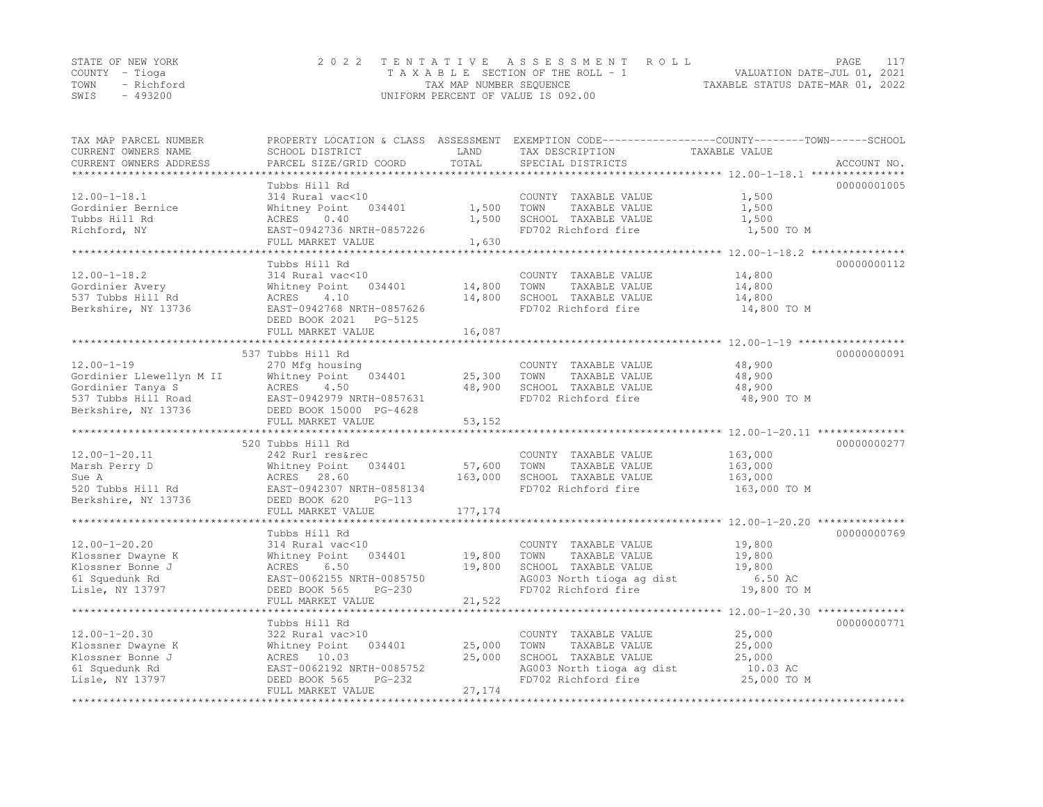STATE OF NEW YORK
COUNTY - Tioga
TOWN - Richford
SWIS - 493200

2022 TENTATIVE ASSESSMENT ROLL
TAXABLE SECTION OF THE ROLL - 1
TAX MAP NUMBER SEQUENCE
UNIFORM PERCENT OF VALUE IS 092.00

VALUATION DATE-JUL 01, 2021
TAXABLE STATUS DATE-MAR 01, 2022

| TAX MAP PARCEL NUMBER / CURRENT OWNERS NAME / CURRENT OWNERS ADDRESS | PROPERTY LOCATION & CLASS / SCHOOL DISTRICT / PARCEL SIZE/GRID COORD | ASSESSMENT LAND / TOTAL | EXEMPTION CODE / TAX DESCRIPTION / SPECIAL DISTRICTS | COUNTY--------TOWN------SCHOOL TAXABLE VALUE | ACCOUNT NO. |
|---|---|---|---|---|---|
| | Tubbs Hill Rd | | | | 00000001005 |
| 12.00-1-18.1 | 314 Rural vac<10 | | COUNTY TAXABLE VALUE | 1,500 | |
| Gordinier Bernice | Whitney Point 034401 | 1,500 | TOWN TAXABLE VALUE | 1,500 | |
| Tubbs Hill Rd | ACRES 0.40 | 1,500 | SCHOOL TAXABLE VALUE | 1,500 | |
| Richford, NY | EAST-0942736 NRTH-0857226 | | FD702 Richford fire | 1,500 TO M | |
| | FULL MARKET VALUE | 1,630 | | | |
| | Tubbs Hill Rd | | | | 00000000112 |
| 12.00-1-18.2 | 314 Rural vac<10 | | COUNTY TAXABLE VALUE | 14,800 | |
| Gordinier Avery | Whitney Point 034401 | 14,800 | TOWN TAXABLE VALUE | 14,800 | |
| 537 Tubbs Hill Rd | ACRES 4.10 | 14,800 | SCHOOL TAXABLE VALUE | 14,800 | |
| Berkshire, NY 13736 | EAST-0942768 NRTH-0857626 | | FD702 Richford fire | 14,800 TO M | |
| | DEED BOOK 2021 PG-5125 | | | | |
| | FULL MARKET VALUE | 16,087 | | | |
| | 537 Tubbs Hill Rd | | | | 00000000091 |
| 12.00-1-19 | 270 Mfg housing | | COUNTY TAXABLE VALUE | 48,900 | |
| Gordinier Llewellyn M II | Whitney Point 034401 | 25,300 | TOWN TAXABLE VALUE | 48,900 | |
| Gordinier Tanya S | ACRES 4.50 | 48,900 | SCHOOL TAXABLE VALUE | 48,900 | |
| 537 Tubbs Hill Road | EAST-0942979 NRTH-0857631 | | FD702 Richford fire | 48,900 TO M | |
| Berkshire, NY 13736 | DEED BOOK 15000 PG-4628 | | | | |
| | FULL MARKET VALUE | 53,152 | | | |
| | 520 Tubbs Hill Rd | | | | 00000000277 |
| 12.00-1-20.11 | 242 Rurl res&rec | | COUNTY TAXABLE VALUE | 163,000 | |
| Marsh Perry D | Whitney Point 034401 | 57,600 | TOWN TAXABLE VALUE | 163,000 | |
| Sue A | ACRES 28.60 | 163,000 | SCHOOL TAXABLE VALUE | 163,000 | |
| 520 Tubbs Hill Rd | EAST-0942307 NRTH-0858134 | | FD702 Richford fire | 163,000 TO M | |
| Berkshire, NY 13736 | DEED BOOK 620 PG-113 | | | | |
| | FULL MARKET VALUE | 177,174 | | | |
| | Tubbs Hill Rd | | | | 00000000769 |
| 12.00-1-20.20 | 314 Rural vac<10 | | COUNTY TAXABLE VALUE | 19,800 | |
| Klossner Dwayne K | Whitney Point 034401 | 19,800 | TOWN TAXABLE VALUE | 19,800 | |
| Klossner Bonne J | ACRES 6.50 | 19,800 | SCHOOL TAXABLE VALUE | 19,800 | |
| 61 Squedunk Rd | EAST-0062155 NRTH-0085750 | | AG003 North tioga ag dist | 6.50 AC | |
| Lisle, NY 13797 | DEED BOOK 565 PG-230 | | FD702 Richford fire | 19,800 TO M | |
| | FULL MARKET VALUE | 21,522 | | | |
| | Tubbs Hill Rd | | | | 00000000771 |
| 12.00-1-20.30 | 322 Rural vac>10 | | COUNTY TAXABLE VALUE | 25,000 | |
| Klossner Dwayne K | Whitney Point 034401 | 25,000 | TOWN TAXABLE VALUE | 25,000 | |
| Klossner Bonne J | ACRES 10.03 | 25,000 | SCHOOL TAXABLE VALUE | 25,000 | |
| 61 Squedunk Rd | EAST-0062192 NRTH-0085752 | | AG003 North tioga ag dist | 10.03 AC | |
| Lisle, NY 13797 | DEED BOOK 565 PG-232 | | FD702 Richford fire | 25,000 TO M | |
| | FULL MARKET VALUE | 27,174 | | | |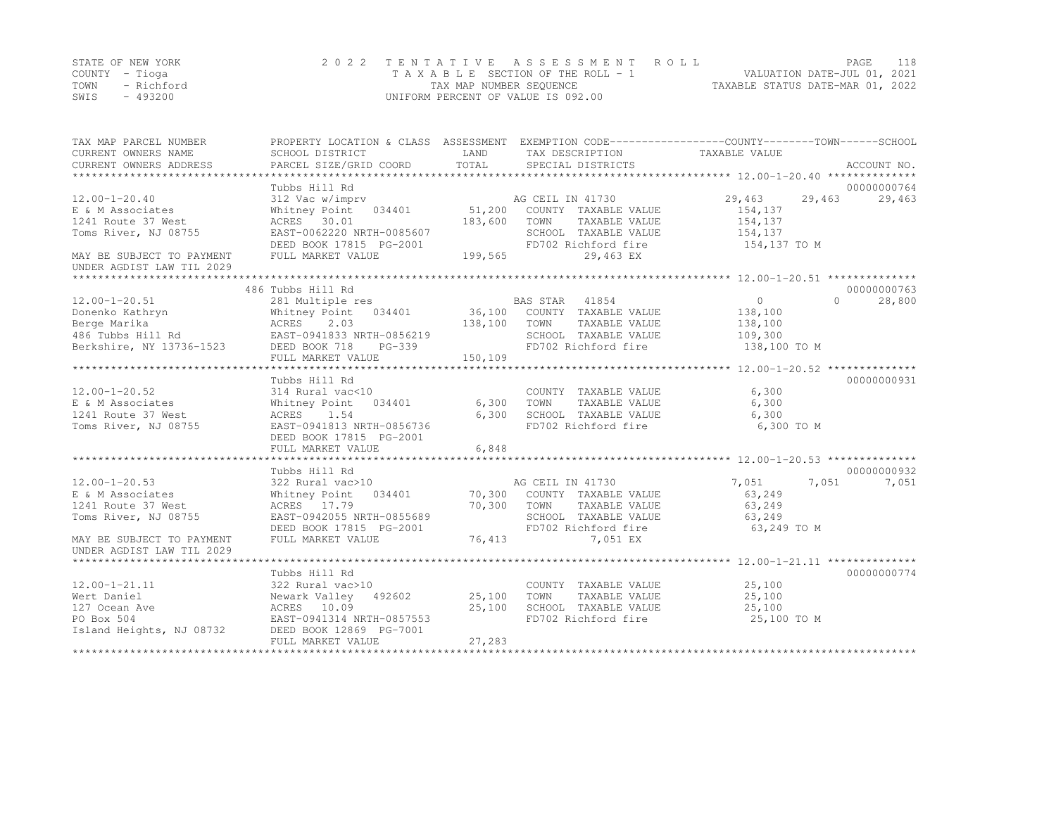STATE OF NEW YORK | COUNTY - Tioga | TOWN - Richford | SWIS - 493200

2 0 2 2 TENTATIVE ASSESSMENT ROLL
TAXABLE SECTION OF THE ROLL - 1
TAX MAP NUMBER SEQUENCE
UNIFORM PERCENT OF VALUE IS 092.00

VALUATION DATE-JUL 01, 2021
TAXABLE STATUS DATE-MAR 01, 2022

| TAX MAP PARCEL NUMBER / CURRENT OWNERS NAME / CURRENT OWNERS ADDRESS | PROPERTY LOCATION & CLASS / SCHOOL DISTRICT / PARCEL SIZE/GRID COORD | ASSESSMENT LAND | TOTAL | EXEMPTION CODE / TAX DESCRIPTION / SPECIAL DISTRICTS | COUNTY TAXABLE VALUE | TOWN | SCHOOL | ACCOUNT NO. |
|---|---|---|---|---|---|---|---|---|
| 12.00-1-20.40 | Tubbs Hill Rd | | | | | | | 00000000764 |
| | 312 Vac w/imprv | | | AG CEIL IN 41730 | 29,463 | 29,463 | 29,463 | |
| E & M Associates | Whitney Point 034401 | 51,200 | | COUNTY TAXABLE VALUE | 154,137 | | | |
| 1241 Route 37 West | ACRES 30.01 | | 183,600 | TOWN TAXABLE VALUE | 154,137 | | | |
| Toms River, NJ 08755 | EAST-0062220 NRTH-0085607 | | | SCHOOL TAXABLE VALUE | 154,137 | | | |
| | DEED BOOK 17815 PG-2001 | | | FD702 Richford fire | 154,137 TO M | | | |
| MAY BE SUBJECT TO PAYMENT UNDER AGDIST LAW TIL 2029 | FULL MARKET VALUE | | 199,565 | 29,463 EX | | | | |
| 12.00-1-20.51 | 486 Tubbs Hill Rd | | | | | | | 00000000763 |
| Donenko Kathryn | 281 Multiple res | | | BAS STAR 41854 | 0 | 0 | 28,800 | |
| Berge Marika | Whitney Point 034401 | 36,100 | | COUNTY TAXABLE VALUE | 138,100 | | | |
| 486 Tubbs Hill Rd | ACRES 2.03 | | 138,100 | TOWN TAXABLE VALUE | 138,100 | | | |
| Berkshire, NY 13736-1523 | EAST-0941833 NRTH-0856219 | | | SCHOOL TAXABLE VALUE | 109,300 | | | |
| | DEED BOOK 718 PG-339 | | | FD702 Richford fire | 138,100 TO M | | | |
| | FULL MARKET VALUE | | 150,109 | | | | | |
| 12.00-1-20.52 | Tubbs Hill Rd | | | | | | | 00000000931 |
| E & M Associates | 314 Rural vac<10 | | | COUNTY TAXABLE VALUE | 6,300 | | | |
| 1241 Route 37 West | Whitney Point 034401 | 6,300 | | TOWN TAXABLE VALUE | 6,300 | | | |
| Toms River, NJ 08755 | ACRES 1.54 | | 6,300 | SCHOOL TAXABLE VALUE | 6,300 | | | |
| | EAST-0941813 NRTH-0856736 | | | FD702 Richford fire | 6,300 TO M | | | |
| | DEED BOOK 17815 PG-2001 | | | | | | | |
| | FULL MARKET VALUE | | 6,848 | | | | | |
| 12.00-1-20.53 | Tubbs Hill Rd | | | | | | | 00000000932 |
| | 322 Rural vac>10 | | | AG CEIL IN 41730 | 7,051 | 7,051 | 7,051 | |
| E & M Associates | Whitney Point 034401 | 70,300 | | COUNTY TAXABLE VALUE | 63,249 | | | |
| 1241 Route 37 West | ACRES 17.79 | | 70,300 | TOWN TAXABLE VALUE | 63,249 | | | |
| Toms River, NJ 08755 | EAST-0942055 NRTH-0855689 | | | SCHOOL TAXABLE VALUE | 63,249 | | | |
| | DEED BOOK 17815 PG-2001 | | | FD702 Richford fire | 63,249 TO M | | | |
| MAY BE SUBJECT TO PAYMENT UNDER AGDIST LAW TIL 2029 | FULL MARKET VALUE | | 76,413 | 7,051 EX | | | | |
| 12.00-1-21.11 | Tubbs Hill Rd | | | | | | | 00000000774 |
| Wert Daniel | 322 Rural vac>10 | | | COUNTY TAXABLE VALUE | 25,100 | | | |
| 127 Ocean Ave | Newark Valley 492602 | 25,100 | | TOWN TAXABLE VALUE | 25,100 | | | |
| PO Box 504 | ACRES 10.09 | | 25,100 | SCHOOL TAXABLE VALUE | 25,100 | | | |
| Island Heights, NJ 08732 | EAST-0941314 NRTH-0857553 | | | FD702 Richford fire | 25,100 TO M | | | |
| | DEED BOOK 12869 PG-7001 | | | | | | | |
| | FULL MARKET VALUE | | 27,283 | | | | | |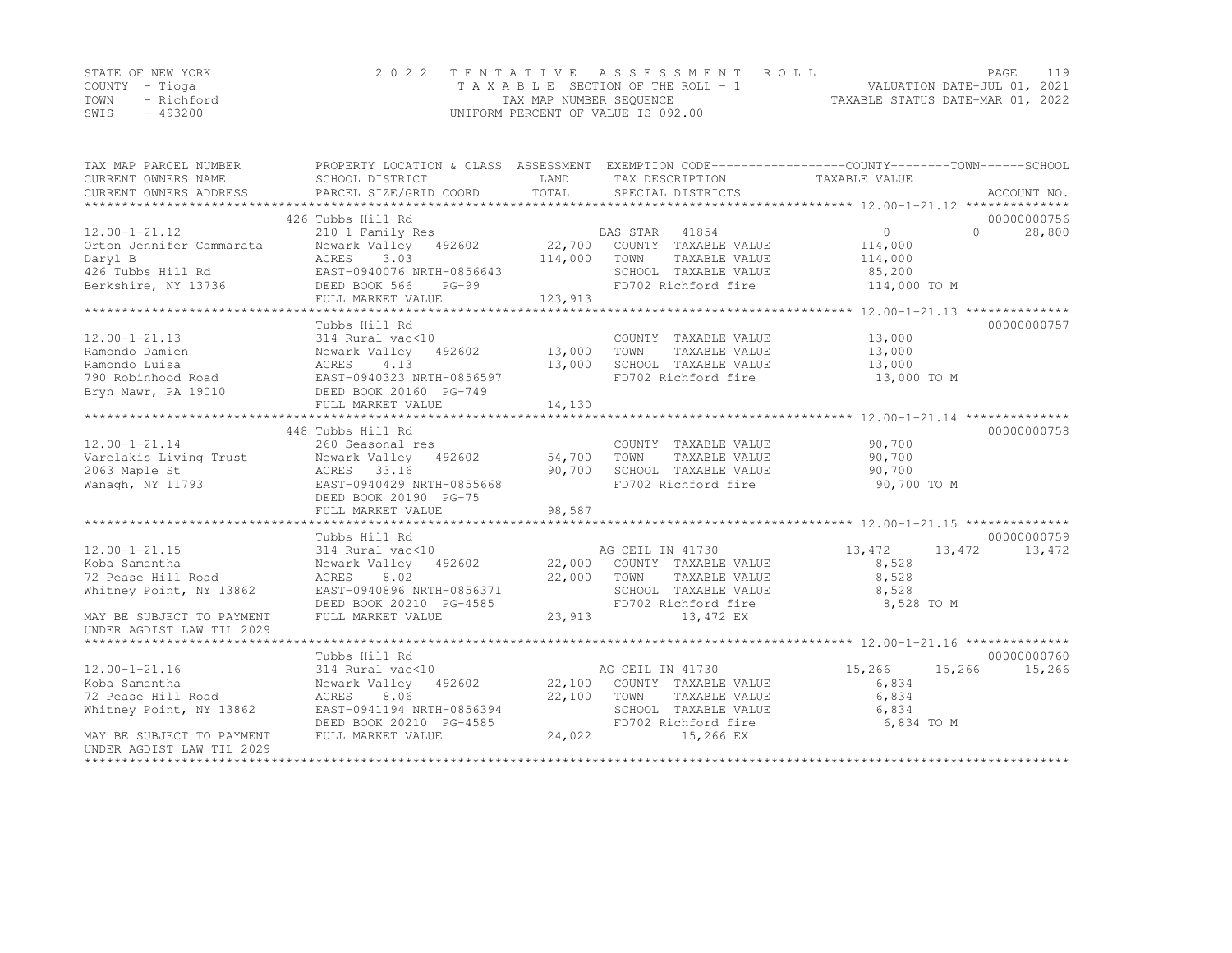STATE OF NEW YORK
COUNTY - Tioga
TOWN - Richford
SWIS - 493200

2022 TENTATIVE ASSESSMENT ROLL
TAXABLE SECTION OF THE ROLL - 1
TAX MAP NUMBER SEQUENCE
UNIFORM PERCENT OF VALUE IS 092.00

VALUATION DATE-JUL 01, 2021
TAXABLE STATUS DATE-MAR 01, 2022

| TAX MAP PARCEL NUMBER / CURRENT OWNERS NAME / CURRENT OWNERS ADDRESS | PROPERTY LOCATION & CLASS / SCHOOL DISTRICT / PARCEL SIZE/GRID COORD | ASSESSMENT LAND / TOTAL | EXEMPTION CODE / TAX DESCRIPTION / SPECIAL DISTRICTS | COUNTY | TOWN | SCHOOL | ACCOUNT NO. |
|---|---|---|---|---|---|---|---|
| **12.00-1-21.12** | 426 Tubbs Hill Rd | | | | | | 00000000756 |
| Orton Jennifer Cammarata | 210 1 Family Res | | BAS STAR 41854 | 0 | 0 | 28,800 | |
| Daryl B | Newark Valley 492602 | 22,700 | COUNTY TAXABLE VALUE | 114,000 | | | |
| 426 Tubbs Hill Rd | ACRES 3.03 | 114,000 | TOWN TAXABLE VALUE | | 114,000 | | |
| Berkshire, NY 13736 | EAST-0940076 NRTH-0856643 | | SCHOOL TAXABLE VALUE | | | 85,200 | |
| | DEED BOOK 566 PG-99 | | FD702 Richford fire | 114,000 TO M | | | |
| | FULL MARKET VALUE | 123,913 | | | | | |
| **12.00-1-21.13** | Tubbs Hill Rd | | | | | | 00000000757 |
| Ramondo Damien | 314 Rural vac<10 | | COUNTY TAXABLE VALUE | 13,000 | | | |
| Ramondo Luisa | Newark Valley 492602 | 13,000 | TOWN TAXABLE VALUE | | 13,000 | | |
| 790 Robinhood Road | ACRES 4.13 | 13,000 | SCHOOL TAXABLE VALUE | | | 13,000 | |
| Bryn Mawr, PA 19010 | EAST-0940323 NRTH-0856597 | | FD702 Richford fire | 13,000 TO M | | | |
| | DEED BOOK 20160 PG-749 | | | | | | |
| | FULL MARKET VALUE | 14,130 | | | | | |
| **12.00-1-21.14** | 448 Tubbs Hill Rd | | | | | | 00000000758 |
| Varelakis Living Trust | 260 Seasonal res | | COUNTY TAXABLE VALUE | 90,700 | | | |
| 2063 Maple St | Newark Valley 492602 | 54,700 | TOWN TAXABLE VALUE | | 90,700 | | |
| Wanagh, NY 11793 | ACRES 33.16 | 90,700 | SCHOOL TAXABLE VALUE | | | 90,700 | |
| | EAST-0940429 NRTH-0855668 | | FD702 Richford fire | 90,700 TO M | | | |
| | DEED BOOK 20190 PG-75 | | | | | | |
| | FULL MARKET VALUE | 98,587 | | | | | |
| **12.00-1-21.15** | Tubbs Hill Rd | | | | | | 00000000759 |
| Koba Samantha | 314 Rural vac<10 | | AG CEIL IN 41730 | 13,472 | 13,472 | 13,472 | |
| 72 Pease Hill Road | Newark Valley 492602 | 22,000 | COUNTY TAXABLE VALUE | 8,528 | | | |
| Whitney Point, NY 13862 | ACRES 8.02 | 22,000 | TOWN TAXABLE VALUE | | 8,528 | | |
| | EAST-0940896 NRTH-0856371 | | SCHOOL TAXABLE VALUE | | | 8,528 | |
| | DEED BOOK 20210 PG-4585 | | FD702 Richford fire | 8,528 TO M | | | |
| MAY BE SUBJECT TO PAYMENT UNDER AGDIST LAW TIL 2029 | FULL MARKET VALUE | 23,913 | 13,472 EX | | | | |
| **12.00-1-21.16** | Tubbs Hill Rd | | | | | | 00000000760 |
| Koba Samantha | 314 Rural vac<10 | | AG CEIL IN 41730 | 15,266 | 15,266 | 15,266 | |
| 72 Pease Hill Road | Newark Valley 492602 | 22,100 | COUNTY TAXABLE VALUE | 6,834 | | | |
| Whitney Point, NY 13862 | ACRES 8.06 | 22,100 | TOWN TAXABLE VALUE | | 6,834 | | |
| | EAST-0941194 NRTH-0856394 | | SCHOOL TAXABLE VALUE | | | 6,834 | |
| | DEED BOOK 20210 PG-4585 | | FD702 Richford fire | 6,834 TO M | | | |
| MAY BE SUBJECT TO PAYMENT UNDER AGDIST LAW TIL 2029 | FULL MARKET VALUE | 24,022 | 15,266 EX | | | | |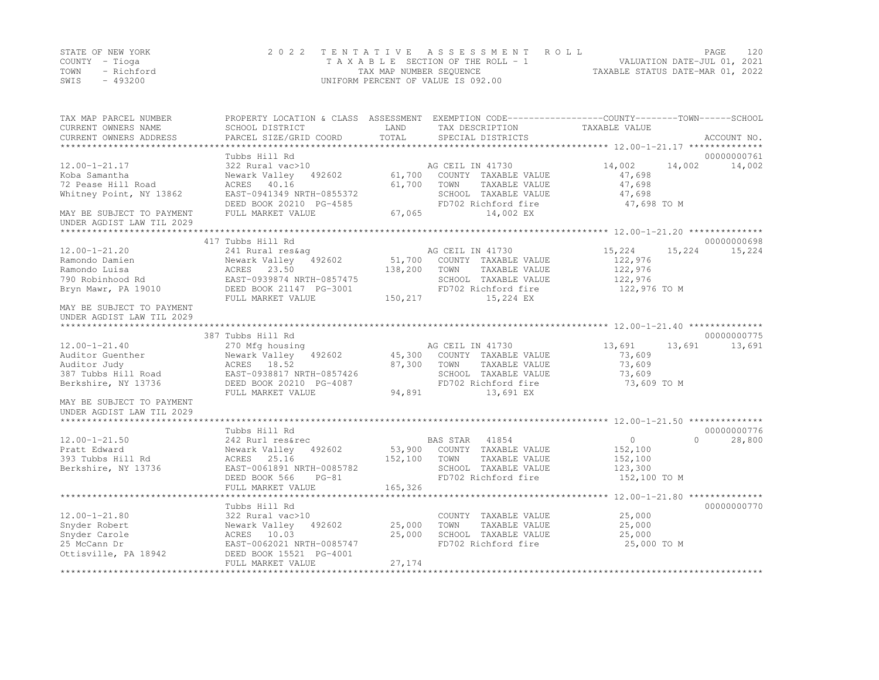STATE OF NEW YORK
COUNTY - Tioga
TOWN - Richford
SWIS - 493200

2 0 2 2 T E N T A T I V E A S S E S S M E N T R O L L
T A X A B L E SECTION OF THE ROLL - 1
TAX MAP NUMBER SEQUENCE
UNIFORM PERCENT OF VALUE IS 092.00

VALUATION DATE-JUL 01, 2021
TAXABLE STATUS DATE-MAR 01, 2022

| TAX MAP PARCEL NUMBER / CURRENT OWNERS NAME / CURRENT OWNERS ADDRESS | PROPERTY LOCATION & CLASS / SCHOOL DISTRICT / PARCEL SIZE/GRID COORD | ASSESSMENT LAND / TOTAL | EXEMPTION CODE / TAX DESCRIPTION / SPECIAL DISTRICTS | COUNTY | TOWN | SCHOOL | ACCOUNT NO. |
|---|---|---|---|---|---|---|---|
| 12.00-1-21.17 | Tubbs Hill Rd | | | | | | 00000000761 |
| Koba Samantha | 322 Rural vac>10 | | AG CEIL IN 41730 | 14,002 | 14,002 | 14,002 | |
| 72 Pease Hill Road | Newark Valley 492602 | 61,700 | COUNTY TAXABLE VALUE | 47,698 | | | |
| Whitney Point, NY 13862 | ACRES 40.16 | 61,700 | TOWN TAXABLE VALUE | | 47,698 | | |
| | EAST-0941349 NRTH-0855372 | | SCHOOL TAXABLE VALUE | | | 47,698 | |
| | DEED BOOK 20210 PG-4585 | | FD702 Richford fire | 47,698 TO M | | | |
| MAY BE SUBJECT TO PAYMENT UNDER AGDIST LAW TIL 2029 | FULL MARKET VALUE | 67,065 | 14,002 EX | | | | |
| 12.00-1-21.20 | 417 Tubbs Hill Rd | | | | | | 00000000698 |
| Ramondo Damien | 241 Rural res&ag | | AG CEIL IN 41730 | 15,224 | 15,224 | 15,224 | |
| Ramondo Luisa | Newark Valley 492602 | 51,700 | COUNTY TAXABLE VALUE | 122,976 | | | |
| 790 Robinhood Rd | ACRES 23.50 | 138,200 | TOWN TAXABLE VALUE | | 122,976 | | |
| Bryn Mawr, PA 19010 | EAST-0939874 NRTH-0857475 | | SCHOOL TAXABLE VALUE | | | 122,976 | |
| | DEED BOOK 21147 PG-3001 | | FD702 Richford fire | 122,976 TO M | | | |
| MAY BE SUBJECT TO PAYMENT UNDER AGDIST LAW TIL 2029 | FULL MARKET VALUE | 150,217 | 15,224 EX | | | | |
| 12.00-1-21.40 | 387 Tubbs Hill Rd | | | | | | 00000000775 |
| Auditor Guenther | 270 Mfg housing | | AG CEIL IN 41730 | 13,691 | 13,691 | 13,691 | |
| Auditor Judy | Newark Valley 492602 | 45,300 | COUNTY TAXABLE VALUE | 73,609 | | | |
| 387 Tubbs Hill Road | ACRES 18.52 | 87,300 | TOWN TAXABLE VALUE | | 73,609 | | |
| Berkshire, NY 13736 | EAST-0938817 NRTH-0857426 | | SCHOOL TAXABLE VALUE | | | 73,609 | |
| | DEED BOOK 20210 PG-4087 | | FD702 Richford fire | 73,609 TO M | | | |
| MAY BE SUBJECT TO PAYMENT UNDER AGDIST LAW TIL 2029 | FULL MARKET VALUE | 94,891 | 13,691 EX | | | | |
| 12.00-1-21.50 | Tubbs Hill Rd | | | | | | 00000000776 |
| Pratt Edward | 242 Rurl res&rec | | BAS STAR 41854 | 0 | 0 | 28,800 | |
| 393 Tubbs Hill Rd | Newark Valley 492602 | 53,900 | COUNTY TAXABLE VALUE | 152,100 | | | |
| Berkshire, NY 13736 | ACRES 25.16 | 152,100 | TOWN TAXABLE VALUE | | 152,100 | | |
| | EAST-0061891 NRTH-0085782 | | SCHOOL TAXABLE VALUE | | | 123,300 | |
| | DEED BOOK 566 PG-81 | | FD702 Richford fire | 152,100 TO M | | | |
| | FULL MARKET VALUE | 165,326 | | | | | |
| 12.00-1-21.80 | Tubbs Hill Rd | | | | | | 00000000770 |
| Snyder Robert | 322 Rural vac>10 | | COUNTY TAXABLE VALUE | 25,000 | | | |
| Snyder Carole | Newark Valley 492602 | 25,000 | TOWN TAXABLE VALUE | | 25,000 | | |
| 25 McCann Dr | ACRES 10.03 | 25,000 | SCHOOL TAXABLE VALUE | | | 25,000 | |
| Ottisville, PA 18942 | EAST-0062021 NRTH-0085747 | | FD702 Richford fire | 25,000 TO M | | | |
| | DEED BOOK 15521 PG-4001 | | | | | | |
| | FULL MARKET VALUE | 27,174 | | | | | |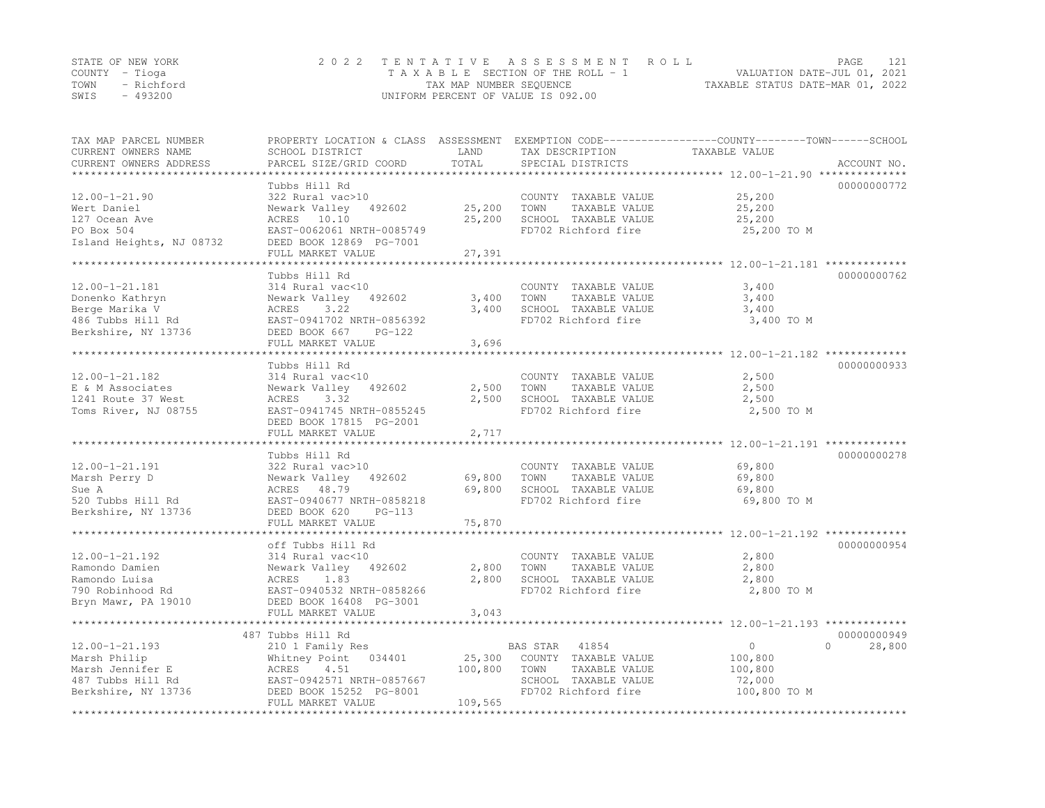STATE OF NEW YORK
COUNTY - Tioga
TOWN - Richford
SWIS - 493200

2 0 2 2 T E N T A T I V E A S S E S S M E N T R O L L
T A X A B L E SECTION OF THE ROLL - 1
TAX MAP NUMBER SEQUENCE
UNIFORM PERCENT OF VALUE IS 092.00

VALUATION DATE-JUL 01, 2021
TAXABLE STATUS DATE-MAR 01, 2022

| TAX MAP PARCEL NUMBER / CURRENT OWNERS NAME / CURRENT OWNERS ADDRESS | PROPERTY LOCATION & CLASS / SCHOOL DISTRICT / PARCEL SIZE/GRID COORD | ASSESSMENT LAND / TOTAL | EXEMPTION CODE / TAX DESCRIPTION / SPECIAL DISTRICTS | COUNTY | TOWN | SCHOOL TAXABLE VALUE | ACCOUNT NO. |
|---|---|---|---|---|---|---|---|
| **12.00-1-21.90** | Tubbs Hill Rd | | | | | | 00000000772 |
| 12.00-1-21.90 | 322 Rural vac>10 | | COUNTY TAXABLE VALUE | 25,200 | | | |
| Wert Daniel | Newark Valley 492602 | 25,200 | TOWN TAXABLE VALUE | | 25,200 | | |
| 127 Ocean Ave | ACRES 10.10 | 25,200 | SCHOOL TAXABLE VALUE | | | 25,200 | |
| PO Box 504 | EAST-0062061 NRTH-0085749 | | FD702 Richford fire | 25,200 TO M | | | |
| Island Heights, NJ 08732 | DEED BOOK 12869 PG-7001 | | | | | | |
| | FULL MARKET VALUE | 27,391 | | | | | |
| **12.00-1-21.181** | Tubbs Hill Rd | | | | | | 00000000762 |
| 12.00-1-21.181 | 314 Rural vac<10 | | COUNTY TAXABLE VALUE | 3,400 | | | |
| Donenko Kathryn | Newark Valley 492602 | 3,400 | TOWN TAXABLE VALUE | | 3,400 | | |
| Berge Marika V | ACRES 3.22 | 3,400 | SCHOOL TAXABLE VALUE | | | 3,400 | |
| 486 Tubbs Hill Rd | EAST-0941702 NRTH-0856392 | | FD702 Richford fire | 3,400 TO M | | | |
| Berkshire, NY 13736 | DEED BOOK 667 PG-122 | | | | | | |
| | FULL MARKET VALUE | 3,696 | | | | | |
| **12.00-1-21.182** | Tubbs Hill Rd | | | | | | 00000000933 |
| 12.00-1-21.182 | 314 Rural vac<10 | | COUNTY TAXABLE VALUE | 2,500 | | | |
| E & M Associates | Newark Valley 492602 | 2,500 | TOWN TAXABLE VALUE | | 2,500 | | |
| 1241 Route 37 West | ACRES 3.32 | 2,500 | SCHOOL TAXABLE VALUE | | | 2,500 | |
| Toms River, NJ 08755 | EAST-0941745 NRTH-0855245 | | FD702 Richford fire | 2,500 TO M | | | |
| | DEED BOOK 17815 PG-2001 | | | | | | |
| | FULL MARKET VALUE | 2,717 | | | | | |
| **12.00-1-21.191** | Tubbs Hill Rd | | | | | | 00000000278 |
| 12.00-1-21.191 | 322 Rural vac>10 | | COUNTY TAXABLE VALUE | 69,800 | | | |
| Marsh Perry D | Newark Valley 492602 | 69,800 | TOWN TAXABLE VALUE | | 69,800 | | |
| Sue A | ACRES 48.79 | 69,800 | SCHOOL TAXABLE VALUE | | | 69,800 | |
| 520 Tubbs Hill Rd | EAST-0940677 NRTH-0858218 | | FD702 Richford fire | 69,800 TO M | | | |
| Berkshire, NY 13736 | DEED BOOK 620 PG-113 | | | | | | |
| | FULL MARKET VALUE | 75,870 | | | | | |
| **12.00-1-21.192** | off Tubbs Hill Rd | | | | | | 00000000954 |
| 12.00-1-21.192 | 314 Rural vac<10 | | COUNTY TAXABLE VALUE | 2,800 | | | |
| Ramondo Damien | Newark Valley 492602 | 2,800 | TOWN TAXABLE VALUE | | 2,800 | | |
| Ramondo Luisa | ACRES 1.83 | 2,800 | SCHOOL TAXABLE VALUE | | | 2,800 | |
| 790 Robinhood Rd | EAST-0940532 NRTH-0858266 | | FD702 Richford fire | 2,800 TO M | | | |
| Bryn Mawr, PA 19010 | DEED BOOK 16408 PG-3001 | | | | | | |
| | FULL MARKET VALUE | 3,043 | | | | | |
| **12.00-1-21.193** | 487 Tubbs Hill Rd | | | | | | 00000000949 |
| 12.00-1-21.193 | 210 1 Family Res | | BAS STAR 41854 | 0 | 0 | 28,800 | |
| Marsh Philip | Whitney Point 034401 | 25,300 | COUNTY TAXABLE VALUE | 100,800 | | | |
| Marsh Jennifer E | ACRES 4.51 | 100,800 | TOWN TAXABLE VALUE | | 100,800 | | |
| 487 Tubbs Hill Rd | EAST-0942571 NRTH-0857667 | | SCHOOL TAXABLE VALUE | | | 72,000 | |
| Berkshire, NY 13736 | DEED BOOK 15252 PG-8001 | | FD702 Richford fire | 100,800 TO M | | | |
| | FULL MARKET VALUE | 109,565 | | | | | |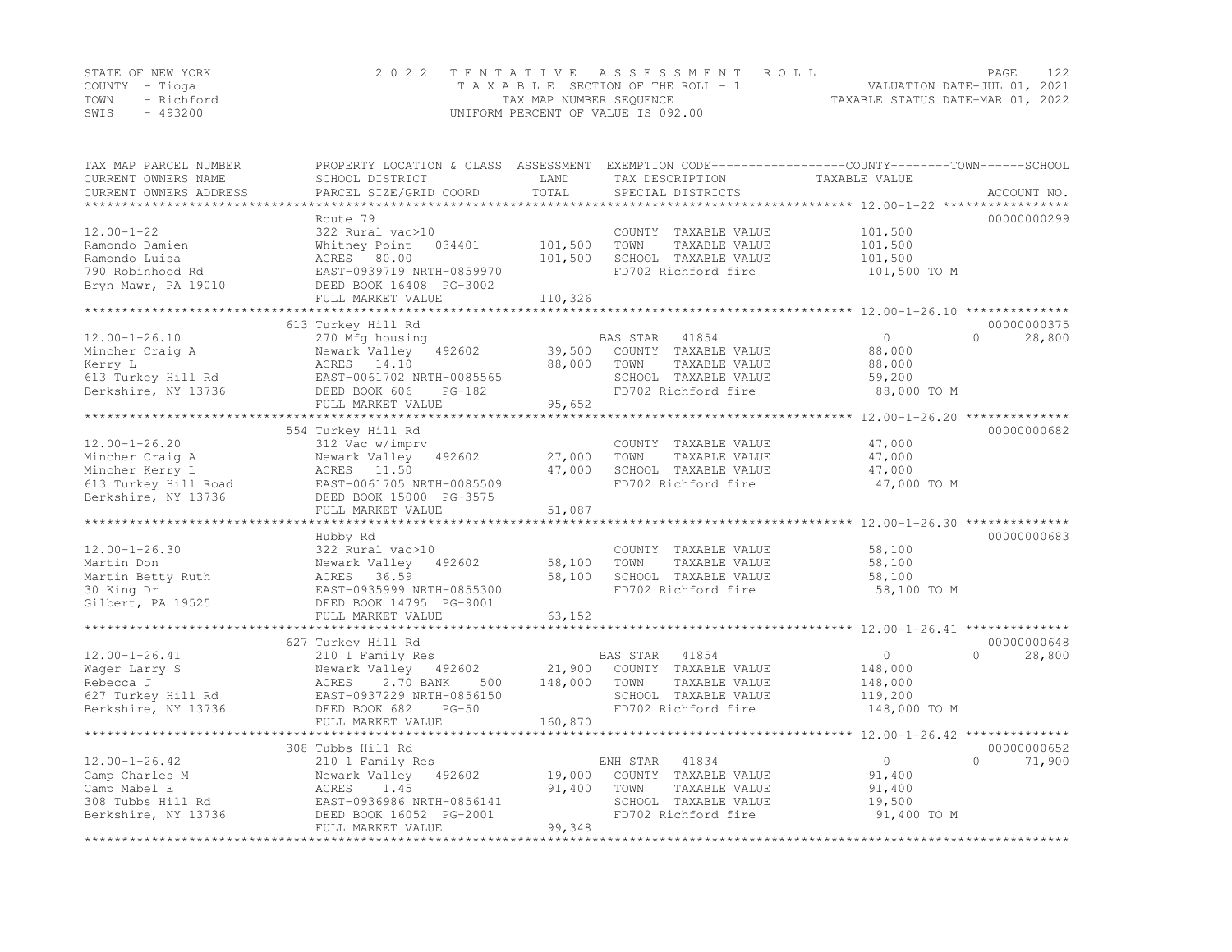STATE OF NEW YORK | COUNTY - Tioga | TOWN - Richford | SWIS - 493200

**2022 TENTATIVE ASSESSMENT ROLL**
TAXABLE SECTION OF THE ROLL - 1
TAX MAP NUMBER SEQUENCE
UNIFORM PERCENT OF VALUE IS 092.00

VALUATION DATE-JUL 01, 2021
TAXABLE STATUS DATE-MAR 01, 2022

| TAX MAP PARCEL NUMBER / CURRENT OWNERS NAME / CURRENT OWNERS ADDRESS | PROPERTY LOCATION & CLASS / SCHOOL DISTRICT / PARCEL SIZE/GRID COORD | ASSESSMENT LAND | ASSESSMENT TOTAL | EXEMPTION CODE / TAX DESCRIPTION / SPECIAL DISTRICTS | COUNTY/TOWN TAXABLE VALUE | SCHOOL | ACCOUNT NO. |
|---|---|---|---|---|---|---|---|
| | Route 79 | | | | | | 00000000299 |
| 12.00-1-22 | 322 Rural vac>10 | | | COUNTY TAXABLE VALUE | 101,500 | | |
| Ramondo Damien | Whitney Point 034401 | 101,500 | | TOWN TAXABLE VALUE | 101,500 | | |
| Ramondo Luisa | ACRES 80.00 | | 101,500 | SCHOOL TAXABLE VALUE | 101,500 | | |
| 790 Robinhood Rd | EAST-0939719 NRTH-0859970 | | | FD702 Richford fire | 101,500 TO M | | |
| Bryn Mawr, PA 19010 | DEED BOOK 16408 PG-3002 | | | | | | |
| | FULL MARKET VALUE | | 110,326 | | | | |
| | 613 Turkey Hill Rd | | | | | | 00000000375 |
| 12.00-1-26.10 | 270 Mfg housing | | | BAS STAR 41854 | 0 | 0 | 28,800 |
| Mincher Craig A | Newark Valley 492602 | 39,500 | | COUNTY TAXABLE VALUE | 88,000 | | |
| Kerry L | ACRES 14.10 | | 88,000 | TOWN TAXABLE VALUE | 88,000 | | |
| 613 Turkey Hill Rd | EAST-0061702 NRTH-0085565 | | | SCHOOL TAXABLE VALUE | 59,200 | | |
| Berkshire, NY 13736 | DEED BOOK 606 PG-182 | | | FD702 Richford fire | 88,000 TO M | | |
| | FULL MARKET VALUE | | 95,652 | | | | |
| | 554 Turkey Hill Rd | | | | | | 00000000682 |
| 12.00-1-26.20 | 312 Vac w/imprv | | | COUNTY TAXABLE VALUE | 47,000 | | |
| Mincher Craig A | Newark Valley 492602 | 27,000 | | TOWN TAXABLE VALUE | 47,000 | | |
| Mincher Kerry L | ACRES 11.50 | | 47,000 | SCHOOL TAXABLE VALUE | 47,000 | | |
| 613 Turkey Hill Road | EAST-0061705 NRTH-0085509 | | | FD702 Richford fire | 47,000 TO M | | |
| Berkshire, NY 13736 | DEED BOOK 15000 PG-3575 | | | | | | |
| | FULL MARKET VALUE | | 51,087 | | | | |
| | Hubby Rd | | | | | | 00000000683 |
| 12.00-1-26.30 | 322 Rural vac>10 | | | COUNTY TAXABLE VALUE | 58,100 | | |
| Martin Don | Newark Valley 492602 | 58,100 | | TOWN TAXABLE VALUE | 58,100 | | |
| Martin Betty Ruth | ACRES 36.59 | | 58,100 | SCHOOL TAXABLE VALUE | 58,100 | | |
| 30 King Dr | EAST-0935999 NRTH-0855300 | | | FD702 Richford fire | 58,100 TO M | | |
| Gilbert, PA 19525 | DEED BOOK 14795 PG-9001 | | | | | | |
| | FULL MARKET VALUE | | 63,152 | | | | |
| | 627 Turkey Hill Rd | | | | | | 00000000648 |
| 12.00-1-26.41 | 210 1 Family Res | | | BAS STAR 41854 | 0 | 0 | 28,800 |
| Wager Larry S | Newark Valley 492602 | 21,900 | | COUNTY TAXABLE VALUE | 148,000 | | |
| Rebecca J | ACRES 2.70 BANK 500 | | 148,000 | TOWN TAXABLE VALUE | 148,000 | | |
| 627 Turkey Hill Rd | EAST-0937229 NRTH-0856150 | | | SCHOOL TAXABLE VALUE | 119,200 | | |
| Berkshire, NY 13736 | DEED BOOK 682 PG-50 | | | FD702 Richford fire | 148,000 TO M | | |
| | FULL MARKET VALUE | | 160,870 | | | | |
| | 308 Tubbs Hill Rd | | | | | | 00000000652 |
| 12.00-1-26.42 | 210 1 Family Res | | | ENH STAR 41834 | 0 | 0 | 71,900 |
| Camp Charles M | Newark Valley 492602 | 19,000 | | COUNTY TAXABLE VALUE | 91,400 | | |
| Camp Mabel E | ACRES 1.45 | | 91,400 | TOWN TAXABLE VALUE | 91,400 | | |
| 308 Tubbs Hill Rd | EAST-0936986 NRTH-0856141 | | | SCHOOL TAXABLE VALUE | 19,500 | | |
| Berkshire, NY 13736 | DEED BOOK 16052 PG-2001 | | | FD702 Richford fire | 91,400 TO M | | |
| | FULL MARKET VALUE | | 99,348 | | | | |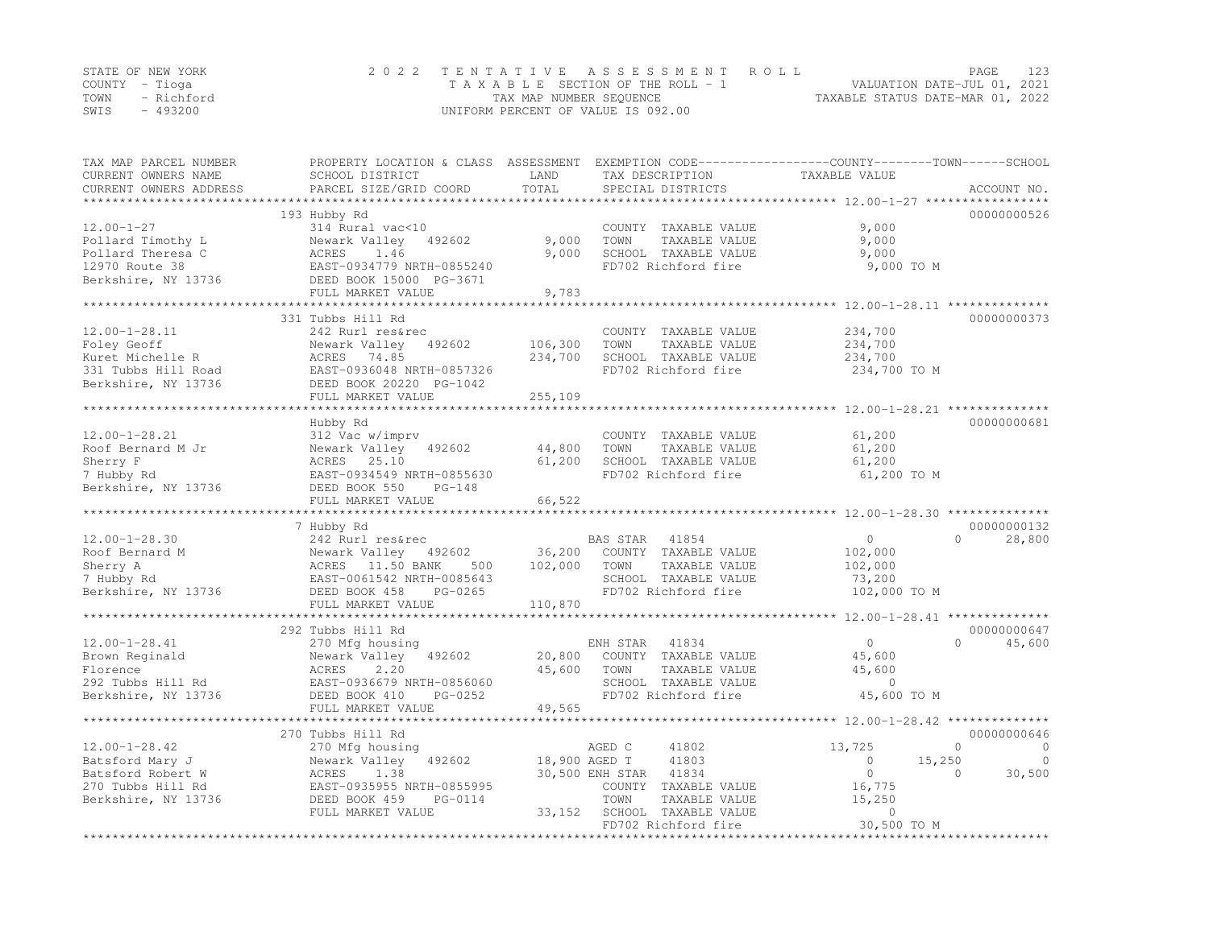STATE OF NEW YORK
COUNTY - Tioga
TOWN - Richford
SWIS - 493200

2022 TENTATIVE ASSESSMENT ROLL
TAXABLE SECTION OF THE ROLL - 1
TAX MAP NUMBER SEQUENCE
UNIFORM PERCENT OF VALUE IS 092.00

VALUATION DATE-JUL 01, 2021
TAXABLE STATUS DATE-MAR 01, 2022

| TAX MAP PARCEL NUMBER / CURRENT OWNERS NAME / CURRENT OWNERS ADDRESS | PROPERTY LOCATION & CLASS / SCHOOL DISTRICT / PARCEL SIZE/GRID COORD | ASSESSMENT LAND / TOTAL | EXEMPTION CODE / TAX DESCRIPTION / SPECIAL DISTRICTS | COUNTY | TOWN | SCHOOL / ACCOUNT NO. |
|---|---|---|---|---|---|---|
| **12.00-1-27** | 193 Hubby Rd | | | | | 00000000526 |
| | 314 Rural vac<10 | | COUNTY TAXABLE VALUE | 9,000 | | |
| Pollard Timothy L | Newark Valley 492602 | 9,000 | TOWN TAXABLE VALUE | | 9,000 | |
| Pollard Theresa C | ACRES 1.46 | 9,000 | SCHOOL TAXABLE VALUE | | | 9,000 |
| 12970 Route 38 | EAST-0934779 NRTH-0855240 | | FD702 Richford fire | 9,000 TO M | | |
| Berkshire, NY 13736 | DEED BOOK 15000 PG-3671 | | | | | |
| | FULL MARKET VALUE | 9,783 | | | | |
| **12.00-1-28.11** | 331 Tubbs Hill Rd | | | | | 00000000373 |
| | 242 Rurl res&rec | | COUNTY TAXABLE VALUE | 234,700 | | |
| Foley Geoff | Newark Valley 492602 | 106,300 | TOWN TAXABLE VALUE | | 234,700 | |
| Kuret Michelle R | ACRES 74.85 | 234,700 | SCHOOL TAXABLE VALUE | | | 234,700 |
| 331 Tubbs Hill Road | EAST-0936048 NRTH-0857326 | | FD702 Richford fire | 234,700 TO M | | |
| Berkshire, NY 13736 | DEED BOOK 20220 PG-1042 | | | | | |
| | FULL MARKET VALUE | 255,109 | | | | |
| **12.00-1-28.21** | Hubby Rd | | | | | 00000000681 |
| | 312 Vac w/imprv | | COUNTY TAXABLE VALUE | 61,200 | | |
| Roof Bernard M Jr | Newark Valley 492602 | 44,800 | TOWN TAXABLE VALUE | | 61,200 | |
| Sherry F | ACRES 25.10 | 61,200 | SCHOOL TAXABLE VALUE | | | 61,200 |
| 7 Hubby Rd | EAST-0934549 NRTH-0855630 | | FD702 Richford fire | 61,200 TO M | | |
| Berkshire, NY 13736 | DEED BOOK 550 PG-148 | | | | | |
| | FULL MARKET VALUE | 66,522 | | | | |
| **12.00-1-28.30** | 7 Hubby Rd | | | | | 00000000132 |
| | 242 Rurl res&rec | | BAS STAR 41854 | 0 | 0 | 28,800 |
| Roof Bernard M | Newark Valley 492602 | 36,200 | COUNTY TAXABLE VALUE | 102,000 | | |
| Sherry A | ACRES 11.50 BANK 500 | 102,000 | TOWN TAXABLE VALUE | | 102,000 | |
| 7 Hubby Rd | EAST-0061542 NRTH-0085643 | | SCHOOL TAXABLE VALUE | | | 73,200 |
| Berkshire, NY 13736 | DEED BOOK 458 PG-0265 | | FD702 Richford fire | 102,000 TO M | | |
| | FULL MARKET VALUE | 110,870 | | | | |
| **12.00-1-28.41** | 292 Tubbs Hill Rd | | | | | 00000000647 |
| | 270 Mfg housing | | ENH STAR 41834 | 0 | 0 | 45,600 |
| Brown Reginald | Newark Valley 492602 | 20,800 | COUNTY TAXABLE VALUE | 45,600 | | |
| Florence | ACRES 2.20 | 45,600 | TOWN TAXABLE VALUE | | 45,600 | |
| 292 Tubbs Hill Rd | EAST-0936679 NRTH-0856060 | | SCHOOL TAXABLE VALUE | | | 0 |
| Berkshire, NY 13736 | DEED BOOK 410 PG-0252 | | FD702 Richford fire | 45,600 TO M | | |
| | FULL MARKET VALUE | 49,565 | | | | |
| **12.00-1-28.42** | 270 Tubbs Hill Rd | | | | | 00000000646 |
| | 270 Mfg housing | | AGED C 41802 | 13,725 | 0 | 0 |
| Batsford Mary J | Newark Valley 492602 | 18,900 | AGED T 41803 | 0 | 15,250 | 0 |
| Batsford Robert W | ACRES 1.38 | 30,500 | ENH STAR 41834 | 0 | 0 | 30,500 |
| 270 Tubbs Hill Rd | EAST-0935955 NRTH-0855995 | | COUNTY TAXABLE VALUE | 16,775 | | |
| Berkshire, NY 13736 | DEED BOOK 459 PG-0114 | | TOWN TAXABLE VALUE | | 15,250 | |
| | FULL MARKET VALUE | 33,152 | SCHOOL TAXABLE VALUE | | | 0 |
| | | | FD702 Richford fire | 30,500 TO M | | |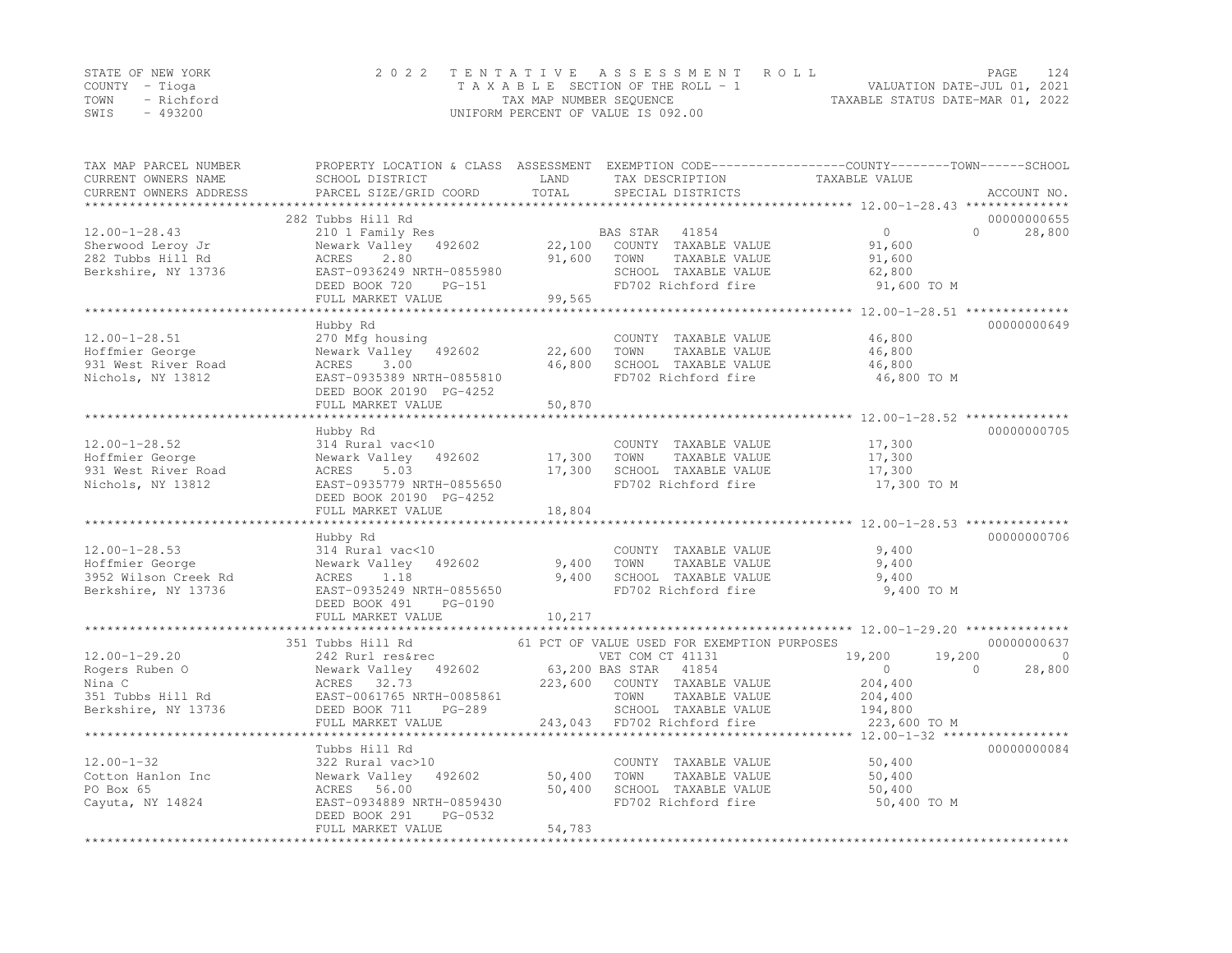STATE OF NEW YORK
COUNTY - Tioga
TOWN - Richford
SWIS - 493200

# 2022 TENTATIVE ASSESSMENT ROLL

TAXABLE SECTION OF THE ROLL - 1
TAX MAP NUMBER SEQUENCE
UNIFORM PERCENT OF VALUE IS 092.00

VALUATION DATE-JUL 01, 2021
TAXABLE STATUS DATE-MAR 01, 2022

| TAX MAP PARCEL NUMBER / CURRENT OWNERS NAME / CURRENT OWNERS ADDRESS | PROPERTY LOCATION & CLASS / SCHOOL DISTRICT / PARCEL SIZE/GRID COORD | ASSESSMENT LAND / TOTAL | EXEMPTION CODE / TAX DESCRIPTION / SPECIAL DISTRICTS | COUNTY | TOWN | SCHOOL | ACCOUNT NO. |
|---|---|---|---|---|---|---|---|
| 12.00-1-28.43 | 282 Tubbs Hill Rd | | | | | | 00000000655 |
| Sherwood Leroy Jr | 210 1 Family Res | | BAS STAR 41854 | 0 | 0 | 28,800 | |
| 282 Tubbs Hill Rd | Newark Valley 492602 | 22,100 | COUNTY TAXABLE VALUE | 91,600 | | | |
| Berkshire, NY 13736 | ACRES 2.80 | 91,600 | TOWN TAXABLE VALUE | | 91,600 | | |
| | EAST-0936249 NRTH-0855980 | | SCHOOL TAXABLE VALUE | | | 62,800 | |
| | DEED BOOK 720 PG-151 | | FD702 Richford fire | 91,600 TO M | | | |
| | FULL MARKET VALUE | 99,565 | | | | | |
| 12.00-1-28.51 | Hubby Rd | | | | | | 00000000649 |
| Hoffmier George | 270 Mfg housing | | COUNTY TAXABLE VALUE | 46,800 | | | |
| 931 West River Road | Newark Valley 492602 | 22,600 | TOWN TAXABLE VALUE | | 46,800 | | |
| Nichols, NY 13812 | ACRES 3.00 | 46,800 | SCHOOL TAXABLE VALUE | | | 46,800 | |
| | EAST-0935389 NRTH-0855810 | | FD702 Richford fire | 46,800 TO M | | | |
| | DEED BOOK 20190 PG-4252 | | | | | | |
| | FULL MARKET VALUE | 50,870 | | | | | |
| 12.00-1-28.52 | Hubby Rd | | | | | | 00000000705 |
| Hoffmier George | 314 Rural vac<10 | | COUNTY TAXABLE VALUE | 17,300 | | | |
| 931 West River Road | Newark Valley 492602 | 17,300 | TOWN TAXABLE VALUE | | 17,300 | | |
| Nichols, NY 13812 | ACRES 5.03 | 17,300 | SCHOOL TAXABLE VALUE | | | 17,300 | |
| | EAST-0935779 NRTH-0855650 | | FD702 Richford fire | 17,300 TO M | | | |
| | DEED BOOK 20190 PG-4252 | | | | | | |
| | FULL MARKET VALUE | 18,804 | | | | | |
| 12.00-1-28.53 | Hubby Rd | | | | | | 00000000706 |
| Hoffmier George | 314 Rural vac<10 | | COUNTY TAXABLE VALUE | 9,400 | | | |
| 3952 Wilson Creek Rd | Newark Valley 492602 | 9,400 | TOWN TAXABLE VALUE | | 9,400 | | |
| Berkshire, NY 13736 | ACRES 1.18 | 9,400 | SCHOOL TAXABLE VALUE | | | 9,400 | |
| | EAST-0935249 NRTH-0855650 | | FD702 Richford fire | 9,400 TO M | | | |
| | DEED BOOK 491 PG-0190 | | | | | | |
| | FULL MARKET VALUE | 10,217 | | | | | |
| 12.00-1-29.20 | 351 Tubbs Hill Rd | | 61 PCT OF VALUE USED FOR EXEMPTION PURPOSES | | | | 00000000637 |
| Rogers Ruben O | 242 Rurl res&rec | | VET COM CT 41131 | 19,200 | 19,200 | 0 | |
| Nina C | Newark Valley 492602 | 63,200 | BAS STAR 41854 | 0 | 0 | 28,800 | |
| 351 Tubbs Hill Rd | ACRES 32.73 | 223,600 | COUNTY TAXABLE VALUE | 204,400 | | | |
| Berkshire, NY 13736 | EAST-0061765 NRTH-0085861 | | TOWN TAXABLE VALUE | | 204,400 | | |
| | DEED BOOK 711 PG-289 | | SCHOOL TAXABLE VALUE | | | 194,800 | |
| | FULL MARKET VALUE | 243,043 | FD702 Richford fire | 223,600 TO M | | | |
| 12.00-1-32 | Tubbs Hill Rd | | | | | | 00000000084 |
| Cotton Hanlon Inc | 322 Rural vac>10 | | COUNTY TAXABLE VALUE | 50,400 | | | |
| PO Box 65 | Newark Valley 492602 | 50,400 | TOWN TAXABLE VALUE | | 50,400 | | |
| Cayuta, NY 14824 | ACRES 56.00 | 50,400 | SCHOOL TAXABLE VALUE | | | 50,400 | |
| | EAST-0934889 NRTH-0859430 | | FD702 Richford fire | 50,400 TO M | | | |
| | DEED BOOK 291 PG-0532 | | | | | | |
| | FULL MARKET VALUE | 54,783 | | | | | |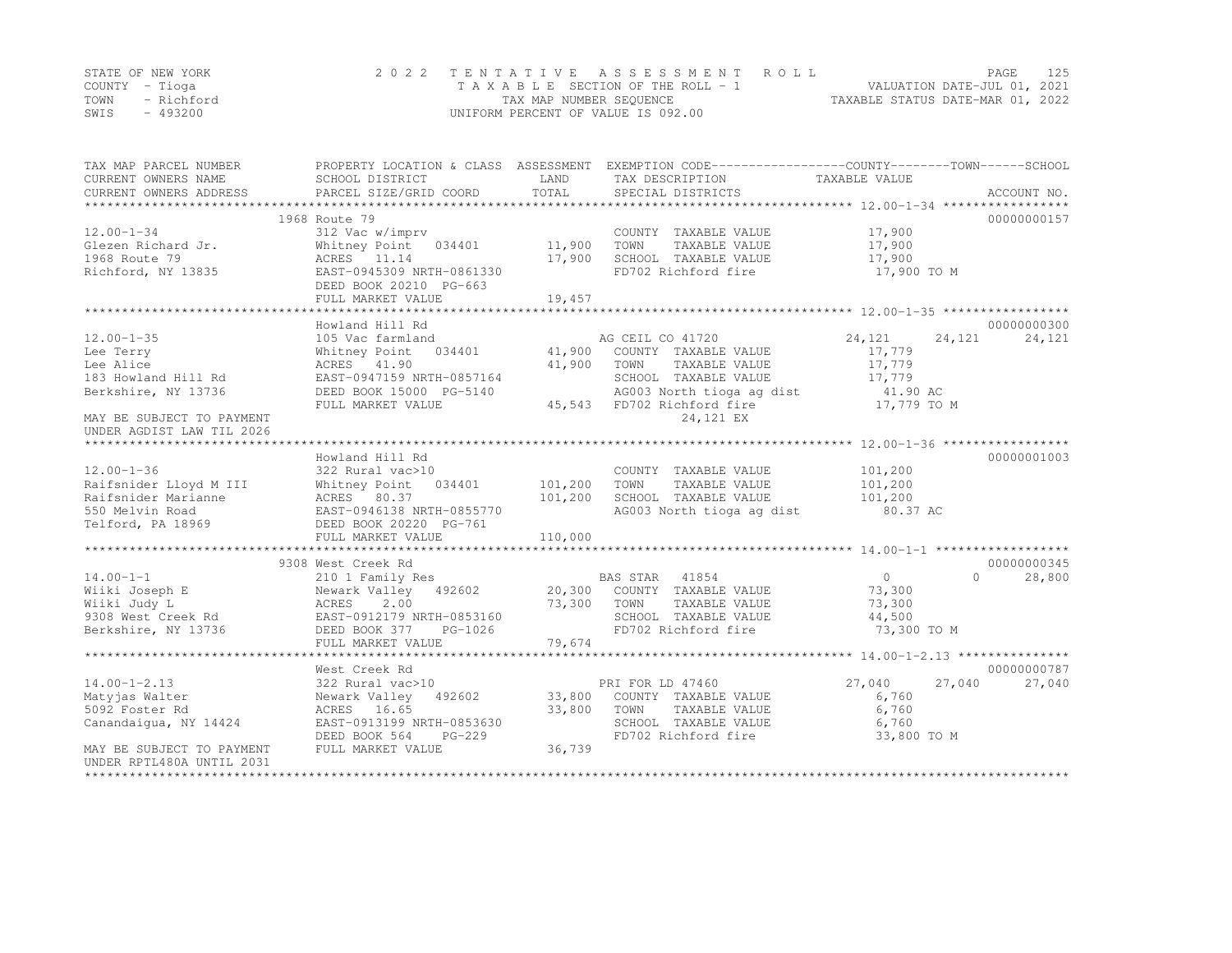STATE OF NEW YORK — 2022 TENTATIVE ASSESSMENT ROLL — PAGE 125
COUNTY - Tioga — TAXABLE SECTION OF THE ROLL - 1 — VALUATION DATE-JUL 01, 2021
TOWN - Richford — TAX MAP NUMBER SEQUENCE — TAXABLE STATUS DATE-MAR 01, 2022
SWIS - 493200 — UNIFORM PERCENT OF VALUE IS 092.00

| TAX MAP PARCEL NUMBER / CURRENT OWNERS NAME / CURRENT OWNERS ADDRESS | PROPERTY LOCATION & CLASS / SCHOOL DISTRICT / PARCEL SIZE/GRID COORD | ASSESSMENT LAND | TOTAL | EXEMPTION CODE / TAX DESCRIPTION / SPECIAL DISTRICTS | COUNTY TAXABLE VALUE | TOWN | SCHOOL | ACCOUNT NO. |
|---|---|---|---|---|---|---|---|---|
| **12.00-1-34** | 1968 Route 79 | | | | | | | 00000000157 |
| Glezen Richard Jr. | 312 Vac w/imprv | | | COUNTY TAXABLE VALUE | 17,900 | | | |
| 1968 Route 79 | Whitney Point 034401 | 11,900 | | TOWN TAXABLE VALUE | 17,900 | | | |
| Richford, NY 13835 | ACRES 11.14 | | 17,900 | SCHOOL TAXABLE VALUE | 17,900 | | | |
| | EAST-0945309 NRTH-0861330 | | | FD702 Richford fire | 17,900 TO M | | | |
| | DEED BOOK 20210 PG-663 | | | | | | | |
| | FULL MARKET VALUE | | 19,457 | | | | | |
| **12.00-1-35** | Howland Hill Rd | | | | | | | 00000000300 |
| Lee Terry | 105 Vac farmland | | | AG CEIL CO 41720 | 24,121 | 24,121 | 24,121 | |
| Lee Alice | Whitney Point 034401 | 41,900 | | COUNTY TAXABLE VALUE | 17,779 | | | |
| 183 Howland Hill Rd | ACRES 41.90 | | 41,900 | TOWN TAXABLE VALUE | 17,779 | | | |
| Berkshire, NY 13736 | EAST-0947159 NRTH-0857164 | | | SCHOOL TAXABLE VALUE | 17,779 | | | |
| | DEED BOOK 15000 PG-5140 | | | AG003 North tioga ag dist | 41.90 AC | | | |
| MAY BE SUBJECT TO PAYMENT | FULL MARKET VALUE | | 45,543 | FD702 Richford fire | 17,779 TO M | | | |
| UNDER AGDIST LAW TIL 2026 | | | | 24,121 EX | | | | |
| **12.00-1-36** | Howland Hill Rd | | | | | | | 00000001003 |
| Raifsnider Lloyd M III | 322 Rural vac>10 | | | COUNTY TAXABLE VALUE | 101,200 | | | |
| Raifsnider Marianne | Whitney Point 034401 | 101,200 | | TOWN TAXABLE VALUE | 101,200 | | | |
| 550 Melvin Road | ACRES 80.37 | | 101,200 | SCHOOL TAXABLE VALUE | 101,200 | | | |
| Telford, PA 18969 | EAST-0946138 NRTH-0855770 | | | AG003 North tioga ag dist | 80.37 AC | | | |
| | DEED BOOK 20220 PG-761 | | | | | | | |
| | FULL MARKET VALUE | | 110,000 | | | | | |
| **14.00-1-1** | 9308 West Creek Rd | | | | | | | 00000000345 |
| Wiiki Joseph E | 210 1 Family Res | | | BAS STAR 41854 | 0 | 0 | 28,800 | |
| Wiiki Judy L | Newark Valley 492602 | 20,300 | | COUNTY TAXABLE VALUE | 73,300 | | | |
| 9308 West Creek Rd | ACRES 2.00 | | 73,300 | TOWN TAXABLE VALUE | 73,300 | | | |
| Berkshire, NY 13736 | EAST-0912179 NRTH-0853160 | | | SCHOOL TAXABLE VALUE | 44,500 | | | |
| | DEED BOOK 377 PG-1026 | | | FD702 Richford fire | 73,300 TO M | | | |
| | FULL MARKET VALUE | | 79,674 | | | | | |
| **14.00-1-2.13** | West Creek Rd | | | | | | | 00000000787 |
| Matyjas Walter | 322 Rural vac>10 | | | PRI FOR LD 47460 | 27,040 | 27,040 | 27,040 | |
| 5092 Foster Rd | Newark Valley 492602 | 33,800 | | COUNTY TAXABLE VALUE | 6,760 | | | |
| Canandaigua, NY 14424 | ACRES 16.65 | | 33,800 | TOWN TAXABLE VALUE | 6,760 | | | |
| | EAST-0913199 NRTH-0853630 | | | SCHOOL TAXABLE VALUE | 6,760 | | | |
| | DEED BOOK 564 PG-229 | | | FD702 Richford fire | 33,800 TO M | | | |
| MAY BE SUBJECT TO PAYMENT | FULL MARKET VALUE | | 36,739 | | | | | |
| UNDER RPTL480A UNTIL 2031 | | | | | | | | |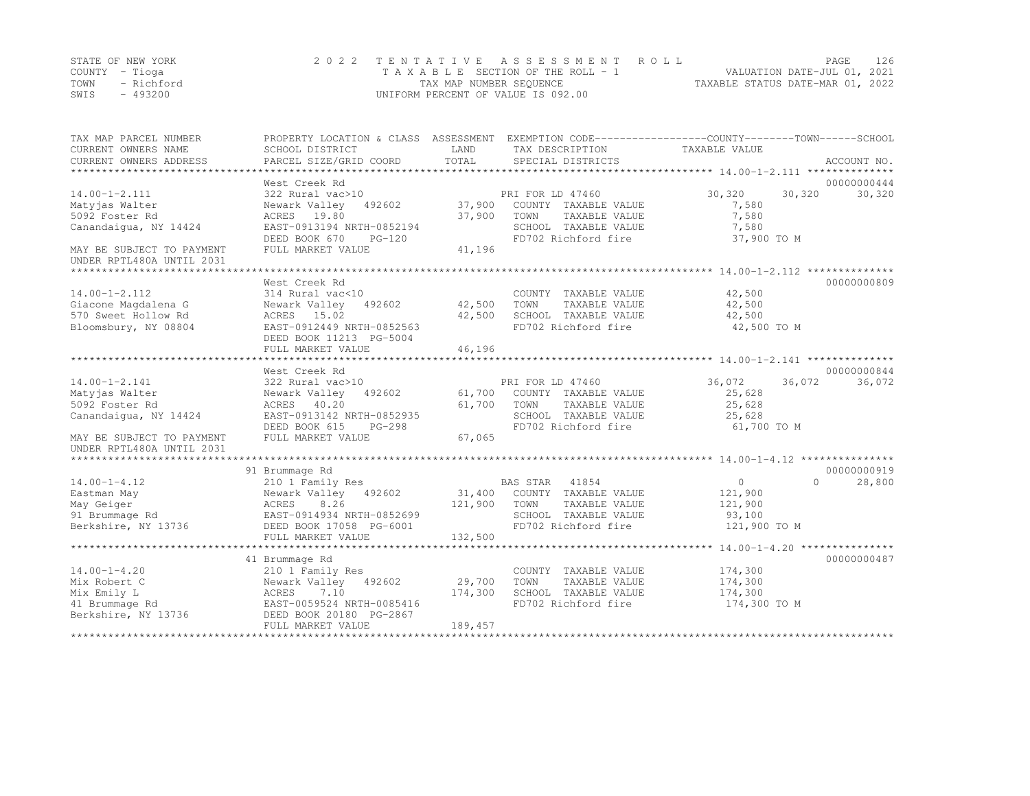STATE OF NEW YORK
COUNTY - Tioga
TOWN - Richford
SWIS - 493200

2022 TENTATIVE ASSESSMENT ROLL
TAXABLE SECTION OF THE ROLL - 1
TAX MAP NUMBER SEQUENCE
UNIFORM PERCENT OF VALUE IS 092.00

VALUATION DATE-JUL 01, 2021
TAXABLE STATUS DATE-MAR 01, 2022

| TAX MAP PARCEL NUMBER / CURRENT OWNERS NAME / CURRENT OWNERS ADDRESS | PROPERTY LOCATION & CLASS / SCHOOL DISTRICT / PARCEL SIZE/GRID COORD | ASSESSMENT LAND / TOTAL | EXEMPTION CODE / TAX DESCRIPTION / SPECIAL DISTRICTS | COUNTY | TOWN | SCHOOL | ACCOUNT NO. |
|---|---|---|---|---|---|---|---|
| 14.00-1-2.111 | West Creek Rd | | | | | | 00000000444 |
| | 322 Rural vac>10 | | PRI FOR LD 47460 | 30,320 | 30,320 | 30,320 | |
| Matyjas Walter | Newark Valley 492602 | 37,900 | COUNTY TAXABLE VALUE | 7,580 | | | |
| 5092 Foster Rd | ACRES 19.80 | 37,900 | TOWN TAXABLE VALUE | | 7,580 | | |
| Canandaigua, NY 14424 | EAST-0913194 NRTH-0852194 | | SCHOOL TAXABLE VALUE | | | 7,580 | |
| | DEED BOOK 670 PG-120 | | FD702 Richford fire | 37,900 TO M | | | |
| MAY BE SUBJECT TO PAYMENT UNDER RPTL480A UNTIL 2031 | FULL MARKET VALUE | 41,196 | | | | | |
| 14.00-1-2.112 | West Creek Rd | | | | | | 00000000809 |
| | 314 Rural vac<10 | | COUNTY TAXABLE VALUE | 42,500 | | | |
| Giacone Magdalena G | Newark Valley 492602 | 42,500 | TOWN TAXABLE VALUE | | 42,500 | | |
| 570 Sweet Hollow Rd | ACRES 15.02 | 42,500 | SCHOOL TAXABLE VALUE | | | 42,500 | |
| Bloomsbury, NY 08804 | EAST-0912449 NRTH-0852563 | | FD702 Richford fire | 42,500 TO M | | | |
| | DEED BOOK 11213 PG-5004 | | | | | | |
| | FULL MARKET VALUE | 46,196 | | | | | |
| 14.00-1-2.141 | West Creek Rd | | | | | | 00000000844 |
| | 322 Rural vac>10 | | PRI FOR LD 47460 | 36,072 | 36,072 | 36,072 | |
| Matyjas Walter | Newark Valley 492602 | 61,700 | COUNTY TAXABLE VALUE | 25,628 | | | |
| 5092 Foster Rd | ACRES 40.20 | 61,700 | TOWN TAXABLE VALUE | | 25,628 | | |
| Canandaigua, NY 14424 | EAST-0913142 NRTH-0852935 | | SCHOOL TAXABLE VALUE | | | 25,628 | |
| | DEED BOOK 615 PG-298 | | FD702 Richford fire | 61,700 TO M | | | |
| MAY BE SUBJECT TO PAYMENT UNDER RPTL480A UNTIL 2031 | FULL MARKET VALUE | 67,065 | | | | | |
| 14.00-1-4.12 | 91 Brummage Rd | | | | | | 00000000919 |
| | 210 1 Family Res | | BAS STAR 41854 | 0 | 0 | 28,800 | |
| Eastman May | Newark Valley 492602 | 31,400 | COUNTY TAXABLE VALUE | 121,900 | | | |
| May Geiger | ACRES 8.26 | 121,900 | TOWN TAXABLE VALUE | | 121,900 | | |
| 91 Brummage Rd | EAST-0914934 NRTH-0852699 | | SCHOOL TAXABLE VALUE | | | 93,100 | |
| Berkshire, NY 13736 | DEED BOOK 17058 PG-6001 | | FD702 Richford fire | 121,900 TO M | | | |
| | FULL MARKET VALUE | 132,500 | | | | | |
| 14.00-1-4.20 | 41 Brummage Rd | | | | | | 00000000487 |
| | 210 1 Family Res | | COUNTY TAXABLE VALUE | 174,300 | | | |
| Mix Robert C | Newark Valley 492602 | 29,700 | TOWN TAXABLE VALUE | | 174,300 | | |
| Mix Emily L | ACRES 7.10 | 174,300 | SCHOOL TAXABLE VALUE | | | 174,300 | |
| 41 Brummage Rd | EAST-0059524 NRTH-0085416 | | FD702 Richford fire | 174,300 TO M | | | |
| Berkshire, NY 13736 | DEED BOOK 20180 PG-2867 | | | | | | |
| | FULL MARKET VALUE | 189,457 | | | | | |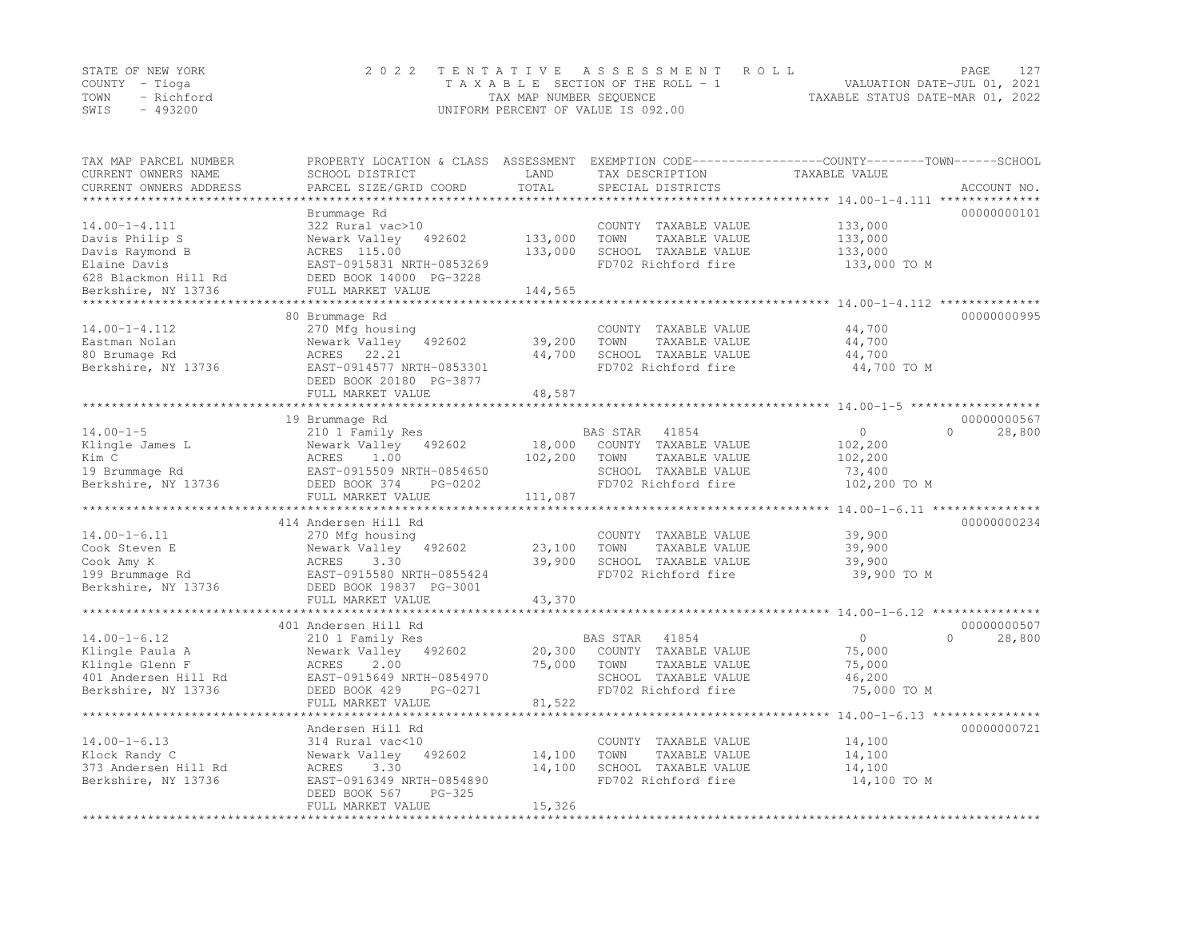STATE OF NEW YORK
COUNTY - Tioga
TOWN - Richford
SWIS - 493200

2022 TENTATIVE ASSESSMENT ROLL
TAXABLE SECTION OF THE ROLL - 1
TAX MAP NUMBER SEQUENCE
UNIFORM PERCENT OF VALUE IS 092.00

VALUATION DATE-JUL 01, 2021
TAXABLE STATUS DATE-MAR 01, 2022

| TAX MAP PARCEL NUMBER / CURRENT OWNERS NAME / CURRENT OWNERS ADDRESS | PROPERTY LOCATION & CLASS / SCHOOL DISTRICT / PARCEL SIZE/GRID COORD | ASSESSMENT LAND | TOTAL | EXEMPTION CODE / TAX DESCRIPTION / SPECIAL DISTRICTS | COUNTY TAXABLE VALUE | TOWN | SCHOOL | ACCOUNT NO. |
|---|---|---|---|---|---|---|---|---|
| 14.00-1-4.111 | Brummage Rd | | | | | | | 00000000101 |
| | 322 Rural vac>10 | | | COUNTY TAXABLE VALUE | 133,000 | | | |
| Davis Philip S | Newark Valley 492602 | 133,000 | | TOWN TAXABLE VALUE | 133,000 | | | |
| Davis Raymond B | ACRES 115.00 | | 133,000 | SCHOOL TAXABLE VALUE | 133,000 | | | |
| Elaine Davis | EAST-0915831 NRTH-0853269 | | | FD702 Richford fire | 133,000 TO M | | | |
| 628 Blackmon Hill Rd | DEED BOOK 14000 PG-3228 | | | | | | | |
| Berkshire, NY 13736 | FULL MARKET VALUE | | 144,565 | | | | | |
| 14.00-1-4.112 | 80 Brummage Rd | | | | | | | 00000000995 |
| | 270 Mfg housing | | | COUNTY TAXABLE VALUE | 44,700 | | | |
| Eastman Nolan | Newark Valley 492602 | 39,200 | | TOWN TAXABLE VALUE | 44,700 | | | |
| 80 Brumage Rd | ACRES 22.21 | | 44,700 | SCHOOL TAXABLE VALUE | 44,700 | | | |
| Berkshire, NY 13736 | EAST-0914577 NRTH-0853301 | | | FD702 Richford fire | 44,700 TO M | | | |
| | DEED BOOK 20180 PG-3877 | | | | | | | |
| | FULL MARKET VALUE | | 48,587 | | | | | |
| 14.00-1-5 | 19 Brummage Rd | | | | | | | 00000000567 |
| | 210 1 Family Res | | | BAS STAR 41854 | 0 | 0 | 28,800 | |
| Klingle James L | Newark Valley 492602 | 18,000 | | COUNTY TAXABLE VALUE | 102,200 | | | |
| Kim C | ACRES 1.00 | | 102,200 | TOWN TAXABLE VALUE | 102,200 | | | |
| 19 Brummage Rd | EAST-0915509 NRTH-0854650 | | | SCHOOL TAXABLE VALUE | 73,400 | | | |
| Berkshire, NY 13736 | DEED BOOK 374 PG-0202 | | | FD702 Richford fire | 102,200 TO M | | | |
| | FULL MARKET VALUE | | 111,087 | | | | | |
| 14.00-1-6.11 | 414 Andersen Hill Rd | | | | | | | 00000000234 |
| | 270 Mfg housing | | | COUNTY TAXABLE VALUE | 39,900 | | | |
| Cook Steven E | Newark Valley 492602 | 23,100 | | TOWN TAXABLE VALUE | 39,900 | | | |
| Cook Amy K | ACRES 3.30 | | 39,900 | SCHOOL TAXABLE VALUE | 39,900 | | | |
| 199 Brummage Rd | EAST-0915580 NRTH-0855424 | | | FD702 Richford fire | 39,900 TO M | | | |
| Berkshire, NY 13736 | DEED BOOK 19837 PG-3001 | | | | | | | |
| | FULL MARKET VALUE | | 43,370 | | | | | |
| 14.00-1-6.12 | 401 Andersen Hill Rd | | | | | | | 00000000507 |
| | 210 1 Family Res | | | BAS STAR 41854 | 0 | 0 | 28,800 | |
| Klingle Paula A | Newark Valley 492602 | 20,300 | | COUNTY TAXABLE VALUE | 75,000 | | | |
| Klingle Glenn F | ACRES 2.00 | | 75,000 | TOWN TAXABLE VALUE | 75,000 | | | |
| 401 Andersen Hill Rd | EAST-0915649 NRTH-0854970 | | | SCHOOL TAXABLE VALUE | 46,200 | | | |
| Berkshire, NY 13736 | DEED BOOK 429 PG-0271 | | | FD702 Richford fire | 75,000 TO M | | | |
| | FULL MARKET VALUE | | 81,522 | | | | | |
| 14.00-1-6.13 | Andersen Hill Rd | | | | | | | 00000000721 |
| | 314 Rural vac<10 | | | COUNTY TAXABLE VALUE | 14,100 | | | |
| Klock Randy C | Newark Valley 492602 | 14,100 | | TOWN TAXABLE VALUE | 14,100 | | | |
| 373 Andersen Hill Rd | ACRES 3.30 | | 14,100 | SCHOOL TAXABLE VALUE | 14,100 | | | |
| Berkshire, NY 13736 | EAST-0916349 NRTH-0854890 | | | FD702 Richford fire | 14,100 TO M | | | |
| | DEED BOOK 567 PG-325 | | | | | | | |
| | FULL MARKET VALUE | | 15,326 | | | | | |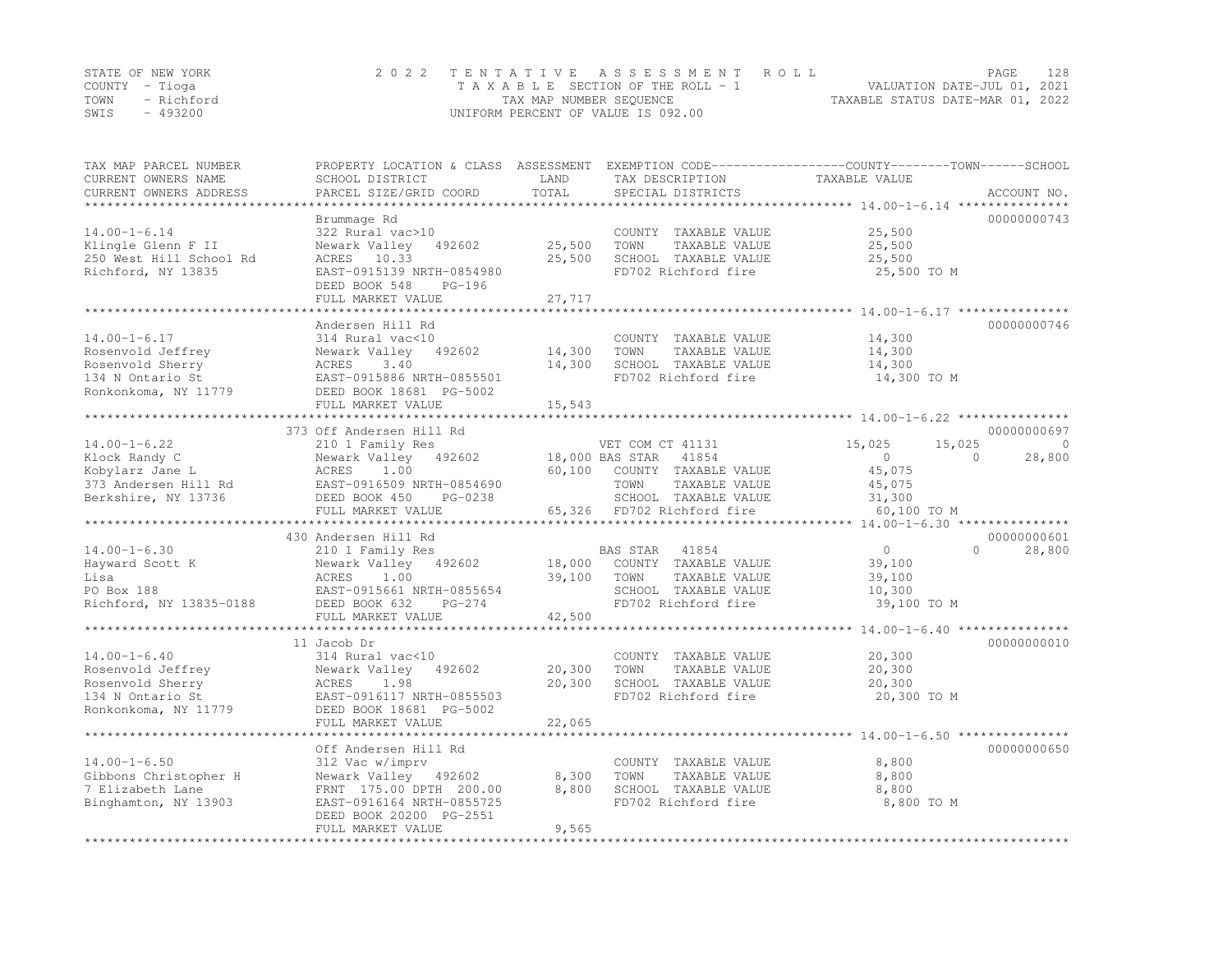STATE OF NEW YORK
COUNTY - Tioga
TOWN - Richford
SWIS - 493200

2 0 2 2 TENTATIVE ASSESSMENT ROLL
TAXABLE SECTION OF THE ROLL - 1
TAX MAP NUMBER SEQUENCE
UNIFORM PERCENT OF VALUE IS 092.00

VALUATION DATE-JUL 01, 2021
TAXABLE STATUS DATE-MAR 01, 2022

| TAX MAP PARCEL NUMBER / CURRENT OWNERS NAME / CURRENT OWNERS ADDRESS | PROPERTY LOCATION & CLASS / SCHOOL DISTRICT / PARCEL SIZE/GRID COORD | ASSESSMENT LAND / TOTAL | EXEMPTION CODE / TAX DESCRIPTION / SPECIAL DISTRICTS | COUNTY TAXABLE VALUE | TOWN | SCHOOL | ACCOUNT NO. |
|---|---|---|---|---|---|---|---|
| **14.00-1-6.14** | Brummage Rd | | | | | | 00000000743 |
| 14.00-1-6.14 | 322 Rural vac>10 | | COUNTY TAXABLE VALUE | 25,500 | | | |
| Klingle Glenn F II | Newark Valley 492602 | 25,500 | TOWN TAXABLE VALUE | 25,500 | | | |
| 250 West Hill School Rd | ACRES 10.33 | 25,500 | SCHOOL TAXABLE VALUE | 25,500 | | | |
| Richford, NY 13835 | EAST-0915139 NRTH-0854980 | | FD702 Richford fire | 25,500 TO M | | | |
| | DEED BOOK 548 PG-196 | | | | | | |
| | FULL MARKET VALUE | 27,717 | | | | | |
| **14.00-1-6.17** | Andersen Hill Rd | | | | | | 00000000746 |
| 14.00-1-6.17 | 314 Rural vac<10 | | COUNTY TAXABLE VALUE | 14,300 | | | |
| Rosenvold Jeffrey | Newark Valley 492602 | 14,300 | TOWN TAXABLE VALUE | 14,300 | | | |
| Rosenvold Sherry | ACRES 3.40 | 14,300 | SCHOOL TAXABLE VALUE | 14,300 | | | |
| 134 N Ontario St | EAST-0915886 NRTH-0855501 | | FD702 Richford fire | 14,300 TO M | | | |
| Ronkonkoma, NY 11779 | DEED BOOK 18681 PG-5002 | | | | | | |
| | FULL MARKET VALUE | 15,543 | | | | | |
| **14.00-1-6.22** | 373 Off Andersen Hill Rd | | | | | | 00000000697 |
| 14.00-1-6.22 | 210 1 Family Res | | VET COM CT 41131 | 15,025 | 15,025 | 0 | |
| Klock Randy C | Newark Valley 492602 | 18,000 | BAS STAR 41854 | 0 | 0 | 28,800 | |
| Kobylarz Jane L | ACRES 1.00 | 60,100 | COUNTY TAXABLE VALUE | 45,075 | | | |
| 373 Andersen Hill Rd | EAST-0916509 NRTH-0854690 | | TOWN TAXABLE VALUE | 45,075 | | | |
| Berkshire, NY 13736 | DEED BOOK 450 PG-0238 | | SCHOOL TAXABLE VALUE | 31,300 | | | |
| | FULL MARKET VALUE | 65,326 | FD702 Richford fire | 60,100 TO M | | | |
| **14.00-1-6.30** | 430 Andersen Hill Rd | | | | | | 00000000601 |
| 14.00-1-6.30 | 210 1 Family Res | | BAS STAR 41854 | 0 | 0 | 28,800 | |
| Hayward Scott K | Newark Valley 492602 | 18,000 | COUNTY TAXABLE VALUE | 39,100 | | | |
| Lisa | ACRES 1.00 | 39,100 | TOWN TAXABLE VALUE | 39,100 | | | |
| PO Box 188 | EAST-0915661 NRTH-0855654 | | SCHOOL TAXABLE VALUE | 10,300 | | | |
| Richford, NY 13835-0188 | DEED BOOK 632 PG-274 | | FD702 Richford fire | 39,100 TO M | | | |
| | FULL MARKET VALUE | 42,500 | | | | | |
| **14.00-1-6.40** | 11 Jacob Dr | | | | | | 00000000010 |
| 14.00-1-6.40 | 314 Rural vac<10 | | COUNTY TAXABLE VALUE | 20,300 | | | |
| Rosenvold Jeffrey | Newark Valley 492602 | 20,300 | TOWN TAXABLE VALUE | 20,300 | | | |
| Rosenvold Sherry | ACRES 1.98 | 20,300 | SCHOOL TAXABLE VALUE | 20,300 | | | |
| 134 N Ontario St | EAST-0916117 NRTH-0855503 | | FD702 Richford fire | 20,300 TO M | | | |
| Ronkonkoma, NY 11779 | DEED BOOK 18681 PG-5002 | | | | | | |
| | FULL MARKET VALUE | 22,065 | | | | | |
| **14.00-1-6.50** | Off Andersen Hill Rd | | | | | | 00000000650 |
| 14.00-1-6.50 | 312 Vac w/imprv | | COUNTY TAXABLE VALUE | 8,800 | | | |
| Gibbons Christopher H | Newark Valley 492602 | 8,300 | TOWN TAXABLE VALUE | 8,800 | | | |
| 7 Elizabeth Lane | FRNT 175.00 DPTH 200.00 | 8,800 | SCHOOL TAXABLE VALUE | 8,800 | | | |
| Binghamton, NY 13903 | EAST-0916164 NRTH-0855725 | | FD702 Richford fire | 8,800 TO M | | | |
| | DEED BOOK 20200 PG-2551 | | | | | | |
| | FULL MARKET VALUE | 9,565 | | | | | |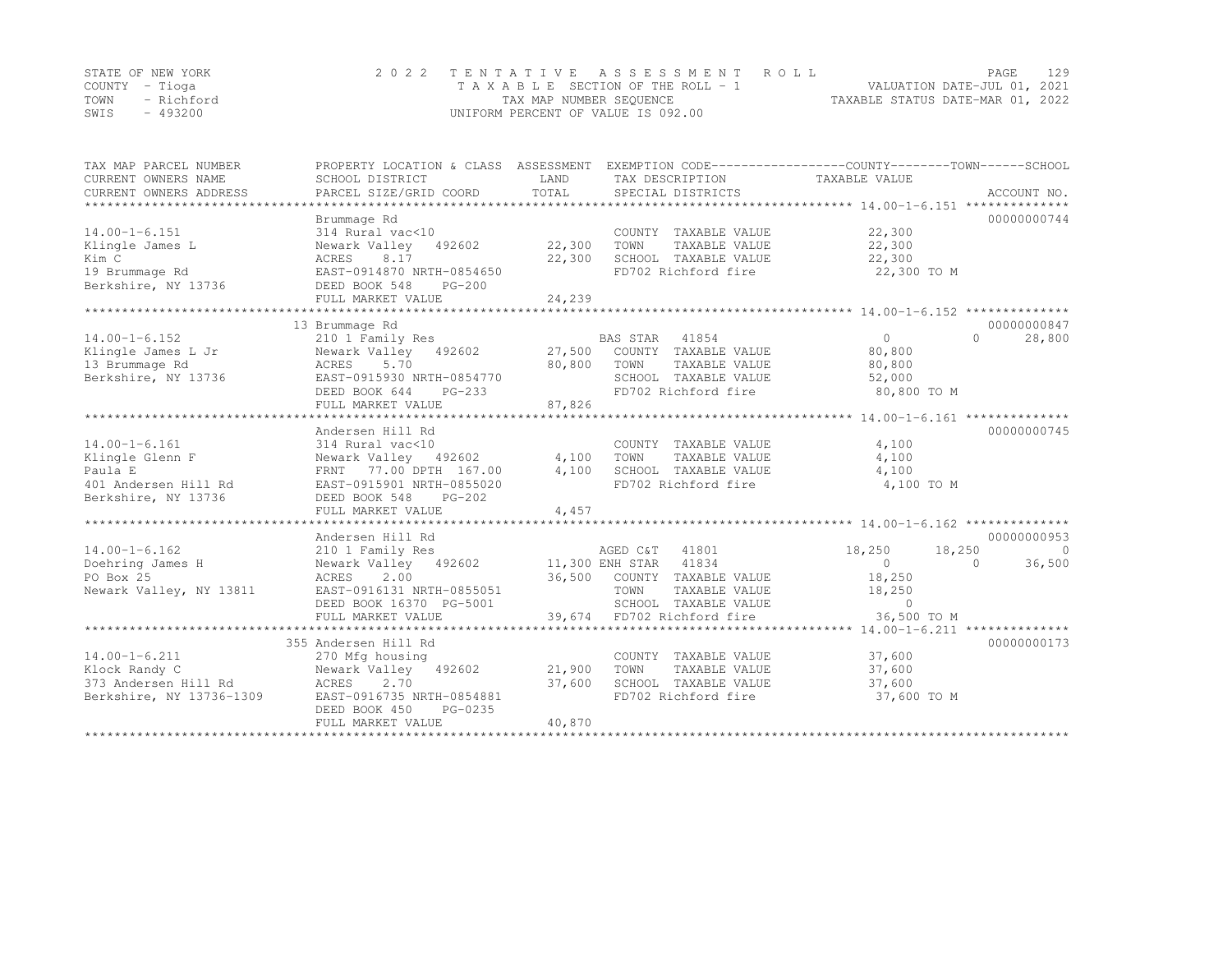STATE OF NEW YORK — 2022 TENTATIVE ASSESSMENT ROLL — PAGE 129
COUNTY - Tioga — TAXABLE SECTION OF THE ROLL - 1 — VALUATION DATE-JUL 01, 2021
TOWN - Richford — TAX MAP NUMBER SEQUENCE — TAXABLE STATUS DATE-MAR 01, 2022
SWIS - 493200 — UNIFORM PERCENT OF VALUE IS 092.00

| TAX MAP PARCEL NUMBER / CURRENT OWNERS NAME / CURRENT OWNERS ADDRESS | PROPERTY LOCATION & CLASS / SCHOOL DISTRICT / PARCEL SIZE/GRID COORD | ASSESSMENT LAND / TOTAL | EXEMPTION CODE / TAX DESCRIPTION / SPECIAL DISTRICTS | COUNTY TAXABLE VALUE | TOWN | SCHOOL | ACCOUNT NO. |
|---|---|---|---|---|---|---|---|
| **14.00-1-6.151** | Brummage Rd | | | | | | 00000000744 |
| | 314 Rural vac<10 | | COUNTY TAXABLE VALUE | 22,300 | | | |
| Klingle James L | Newark Valley 492602 | 22,300 | TOWN TAXABLE VALUE | 22,300 | | | |
| Kim C | ACRES 8.17 | 22,300 | SCHOOL TAXABLE VALUE | 22,300 | | | |
| 19 Brummage Rd | EAST-0914870 NRTH-0854650 | | FD702 Richford fire | 22,300 TO M | | | |
| Berkshire, NY 13736 | DEED BOOK 548 PG-200 | | | | | | |
| | FULL MARKET VALUE | 24,239 | | | | | |
| **14.00-1-6.152** | 13 Brummage Rd | | | | | | 00000000847 |
| | 210 1 Family Res | | BAS STAR 41854 | 0 | 0 | 28,800 | |
| Klingle James L Jr | Newark Valley 492602 | 27,500 | COUNTY TAXABLE VALUE | 80,800 | | | |
| 13 Brummage Rd | ACRES 5.70 | 80,800 | TOWN TAXABLE VALUE | 80,800 | | | |
| Berkshire, NY 13736 | EAST-0915930 NRTH-0854770 | | SCHOOL TAXABLE VALUE | 52,000 | | | |
| | DEED BOOK 644 PG-233 | | FD702 Richford fire | 80,800 TO M | | | |
| | FULL MARKET VALUE | 87,826 | | | | | |
| **14.00-1-6.161** | Andersen Hill Rd | | | | | | 00000000745 |
| | 314 Rural vac<10 | | COUNTY TAXABLE VALUE | 4,100 | | | |
| Klingle Glenn F | Newark Valley 492602 | 4,100 | TOWN TAXABLE VALUE | 4,100 | | | |
| Paula E | FRNT 77.00 DPTH 167.00 | 4,100 | SCHOOL TAXABLE VALUE | 4,100 | | | |
| 401 Andersen Hill Rd | EAST-0915901 NRTH-0855020 | | FD702 Richford fire | 4,100 TO M | | | |
| Berkshire, NY 13736 | DEED BOOK 548 PG-202 | | | | | | |
| | FULL MARKET VALUE | 4,457 | | | | | |
| **14.00-1-6.162** | Andersen Hill Rd | | | | | | 00000000953 |
| | 210 1 Family Res | | AGED C&T 41801 | 18,250 | 18,250 | 0 | |
| Doehring James H | Newark Valley 492602 | 11,300 | ENH STAR 41834 | 0 | 0 | 36,500 | |
| PO Box 25 | ACRES 2.00 | 36,500 | COUNTY TAXABLE VALUE | 18,250 | | | |
| Newark Valley, NY 13811 | EAST-0916131 NRTH-0855051 | | TOWN TAXABLE VALUE | 18,250 | | | |
| | DEED BOOK 16370 PG-5001 | | SCHOOL TAXABLE VALUE | 0 | | | |
| | FULL MARKET VALUE | 39,674 | FD702 Richford fire | 36,500 TO M | | | |
| **14.00-1-6.211** | 355 Andersen Hill Rd | | | | | | 00000000173 |
| | 270 Mfg housing | | COUNTY TAXABLE VALUE | 37,600 | | | |
| Klock Randy C | Newark Valley 492602 | 21,900 | TOWN TAXABLE VALUE | 37,600 | | | |
| 373 Andersen Hill Rd | ACRES 2.70 | 37,600 | SCHOOL TAXABLE VALUE | 37,600 | | | |
| Berkshire, NY 13736-1309 | EAST-0916735 NRTH-0854881 | | FD702 Richford fire | 37,600 TO M | | | |
| | DEED BOOK 450 PG-0235 | | | | | | |
| | FULL MARKET VALUE | 40,870 | | | | | |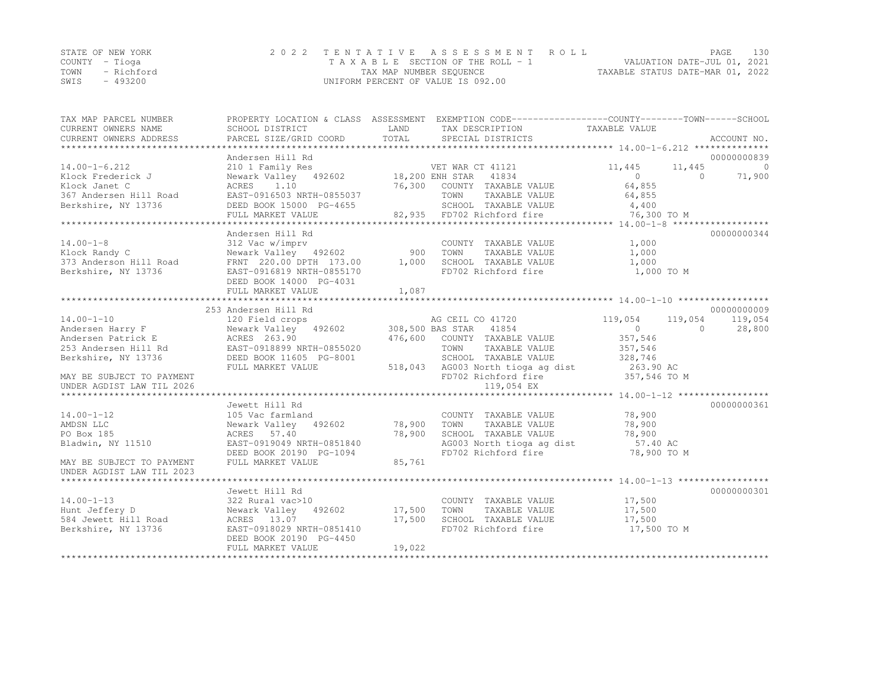STATE OF NEW YORK
COUNTY - Tioga
TOWN - Richford
SWIS - 493200

2 0 2 2 T E N T A T I V E A S S E S S M E N T R O L L
T A X A B L E SECTION OF THE ROLL - 1
TAX MAP NUMBER SEQUENCE
UNIFORM PERCENT OF VALUE IS 092.00

VALUATION DATE-JUL 01, 2021
TAXABLE STATUS DATE-MAR 01, 2022

| TAX MAP PARCEL NUMBER<br>CURRENT OWNERS NAME<br>CURRENT OWNERS ADDRESS | PROPERTY LOCATION & CLASS<br>SCHOOL DISTRICT<br>PARCEL SIZE/GRID COORD | ASSESSMENT<br>LAND<br>TOTAL | EXEMPTION CODE<br>TAX DESCRIPTION<br>SPECIAL DISTRICTS | COUNTY<br>TAXABLE VALUE | TOWN | SCHOOL<br><br>ACCOUNT NO. |
|---|---|---|---|---|---|---|
| 14.00-1-6.212 | Andersen Hill Rd | | | | | 00000000839 |
| 14.00-1-6.212 | 210 1 Family Res | | VET WAR CT 41121 | 11,445 | 11,445 | 0 |
| Klock Frederick J | Newark Valley 492602 | 18,200 | ENH STAR 41834 | 0 | 0 | 71,900 |
| Klock Janet C | ACRES 1.10 | 76,300 | COUNTY TAXABLE VALUE | 64,855 | | |
| 367 Andersen Hill Road | EAST-0916503 NRTH-0855037 | | TOWN TAXABLE VALUE | 64,855 | | |
| Berkshire, NY 13736 | DEED BOOK 15000 PG-4655 | | SCHOOL TAXABLE VALUE | 4,400 | | |
| | FULL MARKET VALUE | 82,935 | FD702 Richford fire | 76,300 TO M | | |
| 14.00-1-8 | Andersen Hill Rd | | | | | 00000000344 |
| 14.00-1-8 | 312 Vac w/imprv | | COUNTY TAXABLE VALUE | 1,000 | | |
| Klock Randy C | Newark Valley 492602 | 900 | TOWN TAXABLE VALUE | 1,000 | | |
| 373 Anderson Hill Road | FRNT 220.00 DPTH 173.00 | 1,000 | SCHOOL TAXABLE VALUE | 1,000 | | |
| Berkshire, NY 13736 | EAST-0916819 NRTH-0855170 | | FD702 Richford fire | 1,000 TO M | | |
| | DEED BOOK 14000 PG-4031 | | | | | |
| | FULL MARKET VALUE | 1,087 | | | | |
| 14.00-1-10 | 253 Andersen Hill Rd | | | | | 00000000009 |
| 14.00-1-10 | 120 Field crops | | AG CEIL CO 41720 | 119,054 | 119,054 | 119,054 |
| Andersen Harry F | Newark Valley 492602 | 308,500 | BAS STAR 41854 | 0 | 0 | 28,800 |
| Andersen Patrick E | ACRES 263.90 | 476,600 | COUNTY TAXABLE VALUE | 357,546 | | |
| 253 Andersen Hill Rd | EAST-0918899 NRTH-0855020 | | TOWN TAXABLE VALUE | 357,546 | | |
| Berkshire, NY 13736 | DEED BOOK 11605 PG-8001 | | SCHOOL TAXABLE VALUE | 328,746 | | |
| | FULL MARKET VALUE | 518,043 | AG003 North tioga ag dist | 263.90 AC | | |
| MAY BE SUBJECT TO PAYMENT | | | FD702 Richford fire | 357,546 TO M | | |
| UNDER AGDIST LAW TIL 2026 | | | 119,054 EX | | | |
| 14.00-1-12 | Jewett Hill Rd | | | | | 00000000361 |
| 14.00-1-12 | 105 Vac farmland | | COUNTY TAXABLE VALUE | 78,900 | | |
| AMDSN LLC | Newark Valley 492602 | 78,900 | TOWN TAXABLE VALUE | 78,900 | | |
| PO Box 185 | ACRES 57.40 | 78,900 | SCHOOL TAXABLE VALUE | 78,900 | | |
| Bladwin, NY 11510 | EAST-0919049 NRTH-0851840 | | AG003 North tioga ag dist | 57.40 AC | | |
| | DEED BOOK 20190 PG-1094 | | FD702 Richford fire | 78,900 TO M | | |
| MAY BE SUBJECT TO PAYMENT | FULL MARKET VALUE | 85,761 | | | | |
| UNDER AGDIST LAW TIL 2023 | | | | | | |
| 14.00-1-13 | Jewett Hill Rd | | | | | 00000000301 |
| 14.00-1-13 | 322 Rural vac>10 | | COUNTY TAXABLE VALUE | 17,500 | | |
| Hunt Jeffery D | Newark Valley 492602 | 17,500 | TOWN TAXABLE VALUE | 17,500 | | |
| 584 Jewett Hill Road | ACRES 13.07 | 17,500 | SCHOOL TAXABLE VALUE | 17,500 | | |
| Berkshire, NY 13736 | EAST-0918029 NRTH-0851410 | | FD702 Richford fire | 17,500 TO M | | |
| | DEED BOOK 20190 PG-4450 | | | | | |
| | FULL MARKET VALUE | 19,022 | | | | |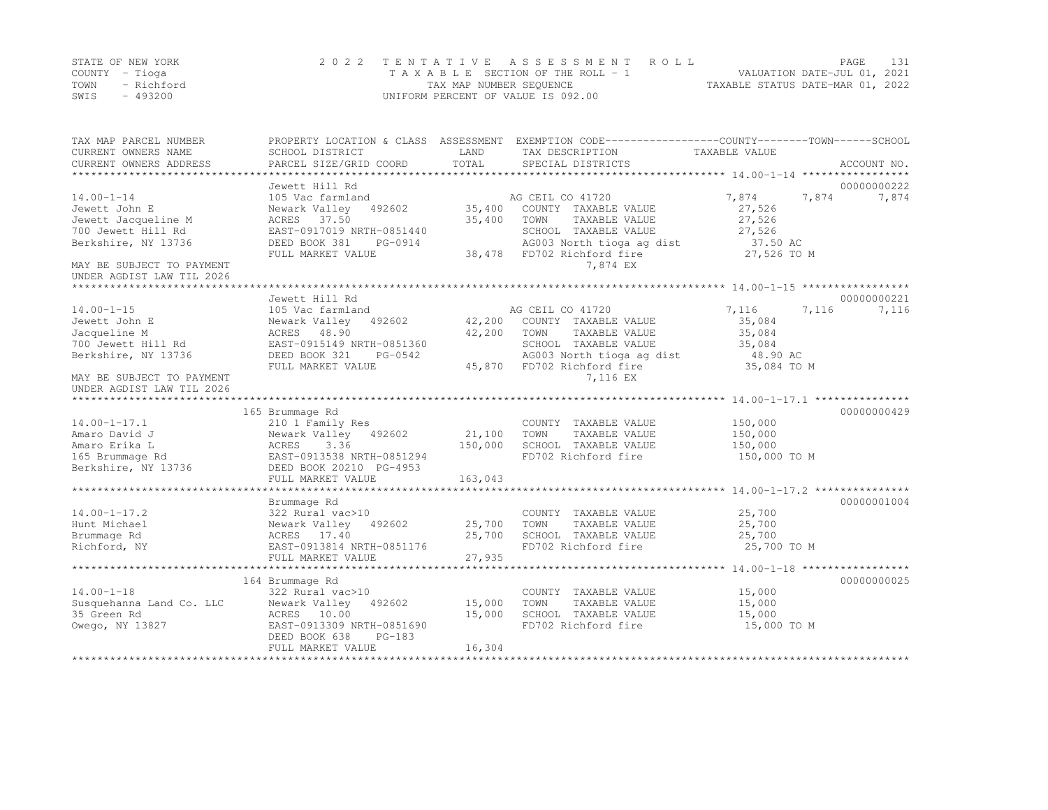STATE OF NEW YORK
COUNTY - Tioga
TOWN - Richford
SWIS - 493200

# 2022 TENTATIVE ASSESSMENT ROLL

TAXABLE SECTION OF THE ROLL - 1
TAX MAP NUMBER SEQUENCE
UNIFORM PERCENT OF VALUE IS 092.00

VALUATION DATE-JUL 01, 2021
TAXABLE STATUS DATE-MAR 01, 2022

| TAX MAP PARCEL NUMBER / CURRENT OWNERS NAME / CURRENT OWNERS ADDRESS | PROPERTY LOCATION & CLASS / SCHOOL DISTRICT / PARCEL SIZE/GRID COORD | ASSESSMENT LAND | TOTAL | EXEMPTION CODE / TAX DESCRIPTION / SPECIAL DISTRICTS | COUNTY TAXABLE VALUE | TOWN | SCHOOL | ACCOUNT NO. |
|---|---|---|---|---|---|---|---|---|
| **14.00-1-14** | Jewett Hill Rd | | | | | | | 00000000222 |
| 14.00-1-14 | 105 Vac farmland | | | AG CEIL CO 41720 | 7,874 | 7,874 | 7,874 | |
| Jewett John E | Newark Valley 492602 | 35,400 | | COUNTY TAXABLE VALUE | 27,526 | | | |
| Jewett Jacqueline M | ACRES 37.50 | | 35,400 | TOWN TAXABLE VALUE | 27,526 | | | |
| 700 Jewett Hill Rd | EAST-0917019 NRTH-0851440 | | | SCHOOL TAXABLE VALUE | 27,526 | | | |
| Berkshire, NY 13736 | DEED BOOK 381 PG-0914 | | | AG003 North tioga ag dist | 37.50 AC | | | |
| | FULL MARKET VALUE | | 38,478 | FD702 Richford fire | 27,526 TO M | | | |
| MAY BE SUBJECT TO PAYMENT | | | | 7,874 EX | | | | |
| UNDER AGDIST LAW TIL 2026 | | | | | | | | |
| **14.00-1-15** | Jewett Hill Rd | | | | | | | 00000000221 |
| 14.00-1-15 | 105 Vac farmland | | | AG CEIL CO 41720 | 7,116 | 7,116 | 7,116 | |
| Jewett John E | Newark Valley 492602 | 42,200 | | COUNTY TAXABLE VALUE | 35,084 | | | |
| Jacqueline M | ACRES 48.90 | | 42,200 | TOWN TAXABLE VALUE | 35,084 | | | |
| 700 Jewett Hill Rd | EAST-0915149 NRTH-0851360 | | | SCHOOL TAXABLE VALUE | 35,084 | | | |
| Berkshire, NY 13736 | DEED BOOK 321 PG-0542 | | | AG003 North tioga ag dist | 48.90 AC | | | |
| | FULL MARKET VALUE | | 45,870 | FD702 Richford fire | 35,084 TO M | | | |
| MAY BE SUBJECT TO PAYMENT | | | | 7,116 EX | | | | |
| UNDER AGDIST LAW TIL 2026 | | | | | | | | |
| **14.00-1-17.1** | 165 Brummage Rd | | | | | | | 00000000429 |
| 14.00-1-17.1 | 210 1 Family Res | | | COUNTY TAXABLE VALUE | 150,000 | | | |
| Amaro David J | Newark Valley 492602 | 21,100 | | TOWN TAXABLE VALUE | 150,000 | | | |
| Amaro Erika L | ACRES 3.36 | | 150,000 | SCHOOL TAXABLE VALUE | 150,000 | | | |
| 165 Brummage Rd | EAST-0913538 NRTH-0851294 | | | FD702 Richford fire | 150,000 TO M | | | |
| Berkshire, NY 13736 | DEED BOOK 20210 PG-4953 | | | | | | | |
| | FULL MARKET VALUE | | 163,043 | | | | | |
| **14.00-1-17.2** | Brummage Rd | | | | | | | 00000001004 |
| 14.00-1-17.2 | 322 Rural vac>10 | | | COUNTY TAXABLE VALUE | 25,700 | | | |
| Hunt Michael | Newark Valley 492602 | 25,700 | | TOWN TAXABLE VALUE | 25,700 | | | |
| Brummage Rd | ACRES 17.40 | | 25,700 | SCHOOL TAXABLE VALUE | 25,700 | | | |
| Richford, NY | EAST-0913814 NRTH-0851176 | | | FD702 Richford fire | 25,700 TO M | | | |
| | FULL MARKET VALUE | | 27,935 | | | | | |
| **14.00-1-18** | 164 Brummage Rd | | | | | | | 00000000025 |
| 14.00-1-18 | 322 Rural vac>10 | | | COUNTY TAXABLE VALUE | 15,000 | | | |
| Susquehanna Land Co. LLC | Newark Valley 492602 | 15,000 | | TOWN TAXABLE VALUE | 15,000 | | | |
| 35 Green Rd | ACRES 10.00 | | 15,000 | SCHOOL TAXABLE VALUE | 15,000 | | | |
| Owego, NY 13827 | EAST-0913309 NRTH-0851690 | | | FD702 Richford fire | 15,000 TO M | | | |
| | DEED BOOK 638 PG-183 | | | | | | | |
| | FULL MARKET VALUE | | 16,304 | | | | | |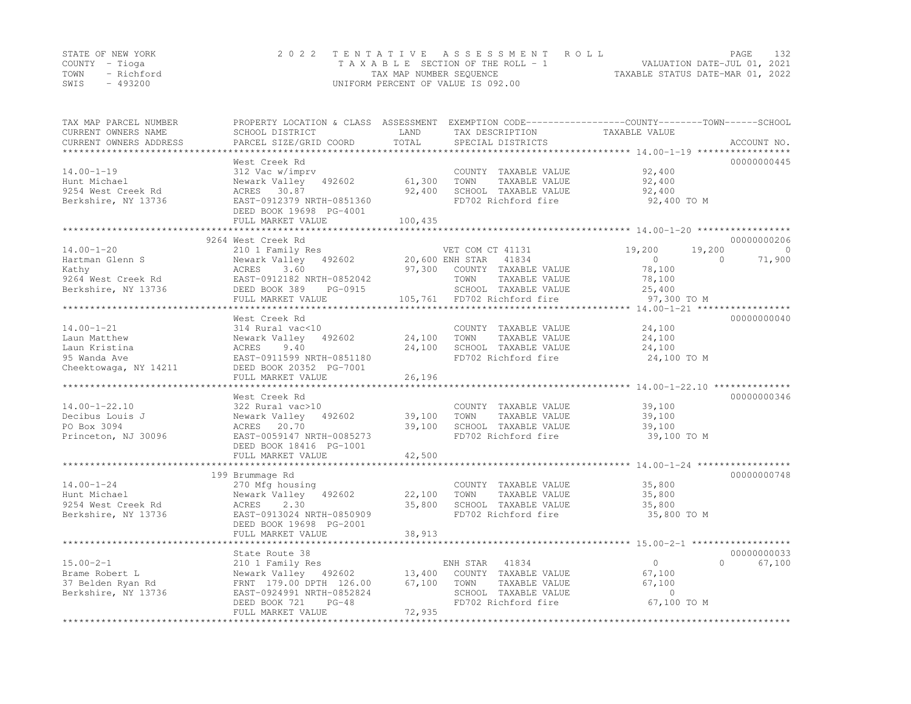STATE OF NEW YORK
COUNTY - Tioga
TOWN - Richford
SWIS - 493200

2022 TENTATIVE ASSESSMENT ROLL
TAXABLE SECTION OF THE ROLL - 1
TAX MAP NUMBER SEQUENCE
UNIFORM PERCENT OF VALUE IS 092.00

VALUATION DATE-JUL 01, 2021
TAXABLE STATUS DATE-MAR 01, 2022

| TAX MAP PARCEL NUMBER / CURRENT OWNERS NAME / CURRENT OWNERS ADDRESS | PROPERTY LOCATION & CLASS / SCHOOL DISTRICT / PARCEL SIZE/GRID COORD | ASSESSMENT LAND | TOTAL | EXEMPTION CODE / TAX DESCRIPTION / SPECIAL DISTRICTS | COUNTY | TOWN | SCHOOL | ACCOUNT NO. |
|---|---|---|---|---|---|---|---|---|
| **14.00-1-19** | West Creek Rd | | | | | | | 00000000445 |
| Hunt Michael | 312 Vac w/imprv | | | COUNTY TAXABLE VALUE | 92,400 | | | |
| 9254 West Creek Rd | Newark Valley 492602 | 61,300 | | TOWN TAXABLE VALUE | | 92,400 | | |
| Berkshire, NY 13736 | ACRES 30.87 | | 92,400 | SCHOOL TAXABLE VALUE | | | 92,400 | |
| | EAST-0912379 NRTH-0851360 | | | FD702 Richford fire | 92,400 TO M | | | |
| | DEED BOOK 19698 PG-4001 | | | | | | | |
| | FULL MARKET VALUE | | 100,435 | | | | | |
| **14.00-1-20** | 9264 West Creek Rd | | | | | | | 00000000206 |
| Hartman Glenn S | 210 1 Family Res | | | VET COM CT 41131 | 19,200 | 19,200 | 0 | |
| Kathy | Newark Valley 492602 | 20,600 | | ENH STAR 41834 | 0 | 0 | 71,900 | |
| 9264 West Creek Rd | ACRES 3.60 | | 97,300 | COUNTY TAXABLE VALUE | 78,100 | | | |
| Berkshire, NY 13736 | EAST-0912182 NRTH-0852042 | | | TOWN TAXABLE VALUE | | 78,100 | | |
| | DEED BOOK 389 PG-0915 | | | SCHOOL TAXABLE VALUE | | | 25,400 | |
| | FULL MARKET VALUE | | 105,761 | FD702 Richford fire | 97,300 TO M | | | |
| **14.00-1-21** | West Creek Rd | | | | | | | 00000000040 |
| Laun Matthew | 314 Rural vac<10 | | | COUNTY TAXABLE VALUE | 24,100 | | | |
| Laun Kristina | Newark Valley 492602 | 24,100 | | TOWN TAXABLE VALUE | | 24,100 | | |
| 95 Wanda Ave | ACRES 9.40 | | 24,100 | SCHOOL TAXABLE VALUE | | | 24,100 | |
| Cheektowaga, NY 14211 | EAST-0911599 NRTH-0851180 | | | FD702 Richford fire | 24,100 TO M | | | |
| | DEED BOOK 20352 PG-7001 | | | | | | | |
| | FULL MARKET VALUE | | 26,196 | | | | | |
| **14.00-1-22.10** | West Creek Rd | | | | | | | 00000000346 |
| Decibus Louis J | 322 Rural vac>10 | | | COUNTY TAXABLE VALUE | 39,100 | | | |
| PO Box 3094 | Newark Valley 492602 | 39,100 | | TOWN TAXABLE VALUE | | 39,100 | | |
| Princeton, NJ 30096 | ACRES 20.70 | | 39,100 | SCHOOL TAXABLE VALUE | | | 39,100 | |
| | EAST-0059147 NRTH-0085273 | | | FD702 Richford fire | 39,100 TO M | | | |
| | DEED BOOK 18416 PG-1001 | | | | | | | |
| | FULL MARKET VALUE | | 42,500 | | | | | |
| **14.00-1-24** | 199 Brummage Rd | | | | | | | 00000000748 |
| Hunt Michael | 270 Mfg housing | | | COUNTY TAXABLE VALUE | 35,800 | | | |
| 9254 West Creek Rd | Newark Valley 492602 | 22,100 | | TOWN TAXABLE VALUE | | 35,800 | | |
| Berkshire, NY 13736 | ACRES 2.30 | | 35,800 | SCHOOL TAXABLE VALUE | | | 35,800 | |
| | EAST-0913024 NRTH-0850909 | | | FD702 Richford fire | 35,800 TO M | | | |
| | DEED BOOK 19698 PG-2001 | | | | | | | |
| | FULL MARKET VALUE | | 38,913 | | | | | |
| **15.00-2-1** | State Route 38 | | | | | | | 00000000033 |
| Brame Robert L | 210 1 Family Res | | | ENH STAR 41834 | 0 | 0 | 67,100 | |
| 37 Belden Ryan Rd | Newark Valley 492602 | 13,400 | | COUNTY TAXABLE VALUE | 67,100 | | | |
| Berkshire, NY 13736 | FRNT 179.00 DPTH 126.00 | | 67,100 | TOWN TAXABLE VALUE | | 67,100 | | |
| | EAST-0924991 NRTH-0852824 | | | SCHOOL TAXABLE VALUE | | | 0 | |
| | DEED BOOK 721 PG-48 | | | FD702 Richford fire | 67,100 TO M | | | |
| | FULL MARKET VALUE | | 72,935 | | | | | |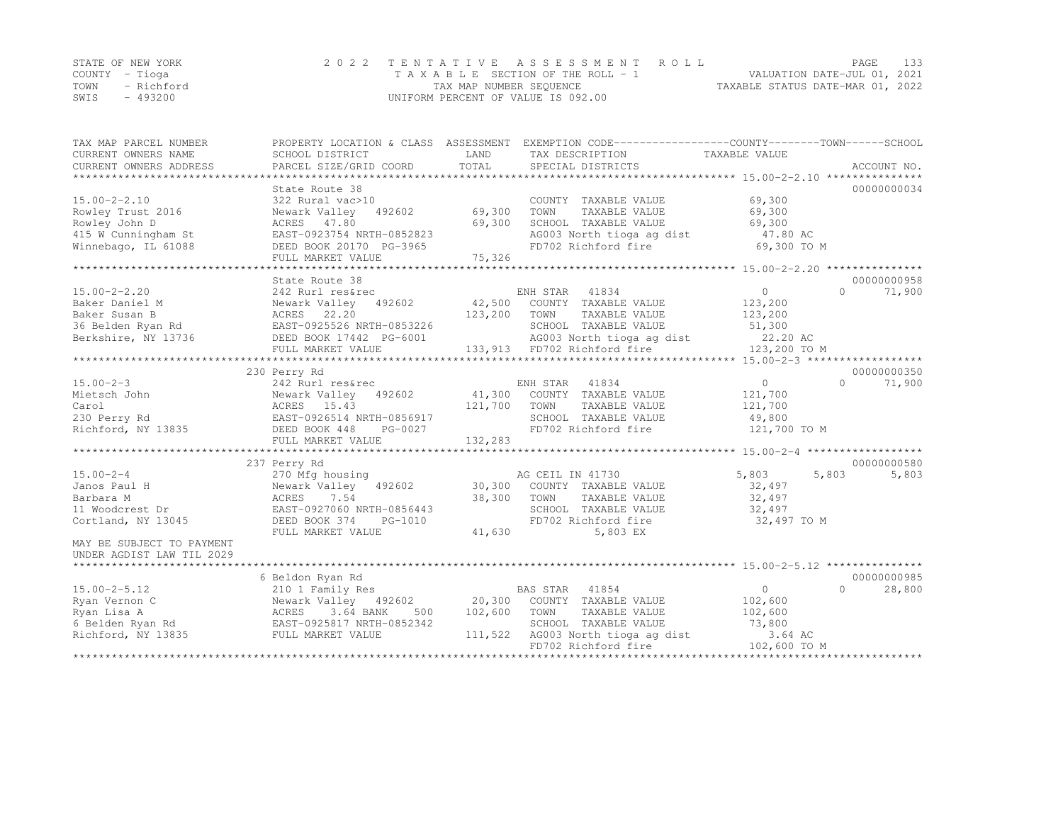STATE OF NEW YORK
COUNTY - Tioga
TOWN - Richford
SWIS - 493200

2 0 2 2 T E N T A T I V E A S S E S S M E N T R O L L
T A X A B L E SECTION OF THE ROLL - 1
TAX MAP NUMBER SEQUENCE
UNIFORM PERCENT OF VALUE IS 092.00

VALUATION DATE-JUL 01, 2021
TAXABLE STATUS DATE-MAR 01, 2022

| TAX MAP PARCEL NUMBER / CURRENT OWNERS NAME / CURRENT OWNERS ADDRESS | PROPERTY LOCATION & CLASS / SCHOOL DISTRICT / PARCEL SIZE/GRID COORD | ASSESSMENT LAND / TOTAL | EXEMPTION CODE / TAX DESCRIPTION / SPECIAL DISTRICTS | COUNTY TAXABLE VALUE | TOWN | SCHOOL | ACCOUNT NO. |
|---|---|---|---|---|---|---|---|
| **15.00-2-2.10** | State Route 38 | | | | | | 00000000034 |
| | 322 Rural vac>10 | | COUNTY TAXABLE VALUE | 69,300 | | | |
| Rowley Trust 2016 | Newark Valley 492602 | 69,300 | TOWN TAXABLE VALUE | 69,300 | | | |
| Rowley John D | ACRES 47.80 | 69,300 | SCHOOL TAXABLE VALUE | 69,300 | | | |
| 415 W Cunningham St | EAST-0923754 NRTH-0852823 | | AG003 North tioga ag dist | 47.80 AC | | | |
| Winnebago, IL 61088 | DEED BOOK 20170 PG-3965 | | FD702 Richford fire | 69,300 TO M | | | |
| | FULL MARKET VALUE | 75,326 | | | | | |
| **15.00-2-2.20** | State Route 38 | | | | | | 00000000958 |
| | 242 Rurl res&rec | | ENH STAR 41834 | 0 | 0 | 71,900 | |
| Baker Daniel M | Newark Valley 492602 | 42,500 | COUNTY TAXABLE VALUE | 123,200 | | | |
| Baker Susan B | ACRES 22.20 | 123,200 | TOWN TAXABLE VALUE | 123,200 | | | |
| 36 Belden Ryan Rd | EAST-0925526 NRTH-0853226 | | SCHOOL TAXABLE VALUE | 51,300 | | | |
| Berkshire, NY 13736 | DEED BOOK 17442 PG-6001 | | AG003 North tioga ag dist | 22.20 AC | | | |
| | FULL MARKET VALUE | 133,913 | FD702 Richford fire | 123,200 TO M | | | |
| **15.00-2-3** | 230 Perry Rd | | | | | | 00000000350 |
| | 242 Rurl res&rec | | ENH STAR 41834 | 0 | 0 | 71,900 | |
| Mietsch John | Newark Valley 492602 | 41,300 | COUNTY TAXABLE VALUE | 121,700 | | | |
| Carol | ACRES 15.43 | 121,700 | TOWN TAXABLE VALUE | 121,700 | | | |
| 230 Perry Rd | EAST-0926514 NRTH-0856917 | | SCHOOL TAXABLE VALUE | 49,800 | | | |
| Richford, NY 13835 | DEED BOOK 448 PG-0027 | | FD702 Richford fire | 121,700 TO M | | | |
| | FULL MARKET VALUE | 132,283 | | | | | |
| **15.00-2-4** | 237 Perry Rd | | | | | | 00000000580 |
| | 270 Mfg housing | | AG CEIL IN 41730 | 5,803 | 5,803 | 5,803 | |
| Janos Paul H | Newark Valley 492602 | 30,300 | COUNTY TAXABLE VALUE | 32,497 | | | |
| Barbara M | ACRES 7.54 | 38,300 | TOWN TAXABLE VALUE | 32,497 | | | |
| 11 Woodcrest Dr | EAST-0927060 NRTH-0856443 | | SCHOOL TAXABLE VALUE | 32,497 | | | |
| Cortland, NY 13045 | DEED BOOK 374 PG-1010 | | FD702 Richford fire | 32,497 TO M | | | |
| | FULL MARKET VALUE | 41,630 | 5,803 EX | | | | |
| MAY BE SUBJECT TO PAYMENT UNDER AGDIST LAW TIL 2029 | | | | | | | |
| **15.00-2-5.12** | 6 Beldon Ryan Rd | | | | | | 00000000985 |
| | 210 1 Family Res | | BAS STAR 41854 | 0 | 0 | 28,800 | |
| Ryan Vernon C | Newark Valley 492602 | 20,300 | COUNTY TAXABLE VALUE | 102,600 | | | |
| Ryan Lisa A | ACRES 3.64 BANK 500 | 102,600 | TOWN TAXABLE VALUE | 102,600 | | | |
| 6 Belden Ryan Rd | EAST-0925817 NRTH-0852342 | | SCHOOL TAXABLE VALUE | 73,800 | | | |
| Richford, NY 13835 | FULL MARKET VALUE | 111,522 | AG003 North tioga ag dist | 3.64 AC | | | |
| | | | FD702 Richford fire | 102,600 TO M | | | |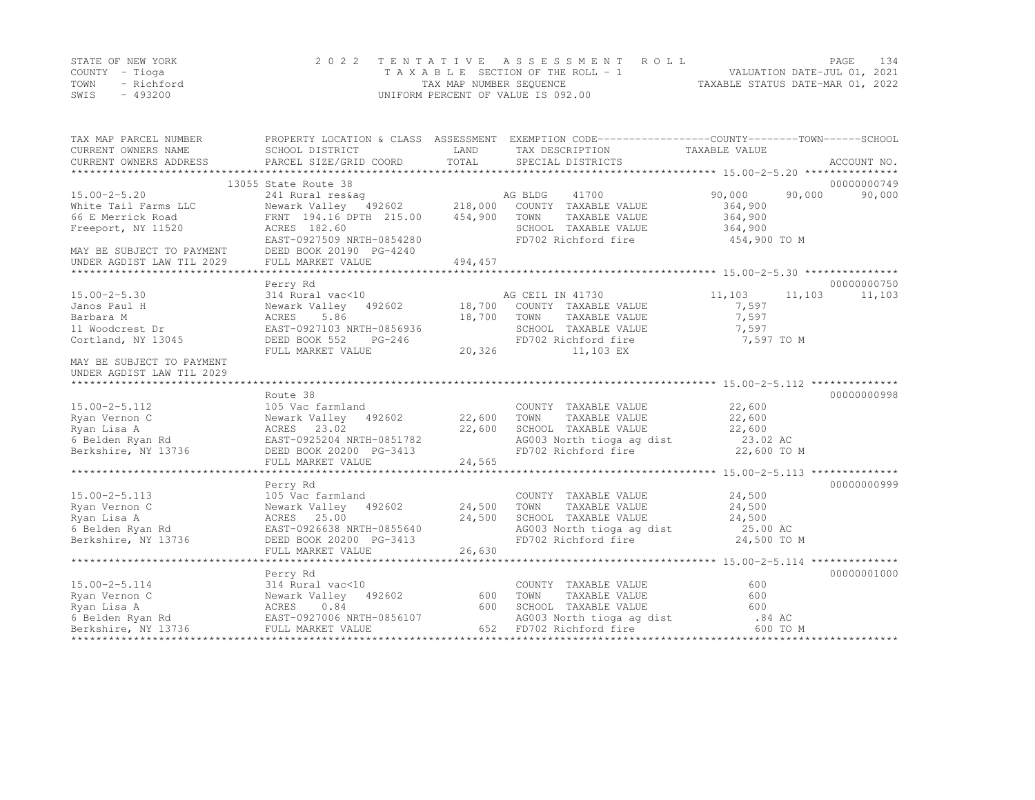STATE OF NEW YORK
COUNTY - Tioga
TOWN - Richford
SWIS - 493200

2 0 2 2 T E N T A T I V E A S S E S S M E N T R O L L
T A X A B L E SECTION OF THE ROLL - 1
TAX MAP NUMBER SEQUENCE
UNIFORM PERCENT OF VALUE IS 092.00

VALUATION DATE-JUL 01, 2021
TAXABLE STATUS DATE-MAR 01, 2022

```
TAX MAP PARCEL NUMBER         PROPERTY LOCATION & CLASS  ASSESSMENT  EXEMPTION CODE------------------COUNTY--------TOWN------SCHOOL
CURRENT OWNERS NAME           SCHOOL DISTRICT               LAND      TAX DESCRIPTION             TAXABLE VALUE
CURRENT OWNERS ADDRESS        PARCEL SIZE/GRID COORD        TOTAL     SPECIAL DISTRICTS                                    ACCOUNT NO.
******************************************************************************************************* 15.00-2-5.20 ***************
                              13055 State Route 38                                                                          00000000749
15.00-2-5.20                  241 Rural res&ag                        AG BLDG     41700              90,000      90,000      90,000
White Tail Farms LLC          Newark Valley  492602       218,000    COUNTY  TAXABLE VALUE           364,900
66 E Merrick Road             FRNT 194.16 DPTH 215.00     454,900    TOWN    TAXABLE VALUE           364,900
Freeport, NY 11520            ACRES 182.60                           SCHOOL  TAXABLE VALUE           364,900
                              EAST-0927509 NRTH-0854280              FD702 Richford fire              454,900 TO M
MAY BE SUBJECT TO PAYMENT     DEED BOOK 20190  PG-4240
UNDER AGDIST LAW TIL 2029     FULL MARKET VALUE           494,457
******************************************************************************************************* 15.00-2-5.30 ***************
                              Perry Rd                                                                                      00000000750
15.00-2-5.30                  314 Rural vac<10                        AG CEIL IN 41730                11,103      11,103      11,103
Janos Paul H                  Newark Valley  492602        18,700    COUNTY  TAXABLE VALUE             7,597
Barbara M                     ACRES    5.86                18,700    TOWN    TAXABLE VALUE             7,597
11 Woodcrest Dr               EAST-0927103 NRTH-0856936              SCHOOL  TAXABLE VALUE             7,597
Cortland, NY 13045            DEED BOOK 552    PG-246                FD702 Richford fire                7,597 TO M
                              FULL MARKET VALUE            20,326          11,103 EX
MAY BE SUBJECT TO PAYMENT
UNDER AGDIST LAW TIL 2029
******************************************************************************************************* 15.00-2-5.112 **************
                              Route 38                                                                                      00000000998
15.00-2-5.112                 105 Vac farmland                        COUNTY  TAXABLE VALUE            22,600
Ryan Vernon C                 Newark Valley  492602        22,600    TOWN    TAXABLE VALUE            22,600
Ryan Lisa A                   ACRES   23.02                22,600    SCHOOL  TAXABLE VALUE            22,600
6 Belden Ryan Rd              EAST-0925204 NRTH-0851782              AG003 North tioga ag dist          23.02 AC
Berkshire, NY 13736           DEED BOOK 20200  PG-3413               FD702 Richford fire               22,600 TO M
                              FULL MARKET VALUE            24,565
******************************************************************************************************* 15.00-2-5.113 **************
                              Perry Rd                                                                                      00000000999
15.00-2-5.113                 105 Vac farmland                        COUNTY  TAXABLE VALUE            24,500
Ryan Vernon C                 Newark Valley  492602        24,500    TOWN    TAXABLE VALUE            24,500
Ryan Lisa A                   ACRES   25.00                24,500    SCHOOL  TAXABLE VALUE            24,500
6 Belden Ryan Rd              EAST-0926638 NRTH-0855640              AG003 North tioga ag dist          25.00 AC
Berkshire, NY 13736           DEED BOOK 20200  PG-3413               FD702 Richford fire               24,500 TO M
                              FULL MARKET VALUE            26,630
******************************************************************************************************* 15.00-2-5.114 **************
                              Perry Rd                                                                                      00000001000
15.00-2-5.114                 314 Rural vac<10                        COUNTY  TAXABLE VALUE               600
Ryan Vernon C                 Newark Valley  492602           600    TOWN    TAXABLE VALUE               600
Ryan Lisa A                   ACRES    0.84                   600    SCHOOL  TAXABLE VALUE               600
6 Belden Ryan Rd              EAST-0927006 NRTH-0856107              AG003 North tioga ag dist            .84 AC
Berkshire, NY 13736           FULL MARKET VALUE               652    FD702 Richford fire                  600 TO M
************************************************************************************************************************************
```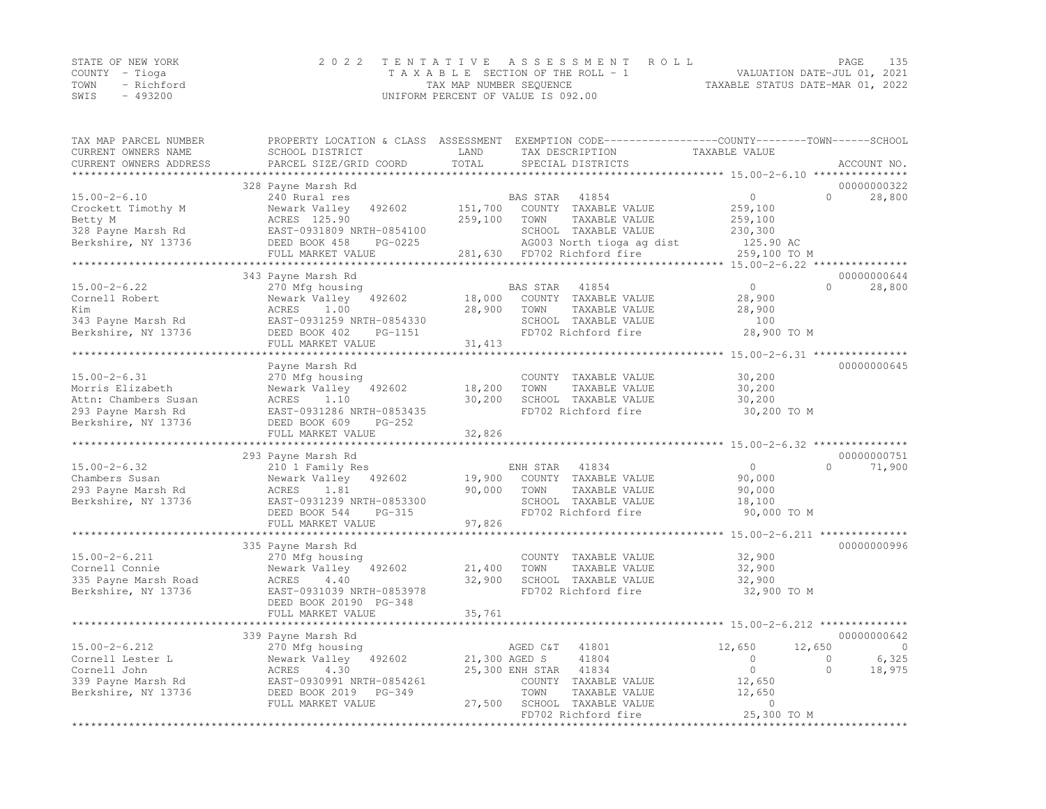STATE OF NEW YORK
COUNTY - Tioga
TOWN - Richford
SWIS - 493200

2 0 2 2 T E N T A T I V E A S S E S S M E N T R O L L
T A X A B L E SECTION OF THE ROLL - 1
TAX MAP NUMBER SEQUENCE
UNIFORM PERCENT OF VALUE IS 092.00

VALUATION DATE-JUL 01, 2021
TAXABLE STATUS DATE-MAR 01, 2022

```
TAX MAP PARCEL NUMBER      PROPERTY LOCATION & CLASS  ASSESSMENT  EXEMPTION CODE------------------COUNTY--------TOWN------SCHOOL
CURRENT OWNERS NAME        SCHOOL DISTRICT              LAND      TAX DESCRIPTION            TAXABLE VALUE
CURRENT OWNERS ADDRESS     PARCEL SIZE/GRID COORD       TOTAL     SPECIAL DISTRICTS                                      ACCOUNT NO.
******************************************************************************************** 15.00-2-6.10 ***************
                           328 Payne Marsh Rd                                                                            00000000322
15.00-2-6.10               240 Rural res                          BAS STAR   41854                 0            0        28,800
Crockett Timothy M         Newark Valley   492602      151,700    COUNTY  TAXABLE VALUE        259,100
Betty M                    ACRES  125.90               259,100    TOWN    TAXABLE VALUE        259,100
328 Payne Marsh Rd         EAST-0931809 NRTH-0854100              SCHOOL  TAXABLE VALUE        230,300
Berkshire, NY 13736        DEED BOOK 458    PG-0225               AG003 North tioga ag dist       125.90 AC
                           FULL MARKET VALUE           281,630    FD702 Richford fire            259,100 TO M
******************************************************************************************** 15.00-2-6.22 ***************
                           343 Payne Marsh Rd                                                                            00000000644
15.00-2-6.22               270 Mfg housing                        BAS STAR   41854                 0            0        28,800
Cornell Robert             Newark Valley   492602       18,000    COUNTY  TAXABLE VALUE         28,900
Kim                        ACRES    1.00                28,900    TOWN    TAXABLE VALUE         28,900
343 Payne Marsh Rd         EAST-0931259 NRTH-0854330              SCHOOL  TAXABLE VALUE            100
Berkshire, NY 13736        DEED BOOK 402    PG-1151               FD702 Richford fire             28,900 TO M
                           FULL MARKET VALUE            31,413
******************************************************************************************** 15.00-2-6.31 ***************
                           Payne Marsh Rd                                                                                00000000645
15.00-2-6.31               270 Mfg housing                        COUNTY  TAXABLE VALUE         30,200
Morris Elizabeth           Newark Valley   492602       18,200    TOWN    TAXABLE VALUE         30,200
Attn: Chambers Susan       ACRES    1.10                30,200    SCHOOL  TAXABLE VALUE         30,200
293 Payne Marsh Rd         EAST-0931286 NRTH-0853435              FD702 Richford fire             30,200 TO M
Berkshire, NY 13736        DEED BOOK 609    PG-252
                           FULL MARKET VALUE            32,826
******************************************************************************************** 15.00-2-6.32 ***************
                           293 Payne Marsh Rd                                                                            00000000751
15.00-2-6.32               210 1 Family Res                       ENH STAR   41834                 0            0        71,900
Chambers Susan             Newark Valley   492602       19,900    COUNTY  TAXABLE VALUE         90,000
293 Payne Marsh Rd         ACRES    1.81                90,000    TOWN    TAXABLE VALUE         90,000
Berkshire, NY 13736        EAST-0931239 NRTH-0853300              SCHOOL  TAXABLE VALUE         18,100
                           DEED BOOK 544    PG-315                FD702 Richford fire             90,000 TO M
                           FULL MARKET VALUE            97,826
******************************************************************************************** 15.00-2-6.211 **************
                           335 Payne Marsh Rd                                                                            00000000996
15.00-2-6.211              270 Mfg housing                        COUNTY  TAXABLE VALUE         32,900
Cornell Connie             Newark Valley   492602       21,400    TOWN    TAXABLE VALUE         32,900
335 Payne Marsh Road       ACRES    4.40                32,900    SCHOOL  TAXABLE VALUE         32,900
Berkshire, NY 13736        EAST-0931039 NRTH-0853978              FD702 Richford fire             32,900 TO M
                           DEED BOOK 20190 PG-348
                           FULL MARKET VALUE            35,761
******************************************************************************************** 15.00-2-6.212 **************
                           339 Payne Marsh Rd                                                                            00000000642
15.00-2-6.212              270 Mfg housing                        AGED C&T   41801            12,650       12,650            0
Cornell Lester L           Newark Valley   492602       21,300    AGED S     41804                 0            0         6,325
Cornell John               ACRES    4.30                25,300    ENH STAR   41834                 0            0        18,975
339 Payne Marsh Rd         EAST-0930991 NRTH-0854261              COUNTY  TAXABLE VALUE         12,650
Berkshire, NY 13736        DEED BOOK 2019   PG-349                TOWN    TAXABLE VALUE         12,650
                           FULL MARKET VALUE            27,500    SCHOOL  TAXABLE VALUE              0
                                                                  FD702 Richford fire             25,300 TO M
****************************************************************************************************************************
```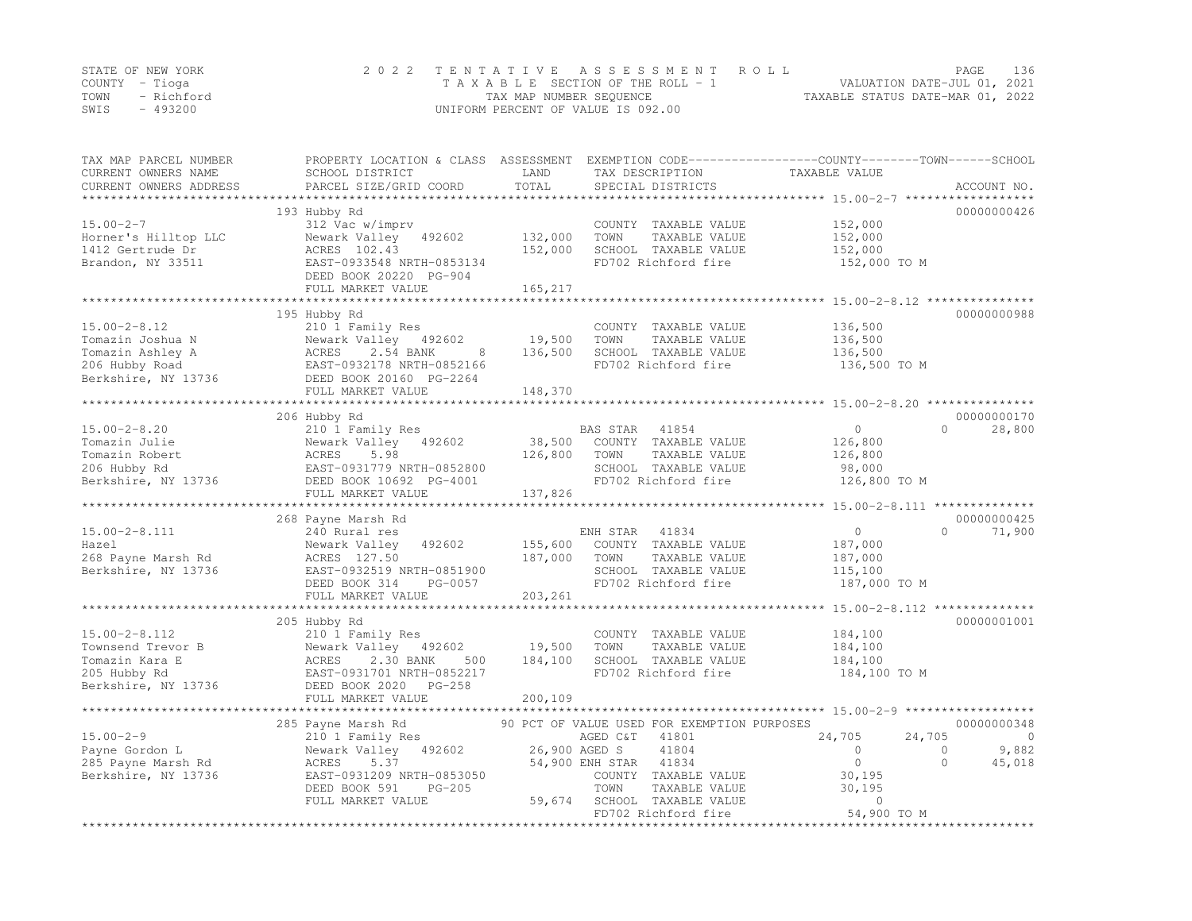STATE OF NEW YORK
COUNTY - Tioga
TOWN - Richford
SWIS - 493200

2022 TENTATIVE ASSESSMENT ROLL
TAXABLE SECTION OF THE ROLL - 1
TAX MAP NUMBER SEQUENCE
UNIFORM PERCENT OF VALUE IS 092.00

VALUATION DATE-JUL 01, 2021
TAXABLE STATUS DATE-MAR 01, 2022

| TAX MAP PARCEL NUMBER / CURRENT OWNERS NAME / CURRENT OWNERS ADDRESS | PROPERTY LOCATION & CLASS / SCHOOL DISTRICT / PARCEL SIZE/GRID COORD | ASSESSMENT LAND / TOTAL | EXEMPTION CODE / TAX DESCRIPTION / SPECIAL DISTRICTS | COUNTY | TOWN | SCHOOL | ACCOUNT NO. |
|---|---|---|---|---|---|---|---|
| **15.00-2-7** | 193 Hubby Rd | | | | | | 00000000426 |
| Horner's Hilltop LLC | 312 Vac w/imprv | | COUNTY TAXABLE VALUE | 152,000 | | | |
| 1412 Gertrude Dr | Newark Valley 492602 | 132,000 | TOWN TAXABLE VALUE | | 152,000 | | |
| Brandon, NY 33511 | ACRES 102.43 | 152,000 | SCHOOL TAXABLE VALUE | | | 152,000 | |
| | EAST-0933548 NRTH-0853134 | | FD702 Richford fire | 152,000 TO M | | | |
| | DEED BOOK 20220 PG-904 | | | | | | |
| | FULL MARKET VALUE | 165,217 | | | | | |
| **15.00-2-8.12** | 195 Hubby Rd | | | | | | 00000000988 |
| Tomazin Joshua N | 210 1 Family Res | | COUNTY TAXABLE VALUE | 136,500 | | | |
| Tomazin Ashley A | Newark Valley 492602 | 19,500 | TOWN TAXABLE VALUE | | 136,500 | | |
| 206 Hubby Road | ACRES 2.54 BANK 8 | 136,500 | SCHOOL TAXABLE VALUE | | | 136,500 | |
| Berkshire, NY 13736 | EAST-0932178 NRTH-0852166 | | FD702 Richford fire | 136,500 TO M | | | |
| | DEED BOOK 20160 PG-2264 | | | | | | |
| | FULL MARKET VALUE | 148,370 | | | | | |
| **15.00-2-8.20** | 206 Hubby Rd | | | | | | 00000000170 |
| Tomazin Julie | 210 1 Family Res | | BAS STAR 41854 | 0 | 0 | 28,800 | |
| Tomazin Robert | Newark Valley 492602 | 38,500 | COUNTY TAXABLE VALUE | 126,800 | | | |
| 206 Hubby Rd | ACRES 5.98 | 126,800 | TOWN TAXABLE VALUE | | 126,800 | | |
| Berkshire, NY 13736 | EAST-0931779 NRTH-0852800 | | SCHOOL TAXABLE VALUE | | | 98,000 | |
| | DEED BOOK 10692 PG-4001 | | FD702 Richford fire | 126,800 TO M | | | |
| | FULL MARKET VALUE | 137,826 | | | | | |
| **15.00-2-8.111** | 268 Payne Marsh Rd | | | | | | 00000000425 |
| Hazel | 240 Rural res | | ENH STAR 41834 | 0 | 0 | 71,900 | |
| 268 Payne Marsh Rd | Newark Valley 492602 | 155,600 | COUNTY TAXABLE VALUE | 187,000 | | | |
| Berkshire, NY 13736 | ACRES 127.50 | 187,000 | TOWN TAXABLE VALUE | | 187,000 | | |
| | EAST-0932519 NRTH-0851900 | | SCHOOL TAXABLE VALUE | | | 115,100 | |
| | DEED BOOK 314 PG-0057 | | FD702 Richford fire | 187,000 TO M | | | |
| | FULL MARKET VALUE | 203,261 | | | | | |
| **15.00-2-8.112** | 205 Hubby Rd | | | | | | 00000001001 |
| Townsend Trevor B | 210 1 Family Res | | COUNTY TAXABLE VALUE | 184,100 | | | |
| Tomazin Kara E | Newark Valley 492602 | 19,500 | TOWN TAXABLE VALUE | | 184,100 | | |
| 205 Hubby Rd | ACRES 2.30 BANK 500 | 184,100 | SCHOOL TAXABLE VALUE | | | 184,100 | |
| Berkshire, NY 13736 | EAST-0931701 NRTH-0852217 | | FD702 Richford fire | 184,100 TO M | | | |
| | DEED BOOK 2020 PG-258 | | | | | | |
| | FULL MARKET VALUE | 200,109 | | | | | |
| **15.00-2-9** | 285 Payne Marsh Rd | | 90 PCT OF VALUE USED FOR EXEMPTION PURPOSES | | | | 00000000348 |
| Payne Gordon L | 210 1 Family Res | | AGED C&T 41801 | 24,705 | 24,705 | 0 | |
| 285 Payne Marsh Rd | Newark Valley 492602 | 26,900 | AGED S 41804 | 0 | 0 | 9,882 | |
| Berkshire, NY 13736 | ACRES 5.37 | 54,900 | ENH STAR 41834 | 0 | 0 | 45,018 | |
| | EAST-0931209 NRTH-0853050 | | COUNTY TAXABLE VALUE | 30,195 | | | |
| | DEED BOOK 591 PG-205 | | TOWN TAXABLE VALUE | | 30,195 | | |
| | FULL MARKET VALUE | 59,674 | SCHOOL TAXABLE VALUE | | | 0 | |
| | | | FD702 Richford fire | 54,900 TO M | | | |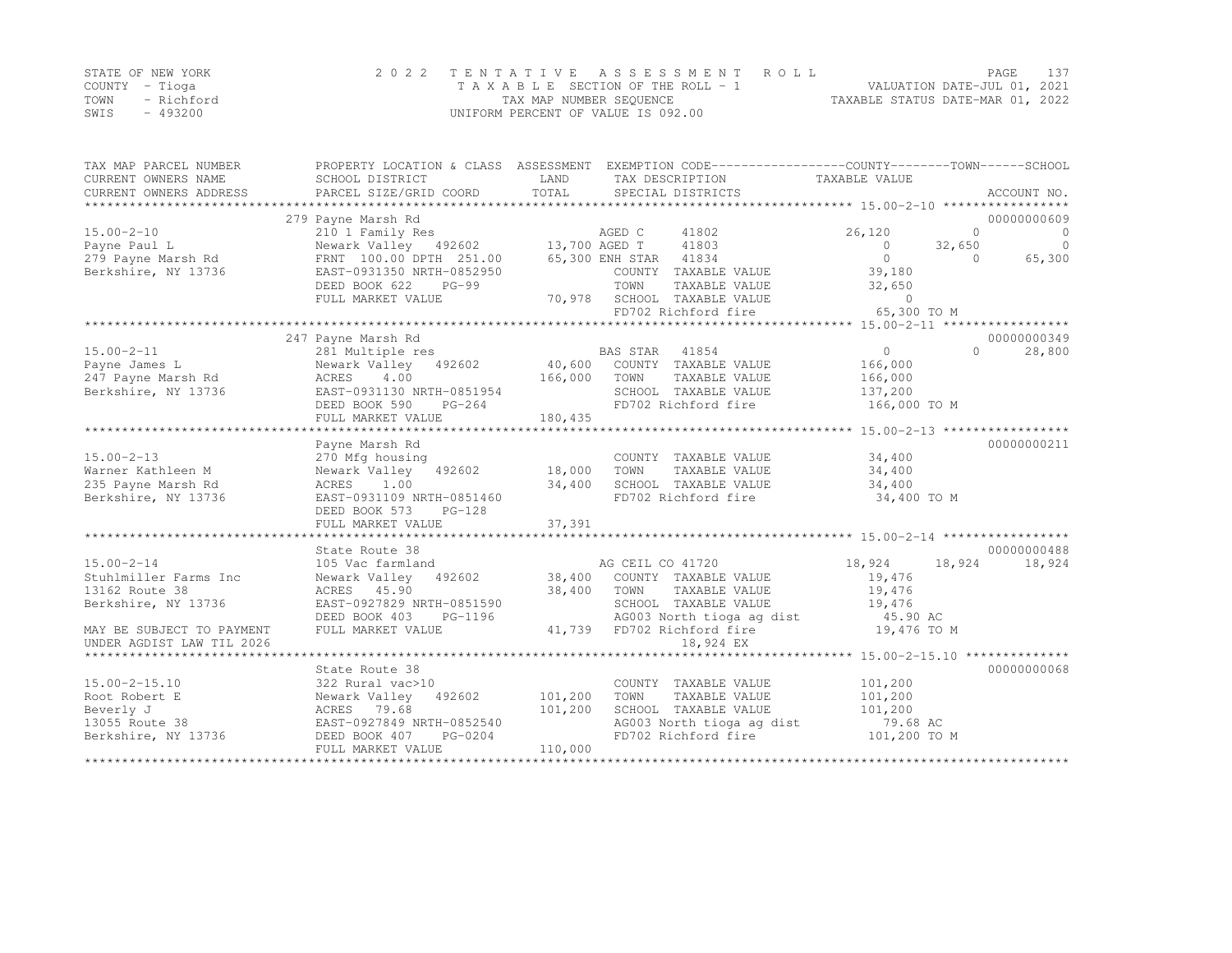STATE OF NEW YORK — 2022 TENTATIVE ASSESSMENT ROLL
COUNTY - Tioga — TAXABLE SECTION OF THE ROLL - 1 — VALUATION DATE-JUL 01, 2021
TOWN - Richford — TAX MAP NUMBER SEQUENCE — TAXABLE STATUS DATE-MAR 01, 2022
SWIS - 493200 — UNIFORM PERCENT OF VALUE IS 092.00

| TAX MAP PARCEL NUMBER / CURRENT OWNERS NAME / CURRENT OWNERS ADDRESS | PROPERTY LOCATION & CLASS / SCHOOL DISTRICT / PARCEL SIZE/GRID COORD | ASSESSMENT LAND | TOTAL | EXEMPTION CODE / TAX DESCRIPTION / SPECIAL DISTRICTS | COUNTY TAXABLE VALUE | TOWN | SCHOOL | ACCOUNT NO. |
|---|---|---|---|---|---|---|---|---|
| **15.00-2-10** | 279 Payne Marsh Rd | | | | | | | 00000000609 |
| | 210 1 Family Res | | | AGED C 41802 | 26,120 | 0 | 0 | |
| Payne Paul L | Newark Valley 492602 | 13,700 | | AGED T 41803 | 0 | 32,650 | 0 | |
| 279 Payne Marsh Rd | FRNT 100.00 DPTH 251.00 | | 65,300 | ENH STAR 41834 | 0 | 0 | 65,300 | |
| Berkshire, NY 13736 | EAST-0931350 NRTH-0852950 | | | COUNTY TAXABLE VALUE | 39,180 | | | |
| | DEED BOOK 622 PG-99 | | | TOWN TAXABLE VALUE | 32,650 | | | |
| | FULL MARKET VALUE | | 70,978 | SCHOOL TAXABLE VALUE | 0 | | | |
| | | | | FD702 Richford fire | 65,300 TO M | | | |
| **15.00-2-11** | 247 Payne Marsh Rd | | | | | | | 00000000349 |
| | 281 Multiple res | | | BAS STAR 41854 | 0 | 0 | 28,800 | |
| Payne James L | Newark Valley 492602 | 40,600 | | COUNTY TAXABLE VALUE | 166,000 | | | |
| 247 Payne Marsh Rd | ACRES 4.00 | | 166,000 | TOWN TAXABLE VALUE | 166,000 | | | |
| Berkshire, NY 13736 | EAST-0931130 NRTH-0851954 | | | SCHOOL TAXABLE VALUE | 137,200 | | | |
| | DEED BOOK 590 PG-264 | | | FD702 Richford fire | 166,000 TO M | | | |
| | FULL MARKET VALUE | | 180,435 | | | | | |
| **15.00-2-13** | Payne Marsh Rd | | | | | | | 00000000211 |
| | 270 Mfg housing | | | COUNTY TAXABLE VALUE | 34,400 | | | |
| Warner Kathleen M | Newark Valley 492602 | 18,000 | | TOWN TAXABLE VALUE | 34,400 | | | |
| 235 Payne Marsh Rd | ACRES 1.00 | | 34,400 | SCHOOL TAXABLE VALUE | 34,400 | | | |
| Berkshire, NY 13736 | EAST-0931109 NRTH-0851460 | | | FD702 Richford fire | 34,400 TO M | | | |
| | DEED BOOK 573 PG-128 | | | | | | | |
| | FULL MARKET VALUE | | 37,391 | | | | | |
| **15.00-2-14** | State Route 38 | | | | | | | 00000000488 |
| | 105 Vac farmland | | | AG CEIL CO 41720 | 18,924 | 18,924 | 18,924 | |
| Stuhlmiller Farms Inc | Newark Valley 492602 | 38,400 | | COUNTY TAXABLE VALUE | 19,476 | | | |
| 13162 Route 38 | ACRES 45.90 | | 38,400 | TOWN TAXABLE VALUE | 19,476 | | | |
| Berkshire, NY 13736 | EAST-0927829 NRTH-0851590 | | | SCHOOL TAXABLE VALUE | 19,476 | | | |
| | DEED BOOK 403 PG-1196 | | | AG003 North tioga ag dist | 45.90 AC | | | |
| MAY BE SUBJECT TO PAYMENT | FULL MARKET VALUE | | 41,739 | FD702 Richford fire | 19,476 TO M | | | |
| UNDER AGDIST LAW TIL 2026 | | | | 18,924 EX | | | | |
| **15.00-2-15.10** | State Route 38 | | | | | | | 00000000068 |
| | 322 Rural vac>10 | | | COUNTY TAXABLE VALUE | 101,200 | | | |
| Root Robert E | Newark Valley 492602 | 101,200 | | TOWN TAXABLE VALUE | 101,200 | | | |
| Beverly J | ACRES 79.68 | | 101,200 | SCHOOL TAXABLE VALUE | 101,200 | | | |
| 13055 Route 38 | EAST-0927849 NRTH-0852540 | | | AG003 North tioga ag dist | 79.68 AC | | | |
| Berkshire, NY 13736 | DEED BOOK 407 PG-0204 | | | FD702 Richford fire | 101,200 TO M | | | |
| | FULL MARKET VALUE | | 110,000 | | | | | |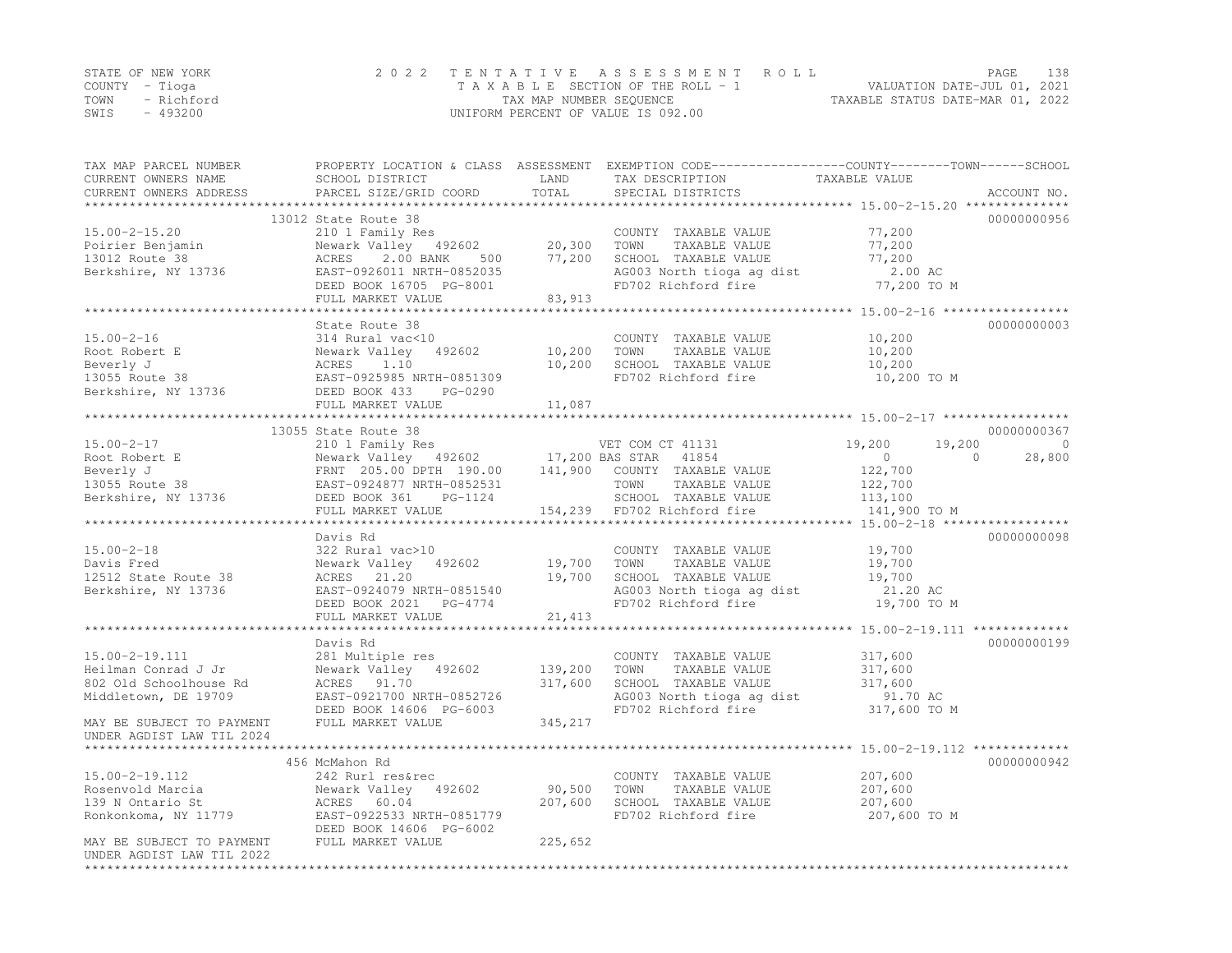STATE OF NEW YORK
COUNTY - Tioga
TOWN - Richford
SWIS - 493200

2022 TENTATIVE ASSESSMENT ROLL
TAXABLE SECTION OF THE ROLL - 1
TAX MAP NUMBER SEQUENCE
UNIFORM PERCENT OF VALUE IS 092.00

VALUATION DATE-JUL 01, 2021
TAXABLE STATUS DATE-MAR 01, 2022

| TAX MAP PARCEL NUMBER / CURRENT OWNERS NAME / CURRENT OWNERS ADDRESS | PROPERTY LOCATION & CLASS / SCHOOL DISTRICT / PARCEL SIZE/GRID COORD | ASSESSMENT LAND / TOTAL | EXEMPTION CODE / TAX DESCRIPTION / SPECIAL DISTRICTS | COUNTY | TOWN | SCHOOL | ACCOUNT NO. |
|---|---|---|---|---|---|---|---|
| **15.00-2-15.20** | 13012 State Route 38 | | | | | | 00000000956 |
| Poirier Benjamin | 210 1 Family Res | | COUNTY TAXABLE VALUE | 77,200 | | | |
| 13012 Route 38 | Newark Valley 492602 | 20,300 | TOWN TAXABLE VALUE | | 77,200 | | |
| Berkshire, NY 13736 | ACRES 2.00 BANK 500 | 77,200 | SCHOOL TAXABLE VALUE | | | 77,200 | |
| | EAST-0926011 NRTH-0852035 | | AG003 North tioga ag dist | 2.00 AC | | | |
| | DEED BOOK 16705 PG-8001 | | FD702 Richford fire | 77,200 TO M | | | |
| | FULL MARKET VALUE | 83,913 | | | | | |
| **15.00-2-16** | State Route 38 | | | | | | 00000000003 |
| Root Robert E | 314 Rural vac<10 | | COUNTY TAXABLE VALUE | 10,200 | | | |
| Beverly J | Newark Valley 492602 | 10,200 | TOWN TAXABLE VALUE | | 10,200 | | |
| 13055 Route 38 | ACRES 1.10 | 10,200 | SCHOOL TAXABLE VALUE | | | 10,200 | |
| Berkshire, NY 13736 | EAST-0925985 NRTH-0851309 | | FD702 Richford fire | 10,200 TO M | | | |
| | DEED BOOK 433 PG-0290 | | | | | | |
| | FULL MARKET VALUE | 11,087 | | | | | |
| **15.00-2-17** | 13055 State Route 38 | | | | | | 00000000367 |
| Root Robert E | 210 1 Family Res | | VET COM CT 41131 | 19,200 | 19,200 | 0 | |
| Beverly J | Newark Valley 492602 | 17,200 | BAS STAR 41854 | 0 | 0 | 28,800 | |
| 13055 Route 38 | FRNT 205.00 DPTH 190.00 | 141,900 | COUNTY TAXABLE VALUE | 122,700 | | | |
| Berkshire, NY 13736 | EAST-0924877 NRTH-0852531 | | TOWN TAXABLE VALUE | | 122,700 | | |
| | DEED BOOK 361 PG-1124 | | SCHOOL TAXABLE VALUE | | | 113,100 | |
| | FULL MARKET VALUE | 154,239 | FD702 Richford fire | 141,900 TO M | | | |
| **15.00-2-18** | Davis Rd | | | | | | 00000000098 |
| Davis Fred | 322 Rural vac>10 | | COUNTY TAXABLE VALUE | 19,700 | | | |
| 12512 State Route 38 | Newark Valley 492602 | 19,700 | TOWN TAXABLE VALUE | | 19,700 | | |
| Berkshire, NY 13736 | ACRES 21.20 | 19,700 | SCHOOL TAXABLE VALUE | | | 19,700 | |
| | EAST-0924079 NRTH-0851540 | | AG003 North tioga ag dist | 21.20 AC | | | |
| | DEED BOOK 2021 PG-4774 | | FD702 Richford fire | 19,700 TO M | | | |
| | FULL MARKET VALUE | 21,413 | | | | | |
| **15.00-2-19.111** | Davis Rd | | | | | | 00000000199 |
| Heilman Conrad J Jr | 281 Multiple res | | COUNTY TAXABLE VALUE | 317,600 | | | |
| 802 Old Schoolhouse Rd | Newark Valley 492602 | 139,200 | TOWN TAXABLE VALUE | | 317,600 | | |
| Middletown, DE 19709 | ACRES 91.70 | 317,600 | SCHOOL TAXABLE VALUE | | | 317,600 | |
| | EAST-0921700 NRTH-0852726 | | AG003 North tioga ag dist | 91.70 AC | | | |
| | DEED BOOK 14606 PG-6003 | | FD702 Richford fire | 317,600 TO M | | | |
| MAY BE SUBJECT TO PAYMENT UNDER AGDIST LAW TIL 2024 | FULL MARKET VALUE | 345,217 | | | | | |
| **15.00-2-19.112** | 456 McMahon Rd | | | | | | 00000000942 |
| Rosenvold Marcia | 242 Rurl res&rec | | COUNTY TAXABLE VALUE | 207,600 | | | |
| 139 N Ontario St | Newark Valley 492602 | 90,500 | TOWN TAXABLE VALUE | | 207,600 | | |
| Ronkonkoma, NY 11779 | ACRES 60.04 | 207,600 | SCHOOL TAXABLE VALUE | | | 207,600 | |
| | EAST-0922533 NRTH-0851779 | | FD702 Richford fire | 207,600 TO M | | | |
| | DEED BOOK 14606 PG-6002 | | | | | | |
| MAY BE SUBJECT TO PAYMENT UNDER AGDIST LAW TIL 2022 | FULL MARKET VALUE | 225,652 | | | | | |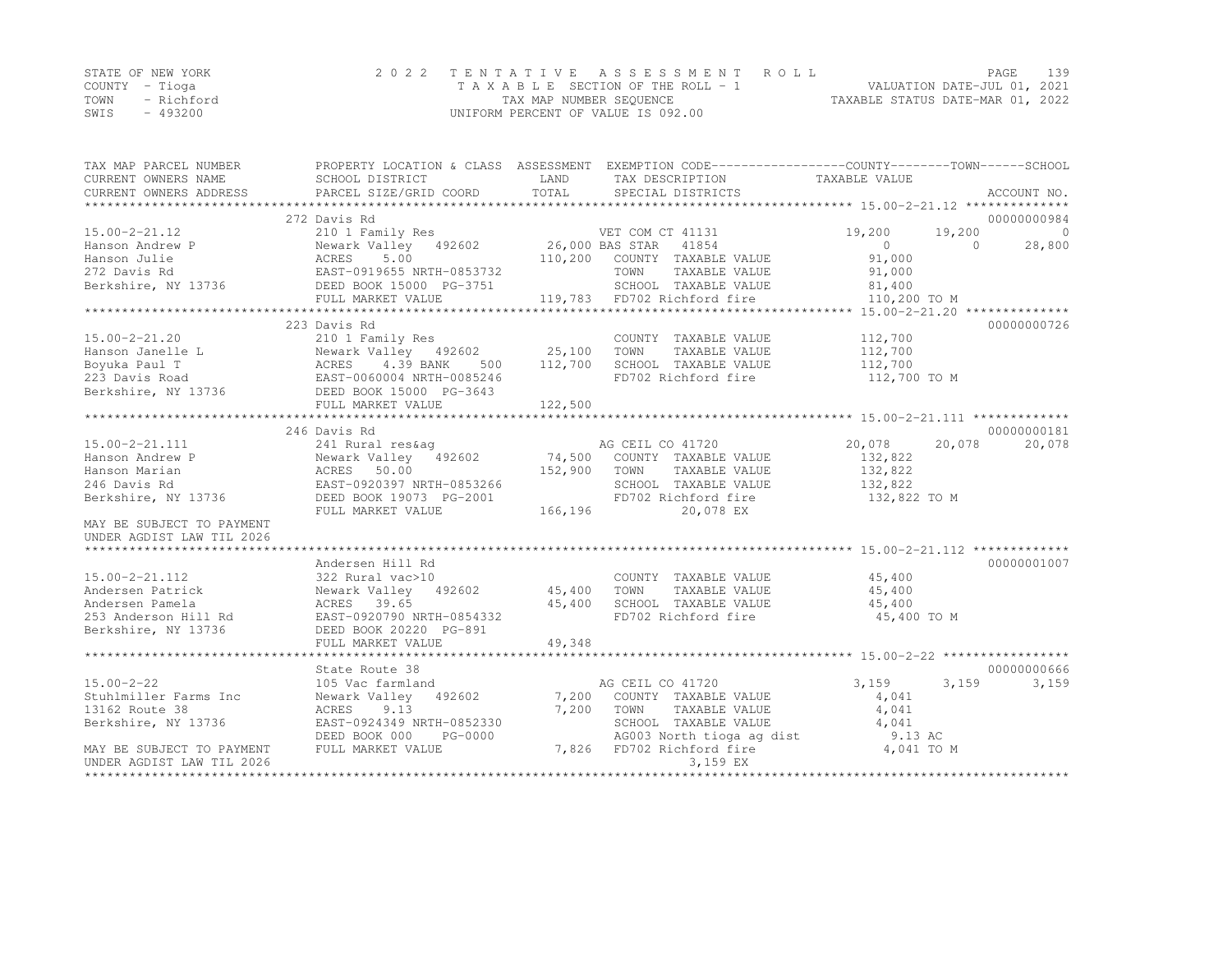STATE OF NEW YORK
COUNTY - Tioga
TOWN - Richford
SWIS - 493200

2022 TENTATIVE ASSESSMENT ROLL
TAXABLE SECTION OF THE ROLL - 1
TAX MAP NUMBER SEQUENCE
UNIFORM PERCENT OF VALUE IS 092.00

VALUATION DATE-JUL 01, 2021
TAXABLE STATUS DATE-MAR 01, 2022

```
TAX MAP PARCEL NUMBER          PROPERTY LOCATION & CLASS  ASSESSMENT  EXEMPTION CODE------------------COUNTY--------TOWN------SCHOOL
CURRENT OWNERS NAME            SCHOOL DISTRICT               LAND      TAX DESCRIPTION             TAXABLE VALUE
CURRENT OWNERS ADDRESS         PARCEL SIZE/GRID COORD        TOTAL     SPECIAL DISTRICTS                                      ACCOUNT NO.
******************************************************************************************************* 15.00-2-21.12 **************
                               272 Davis Rd                                                                             00000000984
15.00-2-21.12                  210 1 Family Res                    VET COM CT 41131              19,200      19,200            0
Hanson Andrew P                Newark Valley   492602      26,000 BAS STAR   41854                    0           0       28,800
Hanson Julie                   ACRES     5.00             110,200   COUNTY  TAXABLE VALUE          91,000
272 Davis Rd                   EAST-0919655 NRTH-0853732            TOWN    TAXABLE VALUE          91,000
Berkshire, NY 13736            DEED BOOK 15000  PG-3751             SCHOOL  TAXABLE VALUE          81,400
                               FULL MARKET VALUE          119,783   FD702 Richford fire           110,200 TO M
******************************************************************************************************* 15.00-2-21.20 **************
                               223 Davis Rd                                                                             00000000726
15.00-2-21.20                  210 1 Family Res                     COUNTY  TAXABLE VALUE         112,700
Hanson Janelle L               Newark Valley   492602      25,100   TOWN    TAXABLE VALUE         112,700
Boyuka Paul T                  ACRES     4.39 BANK    500 112,700   SCHOOL  TAXABLE VALUE         112,700
223 Davis Road                 EAST-0060004 NRTH-0085246            FD702 Richford fire           112,700 TO M
Berkshire, NY 13736            DEED BOOK 15000  PG-3643
                               FULL MARKET VALUE          122,500
******************************************************************************************************* 15.00-2-21.111 *************
                               246 Davis Rd                                                                             00000000181
15.00-2-21.111                 241 Rural res&ag                    AG CEIL CO 41720              20,078      20,078       20,078
Hanson Andrew P                Newark Valley   492602      74,500   COUNTY  TAXABLE VALUE         132,822
Hanson Marian                  ACRES    50.00             152,900   TOWN    TAXABLE VALUE         132,822
246 Davis Rd                   EAST-0920397 NRTH-0853266            SCHOOL  TAXABLE VALUE         132,822
Berkshire, NY 13736            DEED BOOK 19073  PG-2001             FD702 Richford fire           132,822 TO M
                               FULL MARKET VALUE          166,196          20,078 EX
MAY BE SUBJECT TO PAYMENT
UNDER AGDIST LAW TIL 2026
******************************************************************************************************* 15.00-2-21.112 *************
                               Andersen Hill Rd                                                                         00000001007
15.00-2-21.112                 322 Rural vac>10                     COUNTY  TAXABLE VALUE          45,400
Andersen Patrick               Newark Valley   492602      45,400   TOWN    TAXABLE VALUE          45,400
Andersen Pamela                ACRES    39.65              45,400   SCHOOL  TAXABLE VALUE          45,400
253 Anderson Hill Rd           EAST-0920790 NRTH-0854332            FD702 Richford fire            45,400 TO M
Berkshire, NY 13736            DEED BOOK 20220  PG-891
                               FULL MARKET VALUE           49,348
******************************************************************************************************* 15.00-2-22 *****************
                               State Route 38                                                                           00000000666
15.00-2-22                     105 Vac farmland                    AG CEIL CO 41720               3,159       3,159        3,159
Stuhlmiller Farms Inc          Newark Valley   492602       7,200   COUNTY  TAXABLE VALUE           4,041
13162 Route 38                 ACRES     9.13               7,200   TOWN    TAXABLE VALUE           4,041
Berkshire, NY 13736            EAST-0924349 NRTH-0852330            SCHOOL  TAXABLE VALUE           4,041
                               DEED BOOK 000    PG-0000             AG003 North tioga ag dist         9.13 AC
MAY BE SUBJECT TO PAYMENT      FULL MARKET VALUE            7,826   FD702 Richford fire             4,041 TO M
UNDER AGDIST LAW TIL 2026                                                  3,159 EX
************************************************************************************************************************************
```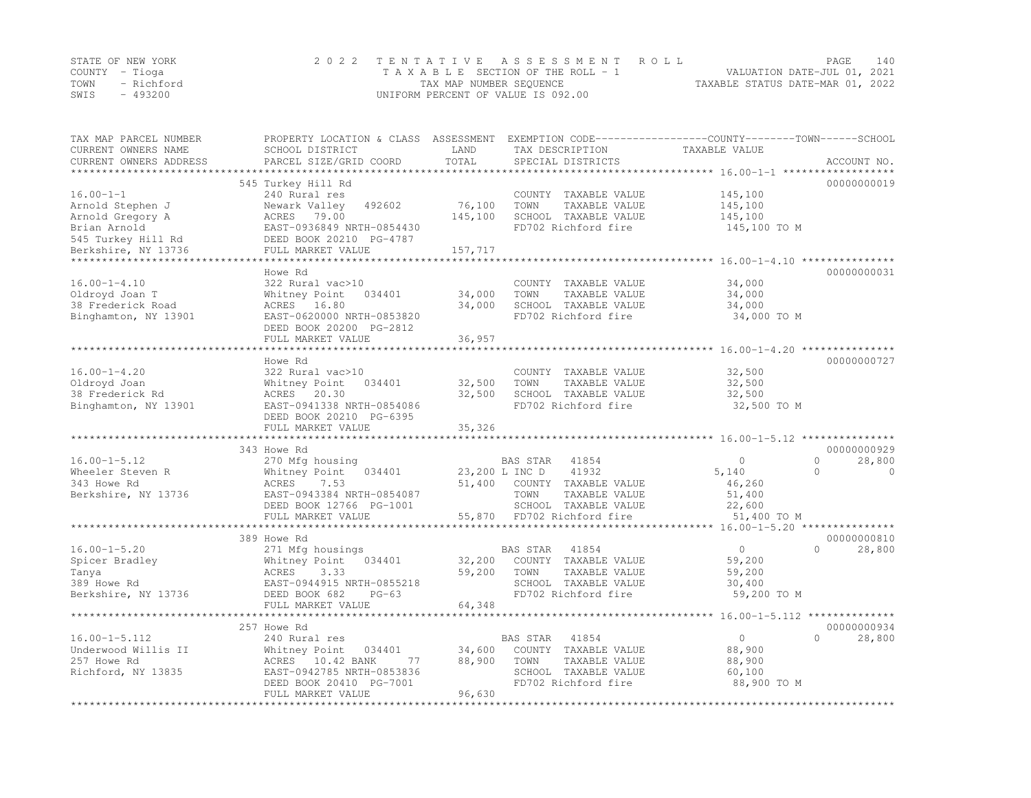STATE OF NEW YORK — COUNTY - Tioga — TOWN - Richford — SWIS - 493200

2022 TENTATIVE ASSESSMENT ROLL
TAXABLE SECTION OF THE ROLL - 1
TAX MAP NUMBER SEQUENCE
UNIFORM PERCENT OF VALUE IS 092.00

VALUATION DATE-JUL 01, 2021
TAXABLE STATUS DATE-MAR 01, 2022

| TAX MAP PARCEL NUMBER / CURRENT OWNERS NAME / CURRENT OWNERS ADDRESS | PROPERTY LOCATION & CLASS / SCHOOL DISTRICT / PARCEL SIZE/GRID COORD | ASSESSMENT LAND | ASSESSMENT TOTAL | EXEMPTION CODE / TAX DESCRIPTION / SPECIAL DISTRICTS | COUNTY TAXABLE VALUE | TOWN | SCHOOL | ACCOUNT NO. |
|---|---|---|---|---|---|---|---|---|
| | 545 Turkey Hill Rd | | | | | | | 00000000019 |
| 16.00-1-1 | 240 Rural res | | | COUNTY TAXABLE VALUE | 145,100 | | | |
| Arnold Stephen J | Newark Valley 492602 | 76,100 | | TOWN TAXABLE VALUE | 145,100 | | | |
| Arnold Gregory A | ACRES 79.00 | | 145,100 | SCHOOL TAXABLE VALUE | 145,100 | | | |
| Brian Arnold | EAST-0936849 NRTH-0854430 | | | FD702 Richford fire | 145,100 TO M | | | |
| 545 Turkey Hill Rd | DEED BOOK 20210 PG-4787 | | | | | | | |
| Berkshire, NY 13736 | FULL MARKET VALUE | | 157,717 | | | | | |
| | Howe Rd | | | | | | | 00000000031 |
| 16.00-1-4.10 | 322 Rural vac>10 | | | COUNTY TAXABLE VALUE | 34,000 | | | |
| Oldroyd Joan T | Whitney Point 034401 | 34,000 | | TOWN TAXABLE VALUE | 34,000 | | | |
| 38 Frederick Road | ACRES 16.80 | | 34,000 | SCHOOL TAXABLE VALUE | 34,000 | | | |
| Binghamton, NY 13901 | EAST-0620000 NRTH-0853820 | | | FD702 Richford fire | 34,000 TO M | | | |
| | DEED BOOK 20200 PG-2812 | | | | | | | |
| | FULL MARKET VALUE | | 36,957 | | | | | |
| | Howe Rd | | | | | | | 00000000727 |
| 16.00-1-4.20 | 322 Rural vac>10 | | | COUNTY TAXABLE VALUE | 32,500 | | | |
| Oldroyd Joan | Whitney Point 034401 | 32,500 | | TOWN TAXABLE VALUE | 32,500 | | | |
| 38 Frederick Rd | ACRES 20.30 | | 32,500 | SCHOOL TAXABLE VALUE | 32,500 | | | |
| Binghamton, NY 13901 | EAST-0941338 NRTH-0854086 | | | FD702 Richford fire | 32,500 TO M | | | |
| | DEED BOOK 20210 PG-6395 | | | | | | | |
| | FULL MARKET VALUE | | 35,326 | | | | | |
| | 343 Howe Rd | | | | | | | 00000000929 |
| 16.00-1-5.12 | 270 Mfg housing | | | BAS STAR 41854 | 0 | 0 | 28,800 | |
| Wheeler Steven R | Whitney Point 034401 | 23,200 | | L INC D 41932 | 5,140 | 0 | 0 | |
| 343 Howe Rd | ACRES 7.53 | | 51,400 | COUNTY TAXABLE VALUE | 46,260 | | | |
| Berkshire, NY 13736 | EAST-0943384 NRTH-0854087 | | | TOWN TAXABLE VALUE | 51,400 | | | |
| | DEED BOOK 12766 PG-1001 | | | SCHOOL TAXABLE VALUE | 22,600 | | | |
| | FULL MARKET VALUE | | 55,870 | FD702 Richford fire | 51,400 TO M | | | |
| | 389 Howe Rd | | | | | | | 00000000810 |
| 16.00-1-5.20 | 271 Mfg housings | | | BAS STAR 41854 | 0 | 0 | 28,800 | |
| Spicer Bradley | Whitney Point 034401 | 32,200 | | COUNTY TAXABLE VALUE | 59,200 | | | |
| Tanya | ACRES 3.33 | | 59,200 | TOWN TAXABLE VALUE | 59,200 | | | |
| 389 Howe Rd | EAST-0944915 NRTH-0855218 | | | SCHOOL TAXABLE VALUE | 30,400 | | | |
| Berkshire, NY 13736 | DEED BOOK 682 PG-63 | | | FD702 Richford fire | 59,200 TO M | | | |
| | FULL MARKET VALUE | | 64,348 | | | | | |
| | 257 Howe Rd | | | | | | | 00000000934 |
| 16.00-1-5.112 | 240 Rural res | | | BAS STAR 41854 | 0 | 0 | 28,800 | |
| Underwood Willis II | Whitney Point 034401 | 34,600 | | COUNTY TAXABLE VALUE | 88,900 | | | |
| 257 Howe Rd | ACRES 10.42 BANK 77 | | 88,900 | TOWN TAXABLE VALUE | 88,900 | | | |
| Richford, NY 13835 | EAST-0942785 NRTH-0853836 | | | SCHOOL TAXABLE VALUE | 60,100 | | | |
| | DEED BOOK 20410 PG-7001 | | | FD702 Richford fire | 88,900 TO M | | | |
| | FULL MARKET VALUE | | 96,630 | | | | | |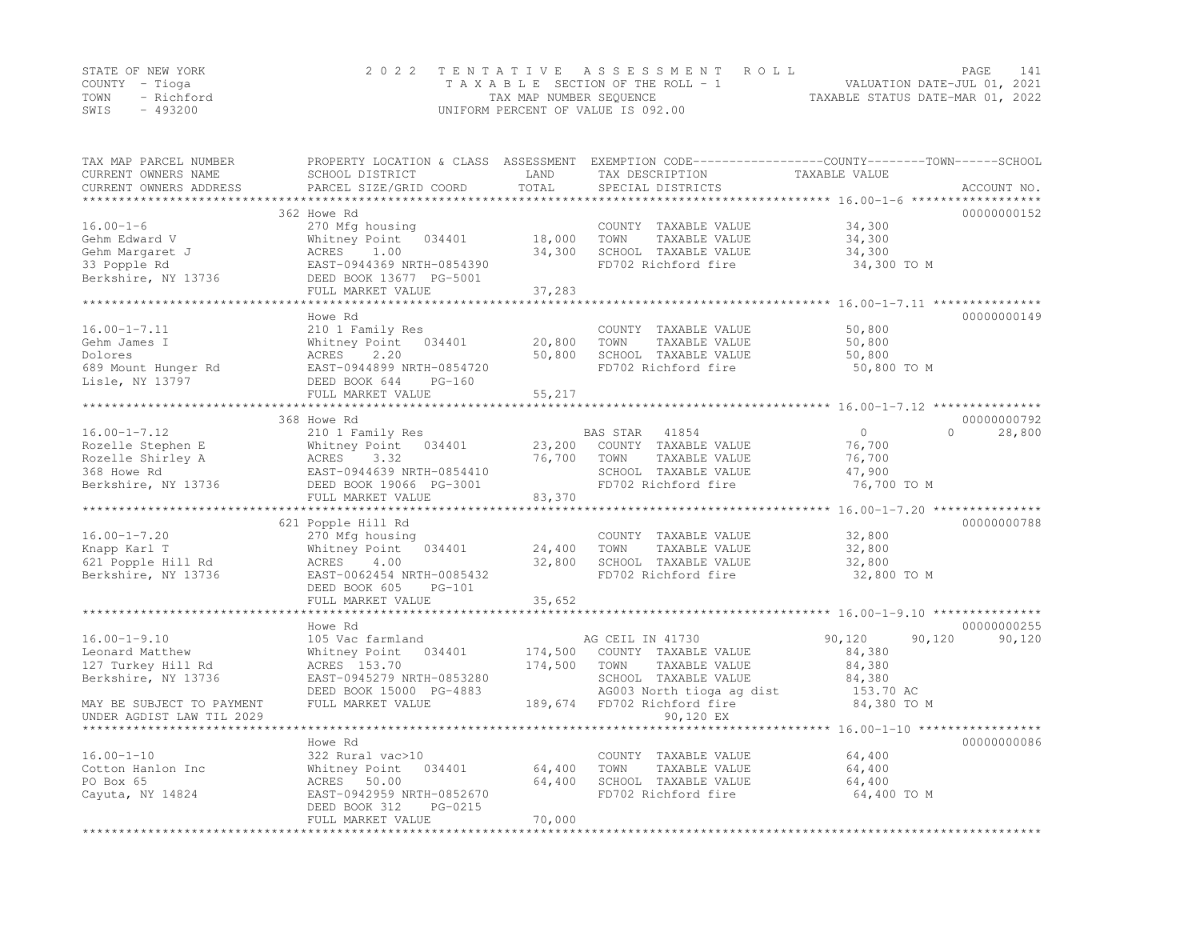STATE OF NEW YORK | COUNTY - Tioga | TOWN - Richford | SWIS - 493200

# 2022 TENTATIVE ASSESSMENT ROLL

TAXABLE SECTION OF THE ROLL - 1
TAX MAP NUMBER SEQUENCE
UNIFORM PERCENT OF VALUE IS 092.00

VALUATION DATE-JUL 01, 2021
TAXABLE STATUS DATE-MAR 01, 2022

| TAX MAP PARCEL NUMBER / CURRENT OWNERS NAME / CURRENT OWNERS ADDRESS | PROPERTY LOCATION & CLASS / SCHOOL DISTRICT / PARCEL SIZE/GRID COORD | ASSESSMENT LAND | ASSESSMENT TOTAL | EXEMPTION CODE / TAX DESCRIPTION / SPECIAL DISTRICTS | COUNTY TAXABLE VALUE | TOWN | SCHOOL | ACCOUNT NO. |
|---|---|---|---|---|---|---|---|---|
| **16.00-1-6** | 362 Howe Rd | | | | | | | 00000000152 |
| Gehm Edward V | 270 Mfg housing | | | COUNTY TAXABLE VALUE | 34,300 | | | |
| Gehm Margaret J | Whitney Point 034401 | 18,000 | | TOWN TAXABLE VALUE | 34,300 | | | |
| 33 Popple Rd | ACRES 1.00 | | 34,300 | SCHOOL TAXABLE VALUE | 34,300 | | | |
| Berkshire, NY 13736 | EAST-0944369 NRTH-0854390 | | | FD702 Richford fire | 34,300 TO M | | | |
| | DEED BOOK 13677 PG-5001 | | | | | | | |
| | FULL MARKET VALUE | | 37,283 | | | | | |
| **16.00-1-7.11** | Howe Rd | | | | | | | 00000000149 |
| Gehm James I | 210 1 Family Res | | | COUNTY TAXABLE VALUE | 50,800 | | | |
| Dolores | Whitney Point 034401 | 20,800 | | TOWN TAXABLE VALUE | 50,800 | | | |
| 689 Mount Hunger Rd | ACRES 2.20 | | 50,800 | SCHOOL TAXABLE VALUE | 50,800 | | | |
| Lisle, NY 13797 | EAST-0944899 NRTH-0854720 | | | FD702 Richford fire | 50,800 TO M | | | |
| | DEED BOOK 644 PG-160 | | | | | | | |
| | FULL MARKET VALUE | | 55,217 | | | | | |
| **16.00-1-7.12** | 368 Howe Rd | | | | | | | 00000000792 |
| Rozelle Stephen E | 210 1 Family Res | | | BAS STAR 41854 | 0 | 0 | 28,800 | |
| Rozelle Shirley A | Whitney Point 034401 | 23,200 | | COUNTY TAXABLE VALUE | 76,700 | | | |
| 368 Howe Rd | ACRES 3.32 | | 76,700 | TOWN TAXABLE VALUE | 76,700 | | | |
| Berkshire, NY 13736 | EAST-0944639 NRTH-0854410 | | | SCHOOL TAXABLE VALUE | 47,900 | | | |
| | DEED BOOK 19066 PG-3001 | | | FD702 Richford fire | 76,700 TO M | | | |
| | FULL MARKET VALUE | | 83,370 | | | | | |
| **16.00-1-7.20** | 621 Popple Hill Rd | | | | | | | 00000000788 |
| Knapp Karl T | 270 Mfg housing | | | COUNTY TAXABLE VALUE | 32,800 | | | |
| 621 Popple Hill Rd | Whitney Point 034401 | 24,400 | | TOWN TAXABLE VALUE | 32,800 | | | |
| Berkshire, NY 13736 | ACRES 4.00 | | 32,800 | SCHOOL TAXABLE VALUE | 32,800 | | | |
| | EAST-0062454 NRTH-0085432 | | | FD702 Richford fire | 32,800 TO M | | | |
| | DEED BOOK 605 PG-101 | | | | | | | |
| | FULL MARKET VALUE | | 35,652 | | | | | |
| **16.00-1-9.10** | Howe Rd | | | | | | | 00000000255 |
| Leonard Matthew | 105 Vac farmland | | | AG CEIL IN 41730 | 90,120 | 90,120 | 90,120 | |
| 127 Turkey Hill Rd | Whitney Point 034401 | 174,500 | | COUNTY TAXABLE VALUE | 84,380 | | | |
| Berkshire, NY 13736 | ACRES 153.70 | | 174,500 | TOWN TAXABLE VALUE | 84,380 | | | |
| | EAST-0945279 NRTH-0853280 | | | SCHOOL TAXABLE VALUE | 84,380 | | | |
| | DEED BOOK 15000 PG-4883 | | | AG003 North tioga ag dist | 153.70 AC | | | |
| MAY BE SUBJECT TO PAYMENT | FULL MARKET VALUE | | 189,674 | FD702 Richford fire | 84,380 TO M | | | |
| UNDER AGDIST LAW TIL 2029 | | | | 90,120 EX | | | | |
| **16.00-1-10** | Howe Rd | | | | | | | 00000000086 |
| Cotton Hanlon Inc | 322 Rural vac>10 | | | COUNTY TAXABLE VALUE | 64,400 | | | |
| PO Box 65 | Whitney Point 034401 | 64,400 | | TOWN TAXABLE VALUE | 64,400 | | | |
| Cayuta, NY 14824 | ACRES 50.00 | | 64,400 | SCHOOL TAXABLE VALUE | 64,400 | | | |
| | EAST-0942959 NRTH-0852670 | | | FD702 Richford fire | 64,400 TO M | | | |
| | DEED BOOK 312 PG-0215 | | | | | | | |
| | FULL MARKET VALUE | | 70,000 | | | | | |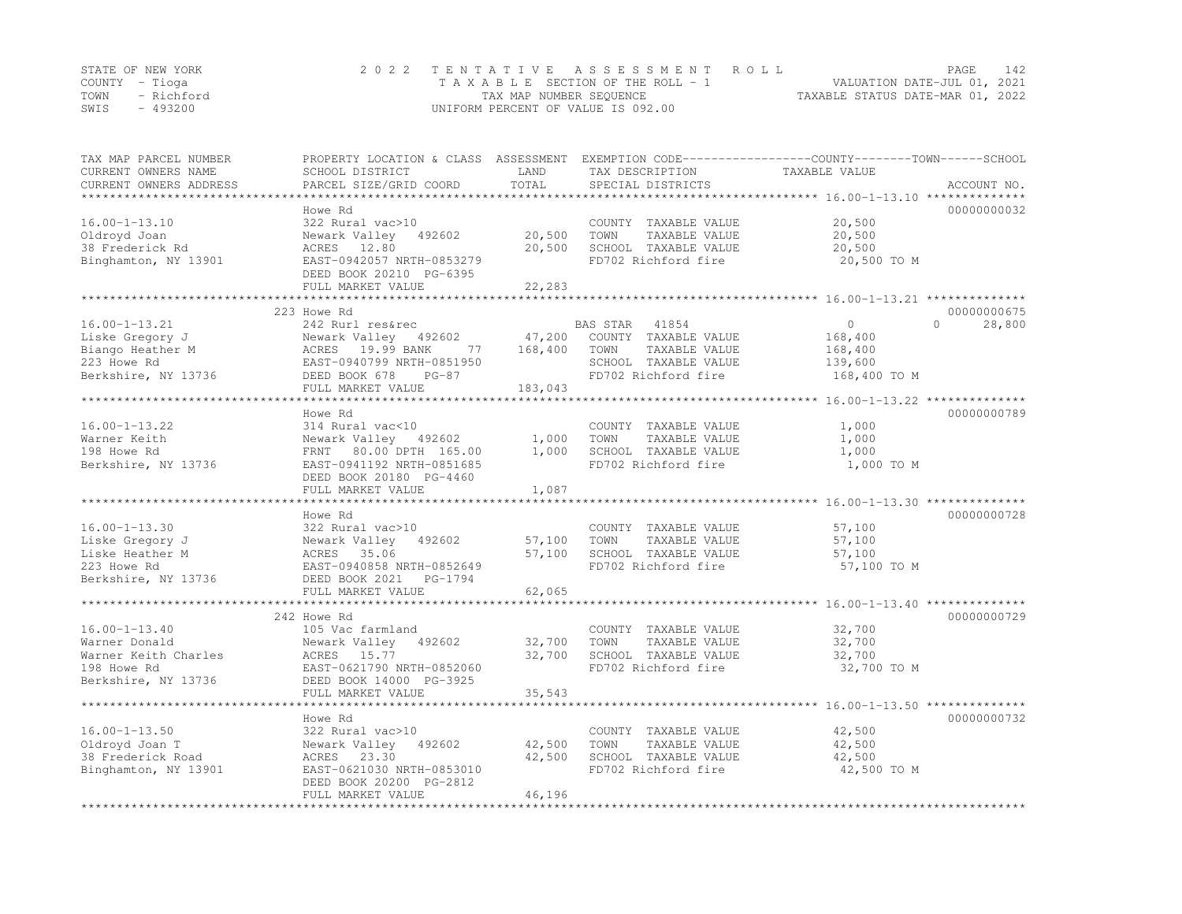STATE OF NEW YORK
COUNTY - Tioga
TOWN - Richford
SWIS - 493200

2022 TENTATIVE ASSESSMENT ROLL
TAXABLE SECTION OF THE ROLL - 1
TAX MAP NUMBER SEQUENCE
UNIFORM PERCENT OF VALUE IS 092.00

VALUATION DATE-JUL 01, 2021
TAXABLE STATUS DATE-MAR 01, 2022

| TAX MAP PARCEL NUMBER / CURRENT OWNERS NAME / CURRENT OWNERS ADDRESS | PROPERTY LOCATION & CLASS / SCHOOL DISTRICT / PARCEL SIZE/GRID COORD | ASSESSMENT LAND | TOTAL | EXEMPTION CODE / TAX DESCRIPTION / SPECIAL DISTRICTS | COUNTY / TOWN / SCHOOL TAXABLE VALUE | ACCOUNT NO. |
|---|---|---|---|---|---|---|
| 16.00-1-13.10 | Howe Rd | | | | | 00000000032 |
| | 322 Rural vac>10 | | | COUNTY TAXABLE VALUE | 20,500 | |
| Oldroyd Joan | Newark Valley 492602 | 20,500 | | TOWN TAXABLE VALUE | 20,500 | |
| 38 Frederick Rd | ACRES 12.80 | | 20,500 | SCHOOL TAXABLE VALUE | 20,500 | |
| Binghamton, NY 13901 | EAST-0942057 NRTH-0853279 | | | FD702 Richford fire | 20,500 TO M | |
| | DEED BOOK 20210 PG-6395 | | | | | |
| | FULL MARKET VALUE | | 22,283 | | | |
| 16.00-1-13.21 | 223 Howe Rd | | | | | 00000000675 |
| | 242 Rurl res&rec | | | BAS STAR 41854 | 0 / 0 / 28,800 | |
| Liske Gregory J | Newark Valley 492602 | 47,200 | | COUNTY TAXABLE VALUE | 168,400 | |
| Biango Heather M | ACRES 19.99 BANK 77 | | 168,400 | TOWN TAXABLE VALUE | 168,400 | |
| 223 Howe Rd | EAST-0940799 NRTH-0851950 | | | SCHOOL TAXABLE VALUE | 139,600 | |
| Berkshire, NY 13736 | DEED BOOK 678 PG-87 | | | FD702 Richford fire | 168,400 TO M | |
| | FULL MARKET VALUE | | 183,043 | | | |
| 16.00-1-13.22 | Howe Rd | | | | | 00000000789 |
| | 314 Rural vac<10 | | | COUNTY TAXABLE VALUE | 1,000 | |
| Warner Keith | Newark Valley 492602 | 1,000 | | TOWN TAXABLE VALUE | 1,000 | |
| 198 Howe Rd | FRNT 80.00 DPTH 165.00 | | 1,000 | SCHOOL TAXABLE VALUE | 1,000 | |
| Berkshire, NY 13736 | EAST-0941192 NRTH-0851685 | | | FD702 Richford fire | 1,000 TO M | |
| | DEED BOOK 20180 PG-4460 | | | | | |
| | FULL MARKET VALUE | | 1,087 | | | |
| 16.00-1-13.30 | Howe Rd | | | | | 00000000728 |
| | 322 Rural vac>10 | | | COUNTY TAXABLE VALUE | 57,100 | |
| Liske Gregory J | Newark Valley 492602 | 57,100 | | TOWN TAXABLE VALUE | 57,100 | |
| Liske Heather M | ACRES 35.06 | | 57,100 | SCHOOL TAXABLE VALUE | 57,100 | |
| 223 Howe Rd | EAST-0940858 NRTH-0852649 | | | FD702 Richford fire | 57,100 TO M | |
| Berkshire, NY 13736 | DEED BOOK 2021 PG-1794 | | | | | |
| | FULL MARKET VALUE | | 62,065 | | | |
| 16.00-1-13.40 | 242 Howe Rd | | | | | 00000000729 |
| | 105 Vac farmland | | | COUNTY TAXABLE VALUE | 32,700 | |
| Warner Donald | Newark Valley 492602 | 32,700 | | TOWN TAXABLE VALUE | 32,700 | |
| Warner Keith Charles | ACRES 15.77 | | 32,700 | SCHOOL TAXABLE VALUE | 32,700 | |
| 198 Howe Rd | EAST-0621790 NRTH-0852060 | | | FD702 Richford fire | 32,700 TO M | |
| Berkshire, NY 13736 | DEED BOOK 14000 PG-3925 | | | | | |
| | FULL MARKET VALUE | | 35,543 | | | |
| 16.00-1-13.50 | Howe Rd | | | | | 00000000732 |
| | 322 Rural vac>10 | | | COUNTY TAXABLE VALUE | 42,500 | |
| Oldroyd Joan T | Newark Valley 492602 | 42,500 | | TOWN TAXABLE VALUE | 42,500 | |
| 38 Frederick Road | ACRES 23.30 | | 42,500 | SCHOOL TAXABLE VALUE | 42,500 | |
| Binghamton, NY 13901 | EAST-0621030 NRTH-0853010 | | | FD702 Richford fire | 42,500 TO M | |
| | DEED BOOK 20200 PG-2812 | | | | | |
| | FULL MARKET VALUE | | 46,196 | | | |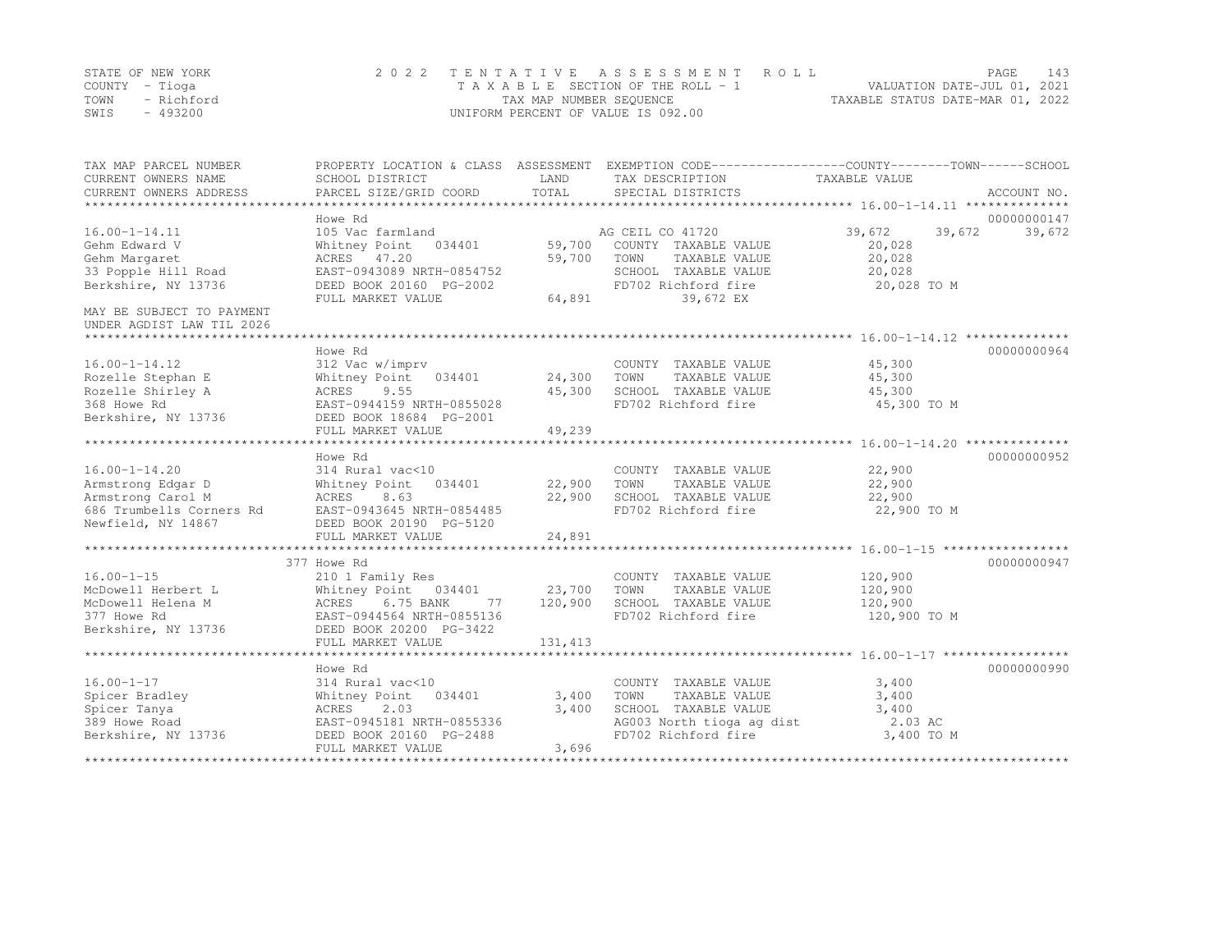STATE OF NEW YORK
COUNTY - Tioga
TOWN - Richford
SWIS - 493200

2022 TENTATIVE ASSESSMENT ROLL
TAXABLE SECTION OF THE ROLL - 1
TAX MAP NUMBER SEQUENCE
UNIFORM PERCENT OF VALUE IS 092.00

VALUATION DATE-JUL 01, 2021
TAXABLE STATUS DATE-MAR 01, 2022

| TAX MAP PARCEL NUMBER / CURRENT OWNERS NAME / CURRENT OWNERS ADDRESS | PROPERTY LOCATION & CLASS / SCHOOL DISTRICT / PARCEL SIZE/GRID COORD | ASSESSMENT LAND / TOTAL | EXEMPTION CODE / TAX DESCRIPTION / SPECIAL DISTRICTS | COUNTY | TOWN | SCHOOL | ACCOUNT NO. |
|---|---|---|---|---|---|---|---|
| | Howe Rd | | | | | | 00000000147 |
| 16.00-1-14.11 | 105 Vac farmland | | AG CEIL CO 41720 | 39,672 | 39,672 | 39,672 | |
| Gehm Edward V | Whitney Point 034401 | 59,700 | COUNTY TAXABLE VALUE | 20,028 | | | |
| Gehm Margaret | ACRES 47.20 | 59,700 | TOWN TAXABLE VALUE | 20,028 | | | |
| 33 Popple Hill Road | EAST-0943089 NRTH-0854752 | | SCHOOL TAXABLE VALUE | 20,028 | | | |
| Berkshire, NY 13736 | DEED BOOK 20160 PG-2002 | | FD702 Richford fire | 20,028 TO M | | | |
| | FULL MARKET VALUE | 64,891 | 39,672 EX | | | | |
| MAY BE SUBJECT TO PAYMENT UNDER AGDIST LAW TIL 2026 | | | | | | | |
| | Howe Rd | | | | | | 00000000964 |
| 16.00-1-14.12 | 312 Vac w/imprv | | COUNTY TAXABLE VALUE | 45,300 | | | |
| Rozelle Stephan E | Whitney Point 034401 | 24,300 | TOWN TAXABLE VALUE | 45,300 | | | |
| Rozelle Shirley A | ACRES 9.55 | 45,300 | SCHOOL TAXABLE VALUE | 45,300 | | | |
| 368 Howe Rd | EAST-0944159 NRTH-0855028 | | FD702 Richford fire | 45,300 TO M | | | |
| Berkshire, NY 13736 | DEED BOOK 18684 PG-2001 | | | | | | |
| | FULL MARKET VALUE | 49,239 | | | | | |
| | Howe Rd | | | | | | 00000000952 |
| 16.00-1-14.20 | 314 Rural vac<10 | | COUNTY TAXABLE VALUE | 22,900 | | | |
| Armstrong Edgar D | Whitney Point 034401 | 22,900 | TOWN TAXABLE VALUE | 22,900 | | | |
| Armstrong Carol M | ACRES 8.63 | 22,900 | SCHOOL TAXABLE VALUE | 22,900 | | | |
| 686 Trumbells Corners Rd | EAST-0943645 NRTH-0854485 | | FD702 Richford fire | 22,900 TO M | | | |
| Newfield, NY 14867 | DEED BOOK 20190 PG-5120 | | | | | | |
| | FULL MARKET VALUE | 24,891 | | | | | |
| | 377 Howe Rd | | | | | | 00000000947 |
| 16.00-1-15 | 210 1 Family Res | | COUNTY TAXABLE VALUE | 120,900 | | | |
| McDowell Herbert L | Whitney Point 034401 | 23,700 | TOWN TAXABLE VALUE | 120,900 | | | |
| McDowell Helena M | ACRES 6.75 BANK 77 | 120,900 | SCHOOL TAXABLE VALUE | 120,900 | | | |
| 377 Howe Rd | EAST-0944564 NRTH-0855136 | | FD702 Richford fire | 120,900 TO M | | | |
| Berkshire, NY 13736 | DEED BOOK 20200 PG-3422 | | | | | | |
| | FULL MARKET VALUE | 131,413 | | | | | |
| | Howe Rd | | | | | | 00000000990 |
| 16.00-1-17 | 314 Rural vac<10 | | COUNTY TAXABLE VALUE | 3,400 | | | |
| Spicer Bradley | Whitney Point 034401 | 3,400 | TOWN TAXABLE VALUE | 3,400 | | | |
| Spicer Tanya | ACRES 2.03 | 3,400 | SCHOOL TAXABLE VALUE | 3,400 | | | |
| 389 Howe Road | EAST-0945181 NRTH-0855336 | | AG003 North tioga ag dist | 2.03 AC | | | |
| Berkshire, NY 13736 | DEED BOOK 20160 PG-2488 | | FD702 Richford fire | 3,400 TO M | | | |
| | FULL MARKET VALUE | 3,696 | | | | | |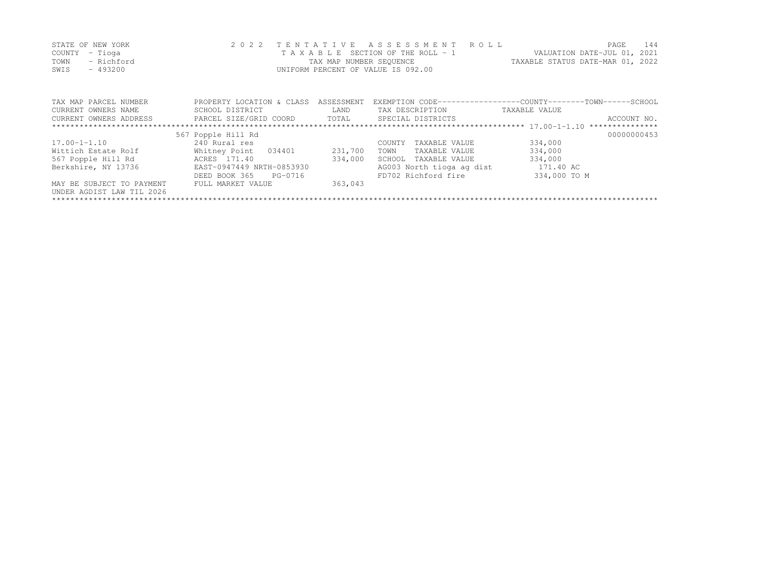STATE OF NEW YORK
COUNTY - Tioga
TOWN - Richford
SWIS - 493200

2 0 2 2 T E N T A T I V E A S S E S S M E N T R O L L
T A X A B L E SECTION OF THE ROLL - 1
TAX MAP NUMBER SEQUENCE
UNIFORM PERCENT OF VALUE IS 092.00

VALUATION DATE-JUL 01, 2021
TAXABLE STATUS DATE-MAR 01, 2022

| TAX MAP PARCEL NUMBER<br>CURRENT OWNERS NAME<br>CURRENT OWNERS ADDRESS | PROPERTY LOCATION & CLASS<br>SCHOOL DISTRICT<br>PARCEL SIZE/GRID COORD | ASSESSMENT<br>LAND<br>TOTAL | EXEMPTION CODE------------------COUNTY--------TOWN------SCHOOL<br>TAX DESCRIPTION<br>SPECIAL DISTRICTS | TAXABLE VALUE | ACCOUNT NO. |
|---|---|---|---|---|---|
| | 567 Popple Hill Rd | | | | 00000000453 |
| 17.00-1-1.10 | 240 Rural res | | COUNTY TAXABLE VALUE | 334,000 | |
| Wittich Estate Rolf | Whitney Point 034401 | 231,700 | TOWN TAXABLE VALUE | 334,000 | |
| 567 Popple Hill Rd | ACRES 171.40 | 334,000 | SCHOOL TAXABLE VALUE | 334,000 | |
| Berkshire, NY 13736 | EAST-0947449 NRTH-0853930 | | AG003 North tioga ag dist | 171.40 AC | |
| | DEED BOOK 365 PG-0716 | | FD702 Richford fire | 334,000 TO M | |
| MAY BE SUBJECT TO PAYMENT | FULL MARKET VALUE | 363,043 | | | |
| UNDER AGDIST LAW TIL 2026 | | | | | |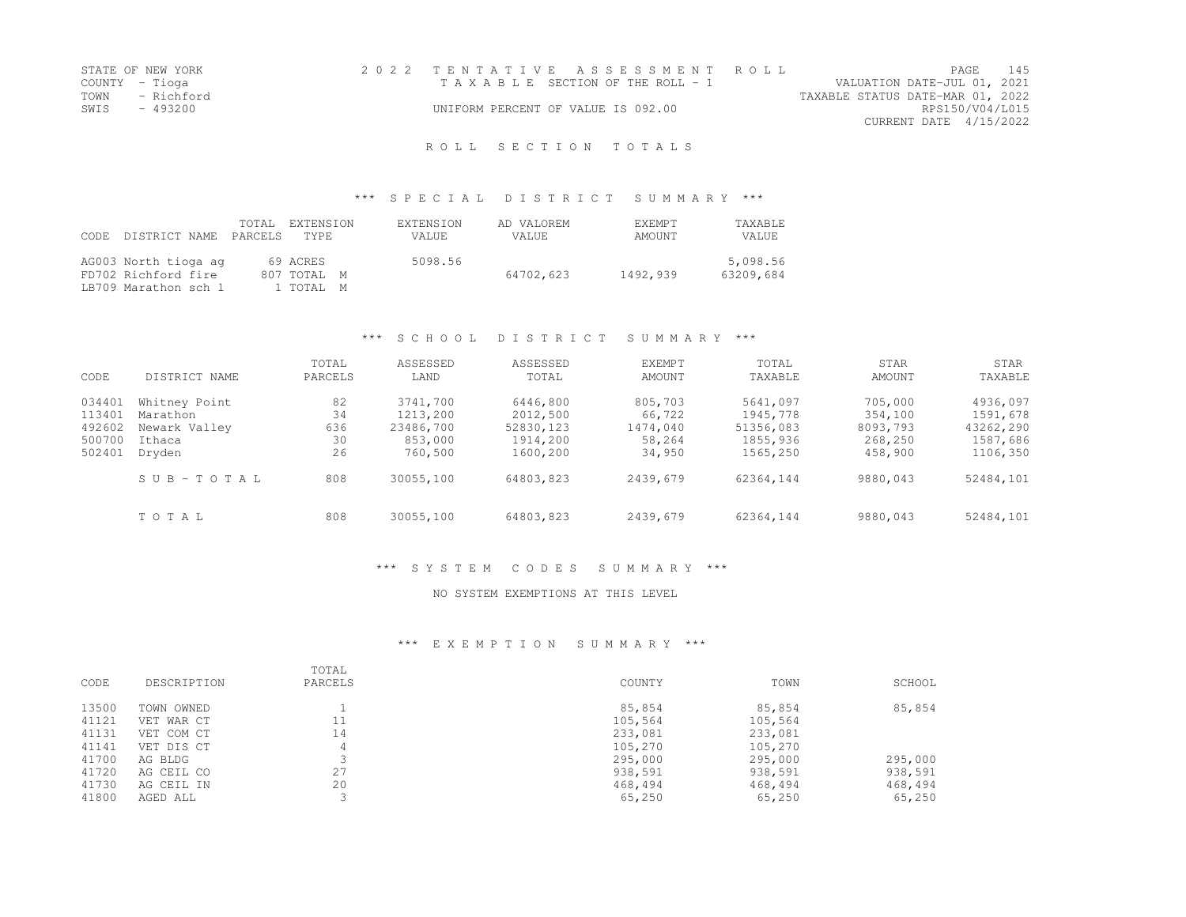STATE OF NEW YORK
COUNTY - Tioga
TOWN - Richford
SWIS - 493200

2 0 2 2 T E N T A T I V E A S S E S S M E N T R O L L
T A X A B L E SECTION OF THE ROLL - 1
UNIFORM PERCENT OF VALUE IS 092.00

VALUATION DATE-JUL 01, 2021
TAXABLE STATUS DATE-MAR 01, 2022
RPS150/V04/L015
CURRENT DATE 4/15/2022

## R O L L S E C T I O N T O T A L S

### *** S P E C I A L D I S T R I C T S U M M A R Y ***

| CODE | DISTRICT NAME | TOTAL PARCELS | EXTENSION TYPE | EXTENSION VALUE | AD VALOREM VALUE | EXEMPT AMOUNT | TAXABLE VALUE |
|---|---|---|---|---|---|---|---|
| AG003 | North tioga ag | 69 | ACRES | 5098.56 | | | 5,098.56 |
| FD702 | Richford fire | 807 | TOTAL M | | 64702,623 | 1492,939 | 63209,684 |
| LB709 | Marathon sch l | 1 | TOTAL M | | | | |

### *** S C H O O L D I S T R I C T S U M M A R Y ***

| CODE | DISTRICT NAME | TOTAL PARCELS | ASSESSED LAND | ASSESSED TOTAL | EXEMPT AMOUNT | TOTAL TAXABLE | STAR AMOUNT | STAR TAXABLE |
|---|---|---|---|---|---|---|---|---|
| 034401 | Whitney Point | 82 | 3741,700 | 6446,800 | 805,703 | 5641,097 | 705,000 | 4936,097 |
| 113401 | Marathon | 34 | 1213,200 | 2012,500 | 66,722 | 1945,778 | 354,100 | 1591,678 |
| 492602 | Newark Valley | 636 | 23486,700 | 52830,123 | 1474,040 | 51356,083 | 8093,793 | 43262,290 |
| 500700 | Ithaca | 30 | 853,000 | 1914,200 | 58,264 | 1855,936 | 268,250 | 1587,686 |
| 502401 | Dryden | 26 | 760,500 | 1600,200 | 34,950 | 1565,250 | 458,900 | 1106,350 |
| | S U B - T O T A L | 808 | 30055,100 | 64803,823 | 2439,679 | 62364,144 | 9880,043 | 52484,101 |
| | T O T A L | 808 | 30055,100 | 64803,823 | 2439,679 | 62364,144 | 9880,043 | 52484,101 |

### *** S Y S T E M C O D E S S U M M A R Y ***

NO SYSTEM EXEMPTIONS AT THIS LEVEL

### *** E X E M P T I O N S U M M A R Y ***

| CODE | DESCRIPTION | TOTAL PARCELS | COUNTY | TOWN | SCHOOL |
|---|---|---|---|---|---|
| 13500 | TOWN OWNED | 1 | 85,854 | 85,854 | 85,854 |
| 41121 | VET WAR CT | 11 | 105,564 | 105,564 | |
| 41131 | VET COM CT | 14 | 233,081 | 233,081 | |
| 41141 | VET DIS CT | 4 | 105,270 | 105,270 | |
| 41700 | AG BLDG | 3 | 295,000 | 295,000 | 295,000 |
| 41720 | AG CEIL CO | 27 | 938,591 | 938,591 | 938,591 |
| 41730 | AG CEIL IN | 20 | 468,494 | 468,494 | 468,494 |
| 41800 | AGED ALL | 3 | 65,250 | 65,250 | 65,250 |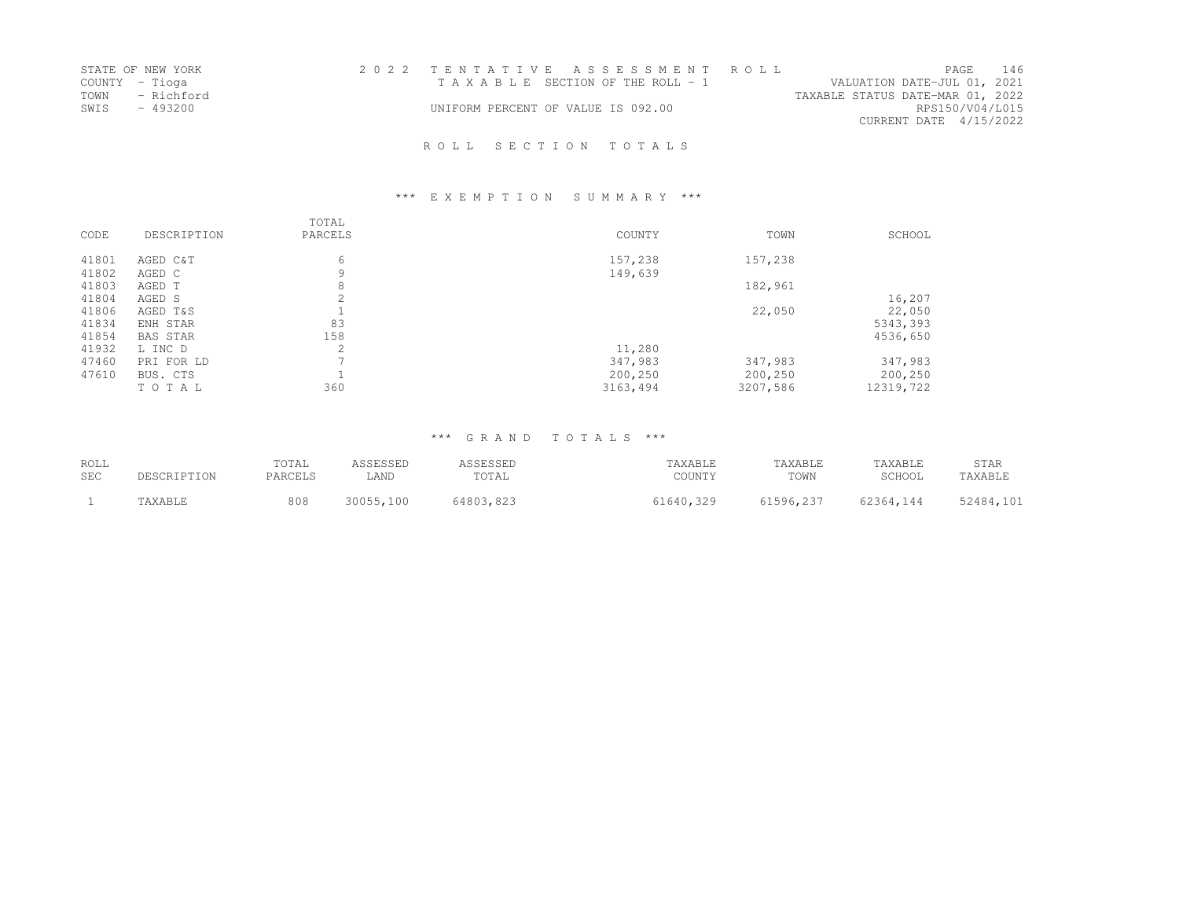STATE OF NEW YORK
COUNTY - Tioga
TOWN - Richford
SWIS - 493200

2022 TENTATIVE ASSESSMENT ROLL
TAXABLE SECTION OF THE ROLL - 1
UNIFORM PERCENT OF VALUE IS 092.00

VALUATION DATE-JUL 01, 2021
TAXABLE STATUS DATE-MAR 01, 2022
RPS150/V04/L015
CURRENT DATE 4/15/2022

## ROLL SECTION TOTALS

### *** EXEMPTION SUMMARY ***

| CODE | DESCRIPTION | TOTAL PARCELS | COUNTY | TOWN | SCHOOL |
|---|---|---|---|---|---|
| 41801 | AGED C&T | 6 | 157,238 | 157,238 | |
| 41802 | AGED C | 9 | 149,639 | | |
| 41803 | AGED T | 8 | | 182,961 | |
| 41804 | AGED S | 2 | | | 16,207 |
| 41806 | AGED T&S | 1 | | 22,050 | 22,050 |
| 41834 | ENH STAR | 83 | | | 5343,393 |
| 41854 | BAS STAR | 158 | | | 4536,650 |
| 41932 | L INC D | 2 | 11,280 | | |
| 47460 | PRI FOR LD | 7 | 347,983 | 347,983 | 347,983 |
| 47610 | BUS. CTS | 1 | 200,250 | 200,250 | 200,250 |
| | TOTAL | 360 | 3163,494 | 3207,586 | 12319,722 |

### *** GRAND TOTALS ***

| ROLL SEC | DESCRIPTION | TOTAL PARCELS | ASSESSED LAND | ASSESSED TOTAL | TAXABLE COUNTY | TAXABLE TOWN | TAXABLE SCHOOL | STAR TAXABLE |
|---|---|---|---|---|---|---|---|---|
| 1 | TAXABLE | 808 | 30055,100 | 64803,823 | 61640,329 | 61596,237 | 62364,144 | 52484,101 |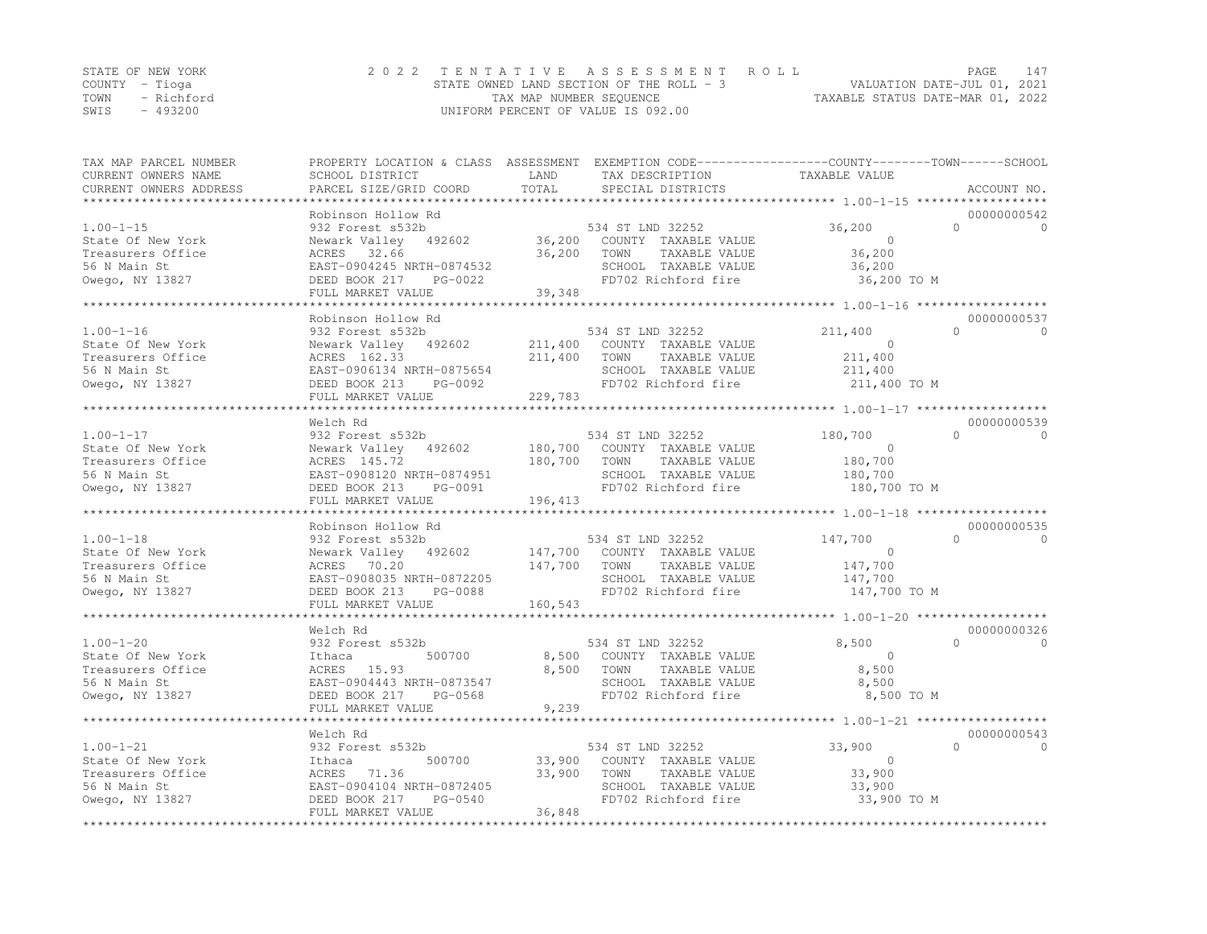STATE OF NEW YORK
COUNTY - Tioga
TOWN - Richford
SWIS - 493200

2022 TENTATIVE ASSESSMENT ROLL
STATE OWNED LAND SECTION OF THE ROLL - 3
TAX MAP NUMBER SEQUENCE
UNIFORM PERCENT OF VALUE IS 092.00

VALUATION DATE-JUL 01, 2021
TAXABLE STATUS DATE-MAR 01, 2022

| TAX MAP PARCEL NUMBER / CURRENT OWNERS NAME / CURRENT OWNERS ADDRESS | PROPERTY LOCATION & CLASS / SCHOOL DISTRICT / PARCEL SIZE/GRID COORD | ASSESSMENT LAND / TOTAL | EXEMPTION CODE / TAX DESCRIPTION / SPECIAL DISTRICTS | COUNTY / TOWN / SCHOOL TAXABLE VALUE | ACCOUNT NO. |
|---|---|---|---|---|---|
| 1.00-1-15 | Robinson Hollow Rd | | | | 00000000542 |
| | 932 Forest s532b | | 534 ST LND 32252 | 36,200 &nbsp; 0 &nbsp; 0 | |
| State Of New York | Newark Valley 492602 | 36,200 | COUNTY TAXABLE VALUE | 0 | |
| Treasurers Office | ACRES 32.66 | 36,200 | TOWN TAXABLE VALUE | 36,200 | |
| 56 N Main St | EAST-0904245 NRTH-0874532 | | SCHOOL TAXABLE VALUE | 36,200 | |
| Owego, NY 13827 | DEED BOOK 217 PG-0022 | | FD702 Richford fire | 36,200 TO M | |
| | FULL MARKET VALUE | 39,348 | | | |
| 1.00-1-16 | Robinson Hollow Rd | | | | 00000000537 |
| | 932 Forest s532b | | 534 ST LND 32252 | 211,400 &nbsp; 0 &nbsp; 0 | |
| State Of New York | Newark Valley 492602 | 211,400 | COUNTY TAXABLE VALUE | 0 | |
| Treasurers Office | ACRES 162.33 | 211,400 | TOWN TAXABLE VALUE | 211,400 | |
| 56 N Main St | EAST-0906134 NRTH-0875654 | | SCHOOL TAXABLE VALUE | 211,400 | |
| Owego, NY 13827 | DEED BOOK 213 PG-0092 | | FD702 Richford fire | 211,400 TO M | |
| | FULL MARKET VALUE | 229,783 | | | |
| 1.00-1-17 | Welch Rd | | | | 00000000539 |
| | 932 Forest s532b | | 534 ST LND 32252 | 180,700 &nbsp; 0 &nbsp; 0 | |
| State Of New York | Newark Valley 492602 | 180,700 | COUNTY TAXABLE VALUE | 0 | |
| Treasurers Office | ACRES 145.72 | 180,700 | TOWN TAXABLE VALUE | 180,700 | |
| 56 N Main St | EAST-0908120 NRTH-0874951 | | SCHOOL TAXABLE VALUE | 180,700 | |
| Owego, NY 13827 | DEED BOOK 213 PG-0091 | | FD702 Richford fire | 180,700 TO M | |
| | FULL MARKET VALUE | 196,413 | | | |
| 1.00-1-18 | Robinson Hollow Rd | | | | 00000000535 |
| | 932 Forest s532b | | 534 ST LND 32252 | 147,700 &nbsp; 0 &nbsp; 0 | |
| State Of New York | Newark Valley 492602 | 147,700 | COUNTY TAXABLE VALUE | 0 | |
| Treasurers Office | ACRES 70.20 | 147,700 | TOWN TAXABLE VALUE | 147,700 | |
| 56 N Main St | EAST-0908035 NRTH-0872205 | | SCHOOL TAXABLE VALUE | 147,700 | |
| Owego, NY 13827 | DEED BOOK 213 PG-0088 | | FD702 Richford fire | 147,700 TO M | |
| | FULL MARKET VALUE | 160,543 | | | |
| 1.00-1-20 | Welch Rd | | | | 00000000326 |
| | 932 Forest s532b | | 534 ST LND 32252 | 8,500 &nbsp; 0 &nbsp; 0 | |
| State Of New York | Ithaca 500700 | 8,500 | COUNTY TAXABLE VALUE | 0 | |
| Treasurers Office | ACRES 15.93 | 8,500 | TOWN TAXABLE VALUE | 8,500 | |
| 56 N Main St | EAST-0904443 NRTH-0873547 | | SCHOOL TAXABLE VALUE | 8,500 | |
| Owego, NY 13827 | DEED BOOK 217 PG-0568 | | FD702 Richford fire | 8,500 TO M | |
| | FULL MARKET VALUE | 9,239 | | | |
| 1.00-1-21 | Welch Rd | | | | 00000000543 |
| | 932 Forest s532b | | 534 ST LND 32252 | 33,900 &nbsp; 0 &nbsp; 0 | |
| State Of New York | Ithaca 500700 | 33,900 | COUNTY TAXABLE VALUE | 0 | |
| Treasurers Office | ACRES 71.36 | 33,900 | TOWN TAXABLE VALUE | 33,900 | |
| 56 N Main St | EAST-0904104 NRTH-0872405 | | SCHOOL TAXABLE VALUE | 33,900 | |
| Owego, NY 13827 | DEED BOOK 217 PG-0540 | | FD702 Richford fire | 33,900 TO M | |
| | FULL MARKET VALUE | 36,848 | | | |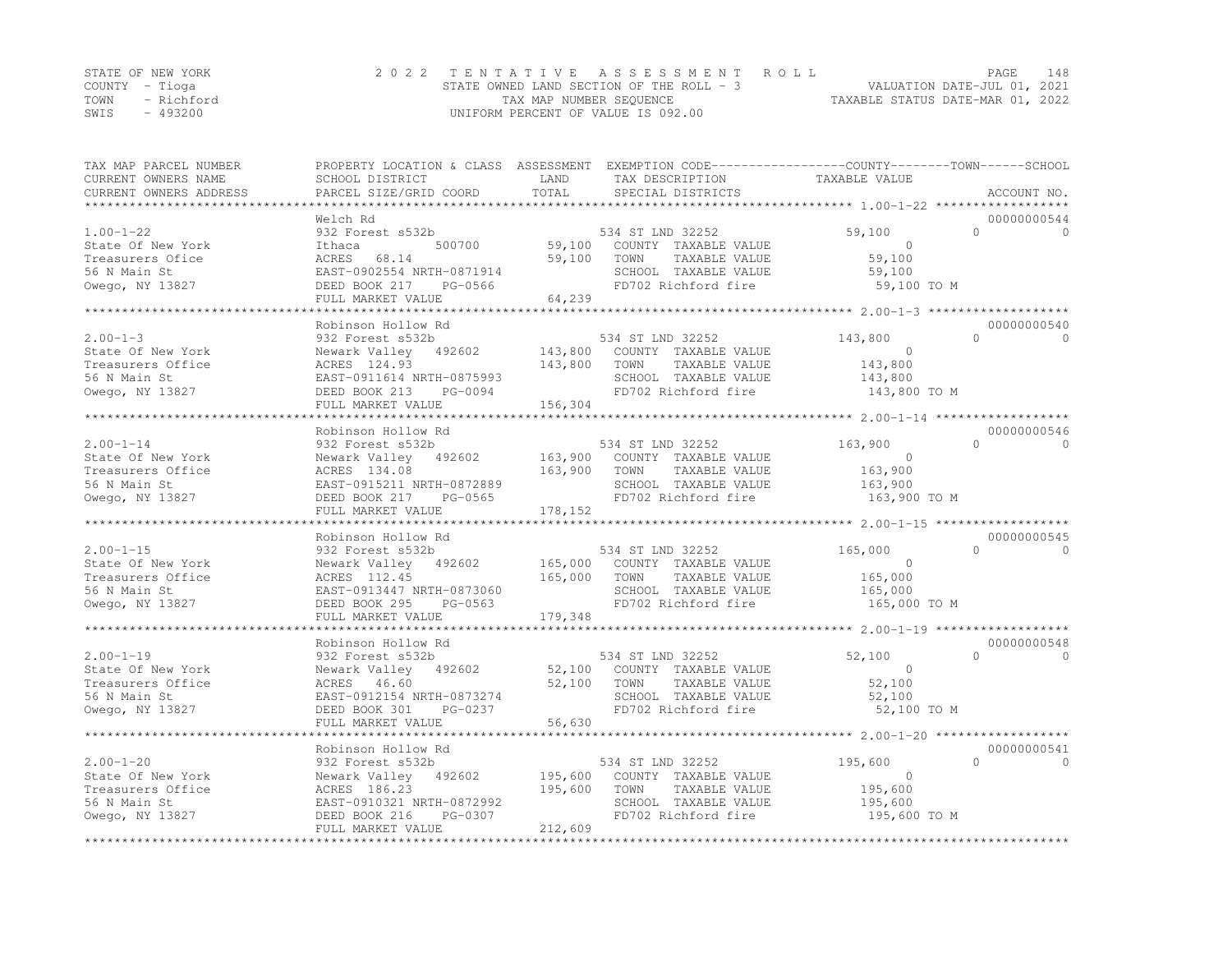STATE OF NEW YORK
COUNTY - Tioga
TOWN - Richford
SWIS - 493200

2 0 2 2 T E N T A T I V E A S S E S S M E N T R O L L
STATE OWNED LAND SECTION OF THE ROLL - 3
TAX MAP NUMBER SEQUENCE
UNIFORM PERCENT OF VALUE IS 092.00

VALUATION DATE-JUL 01, 2021
TAXABLE STATUS DATE-MAR 01, 2022

| TAX MAP PARCEL NUMBER / CURRENT OWNERS NAME / CURRENT OWNERS ADDRESS | PROPERTY LOCATION & CLASS / SCHOOL DISTRICT / PARCEL SIZE/GRID COORD | ASSESSMENT LAND / TOTAL | EXEMPTION CODE / TAX DESCRIPTION / SPECIAL DISTRICTS | COUNTY TAXABLE VALUE | TOWN | SCHOOL / ACCOUNT NO. |
|---|---|---|---|---|---|---|
| | Welch Rd | | | | | 00000000544 |
| 1.00-1-22 | 932 Forest s532b | | 534 ST LND 32252 | 59,100 | 0 | 0 |
| State Of New York | Ithaca 500700 | 59,100 | COUNTY TAXABLE VALUE | 0 | | |
| Treasurers Ofice | ACRES 68.14 | 59,100 | TOWN TAXABLE VALUE | 59,100 | | |
| 56 N Main St | EAST-0902554 NRTH-0871914 | | SCHOOL TAXABLE VALUE | 59,100 | | |
| Owego, NY 13827 | DEED BOOK 217 PG-0566 | | FD702 Richford fire | 59,100 TO M | | |
| | FULL MARKET VALUE | 64,239 | | | | |
| | Robinson Hollow Rd | | | | | 00000000540 |
| 2.00-1-3 | 932 Forest s532b | | 534 ST LND 32252 | 143,800 | 0 | 0 |
| State Of New York | Newark Valley 492602 | 143,800 | COUNTY TAXABLE VALUE | 0 | | |
| Treasurers Office | ACRES 124.93 | 143,800 | TOWN TAXABLE VALUE | 143,800 | | |
| 56 N Main St | EAST-0911614 NRTH-0875993 | | SCHOOL TAXABLE VALUE | 143,800 | | |
| Owego, NY 13827 | DEED BOOK 213 PG-0094 | | FD702 Richford fire | 143,800 TO M | | |
| | FULL MARKET VALUE | 156,304 | | | | |
| | Robinson Hollow Rd | | | | | 00000000546 |
| 2.00-1-14 | 932 Forest s532b | | 534 ST LND 32252 | 163,900 | 0 | 0 |
| State Of New York | Newark Valley 492602 | 163,900 | COUNTY TAXABLE VALUE | 0 | | |
| Treasurers Office | ACRES 134.08 | 163,900 | TOWN TAXABLE VALUE | 163,900 | | |
| 56 N Main St | EAST-0915211 NRTH-0872889 | | SCHOOL TAXABLE VALUE | 163,900 | | |
| Owego, NY 13827 | DEED BOOK 217 PG-0565 | | FD702 Richford fire | 163,900 TO M | | |
| | FULL MARKET VALUE | 178,152 | | | | |
| | Robinson Hollow Rd | | | | | 00000000545 |
| 2.00-1-15 | 932 Forest s532b | | 534 ST LND 32252 | 165,000 | 0 | 0 |
| State Of New York | Newark Valley 492602 | 165,000 | COUNTY TAXABLE VALUE | 0 | | |
| Treasurers Office | ACRES 112.45 | 165,000 | TOWN TAXABLE VALUE | 165,000 | | |
| 56 N Main St | EAST-0913447 NRTH-0873060 | | SCHOOL TAXABLE VALUE | 165,000 | | |
| Owego, NY 13827 | DEED BOOK 295 PG-0563 | | FD702 Richford fire | 165,000 TO M | | |
| | FULL MARKET VALUE | 179,348 | | | | |
| | Robinson Hollow Rd | | | | | 00000000548 |
| 2.00-1-19 | 932 Forest s532b | | 534 ST LND 32252 | 52,100 | 0 | 0 |
| State Of New York | Newark Valley 492602 | 52,100 | COUNTY TAXABLE VALUE | 0 | | |
| Treasurers Office | ACRES 46.60 | 52,100 | TOWN TAXABLE VALUE | 52,100 | | |
| 56 N Main St | EAST-0912154 NRTH-0873274 | | SCHOOL TAXABLE VALUE | 52,100 | | |
| Owego, NY 13827 | DEED BOOK 301 PG-0237 | | FD702 Richford fire | 52,100 TO M | | |
| | FULL MARKET VALUE | 56,630 | | | | |
| | Robinson Hollow Rd | | | | | 00000000541 |
| 2.00-1-20 | 932 Forest s532b | | 534 ST LND 32252 | 195,600 | 0 | 0 |
| State Of New York | Newark Valley 492602 | 195,600 | COUNTY TAXABLE VALUE | 0 | | |
| Treasurers Office | ACRES 186.23 | 195,600 | TOWN TAXABLE VALUE | 195,600 | | |
| 56 N Main St | EAST-0910321 NRTH-0872992 | | SCHOOL TAXABLE VALUE | 195,600 | | |
| Owego, NY 13827 | DEED BOOK 216 PG-0307 | | FD702 Richford fire | 195,600 TO M | | |
| | FULL MARKET VALUE | 212,609 | | | | |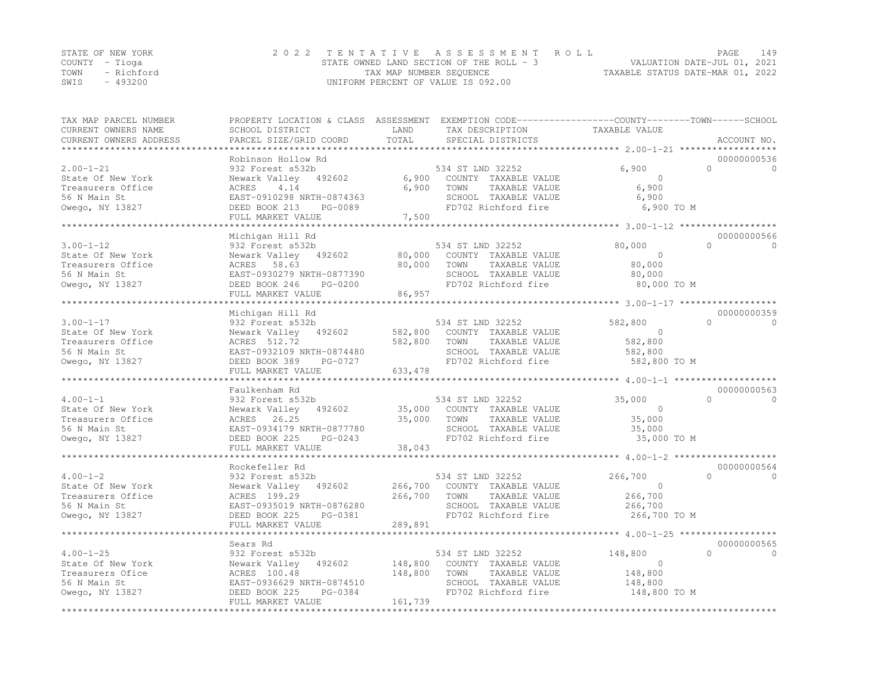STATE OF NEW YORK
COUNTY - Tioga
TOWN - Richford
SWIS - 493200

2022 TENTATIVE ASSESSMENT ROLL
STATE OWNED LAND SECTION OF THE ROLL - 3
TAX MAP NUMBER SEQUENCE
UNIFORM PERCENT OF VALUE IS 092.00

VALUATION DATE-JUL 01, 2021
TAXABLE STATUS DATE-MAR 01, 2022

| TAX MAP PARCEL NUMBER / CURRENT OWNERS NAME / CURRENT OWNERS ADDRESS | PROPERTY LOCATION & CLASS / SCHOOL DISTRICT / PARCEL SIZE/GRID COORD | ASSESSMENT LAND / TOTAL | EXEMPTION CODE / TAX DESCRIPTION / SPECIAL DISTRICTS | COUNTY TAXABLE VALUE | TOWN | SCHOOL / ACCOUNT NO. |
|---|---|---|---|---|---|---|
| 2.00-1-21 | Robinson Hollow Rd | | | | | 00000000536 |
| 2.00-1-21 | 932 Forest s532b | | 534 ST LND 32252 | 6,900 | 0 | 0 |
| State Of New York | Newark Valley 492602 | 6,900 | COUNTY TAXABLE VALUE | 0 | | |
| Treasurers Office | ACRES 4.14 | 6,900 | TOWN TAXABLE VALUE | 6,900 | | |
| 56 N Main St | EAST-0910298 NRTH-0874363 | | SCHOOL TAXABLE VALUE | 6,900 | | |
| Owego, NY 13827 | DEED BOOK 213 PG-0089 | | FD702 Richford fire | 6,900 TO M | | |
| | FULL MARKET VALUE | 7,500 | | | | |
| 3.00-1-12 | Michigan Hill Rd | | | | | 00000000566 |
| 3.00-1-12 | 932 Forest s532b | | 534 ST LND 32252 | 80,000 | 0 | 0 |
| State Of New York | Newark Valley 492602 | 80,000 | COUNTY TAXABLE VALUE | 0 | | |
| Treasurers Office | ACRES 58.63 | 80,000 | TOWN TAXABLE VALUE | 80,000 | | |
| 56 N Main St | EAST-0930279 NRTH-0877390 | | SCHOOL TAXABLE VALUE | 80,000 | | |
| Owego, NY 13827 | DEED BOOK 246 PG-0200 | | FD702 Richford fire | 80,000 TO M | | |
| | FULL MARKET VALUE | 86,957 | | | | |
| 3.00-1-17 | Michigan Hill Rd | | | | | 00000000359 |
| 3.00-1-17 | 932 Forest s532b | | 534 ST LND 32252 | 582,800 | 0 | 0 |
| State Of New York | Newark Valley 492602 | 582,800 | COUNTY TAXABLE VALUE | 0 | | |
| Treasurers Office | ACRES 512.72 | 582,800 | TOWN TAXABLE VALUE | 582,800 | | |
| 56 N Main St | EAST-0932109 NRTH-0874480 | | SCHOOL TAXABLE VALUE | 582,800 | | |
| Owego, NY 13827 | DEED BOOK 389 PG-0727 | | FD702 Richford fire | 582,800 TO M | | |
| | FULL MARKET VALUE | 633,478 | | | | |
| 4.00-1-1 | Faulkenham Rd | | | | | 00000000563 |
| 4.00-1-1 | 932 Forest s532b | | 534 ST LND 32252 | 35,000 | 0 | 0 |
| State Of New York | Newark Valley 492602 | 35,000 | COUNTY TAXABLE VALUE | 0 | | |
| Treasurers Office | ACRES 26.25 | 35,000 | TOWN TAXABLE VALUE | 35,000 | | |
| 56 N Main St | EAST-0934179 NRTH-0877780 | | SCHOOL TAXABLE VALUE | 35,000 | | |
| Owego, NY 13827 | DEED BOOK 225 PG-0243 | | FD702 Richford fire | 35,000 TO M | | |
| | FULL MARKET VALUE | 38,043 | | | | |
| 4.00-1-2 | Rockefeller Rd | | | | | 00000000564 |
| 4.00-1-2 | 932 Forest s532b | | 534 ST LND 32252 | 266,700 | 0 | 0 |
| State Of New York | Newark Valley 492602 | 266,700 | COUNTY TAXABLE VALUE | 0 | | |
| Treasurers Office | ACRES 199.29 | 266,700 | TOWN TAXABLE VALUE | 266,700 | | |
| 56 N Main St | EAST-0935019 NRTH-0876280 | | SCHOOL TAXABLE VALUE | 266,700 | | |
| Owego, NY 13827 | DEED BOOK 225 PG-0381 | | FD702 Richford fire | 266,700 TO M | | |
| | FULL MARKET VALUE | 289,891 | | | | |
| 4.00-1-25 | Sears Rd | | | | | 00000000565 |
| 4.00-1-25 | 932 Forest s532b | | 534 ST LND 32252 | 148,800 | 0 | 0 |
| State Of New York | Newark Valley 492602 | 148,800 | COUNTY TAXABLE VALUE | 0 | | |
| Treasurers Ofice | ACRES 100.48 | 148,800 | TOWN TAXABLE VALUE | 148,800 | | |
| 56 N Main St | EAST-0936629 NRTH-0874510 | | SCHOOL TAXABLE VALUE | 148,800 | | |
| Owego, NY 13827 | DEED BOOK 225 PG-0384 | | FD702 Richford fire | 148,800 TO M | | |
| | FULL MARKET VALUE | 161,739 | | | | |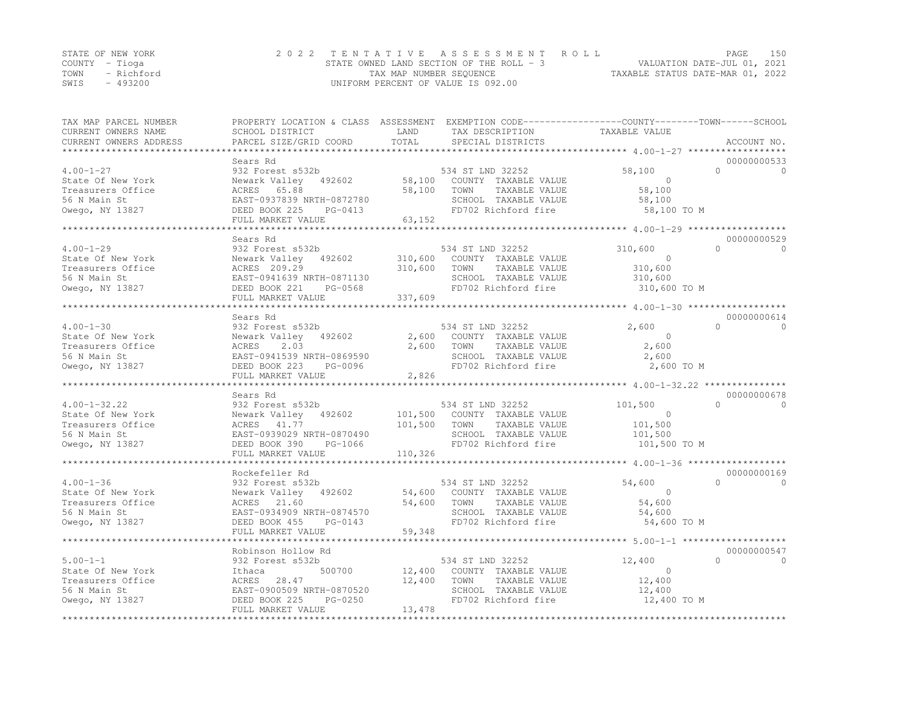STATE OF NEW YORK　　　　　2 0 2 2　T E N T A T I V E　A S S E S S M E N T　R O L L
COUNTY - Tioga　　　　　STATE OWNED LAND SECTION OF THE ROLL - 3　　　　　VALUATION DATE-JUL 01, 2021
TOWN - Richford　　　　　TAX MAP NUMBER SEQUENCE　　　　　TAXABLE STATUS DATE-MAR 01, 2022
SWIS - 493200　　　　　UNIFORM PERCENT OF VALUE IS 092.00

| TAX MAP PARCEL NUMBER / CURRENT OWNERS NAME / CURRENT OWNERS ADDRESS | PROPERTY LOCATION & CLASS / SCHOOL DISTRICT / PARCEL SIZE/GRID COORD | ASSESSMENT LAND / TOTAL | EXEMPTION CODE / TAX DESCRIPTION / SPECIAL DISTRICTS | COUNTY | TOWN | SCHOOL / TAXABLE VALUE | ACCOUNT NO. |
|---|---|---|---|---|---|---|---|
| **4.00-1-27** | Sears Rd | | | | | | 00000000533 |
| 4.00-1-27 | 932 Forest s532b | | 534 ST LND 32252 | 58,100 | 0 | 0 | |
| State Of New York | Newark Valley 492602 | 58,100 | COUNTY TAXABLE VALUE | 0 | | | |
| Treasurers Office | ACRES 65.88 | 58,100 | TOWN TAXABLE VALUE | 58,100 | | | |
| 56 N Main St | EAST-0937839 NRTH-0872780 | | SCHOOL TAXABLE VALUE | 58,100 | | | |
| Owego, NY 13827 | DEED BOOK 225 PG-0413 | | FD702 Richford fire | 58,100 TO M | | | |
| | FULL MARKET VALUE | 63,152 | | | | | |
| **4.00-1-29** | Sears Rd | | | | | | 00000000529 |
| 4.00-1-29 | 932 Forest s532b | | 534 ST LND 32252 | 310,600 | 0 | 0 | |
| State Of New York | Newark Valley 492602 | 310,600 | COUNTY TAXABLE VALUE | 0 | | | |
| Treasurers Office | ACRES 209.29 | 310,600 | TOWN TAXABLE VALUE | 310,600 | | | |
| 56 N Main St | EAST-0941639 NRTH-0871130 | | SCHOOL TAXABLE VALUE | 310,600 | | | |
| Owego, NY 13827 | DEED BOOK 221 PG-0568 | | FD702 Richford fire | 310,600 TO M | | | |
| | FULL MARKET VALUE | 337,609 | | | | | |
| **4.00-1-30** | Sears Rd | | | | | | 00000000614 |
| 4.00-1-30 | 932 Forest s532b | | 534 ST LND 32252 | 2,600 | 0 | 0 | |
| State Of New York | Newark Valley 492602 | 2,600 | COUNTY TAXABLE VALUE | 0 | | | |
| Treasurers Office | ACRES 2.03 | 2,600 | TOWN TAXABLE VALUE | 2,600 | | | |
| 56 N Main St | EAST-0941539 NRTH-0869590 | | SCHOOL TAXABLE VALUE | 2,600 | | | |
| Owego, NY 13827 | DEED BOOK 223 PG-0096 | | FD702 Richford fire | 2,600 TO M | | | |
| | FULL MARKET VALUE | 2,826 | | | | | |
| **4.00-1-32.22** | Sears Rd | | | | | | 00000000678 |
| 4.00-1-32.22 | 932 Forest s532b | | 534 ST LND 32252 | 101,500 | 0 | 0 | |
| State Of New York | Newark Valley 492602 | 101,500 | COUNTY TAXABLE VALUE | 0 | | | |
| Treasurers Office | ACRES 41.77 | 101,500 | TOWN TAXABLE VALUE | 101,500 | | | |
| 56 N Main St | EAST-0939029 NRTH-0870490 | | SCHOOL TAXABLE VALUE | 101,500 | | | |
| Owego, NY 13827 | DEED BOOK 390 PG-1066 | | FD702 Richford fire | 101,500 TO M | | | |
| | FULL MARKET VALUE | 110,326 | | | | | |
| **4.00-1-36** | Rockefeller Rd | | | | | | 00000000169 |
| 4.00-1-36 | 932 Forest s532b | | 534 ST LND 32252 | 54,600 | 0 | 0 | |
| State Of New York | Newark Valley 492602 | 54,600 | COUNTY TAXABLE VALUE | 0 | | | |
| Treasurers Office | ACRES 21.60 | 54,600 | TOWN TAXABLE VALUE | 54,600 | | | |
| 56 N Main St | EAST-0934909 NRTH-0874570 | | SCHOOL TAXABLE VALUE | 54,600 | | | |
| Owego, NY 13827 | DEED BOOK 455 PG-0143 | | FD702 Richford fire | 54,600 TO M | | | |
| | FULL MARKET VALUE | 59,348 | | | | | |
| **5.00-1-1** | Robinson Hollow Rd | | | | | | 00000000547 |
| 5.00-1-1 | 932 Forest s532b | | 534 ST LND 32252 | 12,400 | 0 | 0 | |
| State Of New York | Ithaca 500700 | 12,400 | COUNTY TAXABLE VALUE | 0 | | | |
| Treasurers Office | ACRES 28.47 | 12,400 | TOWN TAXABLE VALUE | 12,400 | | | |
| 56 N Main St | EAST-0900509 NRTH-0870520 | | SCHOOL TAXABLE VALUE | 12,400 | | | |
| Owego, NY 13827 | DEED BOOK 225 PG-0250 | | FD702 Richford fire | 12,400 TO M | | | |
| | FULL MARKET VALUE | 13,478 | | | | | |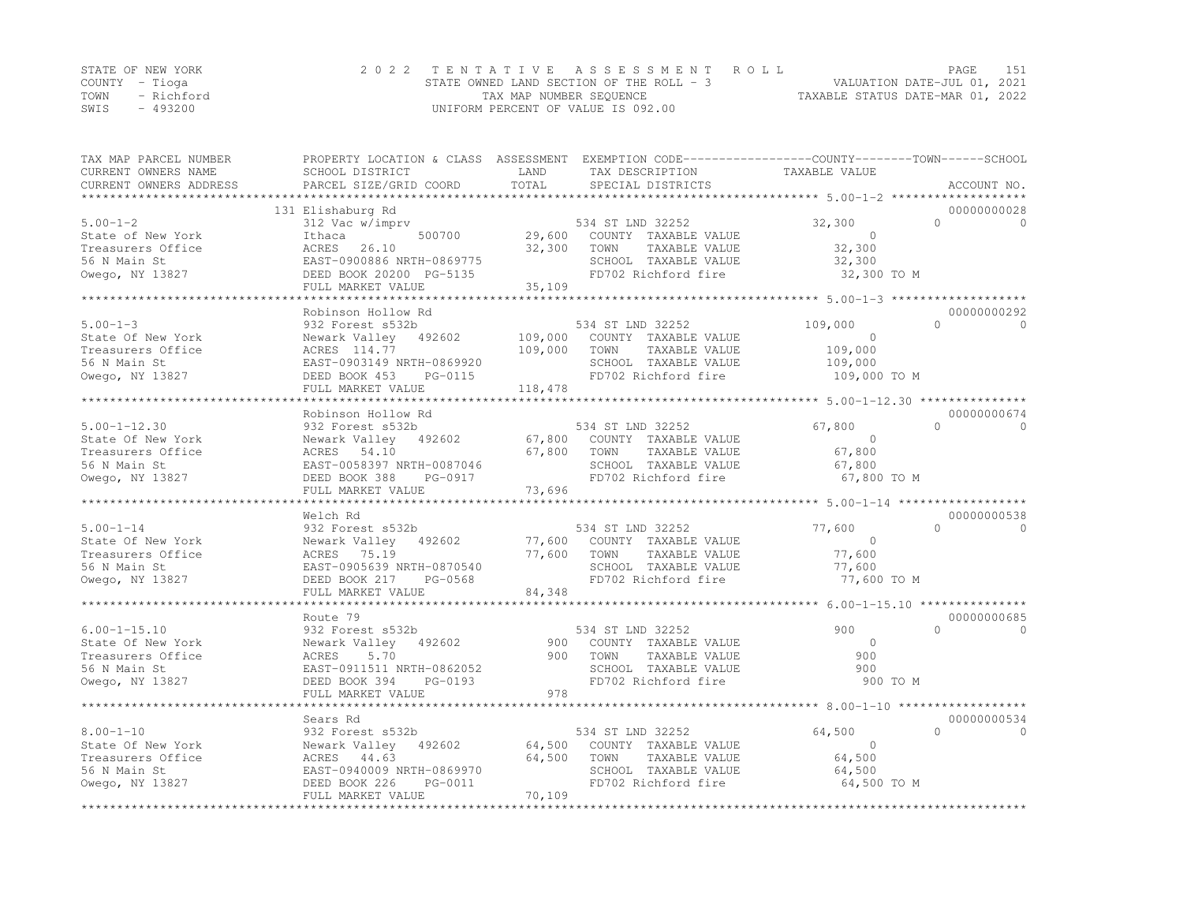STATE OF NEW YORK
COUNTY - Tioga
TOWN - Richford
SWIS - 493200

2 0 2 2 T E N T A T I V E A S S E S S M E N T R O L L
STATE OWNED LAND SECTION OF THE ROLL - 3
TAX MAP NUMBER SEQUENCE
UNIFORM PERCENT OF VALUE IS 092.00

VALUATION DATE-JUL 01, 2021
TAXABLE STATUS DATE-MAR 01, 2022

| TAX MAP PARCEL NUMBER<br>CURRENT OWNERS NAME<br>CURRENT OWNERS ADDRESS | PROPERTY LOCATION & CLASS<br>SCHOOL DISTRICT<br>PARCEL SIZE/GRID COORD | ASSESSMENT<br>LAND<br>TOTAL | EXEMPTION CODE<br>TAX DESCRIPTION<br>SPECIAL DISTRICTS | COUNTY / TOWN / SCHOOL<br>TAXABLE VALUE | ACCOUNT NO. |
|---|---|---|---|---|---|
| 5.00-1-2 | 131 Elishaburg Rd | | | | 00000000028 |
| 5.00-1-2 | 312 Vac w/imprv | | 534 ST LND 32252 | 32,300 0 0 | |
| State of New York | Ithaca 500700 | 29,600 | COUNTY TAXABLE VALUE | 0 | |
| Treasurers Office | ACRES 26.10 | 32,300 | TOWN TAXABLE VALUE | 32,300 | |
| 56 N Main St | EAST-0900886 NRTH-0869775 | | SCHOOL TAXABLE VALUE | 32,300 | |
| Owego, NY 13827 | DEED BOOK 20200 PG-5135 | | FD702 Richford fire | 32,300 TO M | |
| | FULL MARKET VALUE | 35,109 | | | |
| 5.00-1-3 | Robinson Hollow Rd | | | | 00000000292 |
| 5.00-1-3 | 932 Forest s532b | | 534 ST LND 32252 | 109,000 0 0 | |
| State Of New York | Newark Valley 492602 | 109,000 | COUNTY TAXABLE VALUE | 0 | |
| Treasurers Office | ACRES 114.77 | 109,000 | TOWN TAXABLE VALUE | 109,000 | |
| 56 N Main St | EAST-0903149 NRTH-0869920 | | SCHOOL TAXABLE VALUE | 109,000 | |
| Owego, NY 13827 | DEED BOOK 453 PG-0115 | | FD702 Richford fire | 109,000 TO M | |
| | FULL MARKET VALUE | 118,478 | | | |
| 5.00-1-12.30 | Robinson Hollow Rd | | | | 00000000674 |
| 5.00-1-12.30 | 932 Forest s532b | | 534 ST LND 32252 | 67,800 0 0 | |
| State Of New York | Newark Valley 492602 | 67,800 | COUNTY TAXABLE VALUE | 0 | |
| Treasurers Office | ACRES 54.10 | 67,800 | TOWN TAXABLE VALUE | 67,800 | |
| 56 N Main St | EAST-0058397 NRTH-0087046 | | SCHOOL TAXABLE VALUE | 67,800 | |
| Owego, NY 13827 | DEED BOOK 388 PG-0917 | | FD702 Richford fire | 67,800 TO M | |
| | FULL MARKET VALUE | 73,696 | | | |
| 5.00-1-14 | Welch Rd | | | | 00000000538 |
| 5.00-1-14 | 932 Forest s532b | | 534 ST LND 32252 | 77,600 0 0 | |
| State Of New York | Newark Valley 492602 | 77,600 | COUNTY TAXABLE VALUE | 0 | |
| Treasurers Office | ACRES 75.19 | 77,600 | TOWN TAXABLE VALUE | 77,600 | |
| 56 N Main St | EAST-0905639 NRTH-0870540 | | SCHOOL TAXABLE VALUE | 77,600 | |
| Owego, NY 13827 | DEED BOOK 217 PG-0568 | | FD702 Richford fire | 77,600 TO M | |
| | FULL MARKET VALUE | 84,348 | | | |
| 6.00-1-15.10 | Route 79 | | | | 00000000685 |
| 6.00-1-15.10 | 932 Forest s532b | | 534 ST LND 32252 | 900 0 0 | |
| State Of New York | Newark Valley 492602 | 900 | COUNTY TAXABLE VALUE | 0 | |
| Treasurers Office | ACRES 5.70 | 900 | TOWN TAXABLE VALUE | 900 | |
| 56 N Main St | EAST-0911511 NRTH-0862052 | | SCHOOL TAXABLE VALUE | 900 | |
| Owego, NY 13827 | DEED BOOK 394 PG-0193 | | FD702 Richford fire | 900 TO M | |
| | FULL MARKET VALUE | 978 | | | |
| 8.00-1-10 | Sears Rd | | | | 00000000534 |
| 8.00-1-10 | 932 Forest s532b | | 534 ST LND 32252 | 64,500 0 0 | |
| State Of New York | Newark Valley 492602 | 64,500 | COUNTY TAXABLE VALUE | 0 | |
| Treasurers Office | ACRES 44.63 | 64,500 | TOWN TAXABLE VALUE | 64,500 | |
| 56 N Main St | EAST-0940009 NRTH-0869970 | | SCHOOL TAXABLE VALUE | 64,500 | |
| Owego, NY 13827 | DEED BOOK 226 PG-0011 | | FD702 Richford fire | 64,500 TO M | |
| | FULL MARKET VALUE | 70,109 | | | |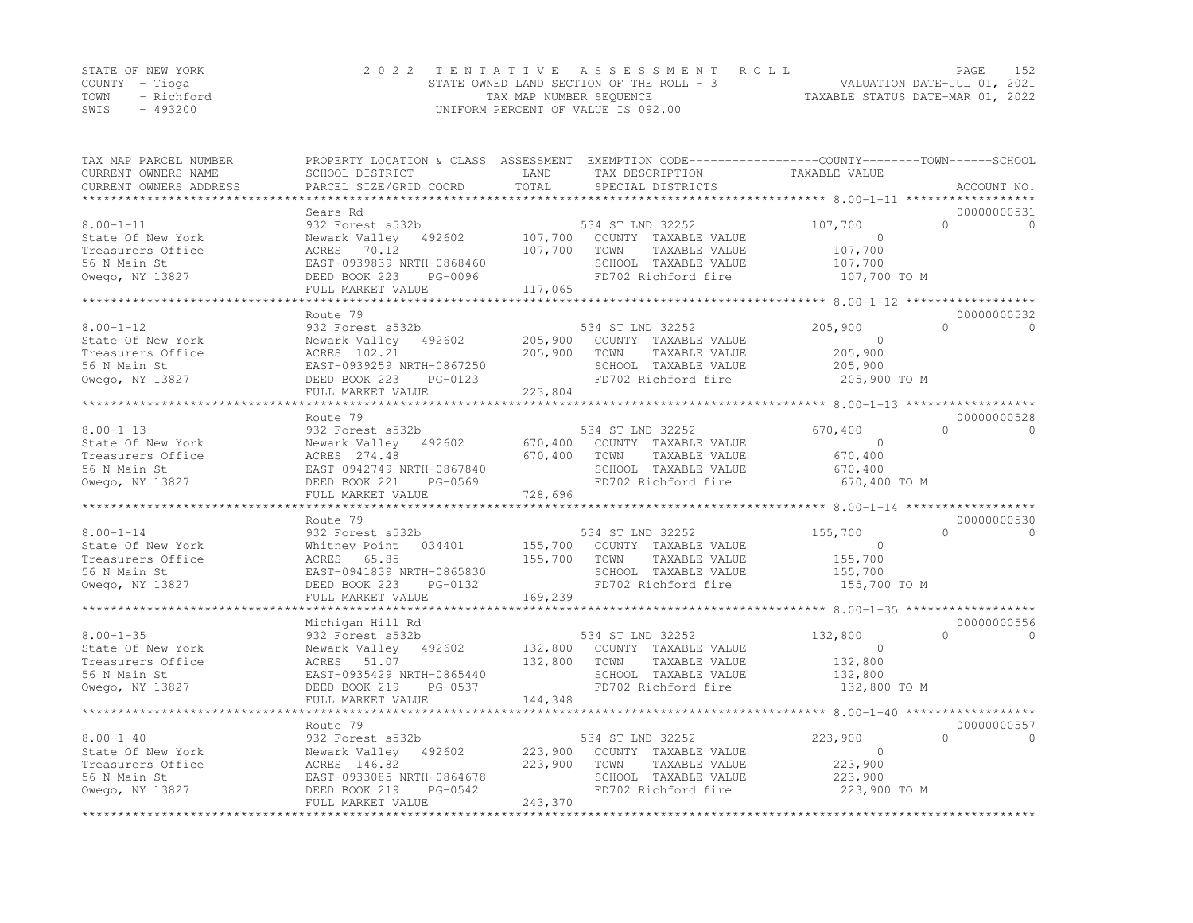STATE OF NEW YORK
COUNTY - Tioga
TOWN - Richford
SWIS - 493200

2 0 2 2 T E N T A T I V E A S S E S S M E N T R O L L
STATE OWNED LAND SECTION OF THE ROLL - 3
TAX MAP NUMBER SEQUENCE
UNIFORM PERCENT OF VALUE IS 092.00

VALUATION DATE-JUL 01, 2021
TAXABLE STATUS DATE-MAR 01, 2022

| TAX MAP PARCEL NUMBER / CURRENT OWNERS NAME / CURRENT OWNERS ADDRESS | PROPERTY LOCATION & CLASS / SCHOOL DISTRICT / PARCEL SIZE/GRID COORD | ASSESSMENT LAND | ASSESSMENT TOTAL | EXEMPTION CODE / TAX DESCRIPTION / SPECIAL DISTRICTS | COUNTY TAXABLE VALUE | TOWN | SCHOOL | ACCOUNT NO. |
|---|---|---|---|---|---|---|---|---|
| 8.00-1-11 | Sears Rd | | | | | | | 00000000531 |
| | 932 Forest s532b | | | 534 ST LND 32252 | 107,700 | 0 | 0 | |
| State Of New York | Newark Valley 492602 | 107,700 | | COUNTY TAXABLE VALUE | 0 | | | |
| Treasurers Office | ACRES 70.12 | | 107,700 | TOWN TAXABLE VALUE | 107,700 | | | |
| 56 N Main St | EAST-0939839 NRTH-0868460 | | | SCHOOL TAXABLE VALUE | 107,700 | | | |
| Owego, NY 13827 | DEED BOOK 223 PG-0096 | | | FD702 Richford fire | 107,700 TO M | | | |
| | FULL MARKET VALUE | | 117,065 | | | | | |
| 8.00-1-12 | Route 79 | | | | | | | 00000000532 |
| | 932 Forest s532b | | | 534 ST LND 32252 | 205,900 | 0 | 0 | |
| State Of New York | Newark Valley 492602 | 205,900 | | COUNTY TAXABLE VALUE | 0 | | | |
| Treasurers Office | ACRES 102.21 | | 205,900 | TOWN TAXABLE VALUE | 205,900 | | | |
| 56 N Main St | EAST-0939259 NRTH-0867250 | | | SCHOOL TAXABLE VALUE | 205,900 | | | |
| Owego, NY 13827 | DEED BOOK 223 PG-0123 | | | FD702 Richford fire | 205,900 TO M | | | |
| | FULL MARKET VALUE | | 223,804 | | | | | |
| 8.00-1-13 | Route 79 | | | | | | | 00000000528 |
| | 932 Forest s532b | | | 534 ST LND 32252 | 670,400 | 0 | 0 | |
| State Of New York | Newark Valley 492602 | 670,400 | | COUNTY TAXABLE VALUE | 0 | | | |
| Treasurers Office | ACRES 274.48 | | 670,400 | TOWN TAXABLE VALUE | 670,400 | | | |
| 56 N Main St | EAST-0942749 NRTH-0867840 | | | SCHOOL TAXABLE VALUE | 670,400 | | | |
| Owego, NY 13827 | DEED BOOK 221 PG-0569 | | | FD702 Richford fire | 670,400 TO M | | | |
| | FULL MARKET VALUE | | 728,696 | | | | | |
| 8.00-1-14 | Route 79 | | | | | | | 00000000530 |
| | 932 Forest s532b | | | 534 ST LND 32252 | 155,700 | 0 | 0 | |
| State Of New York | Whitney Point 034401 | 155,700 | | COUNTY TAXABLE VALUE | 0 | | | |
| Treasurers Office | ACRES 65.85 | | 155,700 | TOWN TAXABLE VALUE | 155,700 | | | |
| 56 N Main St | EAST-0941839 NRTH-0865830 | | | SCHOOL TAXABLE VALUE | 155,700 | | | |
| Owego, NY 13827 | DEED BOOK 223 PG-0132 | | | FD702 Richford fire | 155,700 TO M | | | |
| | FULL MARKET VALUE | | 169,239 | | | | | |
| 8.00-1-35 | Michigan Hill Rd | | | | | | | 00000000556 |
| | 932 Forest s532b | | | 534 ST LND 32252 | 132,800 | 0 | 0 | |
| State Of New York | Newark Valley 492602 | 132,800 | | COUNTY TAXABLE VALUE | 0 | | | |
| Treasurers Office | ACRES 51.07 | | 132,800 | TOWN TAXABLE VALUE | 132,800 | | | |
| 56 N Main St | EAST-0935429 NRTH-0865440 | | | SCHOOL TAXABLE VALUE | 132,800 | | | |
| Owego, NY 13827 | DEED BOOK 219 PG-0537 | | | FD702 Richford fire | 132,800 TO M | | | |
| | FULL MARKET VALUE | | 144,348 | | | | | |
| 8.00-1-40 | Route 79 | | | | | | | 00000000557 |
| | 932 Forest s532b | | | 534 ST LND 32252 | 223,900 | 0 | 0 | |
| State Of New York | Newark Valley 492602 | 223,900 | | COUNTY TAXABLE VALUE | 0 | | | |
| Treasurers Office | ACRES 146.82 | | 223,900 | TOWN TAXABLE VALUE | 223,900 | | | |
| 56 N Main St | EAST-0933085 NRTH-0864678 | | | SCHOOL TAXABLE VALUE | 223,900 | | | |
| Owego, NY 13827 | DEED BOOK 219 PG-0542 | | | FD702 Richford fire | 223,900 TO M | | | |
| | FULL MARKET VALUE | | 243,370 | | | | | |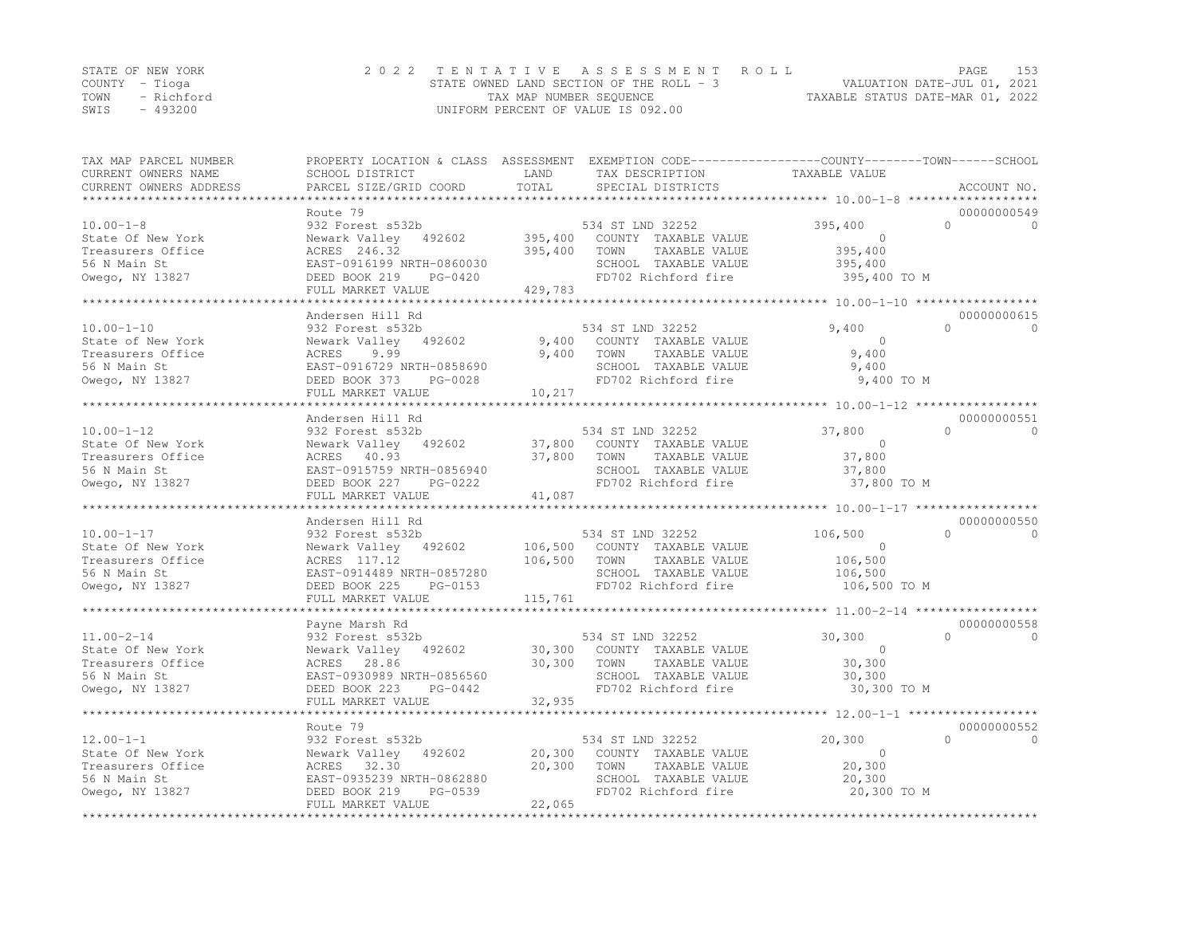STATE OF NEW YORK
COUNTY - Tioga
TOWN - Richford
SWIS - 493200

2022 TENTATIVE ASSESSMENT ROLL
STATE OWNED LAND SECTION OF THE ROLL - 3
TAX MAP NUMBER SEQUENCE
UNIFORM PERCENT OF VALUE IS 092.00

VALUATION DATE-JUL 01, 2021
TAXABLE STATUS DATE-MAR 01, 2022

| TAX MAP PARCEL NUMBER / CURRENT OWNERS NAME / CURRENT OWNERS ADDRESS | PROPERTY LOCATION & CLASS / SCHOOL DISTRICT / PARCEL SIZE/GRID COORD | ASSESSMENT LAND | TOTAL | EXEMPTION CODE / TAX DESCRIPTION / SPECIAL DISTRICTS | COUNTY TAXABLE VALUE | TOWN | SCHOOL | ACCOUNT NO. |
|---|---|---|---|---|---|---|---|---|
| 10.00-1-8 | Route 79 | | | | | | | 00000000549 |
| | 932 Forest s532b | | | 534 ST LND 32252 | 395,400 | 0 | 0 | |
| State Of New York | Newark Valley 492602 | 395,400 | | COUNTY TAXABLE VALUE | 0 | | | |
| Treasurers Office | ACRES 246.32 | | 395,400 | TOWN TAXABLE VALUE | 395,400 | | | |
| 56 N Main St | EAST-0916199 NRTH-0860030 | | | SCHOOL TAXABLE VALUE | 395,400 | | | |
| Owego, NY 13827 | DEED BOOK 219 PG-0420 | | | FD702 Richford fire | 395,400 TO M | | | |
| | FULL MARKET VALUE | | 429,783 | | | | | |
| 10.00-1-10 | Andersen Hill Rd | | | | | | | 00000000615 |
| | 932 Forest s532b | | | 534 ST LND 32252 | 9,400 | 0 | 0 | |
| State of New York | Newark Valley 492602 | 9,400 | | COUNTY TAXABLE VALUE | 0 | | | |
| Treasurers Office | ACRES 9.99 | | 9,400 | TOWN TAXABLE VALUE | 9,400 | | | |
| 56 N Main St | EAST-0916729 NRTH-0858690 | | | SCHOOL TAXABLE VALUE | 9,400 | | | |
| Owego, NY 13827 | DEED BOOK 373 PG-0028 | | | FD702 Richford fire | 9,400 TO M | | | |
| | FULL MARKET VALUE | | 10,217 | | | | | |
| 10.00-1-12 | Andersen Hill Rd | | | | | | | 00000000551 |
| | 932 Forest s532b | | | 534 ST LND 32252 | 37,800 | 0 | 0 | |
| State Of New York | Newark Valley 492602 | 37,800 | | COUNTY TAXABLE VALUE | 0 | | | |
| Treasurers Office | ACRES 40.93 | | 37,800 | TOWN TAXABLE VALUE | 37,800 | | | |
| 56 N Main St | EAST-0915759 NRTH-0856940 | | | SCHOOL TAXABLE VALUE | 37,800 | | | |
| Owego, NY 13827 | DEED BOOK 227 PG-0222 | | | FD702 Richford fire | 37,800 TO M | | | |
| | FULL MARKET VALUE | | 41,087 | | | | | |
| 10.00-1-17 | Andersen Hill Rd | | | | | | | 00000000550 |
| | 932 Forest s532b | | | 534 ST LND 32252 | 106,500 | 0 | 0 | |
| State Of New York | Newark Valley 492602 | 106,500 | | COUNTY TAXABLE VALUE | 0 | | | |
| Treasurers Office | ACRES 117.12 | | 106,500 | TOWN TAXABLE VALUE | 106,500 | | | |
| 56 N Main St | EAST-0914489 NRTH-0857280 | | | SCHOOL TAXABLE VALUE | 106,500 | | | |
| Owego, NY 13827 | DEED BOOK 225 PG-0153 | | | FD702 Richford fire | 106,500 TO M | | | |
| | FULL MARKET VALUE | | 115,761 | | | | | |
| 11.00-2-14 | Payne Marsh Rd | | | | | | | 00000000558 |
| | 932 Forest s532b | | | 534 ST LND 32252 | 30,300 | 0 | 0 | |
| State Of New York | Newark Valley 492602 | 30,300 | | COUNTY TAXABLE VALUE | 0 | | | |
| Treasurers Office | ACRES 28.86 | | 30,300 | TOWN TAXABLE VALUE | 30,300 | | | |
| 56 N Main St | EAST-0930989 NRTH-0856560 | | | SCHOOL TAXABLE VALUE | 30,300 | | | |
| Owego, NY 13827 | DEED BOOK 223 PG-0442 | | | FD702 Richford fire | 30,300 TO M | | | |
| | FULL MARKET VALUE | | 32,935 | | | | | |
| 12.00-1-1 | Route 79 | | | | | | | 00000000552 |
| | 932 Forest s532b | | | 534 ST LND 32252 | 20,300 | 0 | 0 | |
| State Of New York | Newark Valley 492602 | 20,300 | | COUNTY TAXABLE VALUE | 0 | | | |
| Treasurers Office | ACRES 32.30 | | 20,300 | TOWN TAXABLE VALUE | 20,300 | | | |
| 56 N Main St | EAST-0935239 NRTH-0862880 | | | SCHOOL TAXABLE VALUE | 20,300 | | | |
| Owego, NY 13827 | DEED BOOK 219 PG-0539 | | | FD702 Richford fire | 20,300 TO M | | | |
| | FULL MARKET VALUE | | 22,065 | | | | | |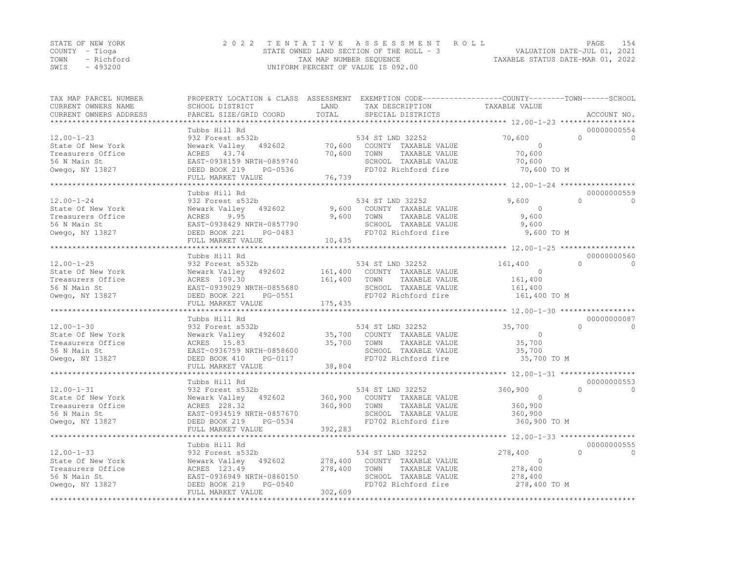STATE OF NEW YORK
COUNTY - Tioga
TOWN - Richford
SWIS - 493200

2 0 2 2 T E N T A T I V E A S S E S S M E N T R O L L
STATE OWNED LAND SECTION OF THE ROLL - 3
TAX MAP NUMBER SEQUENCE
UNIFORM PERCENT OF VALUE IS 092.00

VALUATION DATE-JUL 01, 2021
TAXABLE STATUS DATE-MAR 01, 2022

| TAX MAP PARCEL NUMBER / CURRENT OWNERS NAME / CURRENT OWNERS ADDRESS | PROPERTY LOCATION & CLASS / SCHOOL DISTRICT / PARCEL SIZE/GRID COORD | ASSESSMENT LAND | TOTAL | EXEMPTION CODE / TAX DESCRIPTION / SPECIAL DISTRICTS | COUNTY TAXABLE VALUE | TOWN | SCHOOL | ACCOUNT NO. |
|---|---|---|---|---|---|---|---|---|
| 12.00-1-23 | Tubbs Hill Rd | | | | | | | 00000000554 |
| | 932 Forest s532b | | | 534 ST LND 32252 | 70,600 | 0 | 0 | |
| State Of New York | Newark Valley 492602 | 70,600 | | COUNTY TAXABLE VALUE | 0 | | | |
| Treasurers Office | ACRES 43.74 | | 70,600 | TOWN TAXABLE VALUE | 70,600 | | | |
| 56 N Main St | EAST-0938159 NRTH-0859740 | | | SCHOOL TAXABLE VALUE | 70,600 | | | |
| Owego, NY 13827 | DEED BOOK 219 PG-0536 | | | FD702 Richford fire | 70,600 TO M | | | |
| | FULL MARKET VALUE | | 76,739 | | | | | |
| 12.00-1-24 | Tubbs Hill Rd | | | | | | | 00000000559 |
| | 932 Forest s532b | | | 534 ST LND 32252 | 9,600 | 0 | 0 | |
| State Of New York | Newark Valley 492602 | 9,600 | | COUNTY TAXABLE VALUE | 0 | | | |
| Treasurers Office | ACRES 9.95 | | 9,600 | TOWN TAXABLE VALUE | 9,600 | | | |
| 56 N Main St | EAST-0938429 NRTH-0857790 | | | SCHOOL TAXABLE VALUE | 9,600 | | | |
| Owego, NY 13827 | DEED BOOK 221 PG-0483 | | | FD702 Richford fire | 9,600 TO M | | | |
| | FULL MARKET VALUE | | 10,435 | | | | | |
| 12.00-1-25 | Tubbs Hill Rd | | | | | | | 00000000560 |
| | 932 Forest s532b | | | 534 ST LND 32252 | 161,400 | 0 | 0 | |
| State Of New York | Newark Valley 492602 | 161,400 | | COUNTY TAXABLE VALUE | 0 | | | |
| Treasurers Office | ACRES 109.30 | | 161,400 | TOWN TAXABLE VALUE | 161,400 | | | |
| 56 N Main St | EAST-0939029 NRTH-0855680 | | | SCHOOL TAXABLE VALUE | 161,400 | | | |
| Owego, NY 13827 | DEED BOOK 221 PG-0551 | | | FD702 Richford fire | 161,400 TO M | | | |
| | FULL MARKET VALUE | | 175,435 | | | | | |
| 12.00-1-30 | Tubbs Hill Rd | | | | | | | 00000000087 |
| | 932 Forest s532b | | | 534 ST LND 32252 | 35,700 | 0 | 0 | |
| State Of New York | Newark Valley 492602 | 35,700 | | COUNTY TAXABLE VALUE | 0 | | | |
| Treasurers Office | ACRES 15.83 | | 35,700 | TOWN TAXABLE VALUE | 35,700 | | | |
| 56 N Main St | EAST-0936759 NRTH-0858600 | | | SCHOOL TAXABLE VALUE | 35,700 | | | |
| Owego, NY 13827 | DEED BOOK 410 PG-0117 | | | FD702 Richford fire | 35,700 TO M | | | |
| | FULL MARKET VALUE | | 38,804 | | | | | |
| 12.00-1-31 | Tubbs Hill Rd | | | | | | | 00000000553 |
| | 932 Forest s532b | | | 534 ST LND 32252 | 360,900 | 0 | 0 | |
| State Of New York | Newark Valley 492602 | 360,900 | | COUNTY TAXABLE VALUE | 0 | | | |
| Treasurers Office | ACRES 228.32 | | 360,900 | TOWN TAXABLE VALUE | 360,900 | | | |
| 56 N Main St | EAST-0934519 NRTH-0857670 | | | SCHOOL TAXABLE VALUE | 360,900 | | | |
| Owego, NY 13827 | DEED BOOK 219 PG-0534 | | | FD702 Richford fire | 360,900 TO M | | | |
| | FULL MARKET VALUE | | 392,283 | | | | | |
| 12.00-1-33 | Tubbs Hill Rd | | | | | | | 00000000555 |
| | 932 Forest s532b | | | 534 ST LND 32252 | 278,400 | 0 | 0 | |
| State Of New York | Newark Valley 492602 | 278,400 | | COUNTY TAXABLE VALUE | 0 | | | |
| Treasurers Office | ACRES 123.49 | | 278,400 | TOWN TAXABLE VALUE | 278,400 | | | |
| 56 N Main St | EAST-0936949 NRTH-0860150 | | | SCHOOL TAXABLE VALUE | 278,400 | | | |
| Owego, NY 13827 | DEED BOOK 219 PG-0540 | | | FD702 Richford fire | 278,400 TO M | | | |
| | FULL MARKET VALUE | | 302,609 | | | | | |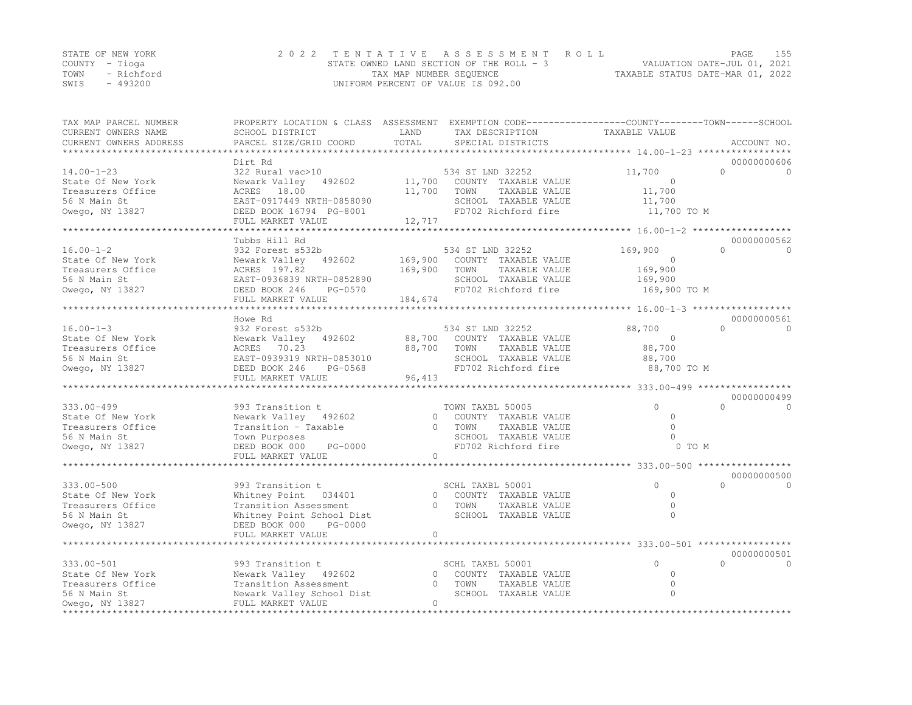STATE OF NEW YORK
COUNTY - Tioga
TOWN - Richford
SWIS - 493200

2022 TENTATIVE ASSESSMENT ROLL
STATE OWNED LAND SECTION OF THE ROLL - 3
TAX MAP NUMBER SEQUENCE
UNIFORM PERCENT OF VALUE IS 092.00

VALUATION DATE-JUL 01, 2021
TAXABLE STATUS DATE-MAR 01, 2022

| TAX MAP PARCEL NUMBER / CURRENT OWNERS NAME / CURRENT OWNERS ADDRESS | PROPERTY LOCATION & CLASS / SCHOOL DISTRICT / PARCEL SIZE/GRID COORD | ASSESSMENT LAND / TOTAL | EXEMPTION CODE / TAX DESCRIPTION / SPECIAL DISTRICTS | COUNTY TAXABLE VALUE | TOWN | SCHOOL | ACCOUNT NO. |
|---|---|---|---|---|---|---|---|
| **14.00-1-23** | Dirt Rd | | | | | | 00000000606 |
| 14.00-1-23 | 322 Rural vac>10 | | 534 ST LND 32252 | 11,700 | 0 | 0 | |
| State Of New York | Newark Valley 492602 | 11,700 | COUNTY TAXABLE VALUE | 0 | | | |
| Treasurers Office | ACRES 18.00 | 11,700 | TOWN TAXABLE VALUE | 11,700 | | | |
| 56 N Main St | EAST-0917449 NRTH-0858090 | | SCHOOL TAXABLE VALUE | 11,700 | | | |
| Owego, NY 13827 | DEED BOOK 16794 PG-8001 | | FD702 Richford fire | 11,700 TO M | | | |
| | FULL MARKET VALUE | 12,717 | | | | | |
| **16.00-1-2** | Tubbs Hill Rd | | | | | | 00000000562 |
| 16.00-1-2 | 932 Forest s532b | | 534 ST LND 32252 | 169,900 | 0 | 0 | |
| State Of New York | Newark Valley 492602 | 169,900 | COUNTY TAXABLE VALUE | 0 | | | |
| Treasurers Office | ACRES 197.82 | 169,900 | TOWN TAXABLE VALUE | 169,900 | | | |
| 56 N Main St | EAST-0936839 NRTH-0852890 | | SCHOOL TAXABLE VALUE | 169,900 | | | |
| Owego, NY 13827 | DEED BOOK 246 PG-0570 | | FD702 Richford fire | 169,900 TO M | | | |
| | FULL MARKET VALUE | 184,674 | | | | | |
| **16.00-1-3** | Howe Rd | | | | | | 00000000561 |
| 16.00-1-3 | 932 Forest s532b | | 534 ST LND 32252 | 88,700 | 0 | 0 | |
| State Of New York | Newark Valley 492602 | 88,700 | COUNTY TAXABLE VALUE | 0 | | | |
| Treasurers Office | ACRES 70.23 | 88,700 | TOWN TAXABLE VALUE | 88,700 | | | |
| 56 N Main St | EAST-0939319 NRTH-0853010 | | SCHOOL TAXABLE VALUE | 88,700 | | | |
| Owego, NY 13827 | DEED BOOK 246 PG-0568 | | FD702 Richford fire | 88,700 TO M | | | |
| | FULL MARKET VALUE | 96,413 | | | | | |
| **333.00-499** | | | | | | | 00000000499 |
| 333.00-499 | 993 Transition t | | TOWN TAXBL 50005 | 0 | 0 | 0 | |
| State Of New York | Newark Valley 492602 | 0 | COUNTY TAXABLE VALUE | 0 | | | |
| Treasurers Office | Transition - Taxable | 0 | TOWN TAXABLE VALUE | 0 | | | |
| 56 N Main St | Town Purposes | | SCHOOL TAXABLE VALUE | 0 | | | |
| Owego, NY 13827 | DEED BOOK 000 PG-0000 | | FD702 Richford fire | 0 TO M | | | |
| | FULL MARKET VALUE | 0 | | | | | |
| **333.00-500** | | | | | | | 00000000500 |
| 333.00-500 | 993 Transition t | | SCHL TAXBL 50001 | 0 | 0 | 0 | |
| State Of New York | Whitney Point 034401 | 0 | COUNTY TAXABLE VALUE | 0 | | | |
| Treasurers Office | Transition Assessment | 0 | TOWN TAXABLE VALUE | 0 | | | |
| 56 N Main St | Whitney Point School Dist | | SCHOOL TAXABLE VALUE | 0 | | | |
| Owego, NY 13827 | DEED BOOK 000 PG-0000 | | | | | | |
| | FULL MARKET VALUE | 0 | | | | | |
| **333.00-501** | | | | | | | 00000000501 |
| 333.00-501 | 993 Transition t | | SCHL TAXBL 50001 | 0 | 0 | 0 | |
| State Of New York | Newark Valley 492602 | 0 | COUNTY TAXABLE VALUE | 0 | | | |
| Treasurers Office | Transition Assessment | 0 | TOWN TAXABLE VALUE | 0 | | | |
| 56 N Main St | Newark Valley School Dist | | SCHOOL TAXABLE VALUE | 0 | | | |
| Owego, NY 13827 | FULL MARKET VALUE | 0 | | | | | |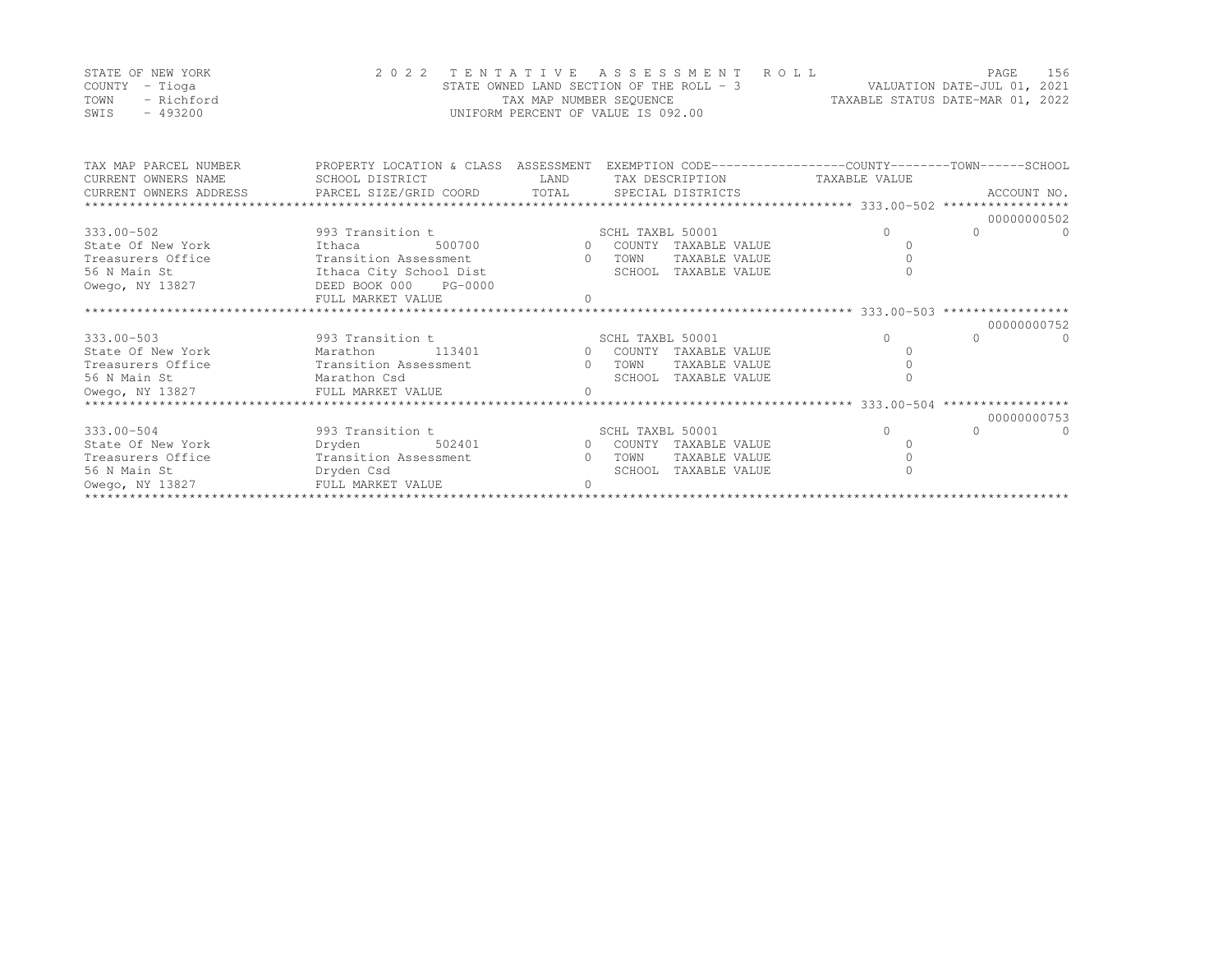STATE OF NEW YORK
COUNTY - Tioga
TOWN - Richford
SWIS - 493200

2 0 2 2 T E N T A T I V E A S S E S S M E N T R O L L
STATE OWNED LAND SECTION OF THE ROLL - 3
TAX MAP NUMBER SEQUENCE
UNIFORM PERCENT OF VALUE IS 092.00

VALUATION DATE-JUL 01, 2021
TAXABLE STATUS DATE-MAR 01, 2022

| TAX MAP PARCEL NUMBER / CURRENT OWNERS NAME / CURRENT OWNERS ADDRESS | PROPERTY LOCATION & CLASS / SCHOOL DISTRICT / PARCEL SIZE/GRID COORD | ASSESSMENT LAND / TOTAL | EXEMPTION CODE / TAX DESCRIPTION / SPECIAL DISTRICTS | COUNTY TAXABLE VALUE | TOWN | SCHOOL | ACCOUNT NO. |
|---|---|---|---|---|---|---|---|
| 333.00-502 | 993 Transition t | | SCHL TAXBL 50001 | 0 | 0 | 0 | 00000000502 |
| State Of New York | Ithaca 500700 | 0 | COUNTY TAXABLE VALUE | 0 | | | |
| Treasurers Office | Transition Assessment | 0 | TOWN TAXABLE VALUE | 0 | | | |
| 56 N Main St | Ithaca City School Dist | | SCHOOL TAXABLE VALUE | 0 | | | |
| Owego, NY 13827 | DEED BOOK 000 PG-0000 | | | | | | |
| | FULL MARKET VALUE | 0 | | | | | |
| 333.00-503 | 993 Transition t | | SCHL TAXBL 50001 | 0 | 0 | 0 | 00000000752 |
| State Of New York | Marathon 113401 | 0 | COUNTY TAXABLE VALUE | 0 | | | |
| Treasurers Office | Transition Assessment | 0 | TOWN TAXABLE VALUE | 0 | | | |
| 56 N Main St | Marathon Csd | | SCHOOL TAXABLE VALUE | 0 | | | |
| Owego, NY 13827 | FULL MARKET VALUE | 0 | | | | | |
| 333.00-504 | 993 Transition t | | SCHL TAXBL 50001 | 0 | 0 | 0 | 00000000753 |
| State Of New York | Dryden 502401 | 0 | COUNTY TAXABLE VALUE | 0 | | | |
| Treasurers Office | Transition Assessment | 0 | TOWN TAXABLE VALUE | 0 | | | |
| 56 N Main St | Dryden Csd | | SCHOOL TAXABLE VALUE | 0 | | | |
| Owego, NY 13827 | FULL MARKET VALUE | 0 | | | | | |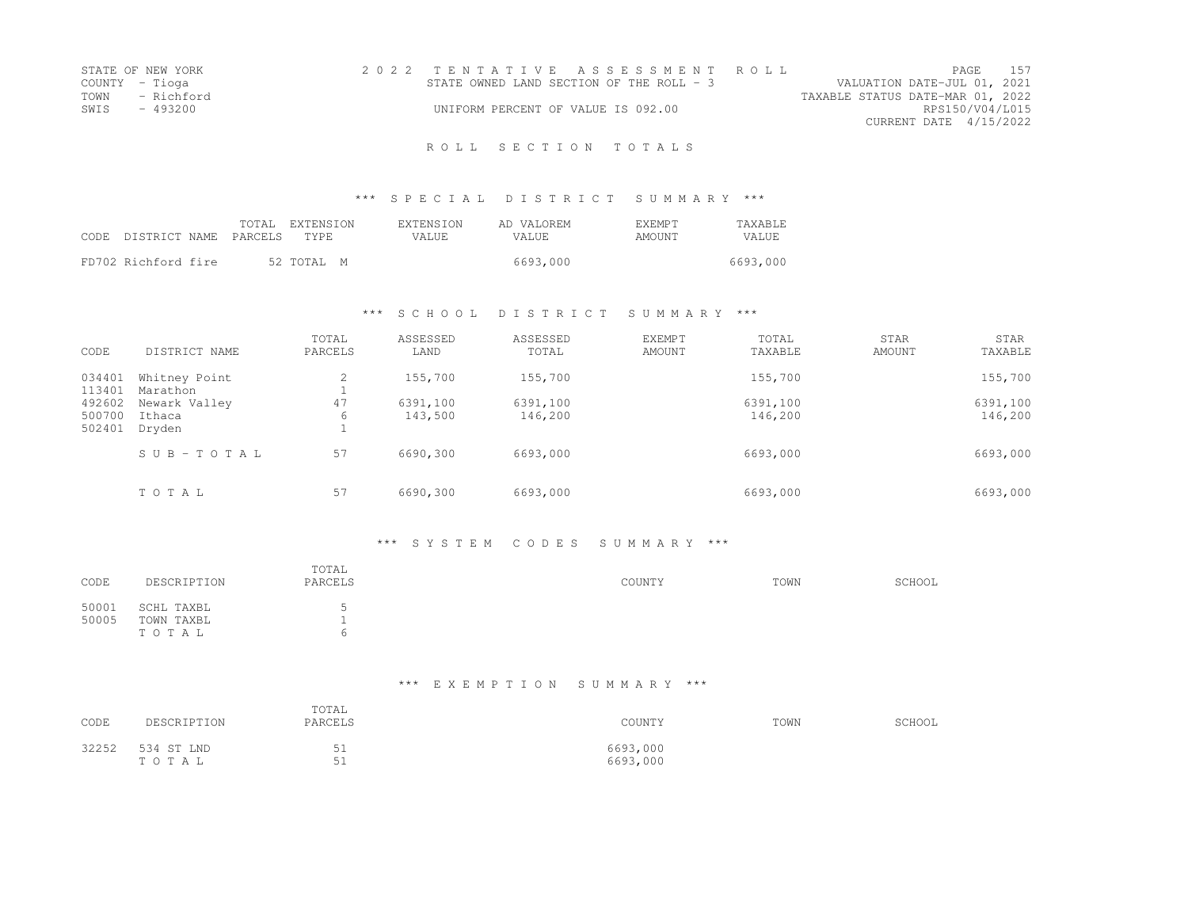STATE OF NEW YORK
COUNTY - Tioga
TOWN - Richford
SWIS - 493200

2 0 2 2 TENTATIVE ASSESSMENT ROLL
STATE OWNED LAND SECTION OF THE ROLL - 3
UNIFORM PERCENT OF VALUE IS 092.00

VALUATION DATE-JUL 01, 2021
TAXABLE STATUS DATE-MAR 01, 2022
RPS150/V04/L015
CURRENT DATE 4/15/2022

## ROLL SECTION TOTALS

### *** SPECIAL DISTRICT SUMMARY ***

| CODE DISTRICT NAME | TOTAL PARCELS | EXTENSION TYPE | EXTENSION VALUE | AD VALOREM VALUE | EXEMPT AMOUNT | TAXABLE VALUE |
|---|---|---|---|---|---|---|
| FD702 Richford fire | 52 | TOTAL M | | 6693,000 | | 6693,000 |

### *** SCHOOL DISTRICT SUMMARY ***

| CODE | DISTRICT NAME | TOTAL PARCELS | ASSESSED LAND | ASSESSED TOTAL | EXEMPT AMOUNT | TOTAL TAXABLE | STAR AMOUNT | STAR TAXABLE |
|---|---|---|---|---|---|---|---|---|
| 034401 | Whitney Point | 2 | 155,700 | 155,700 | | 155,700 | | 155,700 |
| 113401 | Marathon | 1 | | | | | | |
| 492602 | Newark Valley | 47 | 6391,100 | 6391,100 | | 6391,100 | | 6391,100 |
| 500700 | Ithaca | 6 | 143,500 | 146,200 | | 146,200 | | 146,200 |
| 502401 | Dryden | 1 | | | | | | |
| | SUB-TOTAL | 57 | 6690,300 | 6693,000 | | 6693,000 | | 6693,000 |
| | TOTAL | 57 | 6690,300 | 6693,000 | | 6693,000 | | 6693,000 |

### *** SYSTEM CODES SUMMARY ***

| CODE | DESCRIPTION | TOTAL PARCELS | COUNTY | TOWN | SCHOOL |
|---|---|---|---|---|---|
| 50001 | SCHL TAXBL | 5 | | | |
| 50005 | TOWN TAXBL | 1 | | | |
| | TOTAL | 6 | | | |

### *** EXEMPTION SUMMARY ***

| CODE | DESCRIPTION | TOTAL PARCELS | COUNTY | TOWN | SCHOOL |
|---|---|---|---|---|---|
| 32252 | 534 ST LND | 51 | 6693,000 | | |
| | TOTAL | 51 | 6693,000 | | |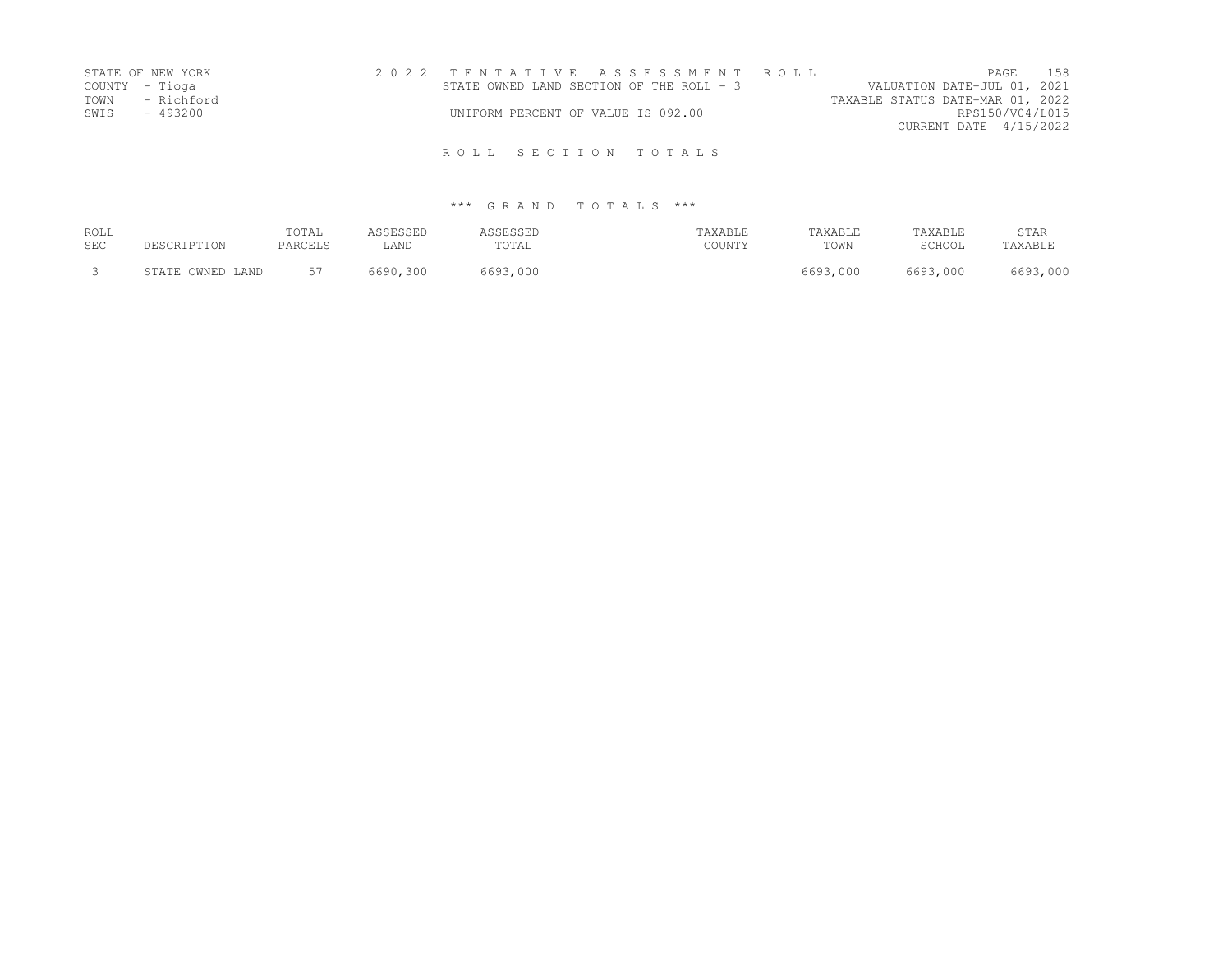STATE OF NEW YORK
COUNTY - Tioga
TOWN - Richford
SWIS - 493200

2 0 2 2 T E N T A T I V E A S S E S S M E N T R O L L
STATE OWNED LAND SECTION OF THE ROLL - 3
UNIFORM PERCENT OF VALUE IS 092.00

VALUATION DATE-JUL 01, 2021
TAXABLE STATUS DATE-MAR 01, 2022
RPS150/V04/L015
CURRENT DATE 4/15/2022

## R O L L S E C T I O N T O T A L S

### \*\*\* G R A N D T O T A L S \*\*\*

| ROLL SEC | DESCRIPTION | TOTAL PARCELS | ASSESSED LAND | ASSESSED TOTAL | TAXABLE COUNTY | TAXABLE TOWN | TAXABLE SCHOOL | STAR TAXABLE |
|---|---|---|---|---|---|---|---|---|
| 3 | STATE OWNED LAND | 57 | 6690,300 | 6693,000 | | 6693,000 | 6693,000 | 6693,000 |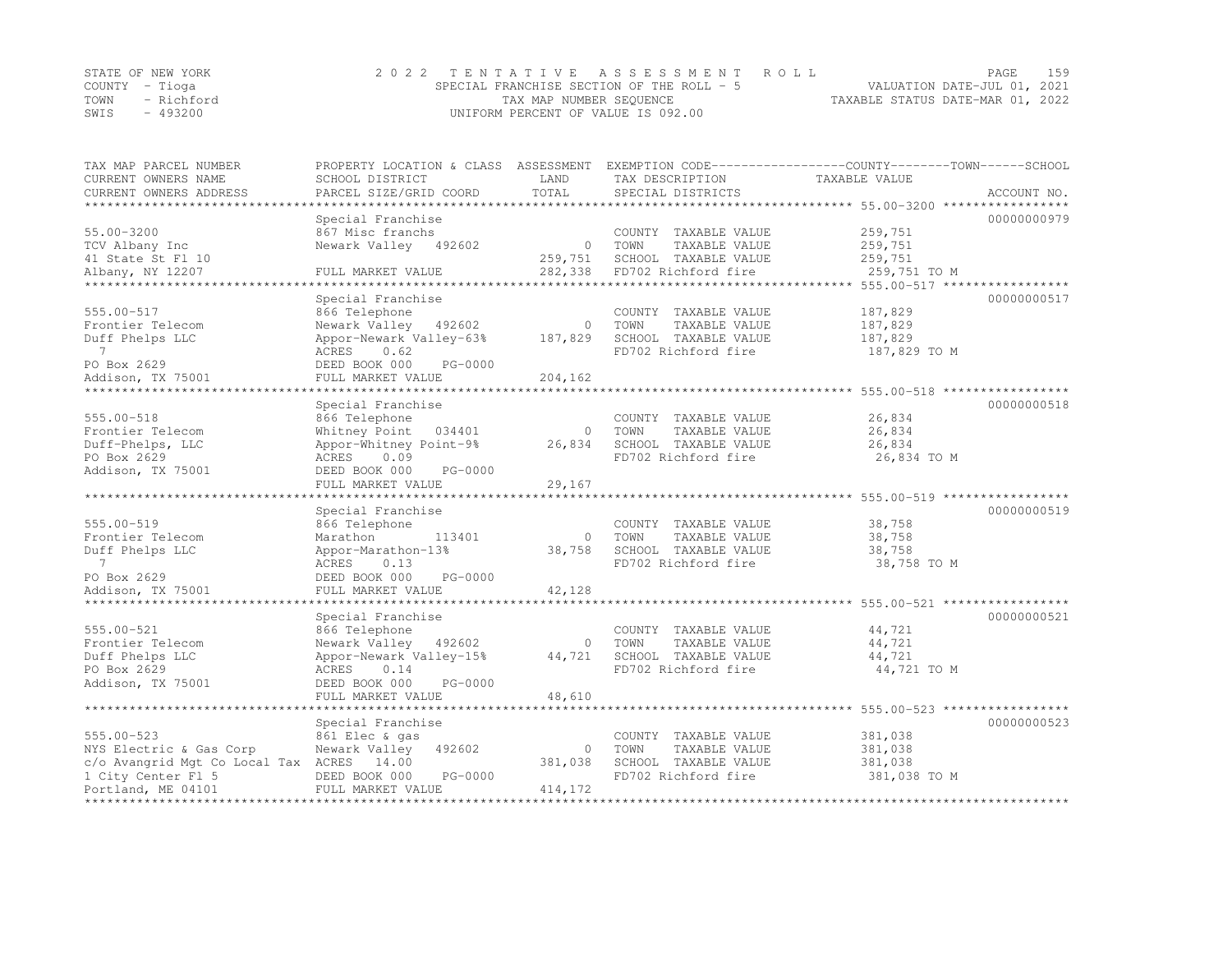STATE OF NEW YORK
COUNTY - Tioga
TOWN - Richford
SWIS - 493200

2022 TENTATIVE ASSESSMENT ROLL
SPECIAL FRANCHISE SECTION OF THE ROLL - 5
TAX MAP NUMBER SEQUENCE
UNIFORM PERCENT OF VALUE IS 092.00

VALUATION DATE-JUL 01, 2021
TAXABLE STATUS DATE-MAR 01, 2022

| TAX MAP PARCEL NUMBER / CURRENT OWNERS NAME / CURRENT OWNERS ADDRESS | PROPERTY LOCATION & CLASS / SCHOOL DISTRICT / PARCEL SIZE/GRID COORD | ASSESSMENT LAND / TOTAL | EXEMPTION CODE / TAX DESCRIPTION / SPECIAL DISTRICTS | TAXABLE VALUE (COUNTY--TOWN--SCHOOL) | ACCOUNT NO. |
|---|---|---|---|---|---|
| 55.00-3200 | Special Franchise | | | | 00000000979 |
| 55.00-3200 | 867 Misc franchs | | COUNTY TAXABLE VALUE | 259,751 | |
| TCV Albany Inc | Newark Valley 492602 | 0 | TOWN TAXABLE VALUE | 259,751 | |
| 41 State St Fl 10 | | 259,751 | SCHOOL TAXABLE VALUE | 259,751 | |
| Albany, NY 12207 | FULL MARKET VALUE | 282,338 | FD702 Richford fire | 259,751 TO M | |
| 555.00-517 | Special Franchise | | | | 00000000517 |
| 555.00-517 | 866 Telephone | | COUNTY TAXABLE VALUE | 187,829 | |
| Frontier Telecom | Newark Valley 492602 | 0 | TOWN TAXABLE VALUE | 187,829 | |
| Duff Phelps LLC | Appor-Newark Valley-63% | 187,829 | SCHOOL TAXABLE VALUE | 187,829 | |
| 7 | ACRES 0.62 | | FD702 Richford fire | 187,829 TO M | |
| PO Box 2629 | DEED BOOK 000 PG-0000 | | | | |
| Addison, TX 75001 | FULL MARKET VALUE | 204,162 | | | |
| 555.00-518 | Special Franchise | | | | 00000000518 |
| 555.00-518 | 866 Telephone | | COUNTY TAXABLE VALUE | 26,834 | |
| Frontier Telecom | Whitney Point 034401 | 0 | TOWN TAXABLE VALUE | 26,834 | |
| Duff-Phelps, LLC | Appor-Whitney Point-9% | 26,834 | SCHOOL TAXABLE VALUE | 26,834 | |
| PO Box 2629 | ACRES 0.09 | | FD702 Richford fire | 26,834 TO M | |
| Addison, TX 75001 | DEED BOOK 000 PG-0000 | | | | |
| | FULL MARKET VALUE | 29,167 | | | |
| 555.00-519 | Special Franchise | | | | 00000000519 |
| 555.00-519 | 866 Telephone | | COUNTY TAXABLE VALUE | 38,758 | |
| Frontier Telecom | Marathon 113401 | 0 | TOWN TAXABLE VALUE | 38,758 | |
| Duff Phelps LLC | Appor-Marathon-13% | 38,758 | SCHOOL TAXABLE VALUE | 38,758 | |
| 7 | ACRES 0.13 | | FD702 Richford fire | 38,758 TO M | |
| PO Box 2629 | DEED BOOK 000 PG-0000 | | | | |
| Addison, TX 75001 | FULL MARKET VALUE | 42,128 | | | |
| 555.00-521 | Special Franchise | | | | 00000000521 |
| 555.00-521 | 866 Telephone | | COUNTY TAXABLE VALUE | 44,721 | |
| Frontier Telecom | Newark Valley 492602 | 0 | TOWN TAXABLE VALUE | 44,721 | |
| Duff Phelps LLC | Appor-Newark Valley-15% | 44,721 | SCHOOL TAXABLE VALUE | 44,721 | |
| PO Box 2629 | ACRES 0.14 | | FD702 Richford fire | 44,721 TO M | |
| Addison, TX 75001 | DEED BOOK 000 PG-0000 | | | | |
| | FULL MARKET VALUE | 48,610 | | | |
| 555.00-523 | Special Franchise | | | | 00000000523 |
| 555.00-523 | 861 Elec & gas | | COUNTY TAXABLE VALUE | 381,038 | |
| NYS Electric & Gas Corp | Newark Valley 492602 | 0 | TOWN TAXABLE VALUE | 381,038 | |
| c/o Avangrid Mgt Co Local Tax | ACRES 14.00 | 381,038 | SCHOOL TAXABLE VALUE | 381,038 | |
| 1 City Center Fl 5 | DEED BOOK 000 PG-0000 | | FD702 Richford fire | 381,038 TO M | |
| Portland, ME 04101 | FULL MARKET VALUE | 414,172 | | | |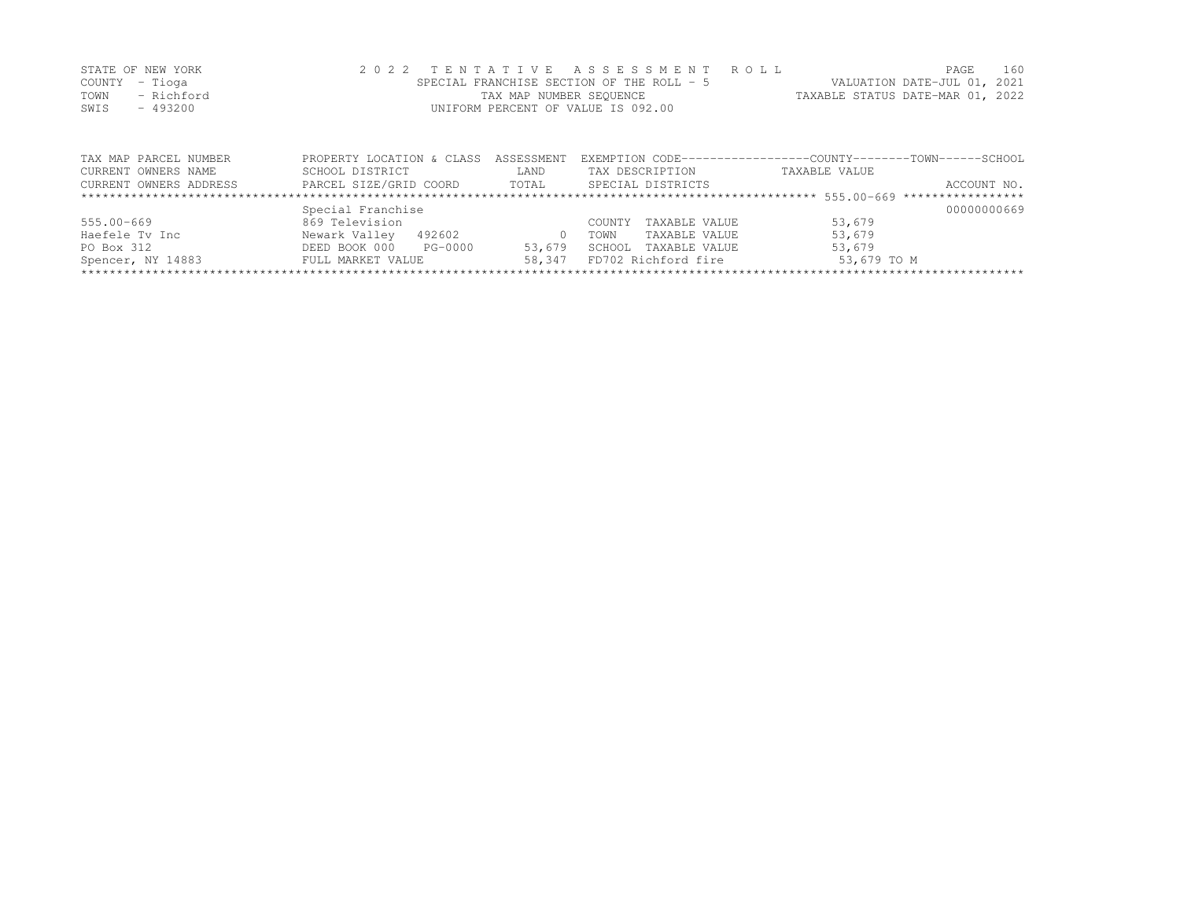STATE OF NEW YORK
COUNTY - Tioga
TOWN - Richford
SWIS - 493200

2022 TENTATIVE ASSESSMENT ROLL
SPECIAL FRANCHISE SECTION OF THE ROLL - 5
TAX MAP NUMBER SEQUENCE
UNIFORM PERCENT OF VALUE IS 092.00

VALUATION DATE-JUL 01, 2021
TAXABLE STATUS DATE-MAR 01, 2022

| TAX MAP PARCEL NUMBER / CURRENT OWNERS NAME / CURRENT OWNERS ADDRESS | PROPERTY LOCATION & CLASS / SCHOOL DISTRICT / PARCEL SIZE/GRID COORD | ASSESSMENT LAND / TOTAL | EXEMPTION CODE / TAX DESCRIPTION / SPECIAL DISTRICTS | COUNTY / TOWN / SCHOOL TAXABLE VALUE | ACCOUNT NO. |
|---|---|---|---|---|---|
| | Special Franchise | | | | 00000000669 |
| 555.00-669 | 869 Television | | COUNTY TAXABLE VALUE | 53,679 | |
| Haefele Tv Inc | Newark Valley 492602 | 0 | TOWN TAXABLE VALUE | 53,679 | |
| PO Box 312 | DEED BOOK 000 PG-0000 | 53,679 | SCHOOL TAXABLE VALUE | 53,679 | |
| Spencer, NY 14883 | FULL MARKET VALUE | 58,347 | FD702 Richford fire | 53,679 TO M | |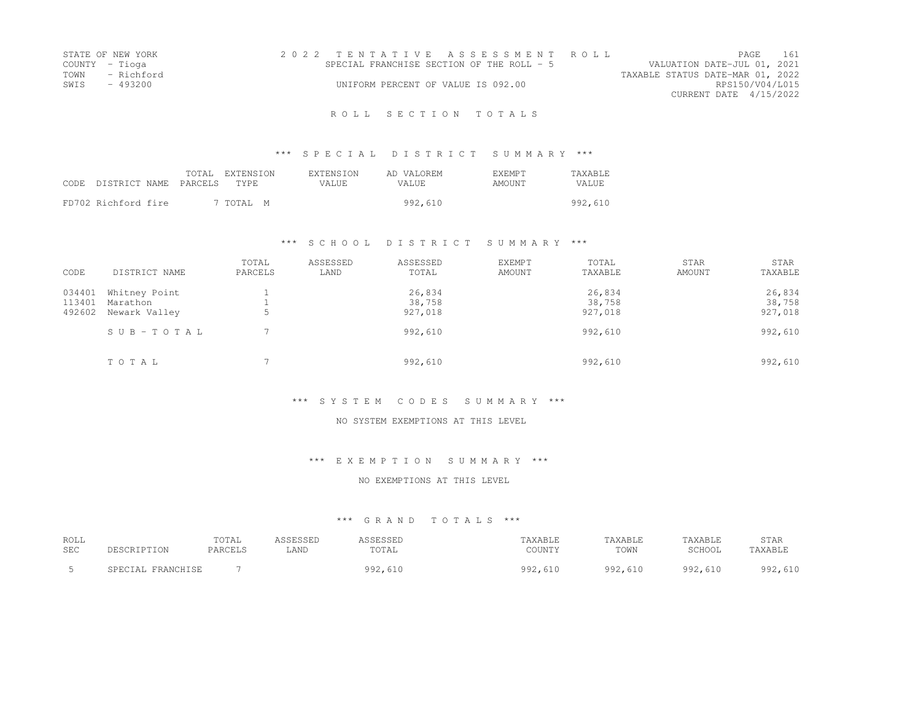STATE OF NEW YORK
COUNTY - Tioga
TOWN - Richford
SWIS - 493200

2022 TENTATIVE ASSESSMENT ROLL
SPECIAL FRANCHISE SECTION OF THE ROLL - 5
UNIFORM PERCENT OF VALUE IS 092.00

VALUATION DATE-JUL 01, 2021
TAXABLE STATUS DATE-MAR 01, 2022
RPS150/V04/L015
CURRENT DATE 4/15/2022

# ROLL SECTION TOTALS

## *** SPECIAL DISTRICT SUMMARY ***

| CODE DISTRICT NAME | TOTAL PARCELS | EXTENSION TYPE | EXTENSION VALUE | AD VALOREM VALUE | EXEMPT AMOUNT | TAXABLE VALUE |
|---|---|---|---|---|---|---|
| FD702 Richford fire | 7 | TOTAL M | | 992,610 | | 992,610 |

## *** SCHOOL DISTRICT SUMMARY ***

| CODE | DISTRICT NAME | TOTAL PARCELS | ASSESSED LAND | ASSESSED TOTAL | EXEMPT AMOUNT | TOTAL TAXABLE | STAR AMOUNT | STAR TAXABLE |
|---|---|---|---|---|---|---|---|---|
| 034401 | Whitney Point | 1 | | 26,834 | | 26,834 | | 26,834 |
| 113401 | Marathon | 1 | | 38,758 | | 38,758 | | 38,758 |
| 492602 | Newark Valley | 5 | | 927,018 | | 927,018 | | 927,018 |
| | SUB-TOTAL | 7 | | 992,610 | | 992,610 | | 992,610 |
| | TOTAL | 7 | | 992,610 | | 992,610 | | 992,610 |

## *** SYSTEM CODES SUMMARY ***

NO SYSTEM EXEMPTIONS AT THIS LEVEL

## *** EXEMPTION SUMMARY ***

NO EXEMPTIONS AT THIS LEVEL

## *** GRAND TOTALS ***

| ROLL SEC | DESCRIPTION | TOTAL PARCELS | ASSESSED LAND | ASSESSED TOTAL | TAXABLE COUNTY | TAXABLE TOWN | TAXABLE SCHOOL | STAR TAXABLE |
|---|---|---|---|---|---|---|---|---|
| 5 | SPECIAL FRANCHISE | 7 | | 992,610 | 992,610 | 992,610 | 992,610 | 992,610 |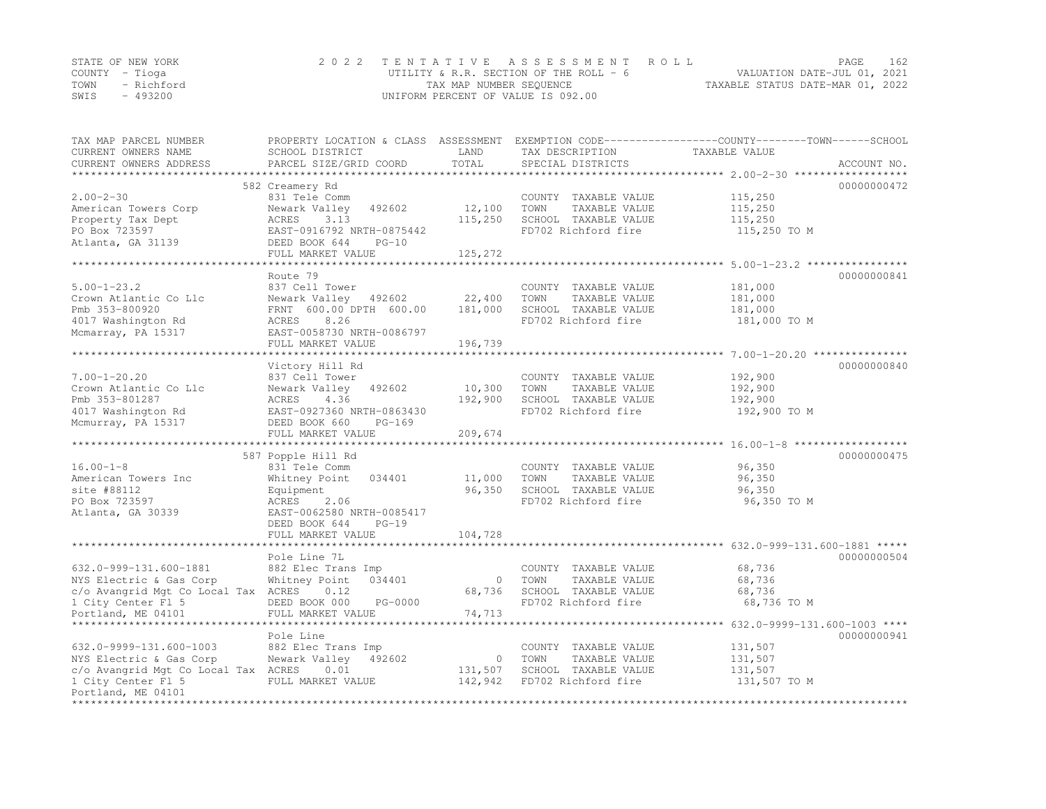STATE OF NEW YORK
COUNTY - Tioga
TOWN - Richford
SWIS - 493200

2022 TENTATIVE ASSESSMENT ROLL
UTILITY & R.R. SECTION OF THE ROLL - 6
TAX MAP NUMBER SEQUENCE
UNIFORM PERCENT OF VALUE IS 092.00

VALUATION DATE-JUL 01, 2021
TAXABLE STATUS DATE-MAR 01, 2022

| TAX MAP PARCEL NUMBER / CURRENT OWNERS NAME / CURRENT OWNERS ADDRESS | PROPERTY LOCATION & CLASS / SCHOOL DISTRICT / PARCEL SIZE/GRID COORD | ASSESSMENT LAND | TOTAL | EXEMPTION CODE / TAX DESCRIPTION / SPECIAL DISTRICTS | COUNTY / TOWN / SCHOOL TAXABLE VALUE | ACCOUNT NO. |
|---|---|---|---|---|---|---|
| **2.00-2-30** | 582 Creamery Rd | | | | | 00000000472 |
| 2.00-2-30 | 831 Tele Comm | | | COUNTY TAXABLE VALUE | 115,250 | |
| American Towers Corp | Newark Valley 492602 | 12,100 | | TOWN TAXABLE VALUE | 115,250 | |
| Property Tax Dept | ACRES 3.13 | | 115,250 | SCHOOL TAXABLE VALUE | 115,250 | |
| PO Box 723597 | EAST-0916792 NRTH-0875442 | | | FD702 Richford fire | 115,250 TO M | |
| Atlanta, GA 31139 | DEED BOOK 644 PG-10 | | | | | |
| | FULL MARKET VALUE | | 125,272 | | | |
| **5.00-1-23.2** | Route 79 | | | | | 00000000841 |
| 5.00-1-23.2 | 837 Cell Tower | | | COUNTY TAXABLE VALUE | 181,000 | |
| Crown Atlantic Co Llc | Newark Valley 492602 | 22,400 | | TOWN TAXABLE VALUE | 181,000 | |
| Pmb 353-800920 | FRNT 600.00 DPTH 600.00 | | 181,000 | SCHOOL TAXABLE VALUE | 181,000 | |
| 4017 Washington Rd | ACRES 8.26 | | | FD702 Richford fire | 181,000 TO M | |
| Mcmarray, PA 15317 | EAST-0058730 NRTH-0086797 | | | | | |
| | FULL MARKET VALUE | | 196,739 | | | |
| **7.00-1-20.20** | Victory Hill Rd | | | | | 00000000840 |
| 7.00-1-20.20 | 837 Cell Tower | | | COUNTY TAXABLE VALUE | 192,900 | |
| Crown Atlantic Co Llc | Newark Valley 492602 | 10,300 | | TOWN TAXABLE VALUE | 192,900 | |
| Pmb 353-801287 | ACRES 4.36 | | 192,900 | SCHOOL TAXABLE VALUE | 192,900 | |
| 4017 Washington Rd | EAST-0927360 NRTH-0863430 | | | FD702 Richford fire | 192,900 TO M | |
| Mcmurray, PA 15317 | DEED BOOK 660 PG-169 | | | | | |
| | FULL MARKET VALUE | | 209,674 | | | |
| **16.00-1-8** | 587 Popple Hill Rd | | | | | 00000000475 |
| 16.00-1-8 | 831 Tele Comm | | | COUNTY TAXABLE VALUE | 96,350 | |
| American Towers Inc | Whitney Point 034401 | 11,000 | | TOWN TAXABLE VALUE | 96,350 | |
| site #88112 | Equipment | | 96,350 | SCHOOL TAXABLE VALUE | 96,350 | |
| PO Box 723597 | ACRES 2.06 | | | FD702 Richford fire | 96,350 TO M | |
| Atlanta, GA 30339 | EAST-0062580 NRTH-0085417 | | | | | |
| | DEED BOOK 644 PG-19 | | | | | |
| | FULL MARKET VALUE | | 104,728 | | | |
| **632.0-999-131.600-1881** | Pole Line 7L | | | | | 00000000504 |
| 632.0-999-131.600-1881 | 882 Elec Trans Imp | | | COUNTY TAXABLE VALUE | 68,736 | |
| NYS Electric & Gas Corp | Whitney Point 034401 | 0 | | TOWN TAXABLE VALUE | 68,736 | |
| c/o Avangrid Mgt Co Local Tax | ACRES 0.12 | | 68,736 | SCHOOL TAXABLE VALUE | 68,736 | |
| 1 City Center Fl 5 | DEED BOOK 000 PG-0000 | | | FD702 Richford fire | 68,736 TO M | |
| Portland, ME 04101 | FULL MARKET VALUE | | 74,713 | | | |
| **632.0-9999-131.600-1003** | Pole Line | | | | | 00000000941 |
| 632.0-9999-131.600-1003 | 882 Elec Trans Imp | | | COUNTY TAXABLE VALUE | 131,507 | |
| NYS Electric & Gas Corp | Newark Valley 492602 | 0 | | TOWN TAXABLE VALUE | 131,507 | |
| c/o Avangrid Mgt Co Local Tax | ACRES 0.01 | | 131,507 | SCHOOL TAXABLE VALUE | 131,507 | |
| 1 City Center Fl 5 | FULL MARKET VALUE | | 142,942 | FD702 Richford fire | 131,507 TO M | |
| Portland, ME 04101 | | | | | | |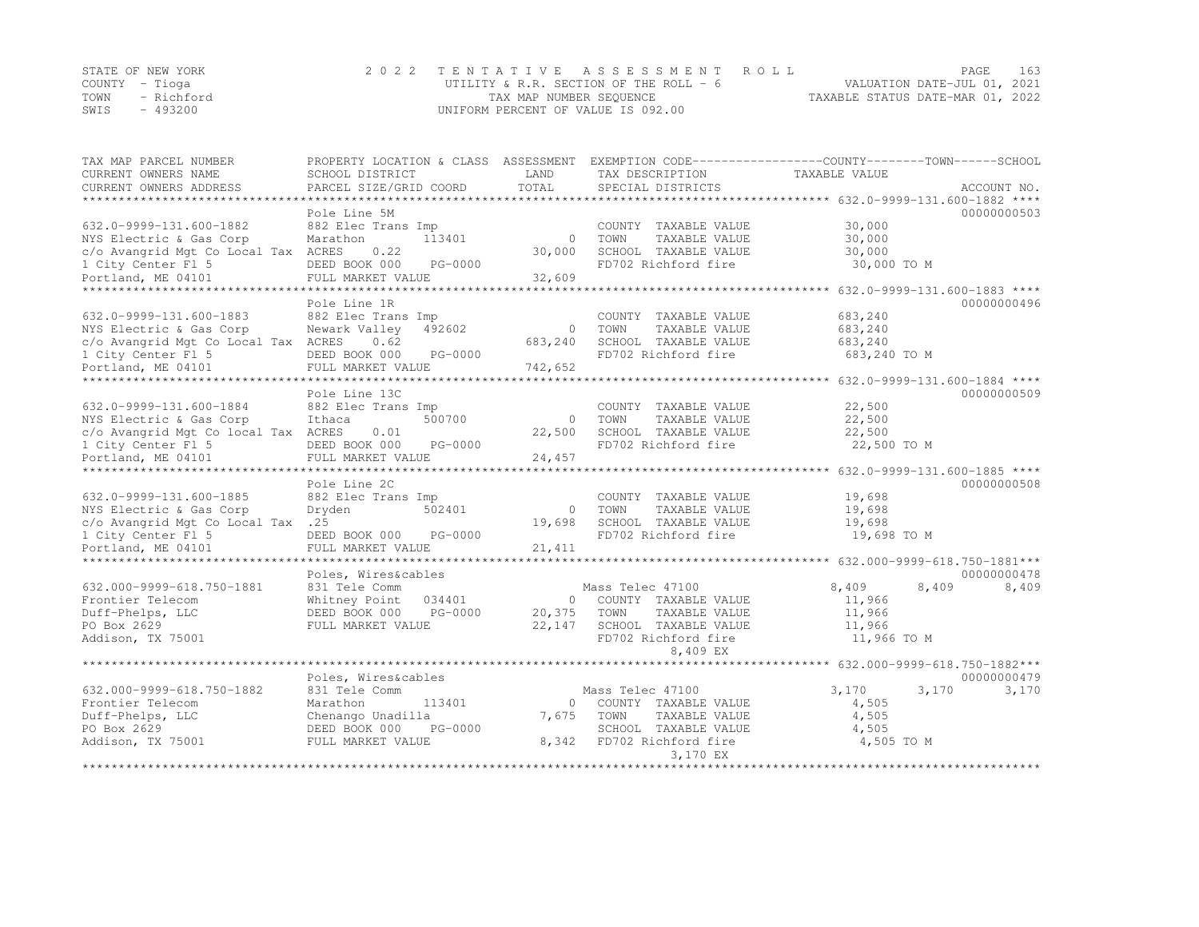STATE OF NEW YORK
COUNTY - Tioga
TOWN - Richford
SWIS - 493200

2 0 2 2 T E N T A T I V E A S S E S S M E N T R O L L
UTILITY & R.R. SECTION OF THE ROLL - 6
TAX MAP NUMBER SEQUENCE
UNIFORM PERCENT OF VALUE IS 092.00

VALUATION DATE-JUL 01, 2021
TAXABLE STATUS DATE-MAR 01, 2022

| TAX MAP PARCEL NUMBER / CURRENT OWNERS NAME / CURRENT OWNERS ADDRESS | PROPERTY LOCATION & CLASS / SCHOOL DISTRICT / PARCEL SIZE/GRID COORD | ASSESSMENT LAND / TOTAL | EXEMPTION CODE / TAX DESCRIPTION / SPECIAL DISTRICTS | COUNTY TAXABLE VALUE | TOWN | SCHOOL | ACCOUNT NO. |
|---|---|---|---|---|---|---|---|
| **632.0-9999-131.600-1882** | Pole Line 5M | | | | | | 00000000503 |
| 632.0-9999-131.600-1882 | 882 Elec Trans Imp | | COUNTY TAXABLE VALUE | 30,000 | | | |
| NYS Electric & Gas Corp | Marathon 113401 | 0 | TOWN TAXABLE VALUE | 30,000 | | | |
| c/o Avangrid Mgt Co Local Tax | ACRES 0.22 | 30,000 | SCHOOL TAXABLE VALUE | 30,000 | | | |
| 1 City Center Fl 5 | DEED BOOK 000 PG-0000 | | FD702 Richford fire | 30,000 TO M | | | |
| Portland, ME 04101 | FULL MARKET VALUE | 32,609 | | | | | |
| **632.0-9999-131.600-1883** | Pole Line 1R | | | | | | 00000000496 |
| 632.0-9999-131.600-1883 | 882 Elec Trans Imp | | COUNTY TAXABLE VALUE | 683,240 | | | |
| NYS Electric & Gas Corp | Newark Valley 492602 | 0 | TOWN TAXABLE VALUE | 683,240 | | | |
| c/o Avangrid Mgt Co Local Tax | ACRES 0.62 | 683,240 | SCHOOL TAXABLE VALUE | 683,240 | | | |
| 1 City Center Fl 5 | DEED BOOK 000 PG-0000 | | FD702 Richford fire | 683,240 TO M | | | |
| Portland, ME 04101 | FULL MARKET VALUE | 742,652 | | | | | |
| **632.0-9999-131.600-1884** | Pole Line 13C | | | | | | 00000000509 |
| 632.0-9999-131.600-1884 | 882 Elec Trans Imp | | COUNTY TAXABLE VALUE | 22,500 | | | |
| NYS Electric & Gas Corp | Ithaca 500700 | 0 | TOWN TAXABLE VALUE | 22,500 | | | |
| c/o Avangrid Mgt Co local Tax | ACRES 0.01 | 22,500 | SCHOOL TAXABLE VALUE | 22,500 | | | |
| 1 City Center Fl 5 | DEED BOOK 000 PG-0000 | | FD702 Richford fire | 22,500 TO M | | | |
| Portland, ME 04101 | FULL MARKET VALUE | 24,457 | | | | | |
| **632.0-9999-131.600-1885** | Pole Line 2C | | | | | | 00000000508 |
| 632.0-9999-131.600-1885 | 882 Elec Trans Imp | | COUNTY TAXABLE VALUE | 19,698 | | | |
| NYS Electric & Gas Corp | Dryden 502401 | 0 | TOWN TAXABLE VALUE | 19,698 | | | |
| c/o Avangrid Mgt Co Local Tax | .25 | 19,698 | SCHOOL TAXABLE VALUE | 19,698 | | | |
| 1 City Center Fl 5 | DEED BOOK 000 PG-0000 | | FD702 Richford fire | 19,698 TO M | | | |
| Portland, ME 04101 | FULL MARKET VALUE | 21,411 | | | | | |
| **632.000-9999-618.750-1881** | Poles, Wires&cables | | | | | | 00000000478 |
| 632.000-9999-618.750-1881 | 831 Tele Comm | | Mass Telec 47100 | 8,409 | 8,409 | 8,409 | |
| Frontier Telecom | Whitney Point 034401 | 0 | COUNTY TAXABLE VALUE | 11,966 | | | |
| Duff-Phelps, LLC | DEED BOOK 000 PG-0000 | 20,375 | TOWN TAXABLE VALUE | 11,966 | | | |
| PO Box 2629 | FULL MARKET VALUE | 22,147 | SCHOOL TAXABLE VALUE | 11,966 | | | |
| Addison, TX 75001 | | | FD702 Richford fire | 11,966 TO M | | | |
| | | | 8,409 EX | | | | |
| **632.000-9999-618.750-1882** | Poles, Wires&cables | | | | | | 00000000479 |
| 632.000-9999-618.750-1882 | 831 Tele Comm | | Mass Telec 47100 | 3,170 | 3,170 | 3,170 | |
| Frontier Telecom | Marathon 113401 | 0 | COUNTY TAXABLE VALUE | 4,505 | | | |
| Duff-Phelps, LLC | Chenango Unadilla | 7,675 | TOWN TAXABLE VALUE | 4,505 | | | |
| PO Box 2629 | DEED BOOK 000 PG-0000 | | SCHOOL TAXABLE VALUE | 4,505 | | | |
| Addison, TX 75001 | FULL MARKET VALUE | 8,342 | FD702 Richford fire | 4,505 TO M | | | |
| | | | 3,170 EX | | | | |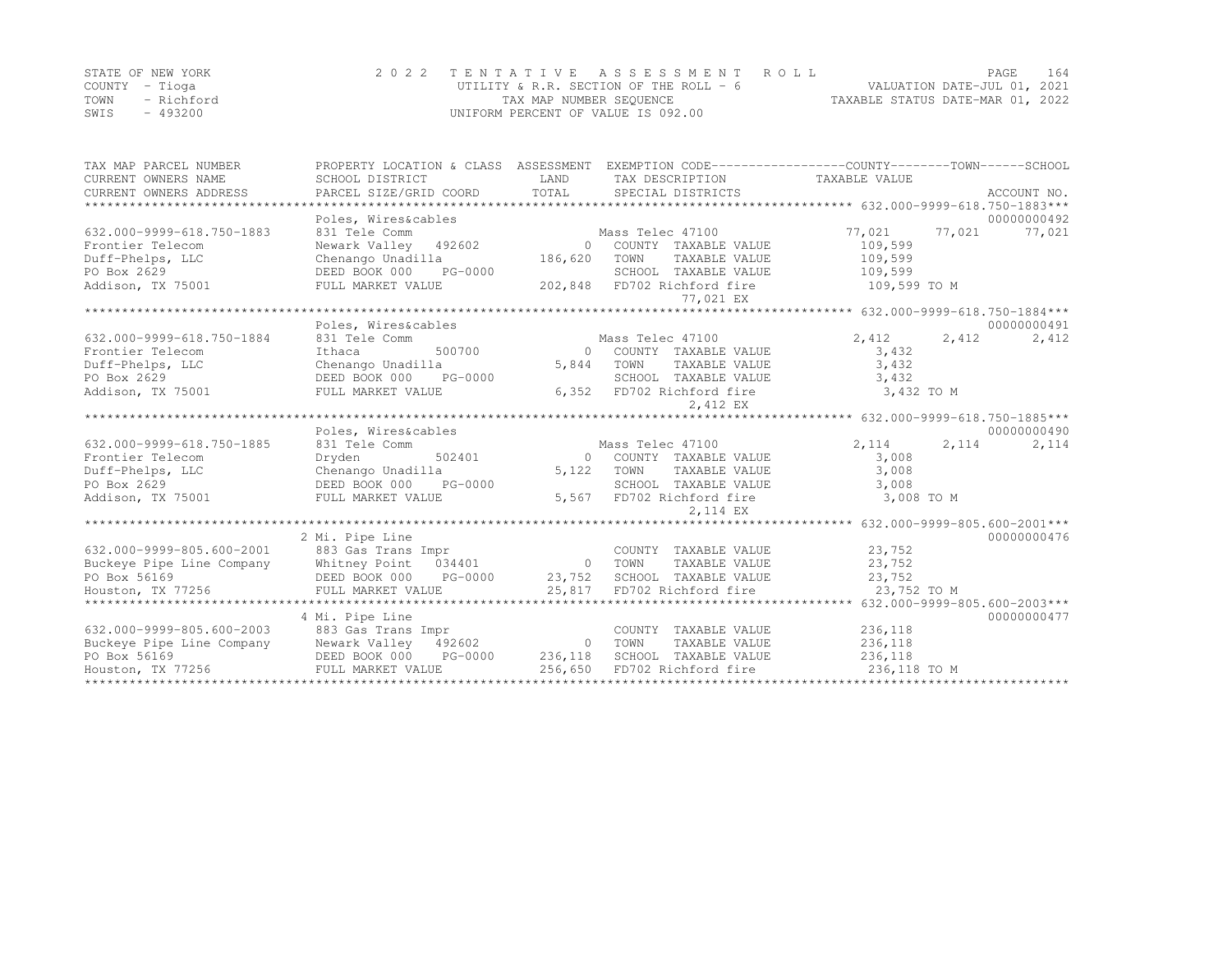STATE OF NEW YORK
COUNTY - Tioga
TOWN - Richford
SWIS - 493200

2022 TENTATIVE ASSESSMENT ROLL
UTILITY & R.R. SECTION OF THE ROLL - 6
TAX MAP NUMBER SEQUENCE
UNIFORM PERCENT OF VALUE IS 092.00

VALUATION DATE-JUL 01, 2021
TAXABLE STATUS DATE-MAR 01, 2022

| TAX MAP PARCEL NUMBER / CURRENT OWNERS NAME / CURRENT OWNERS ADDRESS | PROPERTY LOCATION & CLASS / SCHOOL DISTRICT / PARCEL SIZE/GRID COORD | ASSESSMENT LAND / TOTAL | EXEMPTION CODE / TAX DESCRIPTION / SPECIAL DISTRICTS | COUNTY TAXABLE VALUE | TOWN | SCHOOL | ACCOUNT NO. |
|---|---|---|---|---|---|---|---|
| **632.000-9999-618.750-1883** | Poles, Wires&cables | | | | | | 00000000492 |
| 632.000-9999-618.750-1883 | 831 Tele Comm | | Mass Telec 47100 | 77,021 | 77,021 | 77,021 | |
| Frontier Telecom | Newark Valley 492602 | 0 | COUNTY TAXABLE VALUE | 109,599 | | | |
| Duff-Phelps, LLC | Chenango Unadilla | 186,620 | TOWN TAXABLE VALUE | 109,599 | | | |
| PO Box 2629 | DEED BOOK 000 PG-0000 | | SCHOOL TAXABLE VALUE | 109,599 | | | |
| Addison, TX 75001 | FULL MARKET VALUE | 202,848 | FD702 Richford fire | 109,599 TO M | | | |
| | | | 77,021 EX | | | | |
| **632.000-9999-618.750-1884** | Poles, Wires&cables | | | | | | 00000000491 |
| 632.000-9999-618.750-1884 | 831 Tele Comm | | Mass Telec 47100 | 2,412 | 2,412 | 2,412 | |
| Frontier Telecom | Ithaca 500700 | 0 | COUNTY TAXABLE VALUE | 3,432 | | | |
| Duff-Phelps, LLC | Chenango Unadilla | 5,844 | TOWN TAXABLE VALUE | 3,432 | | | |
| PO Box 2629 | DEED BOOK 000 PG-0000 | | SCHOOL TAXABLE VALUE | 3,432 | | | |
| Addison, TX 75001 | FULL MARKET VALUE | 6,352 | FD702 Richford fire | 3,432 TO M | | | |
| | | | 2,412 EX | | | | |
| **632.000-9999-618.750-1885** | Poles, Wires&cables | | | | | | 00000000490 |
| 632.000-9999-618.750-1885 | 831 Tele Comm | | Mass Telec 47100 | 2,114 | 2,114 | 2,114 | |
| Frontier Telecom | Dryden 502401 | 0 | COUNTY TAXABLE VALUE | 3,008 | | | |
| Duff-Phelps, LLC | Chenango Unadilla | 5,122 | TOWN TAXABLE VALUE | 3,008 | | | |
| PO Box 2629 | DEED BOOK 000 PG-0000 | | SCHOOL TAXABLE VALUE | 3,008 | | | |
| Addison, TX 75001 | FULL MARKET VALUE | 5,567 | FD702 Richford fire | 3,008 TO M | | | |
| | | | 2,114 EX | | | | |
| **632.000-9999-805.600-2001** | 2 Mi. Pipe Line | | | | | | 00000000476 |
| 632.000-9999-805.600-2001 | 883 Gas Trans Impr | | COUNTY TAXABLE VALUE | 23,752 | | | |
| Buckeye Pipe Line Company | Whitney Point 034401 | 0 | TOWN TAXABLE VALUE | 23,752 | | | |
| PO Box 56169 | DEED BOOK 000 PG-0000 | 23,752 | SCHOOL TAXABLE VALUE | 23,752 | | | |
| Houston, TX 77256 | FULL MARKET VALUE | 25,817 | FD702 Richford fire | 23,752 TO M | | | |
| **632.000-9999-805.600-2003** | 4 Mi. Pipe Line | | | | | | 00000000477 |
| 632.000-9999-805.600-2003 | 883 Gas Trans Impr | | COUNTY TAXABLE VALUE | 236,118 | | | |
| Buckeye Pipe Line Company | Newark Valley 492602 | 0 | TOWN TAXABLE VALUE | 236,118 | | | |
| PO Box 56169 | DEED BOOK 000 PG-0000 | 236,118 | SCHOOL TAXABLE VALUE | 236,118 | | | |
| Houston, TX 77256 | FULL MARKET VALUE | 256,650 | FD702 Richford fire | 236,118 TO M | | | |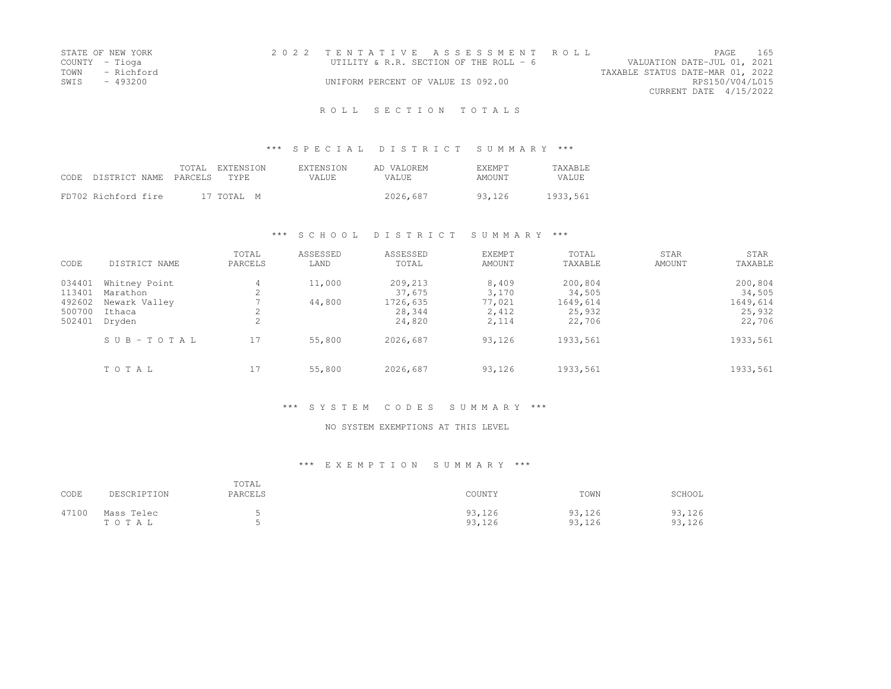STATE OF NEW YORK
COUNTY - Tioga
TOWN - Richford
SWIS - 493200

2022 TENTATIVE ASSESSMENT ROLL
UTILITY & R.R. SECTION OF THE ROLL - 6
UNIFORM PERCENT OF VALUE IS 092.00

VALUATION DATE-JUL 01, 2021
TAXABLE STATUS DATE-MAR 01, 2022
RPS150/V04/L015
CURRENT DATE 4/15/2022

## ROLL SECTION TOTALS

### *** SPECIAL DISTRICT SUMMARY ***

| CODE DISTRICT NAME | TOTAL PARCELS | EXTENSION TYPE | EXTENSION VALUE | AD VALOREM VALUE | EXEMPT AMOUNT | TAXABLE VALUE |
|---|---|---|---|---|---|---|
| FD702 Richford fire | 17 | TOTAL M | | 2026,687 | 93,126 | 1933,561 |

### *** SCHOOL DISTRICT SUMMARY ***

| CODE | DISTRICT NAME | TOTAL PARCELS | ASSESSED LAND | ASSESSED TOTAL | EXEMPT AMOUNT | TOTAL TAXABLE | STAR AMOUNT | STAR TAXABLE |
|---|---|---|---|---|---|---|---|---|
| 034401 | Whitney Point | 4 | 11,000 | 209,213 | 8,409 | 200,804 | | 200,804 |
| 113401 | Marathon | 2 | | 37,675 | 3,170 | 34,505 | | 34,505 |
| 492602 | Newark Valley | 7 | 44,800 | 1726,635 | 77,021 | 1649,614 | | 1649,614 |
| 500700 | Ithaca | 2 | | 28,344 | 2,412 | 25,932 | | 25,932 |
| 502401 | Dryden | 2 | | 24,820 | 2,114 | 22,706 | | 22,706 |
| | SUB-TOTAL | 17 | 55,800 | 2026,687 | 93,126 | 1933,561 | | 1933,561 |
| | TOTAL | 17 | 55,800 | 2026,687 | 93,126 | 1933,561 | | 1933,561 |

### *** SYSTEM CODES SUMMARY ***

NO SYSTEM EXEMPTIONS AT THIS LEVEL

### *** EXEMPTION SUMMARY ***

| CODE | DESCRIPTION | TOTAL PARCELS | COUNTY | TOWN | SCHOOL |
|---|---|---|---|---|---|
| 47100 | Mass Telec | 5 | 93,126 | 93,126 | 93,126 |
| | TOTAL | 5 | 93,126 | 93,126 | 93,126 |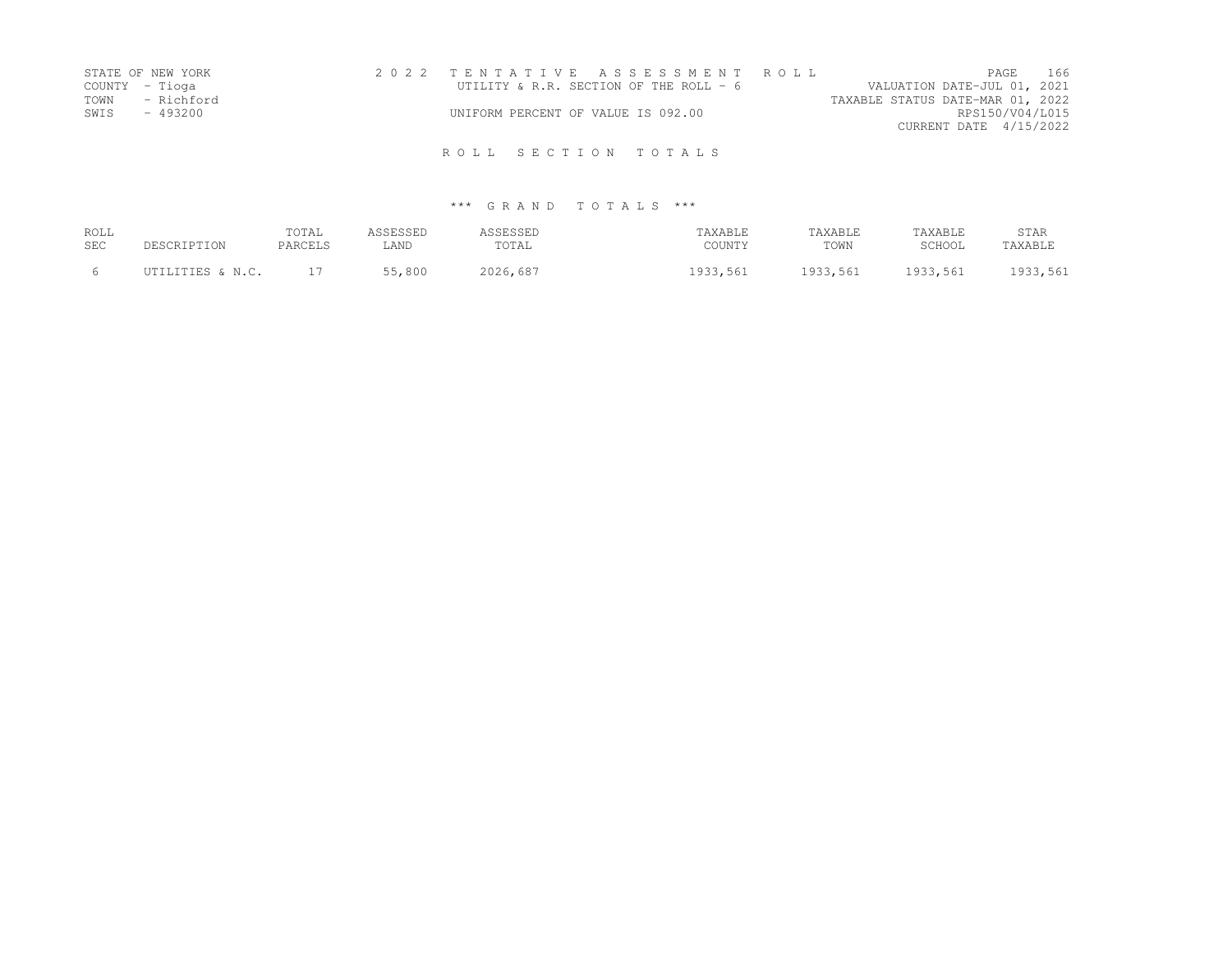STATE OF NEW YORK
COUNTY - Tioga
TOWN - Richford
SWIS - 493200

2022 TENTATIVE ASSESSMENT ROLL
UTILITY & R.R. SECTION OF THE ROLL - 6
UNIFORM PERCENT OF VALUE IS 092.00

VALUATION DATE-JUL 01, 2021
TAXABLE STATUS DATE-MAR 01, 2022
RPS150/V04/L015
CURRENT DATE 4/15/2022

## ROLL SECTION TOTALS

### *** GRAND TOTALS ***

| ROLL SEC | DESCRIPTION | TOTAL PARCELS | ASSESSED LAND | ASSESSED TOTAL | TAXABLE COUNTY | TAXABLE TOWN | TAXABLE SCHOOL | STAR TAXABLE |
|---|---|---|---|---|---|---|---|---|
| 6 | UTILITIES & N.C. | 17 | 55,800 | 2026,687 | 1933,561 | 1933,561 | 1933,561 | 1933,561 |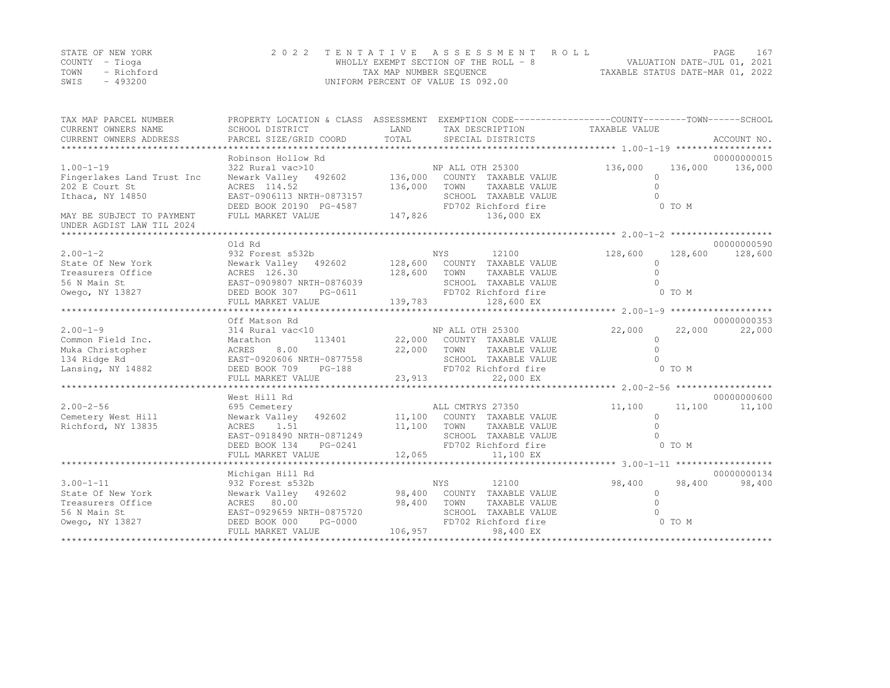STATE OF NEW YORK
COUNTY - Tioga
TOWN - Richford
SWIS - 493200

2 0 2 2 T E N T A T I V E A S S E S S M E N T R O L L
WHOLLY EXEMPT SECTION OF THE ROLL - 8
TAX MAP NUMBER SEQUENCE
UNIFORM PERCENT OF VALUE IS 092.00

VALUATION DATE-JUL 01, 2021
TAXABLE STATUS DATE-MAR 01, 2022

| TAX MAP PARCEL NUMBER / CURRENT OWNERS NAME / CURRENT OWNERS ADDRESS | PROPERTY LOCATION & CLASS / SCHOOL DISTRICT / PARCEL SIZE/GRID COORD | ASSESSMENT LAND / TOTAL | EXEMPTION CODE / TAX DESCRIPTION / SPECIAL DISTRICTS | COUNTY | TOWN | SCHOOL / ACCOUNT NO. |
|---|---|---|---|---|---|---|
| **1.00-1-19** | Robinson Hollow Rd | | | | | 00000000015 |
| 1.00-1-19 | 322 Rural vac>10 | | NP ALL OTH 25300 | 136,000 | 136,000 | 136,000 |
| Fingerlakes Land Trust Inc | Newark Valley 492602 | 136,000 | COUNTY TAXABLE VALUE | 0 | | |
| 202 E Court St | ACRES 114.52 | 136,000 | TOWN TAXABLE VALUE | | 0 | |
| Ithaca, NY 14850 | EAST-0906113 NRTH-0873157 | | SCHOOL TAXABLE VALUE | | | 0 |
| | DEED BOOK 20190 PG-4587 | | FD702 Richford fire | 0 TO M | | |
| MAY BE SUBJECT TO PAYMENT UNDER AGDIST LAW TIL 2024 | FULL MARKET VALUE | 147,826 | 136,000 EX | | | |
| **2.00-1-2** | Old Rd | | | | | 00000000590 |
| 2.00-1-2 | 932 Forest s532b | | NYS 12100 | 128,600 | 128,600 | 128,600 |
| State Of New York | Newark Valley 492602 | 128,600 | COUNTY TAXABLE VALUE | 0 | | |
| Treasurers Office | ACRES 126.30 | 128,600 | TOWN TAXABLE VALUE | | 0 | |
| 56 N Main St | EAST-0909807 NRTH-0876039 | | SCHOOL TAXABLE VALUE | | | 0 |
| Owego, NY 13827 | DEED BOOK 307 PG-0611 | | FD702 Richford fire | 0 TO M | | |
| | FULL MARKET VALUE | 139,783 | 128,600 EX | | | |
| **2.00-1-9** | Off Matson Rd | | | | | 00000000353 |
| 2.00-1-9 | 314 Rural vac<10 | | NP ALL OTH 25300 | 22,000 | 22,000 | 22,000 |
| Common Field Inc. | Marathon 113401 | 22,000 | COUNTY TAXABLE VALUE | 0 | | |
| Muka Christopher | ACRES 8.00 | 22,000 | TOWN TAXABLE VALUE | | 0 | |
| 134 Ridge Rd | EAST-0920606 NRTH-0877558 | | SCHOOL TAXABLE VALUE | | | 0 |
| Lansing, NY 14882 | DEED BOOK 709 PG-188 | | FD702 Richford fire | 0 TO M | | |
| | FULL MARKET VALUE | 23,913 | 22,000 EX | | | |
| **2.00-2-56** | West Hill Rd | | | | | 00000000600 |
| 2.00-2-56 | 695 Cemetery | | ALL CMTRYS 27350 | 11,100 | 11,100 | 11,100 |
| Cemetery West Hill | Newark Valley 492602 | 11,100 | COUNTY TAXABLE VALUE | 0 | | |
| Richford, NY 13835 | ACRES 1.51 | 11,100 | TOWN TAXABLE VALUE | | 0 | |
| | EAST-0918490 NRTH-0871249 | | SCHOOL TAXABLE VALUE | | | 0 |
| | DEED BOOK 134 PG-0241 | | FD702 Richford fire | 0 TO M | | |
| | FULL MARKET VALUE | 12,065 | 11,100 EX | | | |
| **3.00-1-11** | Michigan Hill Rd | | | | | 00000000134 |
| 3.00-1-11 | 932 Forest s532b | | NYS 12100 | 98,400 | 98,400 | 98,400 |
| State Of New York | Newark Valley 492602 | 98,400 | COUNTY TAXABLE VALUE | 0 | | |
| Treasurers Office | ACRES 80.00 | 98,400 | TOWN TAXABLE VALUE | | 0 | |
| 56 N Main St | EAST-0929659 NRTH-0875720 | | SCHOOL TAXABLE VALUE | | | 0 |
| Owego, NY 13827 | DEED BOOK 000 PG-0000 | | FD702 Richford fire | 0 TO M | | |
| | FULL MARKET VALUE | 106,957 | 98,400 EX | | | |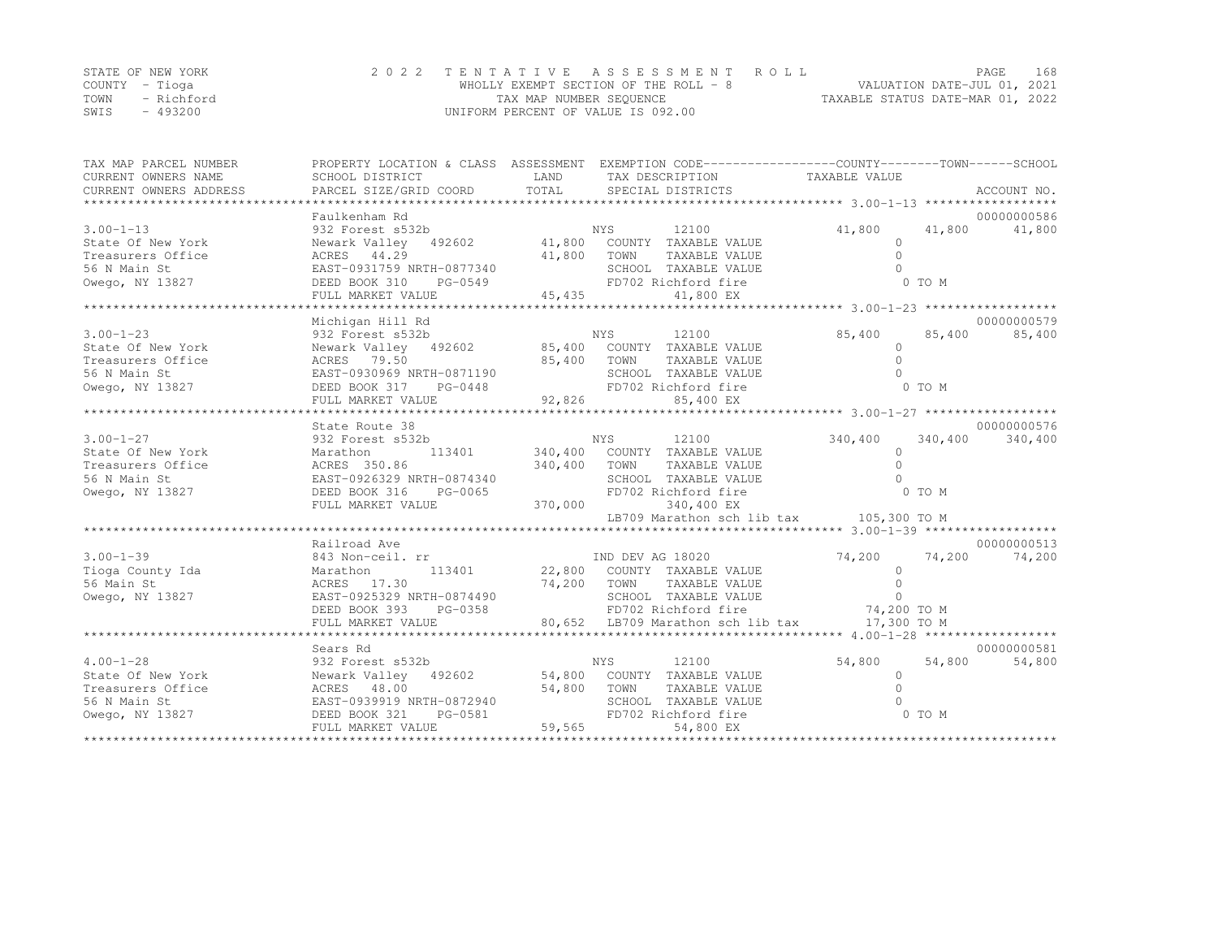STATE OF NEW YORK
COUNTY - Tioga
TOWN - Richford
SWIS - 493200

# 2022 TENTATIVE ASSESSMENT ROLL

WHOLLY EXEMPT SECTION OF THE ROLL - 8
TAX MAP NUMBER SEQUENCE
UNIFORM PERCENT OF VALUE IS 092.00

VALUATION DATE-JUL 01, 2021
TAXABLE STATUS DATE-MAR 01, 2022

| TAX MAP PARCEL NUMBER / CURRENT OWNERS NAME / CURRENT OWNERS ADDRESS | PROPERTY LOCATION & CLASS / SCHOOL DISTRICT / PARCEL SIZE/GRID COORD | ASSESSMENT LAND | ASSESSMENT TOTAL | EXEMPTION CODE / TAX DESCRIPTION / SPECIAL DISTRICTS | COUNTY TAXABLE VALUE | TOWN | SCHOOL | ACCOUNT NO. |
|---|---|---|---|---|---|---|---|---|
| | Faulkenham Rd | | | | | | | 00000000586 |
| 3.00-1-13 | 932 Forest s532b | | | NYS 12100 | 41,800 | 41,800 | 41,800 | |
| State Of New York | Newark Valley 492602 | 41,800 | | COUNTY TAXABLE VALUE | 0 | | | |
| Treasurers Office | ACRES 44.29 | | 41,800 | TOWN TAXABLE VALUE | 0 | | | |
| 56 N Main St | EAST-0931759 NRTH-0877340 | | | SCHOOL TAXABLE VALUE | 0 | | | |
| Owego, NY 13827 | DEED BOOK 310 PG-0549 | | | FD702 Richford fire | 0 TO M | | | |
| | FULL MARKET VALUE | | 45,435 | 41,800 EX | | | | |
| | Michigan Hill Rd | | | | | | | 00000000579 |
| 3.00-1-23 | 932 Forest s532b | | | NYS 12100 | 85,400 | 85,400 | 85,400 | |
| State Of New York | Newark Valley 492602 | 85,400 | | COUNTY TAXABLE VALUE | 0 | | | |
| Treasurers Office | ACRES 79.50 | | 85,400 | TOWN TAXABLE VALUE | 0 | | | |
| 56 N Main St | EAST-0930969 NRTH-0871190 | | | SCHOOL TAXABLE VALUE | 0 | | | |
| Owego, NY 13827 | DEED BOOK 317 PG-0448 | | | FD702 Richford fire | 0 TO M | | | |
| | FULL MARKET VALUE | | 92,826 | 85,400 EX | | | | |
| | State Route 38 | | | | | | | 00000000576 |
| 3.00-1-27 | 932 Forest s532b | | | NYS 12100 | 340,400 | 340,400 | 340,400 | |
| State Of New York | Marathon 113401 | 340,400 | | COUNTY TAXABLE VALUE | 0 | | | |
| Treasurers Office | ACRES 350.86 | | 340,400 | TOWN TAXABLE VALUE | 0 | | | |
| 56 N Main St | EAST-0926329 NRTH-0874340 | | | SCHOOL TAXABLE VALUE | 0 | | | |
| Owego, NY 13827 | DEED BOOK 316 PG-0065 | | | FD702 Richford fire | 0 TO M | | | |
| | FULL MARKET VALUE | | 370,000 | 340,400 EX | | | | |
| | | | | LB709 Marathon sch lib tax | 105,300 TO M | | | |
| | Railroad Ave | | | | | | | 00000000513 |
| 3.00-1-39 | 843 Non-ceil. rr | | | IND DEV AG 18020 | 74,200 | 74,200 | 74,200 | |
| Tioga County Ida | Marathon 113401 | 22,800 | | COUNTY TAXABLE VALUE | 0 | | | |
| 56 Main St | ACRES 17.30 | | 74,200 | TOWN TAXABLE VALUE | 0 | | | |
| Owego, NY 13827 | EAST-0925329 NRTH-0874490 | | | SCHOOL TAXABLE VALUE | 0 | | | |
| | DEED BOOK 393 PG-0358 | | | FD702 Richford fire | 74,200 TO M | | | |
| | FULL MARKET VALUE | | 80,652 | LB709 Marathon sch lib tax | 17,300 TO M | | | |
| | Sears Rd | | | | | | | 00000000581 |
| 4.00-1-28 | 932 Forest s532b | | | NYS 12100 | 54,800 | 54,800 | 54,800 | |
| State Of New York | Newark Valley 492602 | 54,800 | | COUNTY TAXABLE VALUE | 0 | | | |
| Treasurers Office | ACRES 48.00 | | 54,800 | TOWN TAXABLE VALUE | 0 | | | |
| 56 N Main St | EAST-0939919 NRTH-0872940 | | | SCHOOL TAXABLE VALUE | 0 | | | |
| Owego, NY 13827 | DEED BOOK 321 PG-0581 | | | FD702 Richford fire | 0 TO M | | | |
| | FULL MARKET VALUE | | 59,565 | 54,800 EX | | | | |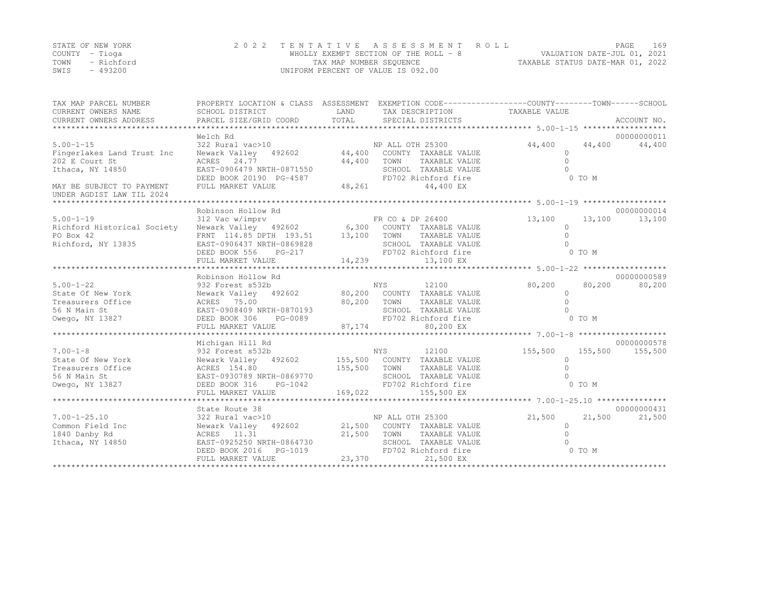STATE OF NEW YORK
COUNTY - Tioga
TOWN - Richford
SWIS - 493200

2022 TENTATIVE ASSESSMENT ROLL
WHOLLY EXEMPT SECTION OF THE ROLL - 8
TAX MAP NUMBER SEQUENCE
UNIFORM PERCENT OF VALUE IS 092.00

VALUATION DATE-JUL 01, 2021
TAXABLE STATUS DATE-MAR 01, 2022

| TAX MAP PARCEL NUMBER / CURRENT OWNERS NAME / CURRENT OWNERS ADDRESS | PROPERTY LOCATION & CLASS / SCHOOL DISTRICT / PARCEL SIZE/GRID COORD | ASSESSMENT LAND | TOTAL | EXEMPTION CODE / TAX DESCRIPTION / SPECIAL DISTRICTS | COUNTY | TOWN | SCHOOL | ACCOUNT NO. |
|---|---|---|---|---|---|---|---|---|
| **5.00-1-15** | Welch Rd | | | | | | | 00000000011 |
| | 322 Rural vac>10 | | | NP ALL OTH 25300 | 44,400 | 44,400 | 44,400 | |
| Fingerlakes Land Trust Inc | Newark Valley 492602 | 44,400 | | COUNTY TAXABLE VALUE | 0 | | | |
| 202 E Court St | ACRES 24.77 | | 44,400 | TOWN TAXABLE VALUE | 0 | | | |
| Ithaca, NY 14850 | EAST-0906479 NRTH-0871550 | | | SCHOOL TAXABLE VALUE | 0 | | | |
| | DEED BOOK 20190 PG-4587 | | | FD702 Richford fire | 0 TO M | | | |
| MAY BE SUBJECT TO PAYMENT UNDER AGDIST LAW TIL 2024 | FULL MARKET VALUE | | 48,261 | 44,400 EX | | | | |
| **5.00-1-19** | Robinson Hollow Rd | | | | | | | 00000000014 |
| | 312 Vac w/imprv | | | FR CO & DP 26400 | 13,100 | 13,100 | 13,100 | |
| Richford Historical Society | Newark Valley 492602 | 6,300 | | COUNTY TAXABLE VALUE | 0 | | | |
| PO Box 42 | FRNT 114.85 DPTH 193.51 | | 13,100 | TOWN TAXABLE VALUE | 0 | | | |
| Richford, NY 13835 | EAST-0906437 NRTH-0869828 | | | SCHOOL TAXABLE VALUE | 0 | | | |
| | DEED BOOK 556 PG-217 | | | FD702 Richford fire | 0 TO M | | | |
| | FULL MARKET VALUE | | 14,239 | 13,100 EX | | | | |
| **5.00-1-22** | Robinson Hollow Rd | | | | | | | 00000000589 |
| | 932 Forest s532b | | | NYS 12100 | 80,200 | 80,200 | 80,200 | |
| State Of New York | Newark Valley 492602 | 80,200 | | COUNTY TAXABLE VALUE | 0 | | | |
| Treasurers Office | ACRES 75.00 | | 80,200 | TOWN TAXABLE VALUE | 0 | | | |
| 56 N Main St | EAST-0908409 NRTH-0870193 | | | SCHOOL TAXABLE VALUE | 0 | | | |
| Owego, NY 13827 | DEED BOOK 306 PG-0089 | | | FD702 Richford fire | 0 TO M | | | |
| | FULL MARKET VALUE | | 87,174 | 80,200 EX | | | | |
| **7.00-1-8** | Michigan Hill Rd | | | | | | | 00000000578 |
| | 932 Forest s532b | | | NYS 12100 | 155,500 | 155,500 | 155,500 | |
| State Of New York | Newark Valley 492602 | 155,500 | | COUNTY TAXABLE VALUE | 0 | | | |
| Treasurers Office | ACRES 154.80 | | 155,500 | TOWN TAXABLE VALUE | 0 | | | |
| 56 N Main St | EAST-0930789 NRTH-0869770 | | | SCHOOL TAXABLE VALUE | 0 | | | |
| Owego, NY 13827 | DEED BOOK 316 PG-1042 | | | FD702 Richford fire | 0 TO M | | | |
| | FULL MARKET VALUE | | 169,022 | 155,500 EX | | | | |
| **7.00-1-25.10** | State Route 38 | | | | | | | 00000000431 |
| | 322 Rural vac>10 | | | NP ALL OTH 25300 | 21,500 | 21,500 | 21,500 | |
| Common Field Inc | Newark Valley 492602 | 21,500 | | COUNTY TAXABLE VALUE | 0 | | | |
| 1840 Danby Rd | ACRES 11.31 | | 21,500 | TOWN TAXABLE VALUE | 0 | | | |
| Ithaca, NY 14850 | EAST-0925250 NRTH-0864730 | | | SCHOOL TAXABLE VALUE | 0 | | | |
| | DEED BOOK 2016 PG-1019 | | | FD702 Richford fire | 0 TO M | | | |
| | FULL MARKET VALUE | | 23,370 | 21,500 EX | | | | |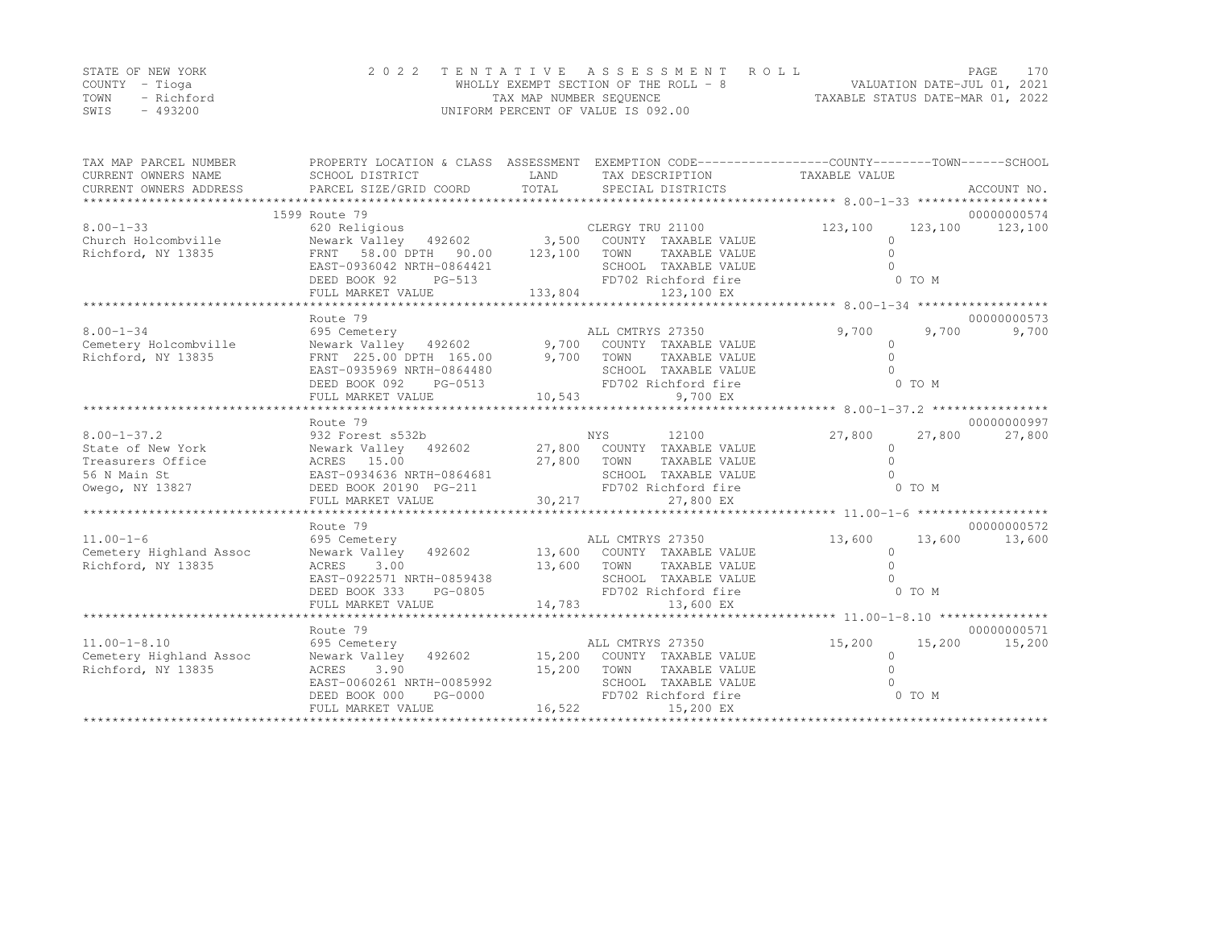STATE OF NEW YORK
COUNTY - Tioga
TOWN - Richford
SWIS - 493200

2022 TENTATIVE ASSESSMENT ROLL
WHOLLY EXEMPT SECTION OF THE ROLL - 8
TAX MAP NUMBER SEQUENCE
UNIFORM PERCENT OF VALUE IS 092.00

VALUATION DATE-JUL 01, 2021
TAXABLE STATUS DATE-MAR 01, 2022

| TAX MAP PARCEL NUMBER / CURRENT OWNERS NAME / CURRENT OWNERS ADDRESS | PROPERTY LOCATION & CLASS / SCHOOL DISTRICT / PARCEL SIZE/GRID COORD | ASSESSMENT LAND / TOTAL | EXEMPTION CODE / TAX DESCRIPTION / SPECIAL DISTRICTS | COUNTY TAXABLE VALUE | TOWN | SCHOOL | ACCOUNT NO. |
|---|---|---|---|---|---|---|---|
| | 1599 Route 79 | | | | | | 00000000574 |
| 8.00-1-33 | 620 Religious | | CLERGY TRU 21100 | 123,100 | 123,100 | 123,100 | |
| Church Holcombville | Newark Valley 492602 | 3,500 | COUNTY TAXABLE VALUE | 0 | | | |
| Richford, NY 13835 | FRNT 58.00 DPTH 90.00 | 123,100 | TOWN TAXABLE VALUE | 0 | | | |
| | EAST-0936042 NRTH-0864421 | | SCHOOL TAXABLE VALUE | 0 | | | |
| | DEED BOOK 92 PG-513 | | FD702 Richford fire | 0 TO M | | | |
| | FULL MARKET VALUE | 133,804 | 123,100 EX | | | | |
| | Route 79 | | | | | | 00000000573 |
| 8.00-1-34 | 695 Cemetery | | ALL CMTRYS 27350 | 9,700 | 9,700 | 9,700 | |
| Cemetery Holcombville | Newark Valley 492602 | 9,700 | COUNTY TAXABLE VALUE | 0 | | | |
| Richford, NY 13835 | FRNT 225.00 DPTH 165.00 | 9,700 | TOWN TAXABLE VALUE | 0 | | | |
| | EAST-0935969 NRTH-0864480 | | SCHOOL TAXABLE VALUE | 0 | | | |
| | DEED BOOK 092 PG-0513 | | FD702 Richford fire | 0 TO M | | | |
| | FULL MARKET VALUE | 10,543 | 9,700 EX | | | | |
| | Route 79 | | | | | | 00000000997 |
| 8.00-1-37.2 | 932 Forest s532b | | NYS 12100 | 27,800 | 27,800 | 27,800 | |
| State of New York | Newark Valley 492602 | 27,800 | COUNTY TAXABLE VALUE | 0 | | | |
| Treasurers Office | ACRES 15.00 | 27,800 | TOWN TAXABLE VALUE | 0 | | | |
| 56 N Main St | EAST-0934636 NRTH-0864681 | | SCHOOL TAXABLE VALUE | 0 | | | |
| Owego, NY 13827 | DEED BOOK 20190 PG-211 | | FD702 Richford fire | 0 TO M | | | |
| | FULL MARKET VALUE | 30,217 | 27,800 EX | | | | |
| | Route 79 | | | | | | 00000000572 |
| 11.00-1-6 | 695 Cemetery | | ALL CMTRYS 27350 | 13,600 | 13,600 | 13,600 | |
| Cemetery Highland Assoc | Newark Valley 492602 | 13,600 | COUNTY TAXABLE VALUE | 0 | | | |
| Richford, NY 13835 | ACRES 3.00 | 13,600 | TOWN TAXABLE VALUE | 0 | | | |
| | EAST-0922571 NRTH-0859438 | | SCHOOL TAXABLE VALUE | 0 | | | |
| | DEED BOOK 333 PG-0805 | | FD702 Richford fire | 0 TO M | | | |
| | FULL MARKET VALUE | 14,783 | 13,600 EX | | | | |
| | Route 79 | | | | | | 00000000571 |
| 11.00-1-8.10 | 695 Cemetery | | ALL CMTRYS 27350 | 15,200 | 15,200 | 15,200 | |
| Cemetery Highland Assoc | Newark Valley 492602 | 15,200 | COUNTY TAXABLE VALUE | 0 | | | |
| Richford, NY 13835 | ACRES 3.90 | 15,200 | TOWN TAXABLE VALUE | 0 | | | |
| | EAST-0060261 NRTH-0085992 | | SCHOOL TAXABLE VALUE | 0 | | | |
| | DEED BOOK 000 PG-0000 | | FD702 Richford fire | 0 TO M | | | |
| | FULL MARKET VALUE | 16,522 | 15,200 EX | | | | |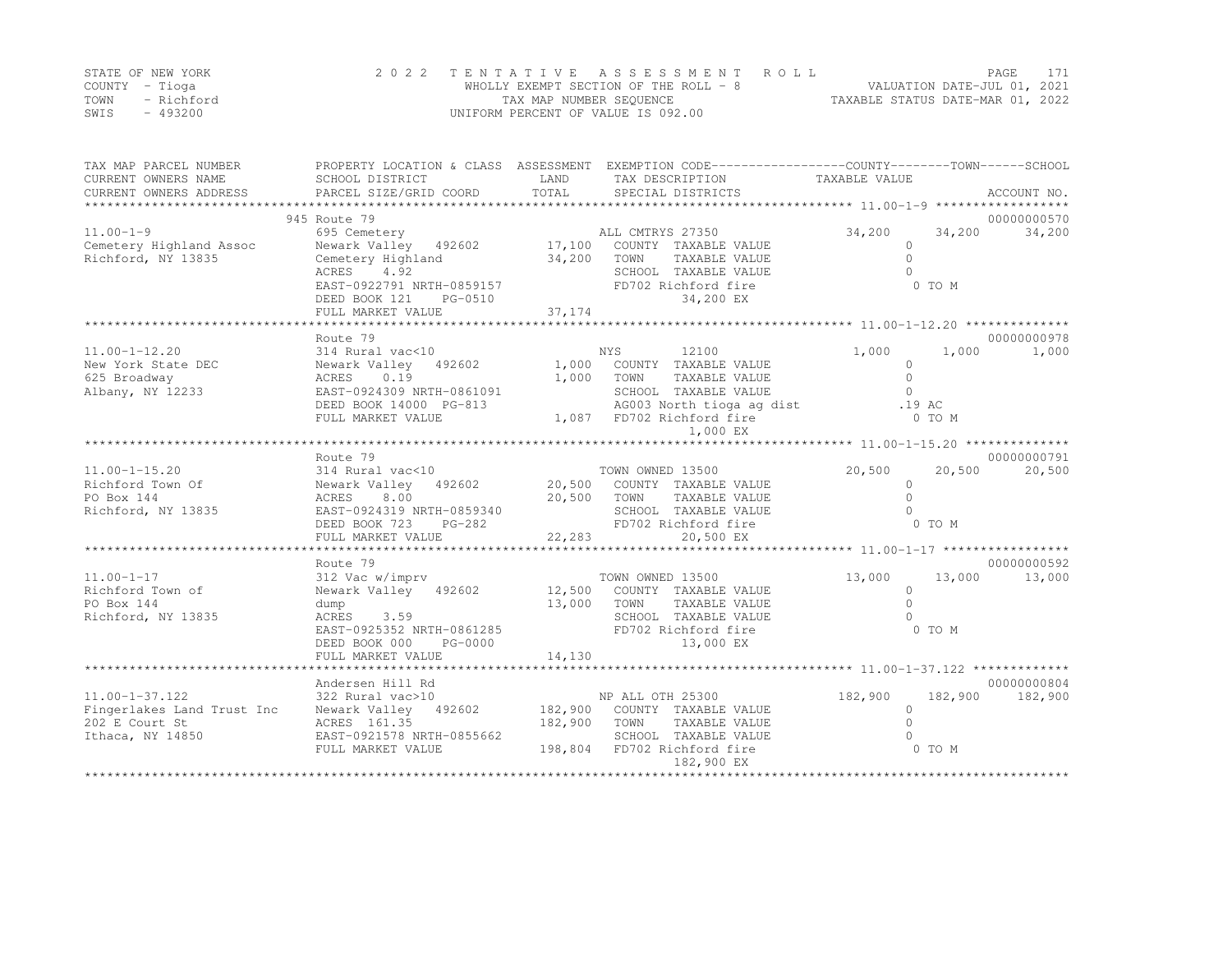STATE OF NEW YORK
COUNTY - Tioga
TOWN - Richford
SWIS - 493200

2022 TENTATIVE ASSESSMENT ROLL
WHOLLY EXEMPT SECTION OF THE ROLL - 8
TAX MAP NUMBER SEQUENCE
UNIFORM PERCENT OF VALUE IS 092.00

VALUATION DATE-JUL 01, 2021
TAXABLE STATUS DATE-MAR 01, 2022

| TAX MAP PARCEL NUMBER / CURRENT OWNERS NAME / CURRENT OWNERS ADDRESS | PROPERTY LOCATION & CLASS / SCHOOL DISTRICT / PARCEL SIZE/GRID COORD | ASSESSMENT LAND | TOTAL | EXEMPTION CODE / TAX DESCRIPTION / SPECIAL DISTRICTS | COUNTY TAXABLE VALUE | TOWN | SCHOOL | ACCOUNT NO. |
|---|---|---|---|---|---|---|---|---|
| 11.00-1-9 | 945 Route 79 | | | | | | | 00000000570 |
| | 695 Cemetery | | | ALL CMTRYS 27350 | 34,200 | 34,200 | 34,200 | |
| Cemetery Highland Assoc | Newark Valley 492602 | 17,100 | | COUNTY TAXABLE VALUE | 0 | | | |
| Richford, NY 13835 | Cemetery Highland | | 34,200 | TOWN TAXABLE VALUE | 0 | | | |
| | ACRES 4.92 | | | SCHOOL TAXABLE VALUE | 0 | | | |
| | EAST-0922791 NRTH-0859157 | | | FD702 Richford fire | 0 TO M | | | |
| | DEED BOOK 121 PG-0510 | | | 34,200 EX | | | | |
| | FULL MARKET VALUE | | 37,174 | | | | | |
| 11.00-1-12.20 | Route 79 | | | | | | | 00000000978 |
| | 314 Rural vac<10 | | | NYS 12100 | 1,000 | 1,000 | 1,000 | |
| New York State DEC | Newark Valley 492602 | 1,000 | | COUNTY TAXABLE VALUE | 0 | | | |
| 625 Broadway | ACRES 0.19 | | 1,000 | TOWN TAXABLE VALUE | 0 | | | |
| Albany, NY 12233 | EAST-0924309 NRTH-0861091 | | | SCHOOL TAXABLE VALUE | 0 | | | |
| | DEED BOOK 14000 PG-813 | | | AG003 North tioga ag dist | .19 AC | | | |
| | FULL MARKET VALUE | | 1,087 | FD702 Richford fire | 0 TO M | | | |
| | | | | 1,000 EX | | | | |
| 11.00-1-15.20 | Route 79 | | | | | | | 00000000791 |
| | 314 Rural vac<10 | | | TOWN OWNED 13500 | 20,500 | 20,500 | 20,500 | |
| Richford Town Of | Newark Valley 492602 | 20,500 | | COUNTY TAXABLE VALUE | 0 | | | |
| PO Box 144 | ACRES 8.00 | | 20,500 | TOWN TAXABLE VALUE | 0 | | | |
| Richford, NY 13835 | EAST-0924319 NRTH-0859340 | | | SCHOOL TAXABLE VALUE | 0 | | | |
| | DEED BOOK 723 PG-282 | | | FD702 Richford fire | 0 TO M | | | |
| | FULL MARKET VALUE | | 22,283 | 20,500 EX | | | | |
| 11.00-1-17 | Route 79 | | | | | | | 00000000592 |
| | 312 Vac w/imprv | | | TOWN OWNED 13500 | 13,000 | 13,000 | 13,000 | |
| Richford Town of | Newark Valley 492602 | 12,500 | | COUNTY TAXABLE VALUE | 0 | | | |
| PO Box 144 | dump | | 13,000 | TOWN TAXABLE VALUE | 0 | | | |
| Richford, NY 13835 | ACRES 3.59 | | | SCHOOL TAXABLE VALUE | 0 | | | |
| | EAST-0925352 NRTH-0861285 | | | FD702 Richford fire | 0 TO M | | | |
| | DEED BOOK 000 PG-0000 | | | 13,000 EX | | | | |
| | FULL MARKET VALUE | | 14,130 | | | | | |
| 11.00-1-37.122 | Andersen Hill Rd | | | | | | | 00000000804 |
| | 322 Rural vac>10 | | | NP ALL OTH 25300 | 182,900 | 182,900 | 182,900 | |
| Fingerlakes Land Trust Inc | Newark Valley 492602 | 182,900 | | COUNTY TAXABLE VALUE | 0 | | | |
| 202 E Court St | ACRES 161.35 | | 182,900 | TOWN TAXABLE VALUE | 0 | | | |
| Ithaca, NY 14850 | EAST-0921578 NRTH-0855662 | | | SCHOOL TAXABLE VALUE | 0 | | | |
| | FULL MARKET VALUE | | 198,804 | FD702 Richford fire | 0 TO M | | | |
| | | | | 182,900 EX | | | | |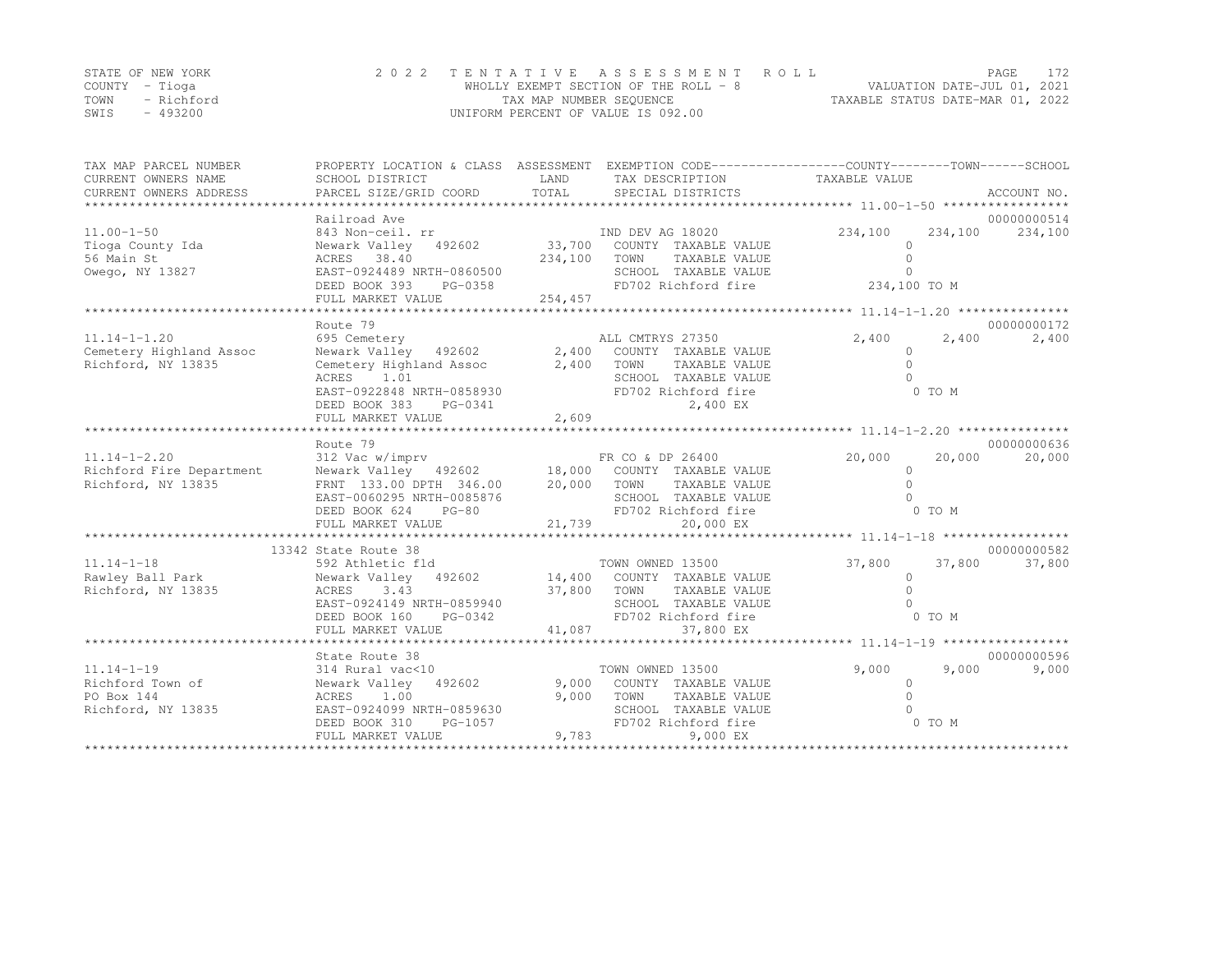STATE OF NEW YORK
COUNTY - Tioga
TOWN - Richford
SWIS - 493200

2 0 2 2 T E N T A T I V E A S S E S S M E N T R O L L
WHOLLY EXEMPT SECTION OF THE ROLL - 8
TAX MAP NUMBER SEQUENCE
UNIFORM PERCENT OF VALUE IS 092.00

VALUATION DATE-JUL 01, 2021
TAXABLE STATUS DATE-MAR 01, 2022

| TAX MAP PARCEL NUMBER / CURRENT OWNERS NAME / CURRENT OWNERS ADDRESS | PROPERTY LOCATION & CLASS / SCHOOL DISTRICT / PARCEL SIZE/GRID COORD | ASSESSMENT LAND | TOTAL | EXEMPTION CODE / TAX DESCRIPTION / SPECIAL DISTRICTS | COUNTY TAXABLE VALUE | TOWN | SCHOOL | ACCOUNT NO. |
|---|---|---|---|---|---|---|---|---|
| 11.00-1-50 | Railroad Ave | | | | | | | 00000000514 |
| 11.00-1-50 | 843 Non-ceil. rr | | | IND DEV AG 18020 | 234,100 | 234,100 | 234,100 | |
| Tioga County Ida | Newark Valley 492602 | 33,700 | | COUNTY TAXABLE VALUE | 0 | | | |
| 56 Main St | ACRES 38.40 | | 234,100 | TOWN TAXABLE VALUE | 0 | | | |
| Owego, NY 13827 | EAST-0924489 NRTH-0860500 | | | SCHOOL TAXABLE VALUE | 0 | | | |
| | DEED BOOK 393 PG-0358 | | | FD702 Richford fire | 234,100 TO M | | | |
| | FULL MARKET VALUE | | 254,457 | | | | | |
| 11.14-1-1.20 | Route 79 | | | | | | | 00000000172 |
| 11.14-1-1.20 | 695 Cemetery | | | ALL CMTRYS 27350 | 2,400 | 2,400 | 2,400 | |
| Cemetery Highland Assoc | Newark Valley 492602 | 2,400 | | COUNTY TAXABLE VALUE | 0 | | | |
| Richford, NY 13835 | Cemetery Highland Assoc | | 2,400 | TOWN TAXABLE VALUE | 0 | | | |
| | ACRES 1.01 | | | SCHOOL TAXABLE VALUE | 0 | | | |
| | EAST-0922848 NRTH-0858930 | | | FD702 Richford fire | 0 TO M | | | |
| | DEED BOOK 383 PG-0341 | | | 2,400 EX | | | | |
| | FULL MARKET VALUE | | 2,609 | | | | | |
| 11.14-1-2.20 | Route 79 | | | | | | | 00000000636 |
| 11.14-1-2.20 | 312 Vac w/imprv | | | FR CO & DP 26400 | 20,000 | 20,000 | 20,000 | |
| Richford Fire Department | Newark Valley 492602 | 18,000 | | COUNTY TAXABLE VALUE | 0 | | | |
| Richford, NY 13835 | FRNT 133.00 DPTH 346.00 | | 20,000 | TOWN TAXABLE VALUE | 0 | | | |
| | EAST-0060295 NRTH-0085876 | | | SCHOOL TAXABLE VALUE | 0 | | | |
| | DEED BOOK 624 PG-80 | | | FD702 Richford fire | 0 TO M | | | |
| | FULL MARKET VALUE | | 21,739 | 20,000 EX | | | | |
| 11.14-1-18 | 13342 State Route 38 | | | | | | | 00000000582 |
| 11.14-1-18 | 592 Athletic fld | | | TOWN OWNED 13500 | 37,800 | 37,800 | 37,800 | |
| Rawley Ball Park | Newark Valley 492602 | 14,400 | | COUNTY TAXABLE VALUE | 0 | | | |
| Richford, NY 13835 | ACRES 3.43 | | 37,800 | TOWN TAXABLE VALUE | 0 | | | |
| | EAST-0924149 NRTH-0859940 | | | SCHOOL TAXABLE VALUE | 0 | | | |
| | DEED BOOK 160 PG-0342 | | | FD702 Richford fire | 0 TO M | | | |
| | FULL MARKET VALUE | | 41,087 | 37,800 EX | | | | |
| 11.14-1-19 | State Route 38 | | | | | | | 00000000596 |
| 11.14-1-19 | 314 Rural vac<10 | | | TOWN OWNED 13500 | 9,000 | 9,000 | 9,000 | |
| Richford Town of | Newark Valley 492602 | 9,000 | | COUNTY TAXABLE VALUE | 0 | | | |
| PO Box 144 | ACRES 1.00 | | 9,000 | TOWN TAXABLE VALUE | 0 | | | |
| Richford, NY 13835 | EAST-0924099 NRTH-0859630 | | | SCHOOL TAXABLE VALUE | 0 | | | |
| | DEED BOOK 310 PG-1057 | | | FD702 Richford fire | 0 TO M | | | |
| | FULL MARKET VALUE | | 9,783 | 9,000 EX | | | | |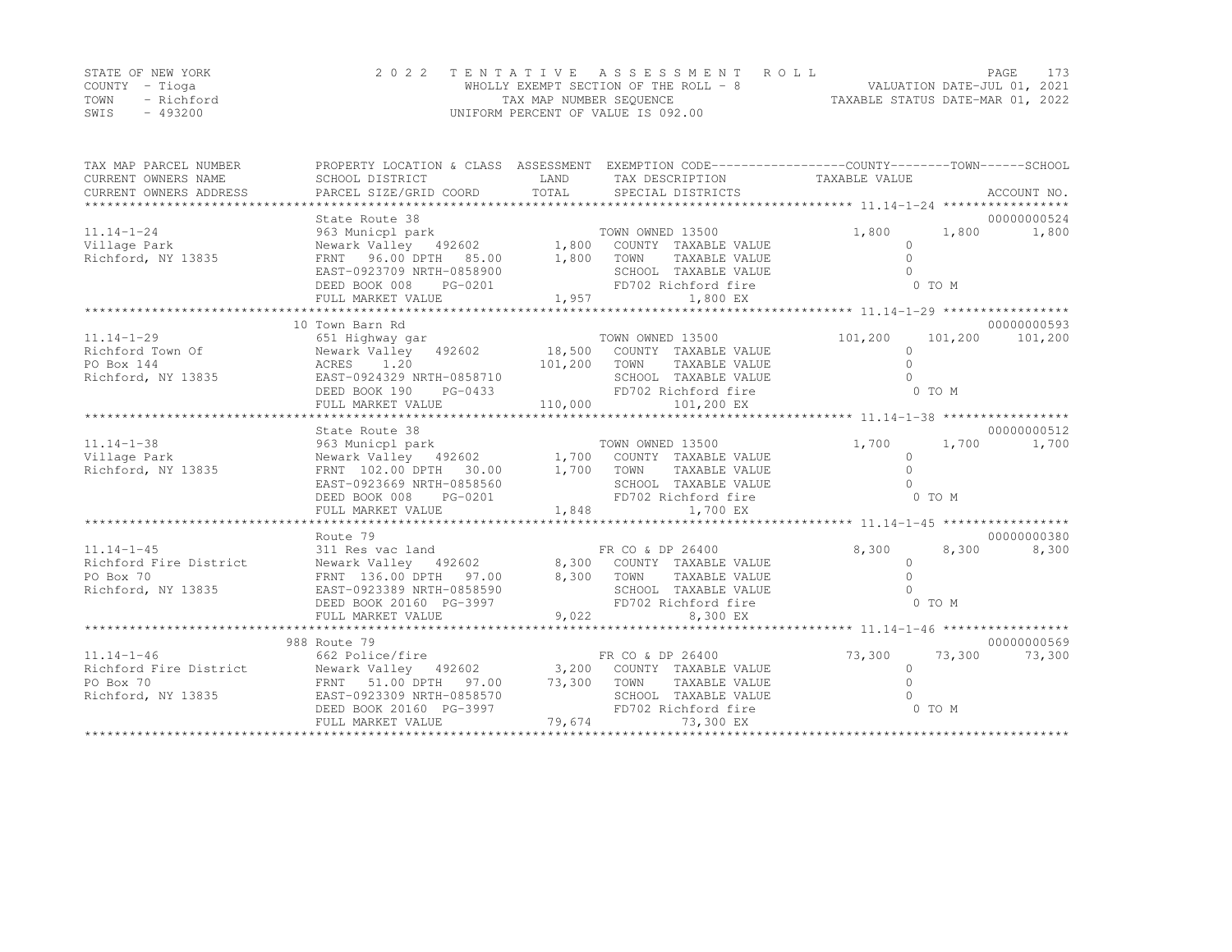STATE OF NEW YORK
COUNTY - Tioga
TOWN - Richford
SWIS - 493200

# 2022 TENTATIVE ASSESSMENT ROLL

WHOLLY EXEMPT SECTION OF THE ROLL - 8
TAX MAP NUMBER SEQUENCE
UNIFORM PERCENT OF VALUE IS 092.00

VALUATION DATE-JUL 01, 2021
TAXABLE STATUS DATE-MAR 01, 2022

| TAX MAP PARCEL NUMBER / CURRENT OWNERS NAME / CURRENT OWNERS ADDRESS | PROPERTY LOCATION & CLASS / SCHOOL DISTRICT / PARCEL SIZE/GRID COORD | ASSESSMENT LAND / TOTAL | EXEMPTION CODE / TAX DESCRIPTION / SPECIAL DISTRICTS | COUNTY TAXABLE VALUE | TOWN | SCHOOL | ACCOUNT NO. |
|---|---|---|---|---|---|---|---|
| | State Route 38 | | | | | | 00000000524 |
| 11.14-1-24 | 963 Municpl park | | TOWN OWNED 13500 | 1,800 | 1,800 | 1,800 | |
| Village Park | Newark Valley 492602 | 1,800 | COUNTY TAXABLE VALUE | 0 | | | |
| Richford, NY 13835 | FRNT 96.00 DPTH 85.00 | 1,800 | TOWN TAXABLE VALUE | 0 | | | |
| | EAST-0923709 NRTH-0858900 | | SCHOOL TAXABLE VALUE | 0 | | | |
| | DEED BOOK 008 PG-0201 | | FD702 Richford fire | 0 TO M | | | |
| | FULL MARKET VALUE | 1,957 | 1,800 EX | | | | |
| | 10 Town Barn Rd | | | | | | 00000000593 |
| 11.14-1-29 | 651 Highway gar | | TOWN OWNED 13500 | 101,200 | 101,200 | 101,200 | |
| Richford Town Of | Newark Valley 492602 | 18,500 | COUNTY TAXABLE VALUE | 0 | | | |
| PO Box 144 | ACRES 1.20 | 101,200 | TOWN TAXABLE VALUE | 0 | | | |
| Richford, NY 13835 | EAST-0924329 NRTH-0858710 | | SCHOOL TAXABLE VALUE | 0 | | | |
| | DEED BOOK 190 PG-0433 | | FD702 Richford fire | 0 TO M | | | |
| | FULL MARKET VALUE | 110,000 | 101,200 EX | | | | |
| | State Route 38 | | | | | | 00000000512 |
| 11.14-1-38 | 963 Municpl park | | TOWN OWNED 13500 | 1,700 | 1,700 | 1,700 | |
| Village Park | Newark Valley 492602 | 1,700 | COUNTY TAXABLE VALUE | 0 | | | |
| Richford, NY 13835 | FRNT 102.00 DPTH 30.00 | 1,700 | TOWN TAXABLE VALUE | 0 | | | |
| | EAST-0923669 NRTH-0858560 | | SCHOOL TAXABLE VALUE | 0 | | | |
| | DEED BOOK 008 PG-0201 | | FD702 Richford fire | 0 TO M | | | |
| | FULL MARKET VALUE | 1,848 | 1,700 EX | | | | |
| | Route 79 | | | | | | 00000000380 |
| 11.14-1-45 | 311 Res vac land | | FR CO & DP 26400 | 8,300 | 8,300 | 8,300 | |
| Richford Fire District | Newark Valley 492602 | 8,300 | COUNTY TAXABLE VALUE | 0 | | | |
| PO Box 70 | FRNT 136.00 DPTH 97.00 | 8,300 | TOWN TAXABLE VALUE | 0 | | | |
| Richford, NY 13835 | EAST-0923389 NRTH-0858590 | | SCHOOL TAXABLE VALUE | 0 | | | |
| | DEED BOOK 20160 PG-3997 | | FD702 Richford fire | 0 TO M | | | |
| | FULL MARKET VALUE | 9,022 | 8,300 EX | | | | |
| | 988 Route 79 | | | | | | 00000000569 |
| 11.14-1-46 | 662 Police/fire | | FR CO & DP 26400 | 73,300 | 73,300 | 73,300 | |
| Richford Fire District | Newark Valley 492602 | 3,200 | COUNTY TAXABLE VALUE | 0 | | | |
| PO Box 70 | FRNT 51.00 DPTH 97.00 | 73,300 | TOWN TAXABLE VALUE | 0 | | | |
| Richford, NY 13835 | EAST-0923309 NRTH-0858570 | | SCHOOL TAXABLE VALUE | 0 | | | |
| | DEED BOOK 20160 PG-3997 | | FD702 Richford fire | 0 TO M | | | |
| | FULL MARKET VALUE | 79,674 | 73,300 EX | | | | |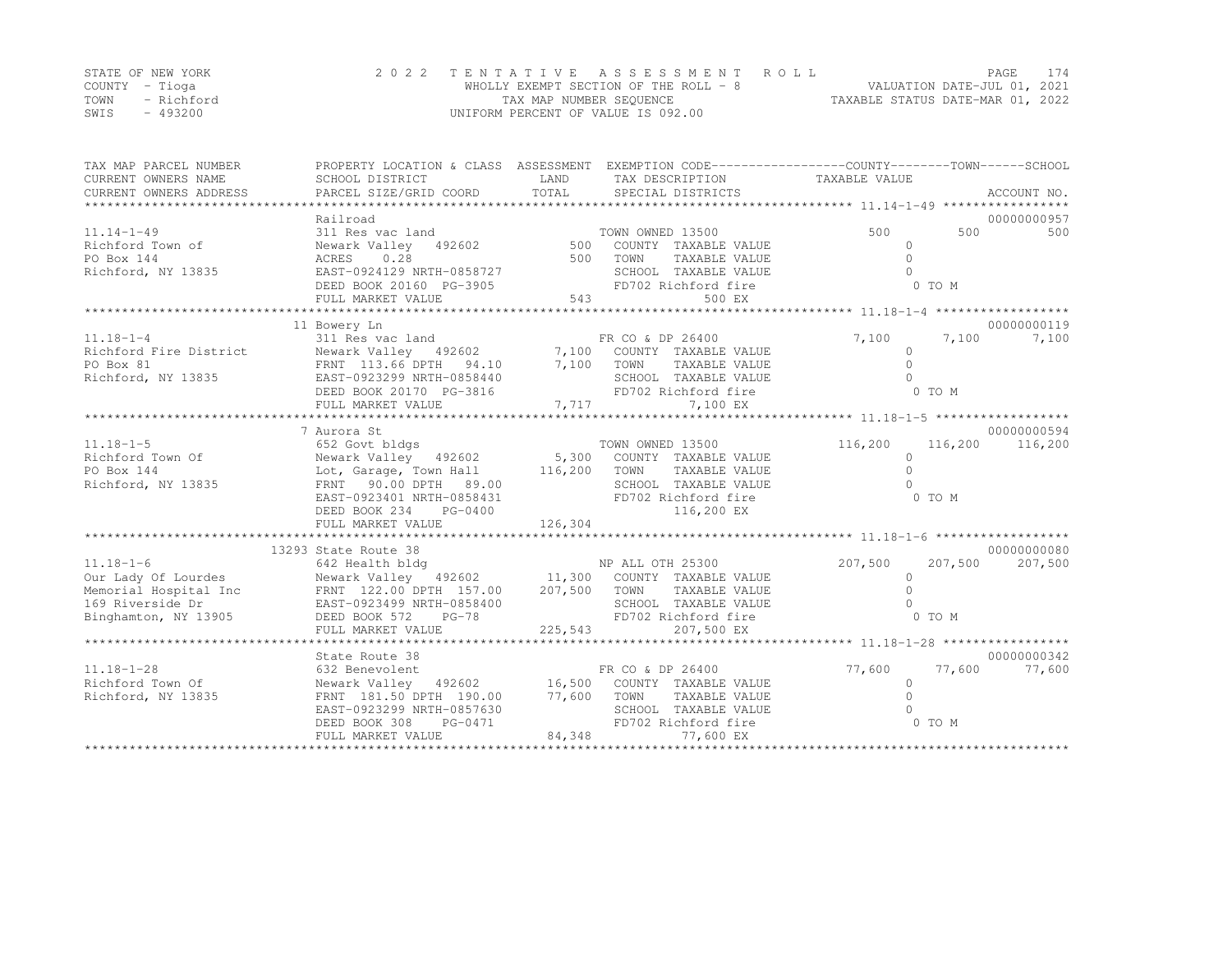STATE OF NEW YORK
COUNTY - Tioga
TOWN - Richford
SWIS - 493200

2022 TENTATIVE ASSESSMENT ROLL
WHOLLY EXEMPT SECTION OF THE ROLL - 8
TAX MAP NUMBER SEQUENCE
UNIFORM PERCENT OF VALUE IS 092.00

VALUATION DATE-JUL 01, 2021
TAXABLE STATUS DATE-MAR 01, 2022

| TAX MAP PARCEL NUMBER / CURRENT OWNERS NAME / CURRENT OWNERS ADDRESS | PROPERTY LOCATION & CLASS / SCHOOL DISTRICT / PARCEL SIZE/GRID COORD | ASSESSMENT LAND / TOTAL | EXEMPTION CODE / TAX DESCRIPTION / SPECIAL DISTRICTS | COUNTY TAXABLE VALUE | TOWN | SCHOOL | ACCOUNT NO. |
|---|---|---|---|---|---|---|---|
| 11.14-1-49 | Railroad | | | | | | 00000000957 |
| 11.14-1-49 | 311 Res vac land | | TOWN OWNED 13500 | 500 | 500 | 500 | |
| Richford Town of | Newark Valley 492602 | 500 | COUNTY TAXABLE VALUE | 0 | | | |
| PO Box 144 | ACRES 0.28 | 500 | TOWN TAXABLE VALUE | 0 | | | |
| Richford, NY 13835 | EAST-0924129 NRTH-0858727 | | SCHOOL TAXABLE VALUE | 0 | | | |
| | DEED BOOK 20160 PG-3905 | | FD702 Richford fire | 0 TO M | | | |
| | FULL MARKET VALUE | 543 | 500 EX | | | | |
| 11.18-1-4 | 11 Bowery Ln | | | | | | 00000000119 |
| 11.18-1-4 | 311 Res vac land | | FR CO & DP 26400 | 7,100 | 7,100 | 7,100 | |
| Richford Fire District | Newark Valley 492602 | 7,100 | COUNTY TAXABLE VALUE | 0 | | | |
| PO Box 81 | FRNT 113.66 DPTH 94.10 | 7,100 | TOWN TAXABLE VALUE | 0 | | | |
| Richford, NY 13835 | EAST-0923299 NRTH-0858440 | | SCHOOL TAXABLE VALUE | 0 | | | |
| | DEED BOOK 20170 PG-3816 | | FD702 Richford fire | 0 TO M | | | |
| | FULL MARKET VALUE | 7,717 | 7,100 EX | | | | |
| 11.18-1-5 | 7 Aurora St | | | | | | 00000000594 |
| 11.18-1-5 | 652 Govt bldgs | | TOWN OWNED 13500 | 116,200 | 116,200 | 116,200 | |
| Richford Town Of | Newark Valley 492602 | 5,300 | COUNTY TAXABLE VALUE | 0 | | | |
| PO Box 144 | Lot, Garage, Town Hall | 116,200 | TOWN TAXABLE VALUE | 0 | | | |
| Richford, NY 13835 | FRNT 90.00 DPTH 89.00 | | SCHOOL TAXABLE VALUE | 0 | | | |
| | EAST-0923401 NRTH-0858431 | | FD702 Richford fire | 0 TO M | | | |
| | DEED BOOK 234 PG-0400 | | 116,200 EX | | | | |
| | FULL MARKET VALUE | 126,304 | | | | | |
| 11.18-1-6 | 13293 State Route 38 | | | | | | 00000000080 |
| 11.18-1-6 | 642 Health bldg | | NP ALL OTH 25300 | 207,500 | 207,500 | 207,500 | |
| Our Lady Of Lourdes | Newark Valley 492602 | 11,300 | COUNTY TAXABLE VALUE | 0 | | | |
| Memorial Hospital Inc | FRNT 122.00 DPTH 157.00 | 207,500 | TOWN TAXABLE VALUE | 0 | | | |
| 169 Riverside Dr | EAST-0923499 NRTH-0858400 | | SCHOOL TAXABLE VALUE | 0 | | | |
| Binghamton, NY 13905 | DEED BOOK 572 PG-78 | | FD702 Richford fire | 0 TO M | | | |
| | FULL MARKET VALUE | 225,543 | 207,500 EX | | | | |
| 11.18-1-28 | State Route 38 | | | | | | 00000000342 |
| 11.18-1-28 | 632 Benevolent | | FR CO & DP 26400 | 77,600 | 77,600 | 77,600 | |
| Richford Town Of | Newark Valley 492602 | 16,500 | COUNTY TAXABLE VALUE | 0 | | | |
| Richford, NY 13835 | FRNT 181.50 DPTH 190.00 | 77,600 | TOWN TAXABLE VALUE | 0 | | | |
| | EAST-0923299 NRTH-0857630 | | SCHOOL TAXABLE VALUE | 0 | | | |
| | DEED BOOK 308 PG-0471 | | FD702 Richford fire | 0 TO M | | | |
| | FULL MARKET VALUE | 84,348 | 77,600 EX | | | | |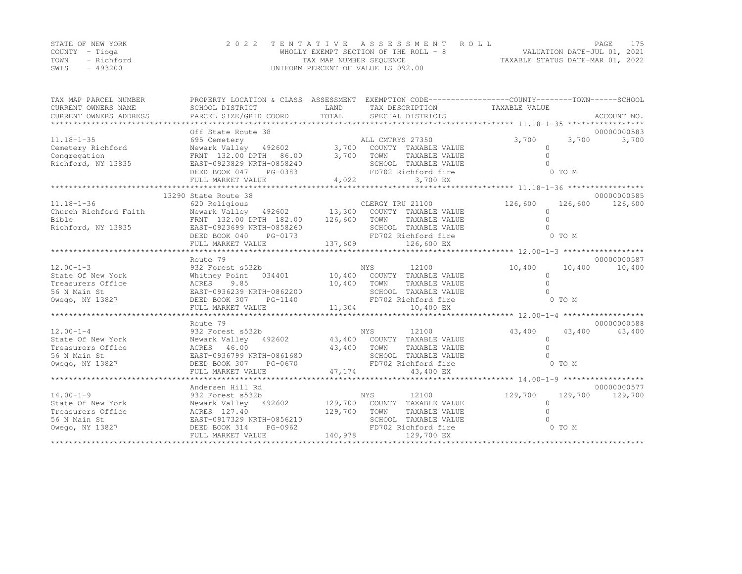STATE OF NEW YORK
COUNTY - Tioga
TOWN - Richford
SWIS - 493200

2022 TENTATIVE ASSESSMENT ROLL
WHOLLY EXEMPT SECTION OF THE ROLL - 8
TAX MAP NUMBER SEQUENCE
UNIFORM PERCENT OF VALUE IS 092.00

VALUATION DATE-JUL 01, 2021
TAXABLE STATUS DATE-MAR 01, 2022

| TAX MAP PARCEL NUMBER / CURRENT OWNERS NAME / CURRENT OWNERS ADDRESS | PROPERTY LOCATION & CLASS / SCHOOL DISTRICT / PARCEL SIZE/GRID COORD | ASSESSMENT LAND / TOTAL | EXEMPTION CODE / TAX DESCRIPTION / SPECIAL DISTRICTS | COUNTY TAXABLE VALUE | TOWN | SCHOOL | ACCOUNT NO. |
|---|---|---|---|---|---|---|---|
| **11.18-1-35** | Off State Route 38 | | | | | | 00000000583 |
| | 695 Cemetery | | ALL CMTRYS 27350 | 3,700 | 3,700 | 3,700 | |
| Cemetery Richford | Newark Valley 492602 | 3,700 | COUNTY TAXABLE VALUE | 0 | | | |
| Congregation | FRNT 132.00 DPTH 86.00 | 3,700 | TOWN TAXABLE VALUE | 0 | | | |
| Richford, NY 13835 | EAST-0923829 NRTH-0858240 | | SCHOOL TAXABLE VALUE | 0 | | | |
| | DEED BOOK 047 PG-0383 | | FD702 Richford fire | 0 TO M | | | |
| | FULL MARKET VALUE | 4,022 | 3,700 EX | | | | |
| **11.18-1-36** | 13290 State Route 38 | | | | | | 00000000585 |
| | 620 Religious | | CLERGY TRU 21100 | 126,600 | 126,600 | 126,600 | |
| Church Richford Faith | Newark Valley 492602 | 13,300 | COUNTY TAXABLE VALUE | 0 | | | |
| Bible | FRNT 132.00 DPTH 182.00 | 126,600 | TOWN TAXABLE VALUE | 0 | | | |
| Richford, NY 13835 | EAST-0923699 NRTH-0858260 | | SCHOOL TAXABLE VALUE | 0 | | | |
| | DEED BOOK 040 PG-0173 | | FD702 Richford fire | 0 TO M | | | |
| | FULL MARKET VALUE | 137,609 | 126,600 EX | | | | |
| **12.00-1-3** | Route 79 | | | | | | 00000000587 |
| | 932 Forest s532b | | NYS 12100 | 10,400 | 10,400 | 10,400 | |
| State Of New York | Whitney Point 034401 | 10,400 | COUNTY TAXABLE VALUE | 0 | | | |
| Treasurers Office | ACRES 9.85 | 10,400 | TOWN TAXABLE VALUE | 0 | | | |
| 56 N Main St | EAST-0936239 NRTH-0862200 | | SCHOOL TAXABLE VALUE | 0 | | | |
| Owego, NY 13827 | DEED BOOK 307 PG-1140 | | FD702 Richford fire | 0 TO M | | | |
| | FULL MARKET VALUE | 11,304 | 10,400 EX | | | | |
| **12.00-1-4** | Route 79 | | | | | | 00000000588 |
| | 932 Forest s532b | | NYS 12100 | 43,400 | 43,400 | 43,400 | |
| State Of New York | Newark Valley 492602 | 43,400 | COUNTY TAXABLE VALUE | 0 | | | |
| Treasurers Office | ACRES 46.00 | 43,400 | TOWN TAXABLE VALUE | 0 | | | |
| 56 N Main St | EAST-0936799 NRTH-0861680 | | SCHOOL TAXABLE VALUE | 0 | | | |
| Owego, NY 13827 | DEED BOOK 307 PG-0670 | | FD702 Richford fire | 0 TO M | | | |
| | FULL MARKET VALUE | 47,174 | 43,400 EX | | | | |
| **14.00-1-9** | Andersen Hill Rd | | | | | | 00000000577 |
| | 932 Forest s532b | | NYS 12100 | 129,700 | 129,700 | 129,700 | |
| State Of New York | Newark Valley 492602 | 129,700 | COUNTY TAXABLE VALUE | 0 | | | |
| Treasurers Office | ACRES 127.40 | 129,700 | TOWN TAXABLE VALUE | 0 | | | |
| 56 N Main St | EAST-0917329 NRTH-0856210 | | SCHOOL TAXABLE VALUE | 0 | | | |
| Owego, NY 13827 | DEED BOOK 314 PG-0962 | | FD702 Richford fire | 0 TO M | | | |
| | FULL MARKET VALUE | 140,978 | 129,700 EX | | | | |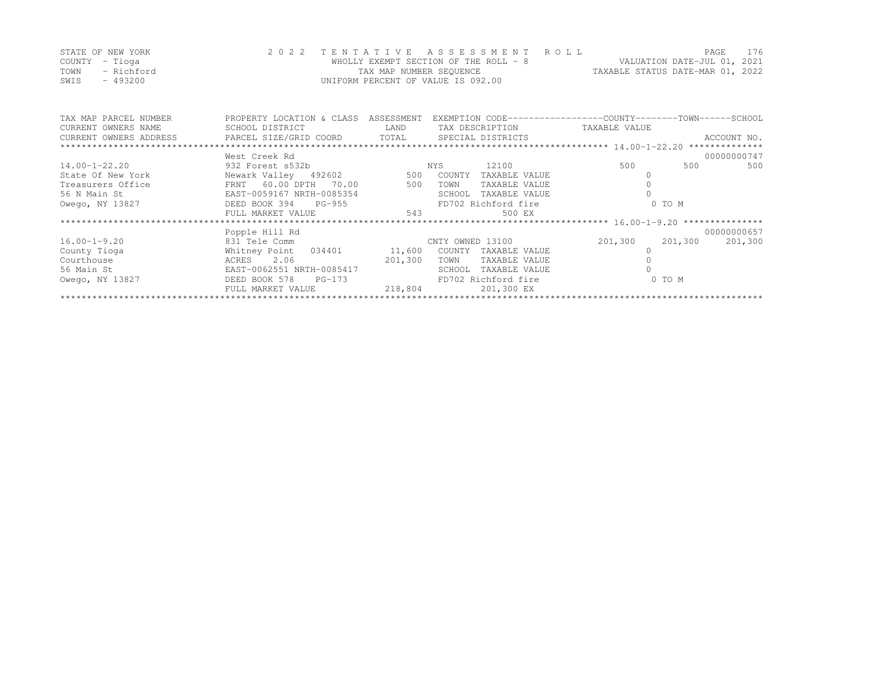STATE OF NEW YORK
COUNTY - Tioga
TOWN - Richford
SWIS - 493200

2022 TENTATIVE ASSESSMENT ROLL
WHOLLY EXEMPT SECTION OF THE ROLL - 8
TAX MAP NUMBER SEQUENCE
UNIFORM PERCENT OF VALUE IS 092.00

VALUATION DATE-JUL 01, 2021
TAXABLE STATUS DATE-MAR 01, 2022

| TAX MAP PARCEL NUMBER / CURRENT OWNERS NAME / CURRENT OWNERS ADDRESS | PROPERTY LOCATION & CLASS / SCHOOL DISTRICT / PARCEL SIZE/GRID COORD | ASSESSMENT LAND / TOTAL | EXEMPTION CODE / TAX DESCRIPTION / SPECIAL DISTRICTS | COUNTY TAXABLE VALUE | TOWN | SCHOOL / ACCOUNT NO. |
|---|---|---|---|---|---|---|
| 14.00-1-22.20 | West Creek Rd | | | | | 00000000747 |
| 14.00-1-22.20 | 932 Forest s532b | | NYS 12100 | 500 | 500 | 500 |
| State Of New York | Newark Valley 492602 | 500 | COUNTY TAXABLE VALUE | 0 | | |
| Treasurers Office | FRNT 60.00 DPTH 70.00 | 500 | TOWN TAXABLE VALUE | 0 | | |
| 56 N Main St | EAST-0059167 NRTH-0085354 | | SCHOOL TAXABLE VALUE | 0 | | |
| Owego, NY 13827 | DEED BOOK 394 PG-955 | | FD702 Richford fire | 0 TO M | | |
| | FULL MARKET VALUE | 543 | 500 EX | | | |
| 16.00-1-9.20 | Popple Hill Rd | | | | | 00000000657 |
| 16.00-1-9.20 | 831 Tele Comm | | CNTY OWNED 13100 | 201,300 | 201,300 | 201,300 |
| County Tioga | Whitney Point 034401 | 11,600 | COUNTY TAXABLE VALUE | 0 | | |
| Courthouse | ACRES 2.06 | 201,300 | TOWN TAXABLE VALUE | 0 | | |
| 56 Main St | EAST-0062551 NRTH-0085417 | | SCHOOL TAXABLE VALUE | 0 | | |
| Owego, NY 13827 | DEED BOOK 578 PG-173 | | FD702 Richford fire | 0 TO M | | |
| | FULL MARKET VALUE | 218,804 | 201,300 EX | | | |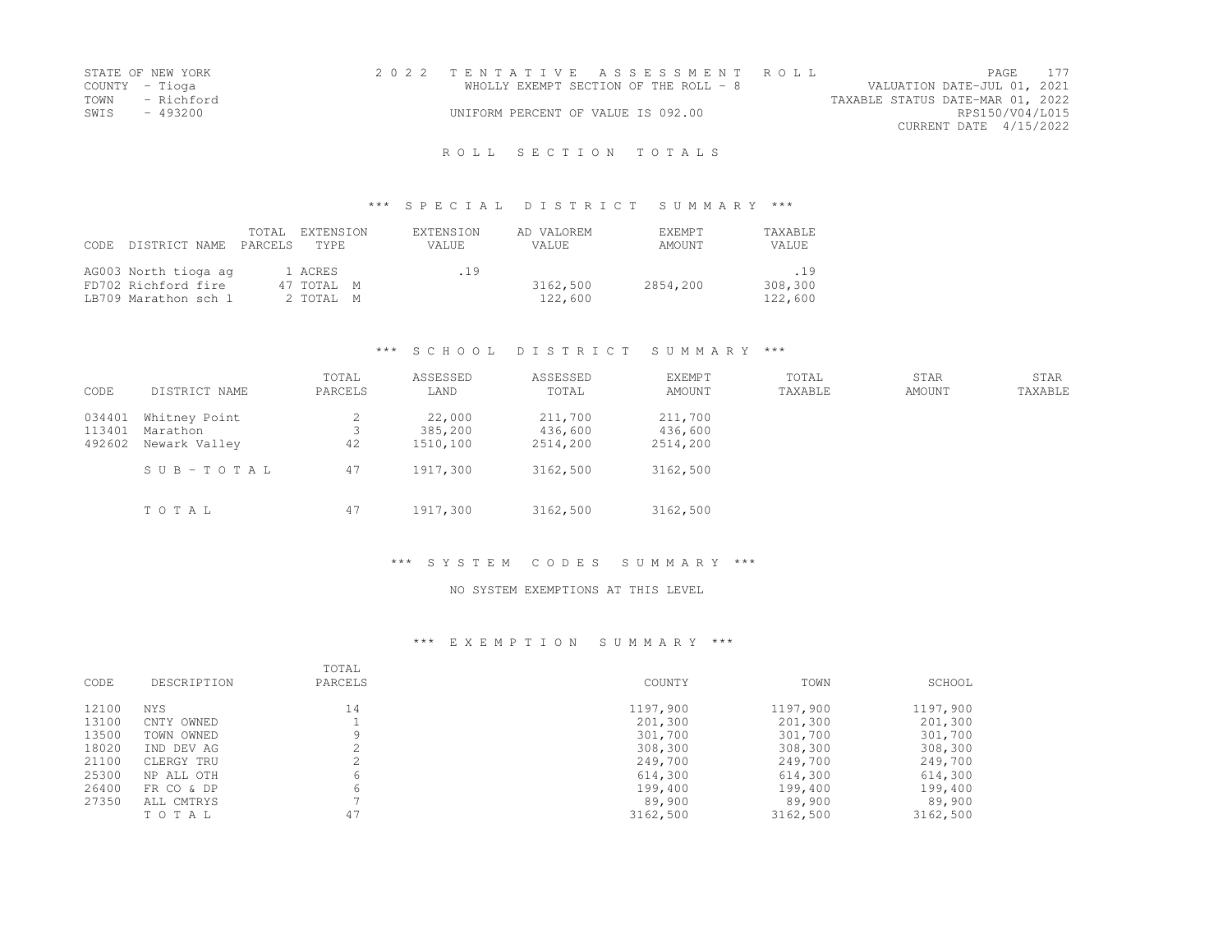STATE OF NEW YORK
COUNTY - Tioga
TOWN - Richford
SWIS - 493200

2022 TENTATIVE ASSESSMENT ROLL
WHOLLY EXEMPT SECTION OF THE ROLL - 8
UNIFORM PERCENT OF VALUE IS 092.00

VALUATION DATE-JUL 01, 2021
TAXABLE STATUS DATE-MAR 01, 2022
RPS150/V04/L015
CURRENT DATE 4/15/2022

## ROLL SECTION TOTALS

### *** SPECIAL DISTRICT SUMMARY ***

| CODE | DISTRICT NAME | TOTAL PARCELS | EXTENSION TYPE | EXTENSION VALUE | AD VALOREM VALUE | EXEMPT AMOUNT | TAXABLE VALUE |
|---|---|---|---|---|---|---|---|
| AG003 | North tioga ag | 1 | ACRES | .19 | | | .19 |
| FD702 | Richford fire | 47 | TOTAL M | | 3162,500 | 2854,200 | 308,300 |
| LB709 | Marathon sch l | 2 | TOTAL M | | 122,600 | | 122,600 |

### *** SCHOOL DISTRICT SUMMARY ***

| CODE | DISTRICT NAME | TOTAL PARCELS | ASSESSED LAND | ASSESSED TOTAL | EXEMPT AMOUNT | TOTAL TAXABLE | STAR AMOUNT | STAR TAXABLE |
|---|---|---|---|---|---|---|---|---|
| 034401 | Whitney Point | 2 | 22,000 | 211,700 | 211,700 | | | |
| 113401 | Marathon | 3 | 385,200 | 436,600 | 436,600 | | | |
| 492602 | Newark Valley | 42 | 1510,100 | 2514,200 | 2514,200 | | | |
| | SUB-TOTAL | 47 | 1917,300 | 3162,500 | 3162,500 | | | |
| | TOTAL | 47 | 1917,300 | 3162,500 | 3162,500 | | | |

### *** SYSTEM CODES SUMMARY ***

NO SYSTEM EXEMPTIONS AT THIS LEVEL

### *** EXEMPTION SUMMARY ***

| CODE | DESCRIPTION | TOTAL PARCELS | COUNTY | TOWN | SCHOOL |
|---|---|---|---|---|---|
| 12100 | NYS | 14 | 1197,900 | 1197,900 | 1197,900 |
| 13100 | CNTY OWNED | 1 | 201,300 | 201,300 | 201,300 |
| 13500 | TOWN OWNED | 9 | 301,700 | 301,700 | 301,700 |
| 18020 | IND DEV AG | 2 | 308,300 | 308,300 | 308,300 |
| 21100 | CLERGY TRU | 2 | 249,700 | 249,700 | 249,700 |
| 25300 | NP ALL OTH | 6 | 614,300 | 614,300 | 614,300 |
| 26400 | FR CO & DP | 6 | 199,400 | 199,400 | 199,400 |
| 27350 | ALL CMTRYS | 7 | 89,900 | 89,900 | 89,900 |
| | TOTAL | 47 | 3162,500 | 3162,500 | 3162,500 |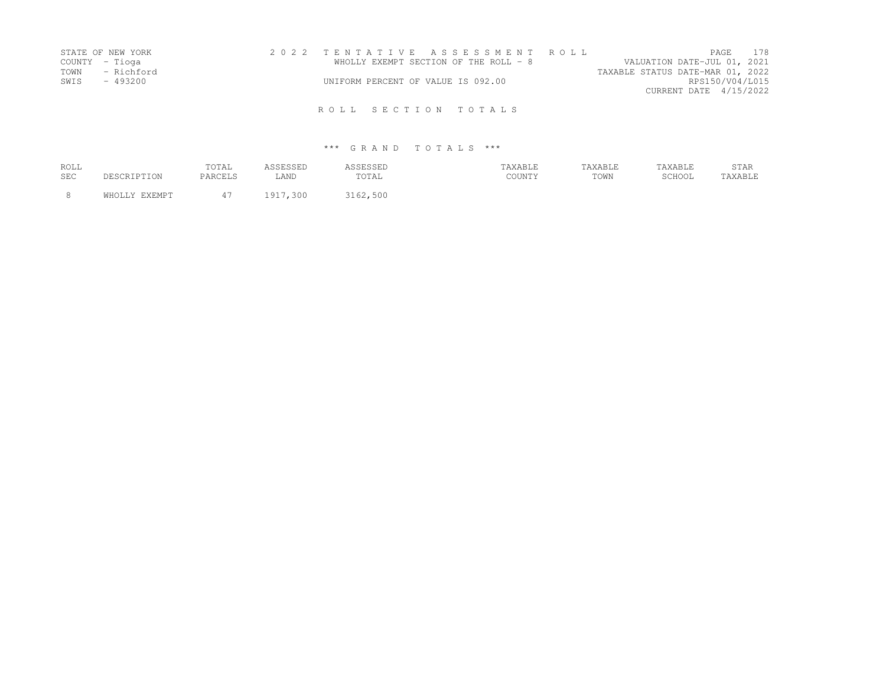STATE OF NEW YORK
COUNTY - Tioga
TOWN - Richford
SWIS - 493200

2 0 2 2 T E N T A T I V E A S S E S S M E N T R O L L
WHOLLY EXEMPT SECTION OF THE ROLL - 8
UNIFORM PERCENT OF VALUE IS 092.00

VALUATION DATE-JUL 01, 2021
TAXABLE STATUS DATE-MAR 01, 2022
RPS150/V04/L015
CURRENT DATE 4/15/2022

R O L L S E C T I O N T O T A L S

\*\*\* G R A N D T O T A L S \*\*\*

| ROLL SEC | DESCRIPTION | TOTAL PARCELS | ASSESSED LAND | ASSESSED TOTAL | TAXABLE COUNTY | TAXABLE TOWN | TAXABLE SCHOOL | STAR TAXABLE |
|---|---|---|---|---|---|---|---|---|
| 8 | WHOLLY EXEMPT | 47 | 1917,300 | 3162,500 | | | | |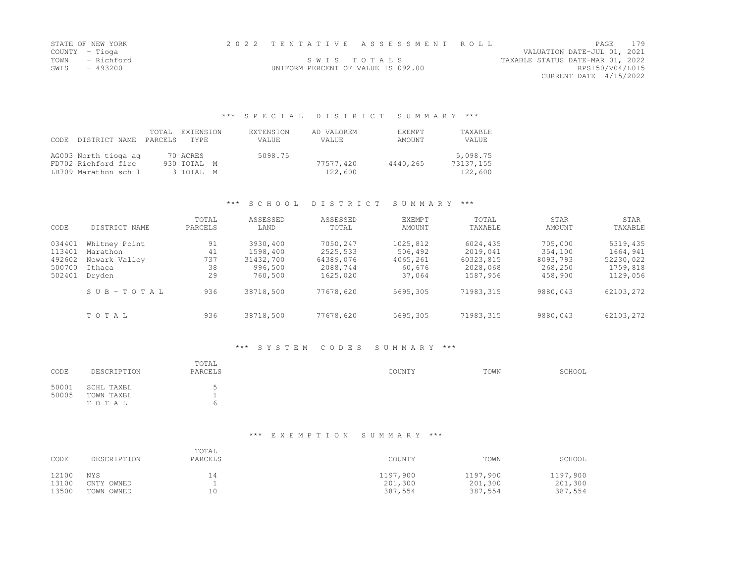STATE OF NEW YORK
COUNTY - Tioga
TOWN - Richford
SWIS - 493200

2022 TENTATIVE ASSESSMENT ROLL

SWIS TOTALS

UNIFORM PERCENT OF VALUE IS 092.00

VALUATION DATE-JUL 01, 2021
TAXABLE STATUS DATE-MAR 01, 2022
RPS150/V04/L015
CURRENT DATE 4/15/2022

## *** SPECIAL DISTRICT SUMMARY ***

| CODE | DISTRICT NAME | TOTAL PARCELS | EXTENSION TYPE | EXTENSION VALUE | AD VALOREM VALUE | EXEMPT AMOUNT | TAXABLE VALUE |
|---|---|---|---|---|---|---|---|
| AG003 | North tioga ag | 70 | ACRES | 5098.75 | | | 5,098.75 |
| FD702 | Richford fire | 930 | TOTAL M | | 77577,420 | 4440,265 | 73137,155 |
| LB709 | Marathon sch l | 3 | TOTAL M | | 122,600 | | 122,600 |

## *** SCHOOL DISTRICT SUMMARY ***

| CODE | DISTRICT NAME | TOTAL PARCELS | ASSESSED LAND | ASSESSED TOTAL | EXEMPT AMOUNT | TOTAL TAXABLE | STAR AMOUNT | STAR TAXABLE |
|---|---|---|---|---|---|---|---|---|
| 034401 | Whitney Point | 91 | 3930,400 | 7050,247 | 1025,812 | 6024,435 | 705,000 | 5319,435 |
| 113401 | Marathon | 41 | 1598,400 | 2525,533 | 506,492 | 2019,041 | 354,100 | 1664,941 |
| 492602 | Newark Valley | 737 | 31432,700 | 64389,076 | 4065,261 | 60323,815 | 8093,793 | 52230,022 |
| 500700 | Ithaca | 38 | 996,500 | 2088,744 | 60,676 | 2028,068 | 268,250 | 1759,818 |
| 502401 | Dryden | 29 | 760,500 | 1625,020 | 37,064 | 1587,956 | 458,900 | 1129,056 |
| | SUB-TOTAL | 936 | 38718,500 | 77678,620 | 5695,305 | 71983,315 | 9880,043 | 62103,272 |
| | TOTAL | 936 | 38718,500 | 77678,620 | 5695,305 | 71983,315 | 9880,043 | 62103,272 |

## *** SYSTEM CODES SUMMARY ***

| CODE | DESCRIPTION | TOTAL PARCELS | COUNTY | TOWN | SCHOOL |
|---|---|---|---|---|---|
| 50001 | SCHL TAXBL | 5 | | | |
| 50005 | TOWN TAXBL | 1 | | | |
| | TOTAL | 6 | | | |

## *** EXEMPTION SUMMARY ***

| CODE | DESCRIPTION | TOTAL PARCELS | COUNTY | TOWN | SCHOOL |
|---|---|---|---|---|---|
| 12100 | NYS | 14 | 1197,900 | 1197,900 | 1197,900 |
| 13100 | CNTY OWNED | 1 | 201,300 | 201,300 | 201,300 |
| 13500 | TOWN OWNED | 10 | 387,554 | 387,554 | 387,554 |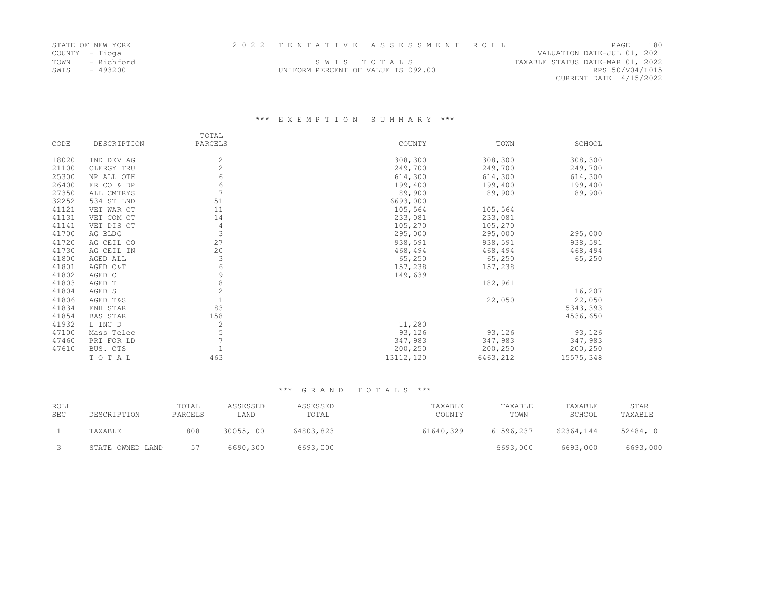STATE OF NEW YORK
COUNTY - Tioga
TOWN - Richford
SWIS - 493200

2 0 2 2 T E N T A T I V E A S S E S S M E N T R O L L

S W I S T O T A L S
UNIFORM PERCENT OF VALUE IS 092.00

VALUATION DATE-JUL 01, 2021
TAXABLE STATUS DATE-MAR 01, 2022
RPS150/V04/L015
CURRENT DATE 4/15/2022

### \*\*\* E X E M P T I O N S U M M A R Y \*\*\*

| CODE | DESCRIPTION | TOTAL PARCELS | COUNTY | TOWN | SCHOOL |
|---|---|---|---|---|---|
| 18020 | IND DEV AG | 2 | 308,300 | 308,300 | 308,300 |
| 21100 | CLERGY TRU | 2 | 249,700 | 249,700 | 249,700 |
| 25300 | NP ALL OTH | 6 | 614,300 | 614,300 | 614,300 |
| 26400 | FR CO & DP | 6 | 199,400 | 199,400 | 199,400 |
| 27350 | ALL CMTRYS | 7 | 89,900 | 89,900 | 89,900 |
| 32252 | 534 ST LND | 51 | 6693,000 | | |
| 41121 | VET WAR CT | 11 | 105,564 | 105,564 | |
| 41131 | VET COM CT | 14 | 233,081 | 233,081 | |
| 41141 | VET DIS CT | 4 | 105,270 | 105,270 | |
| 41700 | AG BLDG | 3 | 295,000 | 295,000 | 295,000 |
| 41720 | AG CEIL CO | 27 | 938,591 | 938,591 | 938,591 |
| 41730 | AG CEIL IN | 20 | 468,494 | 468,494 | 468,494 |
| 41800 | AGED ALL | 3 | 65,250 | 65,250 | 65,250 |
| 41801 | AGED C&T | 6 | 157,238 | 157,238 | |
| 41802 | AGED C | 9 | 149,639 | | |
| 41803 | AGED T | 8 | | 182,961 | |
| 41804 | AGED S | 2 | | | 16,207 |
| 41806 | AGED T&S | 1 | | 22,050 | 22,050 |
| 41834 | ENH STAR | 83 | | | 5343,393 |
| 41854 | BAS STAR | 158 | | | 4536,650 |
| 41932 | L INC D | 2 | 11,280 | | |
| 47100 | Mass Telec | 5 | 93,126 | 93,126 | 93,126 |
| 47460 | PRI FOR LD | 7 | 347,983 | 347,983 | 347,983 |
| 47610 | BUS. CTS | 1 | 200,250 | 200,250 | 200,250 |
| | T O T A L | 463 | 13112,120 | 6463,212 | 15575,348 |

### \*\*\* G R A N D T O T A L S \*\*\*

| ROLL SEC | DESCRIPTION | TOTAL PARCELS | ASSESSED LAND | ASSESSED TOTAL | TAXABLE COUNTY | TAXABLE TOWN | TAXABLE SCHOOL | STAR TAXABLE |
|---|---|---|---|---|---|---|---|---|
| 1 | TAXABLE | 808 | 30055,100 | 64803,823 | 61640,329 | 61596,237 | 62364,144 | 52484,101 |
| 3 | STATE OWNED LAND | 57 | 6690,300 | 6693,000 | | 6693,000 | 6693,000 | 6693,000 |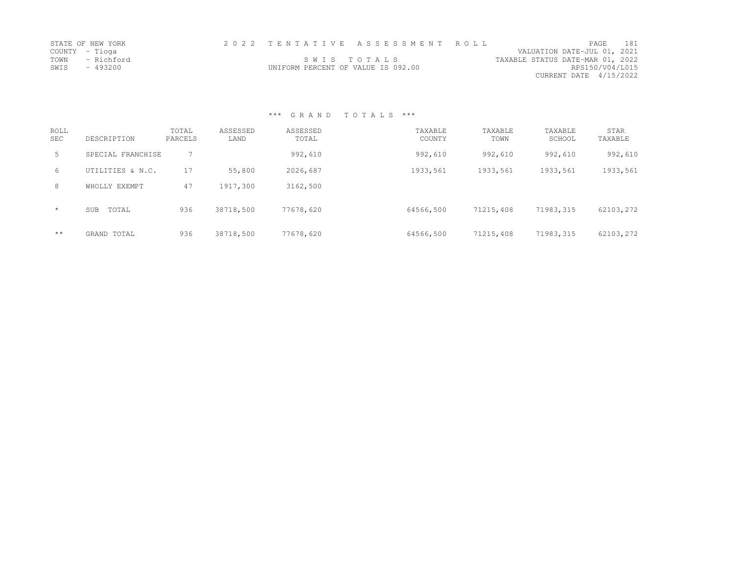STATE OF NEW YORK
COUNTY - Tioga
TOWN - Richford
SWIS - 493200

2 0 2 2 T E N T A T I V E A S S E S S M E N T R O L L

S W I S T O T A L S
UNIFORM PERCENT OF VALUE IS 092.00

VALUATION DATE-JUL 01, 2021
TAXABLE STATUS DATE-MAR 01, 2022
RPS150/V04/L015
CURRENT DATE 4/15/2022

### *** G R A N D T O T A L S ***

| ROLL SEC | DESCRIPTION | TOTAL PARCELS | ASSESSED LAND | ASSESSED TOTAL | TAXABLE COUNTY | TAXABLE TOWN | TAXABLE SCHOOL | STAR TAXABLE |
|---|---|---|---|---|---|---|---|---|
| 5 | SPECIAL FRANCHISE | 7 | | 992,610 | 992,610 | 992,610 | 992,610 | 992,610 |
| 6 | UTILITIES & N.C. | 17 | 55,800 | 2026,687 | 1933,561 | 1933,561 | 1933,561 | 1933,561 |
| 8 | WHOLLY EXEMPT | 47 | 1917,300 | 3162,500 | | | | |
| * | SUB TOTAL | 936 | 38718,500 | 77678,620 | 64566,500 | 71215,408 | 71983,315 | 62103,272 |
| ** | GRAND TOTAL | 936 | 38718,500 | 77678,620 | 64566,500 | 71215,408 | 71983,315 | 62103,272 |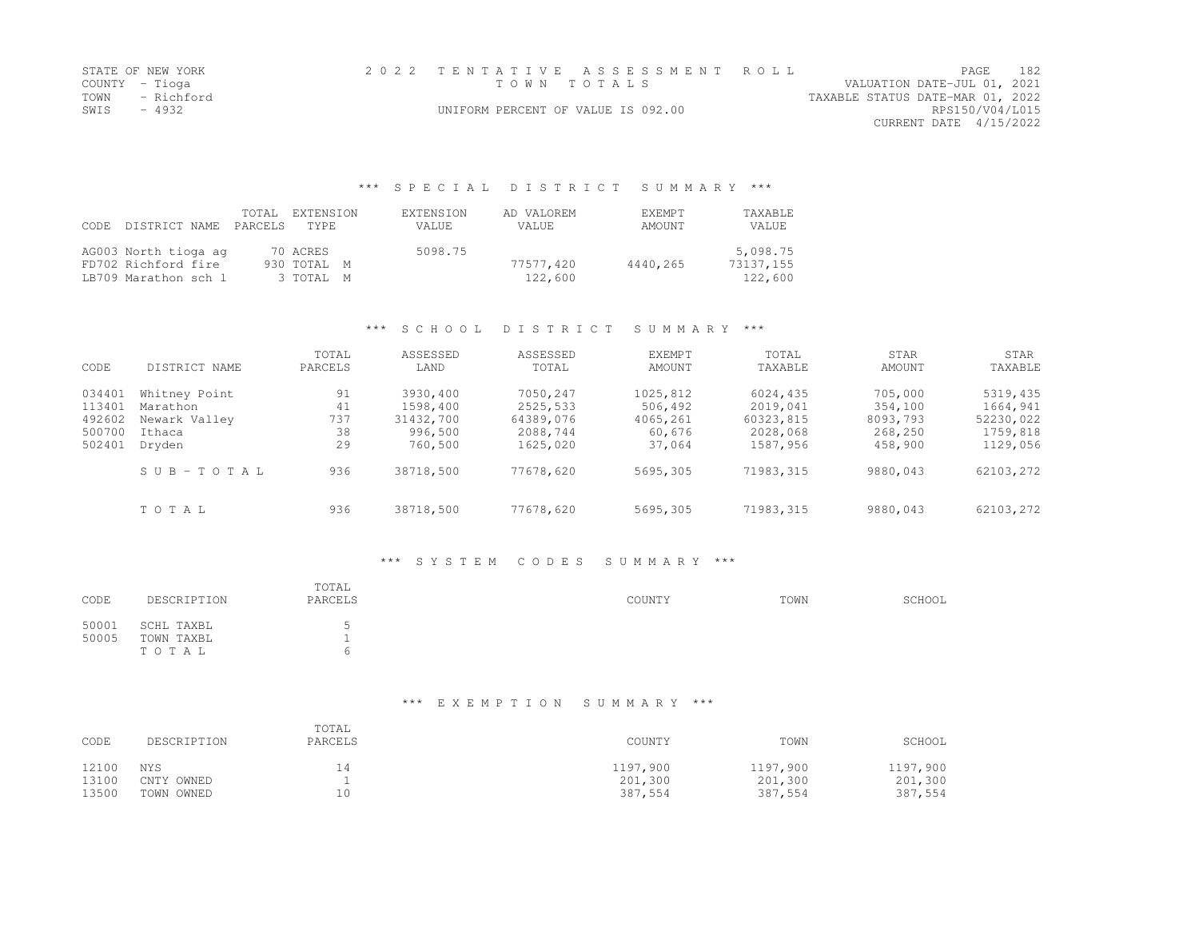STATE OF NEW YORK
COUNTY - Tioga
TOWN - Richford
SWIS - 4932

2022 TENTATIVE ASSESSMENT ROLL
TOWN TOTALS
UNIFORM PERCENT OF VALUE IS 092.00

VALUATION DATE-JUL 01, 2021
TAXABLE STATUS DATE-MAR 01, 2022
RPS150/V04/L015
CURRENT DATE 4/15/2022

### *** SPECIAL DISTRICT SUMMARY ***

| CODE | DISTRICT NAME | TOTAL PARCELS | EXTENSION TYPE | EXTENSION VALUE | AD VALOREM VALUE | EXEMPT AMOUNT | TAXABLE VALUE |
|---|---|---|---|---|---|---|---|
| AG003 | North tioga ag | 70 | ACRES | 5098.75 | | | 5,098.75 |
| FD702 | Richford fire | 930 | TOTAL M | | 77577,420 | 4440,265 | 73137,155 |
| LB709 | Marathon sch l | 3 | TOTAL M | | 122,600 | | 122,600 |

### *** SCHOOL DISTRICT SUMMARY ***

| CODE | DISTRICT NAME | TOTAL PARCELS | ASSESSED LAND | ASSESSED TOTAL | EXEMPT AMOUNT | TOTAL TAXABLE | STAR AMOUNT | STAR TAXABLE |
|---|---|---|---|---|---|---|---|---|
| 034401 | Whitney Point | 91 | 3930,400 | 7050,247 | 1025,812 | 6024,435 | 705,000 | 5319,435 |
| 113401 | Marathon | 41 | 1598,400 | 2525,533 | 506,492 | 2019,041 | 354,100 | 1664,941 |
| 492602 | Newark Valley | 737 | 31432,700 | 64389,076 | 4065,261 | 60323,815 | 8093,793 | 52230,022 |
| 500700 | Ithaca | 38 | 996,500 | 2088,744 | 60,676 | 2028,068 | 268,250 | 1759,818 |
| 502401 | Dryden | 29 | 760,500 | 1625,020 | 37,064 | 1587,956 | 458,900 | 1129,056 |
| | S U B - T O T A L | 936 | 38718,500 | 77678,620 | 5695,305 | 71983,315 | 9880,043 | 62103,272 |
| | T O T A L | 936 | 38718,500 | 77678,620 | 5695,305 | 71983,315 | 9880,043 | 62103,272 |

### *** SYSTEM CODES SUMMARY ***

| CODE | DESCRIPTION | TOTAL PARCELS | COUNTY | TOWN | SCHOOL |
|---|---|---|---|---|---|
| 50001 | SCHL TAXBL | 5 | | | |
| 50005 | TOWN TAXBL | 1 | | | |
| | T O T A L | 6 | | | |

### *** EXEMPTION SUMMARY ***

| CODE | DESCRIPTION | TOTAL PARCELS | COUNTY | TOWN | SCHOOL |
|---|---|---|---|---|---|
| 12100 | NYS | 14 | 1197,900 | 1197,900 | 1197,900 |
| 13100 | CNTY OWNED | 1 | 201,300 | 201,300 | 201,300 |
| 13500 | TOWN OWNED | 10 | 387,554 | 387,554 | 387,554 |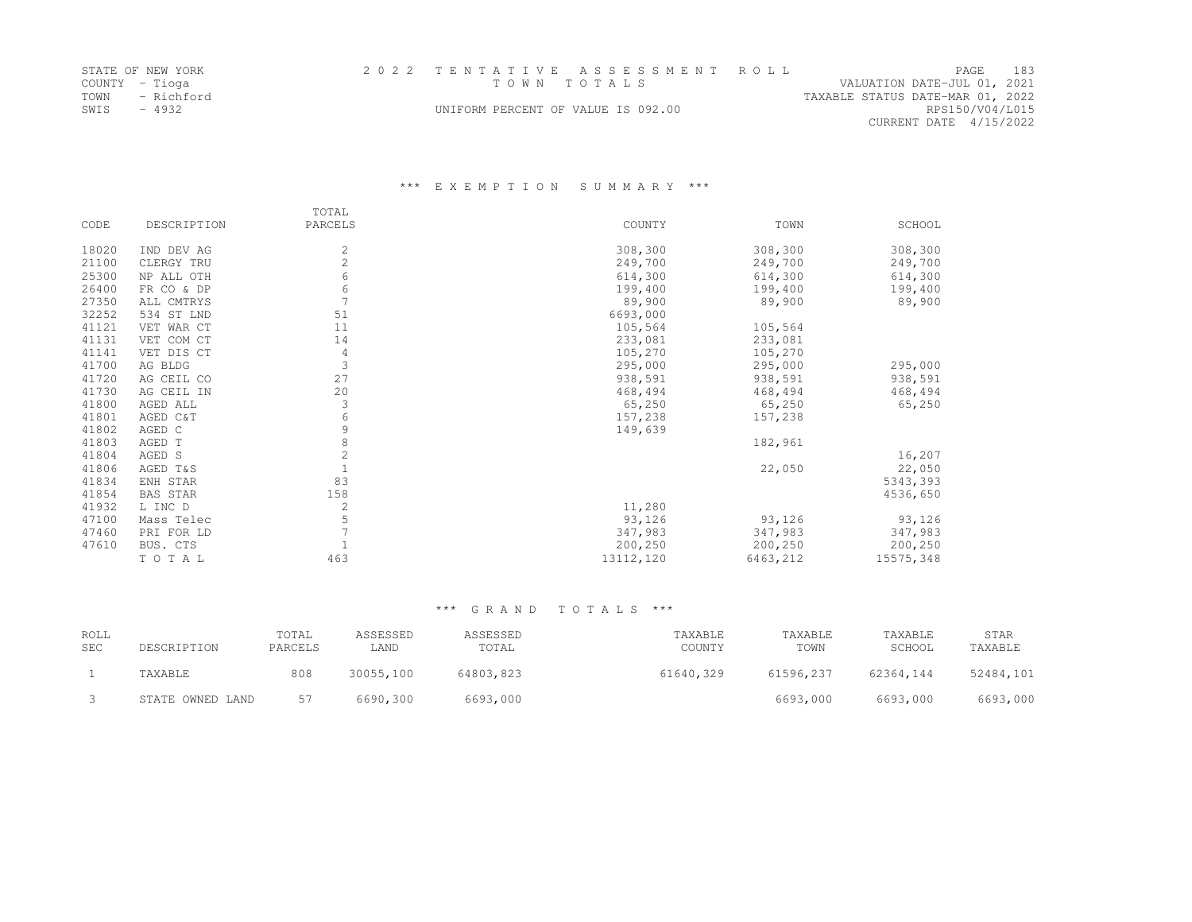STATE OF NEW YORK
COUNTY - Tioga
TOWN - Richford
SWIS - 4932

2022 TENTATIVE ASSESSMENT ROLL
TOWN TOTALS
UNIFORM PERCENT OF VALUE IS 092.00

VALUATION DATE-JUL 01, 2021
TAXABLE STATUS DATE-MAR 01, 2022
RPS150/V04/L015
CURRENT DATE 4/15/2022

### *** EXEMPTION SUMMARY ***

| CODE | DESCRIPTION | TOTAL PARCELS | COUNTY | TOWN | SCHOOL |
|---|---|---|---|---|---|
| 18020 | IND DEV AG | 2 | 308,300 | 308,300 | 308,300 |
| 21100 | CLERGY TRU | 2 | 249,700 | 249,700 | 249,700 |
| 25300 | NP ALL OTH | 6 | 614,300 | 614,300 | 614,300 |
| 26400 | FR CO & DP | 6 | 199,400 | 199,400 | 199,400 |
| 27350 | ALL CMTRYS | 7 | 89,900 | 89,900 | 89,900 |
| 32252 | 534 ST LND | 51 | 6693,000 | | |
| 41121 | VET WAR CT | 11 | 105,564 | 105,564 | |
| 41131 | VET COM CT | 14 | 233,081 | 233,081 | |
| 41141 | VET DIS CT | 4 | 105,270 | 105,270 | |
| 41700 | AG BLDG | 3 | 295,000 | 295,000 | 295,000 |
| 41720 | AG CEIL CO | 27 | 938,591 | 938,591 | 938,591 |
| 41730 | AG CEIL IN | 20 | 468,494 | 468,494 | 468,494 |
| 41800 | AGED ALL | 3 | 65,250 | 65,250 | 65,250 |
| 41801 | AGED C&T | 6 | 157,238 | 157,238 | |
| 41802 | AGED C | 9 | 149,639 | | |
| 41803 | AGED T | 8 | | 182,961 | |
| 41804 | AGED S | 2 | | | 16,207 |
| 41806 | AGED T&S | 1 | | 22,050 | 22,050 |
| 41834 | ENH STAR | 83 | | | 5343,393 |
| 41854 | BAS STAR | 158 | | | 4536,650 |
| 41932 | L INC D | 2 | 11,280 | | |
| 47100 | Mass Telec | 5 | 93,126 | 93,126 | 93,126 |
| 47460 | PRI FOR LD | 7 | 347,983 | 347,983 | 347,983 |
| 47610 | BUS. CTS | 1 | 200,250 | 200,250 | 200,250 |
| | T O T A L | 463 | 13112,120 | 6463,212 | 15575,348 |

### *** GRAND TOTALS ***

| ROLL SEC | DESCRIPTION | TOTAL PARCELS | ASSESSED LAND | ASSESSED TOTAL | TAXABLE COUNTY | TAXABLE TOWN | TAXABLE SCHOOL | STAR TAXABLE |
|---|---|---|---|---|---|---|---|---|
| 1 | TAXABLE | 808 | 30055,100 | 64803,823 | 61640,329 | 61596,237 | 62364,144 | 52484,101 |
| 3 | STATE OWNED LAND | 57 | 6690,300 | 6693,000 | | 6693,000 | 6693,000 | 6693,000 |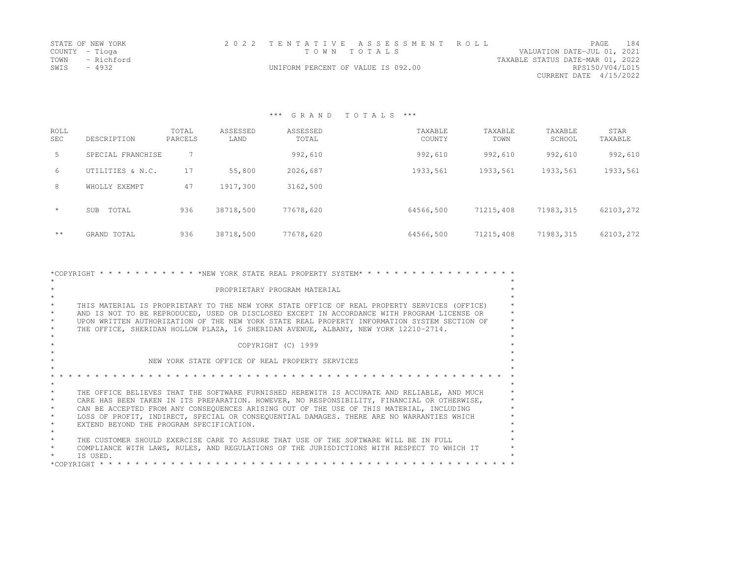STATE OF NEW YORK
COUNTY - Tioga
TOWN - Richford
SWIS - 4932

2022 TENTATIVE ASSESSMENT ROLL
TOWN TOTALS
UNIFORM PERCENT OF VALUE IS 092.00

VALUATION DATE-JUL 01, 2021
TAXABLE STATUS DATE-MAR 01, 2022
RPS150/V04/L015
CURRENT DATE 4/15/2022

### *** GRAND TOTALS ***

| ROLL SEC | DESCRIPTION | TOTAL PARCELS | ASSESSED LAND | ASSESSED TOTAL | TAXABLE COUNTY | TAXABLE TOWN | TAXABLE SCHOOL | STAR TAXABLE |
|---|---|---|---|---|---|---|---|---|
| 5 | SPECIAL FRANCHISE | 7 | | 992,610 | 992,610 | 992,610 | 992,610 | 992,610 |
| 6 | UTILITIES & N.C. | 17 | 55,800 | 2026,687 | 1933,561 | 1933,561 | 1933,561 | 1933,561 |
| 8 | WHOLLY EXEMPT | 47 | 1917,300 | 3162,500 | | | | |
| * | SUB TOTAL | 936 | 38718,500 | 77678,620 | 64566,500 | 71215,408 | 71983,315 | 62103,272 |
| ** | GRAND TOTAL | 936 | 38718,500 | 77678,620 | 64566,500 | 71215,408 | 71983,315 | 62103,272 |

*COPYRIGHT * * * * * * * * * * * *NEW YORK STATE REAL PROPERTY SYSTEM* * * * * * * * * * * * * * * * * *

PROPRIETARY PROGRAM MATERIAL

THIS MATERIAL IS PROPRIETARY TO THE NEW YORK STATE OFFICE OF REAL PROPERTY SERVICES (OFFICE) AND IS NOT TO BE REPRODUCED, USED OR DISCLOSED EXCEPT IN ACCORDANCE WITH PROGRAM LICENSE OR UPON WRITTEN AUTHORIZATION OF THE NEW YORK STATE REAL PROPERTY INFORMATION SYSTEM SECTION OF THE OFFICE, SHERIDAN HOLLOW PLAZA, 16 SHERIDAN AVENUE, ALBANY, NEW YORK 12210-2714.

COPYRIGHT (C) 1999

NEW YORK STATE OFFICE OF REAL PROPERTY SERVICES

THE OFFICE BELIEVES THAT THE SOFTWARE FURNISHED HEREWITH IS ACCURATE AND RELIABLE, AND MUCH CARE HAS BEEN TAKEN IN ITS PREPARATION. HOWEVER, NO RESPONSIBILITY, FINANCIAL OR OTHERWISE, CAN BE ACCEPTED FROM ANY CONSEQUENCES ARISING OUT OF THE USE OF THIS MATERIAL, INCLUDING LOSS OF PROFIT, INDIRECT, SPECIAL OR CONSEQUENTIAL DAMAGES. THERE ARE NO WARRANTIES WHICH EXTEND BEYOND THE PROGRAM SPECIFICATION.

THE CUSTOMER SHOULD EXERCISE CARE TO ASSURE THAT USE OF THE SOFTWARE WILL BE IN FULL COMPLIANCE WITH LAWS, RULES, AND REGULATIONS OF THE JURISDICTIONS WITH RESPECT TO WHICH IT IS USED.

*COPYRIGHT * * * * * * * * * * * * * * * * * * * * * * * * * * * * * * * * * * * * * * * * * * * * *